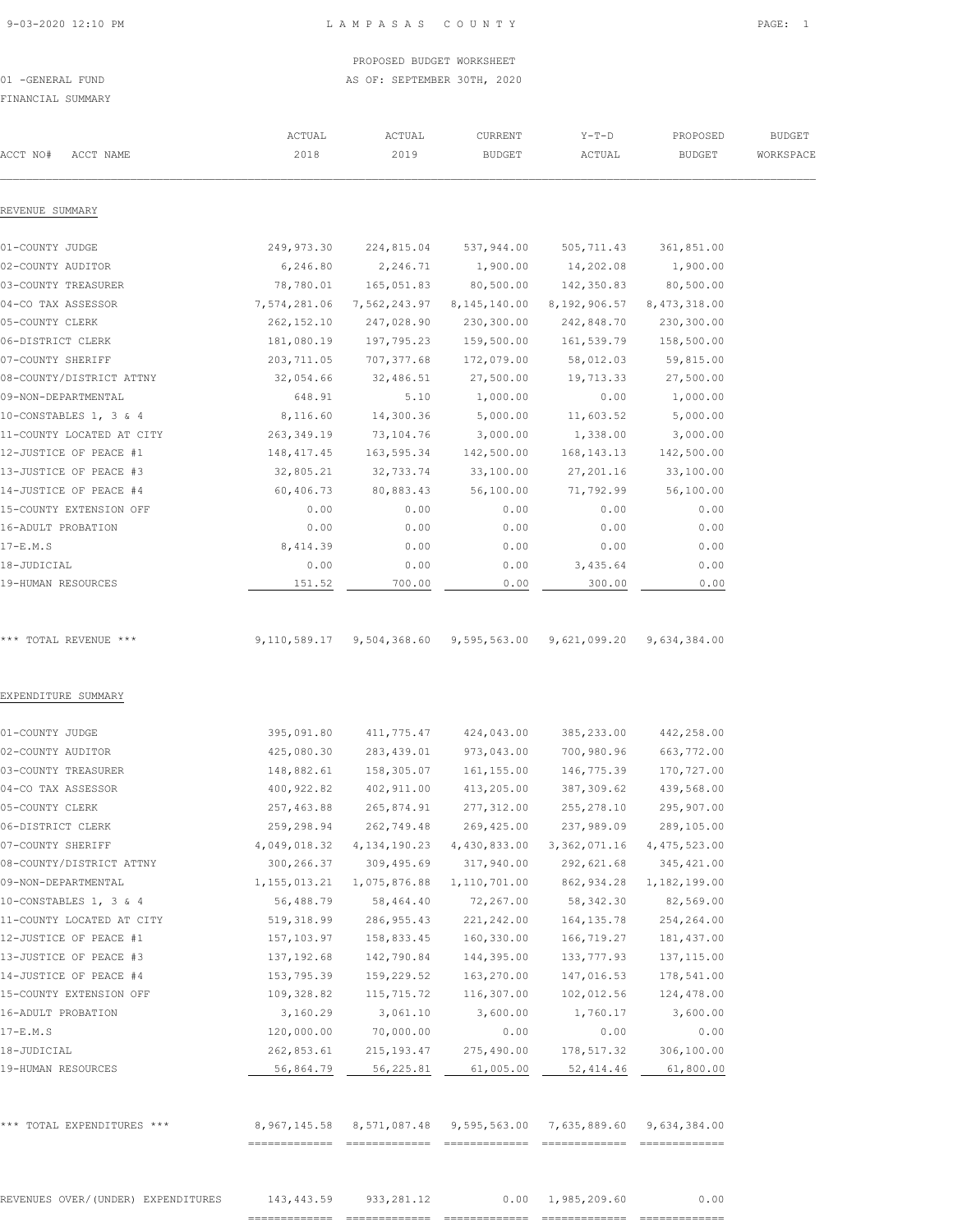LAMPASAS COUNTY

PROPOSED BUDGET WORKSHEET
AS OF: SEPTEMBER 30TH, 2020

01 -GENERAL FUND
FINANCIAL SUMMARY

| ACCT NO# ACCT NAME | ACTUAL 2018 | ACTUAL 2019 | CURRENT BUDGET | Y-T-D ACTUAL | PROPOSED BUDGET | BUDGET WORKSPACE |
|---|---|---|---|---|---|---|
| **REVENUE SUMMARY** | | | | | | |
| 01-COUNTY JUDGE | 249,973.30 | 224,815.04 | 537,944.00 | 505,711.43 | 361,851.00 | |
| 02-COUNTY AUDITOR | 6,246.80 | 2,246.71 | 1,900.00 | 14,202.08 | 1,900.00 | |
| 03-COUNTY TREASURER | 78,780.01 | 165,051.83 | 80,500.00 | 142,350.83 | 80,500.00 | |
| 04-CO TAX ASSESSOR | 7,574,281.06 | 7,562,243.97 | 8,145,140.00 | 8,192,906.57 | 8,473,318.00 | |
| 05-COUNTY CLERK | 262,152.10 | 247,028.90 | 230,300.00 | 242,848.70 | 230,300.00 | |
| 06-DISTRICT CLERK | 181,080.19 | 197,795.23 | 159,500.00 | 161,539.79 | 158,500.00 | |
| 07-COUNTY SHERIFF | 203,711.05 | 707,377.68 | 172,079.00 | 58,012.03 | 59,815.00 | |
| 08-COUNTY/DISTRICT ATTNY | 32,054.66 | 32,486.51 | 27,500.00 | 19,713.33 | 27,500.00 | |
| 09-NON-DEPARTMENTAL | 648.91 | 5.10 | 1,000.00 | 0.00 | 1,000.00 | |
| 10-CONSTABLES 1, 3 & 4 | 8,116.60 | 14,300.36 | 5,000.00 | 11,603.52 | 5,000.00 | |
| 11-COUNTY LOCATED AT CITY | 263,349.19 | 73,104.76 | 3,000.00 | 1,338.00 | 3,000.00 | |
| 12-JUSTICE OF PEACE #1 | 148,417.45 | 163,595.34 | 142,500.00 | 168,143.13 | 142,500.00 | |
| 13-JUSTICE OF PEACE #3 | 32,805.21 | 32,733.74 | 33,100.00 | 27,201.16 | 33,100.00 | |
| 14-JUSTICE OF PEACE #4 | 60,406.73 | 80,883.43 | 56,100.00 | 71,792.99 | 56,100.00 | |
| 15-COUNTY EXTENSION OFF | 0.00 | 0.00 | 0.00 | 0.00 | 0.00 | |
| 16-ADULT PROBATION | 0.00 | 0.00 | 0.00 | 0.00 | 0.00 | |
| 17-E.M.S | 8,414.39 | 0.00 | 0.00 | 0.00 | 0.00 | |
| 18-JUDICIAL | 0.00 | 0.00 | 0.00 | 3,435.64 | 0.00 | |
| 19-HUMAN RESOURCES | 151.52 | 700.00 | 0.00 | 300.00 | 0.00 | |
| *** TOTAL REVENUE *** | 9,110,589.17 | 9,504,368.60 | 9,595,563.00 | 9,621,099.20 | 9,634,384.00 | |
| **EXPENDITURE SUMMARY** | | | | | | |
| 01-COUNTY JUDGE | 395,091.80 | 411,775.47 | 424,043.00 | 385,233.00 | 442,258.00 | |
| 02-COUNTY AUDITOR | 425,080.30 | 283,439.01 | 973,043.00 | 700,980.96 | 663,772.00 | |
| 03-COUNTY TREASURER | 148,882.61 | 158,305.07 | 161,155.00 | 146,775.39 | 170,727.00 | |
| 04-CO TAX ASSESSOR | 400,922.82 | 402,911.00 | 413,205.00 | 387,309.62 | 439,568.00 | |
| 05-COUNTY CLERK | 257,463.88 | 265,874.91 | 277,312.00 | 255,278.10 | 295,907.00 | |
| 06-DISTRICT CLERK | 259,298.94 | 262,749.48 | 269,425.00 | 237,989.09 | 289,105.00 | |
| 07-COUNTY SHERIFF | 4,049,018.32 | 4,134,190.23 | 4,430,833.00 | 3,362,071.16 | 4,475,523.00 | |
| 08-COUNTY/DISTRICT ATTNY | 300,266.37 | 309,495.69 | 317,940.00 | 292,621.68 | 345,421.00 | |
| 09-NON-DEPARTMENTAL | 1,155,013.21 | 1,075,876.88 | 1,110,701.00 | 862,934.28 | 1,182,199.00 | |
| 10-CONSTABLES 1, 3 & 4 | 56,488.79 | 58,464.40 | 72,267.00 | 58,342.30 | 82,569.00 | |
| 11-COUNTY LOCATED AT CITY | 519,318.99 | 286,955.43 | 221,242.00 | 164,135.78 | 254,264.00 | |
| 12-JUSTICE OF PEACE #1 | 157,103.97 | 158,833.45 | 160,330.00 | 166,719.27 | 181,437.00 | |
| 13-JUSTICE OF PEACE #3 | 137,192.68 | 142,790.84 | 144,395.00 | 133,777.93 | 137,115.00 | |
| 14-JUSTICE OF PEACE #4 | 153,795.39 | 159,229.52 | 163,270.00 | 147,016.53 | 178,541.00 | |
| 15-COUNTY EXTENSION OFF | 109,328.82 | 115,715.72 | 116,307.00 | 102,012.56 | 124,478.00 | |
| 16-ADULT PROBATION | 3,160.29 | 3,061.10 | 3,600.00 | 1,760.17 | 3,600.00 | |
| 17-E.M.S | 120,000.00 | 70,000.00 | 0.00 | 0.00 | 0.00 | |
| 18-JUDICIAL | 262,853.61 | 215,193.47 | 275,490.00 | 178,517.32 | 306,100.00 | |
| 19-HUMAN RESOURCES | 56,864.79 | 56,225.81 | 61,005.00 | 52,414.46 | 61,800.00 | |
| *** TOTAL EXPENDITURES *** | 8,967,145.58 | 8,571,087.48 | 9,595,563.00 | 7,635,889.60 | 9,634,384.00 | |
| REVENUES OVER/(UNDER) EXPENDITURES | 143,443.59 | 933,281.12 | 0.00 | 1,985,209.60 | 0.00 | |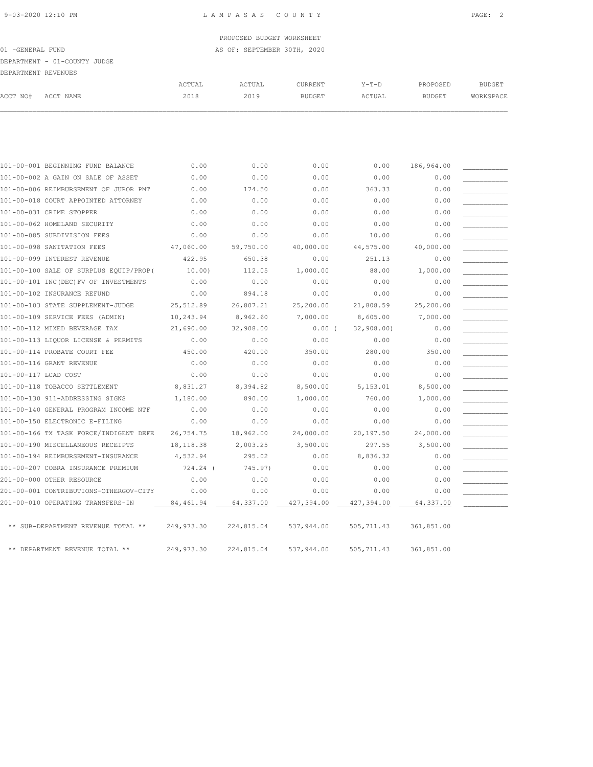PROPOSED BUDGET WORKSHEET

01 -GENERAL FUND AS OF: SEPTEMBER 30TH, 2020

DEPARTMENT - 01-COUNTY JUDGE

DEPARTMENT REVENUES

| ACCT NO# | ACCT NAME | ACTUAL 2018 | ACTUAL 2019 | CURRENT BUDGET | Y-T-D ACTUAL | PROPOSED BUDGET | BUDGET WORKSPACE |
|---|---|---|---|---|---|---|---|
| 101-00-001 | BEGINNING FUND BALANCE | 0.00 | 0.00 | 0.00 | 0.00 | 186,964.00 | |
| 101-00-002 | A GAIN ON SALE OF ASSET | 0.00 | 0.00 | 0.00 | 0.00 | 0.00 | |
| 101-00-006 | REIMBURSEMENT OF JUROR PMT | 0.00 | 174.50 | 0.00 | 363.33 | 0.00 | |
| 101-00-018 | COURT APPOINTED ATTORNEY | 0.00 | 0.00 | 0.00 | 0.00 | 0.00 | |
| 101-00-031 | CRIME STOPPER | 0.00 | 0.00 | 0.00 | 0.00 | 0.00 | |
| 101-00-062 | HOMELAND SECURITY | 0.00 | 0.00 | 0.00 | 0.00 | 0.00 | |
| 101-00-085 | SUBDIVISION FEES | 0.00 | 0.00 | 0.00 | 10.00 | 0.00 | |
| 101-00-098 | SANITATION FEES | 47,060.00 | 59,750.00 | 40,000.00 | 44,575.00 | 40,000.00 | |
| 101-00-099 | INTEREST REVENUE | 422.95 | 650.38 | 0.00 | 251.13 | 0.00 | |
| 101-00-100 | SALE OF SURPLUS EQUIP/PROP | ( 10.00) | 112.05 | 1,000.00 | 88.00 | 1,000.00 | |
| 101-00-101 | INC(DEC)FV OF INVESTMENTS | 0.00 | 0.00 | 0.00 | 0.00 | 0.00 | |
| 101-00-102 | INSURANCE REFUND | 0.00 | 894.18 | 0.00 | 0.00 | 0.00 | |
| 101-00-103 | STATE SUPPLEMENT-JUDGE | 25,512.89 | 26,807.21 | 25,200.00 | 21,808.59 | 25,200.00 | |
| 101-00-109 | SERVICE FEES (ADMIN) | 10,243.94 | 8,962.60 | 7,000.00 | 8,605.00 | 7,000.00 | |
| 101-00-112 | MIXED BEVERAGE TAX | 21,690.00 | 32,908.00 | 0.00 | ( 32,908.00) | 0.00 | |
| 101-00-113 | LIQUOR LICENSE & PERMITS | 0.00 | 0.00 | 0.00 | 0.00 | 0.00 | |
| 101-00-114 | PROBATE COURT FEE | 450.00 | 420.00 | 350.00 | 280.00 | 350.00 | |
| 101-00-116 | GRANT REVENUE | 0.00 | 0.00 | 0.00 | 0.00 | 0.00 | |
| 101-00-117 | LCAD COST | 0.00 | 0.00 | 0.00 | 0.00 | 0.00 | |
| 101-00-118 | TOBACCO SETTLEMENT | 8,831.27 | 8,394.82 | 8,500.00 | 5,153.01 | 8,500.00 | |
| 101-00-130 | 911-ADDRESSING SIGNS | 1,180.00 | 890.00 | 1,000.00 | 760.00 | 1,000.00 | |
| 101-00-140 | GENERAL PROGRAM INCOME NTF | 0.00 | 0.00 | 0.00 | 0.00 | 0.00 | |
| 101-00-150 | ELECTRONIC E-FILING | 0.00 | 0.00 | 0.00 | 0.00 | 0.00 | |
| 101-00-166 | TX TASK FORCE/INDIGENT DEFE | 26,754.75 | 18,962.00 | 24,000.00 | 20,197.50 | 24,000.00 | |
| 101-00-190 | MISCELLANEOUS RECEIPTS | 18,118.38 | 2,003.25 | 3,500.00 | 297.55 | 3,500.00 | |
| 101-00-194 | REIMBURSEMENT-INSURANCE | 4,532.94 | 295.02 | 0.00 | 8,836.32 | 0.00 | |
| 101-00-207 | COBRA INSURANCE PREMIUM | 724.24 | ( 745.97) | 0.00 | 0.00 | 0.00 | |
| 201-00-000 | OTHER RESOURCE | 0.00 | 0.00 | 0.00 | 0.00 | 0.00 | |
| 201-00-001 | CONTRIBUTIONS-OTHERGOV-CITY | 0.00 | 0.00 | 0.00 | 0.00 | 0.00 | |
| 201-00-010 | OPERATING TRANSFERS-IN | 84,461.94 | 64,337.00 | 427,394.00 | 427,394.00 | 64,337.00 | |
| | ** SUB-DEPARTMENT REVENUE TOTAL ** | 249,973.30 | 224,815.04 | 537,944.00 | 505,711.43 | 361,851.00 | |
| | ** DEPARTMENT REVENUE TOTAL ** | 249,973.30 | 224,815.04 | 537,944.00 | 505,711.43 | 361,851.00 | |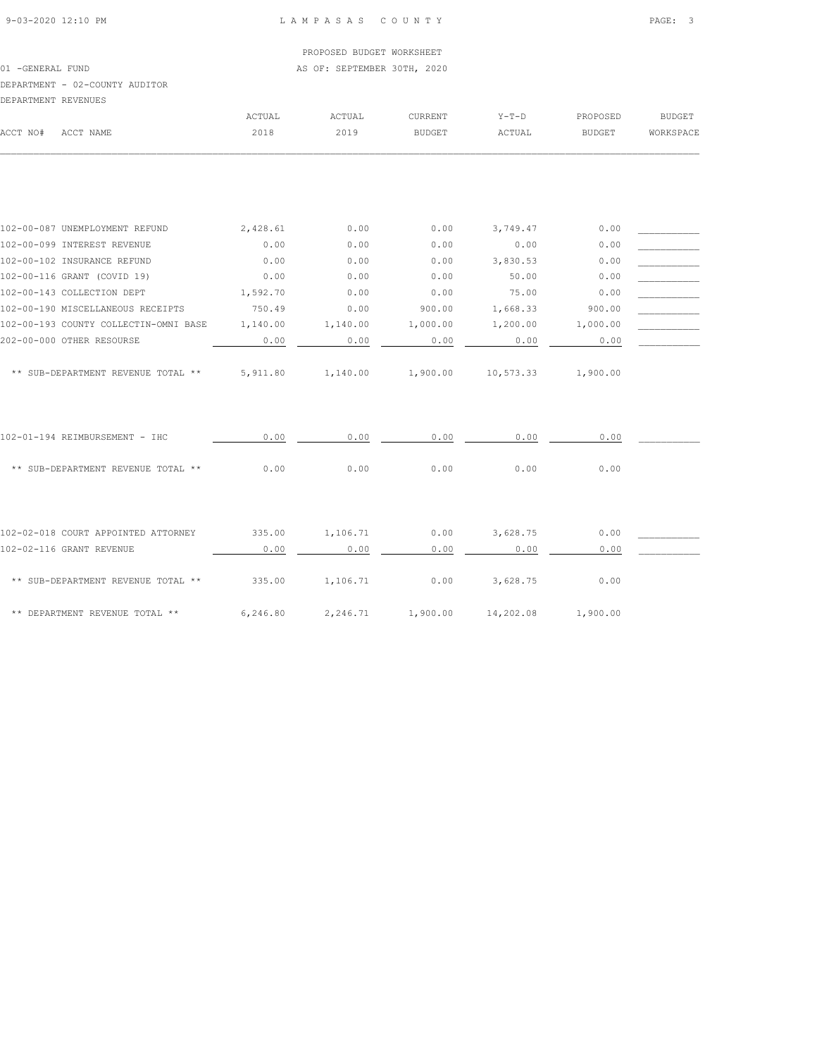LAMPASAS COUNTY

PROPOSED BUDGET WORKSHEET

01 -GENERAL FUND — AS OF: SEPTEMBER 30TH, 2020

DEPARTMENT - 02-COUNTY AUDITOR

DEPARTMENT REVENUES

| ACCT NO# | ACCT NAME | ACTUAL 2018 | ACTUAL 2019 | CURRENT BUDGET | Y-T-D ACTUAL | PROPOSED BUDGET | BUDGET WORKSPACE |
|---|---|---|---|---|---|---|---|
| 102-00-087 | UNEMPLOYMENT REFUND | 2,428.61 | 0.00 | 0.00 | 3,749.47 | 0.00 | ___________ |
| 102-00-099 | INTEREST REVENUE | 0.00 | 0.00 | 0.00 | 0.00 | 0.00 | ___________ |
| 102-00-102 | INSURANCE REFUND | 0.00 | 0.00 | 0.00 | 3,830.53 | 0.00 | ___________ |
| 102-00-116 | GRANT (COVID 19) | 0.00 | 0.00 | 0.00 | 50.00 | 0.00 | ___________ |
| 102-00-143 | COLLECTION DEPT | 1,592.70 | 0.00 | 0.00 | 75.00 | 0.00 | ___________ |
| 102-00-190 | MISCELLANEOUS RECEIPTS | 750.49 | 0.00 | 900.00 | 1,668.33 | 900.00 | ___________ |
| 102-00-193 | COUNTY COLLECTIN-OMNI BASE | 1,140.00 | 1,140.00 | 1,000.00 | 1,200.00 | 1,000.00 | ___________ |
| 202-00-000 | OTHER RESOURSE | 0.00 | 0.00 | 0.00 | 0.00 | 0.00 | ___________ |
| | ** SUB-DEPARTMENT REVENUE TOTAL ** | 5,911.80 | 1,140.00 | 1,900.00 | 10,573.33 | 1,900.00 | |
| 102-01-194 | REIMBURSEMENT - IHC | 0.00 | 0.00 | 0.00 | 0.00 | 0.00 | ___________ |
| | ** SUB-DEPARTMENT REVENUE TOTAL ** | 0.00 | 0.00 | 0.00 | 0.00 | 0.00 | |
| 102-02-018 | COURT APPOINTED ATTORNEY | 335.00 | 1,106.71 | 0.00 | 3,628.75 | 0.00 | ___________ |
| 102-02-116 | GRANT REVENUE | 0.00 | 0.00 | 0.00 | 0.00 | 0.00 | ___________ |
| | ** SUB-DEPARTMENT REVENUE TOTAL ** | 335.00 | 1,106.71 | 0.00 | 3,628.75 | 0.00 | |
| | ** DEPARTMENT REVENUE TOTAL ** | 6,246.80 | 2,246.71 | 1,900.00 | 14,202.08 | 1,900.00 | |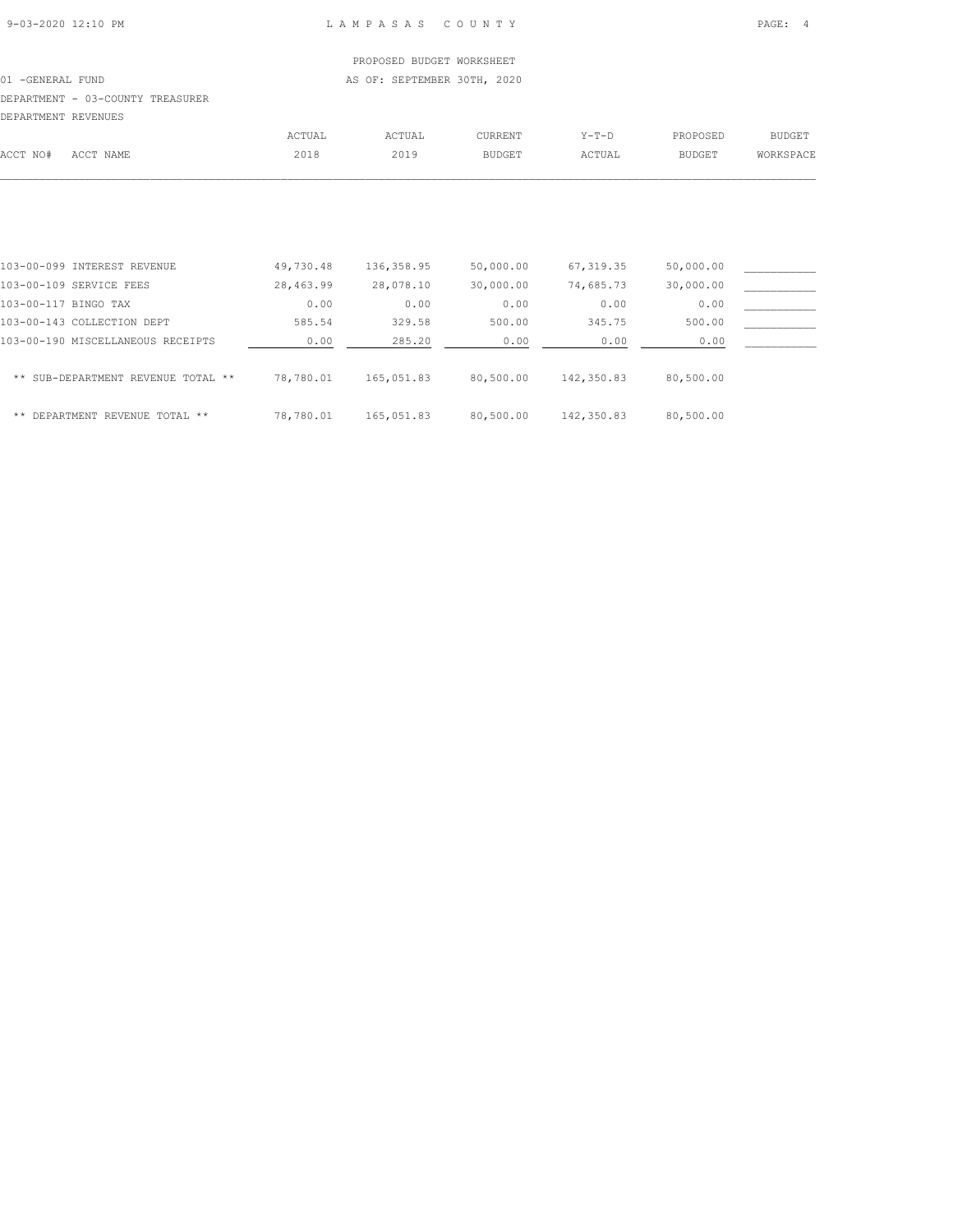PROPOSED BUDGET WORKSHEET

01 -GENERAL FUND

AS OF: SEPTEMBER 30TH, 2020

DEPARTMENT - 03-COUNTY TREASURER

DEPARTMENT REVENUES

| ACCT NO# ACCT NAME | ACTUAL 2018 | ACTUAL 2019 | CURRENT BUDGET | Y-T-D ACTUAL | PROPOSED BUDGET | BUDGET WORKSPACE |
|---|---|---|---|---|---|---|
| 103-00-099 INTEREST REVENUE | 49,730.48 | 136,358.95 | 50,000.00 | 67,319.35 | 50,000.00 | ___________ |
| 103-00-109 SERVICE FEES | 28,463.99 | 28,078.10 | 30,000.00 | 74,685.73 | 30,000.00 | ___________ |
| 103-00-117 BINGO TAX | 0.00 | 0.00 | 0.00 | 0.00 | 0.00 | ___________ |
| 103-00-143 COLLECTION DEPT | 585.54 | 329.58 | 500.00 | 345.75 | 500.00 | ___________ |
| 103-00-190 MISCELLANEOUS RECEIPTS | 0.00 | 285.20 | 0.00 | 0.00 | 0.00 | ___________ |
| ** SUB-DEPARTMENT REVENUE TOTAL ** | 78,780.01 | 165,051.83 | 80,500.00 | 142,350.83 | 80,500.00 | |
| ** DEPARTMENT REVENUE TOTAL ** | 78,780.01 | 165,051.83 | 80,500.00 | 142,350.83 | 80,500.00 | |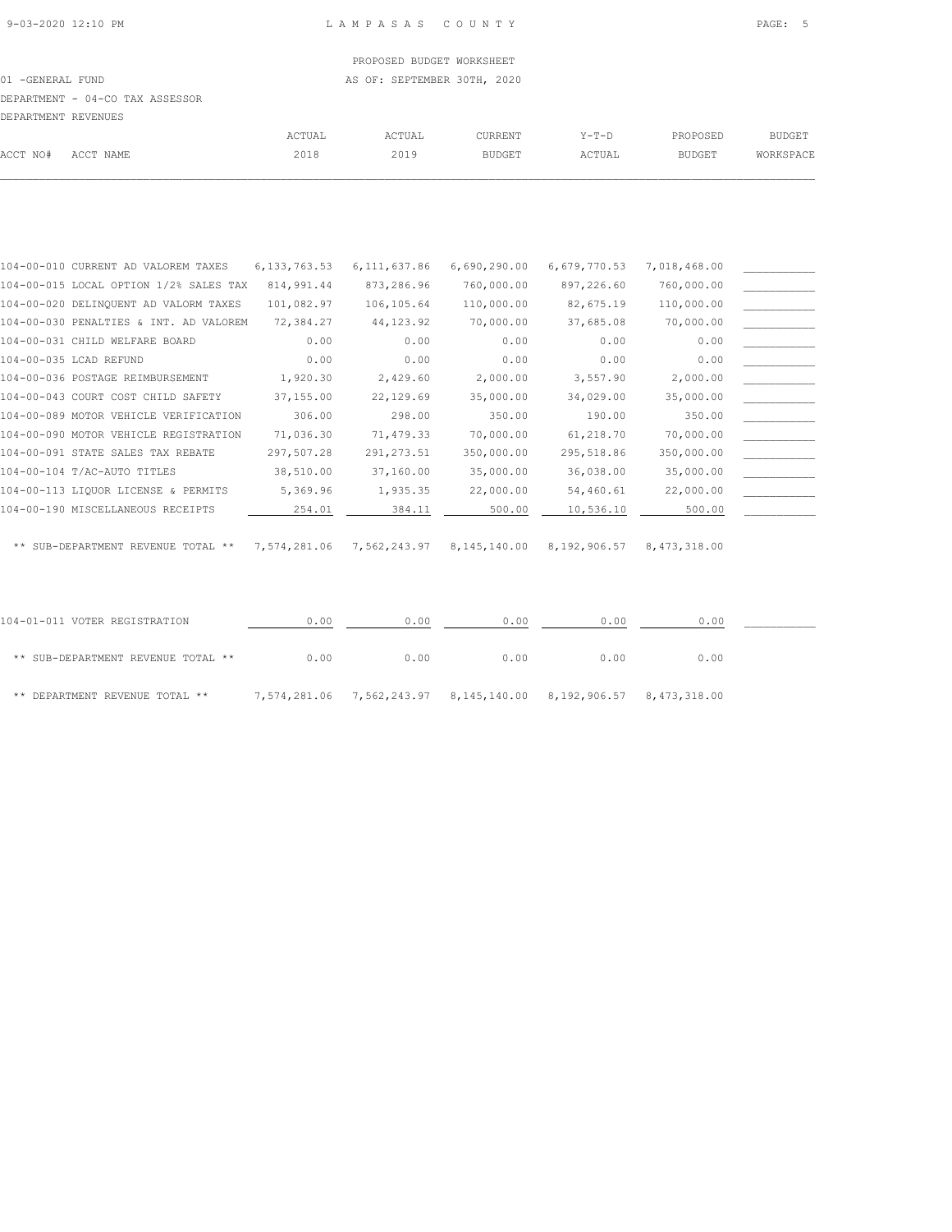PROPOSED BUDGET WORKSHEET

01 -GENERAL FUND — AS OF: SEPTEMBER 30TH, 2020

DEPARTMENT - 04-CO TAX ASSESSOR

DEPARTMENT REVENUES

| ACCT NO# | ACCT NAME | ACTUAL 2018 | ACTUAL 2019 | CURRENT BUDGET | Y-T-D ACTUAL | PROPOSED BUDGET | BUDGET WORKSPACE |
|---|---|---|---|---|---|---|---|
| 104-00-010 | CURRENT AD VALOREM TAXES | 6,133,763.53 | 6,111,637.86 | 6,690,290.00 | 6,679,770.53 | 7,018,468.00 | |
| 104-00-015 | LOCAL OPTION 1/2% SALES TAX | 814,991.44 | 873,286.96 | 760,000.00 | 897,226.60 | 760,000.00 | |
| 104-00-020 | DELINQUENT AD VALORM TAXES | 101,082.97 | 106,105.64 | 110,000.00 | 82,675.19 | 110,000.00 | |
| 104-00-030 | PENALTIES & INT. AD VALOREM | 72,384.27 | 44,123.92 | 70,000.00 | 37,685.08 | 70,000.00 | |
| 104-00-031 | CHILD WELFARE BOARD | 0.00 | 0.00 | 0.00 | 0.00 | 0.00 | |
| 104-00-035 | LCAD REFUND | 0.00 | 0.00 | 0.00 | 0.00 | 0.00 | |
| 104-00-036 | POSTAGE REIMBURSEMENT | 1,920.30 | 2,429.60 | 2,000.00 | 3,557.90 | 2,000.00 | |
| 104-00-043 | COURT COST CHILD SAFETY | 37,155.00 | 22,129.69 | 35,000.00 | 34,029.00 | 35,000.00 | |
| 104-00-089 | MOTOR VEHICLE VERIFICATION | 306.00 | 298.00 | 350.00 | 190.00 | 350.00 | |
| 104-00-090 | MOTOR VEHICLE REGISTRATION | 71,036.30 | 71,479.33 | 70,000.00 | 61,218.70 | 70,000.00 | |
| 104-00-091 | STATE SALES TAX REBATE | 297,507.28 | 291,273.51 | 350,000.00 | 295,518.86 | 350,000.00 | |
| 104-00-104 | T/AC-AUTO TITLES | 38,510.00 | 37,160.00 | 35,000.00 | 36,038.00 | 35,000.00 | |
| 104-00-113 | LIQUOR LICENSE & PERMITS | 5,369.96 | 1,935.35 | 22,000.00 | 54,460.61 | 22,000.00 | |
| 104-00-190 | MISCELLANEOUS RECEIPTS | 254.01 | 384.11 | 500.00 | 10,536.10 | 500.00 | |
| | ** SUB-DEPARTMENT REVENUE TOTAL ** | 7,574,281.06 | 7,562,243.97 | 8,145,140.00 | 8,192,906.57 | 8,473,318.00 | |
| 104-01-011 | VOTER REGISTRATION | 0.00 | 0.00 | 0.00 | 0.00 | 0.00 | |
| | ** SUB-DEPARTMENT REVENUE TOTAL ** | 0.00 | 0.00 | 0.00 | 0.00 | 0.00 | |
| | ** DEPARTMENT REVENUE TOTAL ** | 7,574,281.06 | 7,562,243.97 | 8,145,140.00 | 8,192,906.57 | 8,473,318.00 | |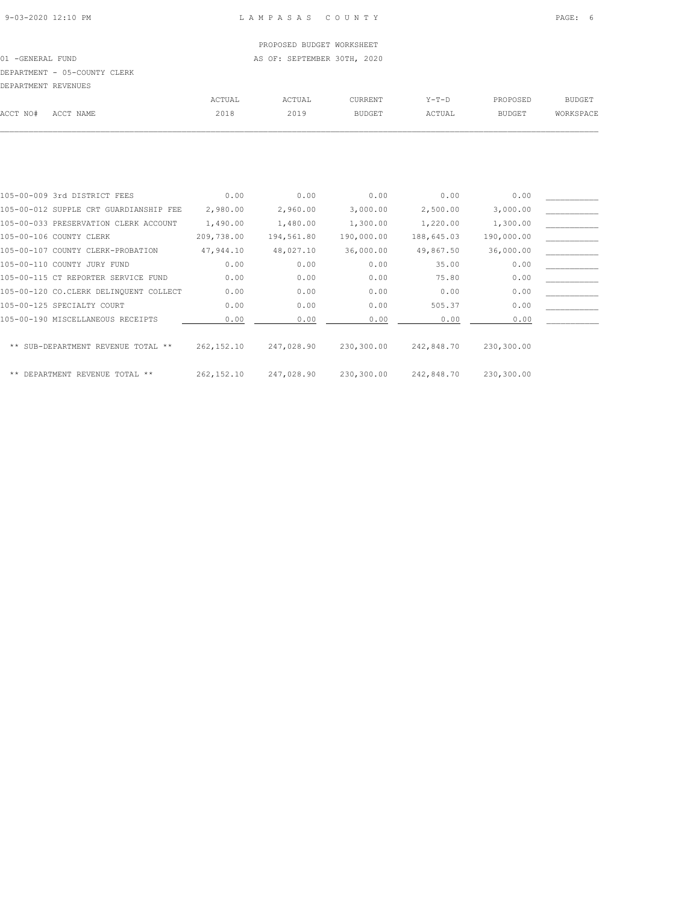LAMPASAS COUNTY

PROPOSED BUDGET WORKSHEET

01 -GENERAL FUND — AS OF: SEPTEMBER 30TH, 2020

DEPARTMENT - 05-COUNTY CLERK

DEPARTMENT REVENUES

| ACCT NO# | ACCT NAME | ACTUAL 2018 | ACTUAL 2019 | CURRENT BUDGET | Y-T-D ACTUAL | PROPOSED BUDGET | BUDGET WORKSPACE |
|---|---|---|---|---|---|---|---|
| 105-00-009 | 3rd DISTRICT FEES | 0.00 | 0.00 | 0.00 | 0.00 | 0.00 | |
| 105-00-012 | SUPPLE CRT GUARDIANSHIP FEE | 2,980.00 | 2,960.00 | 3,000.00 | 2,500.00 | 3,000.00 | |
| 105-00-033 | PRESERVATION CLERK ACCOUNT | 1,490.00 | 1,480.00 | 1,300.00 | 1,220.00 | 1,300.00 | |
| 105-00-106 | COUNTY CLERK | 209,738.00 | 194,561.80 | 190,000.00 | 188,645.03 | 190,000.00 | |
| 105-00-107 | COUNTY CLERK-PROBATION | 47,944.10 | 48,027.10 | 36,000.00 | 49,867.50 | 36,000.00 | |
| 105-00-110 | COUNTY JURY FUND | 0.00 | 0.00 | 0.00 | 35.00 | 0.00 | |
| 105-00-115 | CT REPORTER SERVICE FUND | 0.00 | 0.00 | 0.00 | 75.80 | 0.00 | |
| 105-00-120 | CO.CLERK DELINQUENT COLLECT | 0.00 | 0.00 | 0.00 | 0.00 | 0.00 | |
| 105-00-125 | SPECIALTY COURT | 0.00 | 0.00 | 0.00 | 505.37 | 0.00 | |
| 105-00-190 | MISCELLANEOUS RECEIPTS | 0.00 | 0.00 | 0.00 | 0.00 | 0.00 | |
| | ** SUB-DEPARTMENT REVENUE TOTAL ** | 262,152.10 | 247,028.90 | 230,300.00 | 242,848.70 | 230,300.00 | |
| | ** DEPARTMENT REVENUE TOTAL ** | 262,152.10 | 247,028.90 | 230,300.00 | 242,848.70 | 230,300.00 | |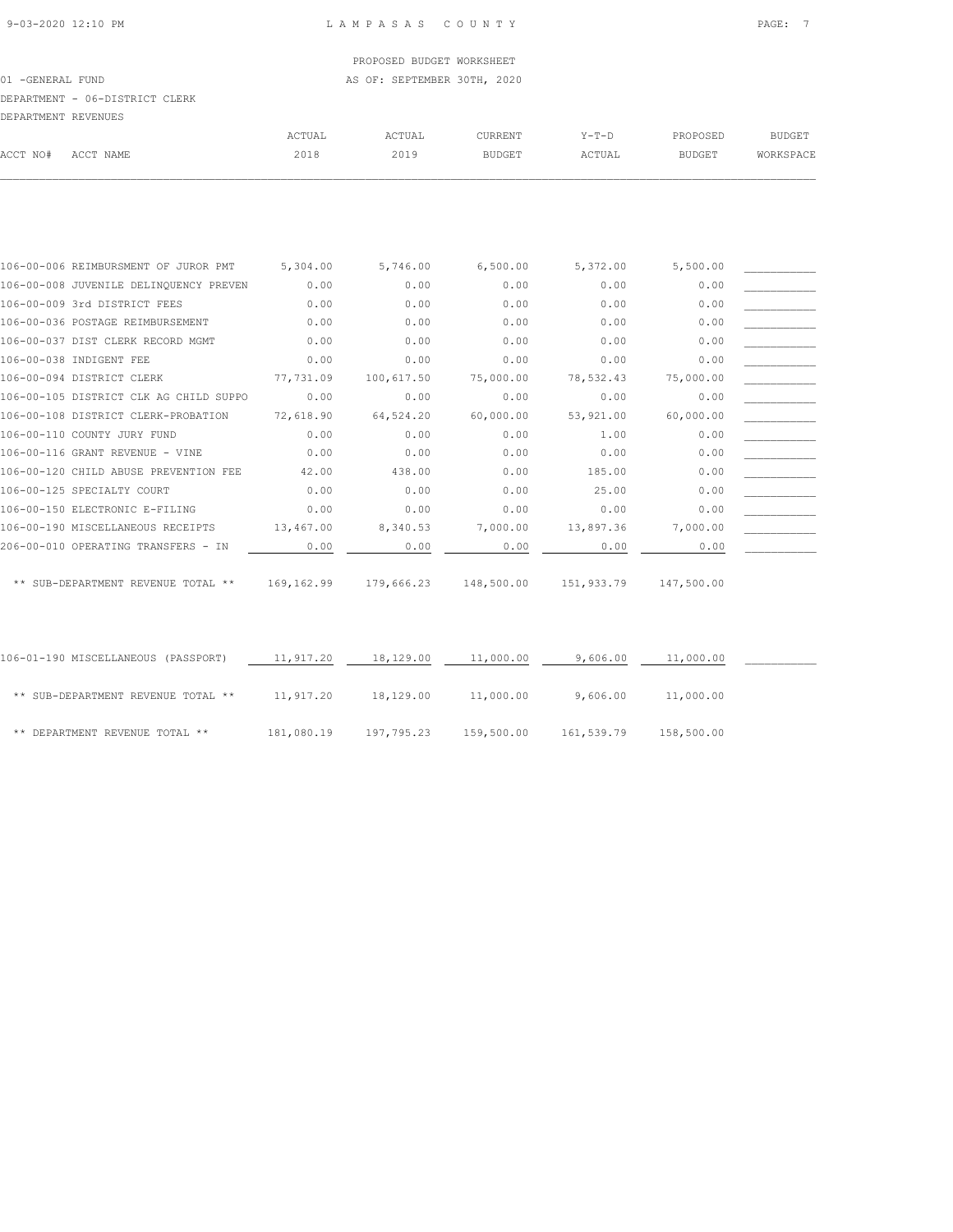PROPOSED BUDGET WORKSHEET

01 -GENERAL FUND — AS OF: SEPTEMBER 30TH, 2020

DEPARTMENT - 06-DISTRICT CLERK

DEPARTMENT REVENUES

| ACCT NO# | ACCT NAME | ACTUAL 2018 | ACTUAL 2019 | CURRENT BUDGET | Y-T-D ACTUAL | PROPOSED BUDGET | BUDGET WORKSPACE |
|---|---|---|---|---|---|---|---|
| 106-00-006 | REIMBURSMENT OF JUROR PMT | 5,304.00 | 5,746.00 | 6,500.00 | 5,372.00 | 5,500.00 | |
| 106-00-008 | JUVENILE DELINQUENCY PREVEN | 0.00 | 0.00 | 0.00 | 0.00 | 0.00 | |
| 106-00-009 | 3rd DISTRICT FEES | 0.00 | 0.00 | 0.00 | 0.00 | 0.00 | |
| 106-00-036 | POSTAGE REIMBURSEMENT | 0.00 | 0.00 | 0.00 | 0.00 | 0.00 | |
| 106-00-037 | DIST CLERK RECORD MGMT | 0.00 | 0.00 | 0.00 | 0.00 | 0.00 | |
| 106-00-038 | INDIGENT FEE | 0.00 | 0.00 | 0.00 | 0.00 | 0.00 | |
| 106-00-094 | DISTRICT CLERK | 77,731.09 | 100,617.50 | 75,000.00 | 78,532.43 | 75,000.00 | |
| 106-00-105 | DISTRICT CLK AG CHILD SUPPO | 0.00 | 0.00 | 0.00 | 0.00 | 0.00 | |
| 106-00-108 | DISTRICT CLERK-PROBATION | 72,618.90 | 64,524.20 | 60,000.00 | 53,921.00 | 60,000.00 | |
| 106-00-110 | COUNTY JURY FUND | 0.00 | 0.00 | 0.00 | 1.00 | 0.00 | |
| 106-00-116 | GRANT REVENUE - VINE | 0.00 | 0.00 | 0.00 | 0.00 | 0.00 | |
| 106-00-120 | CHILD ABUSE PREVENTION FEE | 42.00 | 438.00 | 0.00 | 185.00 | 0.00 | |
| 106-00-125 | SPECIALTY COURT | 0.00 | 0.00 | 0.00 | 25.00 | 0.00 | |
| 106-00-150 | ELECTRONIC E-FILING | 0.00 | 0.00 | 0.00 | 0.00 | 0.00 | |
| 106-00-190 | MISCELLANEOUS RECEIPTS | 13,467.00 | 8,340.53 | 7,000.00 | 13,897.36 | 7,000.00 | |
| 206-00-010 | OPERATING TRANSFERS - IN | 0.00 | 0.00 | 0.00 | 0.00 | 0.00 | |
| | ** SUB-DEPARTMENT REVENUE TOTAL ** | 169,162.99 | 179,666.23 | 148,500.00 | 151,933.79 | 147,500.00 | |
| 106-01-190 | MISCELLANEOUS (PASSPORT) | 11,917.20 | 18,129.00 | 11,000.00 | 9,606.00 | 11,000.00 | |
| | ** SUB-DEPARTMENT REVENUE TOTAL ** | 11,917.20 | 18,129.00 | 11,000.00 | 9,606.00 | 11,000.00 | |
| | ** DEPARTMENT REVENUE TOTAL ** | 181,080.19 | 197,795.23 | 159,500.00 | 161,539.79 | 158,500.00 | |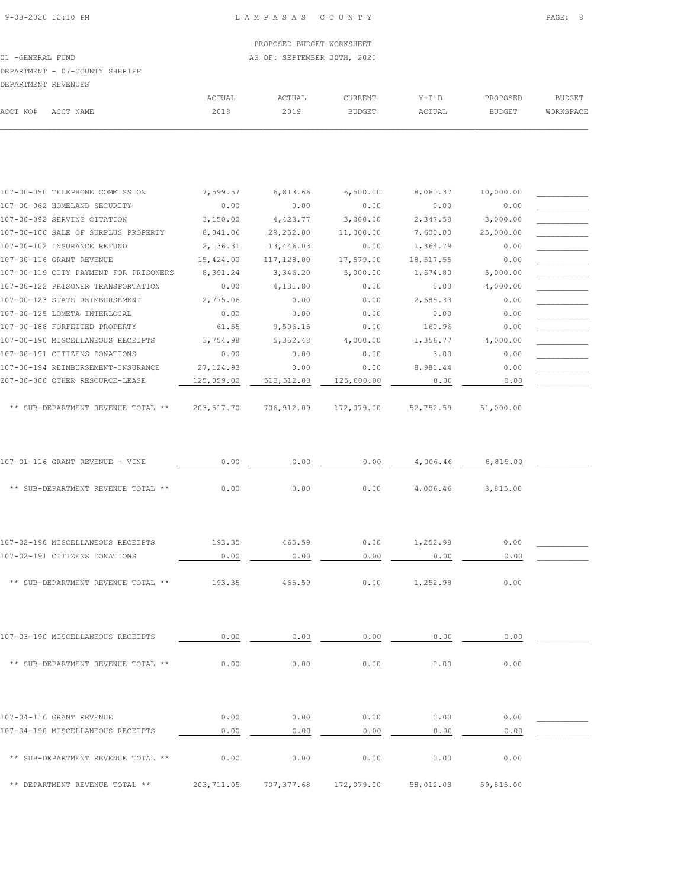PROPOSED BUDGET WORKSHEET

01 -GENERAL FUND — AS OF: SEPTEMBER 30TH, 2020

DEPARTMENT - 07-COUNTY SHERIFF

DEPARTMENT REVENUES

| ACCT NO# | ACCT NAME | ACTUAL 2018 | ACTUAL 2019 | CURRENT BUDGET | Y-T-D ACTUAL | PROPOSED BUDGET | BUDGET WORKSPACE |
|---|---|---|---|---|---|---|---|
| 107-00-050 | TELEPHONE COMMISSION | 7,599.57 | 6,813.66 | 6,500.00 | 8,060.37 | 10,000.00 | |
| 107-00-062 | HOMELAND SECURITY | 0.00 | 0.00 | 0.00 | 0.00 | 0.00 | |
| 107-00-092 | SERVING CITATION | 3,150.00 | 4,423.77 | 3,000.00 | 2,347.58 | 3,000.00 | |
| 107-00-100 | SALE OF SURPLUS PROPERTY | 8,041.06 | 29,252.00 | 11,000.00 | 7,600.00 | 25,000.00 | |
| 107-00-102 | INSURANCE REFUND | 2,136.31 | 13,446.03 | 0.00 | 1,364.79 | 0.00 | |
| 107-00-116 | GRANT REVENUE | 15,424.00 | 117,128.00 | 17,579.00 | 18,517.55 | 0.00 | |
| 107-00-119 | CITY PAYMENT FOR PRISONERS | 8,391.24 | 3,346.20 | 5,000.00 | 1,674.80 | 5,000.00 | |
| 107-00-122 | PRISONER TRANSPORTATION | 0.00 | 4,131.80 | 0.00 | 0.00 | 4,000.00 | |
| 107-00-123 | STATE REIMBURSEMENT | 2,775.06 | 0.00 | 0.00 | 2,685.33 | 0.00 | |
| 107-00-125 | LOMETA INTERLOCAL | 0.00 | 0.00 | 0.00 | 0.00 | 0.00 | |
| 107-00-188 | FORFEITED PROPERTY | 61.55 | 9,506.15 | 0.00 | 160.96 | 0.00 | |
| 107-00-190 | MISCELLANEOUS RECEIPTS | 3,754.98 | 5,352.48 | 4,000.00 | 1,356.77 | 4,000.00 | |
| 107-00-191 | CITIZENS DONATIONS | 0.00 | 0.00 | 0.00 | 3.00 | 0.00 | |
| 107-00-194 | REIMBURSEMENT-INSURANCE | 27,124.93 | 0.00 | 0.00 | 8,981.44 | 0.00 | |
| 207-00-000 | OTHER RESOURCE-LEASE | 125,059.00 | 513,512.00 | 125,000.00 | 0.00 | 0.00 | |
| | ** SUB-DEPARTMENT REVENUE TOTAL ** | 203,517.70 | 706,912.09 | 172,079.00 | 52,752.59 | 51,000.00 | |
| 107-01-116 | GRANT REVENUE - VINE | 0.00 | 0.00 | 0.00 | 4,006.46 | 8,815.00 | |
| | ** SUB-DEPARTMENT REVENUE TOTAL ** | 0.00 | 0.00 | 0.00 | 4,006.46 | 8,815.00 | |
| 107-02-190 | MISCELLANEOUS RECEIPTS | 193.35 | 465.59 | 0.00 | 1,252.98 | 0.00 | |
| 107-02-191 | CITIZENS DONATIONS | 0.00 | 0.00 | 0.00 | 0.00 | 0.00 | |
| | ** SUB-DEPARTMENT REVENUE TOTAL ** | 193.35 | 465.59 | 0.00 | 1,252.98 | 0.00 | |
| 107-03-190 | MISCELLANEOUS RECEIPTS | 0.00 | 0.00 | 0.00 | 0.00 | 0.00 | |
| | ** SUB-DEPARTMENT REVENUE TOTAL ** | 0.00 | 0.00 | 0.00 | 0.00 | 0.00 | |
| 107-04-116 | GRANT REVENUE | 0.00 | 0.00 | 0.00 | 0.00 | 0.00 | |
| 107-04-190 | MISCELLANEOUS RECEIPTS | 0.00 | 0.00 | 0.00 | 0.00 | 0.00 | |
| | ** SUB-DEPARTMENT REVENUE TOTAL ** | 0.00 | 0.00 | 0.00 | 0.00 | 0.00 | |
| | ** DEPARTMENT REVENUE TOTAL ** | 203,711.05 | 707,377.68 | 172,079.00 | 58,012.03 | 59,815.00 | |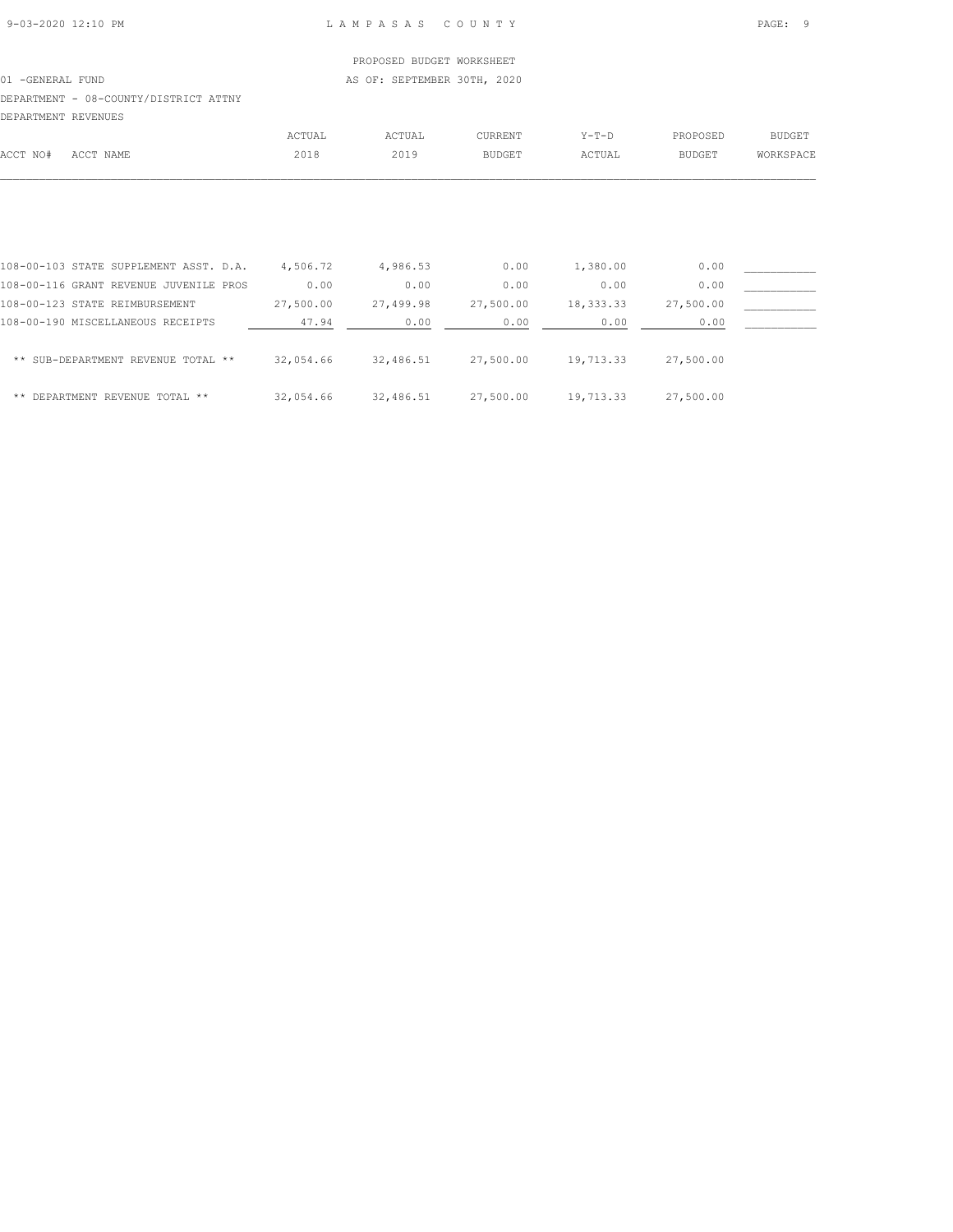PROPOSED BUDGET WORKSHEET

01 -GENERAL FUND AS OF: SEPTEMBER 30TH, 2020

DEPARTMENT - 08-COUNTY/DISTRICT ATTNY

DEPARTMENT REVENUES

| ACCT NO# | ACCT NAME | ACTUAL 2018 | ACTUAL 2019 | CURRENT BUDGET | Y-T-D ACTUAL | PROPOSED BUDGET | BUDGET WORKSPACE |
|---|---|---|---|---|---|---|---|
| 108-00-103 | STATE SUPPLEMENT ASST. D.A. | 4,506.72 | 4,986.53 | 0.00 | 1,380.00 | 0.00 | ___________ |
| 108-00-116 | GRANT REVENUE JUVENILE PROS | 0.00 | 0.00 | 0.00 | 0.00 | 0.00 | ___________ |
| 108-00-123 | STATE REIMBURSEMENT | 27,500.00 | 27,499.98 | 27,500.00 | 18,333.33 | 27,500.00 | ___________ |
| 108-00-190 | MISCELLANEOUS RECEIPTS | 47.94 | 0.00 | 0.00 | 0.00 | 0.00 | ___________ |
| | ** SUB-DEPARTMENT REVENUE TOTAL ** | 32,054.66 | 32,486.51 | 27,500.00 | 19,713.33 | 27,500.00 | |
| | ** DEPARTMENT REVENUE TOTAL ** | 32,054.66 | 32,486.51 | 27,500.00 | 19,713.33 | 27,500.00 | |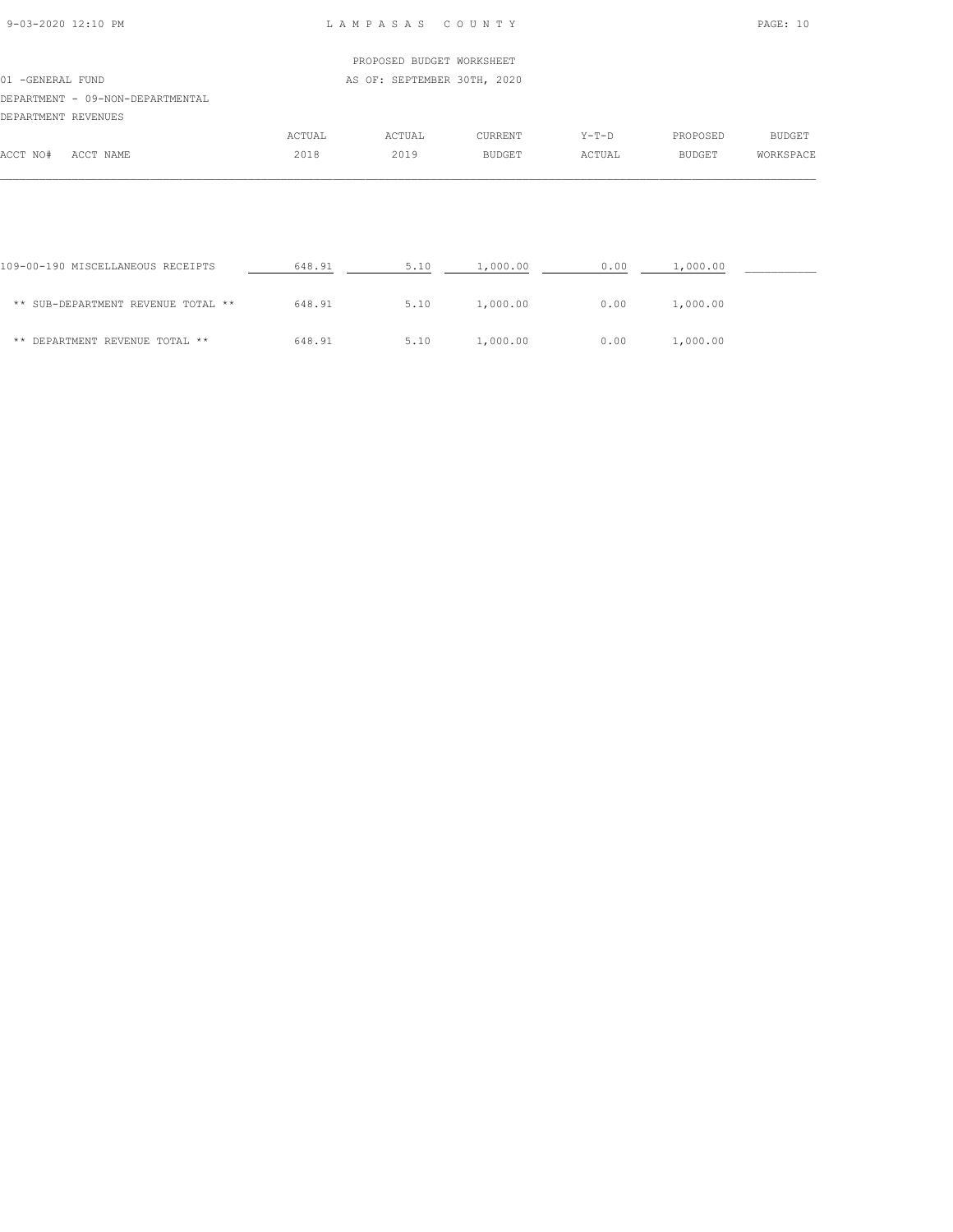PROPOSED BUDGET WORKSHEET

01 -GENERAL FUND — AS OF: SEPTEMBER 30TH, 2020

DEPARTMENT - 09-NON-DEPARTMENTAL

DEPARTMENT REVENUES

| ACCT NO# ACCT NAME | ACTUAL 2018 | ACTUAL 2019 | CURRENT BUDGET | Y-T-D ACTUAL | PROPOSED BUDGET | BUDGET WORKSPACE |
|---|---|---|---|---|---|---|
| 109-00-190 MISCELLANEOUS RECEIPTS | 648.91 | 5.10 | 1,000.00 | 0.00 | 1,000.00 | __________ |
| ** SUB-DEPARTMENT REVENUE TOTAL ** | 648.91 | 5.10 | 1,000.00 | 0.00 | 1,000.00 | |
| ** DEPARTMENT REVENUE TOTAL ** | 648.91 | 5.10 | 1,000.00 | 0.00 | 1,000.00 | |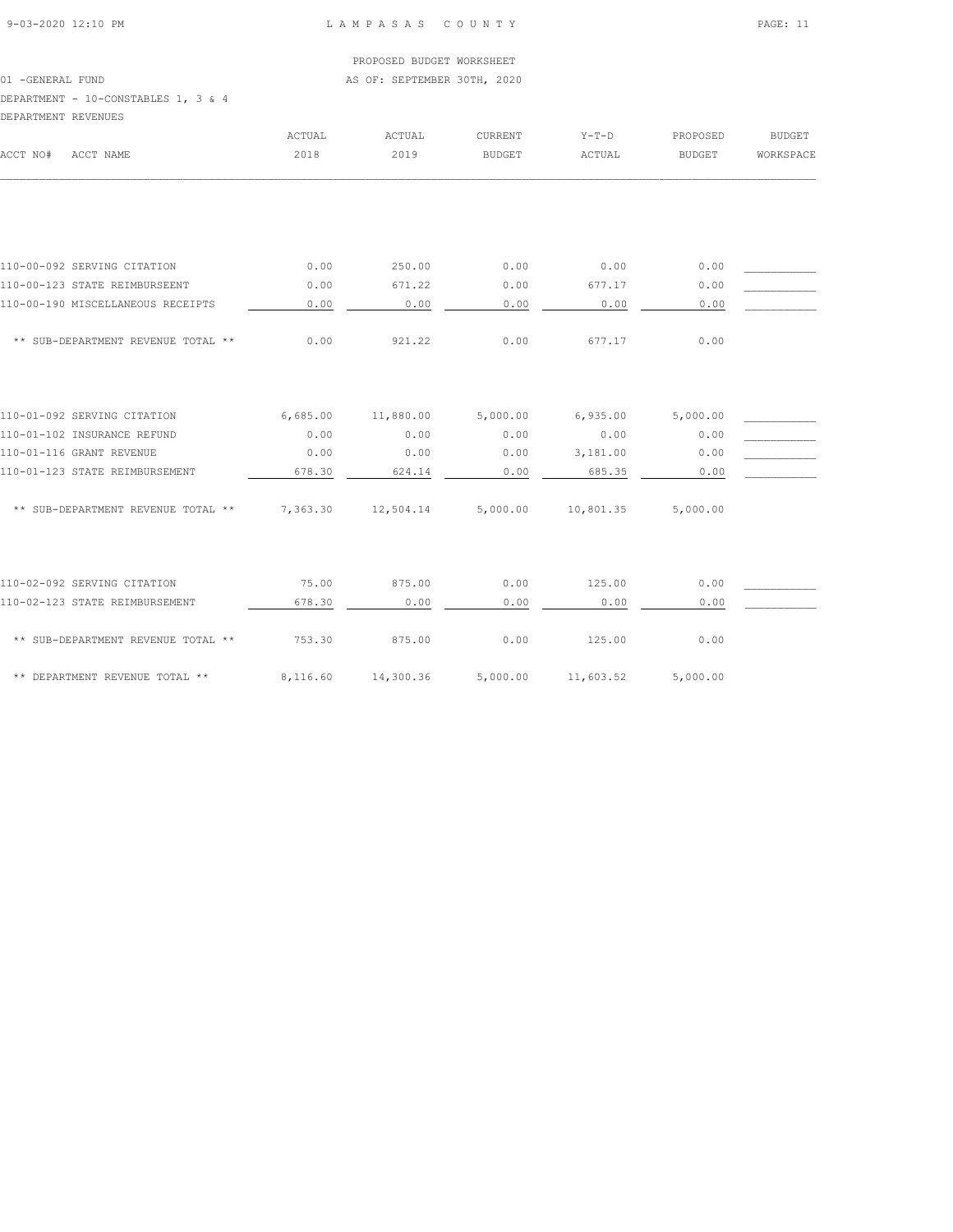PROPOSED BUDGET WORKSHEET

01 -GENERAL FUND AS OF: SEPTEMBER 30TH, 2020

DEPARTMENT - 10-CONSTABLES 1, 3 & 4

DEPARTMENT REVENUES

| ACCT NO# ACCT NAME | ACTUAL 2018 | ACTUAL 2019 | CURRENT BUDGET | Y-T-D ACTUAL | PROPOSED BUDGET | BUDGET WORKSPACE |
|---|---|---|---|---|---|---|
| 110-00-092 SERVING CITATION | 0.00 | 250.00 | 0.00 | 0.00 | 0.00 | ___________ |
| 110-00-123 STATE REIMBURSEENT | 0.00 | 671.22 | 0.00 | 677.17 | 0.00 | ___________ |
| 110-00-190 MISCELLANEOUS RECEIPTS | 0.00 | 0.00 | 0.00 | 0.00 | 0.00 | ___________ |
| ** SUB-DEPARTMENT REVENUE TOTAL ** | 0.00 | 921.22 | 0.00 | 677.17 | 0.00 | |
| 110-01-092 SERVING CITATION | 6,685.00 | 11,880.00 | 5,000.00 | 6,935.00 | 5,000.00 | ___________ |
| 110-01-102 INSURANCE REFUND | 0.00 | 0.00 | 0.00 | 0.00 | 0.00 | ___________ |
| 110-01-116 GRANT REVENUE | 0.00 | 0.00 | 0.00 | 3,181.00 | 0.00 | ___________ |
| 110-01-123 STATE REIMBURSEMENT | 678.30 | 624.14 | 0.00 | 685.35 | 0.00 | ___________ |
| ** SUB-DEPARTMENT REVENUE TOTAL ** | 7,363.30 | 12,504.14 | 5,000.00 | 10,801.35 | 5,000.00 | |
| 110-02-092 SERVING CITATION | 75.00 | 875.00 | 0.00 | 125.00 | 0.00 | ___________ |
| 110-02-123 STATE REIMBURSEMENT | 678.30 | 0.00 | 0.00 | 0.00 | 0.00 | ___________ |
| ** SUB-DEPARTMENT REVENUE TOTAL ** | 753.30 | 875.00 | 0.00 | 125.00 | 0.00 | |
| ** DEPARTMENT REVENUE TOTAL ** | 8,116.60 | 14,300.36 | 5,000.00 | 11,603.52 | 5,000.00 | |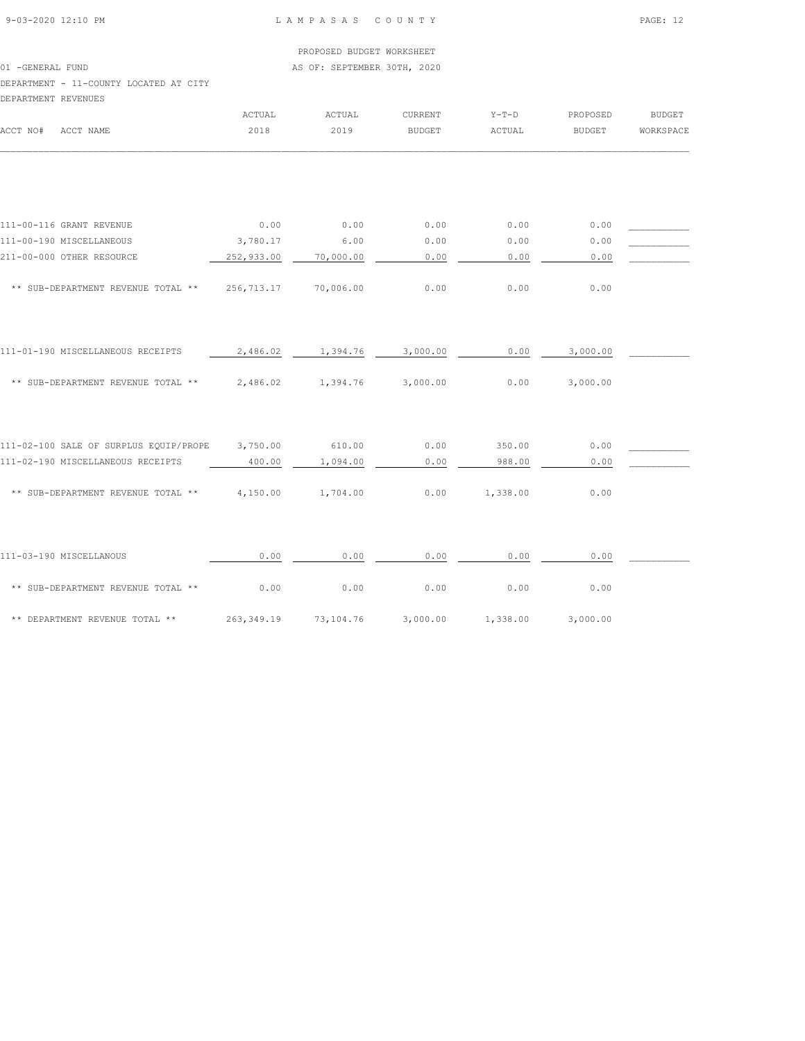LAMPASAS COUNTY

PROPOSED BUDGET WORKSHEET

01 -GENERAL FUND

AS OF: SEPTEMBER 30TH, 2020

DEPARTMENT - 11-COUNTY LOCATED AT CITY

DEPARTMENT REVENUES

| ACCT NO# ACCT NAME | ACTUAL 2018 | ACTUAL 2019 | CURRENT BUDGET | Y-T-D ACTUAL | PROPOSED BUDGET | BUDGET WORKSPACE |
|---|---|---|---|---|---|---|
| 111-00-116 GRANT REVENUE | 0.00 | 0.00 | 0.00 | 0.00 | 0.00 | |
| 111-00-190 MISCELLANEOUS | 3,780.17 | 6.00 | 0.00 | 0.00 | 0.00 | |
| 211-00-000 OTHER RESOURCE | 252,933.00 | 70,000.00 | 0.00 | 0.00 | 0.00 | |
| ** SUB-DEPARTMENT REVENUE TOTAL ** | 256,713.17 | 70,006.00 | 0.00 | 0.00 | 0.00 | |
| 111-01-190 MISCELLANEOUS RECEIPTS | 2,486.02 | 1,394.76 | 3,000.00 | 0.00 | 3,000.00 | |
| ** SUB-DEPARTMENT REVENUE TOTAL ** | 2,486.02 | 1,394.76 | 3,000.00 | 0.00 | 3,000.00 | |
| 111-02-100 SALE OF SURPLUS EQUIP/PROPE | 3,750.00 | 610.00 | 0.00 | 350.00 | 0.00 | |
| 111-02-190 MISCELLANEOUS RECEIPTS | 400.00 | 1,094.00 | 0.00 | 988.00 | 0.00 | |
| ** SUB-DEPARTMENT REVENUE TOTAL ** | 4,150.00 | 1,704.00 | 0.00 | 1,338.00 | 0.00 | |
| 111-03-190 MISCELLANOUS | 0.00 | 0.00 | 0.00 | 0.00 | 0.00 | |
| ** SUB-DEPARTMENT REVENUE TOTAL ** | 0.00 | 0.00 | 0.00 | 0.00 | 0.00 | |
| ** DEPARTMENT REVENUE TOTAL ** | 263,349.19 | 73,104.76 | 3,000.00 | 1,338.00 | 3,000.00 | |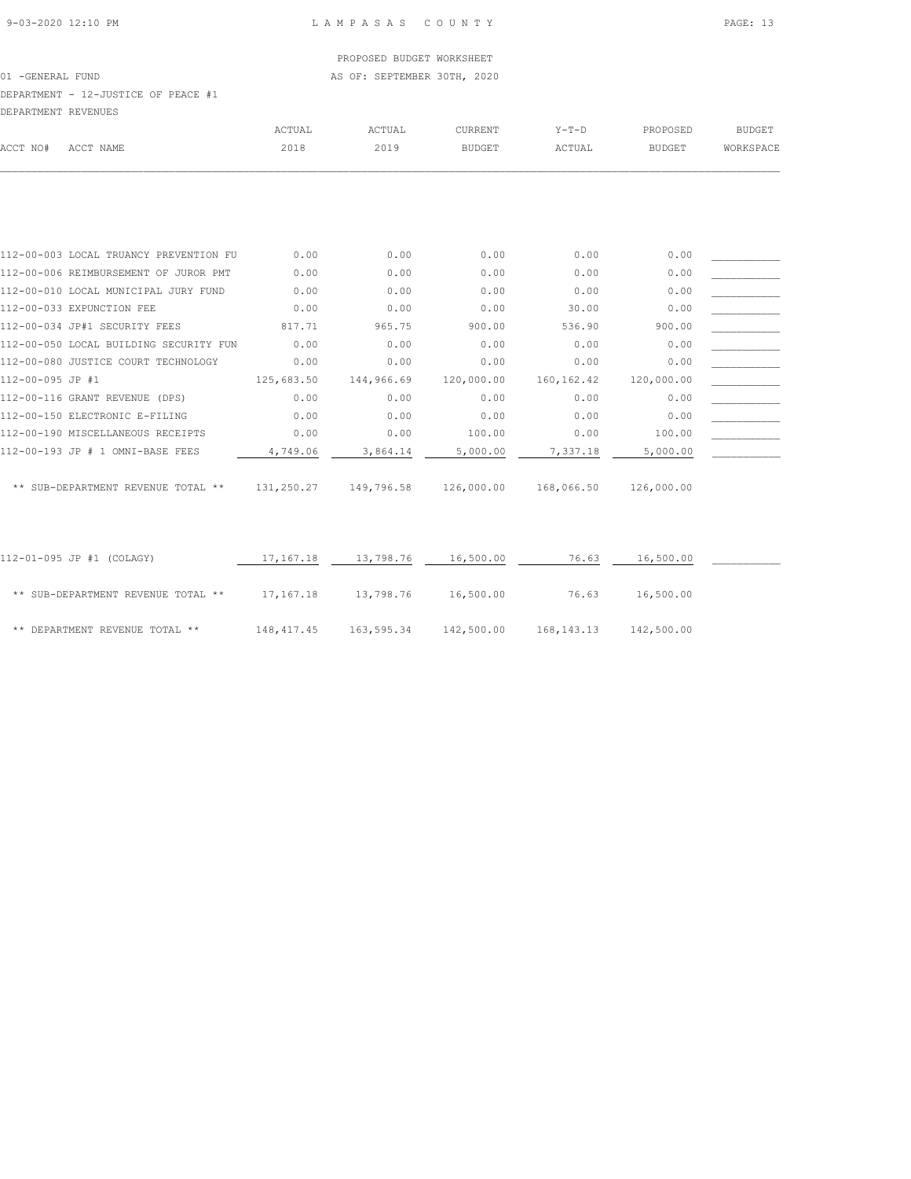PROPOSED BUDGET WORKSHEET

01 -GENERAL FUND — AS OF: SEPTEMBER 30TH, 2020

DEPARTMENT - 12-JUSTICE OF PEACE #1

DEPARTMENT REVENUES

| ACCT NO# | ACCT NAME | ACTUAL 2018 | ACTUAL 2019 | CURRENT BUDGET | Y-T-D ACTUAL | PROPOSED BUDGET | BUDGET WORKSPACE |
|---|---|---|---|---|---|---|---|
| 112-00-003 | LOCAL TRUANCY PREVENTION FU | 0.00 | 0.00 | 0.00 | 0.00 | 0.00 | |
| 112-00-006 | REIMBURSEMENT OF JUROR PMT | 0.00 | 0.00 | 0.00 | 0.00 | 0.00 | |
| 112-00-010 | LOCAL MUNICIPAL JURY FUND | 0.00 | 0.00 | 0.00 | 0.00 | 0.00 | |
| 112-00-033 | EXPUNCTION FEE | 0.00 | 0.00 | 0.00 | 30.00 | 0.00 | |
| 112-00-034 | JP#1 SECURITY FEES | 817.71 | 965.75 | 900.00 | 536.90 | 900.00 | |
| 112-00-050 | LOCAL BUILDING SECURITY FUN | 0.00 | 0.00 | 0.00 | 0.00 | 0.00 | |
| 112-00-080 | JUSTICE COURT TECHNOLOGY | 0.00 | 0.00 | 0.00 | 0.00 | 0.00 | |
| 112-00-095 | JP #1 | 125,683.50 | 144,966.69 | 120,000.00 | 160,162.42 | 120,000.00 | |
| 112-00-116 | GRANT REVENUE (DPS) | 0.00 | 0.00 | 0.00 | 0.00 | 0.00 | |
| 112-00-150 | ELECTRONIC E-FILING | 0.00 | 0.00 | 0.00 | 0.00 | 0.00 | |
| 112-00-190 | MISCELLANEOUS RECEIPTS | 0.00 | 0.00 | 100.00 | 0.00 | 100.00 | |
| 112-00-193 | JP # 1 OMNI-BASE FEES | 4,749.06 | 3,864.14 | 5,000.00 | 7,337.18 | 5,000.00 | |
| | ** SUB-DEPARTMENT REVENUE TOTAL ** | 131,250.27 | 149,796.58 | 126,000.00 | 168,066.50 | 126,000.00 | |
| 112-01-095 | JP #1 (COLAGY) | 17,167.18 | 13,798.76 | 16,500.00 | 76.63 | 16,500.00 | |
| | ** SUB-DEPARTMENT REVENUE TOTAL ** | 17,167.18 | 13,798.76 | 16,500.00 | 76.63 | 16,500.00 | |
| | ** DEPARTMENT REVENUE TOTAL ** | 148,417.45 | 163,595.34 | 142,500.00 | 168,143.13 | 142,500.00 | |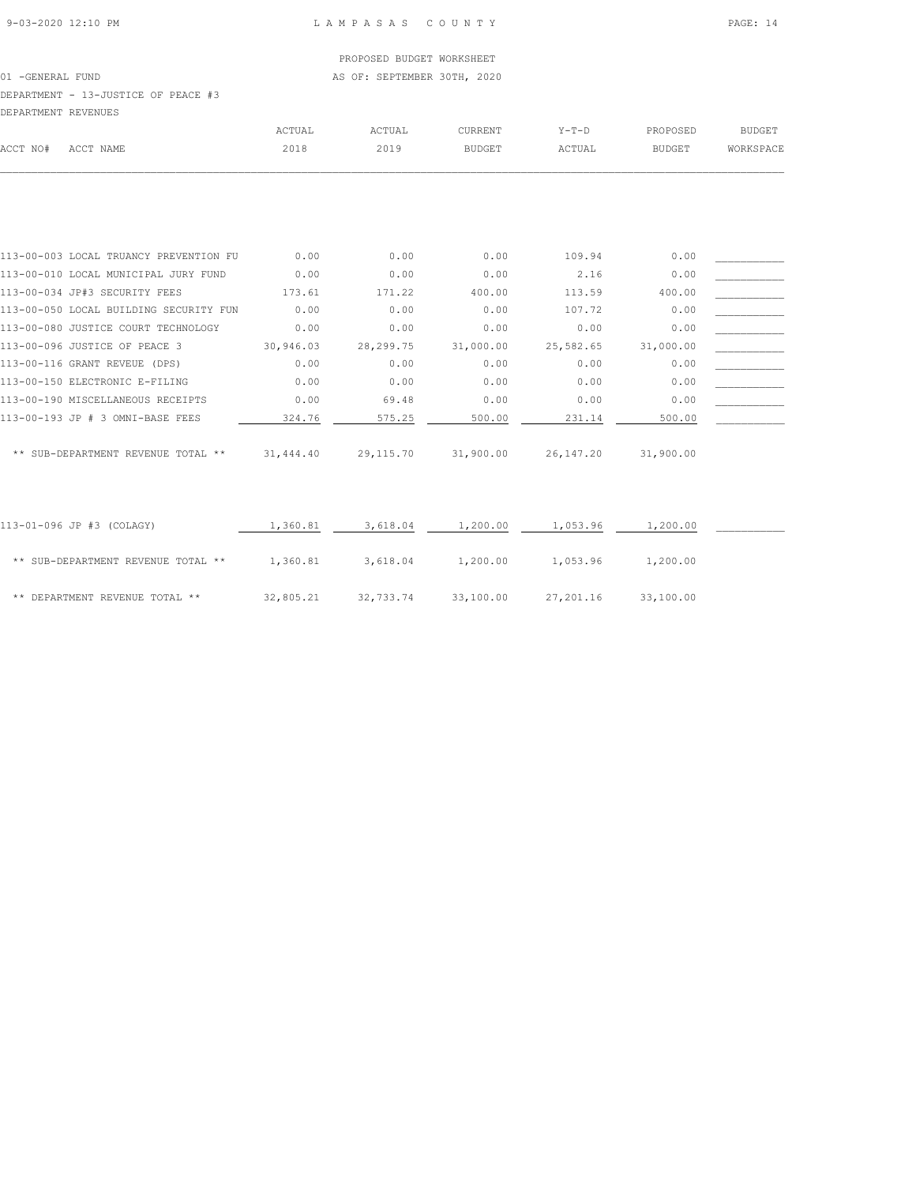LAMPASAS COUNTY

PROPOSED BUDGET WORKSHEET

01 -GENERAL FUND

AS OF: SEPTEMBER 30TH, 2020

DEPARTMENT - 13-JUSTICE OF PEACE #3

DEPARTMENT REVENUES

| ACCT NO# | ACCT NAME | ACTUAL 2018 | ACTUAL 2019 | CURRENT BUDGET | Y-T-D ACTUAL | PROPOSED BUDGET | BUDGET WORKSPACE |
|---|---|---|---|---|---|---|---|
| 113-00-003 | LOCAL TRUANCY PREVENTION FU | 0.00 | 0.00 | 0.00 | 109.94 | 0.00 | |
| 113-00-010 | LOCAL MUNICIPAL JURY FUND | 0.00 | 0.00 | 0.00 | 2.16 | 0.00 | |
| 113-00-034 | JP#3 SECURITY FEES | 173.61 | 171.22 | 400.00 | 113.59 | 400.00 | |
| 113-00-050 | LOCAL BUILDING SECURITY FUN | 0.00 | 0.00 | 0.00 | 107.72 | 0.00 | |
| 113-00-080 | JUSTICE COURT TECHNOLOGY | 0.00 | 0.00 | 0.00 | 0.00 | 0.00 | |
| 113-00-096 | JUSTICE OF PEACE 3 | 30,946.03 | 28,299.75 | 31,000.00 | 25,582.65 | 31,000.00 | |
| 113-00-116 | GRANT REVEUE (DPS) | 0.00 | 0.00 | 0.00 | 0.00 | 0.00 | |
| 113-00-150 | ELECTRONIC E-FILING | 0.00 | 0.00 | 0.00 | 0.00 | 0.00 | |
| 113-00-190 | MISCELLANEOUS RECEIPTS | 0.00 | 69.48 | 0.00 | 0.00 | 0.00 | |
| 113-00-193 | JP # 3 OMNI-BASE FEES | 324.76 | 575.25 | 500.00 | 231.14 | 500.00 | |
| | ** SUB-DEPARTMENT REVENUE TOTAL ** | 31,444.40 | 29,115.70 | 31,900.00 | 26,147.20 | 31,900.00 | |
| 113-01-096 | JP #3 (COLAGY) | 1,360.81 | 3,618.04 | 1,200.00 | 1,053.96 | 1,200.00 | |
| | ** SUB-DEPARTMENT REVENUE TOTAL ** | 1,360.81 | 3,618.04 | 1,200.00 | 1,053.96 | 1,200.00 | |
| | ** DEPARTMENT REVENUE TOTAL ** | 32,805.21 | 32,733.74 | 33,100.00 | 27,201.16 | 33,100.00 | |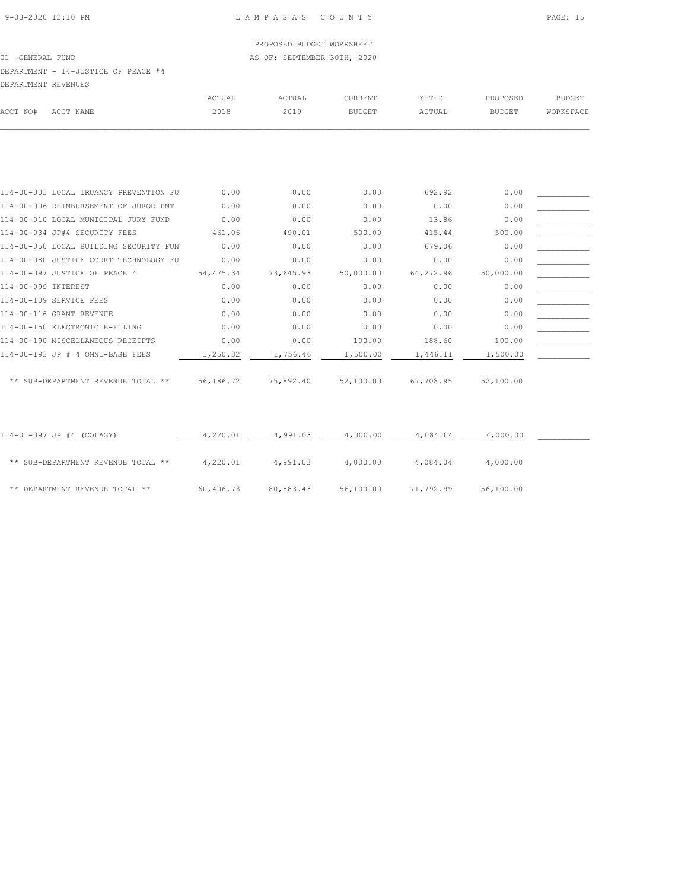PROPOSED BUDGET WORKSHEET

01 -GENERAL FUND — AS OF: SEPTEMBER 30TH, 2020

DEPARTMENT - 14-JUSTICE OF PEACE #4

DEPARTMENT REVENUES

| ACCT NO# | ACCT NAME | ACTUAL 2018 | ACTUAL 2019 | CURRENT BUDGET | Y-T-D ACTUAL | PROPOSED BUDGET | BUDGET WORKSPACE |
|---|---|---|---|---|---|---|---|
| 114-00-003 | LOCAL TRUANCY PREVENTION FU | 0.00 | 0.00 | 0.00 | 692.92 | 0.00 | |
| 114-00-006 | REIMBURSEMENT OF JUROR PMT | 0.00 | 0.00 | 0.00 | 0.00 | 0.00 | |
| 114-00-010 | LOCAL MUNICIPAL JURY FUND | 0.00 | 0.00 | 0.00 | 13.86 | 0.00 | |
| 114-00-034 | JP#4 SECURITY FEES | 461.06 | 490.01 | 500.00 | 415.44 | 500.00 | |
| 114-00-050 | LOCAL BUILDING SECURITY FUN | 0.00 | 0.00 | 0.00 | 679.06 | 0.00 | |
| 114-00-080 | JUSTICE COURT TECHNOLOGY FU | 0.00 | 0.00 | 0.00 | 0.00 | 0.00 | |
| 114-00-097 | JUSTICE OF PEACE 4 | 54,475.34 | 73,645.93 | 50,000.00 | 64,272.96 | 50,000.00 | |
| 114-00-099 | INTEREST | 0.00 | 0.00 | 0.00 | 0.00 | 0.00 | |
| 114-00-109 | SERVICE FEES | 0.00 | 0.00 | 0.00 | 0.00 | 0.00 | |
| 114-00-116 | GRANT REVENUE | 0.00 | 0.00 | 0.00 | 0.00 | 0.00 | |
| 114-00-150 | ELECTRONIC E-FILING | 0.00 | 0.00 | 0.00 | 0.00 | 0.00 | |
| 114-00-190 | MISCELLANEOUS RECEIPTS | 0.00 | 0.00 | 100.00 | 188.60 | 100.00 | |
| 114-00-193 | JP # 4 OMNI-BASE FEES | 1,250.32 | 1,756.46 | 1,500.00 | 1,446.11 | 1,500.00 | |
| | ** SUB-DEPARTMENT REVENUE TOTAL ** | 56,186.72 | 75,892.40 | 52,100.00 | 67,708.95 | 52,100.00 | |
| 114-01-097 | JP #4 (COLAGY) | 4,220.01 | 4,991.03 | 4,000.00 | 4,084.04 | 4,000.00 | |
| | ** SUB-DEPARTMENT REVENUE TOTAL ** | 4,220.01 | 4,991.03 | 4,000.00 | 4,084.04 | 4,000.00 | |
| | ** DEPARTMENT REVENUE TOTAL ** | 60,406.73 | 80,883.43 | 56,100.00 | 71,792.99 | 56,100.00 | |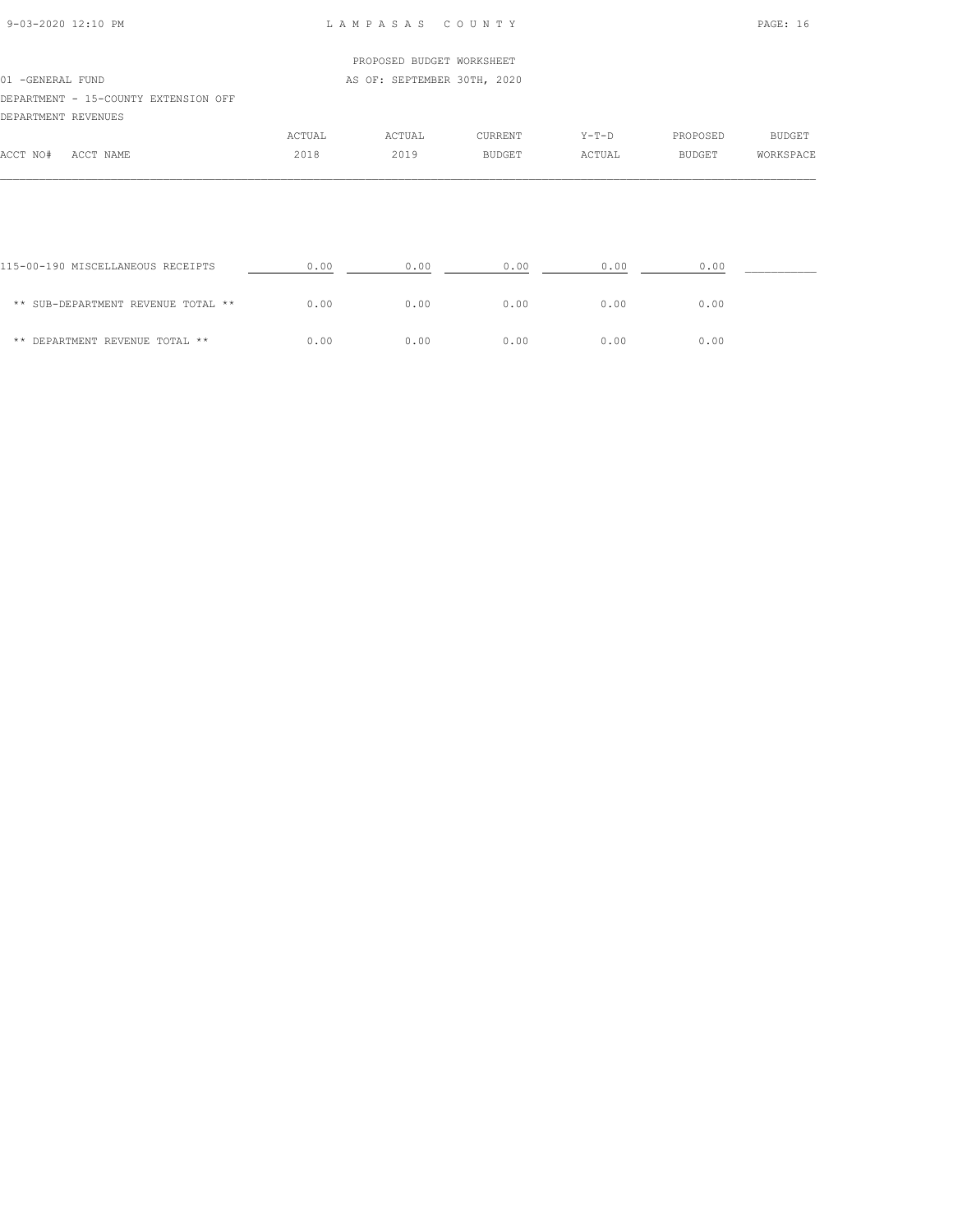PROPOSED BUDGET WORKSHEET

01 -GENERAL FUND — AS OF: SEPTEMBER 30TH, 2020

DEPARTMENT - 15-COUNTY EXTENSION OFF

DEPARTMENT REVENUES

| ACCT NO# ACCT NAME | ACTUAL 2018 | ACTUAL 2019 | CURRENT BUDGET | Y-T-D ACTUAL | PROPOSED BUDGET | BUDGET WORKSPACE |
|---|---|---|---|---|---|---|
| 115-00-190 MISCELLANEOUS RECEIPTS | 0.00 | 0.00 | 0.00 | 0.00 | 0.00 | __________ |
| ** SUB-DEPARTMENT REVENUE TOTAL ** | 0.00 | 0.00 | 0.00 | 0.00 | 0.00 | |
| ** DEPARTMENT REVENUE TOTAL ** | 0.00 | 0.00 | 0.00 | 0.00 | 0.00 | |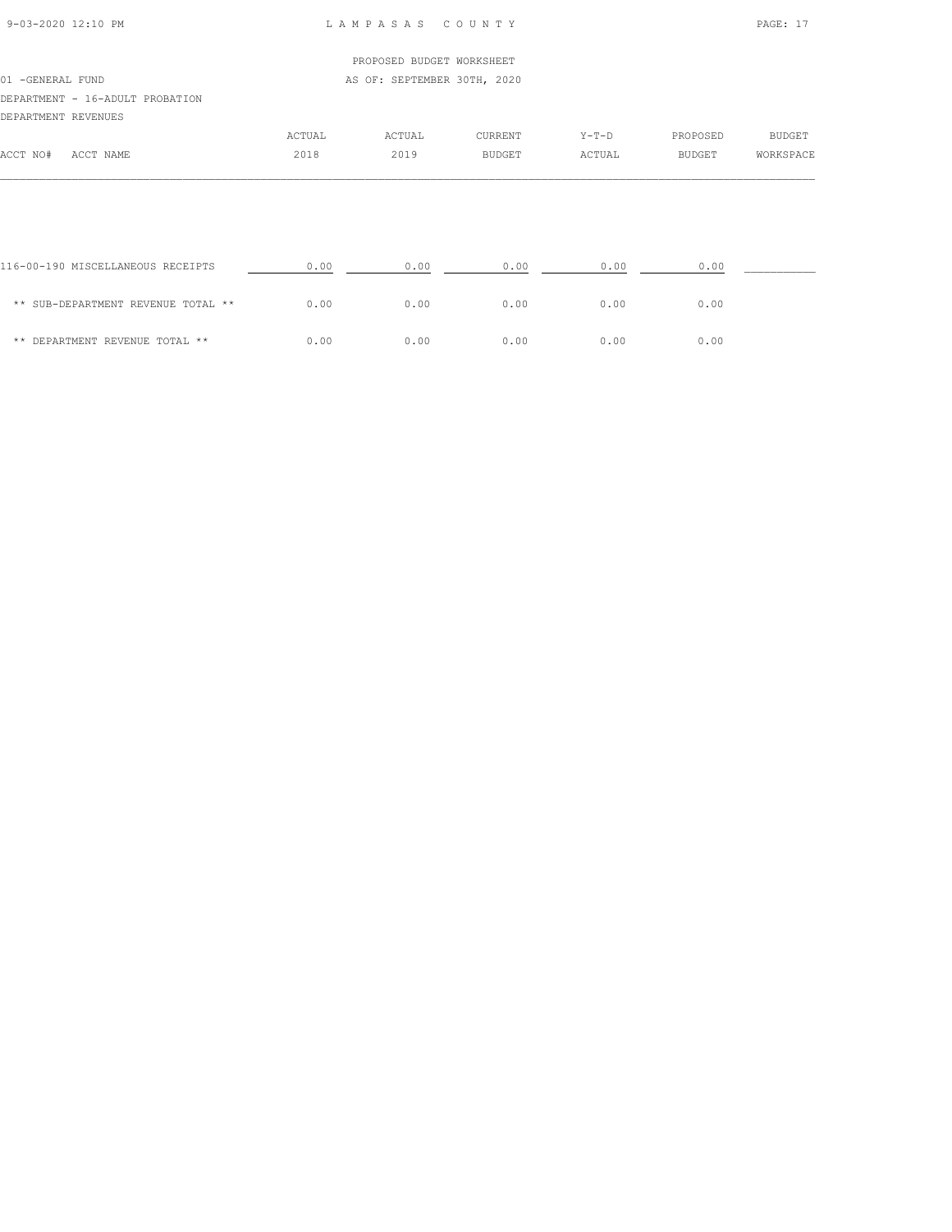LAMPASAS COUNTY

PROPOSED BUDGET WORKSHEET

01 -GENERAL FUND

AS OF: SEPTEMBER 30TH, 2020

DEPARTMENT - 16-ADULT PROBATION

DEPARTMENT REVENUES

| ACCT NO# ACCT NAME | ACTUAL 2018 | ACTUAL 2019 | CURRENT BUDGET | Y-T-D ACTUAL | PROPOSED BUDGET | BUDGET WORKSPACE |
|---|---|---|---|---|---|---|
| 116-00-190 MISCELLANEOUS RECEIPTS | 0.00 | 0.00 | 0.00 | 0.00 | 0.00 | __________ |
| ** SUB-DEPARTMENT REVENUE TOTAL ** | 0.00 | 0.00 | 0.00 | 0.00 | 0.00 | |
| ** DEPARTMENT REVENUE TOTAL ** | 0.00 | 0.00 | 0.00 | 0.00 | 0.00 | |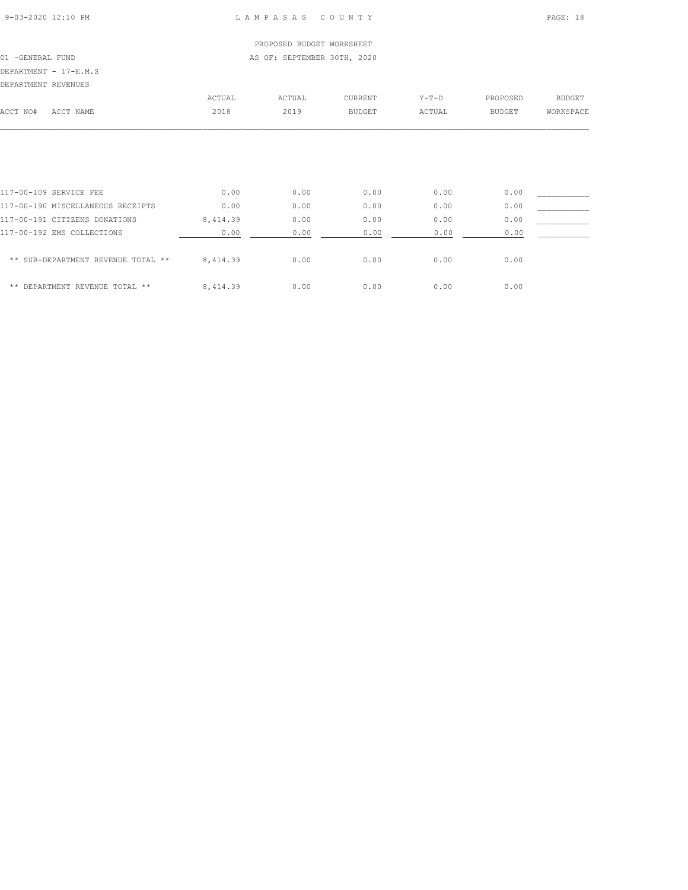PROPOSED BUDGET WORKSHEET

01 -GENERAL FUND — AS OF: SEPTEMBER 30TH, 2020

DEPARTMENT - 17-E.M.S

DEPARTMENT REVENUES

| ACCT NO# | ACCT NAME | ACTUAL 2018 | ACTUAL 2019 | CURRENT BUDGET | Y-T-D ACTUAL | PROPOSED BUDGET | BUDGET WORKSPACE |
|---|---|---|---|---|---|---|---|
| 117-00-109 | SERVICE FEE | 0.00 | 0.00 | 0.00 | 0.00 | 0.00 | ___________ |
| 117-00-190 | MISCELLANEOUS RECEIPTS | 0.00 | 0.00 | 0.00 | 0.00 | 0.00 | ___________ |
| 117-00-191 | CITIZENS DONATIONS | 8,414.39 | 0.00 | 0.00 | 0.00 | 0.00 | ___________ |
| 117-00-192 | EMS COLLECTIONS | 0.00 | 0.00 | 0.00 | 0.00 | 0.00 | ___________ |
| | ** SUB-DEPARTMENT REVENUE TOTAL ** | 8,414.39 | 0.00 | 0.00 | 0.00 | 0.00 | |
| | ** DEPARTMENT REVENUE TOTAL ** | 8,414.39 | 0.00 | 0.00 | 0.00 | 0.00 | |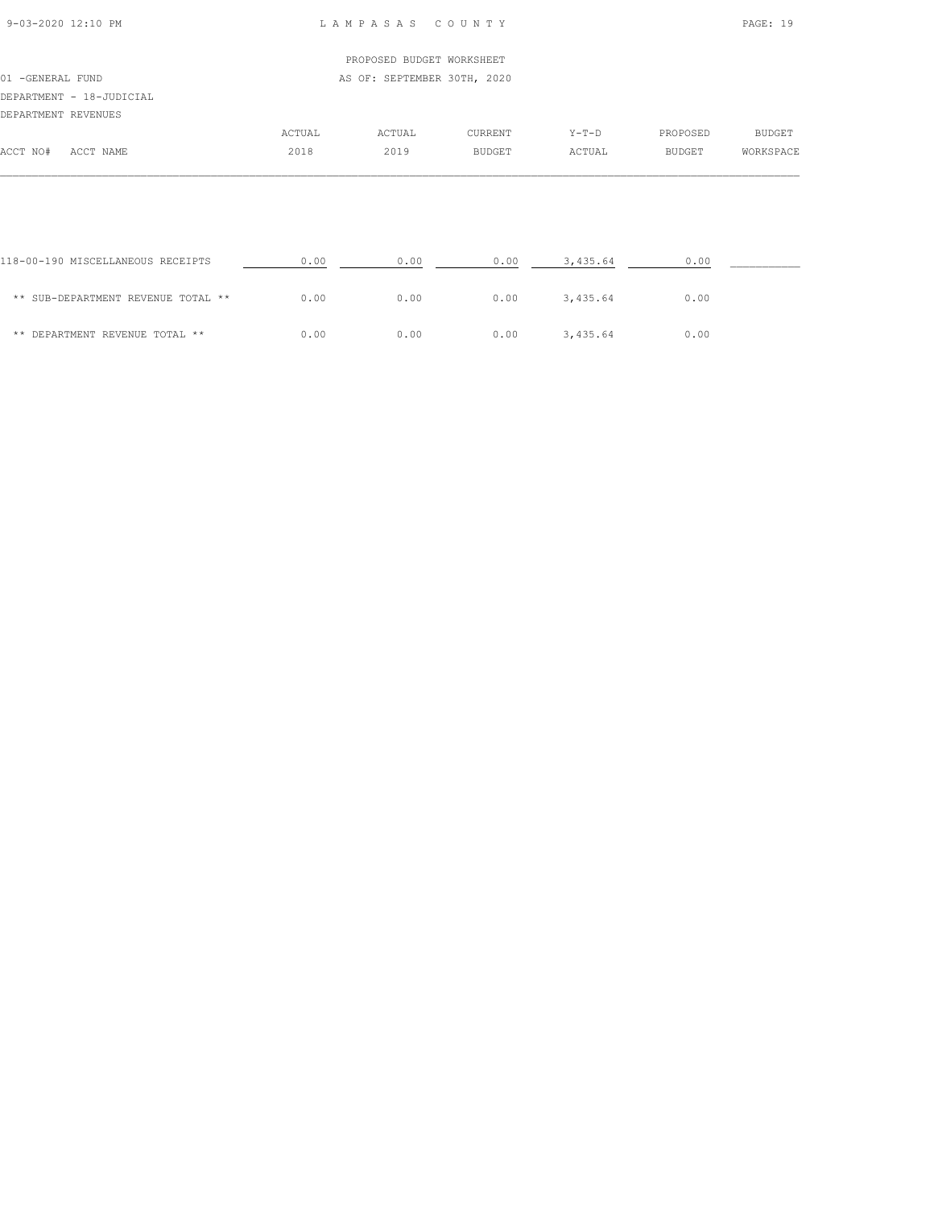PROPOSED BUDGET WORKSHEET

01 -GENERAL FUND AS OF: SEPTEMBER 30TH, 2020

DEPARTMENT - 18-JUDICIAL

DEPARTMENT REVENUES

| ACCT NO# ACCT NAME | ACTUAL 2018 | ACTUAL 2019 | CURRENT BUDGET | Y-T-D ACTUAL | PROPOSED BUDGET | BUDGET WORKSPACE |
|---|---|---|---|---|---|---|
| 118-00-190 MISCELLANEOUS RECEIPTS | 0.00 | 0.00 | 0.00 | 3,435.64 | 0.00 | __________ |
| ** SUB-DEPARTMENT REVENUE TOTAL ** | 0.00 | 0.00 | 0.00 | 3,435.64 | 0.00 | |
| ** DEPARTMENT REVENUE TOTAL ** | 0.00 | 0.00 | 0.00 | 3,435.64 | 0.00 | |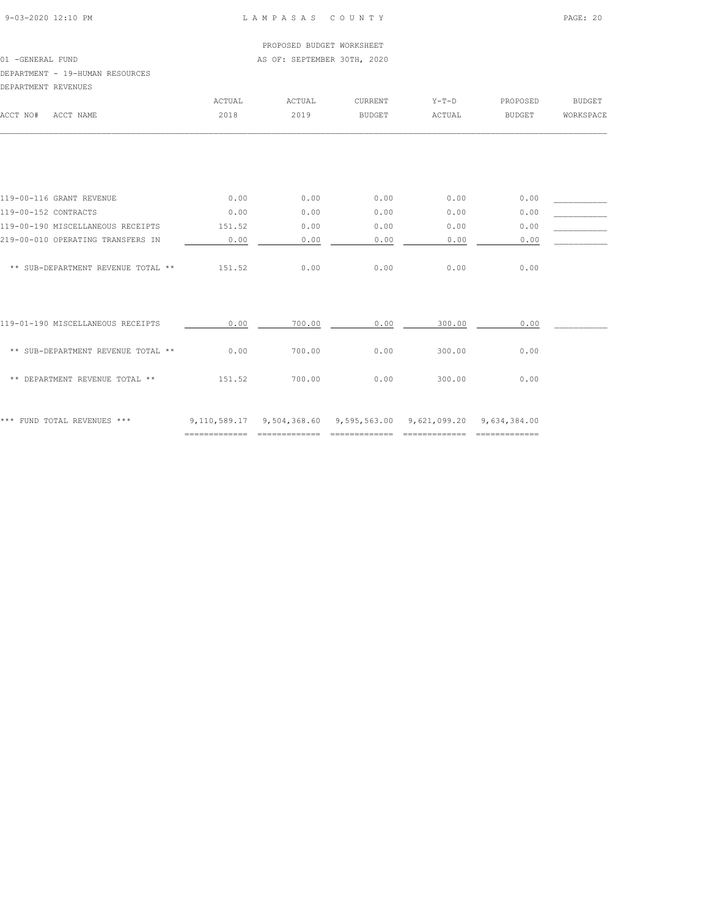LAMPASAS COUNTY

PROPOSED BUDGET WORKSHEET

01 -GENERAL FUND

AS OF: SEPTEMBER 30TH, 2020

DEPARTMENT - 19-HUMAN RESOURCES

DEPARTMENT REVENUES

| ACCT NO# ACCT NAME | ACTUAL 2018 | ACTUAL 2019 | CURRENT BUDGET | Y-T-D ACTUAL | PROPOSED BUDGET | BUDGET WORKSPACE |
|---|---|---|---|---|---|---|
| 119-00-116 GRANT REVENUE | 0.00 | 0.00 | 0.00 | 0.00 | 0.00 | |
| 119-00-152 CONTRACTS | 0.00 | 0.00 | 0.00 | 0.00 | 0.00 | |
| 119-00-190 MISCELLANEOUS RECEIPTS | 151.52 | 0.00 | 0.00 | 0.00 | 0.00 | |
| 219-00-010 OPERATING TRANSFERS IN | 0.00 | 0.00 | 0.00 | 0.00 | 0.00 | |
| ** SUB-DEPARTMENT REVENUE TOTAL ** | 151.52 | 0.00 | 0.00 | 0.00 | 0.00 | |
| 119-01-190 MISCELLANEOUS RECEIPTS | 0.00 | 700.00 | 0.00 | 300.00 | 0.00 | |
| ** SUB-DEPARTMENT REVENUE TOTAL ** | 0.00 | 700.00 | 0.00 | 300.00 | 0.00 | |
| ** DEPARTMENT REVENUE TOTAL ** | 151.52 | 700.00 | 0.00 | 300.00 | 0.00 | |
| *** FUND TOTAL REVENUES *** | 9,110,589.17 | 9,504,368.60 | 9,595,563.00 | 9,621,099.20 | 9,634,384.00 | |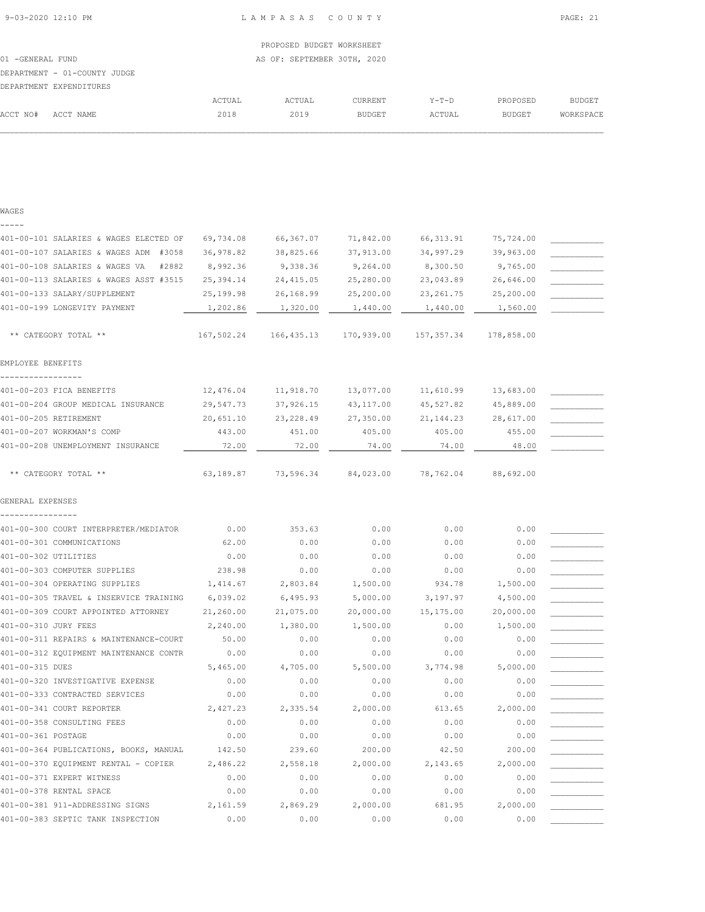PROPOSED BUDGET WORKSHEET

01 -GENERAL FUND AS OF: SEPTEMBER 30TH, 2020

DEPARTMENT - 01-COUNTY JUDGE

DEPARTMENT EXPENDITURES

| ACCT NO# | ACCT NAME | ACTUAL 2018 | ACTUAL 2019 | CURRENT BUDGET | Y-T-D ACTUAL | PROPOSED BUDGET | BUDGET WORKSPACE |
|---|---|---|---|---|---|---|---|
| **WAGES** | | | | | | | |
| 401-00-101 | SALARIES & WAGES ELECTED OF | 69,734.08 | 66,367.07 | 71,842.00 | 66,313.91 | 75,724.00 | |
| 401-00-107 | SALARIES & WAGES ADM #3058 | 36,978.82 | 38,825.66 | 37,913.00 | 34,997.29 | 39,963.00 | |
| 401-00-108 | SALARIES & WAGES VA #2882 | 8,992.36 | 9,338.36 | 9,264.00 | 8,300.50 | 9,765.00 | |
| 401-00-113 | SALARIES & WAGES ASST #3515 | 25,394.14 | 24,415.05 | 25,280.00 | 23,043.89 | 26,646.00 | |
| 401-00-133 | SALARY/SUPPLEMENT | 25,199.98 | 26,168.99 | 25,200.00 | 23,261.75 | 25,200.00 | |
| 401-00-199 | LONGEVITY PAYMENT | 1,202.86 | 1,320.00 | 1,440.00 | 1,440.00 | 1,560.00 | |
| | ** CATEGORY TOTAL ** | 167,502.24 | 166,435.13 | 170,939.00 | 157,357.34 | 178,858.00 | |
| **EMPLOYEE BENEFITS** | | | | | | | |
| 401-00-203 | FICA BENEFITS | 12,476.04 | 11,918.70 | 13,077.00 | 11,610.99 | 13,683.00 | |
| 401-00-204 | GROUP MEDICAL INSURANCE | 29,547.73 | 37,926.15 | 43,117.00 | 45,527.82 | 45,889.00 | |
| 401-00-205 | RETIREMENT | 20,651.10 | 23,228.49 | 27,350.00 | 21,144.23 | 28,617.00 | |
| 401-00-207 | WORKMAN'S COMP | 443.00 | 451.00 | 405.00 | 405.00 | 455.00 | |
| 401-00-208 | UNEMPLOYMENT INSURANCE | 72.00 | 72.00 | 74.00 | 74.00 | 48.00 | |
| | ** CATEGORY TOTAL ** | 63,189.87 | 73,596.34 | 84,023.00 | 78,762.04 | 88,692.00 | |
| **GENERAL EXPENSES** | | | | | | | |
| 401-00-300 | COURT INTERPRETER/MEDIATOR | 0.00 | 353.63 | 0.00 | 0.00 | 0.00 | |
| 401-00-301 | COMMUNICATIONS | 62.00 | 0.00 | 0.00 | 0.00 | 0.00 | |
| 401-00-302 | UTILITIES | 0.00 | 0.00 | 0.00 | 0.00 | 0.00 | |
| 401-00-303 | COMPUTER SUPPLIES | 238.98 | 0.00 | 0.00 | 0.00 | 0.00 | |
| 401-00-304 | OPERATING SUPPLIES | 1,414.67 | 2,803.84 | 1,500.00 | 934.78 | 1,500.00 | |
| 401-00-305 | TRAVEL & INSERVICE TRAINING | 6,039.02 | 6,495.93 | 5,000.00 | 3,197.97 | 4,500.00 | |
| 401-00-309 | COURT APPOINTED ATTORNEY | 21,260.00 | 21,075.00 | 20,000.00 | 15,175.00 | 20,000.00 | |
| 401-00-310 | JURY FEES | 2,240.00 | 1,380.00 | 1,500.00 | 0.00 | 1,500.00 | |
| 401-00-311 | REPAIRS & MAINTENANCE-COURT | 50.00 | 0.00 | 0.00 | 0.00 | 0.00 | |
| 401-00-312 | EQUIPMENT MAINTENANCE CONTR | 0.00 | 0.00 | 0.00 | 0.00 | 0.00 | |
| 401-00-315 | DUES | 5,465.00 | 4,705.00 | 5,500.00 | 3,774.98 | 5,000.00 | |
| 401-00-320 | INVESTIGATIVE EXPENSE | 0.00 | 0.00 | 0.00 | 0.00 | 0.00 | |
| 401-00-333 | CONTRACTED SERVICES | 0.00 | 0.00 | 0.00 | 0.00 | 0.00 | |
| 401-00-341 | COURT REPORTER | 2,427.23 | 2,335.54 | 2,000.00 | 613.65 | 2,000.00 | |
| 401-00-358 | CONSULTING FEES | 0.00 | 0.00 | 0.00 | 0.00 | 0.00 | |
| 401-00-361 | POSTAGE | 0.00 | 0.00 | 0.00 | 0.00 | 0.00 | |
| 401-00-364 | PUBLICATIONS, BOOKS, MANUAL | 142.50 | 239.60 | 200.00 | 42.50 | 200.00 | |
| 401-00-370 | EQUIPMENT RENTAL - COPIER | 2,486.22 | 2,558.18 | 2,000.00 | 2,143.65 | 2,000.00 | |
| 401-00-371 | EXPERT WITNESS | 0.00 | 0.00 | 0.00 | 0.00 | 0.00 | |
| 401-00-378 | RENTAL SPACE | 0.00 | 0.00 | 0.00 | 0.00 | 0.00 | |
| 401-00-381 | 911-ADDRESSING SIGNS | 2,161.59 | 2,869.29 | 2,000.00 | 681.95 | 2,000.00 | |
| 401-00-383 | SEPTIC TANK INSPECTION | 0.00 | 0.00 | 0.00 | 0.00 | 0.00 | |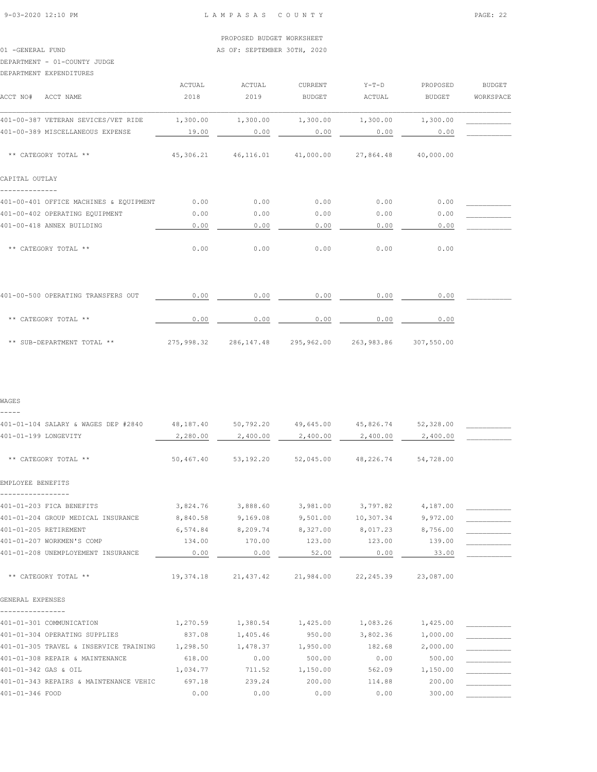PROPOSED BUDGET WORKSHEET

01 -GENERAL FUND AS OF: SEPTEMBER 30TH, 2020

DEPARTMENT - 01-COUNTY JUDGE

DEPARTMENT EXPENDITURES

| ACCT NO# ACCT NAME | ACTUAL 2018 | ACTUAL 2019 | CURRENT BUDGET | Y-T-D ACTUAL | PROPOSED BUDGET | BUDGET WORKSPACE |
|---|---|---|---|---|---|---|
| 401-00-387 VETERAN SEVICES/VET RIDE | 1,300.00 | 1,300.00 | 1,300.00 | 1,300.00 | 1,300.00 | |
| 401-00-389 MISCELLANEOUS EXPENSE | 19.00 | 0.00 | 0.00 | 0.00 | 0.00 | |
| ** CATEGORY TOTAL ** | 45,306.21 | 46,116.01 | 41,000.00 | 27,864.48 | 40,000.00 | |
| **CAPITAL OUTLAY** | | | | | | |
| 401-00-401 OFFICE MACHINES & EQUIPMENT | 0.00 | 0.00 | 0.00 | 0.00 | 0.00 | |
| 401-00-402 OPERATING EQUIPMENT | 0.00 | 0.00 | 0.00 | 0.00 | 0.00 | |
| 401-00-418 ANNEX BUILDING | 0.00 | 0.00 | 0.00 | 0.00 | 0.00 | |
| ** CATEGORY TOTAL ** | 0.00 | 0.00 | 0.00 | 0.00 | 0.00 | |
| 401-00-500 OPERATING TRANSFERS OUT | 0.00 | 0.00 | 0.00 | 0.00 | 0.00 | |
| ** CATEGORY TOTAL ** | 0.00 | 0.00 | 0.00 | 0.00 | 0.00 | |
| ** SUB-DEPARTMENT TOTAL ** | 275,998.32 | 286,147.48 | 295,962.00 | 263,983.86 | 307,550.00 | |
| **WAGES** | | | | | | |
| 401-01-104 SALARY & WAGES DEP #2840 | 48,187.40 | 50,792.20 | 49,645.00 | 45,826.74 | 52,328.00 | |
| 401-01-199 LONGEVITY | 2,280.00 | 2,400.00 | 2,400.00 | 2,400.00 | 2,400.00 | |
| ** CATEGORY TOTAL ** | 50,467.40 | 53,192.20 | 52,045.00 | 48,226.74 | 54,728.00 | |
| **EMPLOYEE BENEFITS** | | | | | | |
| 401-01-203 FICA BENEFITS | 3,824.76 | 3,888.60 | 3,981.00 | 3,797.82 | 4,187.00 | |
| 401-01-204 GROUP MEDICAL INSURANCE | 8,840.58 | 9,169.08 | 9,501.00 | 10,307.34 | 9,972.00 | |
| 401-01-205 RETIREMENT | 6,574.84 | 8,209.74 | 8,327.00 | 8,017.23 | 8,756.00 | |
| 401-01-207 WORKMEN'S COMP | 134.00 | 170.00 | 123.00 | 123.00 | 139.00 | |
| 401-01-208 UNEMPLOYEMENT INSURANCE | 0.00 | 0.00 | 52.00 | 0.00 | 33.00 | |
| ** CATEGORY TOTAL ** | 19,374.18 | 21,437.42 | 21,984.00 | 22,245.39 | 23,087.00 | |
| **GENERAL EXPENSES** | | | | | | |
| 401-01-301 COMMUNICATION | 1,270.59 | 1,380.54 | 1,425.00 | 1,083.26 | 1,425.00 | |
| 401-01-304 OPERATING SUPPLIES | 837.08 | 1,405.46 | 950.00 | 3,802.36 | 1,000.00 | |
| 401-01-305 TRAVEL & INSERVICE TRAINING | 1,298.50 | 1,478.37 | 1,950.00 | 182.68 | 2,000.00 | |
| 401-01-308 REPAIR & MAINTENANCE | 618.00 | 0.00 | 500.00 | 0.00 | 500.00 | |
| 401-01-342 GAS & OIL | 1,034.77 | 711.52 | 1,150.00 | 562.09 | 1,150.00 | |
| 401-01-343 REPAIRS & MAINTENANCE VEHIC | 697.18 | 239.24 | 200.00 | 114.88 | 200.00 | |
| 401-01-346 FOOD | 0.00 | 0.00 | 0.00 | 0.00 | 300.00 | |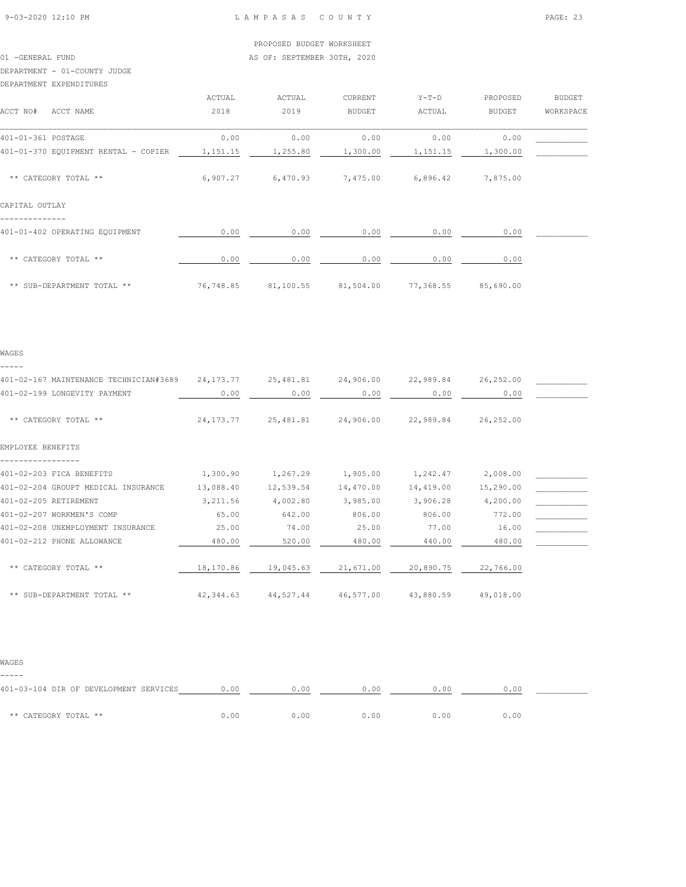PROPOSED BUDGET WORKSHEET

01 -GENERAL FUND — AS OF: SEPTEMBER 30TH, 2020

DEPARTMENT - 01-COUNTY JUDGE

DEPARTMENT EXPENDITURES

| ACCT NO# ACCT NAME | ACTUAL 2018 | ACTUAL 2019 | CURRENT BUDGET | Y-T-D ACTUAL | PROPOSED BUDGET | BUDGET WORKSPACE |
|---|---|---|---|---|---|---|
| 401-01-361 POSTAGE | 0.00 | 0.00 | 0.00 | 0.00 | 0.00 | |
| 401-01-370 EQUIPMENT RENTAL - COPIER | 1,151.15 | 1,255.80 | 1,300.00 | 1,151.15 | 1,300.00 | |
| ** CATEGORY TOTAL ** | 6,907.27 | 6,470.93 | 7,475.00 | 6,896.42 | 7,875.00 | |
| **CAPITAL OUTLAY** | | | | | | |
| 401-01-402 OPERATING EQUIPMENT | 0.00 | 0.00 | 0.00 | 0.00 | 0.00 | |
| ** CATEGORY TOTAL ** | 0.00 | 0.00 | 0.00 | 0.00 | 0.00 | |
| ** SUB-DEPARTMENT TOTAL ** | 76,748.85 | 81,100.55 | 81,504.00 | 77,368.55 | 85,690.00 | |
| **WAGES** | | | | | | |
| 401-02-167 MAINTENANCE TECHNICIAN#3689 | 24,173.77 | 25,481.81 | 24,906.00 | 22,989.84 | 26,252.00 | |
| 401-02-199 LONGEVITY PAYMENT | 0.00 | 0.00 | 0.00 | 0.00 | 0.00 | |
| ** CATEGORY TOTAL ** | 24,173.77 | 25,481.81 | 24,906.00 | 22,989.84 | 26,252.00 | |
| **EMPLOYEE BENEFITS** | | | | | | |
| 401-02-203 FICA BENEFITS | 1,300.90 | 1,267.29 | 1,905.00 | 1,242.47 | 2,008.00 | |
| 401-02-204 GROUPT MEDICAL INSURANCE | 13,088.40 | 12,539.54 | 14,470.00 | 14,419.00 | 15,290.00 | |
| 401-02-205 RETIREMENT | 3,211.56 | 4,002.80 | 3,985.00 | 3,906.28 | 4,200.00 | |
| 401-02-207 WORKMEN'S COMP | 65.00 | 642.00 | 806.00 | 806.00 | 772.00 | |
| 401-02-208 UNEMPLOYMENT INSURANCE | 25.00 | 74.00 | 25.00 | 77.00 | 16.00 | |
| 401-02-212 PHONE ALLOWANCE | 480.00 | 520.00 | 480.00 | 440.00 | 480.00 | |
| ** CATEGORY TOTAL ** | 18,170.86 | 19,045.63 | 21,671.00 | 20,890.75 | 22,766.00 | |
| ** SUB-DEPARTMENT TOTAL ** | 42,344.63 | 44,527.44 | 46,577.00 | 43,880.59 | 49,018.00 | |
| **WAGES** | | | | | | |
| 401-03-104 DIR OF DEVELOPMENT SERVICES | 0.00 | 0.00 | 0.00 | 0.00 | 0.00 | |
| ** CATEGORY TOTAL ** | 0.00 | 0.00 | 0.00 | 0.00 | 0.00 | |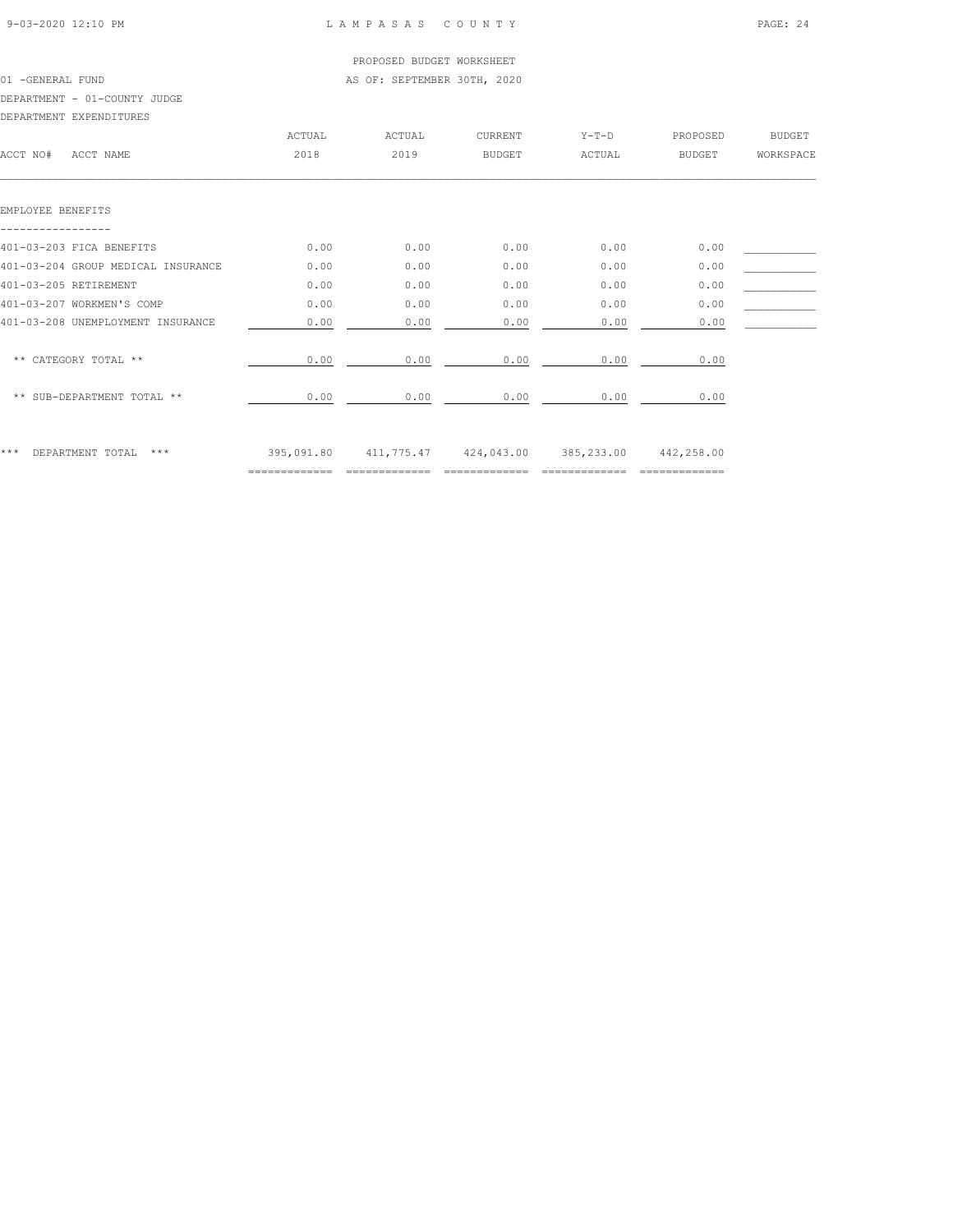PROPOSED BUDGET WORKSHEET

01 -GENERAL FUND — AS OF: SEPTEMBER 30TH, 2020

DEPARTMENT - 01-COUNTY JUDGE

DEPARTMENT EXPENDITURES

| ACCT NO# ACCT NAME | ACTUAL 2018 | ACTUAL 2019 | CURRENT BUDGET | Y-T-D ACTUAL | PROPOSED BUDGET | BUDGET WORKSPACE |
|---|---|---|---|---|---|---|
| **EMPLOYEE BENEFITS** | | | | | | |
| 401-03-203 FICA BENEFITS | 0.00 | 0.00 | 0.00 | 0.00 | 0.00 | ___________ |
| 401-03-204 GROUP MEDICAL INSURANCE | 0.00 | 0.00 | 0.00 | 0.00 | 0.00 | ___________ |
| 401-03-205 RETIREMENT | 0.00 | 0.00 | 0.00 | 0.00 | 0.00 | ___________ |
| 401-03-207 WORKMEN'S COMP | 0.00 | 0.00 | 0.00 | 0.00 | 0.00 | ___________ |
| 401-03-208 UNEMPLOYMENT INSURANCE | 0.00 | 0.00 | 0.00 | 0.00 | 0.00 | ___________ |
| ** CATEGORY TOTAL ** | 0.00 | 0.00 | 0.00 | 0.00 | 0.00 | |
| ** SUB-DEPARTMENT TOTAL ** | 0.00 | 0.00 | 0.00 | 0.00 | 0.00 | |
| *** DEPARTMENT TOTAL *** | 395,091.80 | 411,775.47 | 424,043.00 | 385,233.00 | 442,258.00 | |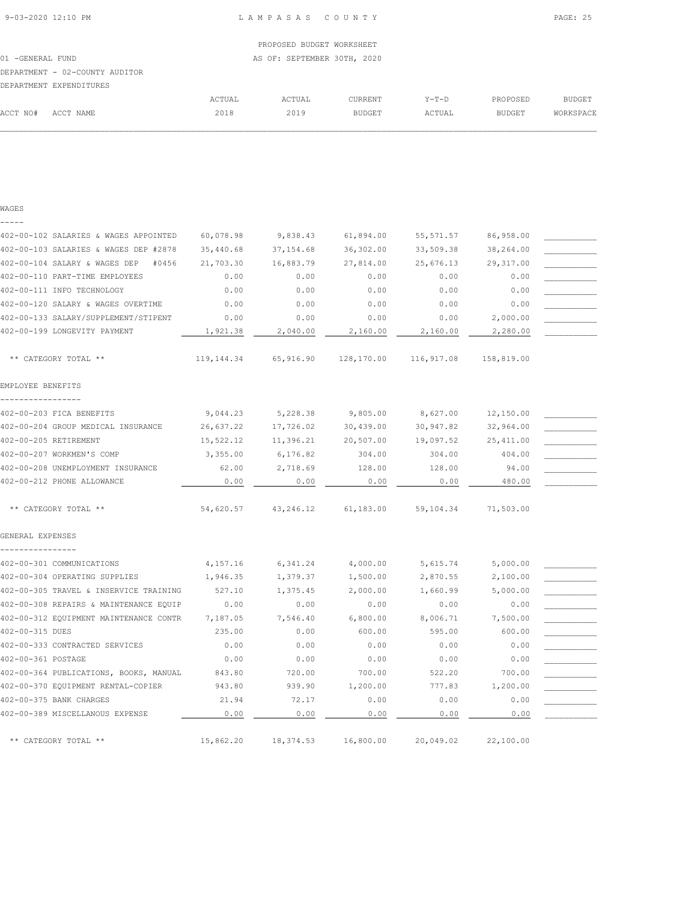PROPOSED BUDGET WORKSHEET

01 -GENERAL FUND AS OF: SEPTEMBER 30TH, 2020

DEPARTMENT - 02-COUNTY AUDITOR

DEPARTMENT EXPENDITURES

| ACCT NO# | ACCT NAME | ACTUAL 2018 | ACTUAL 2019 | CURRENT BUDGET | Y-T-D ACTUAL | PROPOSED BUDGET | BUDGET WORKSPACE |
|---|---|---|---|---|---|---|---|
| **WAGES** | | | | | | | |
| 402-00-102 | SALARIES & WAGES APPOINTED | 60,078.98 | 9,838.43 | 61,894.00 | 55,571.57 | 86,958.00 | ___________ |
| 402-00-103 | SALARIES & WAGES DEP #2878 | 35,440.68 | 37,154.68 | 36,302.00 | 33,509.38 | 38,264.00 | ___________ |
| 402-00-104 | SALARY & WAGES DEP #0456 | 21,703.30 | 16,883.79 | 27,814.00 | 25,676.13 | 29,317.00 | ___________ |
| 402-00-110 | PART-TIME EMPLOYEES | 0.00 | 0.00 | 0.00 | 0.00 | 0.00 | ___________ |
| 402-00-111 | INFO TECHNOLOGY | 0.00 | 0.00 | 0.00 | 0.00 | 0.00 | ___________ |
| 402-00-120 | SALARY & WAGES OVERTIME | 0.00 | 0.00 | 0.00 | 0.00 | 0.00 | ___________ |
| 402-00-133 | SALARY/SUPPLEMENT/STIPENT | 0.00 | 0.00 | 0.00 | 0.00 | 2,000.00 | ___________ |
| 402-00-199 | LONGEVITY PAYMENT | 1,921.38 | 2,040.00 | 2,160.00 | 2,160.00 | 2,280.00 | ___________ |
| | ** CATEGORY TOTAL ** | 119,144.34 | 65,916.90 | 128,170.00 | 116,917.08 | 158,819.00 | |
| **EMPLOYEE BENEFITS** | | | | | | | |
| 402-00-203 | FICA BENEFITS | 9,044.23 | 5,228.38 | 9,805.00 | 8,627.00 | 12,150.00 | ___________ |
| 402-00-204 | GROUP MEDICAL INSURANCE | 26,637.22 | 17,726.02 | 30,439.00 | 30,947.82 | 32,964.00 | ___________ |
| 402-00-205 | RETIREMENT | 15,522.12 | 11,396.21 | 20,507.00 | 19,097.52 | 25,411.00 | ___________ |
| 402-00-207 | WORKMEN'S COMP | 3,355.00 | 6,176.82 | 304.00 | 304.00 | 404.00 | ___________ |
| 402-00-208 | UNEMPLOYMENT INSURANCE | 62.00 | 2,718.69 | 128.00 | 128.00 | 94.00 | ___________ |
| 402-00-212 | PHONE ALLOWANCE | 0.00 | 0.00 | 0.00 | 0.00 | 480.00 | ___________ |
| | ** CATEGORY TOTAL ** | 54,620.57 | 43,246.12 | 61,183.00 | 59,104.34 | 71,503.00 | |
| **GENERAL EXPENSES** | | | | | | | |
| 402-00-301 | COMMUNICATIONS | 4,157.16 | 6,341.24 | 4,000.00 | 5,615.74 | 5,000.00 | ___________ |
| 402-00-304 | OPERATING SUPPLIES | 1,946.35 | 1,379.37 | 1,500.00 | 2,870.55 | 2,100.00 | ___________ |
| 402-00-305 | TRAVEL & INSERVICE TRAINING | 527.10 | 1,375.45 | 2,000.00 | 1,660.99 | 5,000.00 | ___________ |
| 402-00-308 | REPAIRS & MAINTENANCE EQUIP | 0.00 | 0.00 | 0.00 | 0.00 | 0.00 | ___________ |
| 402-00-312 | EQUIPMENT MAINTENANCE CONTR | 7,187.05 | 7,546.40 | 6,800.00 | 8,006.71 | 7,500.00 | ___________ |
| 402-00-315 | DUES | 235.00 | 0.00 | 600.00 | 595.00 | 600.00 | ___________ |
| 402-00-333 | CONTRACTED SERVICES | 0.00 | 0.00 | 0.00 | 0.00 | 0.00 | ___________ |
| 402-00-361 | POSTAGE | 0.00 | 0.00 | 0.00 | 0.00 | 0.00 | ___________ |
| 402-00-364 | PUBLICATIONS, BOOKS, MANUAL | 843.80 | 720.00 | 700.00 | 522.20 | 700.00 | ___________ |
| 402-00-370 | EQUIPMENT RENTAL-COPIER | 943.80 | 939.90 | 1,200.00 | 777.83 | 1,200.00 | ___________ |
| 402-00-375 | BANK CHARGES | 21.94 | 72.17 | 0.00 | 0.00 | 0.00 | ___________ |
| 402-00-389 | MISCELLANOUS EXPENSE | 0.00 | 0.00 | 0.00 | 0.00 | 0.00 | ___________ |
| | ** CATEGORY TOTAL ** | 15,862.20 | 18,374.53 | 16,800.00 | 20,049.02 | 22,100.00 | |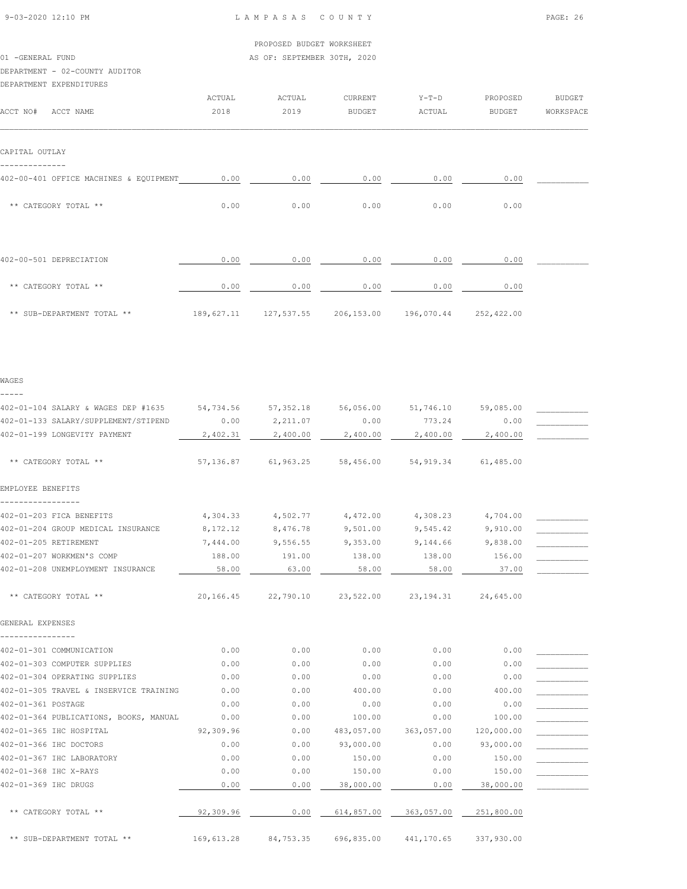LAMPASAS COUNTY

PROPOSED BUDGET WORKSHEET

AS OF: SEPTEMBER 30TH, 2020

01 -GENERAL FUND

DEPARTMENT - 02-COUNTY AUDITOR

DEPARTMENT EXPENDITURES

| ACCT NO# ACCT NAME | ACTUAL 2018 | ACTUAL 2019 | CURRENT BUDGET | Y-T-D ACTUAL | PROPOSED BUDGET | BUDGET WORKSPACE |
|---|---|---|---|---|---|---|
| **CAPITAL OUTLAY** | | | | | | |
| 402-00-401 OFFICE MACHINES & EQUIPMENT | 0.00 | 0.00 | 0.00 | 0.00 | 0.00 | |
| ** CATEGORY TOTAL ** | 0.00 | 0.00 | 0.00 | 0.00 | 0.00 | |
| 402-00-501 DEPRECIATION | 0.00 | 0.00 | 0.00 | 0.00 | 0.00 | |
| ** CATEGORY TOTAL ** | 0.00 | 0.00 | 0.00 | 0.00 | 0.00 | |
| ** SUB-DEPARTMENT TOTAL ** | 189,627.11 | 127,537.55 | 206,153.00 | 196,070.44 | 252,422.00 | |
| **WAGES** | | | | | | |
| 402-01-104 SALARY & WAGES DEP #1635 | 54,734.56 | 57,352.18 | 56,056.00 | 51,746.10 | 59,085.00 | |
| 402-01-133 SALARY/SUPPLEMENT/STIPEND | 0.00 | 2,211.07 | 0.00 | 773.24 | 0.00 | |
| 402-01-199 LONGEVITY PAYMENT | 2,402.31 | 2,400.00 | 2,400.00 | 2,400.00 | 2,400.00 | |
| ** CATEGORY TOTAL ** | 57,136.87 | 61,963.25 | 58,456.00 | 54,919.34 | 61,485.00 | |
| **EMPLOYEE BENEFITS** | | | | | | |
| 402-01-203 FICA BENEFITS | 4,304.33 | 4,502.77 | 4,472.00 | 4,308.23 | 4,704.00 | |
| 402-01-204 GROUP MEDICAL INSURANCE | 8,172.12 | 8,476.78 | 9,501.00 | 9,545.42 | 9,910.00 | |
| 402-01-205 RETIREMENT | 7,444.00 | 9,556.55 | 9,353.00 | 9,144.66 | 9,838.00 | |
| 402-01-207 WORKMEN'S COMP | 188.00 | 191.00 | 138.00 | 138.00 | 156.00 | |
| 402-01-208 UNEMPLOYMENT INSURANCE | 58.00 | 63.00 | 58.00 | 58.00 | 37.00 | |
| ** CATEGORY TOTAL ** | 20,166.45 | 22,790.10 | 23,522.00 | 23,194.31 | 24,645.00 | |
| **GENERAL EXPENSES** | | | | | | |
| 402-01-301 COMMUNICATION | 0.00 | 0.00 | 0.00 | 0.00 | 0.00 | |
| 402-01-303 COMPUTER SUPPLIES | 0.00 | 0.00 | 0.00 | 0.00 | 0.00 | |
| 402-01-304 OPERATING SUPPLIES | 0.00 | 0.00 | 0.00 | 0.00 | 0.00 | |
| 402-01-305 TRAVEL & INSERVICE TRAINING | 0.00 | 0.00 | 400.00 | 0.00 | 400.00 | |
| 402-01-361 POSTAGE | 0.00 | 0.00 | 0.00 | 0.00 | 0.00 | |
| 402-01-364 PUBLICATIONS, BOOKS, MANUAL | 0.00 | 0.00 | 100.00 | 0.00 | 100.00 | |
| 402-01-365 IHC HOSPITAL | 92,309.96 | 0.00 | 483,057.00 | 363,057.00 | 120,000.00 | |
| 402-01-366 IHC DOCTORS | 0.00 | 0.00 | 93,000.00 | 0.00 | 93,000.00 | |
| 402-01-367 IHC LABORATORY | 0.00 | 0.00 | 150.00 | 0.00 | 150.00 | |
| 402-01-368 IHC X-RAYS | 0.00 | 0.00 | 150.00 | 0.00 | 150.00 | |
| 402-01-369 IHC DRUGS | 0.00 | 0.00 | 38,000.00 | 0.00 | 38,000.00 | |
| ** CATEGORY TOTAL ** | 92,309.96 | 0.00 | 614,857.00 | 363,057.00 | 251,800.00 | |
| ** SUB-DEPARTMENT TOTAL ** | 169,613.28 | 84,753.35 | 696,835.00 | 441,170.65 | 337,930.00 | |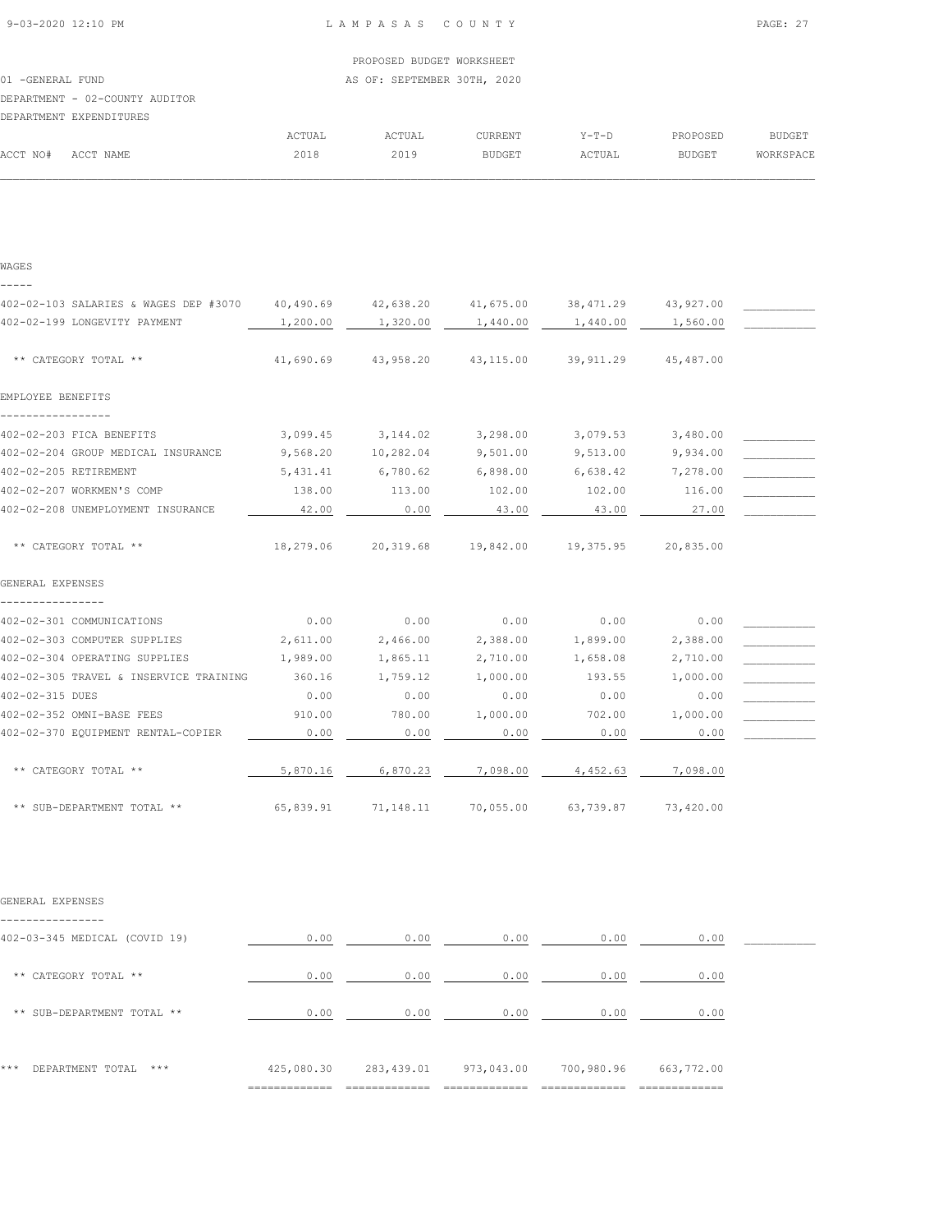PROPOSED BUDGET WORKSHEET

01 -GENERAL FUND AS OF: SEPTEMBER 30TH, 2020

DEPARTMENT - 02-COUNTY AUDITOR

DEPARTMENT EXPENDITURES

| ACCT NO# ACCT NAME | ACTUAL 2018 | ACTUAL 2019 | CURRENT BUDGET | Y-T-D ACTUAL | PROPOSED BUDGET | BUDGET WORKSPACE |
|---|---|---|---|---|---|---|
| **WAGES** | | | | | | |
| 402-02-103 SALARIES & WAGES DEP #3070 | 40,490.69 | 42,638.20 | 41,675.00 | 38,471.29 | 43,927.00 | ___________ |
| 402-02-199 LONGEVITY PAYMENT | 1,200.00 | 1,320.00 | 1,440.00 | 1,440.00 | 1,560.00 | ___________ |
| ** CATEGORY TOTAL ** | 41,690.69 | 43,958.20 | 43,115.00 | 39,911.29 | 45,487.00 | |
| **EMPLOYEE BENEFITS** | | | | | | |
| 402-02-203 FICA BENEFITS | 3,099.45 | 3,144.02 | 3,298.00 | 3,079.53 | 3,480.00 | ___________ |
| 402-02-204 GROUP MEDICAL INSURANCE | 9,568.20 | 10,282.04 | 9,501.00 | 9,513.00 | 9,934.00 | ___________ |
| 402-02-205 RETIREMENT | 5,431.41 | 6,780.62 | 6,898.00 | 6,638.42 | 7,278.00 | ___________ |
| 402-02-207 WORKMEN'S COMP | 138.00 | 113.00 | 102.00 | 102.00 | 116.00 | ___________ |
| 402-02-208 UNEMPLOYMENT INSURANCE | 42.00 | 0.00 | 43.00 | 43.00 | 27.00 | ___________ |
| ** CATEGORY TOTAL ** | 18,279.06 | 20,319.68 | 19,842.00 | 19,375.95 | 20,835.00 | |
| **GENERAL EXPENSES** | | | | | | |
| 402-02-301 COMMUNICATIONS | 0.00 | 0.00 | 0.00 | 0.00 | 0.00 | ___________ |
| 402-02-303 COMPUTER SUPPLIES | 2,611.00 | 2,466.00 | 2,388.00 | 1,899.00 | 2,388.00 | ___________ |
| 402-02-304 OPERATING SUPPLIES | 1,989.00 | 1,865.11 | 2,710.00 | 1,658.08 | 2,710.00 | ___________ |
| 402-02-305 TRAVEL & INSERVICE TRAINING | 360.16 | 1,759.12 | 1,000.00 | 193.55 | 1,000.00 | ___________ |
| 402-02-315 DUES | 0.00 | 0.00 | 0.00 | 0.00 | 0.00 | ___________ |
| 402-02-352 OMNI-BASE FEES | 910.00 | 780.00 | 1,000.00 | 702.00 | 1,000.00 | ___________ |
| 402-02-370 EQUIPMENT RENTAL-COPIER | 0.00 | 0.00 | 0.00 | 0.00 | 0.00 | ___________ |
| ** CATEGORY TOTAL ** | 5,870.16 | 6,870.23 | 7,098.00 | 4,452.63 | 7,098.00 | |
| ** SUB-DEPARTMENT TOTAL ** | 65,839.91 | 71,148.11 | 70,055.00 | 63,739.87 | 73,420.00 | |
| **GENERAL EXPENSES** | | | | | | |
| 402-03-345 MEDICAL (COVID 19) | 0.00 | 0.00 | 0.00 | 0.00 | 0.00 | ___________ |
| ** CATEGORY TOTAL ** | 0.00 | 0.00 | 0.00 | 0.00 | 0.00 | |
| ** SUB-DEPARTMENT TOTAL ** | 0.00 | 0.00 | 0.00 | 0.00 | 0.00 | |
| *** DEPARTMENT TOTAL *** | 425,080.30 | 283,439.01 | 973,043.00 | 700,980.96 | 663,772.00 | |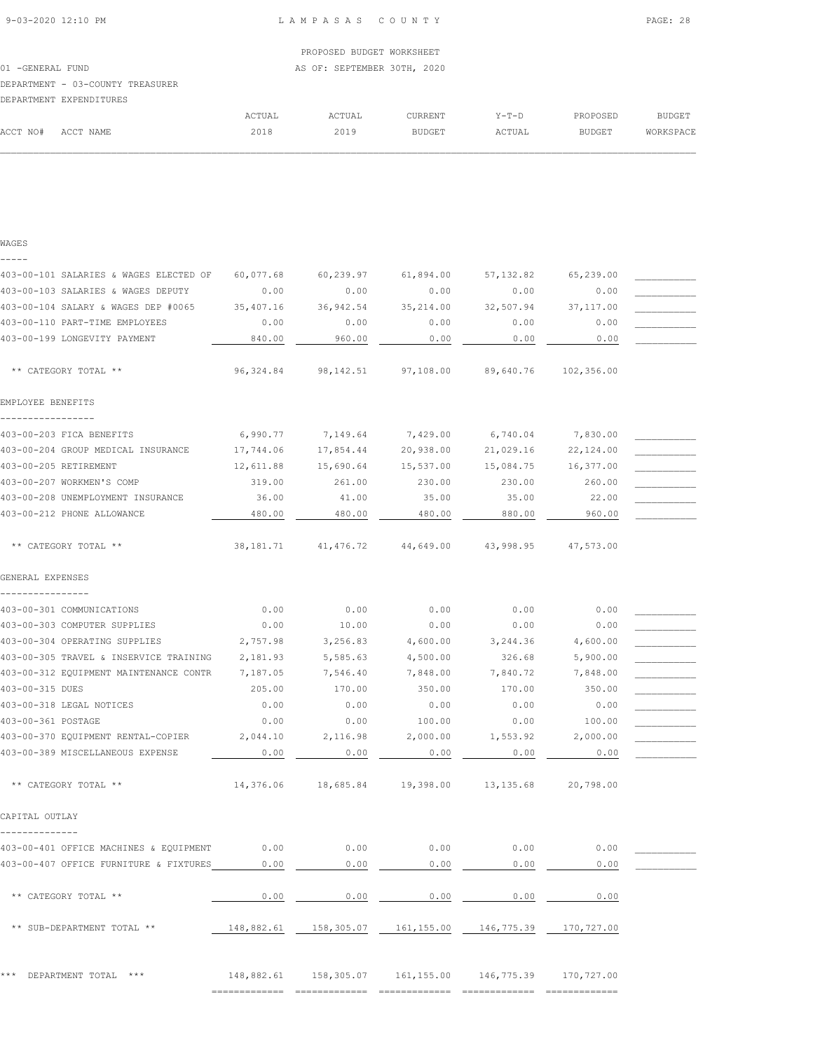LAMPASAS COUNTY

PROPOSED BUDGET WORKSHEET

AS OF: SEPTEMBER 30TH, 2020

01 -GENERAL FUND

DEPARTMENT - 03-COUNTY TREASURER

DEPARTMENT EXPENDITURES

| ACCT NO# ACCT NAME | ACTUAL 2018 | ACTUAL 2019 | CURRENT BUDGET | Y-T-D ACTUAL | PROPOSED BUDGET | BUDGET WORKSPACE |
|---|---|---|---|---|---|---|
| **WAGES** | | | | | | |
| 403-00-101 SALARIES & WAGES ELECTED OF | 60,077.68 | 60,239.97 | 61,894.00 | 57,132.82 | 65,239.00 | ___________ |
| 403-00-103 SALARIES & WAGES DEPUTY | 0.00 | 0.00 | 0.00 | 0.00 | 0.00 | ___________ |
| 403-00-104 SALARY & WAGES DEP #0065 | 35,407.16 | 36,942.54 | 35,214.00 | 32,507.94 | 37,117.00 | ___________ |
| 403-00-110 PART-TIME EMPLOYEES | 0.00 | 0.00 | 0.00 | 0.00 | 0.00 | ___________ |
| 403-00-199 LONGEVITY PAYMENT | 840.00 | 960.00 | 0.00 | 0.00 | 0.00 | ___________ |
| ** CATEGORY TOTAL ** | 96,324.84 | 98,142.51 | 97,108.00 | 89,640.76 | 102,356.00 | |
| **EMPLOYEE BENEFITS** | | | | | | |
| 403-00-203 FICA BENEFITS | 6,990.77 | 7,149.64 | 7,429.00 | 6,740.04 | 7,830.00 | ___________ |
| 403-00-204 GROUP MEDICAL INSURANCE | 17,744.06 | 17,854.44 | 20,938.00 | 21,029.16 | 22,124.00 | ___________ |
| 403-00-205 RETIREMENT | 12,611.88 | 15,690.64 | 15,537.00 | 15,084.75 | 16,377.00 | ___________ |
| 403-00-207 WORKMEN'S COMP | 319.00 | 261.00 | 230.00 | 230.00 | 260.00 | ___________ |
| 403-00-208 UNEMPLOYMENT INSURANCE | 36.00 | 41.00 | 35.00 | 35.00 | 22.00 | ___________ |
| 403-00-212 PHONE ALLOWANCE | 480.00 | 480.00 | 480.00 | 880.00 | 960.00 | ___________ |
| ** CATEGORY TOTAL ** | 38,181.71 | 41,476.72 | 44,649.00 | 43,998.95 | 47,573.00 | |
| **GENERAL EXPENSES** | | | | | | |
| 403-00-301 COMMUNICATIONS | 0.00 | 0.00 | 0.00 | 0.00 | 0.00 | ___________ |
| 403-00-303 COMPUTER SUPPLIES | 0.00 | 10.00 | 0.00 | 0.00 | 0.00 | ___________ |
| 403-00-304 OPERATING SUPPLIES | 2,757.98 | 3,256.83 | 4,600.00 | 3,244.36 | 4,600.00 | ___________ |
| 403-00-305 TRAVEL & INSERVICE TRAINING | 2,181.93 | 5,585.63 | 4,500.00 | 326.68 | 5,900.00 | ___________ |
| 403-00-312 EQUIPMENT MAINTENANCE CONTR | 7,187.05 | 7,546.40 | 7,848.00 | 7,840.72 | 7,848.00 | ___________ |
| 403-00-315 DUES | 205.00 | 170.00 | 350.00 | 170.00 | 350.00 | ___________ |
| 403-00-318 LEGAL NOTICES | 0.00 | 0.00 | 0.00 | 0.00 | 0.00 | ___________ |
| 403-00-361 POSTAGE | 0.00 | 0.00 | 100.00 | 0.00 | 100.00 | ___________ |
| 403-00-370 EQUIPMENT RENTAL-COPIER | 2,044.10 | 2,116.98 | 2,000.00 | 1,553.92 | 2,000.00 | ___________ |
| 403-00-389 MISCELLANEOUS EXPENSE | 0.00 | 0.00 | 0.00 | 0.00 | 0.00 | ___________ |
| ** CATEGORY TOTAL ** | 14,376.06 | 18,685.84 | 19,398.00 | 13,135.68 | 20,798.00 | |
| **CAPITAL OUTLAY** | | | | | | |
| 403-00-401 OFFICE MACHINES & EQUIPMENT | 0.00 | 0.00 | 0.00 | 0.00 | 0.00 | ___________ |
| 403-00-407 OFFICE FURNITURE & FIXTURES | 0.00 | 0.00 | 0.00 | 0.00 | 0.00 | ___________ |
| ** CATEGORY TOTAL ** | 0.00 | 0.00 | 0.00 | 0.00 | 0.00 | |
| ** SUB-DEPARTMENT TOTAL ** | 148,882.61 | 158,305.07 | 161,155.00 | 146,775.39 | 170,727.00 | |
| *** DEPARTMENT TOTAL *** | 148,882.61 | 158,305.07 | 161,155.00 | 146,775.39 | 170,727.00 | |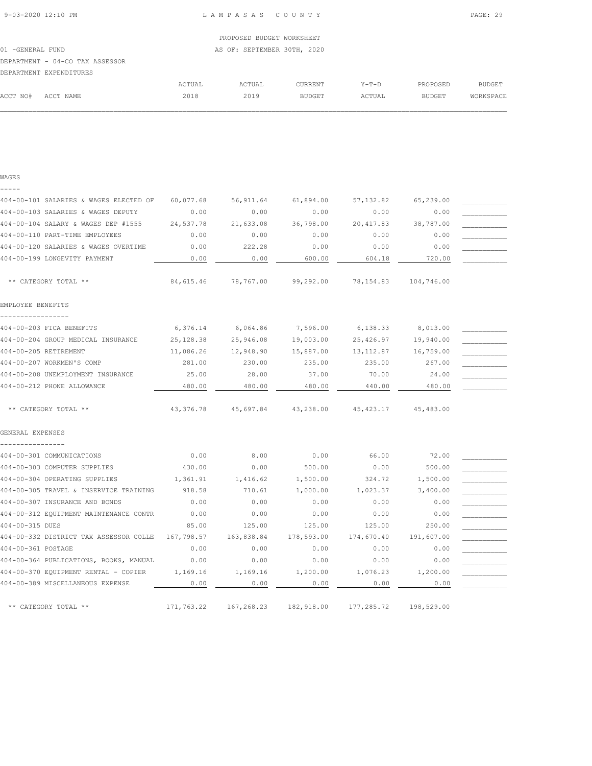PROPOSED BUDGET WORKSHEET

01 -GENERAL FUND — AS OF: SEPTEMBER 30TH, 2020

DEPARTMENT - 04-CO TAX ASSESSOR

DEPARTMENT EXPENDITURES

| ACCT NO# | ACCT NAME | ACTUAL 2018 | ACTUAL 2019 | CURRENT BUDGET | Y-T-D ACTUAL | PROPOSED BUDGET | BUDGET WORKSPACE |
|---|---|---|---|---|---|---|---|
| **WAGES** | | | | | | | |
| 404-00-101 | SALARIES & WAGES ELECTED OF | 60,077.68 | 56,911.64 | 61,894.00 | 57,132.82 | 65,239.00 | |
| 404-00-103 | SALARIES & WAGES DEPUTY | 0.00 | 0.00 | 0.00 | 0.00 | 0.00 | |
| 404-00-104 | SALARY & WAGES DEP #1555 | 24,537.78 | 21,633.08 | 36,798.00 | 20,417.83 | 38,787.00 | |
| 404-00-110 | PART-TIME EMPLOYEES | 0.00 | 0.00 | 0.00 | 0.00 | 0.00 | |
| 404-00-120 | SALARIES & WAGES OVERTIME | 0.00 | 222.28 | 0.00 | 0.00 | 0.00 | |
| 404-00-199 | LONGEVITY PAYMENT | 0.00 | 0.00 | 600.00 | 604.18 | 720.00 | |
| | ** CATEGORY TOTAL ** | 84,615.46 | 78,767.00 | 99,292.00 | 78,154.83 | 104,746.00 | |
| **EMPLOYEE BENEFITS** | | | | | | | |
| 404-00-203 | FICA BENEFITS | 6,376.14 | 6,064.86 | 7,596.00 | 6,138.33 | 8,013.00 | |
| 404-00-204 | GROUP MEDICAL INSURANCE | 25,128.38 | 25,946.08 | 19,003.00 | 25,426.97 | 19,940.00 | |
| 404-00-205 | RETIREMENT | 11,086.26 | 12,948.90 | 15,887.00 | 13,112.87 | 16,759.00 | |
| 404-00-207 | WORKMEN'S COMP | 281.00 | 230.00 | 235.00 | 235.00 | 267.00 | |
| 404-00-208 | UNEMPLOYMENT INSURANCE | 25.00 | 28.00 | 37.00 | 70.00 | 24.00 | |
| 404-00-212 | PHONE ALLOWANCE | 480.00 | 480.00 | 480.00 | 440.00 | 480.00 | |
| | ** CATEGORY TOTAL ** | 43,376.78 | 45,697.84 | 43,238.00 | 45,423.17 | 45,483.00 | |
| **GENERAL EXPENSES** | | | | | | | |
| 404-00-301 | COMMUNICATIONS | 0.00 | 8.00 | 0.00 | 66.00 | 72.00 | |
| 404-00-303 | COMPUTER SUPPLIES | 430.00 | 0.00 | 500.00 | 0.00 | 500.00 | |
| 404-00-304 | OPERATING SUPPLIES | 1,361.91 | 1,416.62 | 1,500.00 | 324.72 | 1,500.00 | |
| 404-00-305 | TRAVEL & INSERVICE TRAINING | 918.58 | 710.61 | 1,000.00 | 1,023.37 | 3,400.00 | |
| 404-00-307 | INSURANCE AND BONDS | 0.00 | 0.00 | 0.00 | 0.00 | 0.00 | |
| 404-00-312 | EQUIPMENT MAINTENANCE CONTR | 0.00 | 0.00 | 0.00 | 0.00 | 0.00 | |
| 404-00-315 | DUES | 85.00 | 125.00 | 125.00 | 125.00 | 250.00 | |
| 404-00-332 | DISTRICT TAX ASSESSOR COLLE | 167,798.57 | 163,838.84 | 178,593.00 | 174,670.40 | 191,607.00 | |
| 404-00-361 | POSTAGE | 0.00 | 0.00 | 0.00 | 0.00 | 0.00 | |
| 404-00-364 | PUBLICATIONS, BOOKS, MANUAL | 0.00 | 0.00 | 0.00 | 0.00 | 0.00 | |
| 404-00-370 | EQUIPMENT RENTAL - COPIER | 1,169.16 | 1,169.16 | 1,200.00 | 1,076.23 | 1,200.00 | |
| 404-00-389 | MISCELLANEOUS EXPENSE | 0.00 | 0.00 | 0.00 | 0.00 | 0.00 | |
| | ** CATEGORY TOTAL ** | 171,763.22 | 167,268.23 | 182,918.00 | 177,285.72 | 198,529.00 | |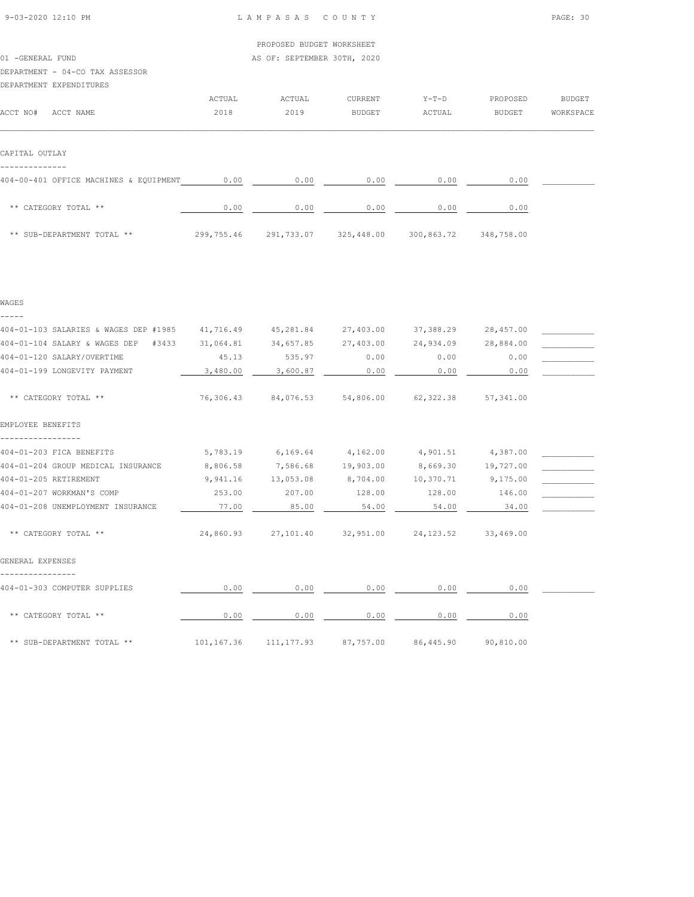PROPOSED BUDGET WORKSHEET

01 -GENERAL FUND — AS OF: SEPTEMBER 30TH, 2020

DEPARTMENT - 04-CO TAX ASSESSOR

DEPARTMENT EXPENDITURES

| ACCT NO# ACCT NAME | ACTUAL 2018 | ACTUAL 2019 | CURRENT BUDGET | Y-T-D ACTUAL | PROPOSED BUDGET | BUDGET WORKSPACE |
|---|---|---|---|---|---|---|
| **CAPITAL OUTLAY** | | | | | | |
| 404-00-401 OFFICE MACHINES & EQUIPMENT | 0.00 | 0.00 | 0.00 | 0.00 | 0.00 | |
| ** CATEGORY TOTAL ** | 0.00 | 0.00 | 0.00 | 0.00 | 0.00 | |
| ** SUB-DEPARTMENT TOTAL ** | 299,755.46 | 291,733.07 | 325,448.00 | 300,863.72 | 348,758.00 | |

| ACCT NO# ACCT NAME | ACTUAL 2018 | ACTUAL 2019 | CURRENT BUDGET | Y-T-D ACTUAL | PROPOSED BUDGET | BUDGET WORKSPACE |
|---|---|---|---|---|---|---|
| **WAGES** | | | | | | |
| 404-01-103 SALARIES & WAGES DEP #1985 | 41,716.49 | 45,281.84 | 27,403.00 | 37,388.29 | 28,457.00 | |
| 404-01-104 SALARY & WAGES DEP #3433 | 31,064.81 | 34,657.85 | 27,403.00 | 24,934.09 | 28,884.00 | |
| 404-01-120 SALARY/OVERTIME | 45.13 | 535.97 | 0.00 | 0.00 | 0.00 | |
| 404-01-199 LONGEVITY PAYMENT | 3,480.00 | 3,600.87 | 0.00 | 0.00 | 0.00 | |
| ** CATEGORY TOTAL ** | 76,306.43 | 84,076.53 | 54,806.00 | 62,322.38 | 57,341.00 | |
| **EMPLOYEE BENEFITS** | | | | | | |
| 404-01-203 FICA BENEFITS | 5,783.19 | 6,169.64 | 4,162.00 | 4,901.51 | 4,387.00 | |
| 404-01-204 GROUP MEDICAL INSURANCE | 8,806.58 | 7,586.68 | 19,903.00 | 8,669.30 | 19,727.00 | |
| 404-01-205 RETIREMENT | 9,941.16 | 13,053.08 | 8,704.00 | 10,370.71 | 9,175.00 | |
| 404-01-207 WORKMAN'S COMP | 253.00 | 207.00 | 128.00 | 128.00 | 146.00 | |
| 404-01-208 UNEMPLOYMENT INSURANCE | 77.00 | 85.00 | 54.00 | 54.00 | 34.00 | |
| ** CATEGORY TOTAL ** | 24,860.93 | 27,101.40 | 32,951.00 | 24,123.52 | 33,469.00 | |
| **GENERAL EXPENSES** | | | | | | |
| 404-01-303 COMPUTER SUPPLIES | 0.00 | 0.00 | 0.00 | 0.00 | 0.00 | |
| ** CATEGORY TOTAL ** | 0.00 | 0.00 | 0.00 | 0.00 | 0.00 | |
| ** SUB-DEPARTMENT TOTAL ** | 101,167.36 | 111,177.93 | 87,757.00 | 86,445.90 | 90,810.00 | |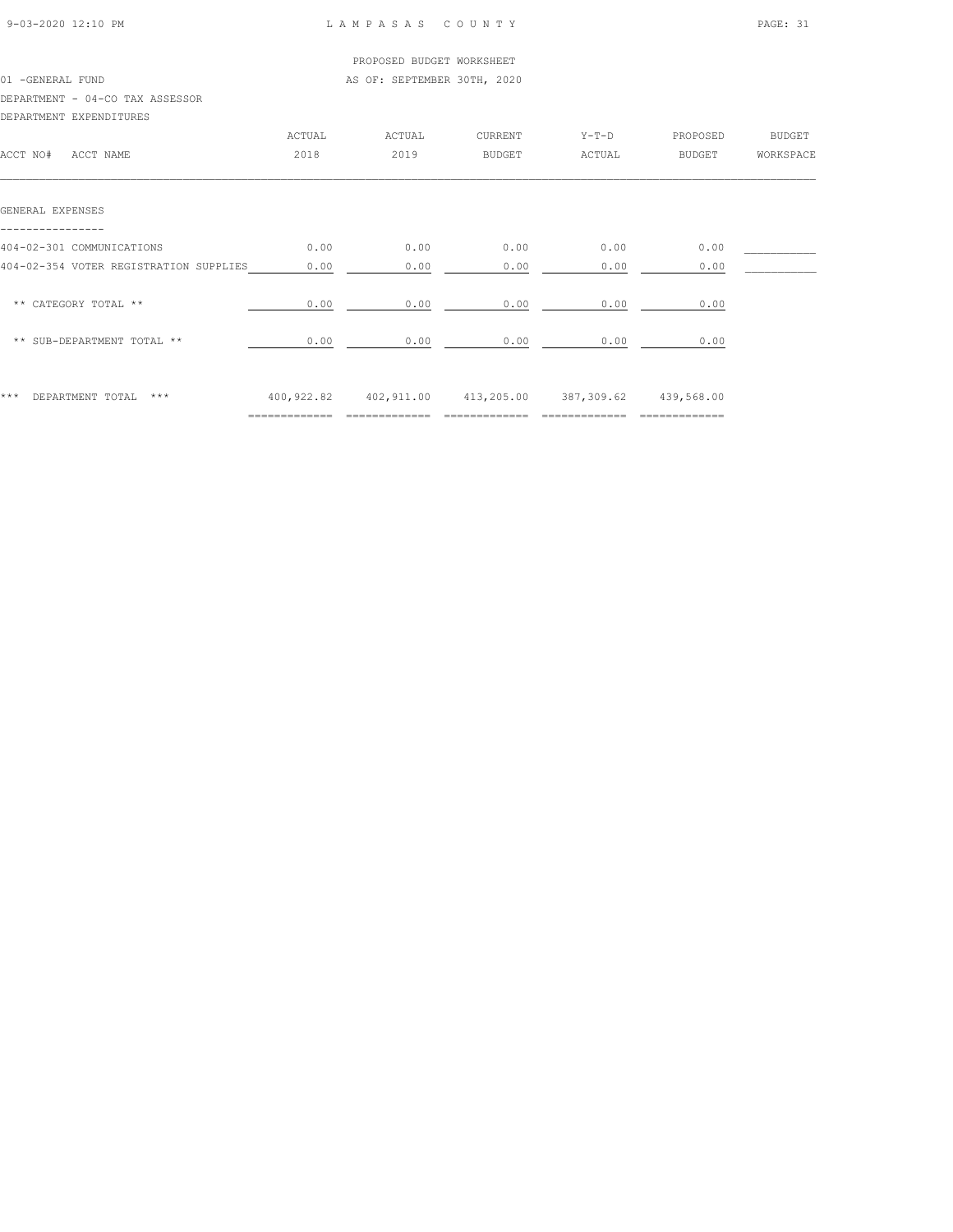LAMPASAS COUNTY

PROPOSED BUDGET WORKSHEET

01 -GENERAL FUND

AS OF: SEPTEMBER 30TH, 2020

DEPARTMENT - 04-CO TAX ASSESSOR

DEPARTMENT EXPENDITURES

| ACCT NO# ACCT NAME | ACTUAL 2018 | ACTUAL 2019 | CURRENT BUDGET | Y-T-D ACTUAL | PROPOSED BUDGET | BUDGET WORKSPACE |
|---|---|---|---|---|---|---|
| **GENERAL EXPENSES** | | | | | | |
| 404-02-301 COMMUNICATIONS | 0.00 | 0.00 | 0.00 | 0.00 | 0.00 | |
| 404-02-354 VOTER REGISTRATION SUPPLIES | 0.00 | 0.00 | 0.00 | 0.00 | 0.00 | |
| ** CATEGORY TOTAL ** | 0.00 | 0.00 | 0.00 | 0.00 | 0.00 | |
| ** SUB-DEPARTMENT TOTAL ** | 0.00 | 0.00 | 0.00 | 0.00 | 0.00 | |
| *** DEPARTMENT TOTAL *** | 400,922.82 | 402,911.00 | 413,205.00 | 387,309.62 | 439,568.00 | |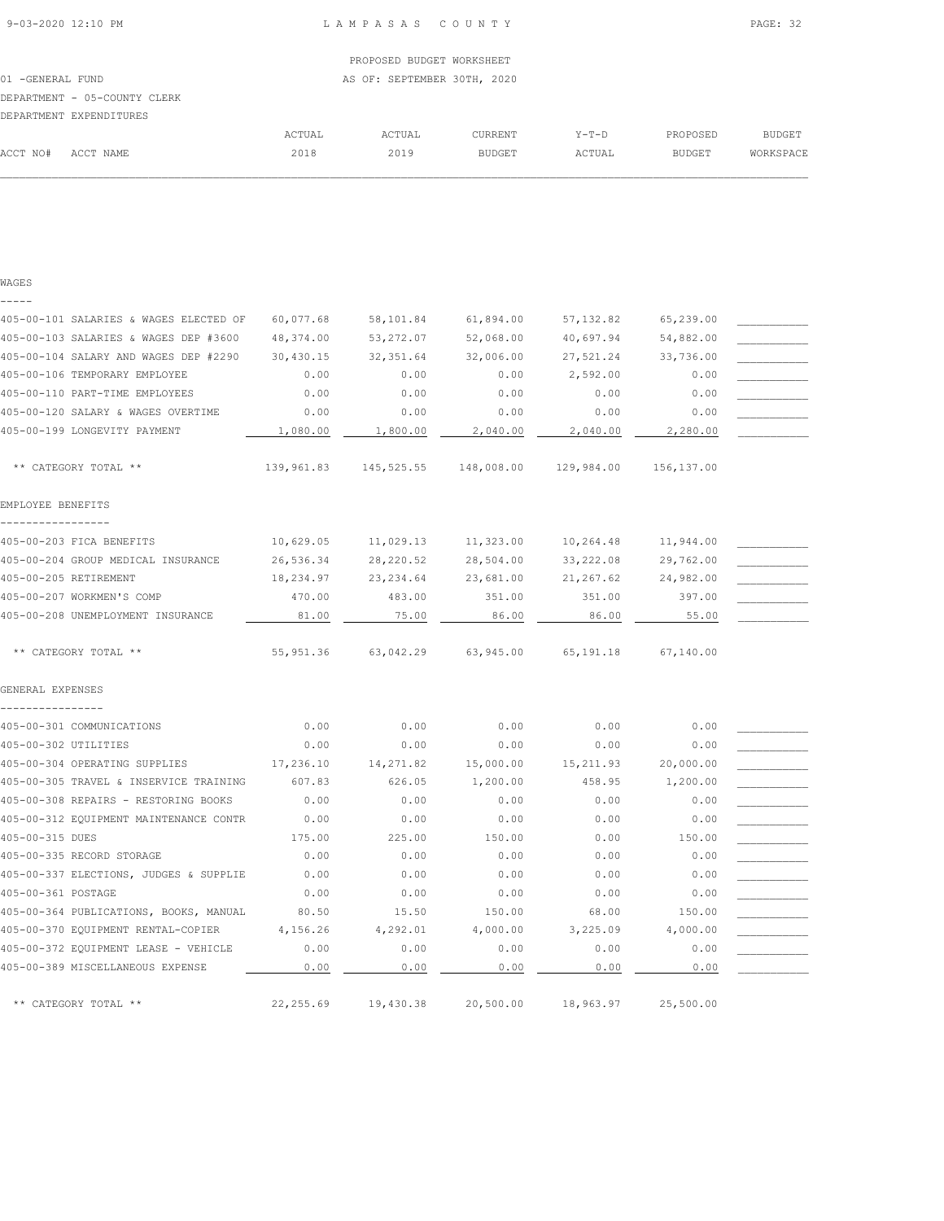PROPOSED BUDGET WORKSHEET

01 -GENERAL FUND — AS OF: SEPTEMBER 30TH, 2020

DEPARTMENT - 05-COUNTY CLERK

DEPARTMENT EXPENDITURES

| ACCT NO# | ACCT NAME | ACTUAL 2018 | ACTUAL 2019 | CURRENT BUDGET | Y-T-D ACTUAL | PROPOSED BUDGET | BUDGET WORKSPACE |
|---|---|---|---|---|---|---|---|
| **WAGES** | | | | | | | |
| 405-00-101 | SALARIES & WAGES ELECTED OF | 60,077.68 | 58,101.84 | 61,894.00 | 57,132.82 | 65,239.00 | |
| 405-00-103 | SALARIES & WAGES DEP #3600 | 48,374.00 | 53,272.07 | 52,068.00 | 40,697.94 | 54,882.00 | |
| 405-00-104 | SALARY AND WAGES DEP #2290 | 30,430.15 | 32,351.64 | 32,006.00 | 27,521.24 | 33,736.00 | |
| 405-00-106 | TEMPORARY EMPLOYEE | 0.00 | 0.00 | 0.00 | 2,592.00 | 0.00 | |
| 405-00-110 | PART-TIME EMPLOYEES | 0.00 | 0.00 | 0.00 | 0.00 | 0.00 | |
| 405-00-120 | SALARY & WAGES OVERTIME | 0.00 | 0.00 | 0.00 | 0.00 | 0.00 | |
| 405-00-199 | LONGEVITY PAYMENT | 1,080.00 | 1,800.00 | 2,040.00 | 2,040.00 | 2,280.00 | |
| | ** CATEGORY TOTAL ** | 139,961.83 | 145,525.55 | 148,008.00 | 129,984.00 | 156,137.00 | |
| **EMPLOYEE BENEFITS** | | | | | | | |
| 405-00-203 | FICA BENEFITS | 10,629.05 | 11,029.13 | 11,323.00 | 10,264.48 | 11,944.00 | |
| 405-00-204 | GROUP MEDICAL INSURANCE | 26,536.34 | 28,220.52 | 28,504.00 | 33,222.08 | 29,762.00 | |
| 405-00-205 | RETIREMENT | 18,234.97 | 23,234.64 | 23,681.00 | 21,267.62 | 24,982.00 | |
| 405-00-207 | WORKMEN'S COMP | 470.00 | 483.00 | 351.00 | 351.00 | 397.00 | |
| 405-00-208 | UNEMPLOYMENT INSURANCE | 81.00 | 75.00 | 86.00 | 86.00 | 55.00 | |
| | ** CATEGORY TOTAL ** | 55,951.36 | 63,042.29 | 63,945.00 | 65,191.18 | 67,140.00 | |
| **GENERAL EXPENSES** | | | | | | | |
| 405-00-301 | COMMUNICATIONS | 0.00 | 0.00 | 0.00 | 0.00 | 0.00 | |
| 405-00-302 | UTILITIES | 0.00 | 0.00 | 0.00 | 0.00 | 0.00 | |
| 405-00-304 | OPERATING SUPPLIES | 17,236.10 | 14,271.82 | 15,000.00 | 15,211.93 | 20,000.00 | |
| 405-00-305 | TRAVEL & INSERVICE TRAINING | 607.83 | 626.05 | 1,200.00 | 458.95 | 1,200.00 | |
| 405-00-308 | REPAIRS - RESTORING BOOKS | 0.00 | 0.00 | 0.00 | 0.00 | 0.00 | |
| 405-00-312 | EQUIPMENT MAINTENANCE CONTR | 0.00 | 0.00 | 0.00 | 0.00 | 0.00 | |
| 405-00-315 | DUES | 175.00 | 225.00 | 150.00 | 0.00 | 150.00 | |
| 405-00-335 | RECORD STORAGE | 0.00 | 0.00 | 0.00 | 0.00 | 0.00 | |
| 405-00-337 | ELECTIONS, JUDGES & SUPPLIE | 0.00 | 0.00 | 0.00 | 0.00 | 0.00 | |
| 405-00-361 | POSTAGE | 0.00 | 0.00 | 0.00 | 0.00 | 0.00 | |
| 405-00-364 | PUBLICATIONS, BOOKS, MANUAL | 80.50 | 15.50 | 150.00 | 68.00 | 150.00 | |
| 405-00-370 | EQUIPMENT RENTAL-COPIER | 4,156.26 | 4,292.01 | 4,000.00 | 3,225.09 | 4,000.00 | |
| 405-00-372 | EQUIPMENT LEASE - VEHICLE | 0.00 | 0.00 | 0.00 | 0.00 | 0.00 | |
| 405-00-389 | MISCELLANEOUS EXPENSE | 0.00 | 0.00 | 0.00 | 0.00 | 0.00 | |
| | ** CATEGORY TOTAL ** | 22,255.69 | 19,430.38 | 20,500.00 | 18,963.97 | 25,500.00 | |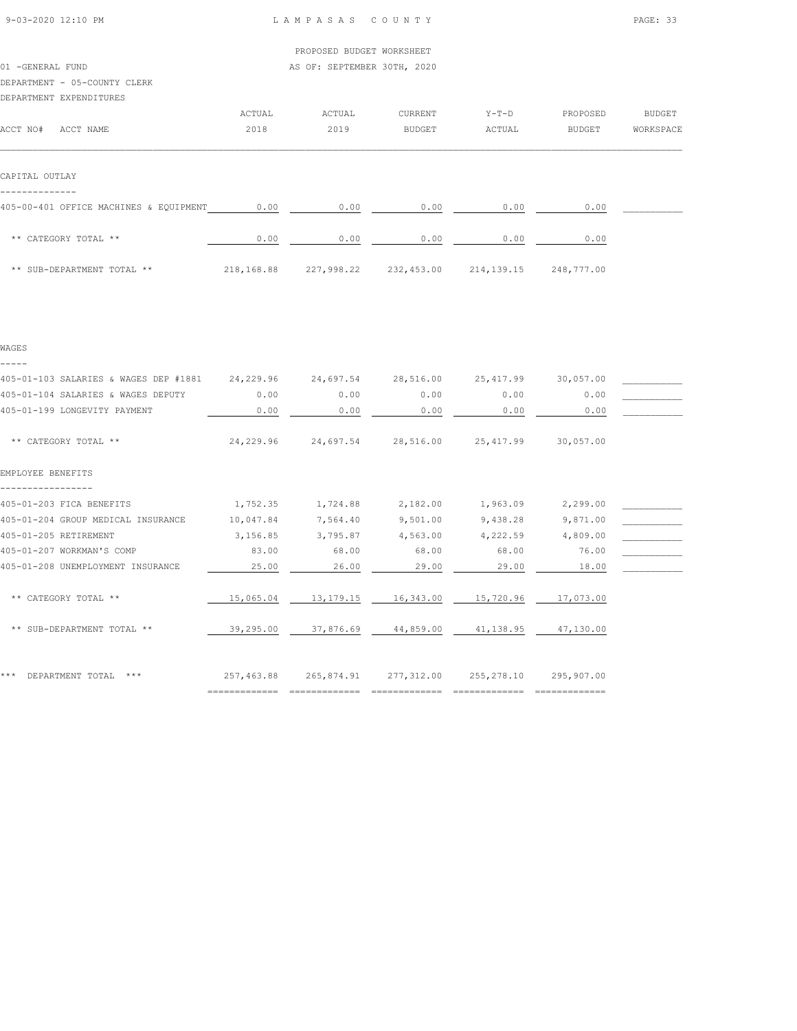LAMPASAS COUNTY

PROPOSED BUDGET WORKSHEET

01 -GENERAL FUND

AS OF: SEPTEMBER 30TH, 2020

DEPARTMENT - 05-COUNTY CLERK

DEPARTMENT EXPENDITURES

| ACCT NO# ACCT NAME | ACTUAL 2018 | ACTUAL 2019 | CURRENT BUDGET | Y-T-D ACTUAL | PROPOSED BUDGET | BUDGET WORKSPACE |
|---|---|---|---|---|---|---|
| **CAPITAL OUTLAY** | | | | | | |
| 405-00-401 OFFICE MACHINES & EQUIPMENT | 0.00 | 0.00 | 0.00 | 0.00 | 0.00 | |
| ** CATEGORY TOTAL ** | 0.00 | 0.00 | 0.00 | 0.00 | 0.00 | |
| ** SUB-DEPARTMENT TOTAL ** | 218,168.88 | 227,998.22 | 232,453.00 | 214,139.15 | 248,777.00 | |
| **WAGES** | | | | | | |
| 405-01-103 SALARIES & WAGES DEP #1881 | 24,229.96 | 24,697.54 | 28,516.00 | 25,417.99 | 30,057.00 | |
| 405-01-104 SALARIES & WAGES DEPUTY | 0.00 | 0.00 | 0.00 | 0.00 | 0.00 | |
| 405-01-199 LONGEVITY PAYMENT | 0.00 | 0.00 | 0.00 | 0.00 | 0.00 | |
| ** CATEGORY TOTAL ** | 24,229.96 | 24,697.54 | 28,516.00 | 25,417.99 | 30,057.00 | |
| **EMPLOYEE BENEFITS** | | | | | | |
| 405-01-203 FICA BENEFITS | 1,752.35 | 1,724.88 | 2,182.00 | 1,963.09 | 2,299.00 | |
| 405-01-204 GROUP MEDICAL INSURANCE | 10,047.84 | 7,564.40 | 9,501.00 | 9,438.28 | 9,871.00 | |
| 405-01-205 RETIREMENT | 3,156.85 | 3,795.87 | 4,563.00 | 4,222.59 | 4,809.00 | |
| 405-01-207 WORKMAN'S COMP | 83.00 | 68.00 | 68.00 | 68.00 | 76.00 | |
| 405-01-208 UNEMPLOYMENT INSURANCE | 25.00 | 26.00 | 29.00 | 29.00 | 18.00 | |
| ** CATEGORY TOTAL ** | 15,065.04 | 13,179.15 | 16,343.00 | 15,720.96 | 17,073.00 | |
| ** SUB-DEPARTMENT TOTAL ** | 39,295.00 | 37,876.69 | 44,859.00 | 41,138.95 | 47,130.00 | |
| *** DEPARTMENT TOTAL *** | 257,463.88 | 265,874.91 | 277,312.00 | 255,278.10 | 295,907.00 | |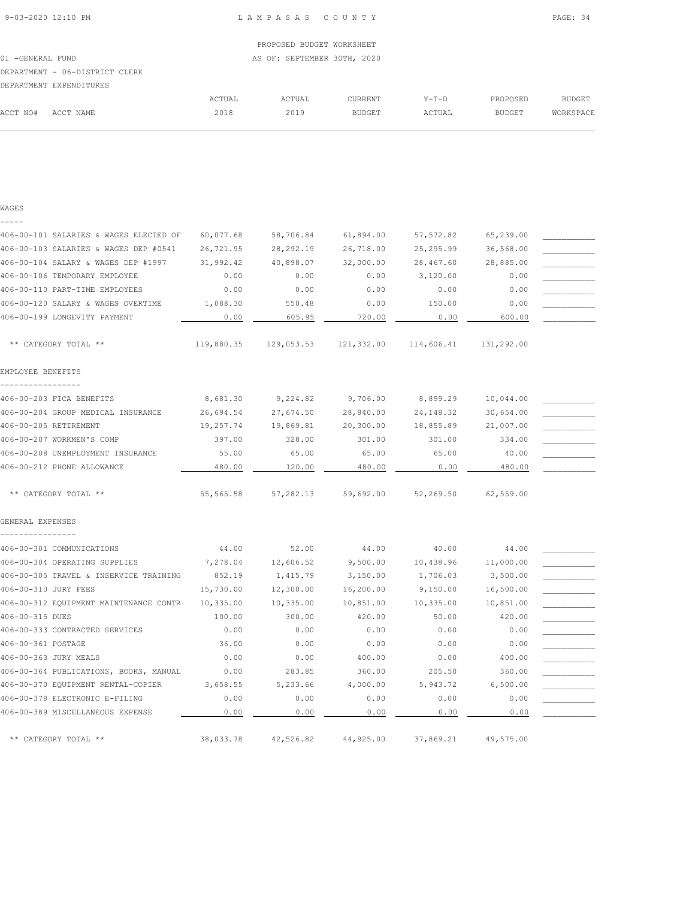PROPOSED BUDGET WORKSHEET

01 -GENERAL FUND — AS OF: SEPTEMBER 30TH, 2020

DEPARTMENT - 06-DISTRICT CLERK

DEPARTMENT EXPENDITURES

| ACCT NO# ACCT NAME | ACTUAL 2018 | ACTUAL 2019 | CURRENT BUDGET | Y-T-D ACTUAL | PROPOSED BUDGET | BUDGET WORKSPACE |
|---|---|---|---|---|---|---|
| **WAGES** | | | | | | |
| 406-00-101 SALARIES & WAGES ELECTED OF | 60,077.68 | 58,706.84 | 61,894.00 | 57,572.82 | 65,239.00 | |
| 406-00-103 SALARIES & WAGES DEP #0541 | 26,721.95 | 28,292.19 | 26,718.00 | 25,295.99 | 36,568.00 | |
| 406-00-104 SALARY & WAGES DEP #1997 | 31,992.42 | 40,898.07 | 32,000.00 | 28,467.60 | 28,885.00 | |
| 406-00-106 TEMPORARY EMPLOYEE | 0.00 | 0.00 | 0.00 | 3,120.00 | 0.00 | |
| 406-00-110 PART-TIME EMPLOYEES | 0.00 | 0.00 | 0.00 | 0.00 | 0.00 | |
| 406-00-120 SALARY & WAGES OVERTIME | 1,088.30 | 550.48 | 0.00 | 150.00 | 0.00 | |
| 406-00-199 LONGEVITY PAYMENT | 0.00 | 605.95 | 720.00 | 0.00 | 600.00 | |
| ** CATEGORY TOTAL ** | 119,880.35 | 129,053.53 | 121,332.00 | 114,606.41 | 131,292.00 | |
| **EMPLOYEE BENEFITS** | | | | | | |
| 406-00-203 FICA BENEFITS | 8,681.30 | 9,224.82 | 9,706.00 | 8,899.29 | 10,044.00 | |
| 406-00-204 GROUP MEDICAL INSURANCE | 26,694.54 | 27,674.50 | 28,840.00 | 24,148.32 | 30,654.00 | |
| 406-00-205 RETIREMENT | 19,257.74 | 19,869.81 | 20,300.00 | 18,855.89 | 21,007.00 | |
| 406-00-207 WORKMEN'S COMP | 397.00 | 328.00 | 301.00 | 301.00 | 334.00 | |
| 406-00-208 UNEMPLOYMENT INSURANCE | 55.00 | 65.00 | 65.00 | 65.00 | 40.00 | |
| 406-00-212 PHONE ALLOWANCE | 480.00 | 120.00 | 480.00 | 0.00 | 480.00 | |
| ** CATEGORY TOTAL ** | 55,565.58 | 57,282.13 | 59,692.00 | 52,269.50 | 62,559.00 | |
| **GENERAL EXPENSES** | | | | | | |
| 406-00-301 COMMUNICATIONS | 44.00 | 52.00 | 44.00 | 40.00 | 44.00 | |
| 406-00-304 OPERATING SUPPLIES | 7,278.04 | 12,606.52 | 9,500.00 | 10,438.96 | 11,000.00 | |
| 406-00-305 TRAVEL & INSERVICE TRAINING | 852.19 | 1,415.79 | 3,150.00 | 1,706.03 | 3,500.00 | |
| 406-00-310 JURY FEES | 15,730.00 | 12,300.00 | 16,200.00 | 9,150.00 | 16,500.00 | |
| 406-00-312 EQUIPMENT MAINTENANCE CONTR | 10,335.00 | 10,335.00 | 10,851.00 | 10,335.00 | 10,851.00 | |
| 406-00-315 DUES | 100.00 | 300.00 | 420.00 | 50.00 | 420.00 | |
| 406-00-333 CONTRACTED SERVICES | 0.00 | 0.00 | 0.00 | 0.00 | 0.00 | |
| 406-00-361 POSTAGE | 36.00 | 0.00 | 0.00 | 0.00 | 0.00 | |
| 406-00-363 JURY MEALS | 0.00 | 0.00 | 400.00 | 0.00 | 400.00 | |
| 406-00-364 PUBLICATIONS, BOOKS, MANUAL | 0.00 | 283.85 | 360.00 | 205.50 | 360.00 | |
| 406-00-370 EQUIPMENT RENTAL-COPIER | 3,658.55 | 5,233.66 | 4,000.00 | 5,943.72 | 6,500.00 | |
| 406-00-378 ELECTRONIC E-FILING | 0.00 | 0.00 | 0.00 | 0.00 | 0.00 | |
| 406-00-389 MISCELLANEOUS EXPENSE | 0.00 | 0.00 | 0.00 | 0.00 | 0.00 | |
| ** CATEGORY TOTAL ** | 38,033.78 | 42,526.82 | 44,925.00 | 37,869.21 | 49,575.00 | |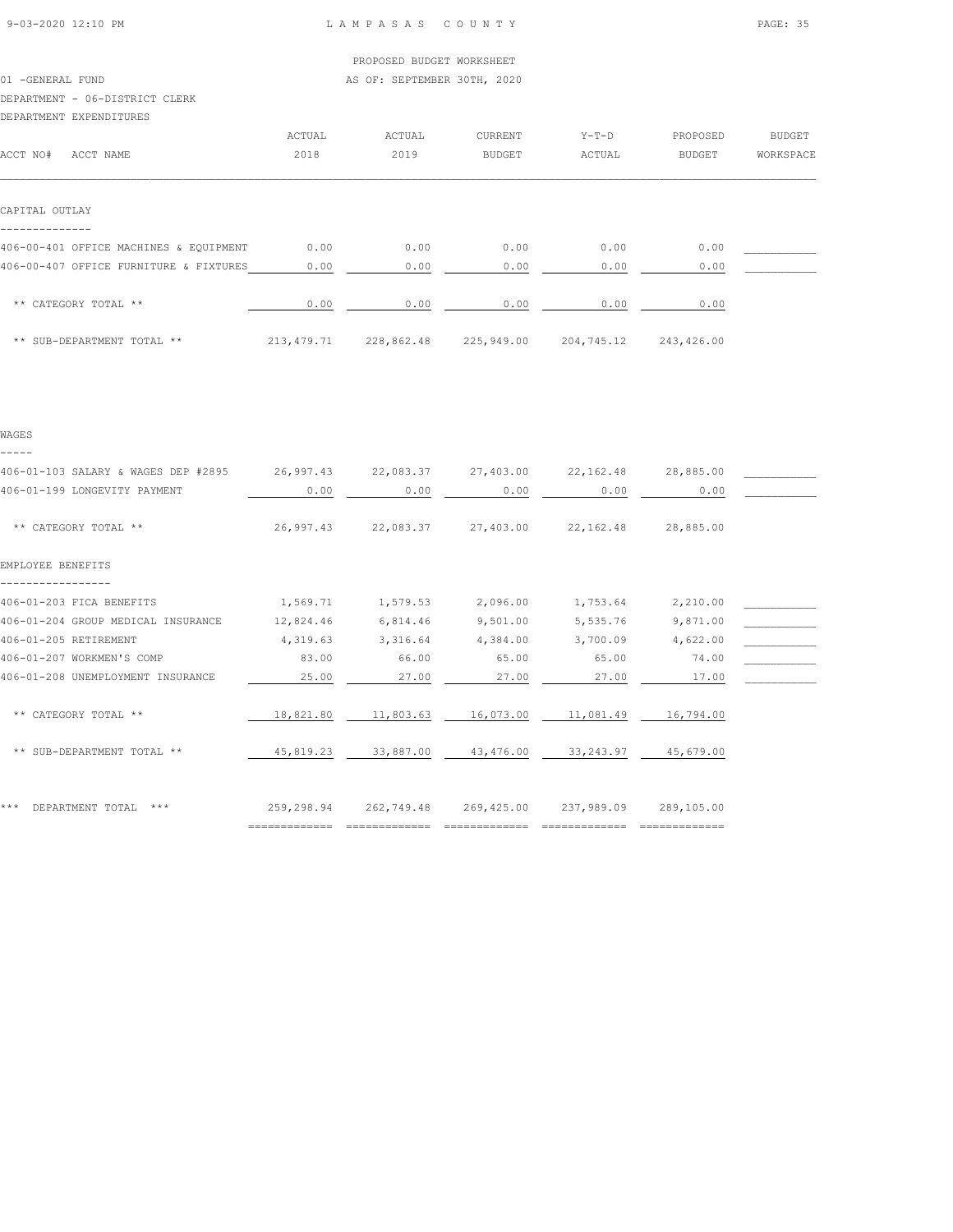PROPOSED BUDGET WORKSHEET

01 -GENERAL FUND AS OF: SEPTEMBER 30TH, 2020

DEPARTMENT - 06-DISTRICT CLERK

DEPARTMENT EXPENDITURES

| ACCT NO# ACCT NAME | ACTUAL 2018 | ACTUAL 2019 | CURRENT BUDGET | Y-T-D ACTUAL | PROPOSED BUDGET | BUDGET WORKSPACE |
|---|---|---|---|---|---|---|
| **CAPITAL OUTLAY** | | | | | | |
| 406-00-401 OFFICE MACHINES & EQUIPMENT | 0.00 | 0.00 | 0.00 | 0.00 | 0.00 | ___________ |
| 406-00-407 OFFICE FURNITURE & FIXTURES | 0.00 | 0.00 | 0.00 | 0.00 | 0.00 | ___________ |
| ** CATEGORY TOTAL ** | 0.00 | 0.00 | 0.00 | 0.00 | 0.00 | |
| ** SUB-DEPARTMENT TOTAL ** | 213,479.71 | 228,862.48 | 225,949.00 | 204,745.12 | 243,426.00 | |
| **WAGES** | | | | | | |
| 406-01-103 SALARY & WAGES DEP #2895 | 26,997.43 | 22,083.37 | 27,403.00 | 22,162.48 | 28,885.00 | ___________ |
| 406-01-199 LONGEVITY PAYMENT | 0.00 | 0.00 | 0.00 | 0.00 | 0.00 | ___________ |
| ** CATEGORY TOTAL ** | 26,997.43 | 22,083.37 | 27,403.00 | 22,162.48 | 28,885.00 | |
| **EMPLOYEE BENEFITS** | | | | | | |
| 406-01-203 FICA BENEFITS | 1,569.71 | 1,579.53 | 2,096.00 | 1,753.64 | 2,210.00 | ___________ |
| 406-01-204 GROUP MEDICAL INSURANCE | 12,824.46 | 6,814.46 | 9,501.00 | 5,535.76 | 9,871.00 | ___________ |
| 406-01-205 RETIREMENT | 4,319.63 | 3,316.64 | 4,384.00 | 3,700.09 | 4,622.00 | ___________ |
| 406-01-207 WORKMEN'S COMP | 83.00 | 66.00 | 65.00 | 65.00 | 74.00 | ___________ |
| 406-01-208 UNEMPLOYMENT INSURANCE | 25.00 | 27.00 | 27.00 | 27.00 | 17.00 | ___________ |
| ** CATEGORY TOTAL ** | 18,821.80 | 11,803.63 | 16,073.00 | 11,081.49 | 16,794.00 | |
| ** SUB-DEPARTMENT TOTAL ** | 45,819.23 | 33,887.00 | 43,476.00 | 33,243.97 | 45,679.00 | |
| *** DEPARTMENT TOTAL *** | 259,298.94 | 262,749.48 | 269,425.00 | 237,989.09 | 289,105.00 | |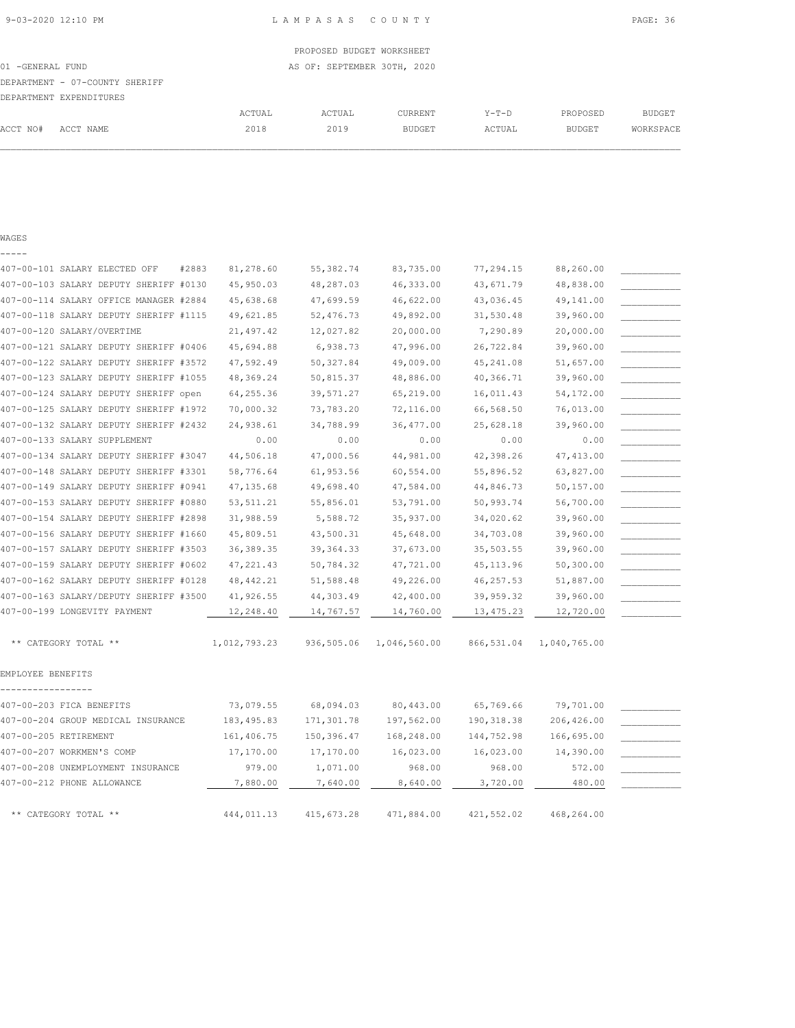PROPOSED BUDGET WORKSHEET

01 -GENERAL FUND AS OF: SEPTEMBER 30TH, 2020

DEPARTMENT - 07-COUNTY SHERIFF

DEPARTMENT EXPENDITURES

| ACCT NO# ACCT NAME | ACTUAL 2018 | ACTUAL 2019 | CURRENT BUDGET | Y-T-D ACTUAL | PROPOSED BUDGET | BUDGET WORKSPACE |
|---|---|---|---|---|---|---|
| **WAGES** | | | | | | |
| 407-00-101 SALARY ELECTED OFF #2883 | 81,278.60 | 55,382.74 | 83,735.00 | 77,294.15 | 88,260.00 | ___________ |
| 407-00-103 SALARY DEPUTY SHERIFF #0130 | 45,950.03 | 48,287.03 | 46,333.00 | 43,671.79 | 48,838.00 | ___________ |
| 407-00-114 SALARY OFFICE MANAGER #2884 | 45,638.68 | 47,699.59 | 46,622.00 | 43,036.45 | 49,141.00 | ___________ |
| 407-00-118 SALARY DEPUTY SHERIFF #1115 | 49,621.85 | 52,476.73 | 49,892.00 | 31,530.48 | 39,960.00 | ___________ |
| 407-00-120 SALARY/OVERTIME | 21,497.42 | 12,027.82 | 20,000.00 | 7,290.89 | 20,000.00 | ___________ |
| 407-00-121 SALARY DEPUTY SHERIFF #0406 | 45,694.88 | 6,938.73 | 47,996.00 | 26,722.84 | 39,960.00 | ___________ |
| 407-00-122 SALARY DEPUTY SHERIFF #3572 | 47,592.49 | 50,327.84 | 49,009.00 | 45,241.08 | 51,657.00 | ___________ |
| 407-00-123 SALARY DEPUTY SHERIFF #1055 | 48,369.24 | 50,815.37 | 48,886.00 | 40,366.71 | 39,960.00 | ___________ |
| 407-00-124 SALARY DEPUTY SHERIFF open | 64,255.36 | 39,571.27 | 65,219.00 | 16,011.43 | 54,172.00 | ___________ |
| 407-00-125 SALARY DEPUTY SHERIFF #1972 | 70,000.32 | 73,783.20 | 72,116.00 | 66,568.50 | 76,013.00 | ___________ |
| 407-00-132 SALARY DEPUTY SHERIFF #2432 | 24,938.61 | 34,788.99 | 36,477.00 | 25,628.18 | 39,960.00 | ___________ |
| 407-00-133 SALARY SUPPLEMENT | 0.00 | 0.00 | 0.00 | 0.00 | 0.00 | ___________ |
| 407-00-134 SALARY DEPUTY SHERIFF #3047 | 44,506.18 | 47,000.56 | 44,981.00 | 42,398.26 | 47,413.00 | ___________ |
| 407-00-148 SALARY DEPUTY SHERIFF #3301 | 58,776.64 | 61,953.56 | 60,554.00 | 55,896.52 | 63,827.00 | ___________ |
| 407-00-149 SALARY DEPUTY SHERIFF #0941 | 47,135.68 | 49,698.40 | 47,584.00 | 44,846.73 | 50,157.00 | ___________ |
| 407-00-153 SALARY DEPUTY SHERIFF #0880 | 53,511.21 | 55,856.01 | 53,791.00 | 50,993.74 | 56,700.00 | ___________ |
| 407-00-154 SALARY DEPUTY SHERIFF #2898 | 31,988.59 | 5,588.72 | 35,937.00 | 34,020.62 | 39,960.00 | ___________ |
| 407-00-156 SALARY DEPUTY SHERIFF #1660 | 45,809.51 | 43,500.31 | 45,648.00 | 34,703.08 | 39,960.00 | ___________ |
| 407-00-157 SALARY DEPUTY SHERIFF #3503 | 36,389.35 | 39,364.33 | 37,673.00 | 35,503.55 | 39,960.00 | ___________ |
| 407-00-159 SALARY DEPUTY SHERIFF #0602 | 47,221.43 | 50,784.32 | 47,721.00 | 45,113.96 | 50,300.00 | ___________ |
| 407-00-162 SALARY DEPUTY SHERIFF #0128 | 48,442.21 | 51,588.48 | 49,226.00 | 46,257.53 | 51,887.00 | ___________ |
| 407-00-163 SALARY/DEPUTY SHERIFF #3500 | 41,926.55 | 44,303.49 | 42,400.00 | 39,959.32 | 39,960.00 | ___________ |
| 407-00-199 LONGEVITY PAYMENT | 12,248.40 | 14,767.57 | 14,760.00 | 13,475.23 | 12,720.00 | ___________ |
| ** CATEGORY TOTAL ** | 1,012,793.23 | 936,505.06 | 1,046,560.00 | 866,531.04 | 1,040,765.00 | |
| **EMPLOYEE BENEFITS** | | | | | | |
| 407-00-203 FICA BENEFITS | 73,079.55 | 68,094.03 | 80,443.00 | 65,769.66 | 79,701.00 | ___________ |
| 407-00-204 GROUP MEDICAL INSURANCE | 183,495.83 | 171,301.78 | 197,562.00 | 190,318.38 | 206,426.00 | ___________ |
| 407-00-205 RETIREMENT | 161,406.75 | 150,396.47 | 168,248.00 | 144,752.98 | 166,695.00 | ___________ |
| 407-00-207 WORKMEN'S COMP | 17,170.00 | 17,170.00 | 16,023.00 | 16,023.00 | 14,390.00 | ___________ |
| 407-00-208 UNEMPLOYMENT INSURANCE | 979.00 | 1,071.00 | 968.00 | 968.00 | 572.00 | ___________ |
| 407-00-212 PHONE ALLOWANCE | 7,880.00 | 7,640.00 | 8,640.00 | 3,720.00 | 480.00 | ___________ |
| ** CATEGORY TOTAL ** | 444,011.13 | 415,673.28 | 471,884.00 | 421,552.02 | 468,264.00 | |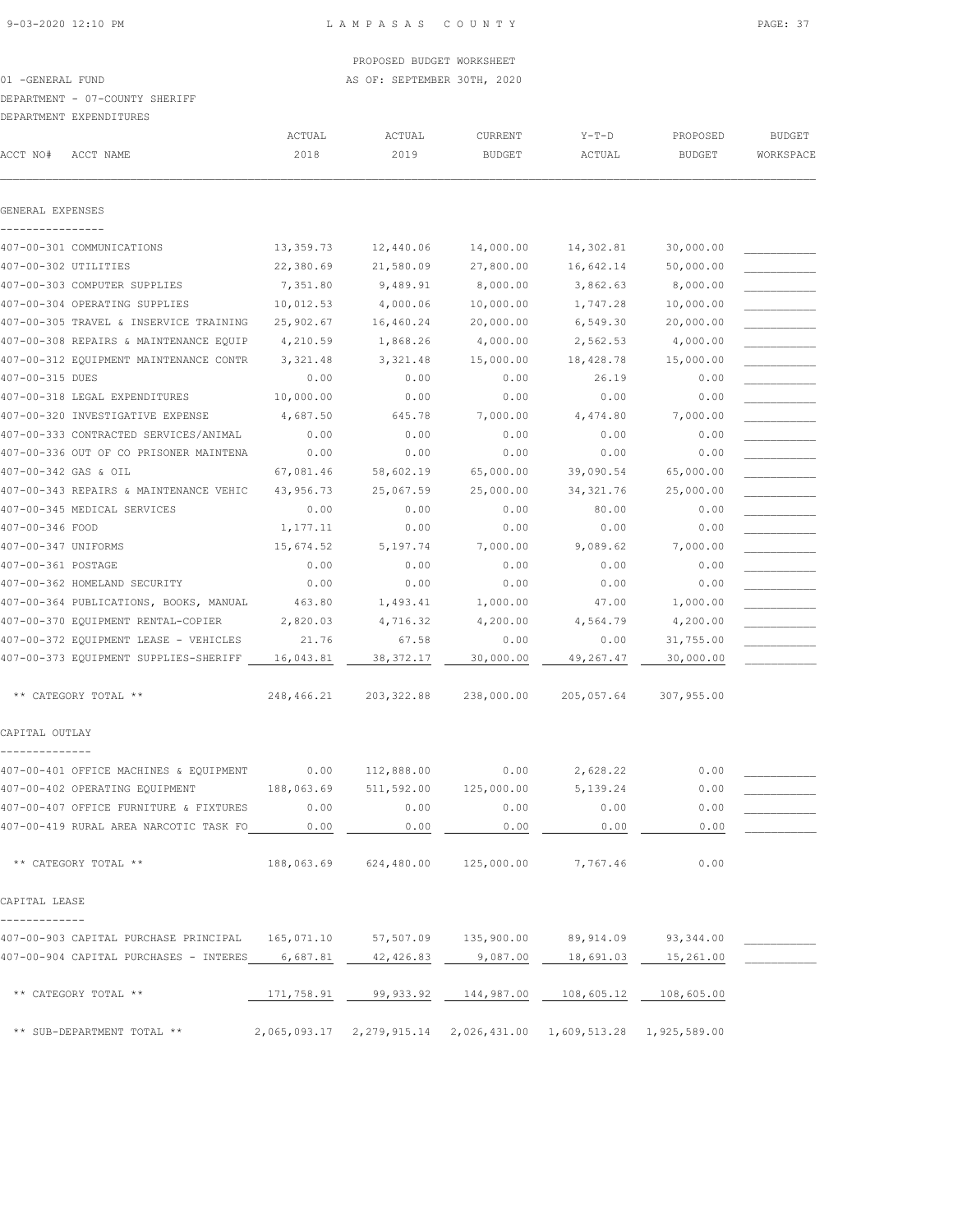PROPOSED BUDGET WORKSHEET

01 -GENERAL FUND — AS OF: SEPTEMBER 30TH, 2020

DEPARTMENT - 07-COUNTY SHERIFF

DEPARTMENT EXPENDITURES

| ACCT NO# | ACCT NAME | ACTUAL 2018 | ACTUAL 2019 | CURRENT BUDGET | Y-T-D ACTUAL | PROPOSED BUDGET | BUDGET WORKSPACE |
|---|---|---|---|---|---|---|---|
| **GENERAL EXPENSES** | | | | | | | |
| 407-00-301 | COMMUNICATIONS | 13,359.73 | 12,440.06 | 14,000.00 | 14,302.81 | 30,000.00 | |
| 407-00-302 | UTILITIES | 22,380.69 | 21,580.09 | 27,800.00 | 16,642.14 | 50,000.00 | |
| 407-00-303 | COMPUTER SUPPLIES | 7,351.80 | 9,489.91 | 8,000.00 | 3,862.63 | 8,000.00 | |
| 407-00-304 | OPERATING SUPPLIES | 10,012.53 | 4,000.06 | 10,000.00 | 1,747.28 | 10,000.00 | |
| 407-00-305 | TRAVEL & INSERVICE TRAINING | 25,902.67 | 16,460.24 | 20,000.00 | 6,549.30 | 20,000.00 | |
| 407-00-308 | REPAIRS & MAINTENANCE EQUIP | 4,210.59 | 1,868.26 | 4,000.00 | 2,562.53 | 4,000.00 | |
| 407-00-312 | EQUIPMENT MAINTENANCE CONTR | 3,321.48 | 3,321.48 | 15,000.00 | 18,428.78 | 15,000.00 | |
| 407-00-315 | DUES | 0.00 | 0.00 | 0.00 | 26.19 | 0.00 | |
| 407-00-318 | LEGAL EXPENDITURES | 10,000.00 | 0.00 | 0.00 | 0.00 | 0.00 | |
| 407-00-320 | INVESTIGATIVE EXPENSE | 4,687.50 | 645.78 | 7,000.00 | 4,474.80 | 7,000.00 | |
| 407-00-333 | CONTRACTED SERVICES/ANIMAL | 0.00 | 0.00 | 0.00 | 0.00 | 0.00 | |
| 407-00-336 | OUT OF CO PRISONER MAINTENA | 0.00 | 0.00 | 0.00 | 0.00 | 0.00 | |
| 407-00-342 | GAS & OIL | 67,081.46 | 58,602.19 | 65,000.00 | 39,090.54 | 65,000.00 | |
| 407-00-343 | REPAIRS & MAINTENANCE VEHIC | 43,956.73 | 25,067.59 | 25,000.00 | 34,321.76 | 25,000.00 | |
| 407-00-345 | MEDICAL SERVICES | 0.00 | 0.00 | 0.00 | 80.00 | 0.00 | |
| 407-00-346 | FOOD | 1,177.11 | 0.00 | 0.00 | 0.00 | 0.00 | |
| 407-00-347 | UNIFORMS | 15,674.52 | 5,197.74 | 7,000.00 | 9,089.62 | 7,000.00 | |
| 407-00-361 | POSTAGE | 0.00 | 0.00 | 0.00 | 0.00 | 0.00 | |
| 407-00-362 | HOMELAND SECURITY | 0.00 | 0.00 | 0.00 | 0.00 | 0.00 | |
| 407-00-364 | PUBLICATIONS, BOOKS, MANUAL | 463.80 | 1,493.41 | 1,000.00 | 47.00 | 1,000.00 | |
| 407-00-370 | EQUIPMENT RENTAL-COPIER | 2,820.03 | 4,716.32 | 4,200.00 | 4,564.79 | 4,200.00 | |
| 407-00-372 | EQUIPMENT LEASE - VEHICLES | 21.76 | 67.58 | 0.00 | 0.00 | 31,755.00 | |
| 407-00-373 | EQUIPMENT SUPPLIES-SHERIFF | 16,043.81 | 38,372.17 | 30,000.00 | 49,267.47 | 30,000.00 | |
| | ** CATEGORY TOTAL ** | 248,466.21 | 203,322.88 | 238,000.00 | 205,057.64 | 307,955.00 | |
| **CAPITAL OUTLAY** | | | | | | | |
| 407-00-401 | OFFICE MACHINES & EQUIPMENT | 0.00 | 112,888.00 | 0.00 | 2,628.22 | 0.00 | |
| 407-00-402 | OPERATING EQUIPMENT | 188,063.69 | 511,592.00 | 125,000.00 | 5,139.24 | 0.00 | |
| 407-00-407 | OFFICE FURNITURE & FIXTURES | 0.00 | 0.00 | 0.00 | 0.00 | 0.00 | |
| 407-00-419 | RURAL AREA NARCOTIC TASK FO | 0.00 | 0.00 | 0.00 | 0.00 | 0.00 | |
| | ** CATEGORY TOTAL ** | 188,063.69 | 624,480.00 | 125,000.00 | 7,767.46 | 0.00 | |
| **CAPITAL LEASE** | | | | | | | |
| 407-00-903 | CAPITAL PURCHASE PRINCIPAL | 165,071.10 | 57,507.09 | 135,900.00 | 89,914.09 | 93,344.00 | |
| 407-00-904 | CAPITAL PURCHASES - INTERES | 6,687.81 | 42,426.83 | 9,087.00 | 18,691.03 | 15,261.00 | |
| | ** CATEGORY TOTAL ** | 171,758.91 | 99,933.92 | 144,987.00 | 108,605.12 | 108,605.00 | |
| | ** SUB-DEPARTMENT TOTAL ** | 2,065,093.17 | 2,279,915.14 | 2,026,431.00 | 1,609,513.28 | 1,925,589.00 | |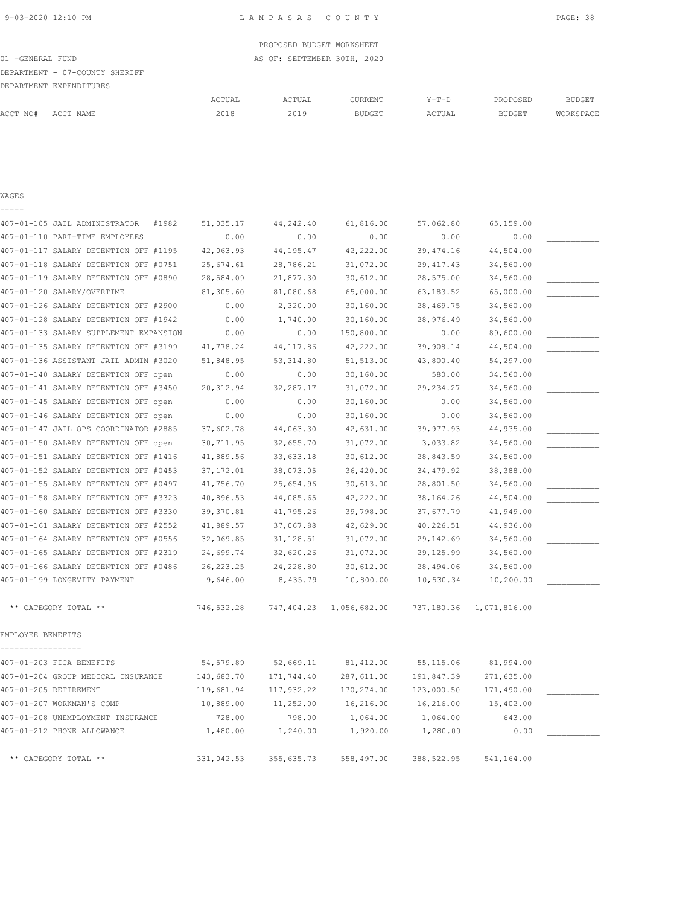PROPOSED BUDGET WORKSHEET

01 -GENERAL FUND AS OF: SEPTEMBER 30TH, 2020

DEPARTMENT - 07-COUNTY SHERIFF

DEPARTMENT EXPENDITURES

| ACCT NO# | ACCT NAME | ACTUAL 2018 | ACTUAL 2019 | CURRENT BUDGET | Y-T-D ACTUAL | PROPOSED BUDGET | BUDGET WORKSPACE |
|---|---|---|---|---|---|---|---|
| **WAGES** | | | | | | | |
| 407-01-105 | JAIL ADMINISTRATOR #1982 | 51,035.17 | 44,242.40 | 61,816.00 | 57,062.80 | 65,159.00 | |
| 407-01-110 | PART-TIME EMPLOYEES | 0.00 | 0.00 | 0.00 | 0.00 | 0.00 | |
| 407-01-117 | SALARY DETENTION OFF #1195 | 42,063.93 | 44,195.47 | 42,222.00 | 39,474.16 | 44,504.00 | |
| 407-01-118 | SALARY DETENTION OFF #0751 | 25,674.61 | 28,786.21 | 31,072.00 | 29,417.43 | 34,560.00 | |
| 407-01-119 | SALARY DETENTION OFF #0890 | 28,584.09 | 21,877.30 | 30,612.00 | 28,575.00 | 34,560.00 | |
| 407-01-120 | SALARY/OVERTIME | 81,305.60 | 81,080.68 | 65,000.00 | 63,183.52 | 65,000.00 | |
| 407-01-126 | SALARY DETENTION OFF #2900 | 0.00 | 2,320.00 | 30,160.00 | 28,469.75 | 34,560.00 | |
| 407-01-128 | SALARY DETENTION OFF #1942 | 0.00 | 1,740.00 | 30,160.00 | 28,976.49 | 34,560.00 | |
| 407-01-133 | SALARY SUPPLEMENT EXPANSION | 0.00 | 0.00 | 150,800.00 | 0.00 | 89,600.00 | |
| 407-01-135 | SALARY DETENTION OFF #3199 | 41,778.24 | 44,117.86 | 42,222.00 | 39,908.14 | 44,504.00 | |
| 407-01-136 | ASSISTANT JAIL ADMIN #3020 | 51,848.95 | 53,314.80 | 51,513.00 | 43,800.40 | 54,297.00 | |
| 407-01-140 | SALARY DETENTION OFF open | 0.00 | 0.00 | 30,160.00 | 580.00 | 34,560.00 | |
| 407-01-141 | SALARY DETENTION OFF #3450 | 20,312.94 | 32,287.17 | 31,072.00 | 29,234.27 | 34,560.00 | |
| 407-01-145 | SALARY DETENTION OFF open | 0.00 | 0.00 | 30,160.00 | 0.00 | 34,560.00 | |
| 407-01-146 | SALARY DETENTION OFF open | 0.00 | 0.00 | 30,160.00 | 0.00 | 34,560.00 | |
| 407-01-147 | JAIL OPS COORDINATOR #2885 | 37,602.78 | 44,063.30 | 42,631.00 | 39,977.93 | 44,935.00 | |
| 407-01-150 | SALARY DETENTION OFF open | 30,711.95 | 32,655.70 | 31,072.00 | 3,033.82 | 34,560.00 | |
| 407-01-151 | SALARY DETENTION OFF #1416 | 41,889.56 | 33,633.18 | 30,612.00 | 28,843.59 | 34,560.00 | |
| 407-01-152 | SALARY DETENTION OFF #0453 | 37,172.01 | 38,073.05 | 36,420.00 | 34,479.92 | 38,388.00 | |
| 407-01-155 | SALARY DETENTION OFF #0497 | 41,756.70 | 25,654.96 | 30,613.00 | 28,801.50 | 34,560.00 | |
| 407-01-158 | SALARY DETENTION OFF #3323 | 40,896.53 | 44,085.65 | 42,222.00 | 38,164.26 | 44,504.00 | |
| 407-01-160 | SALARY DETENTION OFF #3330 | 39,370.81 | 41,795.26 | 39,798.00 | 37,677.79 | 41,949.00 | |
| 407-01-161 | SALARY DETENTION OFF #2552 | 41,889.57 | 37,067.88 | 42,629.00 | 40,226.51 | 44,936.00 | |
| 407-01-164 | SALARY DETENTION OFF #0556 | 32,069.85 | 31,128.51 | 31,072.00 | 29,142.69 | 34,560.00 | |
| 407-01-165 | SALARY DETENTION OFF #2319 | 24,699.74 | 32,620.26 | 31,072.00 | 29,125.99 | 34,560.00 | |
| 407-01-166 | SALARY DETENTION OFF #0486 | 26,223.25 | 24,228.80 | 30,612.00 | 28,494.06 | 34,560.00 | |
| 407-01-199 | LONGEVITY PAYMENT | 9,646.00 | 8,435.79 | 10,800.00 | 10,530.34 | 10,200.00 | |
| | ** CATEGORY TOTAL ** | 746,532.28 | 747,404.23 | 1,056,682.00 | 737,180.36 | 1,071,816.00 | |
| **EMPLOYEE BENEFITS** | | | | | | | |
| 407-01-203 | FICA BENEFITS | 54,579.89 | 52,669.11 | 81,412.00 | 55,115.06 | 81,994.00 | |
| 407-01-204 | GROUP MEDICAL INSURANCE | 143,683.70 | 171,744.40 | 287,611.00 | 191,847.39 | 271,635.00 | |
| 407-01-205 | RETIREMENT | 119,681.94 | 117,932.22 | 170,274.00 | 123,000.50 | 171,490.00 | |
| 407-01-207 | WORKMAN'S COMP | 10,889.00 | 11,252.00 | 16,216.00 | 16,216.00 | 15,402.00 | |
| 407-01-208 | UNEMPLOYMENT INSURANCE | 728.00 | 798.00 | 1,064.00 | 1,064.00 | 643.00 | |
| 407-01-212 | PHONE ALLOWANCE | 1,480.00 | 1,240.00 | 1,920.00 | 1,280.00 | 0.00 | |
| | ** CATEGORY TOTAL ** | 331,042.53 | 355,635.73 | 558,497.00 | 388,522.95 | 541,164.00 | |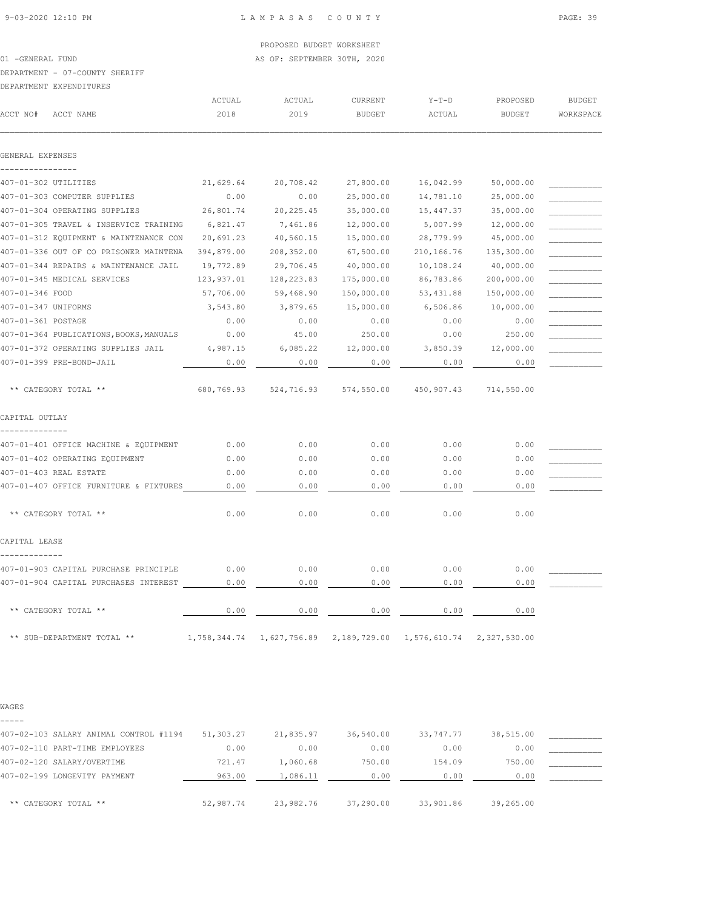PROPOSED BUDGET WORKSHEET

01 -GENERAL FUND — AS OF: SEPTEMBER 30TH, 2020

DEPARTMENT - 07-COUNTY SHERIFF

DEPARTMENT EXPENDITURES

| ACCT NO# ACCT NAME | ACTUAL 2018 | ACTUAL 2019 | CURRENT BUDGET | Y-T-D ACTUAL | PROPOSED BUDGET | BUDGET WORKSPACE |
|---|---|---|---|---|---|---|
| **GENERAL EXPENSES** | | | | | | |
| 407-01-302 UTILITIES | 21,629.64 | 20,708.42 | 27,800.00 | 16,042.99 | 50,000.00 | |
| 407-01-303 COMPUTER SUPPLIES | 0.00 | 0.00 | 25,000.00 | 14,781.10 | 25,000.00 | |
| 407-01-304 OPERATING SUPPLIES | 26,801.74 | 20,225.45 | 35,000.00 | 15,447.37 | 35,000.00 | |
| 407-01-305 TRAVEL & INSERVICE TRAINING | 6,821.47 | 7,461.86 | 12,000.00 | 5,007.99 | 12,000.00 | |
| 407-01-312 EQUIPMENT & MAINTENANCE CON | 20,691.23 | 40,560.15 | 15,000.00 | 28,779.99 | 45,000.00 | |
| 407-01-336 OUT OF CO PRISONER MAINTENA | 394,879.00 | 208,352.00 | 67,500.00 | 210,166.76 | 135,300.00 | |
| 407-01-344 REPAIRS & MAINTENANCE JAIL | 19,772.89 | 29,706.45 | 40,000.00 | 10,108.24 | 40,000.00 | |
| 407-01-345 MEDICAL SERVICES | 123,937.01 | 128,223.83 | 175,000.00 | 86,783.86 | 200,000.00 | |
| 407-01-346 FOOD | 57,706.00 | 59,468.90 | 150,000.00 | 53,431.88 | 150,000.00 | |
| 407-01-347 UNIFORMS | 3,543.80 | 3,879.65 | 15,000.00 | 6,506.86 | 10,000.00 | |
| 407-01-361 POSTAGE | 0.00 | 0.00 | 0.00 | 0.00 | 0.00 | |
| 407-01-364 PUBLICATIONS,BOOKS,MANUALS | 0.00 | 45.00 | 250.00 | 0.00 | 250.00 | |
| 407-01-372 OPERATING SUPPLIES JAIL | 4,987.15 | 6,085.22 | 12,000.00 | 3,850.39 | 12,000.00 | |
| 407-01-399 PRE-BOND-JAIL | 0.00 | 0.00 | 0.00 | 0.00 | 0.00 | |
| ** CATEGORY TOTAL ** | 680,769.93 | 524,716.93 | 574,550.00 | 450,907.43 | 714,550.00 | |
| **CAPITAL OUTLAY** | | | | | | |
| 407-01-401 OFFICE MACHINE & EQUIPMENT | 0.00 | 0.00 | 0.00 | 0.00 | 0.00 | |
| 407-01-402 OPERATING EQUIPMENT | 0.00 | 0.00 | 0.00 | 0.00 | 0.00 | |
| 407-01-403 REAL ESTATE | 0.00 | 0.00 | 0.00 | 0.00 | 0.00 | |
| 407-01-407 OFFICE FURNITURE & FIXTURES | 0.00 | 0.00 | 0.00 | 0.00 | 0.00 | |
| ** CATEGORY TOTAL ** | 0.00 | 0.00 | 0.00 | 0.00 | 0.00 | |
| **CAPITAL LEASE** | | | | | | |
| 407-01-903 CAPITAL PURCHASE PRINCIPLE | 0.00 | 0.00 | 0.00 | 0.00 | 0.00 | |
| 407-01-904 CAPITAL PURCHASES INTEREST | 0.00 | 0.00 | 0.00 | 0.00 | 0.00 | |
| ** CATEGORY TOTAL ** | 0.00 | 0.00 | 0.00 | 0.00 | 0.00 | |
| ** SUB-DEPARTMENT TOTAL ** | 1,758,344.74 | 1,627,756.89 | 2,189,729.00 | 1,576,610.74 | 2,327,530.00 | |

| ACCT NO# ACCT NAME | ACTUAL 2018 | ACTUAL 2019 | CURRENT BUDGET | Y-T-D ACTUAL | PROPOSED BUDGET | BUDGET WORKSPACE |
|---|---|---|---|---|---|---|
| **WAGES** | | | | | | |
| 407-02-103 SALARY ANIMAL CONTROL #1194 | 51,303.27 | 21,835.97 | 36,540.00 | 33,747.77 | 38,515.00 | |
| 407-02-110 PART-TIME EMPLOYEES | 0.00 | 0.00 | 0.00 | 0.00 | 0.00 | |
| 407-02-120 SALARY/OVERTIME | 721.47 | 1,060.68 | 750.00 | 154.09 | 750.00 | |
| 407-02-199 LONGEVITY PAYMENT | 963.00 | 1,086.11 | 0.00 | 0.00 | 0.00 | |
| ** CATEGORY TOTAL ** | 52,987.74 | 23,982.76 | 37,290.00 | 33,901.86 | 39,265.00 | |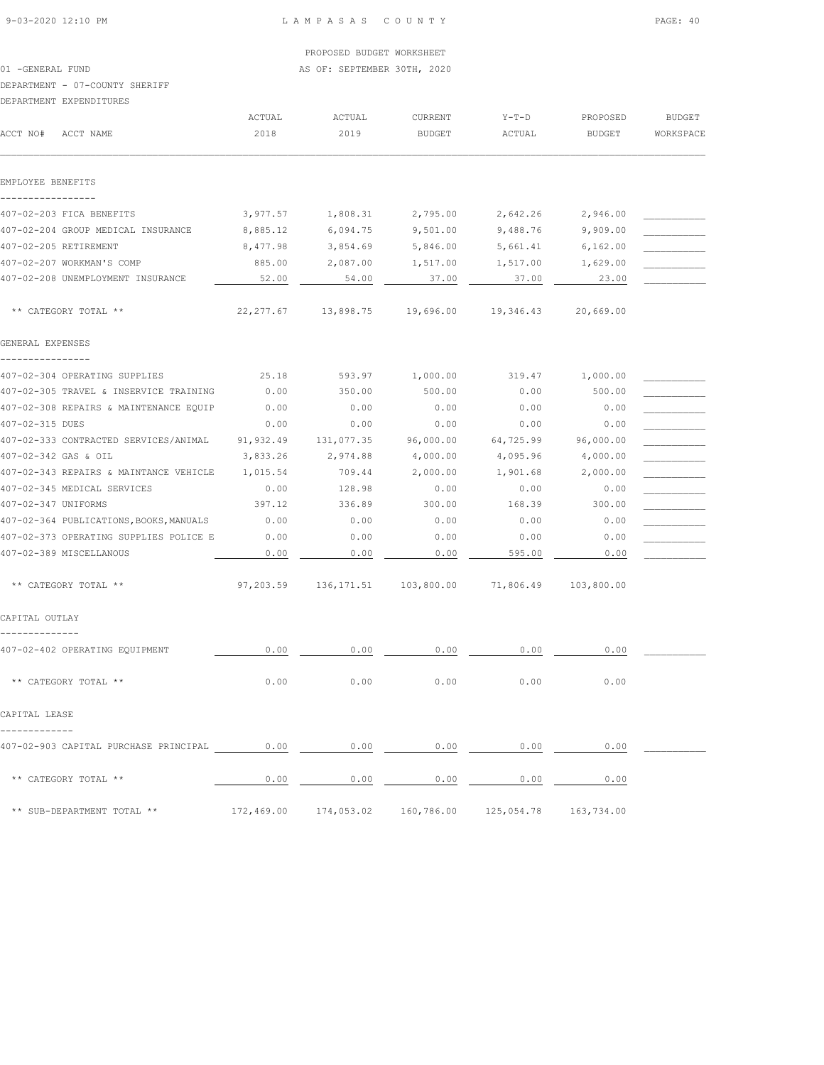PROPOSED BUDGET WORKSHEET

01 -GENERAL FUND AS OF: SEPTEMBER 30TH, 2020

DEPARTMENT - 07-COUNTY SHERIFF

DEPARTMENT EXPENDITURES

| ACCT NO# | ACCT NAME | ACTUAL 2018 | ACTUAL 2019 | CURRENT BUDGET | Y-T-D ACTUAL | PROPOSED BUDGET | BUDGET WORKSPACE |
|---|---|---|---|---|---|---|---|
| **EMPLOYEE BENEFITS** | | | | | | | |
| 407-02-203 | FICA BENEFITS | 3,977.57 | 1,808.31 | 2,795.00 | 2,642.26 | 2,946.00 | ___________ |
| 407-02-204 | GROUP MEDICAL INSURANCE | 8,885.12 | 6,094.75 | 9,501.00 | 9,488.76 | 9,909.00 | ___________ |
| 407-02-205 | RETIREMENT | 8,477.98 | 3,854.69 | 5,846.00 | 5,661.41 | 6,162.00 | ___________ |
| 407-02-207 | WORKMAN'S COMP | 885.00 | 2,087.00 | 1,517.00 | 1,517.00 | 1,629.00 | ___________ |
| 407-02-208 | UNEMPLOYMENT INSURANCE | 52.00 | 54.00 | 37.00 | 37.00 | 23.00 | ___________ |
| | ** CATEGORY TOTAL ** | 22,277.67 | 13,898.75 | 19,696.00 | 19,346.43 | 20,669.00 | |
| **GENERAL EXPENSES** | | | | | | | |
| 407-02-304 | OPERATING SUPPLIES | 25.18 | 593.97 | 1,000.00 | 319.47 | 1,000.00 | ___________ |
| 407-02-305 | TRAVEL & INSERVICE TRAINING | 0.00 | 350.00 | 500.00 | 0.00 | 500.00 | ___________ |
| 407-02-308 | REPAIRS & MAINTENANCE EQUIP | 0.00 | 0.00 | 0.00 | 0.00 | 0.00 | ___________ |
| 407-02-315 | DUES | 0.00 | 0.00 | 0.00 | 0.00 | 0.00 | ___________ |
| 407-02-333 | CONTRACTED SERVICES/ANIMAL | 91,932.49 | 131,077.35 | 96,000.00 | 64,725.99 | 96,000.00 | ___________ |
| 407-02-342 | GAS & OIL | 3,833.26 | 2,974.88 | 4,000.00 | 4,095.96 | 4,000.00 | ___________ |
| 407-02-343 | REPAIRS & MAINTANCE VEHICLE | 1,015.54 | 709.44 | 2,000.00 | 1,901.68 | 2,000.00 | ___________ |
| 407-02-345 | MEDICAL SERVICES | 0.00 | 128.98 | 0.00 | 0.00 | 0.00 | ___________ |
| 407-02-347 | UNIFORMS | 397.12 | 336.89 | 300.00 | 168.39 | 300.00 | ___________ |
| 407-02-364 | PUBLICATIONS,BOOKS,MANUALS | 0.00 | 0.00 | 0.00 | 0.00 | 0.00 | ___________ |
| 407-02-373 | OPERATING SUPPLIES POLICE E | 0.00 | 0.00 | 0.00 | 0.00 | 0.00 | ___________ |
| 407-02-389 | MISCELLANOUS | 0.00 | 0.00 | 0.00 | 595.00 | 0.00 | ___________ |
| | ** CATEGORY TOTAL ** | 97,203.59 | 136,171.51 | 103,800.00 | 71,806.49 | 103,800.00 | |
| **CAPITAL OUTLAY** | | | | | | | |
| 407-02-402 | OPERATING EQUIPMENT | 0.00 | 0.00 | 0.00 | 0.00 | 0.00 | ___________ |
| | ** CATEGORY TOTAL ** | 0.00 | 0.00 | 0.00 | 0.00 | 0.00 | |
| **CAPITAL LEASE** | | | | | | | |
| 407-02-903 | CAPITAL PURCHASE PRINCIPAL | 0.00 | 0.00 | 0.00 | 0.00 | 0.00 | ___________ |
| | ** CATEGORY TOTAL ** | 0.00 | 0.00 | 0.00 | 0.00 | 0.00 | |
| | ** SUB-DEPARTMENT TOTAL ** | 172,469.00 | 174,053.02 | 160,786.00 | 125,054.78 | 163,734.00 | |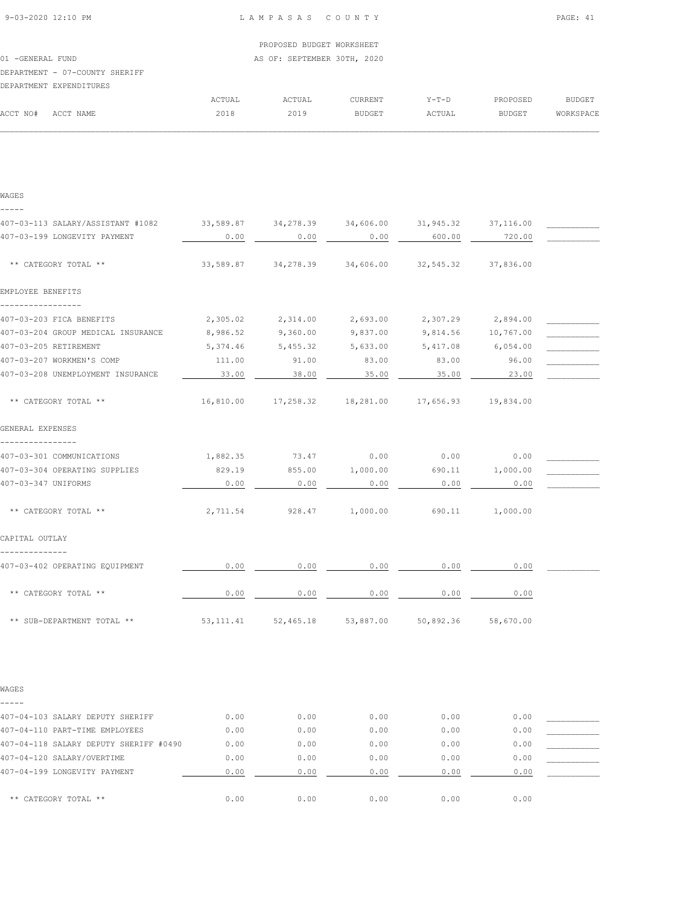PROPOSED BUDGET WORKSHEET

01 -GENERAL FUND — AS OF: SEPTEMBER 30TH, 2020

DEPARTMENT - 07-COUNTY SHERIFF

DEPARTMENT EXPENDITURES

| ACCT NO# ACCT NAME | ACTUAL 2018 | ACTUAL 2019 | CURRENT BUDGET | Y-T-D ACTUAL | PROPOSED BUDGET | BUDGET WORKSPACE |
|---|---|---|---|---|---|---|
| **WAGES** | | | | | | |
| 407-03-113 SALARY/ASSISTANT #1082 | 33,589.87 | 34,278.39 | 34,606.00 | 31,945.32 | 37,116.00 | |
| 407-03-199 LONGEVITY PAYMENT | 0.00 | 0.00 | 0.00 | 600.00 | 720.00 | |
| ** CATEGORY TOTAL ** | 33,589.87 | 34,278.39 | 34,606.00 | 32,545.32 | 37,836.00 | |
| **EMPLOYEE BENEFITS** | | | | | | |
| 407-03-203 FICA BENEFITS | 2,305.02 | 2,314.00 | 2,693.00 | 2,307.29 | 2,894.00 | |
| 407-03-204 GROUP MEDICAL INSURANCE | 8,986.52 | 9,360.00 | 9,837.00 | 9,814.56 | 10,767.00 | |
| 407-03-205 RETIREMENT | 5,374.46 | 5,455.32 | 5,633.00 | 5,417.08 | 6,054.00 | |
| 407-03-207 WORKMEN'S COMP | 111.00 | 91.00 | 83.00 | 83.00 | 96.00 | |
| 407-03-208 UNEMPLOYMENT INSURANCE | 33.00 | 38.00 | 35.00 | 35.00 | 23.00 | |
| ** CATEGORY TOTAL ** | 16,810.00 | 17,258.32 | 18,281.00 | 17,656.93 | 19,834.00 | |
| **GENERAL EXPENSES** | | | | | | |
| 407-03-301 COMMUNICATIONS | 1,882.35 | 73.47 | 0.00 | 0.00 | 0.00 | |
| 407-03-304 OPERATING SUPPLIES | 829.19 | 855.00 | 1,000.00 | 690.11 | 1,000.00 | |
| 407-03-347 UNIFORMS | 0.00 | 0.00 | 0.00 | 0.00 | 0.00 | |
| ** CATEGORY TOTAL ** | 2,711.54 | 928.47 | 1,000.00 | 690.11 | 1,000.00 | |
| **CAPITAL OUTLAY** | | | | | | |
| 407-03-402 OPERATING EQUIPMENT | 0.00 | 0.00 | 0.00 | 0.00 | 0.00 | |
| ** CATEGORY TOTAL ** | 0.00 | 0.00 | 0.00 | 0.00 | 0.00 | |
| ** SUB-DEPARTMENT TOTAL ** | 53,111.41 | 52,465.18 | 53,887.00 | 50,892.36 | 58,670.00 | |
| **WAGES** | | | | | | |
| 407-04-103 SALARY DEPUTY SHERIFF | 0.00 | 0.00 | 0.00 | 0.00 | 0.00 | |
| 407-04-110 PART-TIME EMPLOYEES | 0.00 | 0.00 | 0.00 | 0.00 | 0.00 | |
| 407-04-118 SALARY DEPUTY SHERIFF #0490 | 0.00 | 0.00 | 0.00 | 0.00 | 0.00 | |
| 407-04-120 SALARY/OVERTIME | 0.00 | 0.00 | 0.00 | 0.00 | 0.00 | |
| 407-04-199 LONGEVITY PAYMENT | 0.00 | 0.00 | 0.00 | 0.00 | 0.00 | |
| ** CATEGORY TOTAL ** | 0.00 | 0.00 | 0.00 | 0.00 | 0.00 | |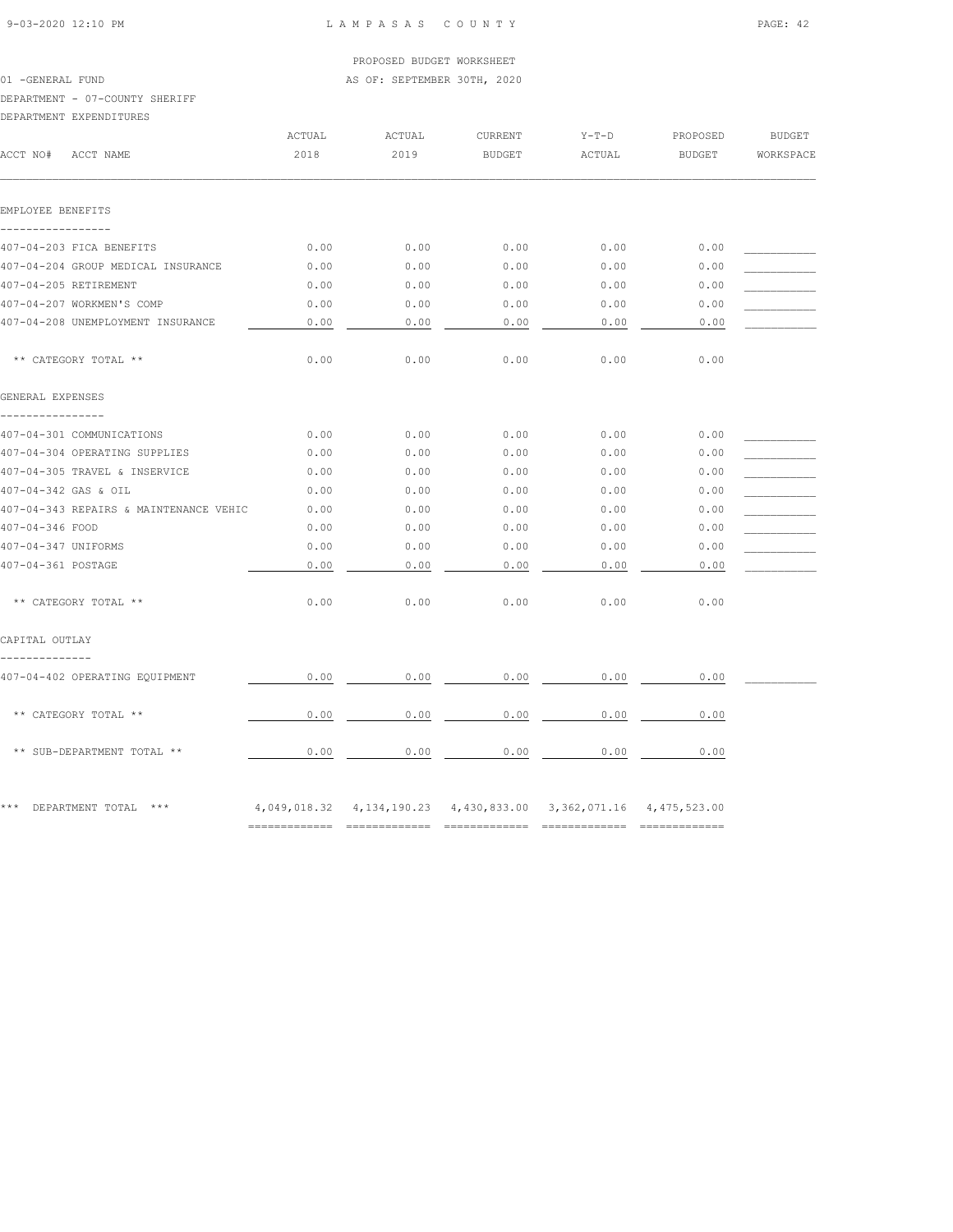PROPOSED BUDGET WORKSHEET

01 -GENERAL FUND AS OF: SEPTEMBER 30TH, 2020

DEPARTMENT - 07-COUNTY SHERIFF

DEPARTMENT EXPENDITURES

| ACCT NO# ACCT NAME | ACTUAL 2018 | ACTUAL 2019 | CURRENT BUDGET | Y-T-D ACTUAL | PROPOSED BUDGET | BUDGET WORKSPACE |
|---|---|---|---|---|---|---|
| **EMPLOYEE BENEFITS** | | | | | | |
| 407-04-203 FICA BENEFITS | 0.00 | 0.00 | 0.00 | 0.00 | 0.00 | ___________ |
| 407-04-204 GROUP MEDICAL INSURANCE | 0.00 | 0.00 | 0.00 | 0.00 | 0.00 | ___________ |
| 407-04-205 RETIREMENT | 0.00 | 0.00 | 0.00 | 0.00 | 0.00 | ___________ |
| 407-04-207 WORKMEN'S COMP | 0.00 | 0.00 | 0.00 | 0.00 | 0.00 | ___________ |
| 407-04-208 UNEMPLOYMENT INSURANCE | 0.00 | 0.00 | 0.00 | 0.00 | 0.00 | ___________ |
| ** CATEGORY TOTAL ** | 0.00 | 0.00 | 0.00 | 0.00 | 0.00 | |
| **GENERAL EXPENSES** | | | | | | |
| 407-04-301 COMMUNICATIONS | 0.00 | 0.00 | 0.00 | 0.00 | 0.00 | ___________ |
| 407-04-304 OPERATING SUPPLIES | 0.00 | 0.00 | 0.00 | 0.00 | 0.00 | ___________ |
| 407-04-305 TRAVEL & INSERVICE | 0.00 | 0.00 | 0.00 | 0.00 | 0.00 | ___________ |
| 407-04-342 GAS & OIL | 0.00 | 0.00 | 0.00 | 0.00 | 0.00 | ___________ |
| 407-04-343 REPAIRS & MAINTENANCE VEHIC | 0.00 | 0.00 | 0.00 | 0.00 | 0.00 | ___________ |
| 407-04-346 FOOD | 0.00 | 0.00 | 0.00 | 0.00 | 0.00 | ___________ |
| 407-04-347 UNIFORMS | 0.00 | 0.00 | 0.00 | 0.00 | 0.00 | ___________ |
| 407-04-361 POSTAGE | 0.00 | 0.00 | 0.00 | 0.00 | 0.00 | ___________ |
| ** CATEGORY TOTAL ** | 0.00 | 0.00 | 0.00 | 0.00 | 0.00 | |
| **CAPITAL OUTLAY** | | | | | | |
| 407-04-402 OPERATING EQUIPMENT | 0.00 | 0.00 | 0.00 | 0.00 | 0.00 | ___________ |
| ** CATEGORY TOTAL ** | 0.00 | 0.00 | 0.00 | 0.00 | 0.00 | |
| ** SUB-DEPARTMENT TOTAL ** | 0.00 | 0.00 | 0.00 | 0.00 | 0.00 | |
| *** DEPARTMENT TOTAL *** | 4,049,018.32 | 4,134,190.23 | 4,430,833.00 | 3,362,071.16 | 4,475,523.00 | |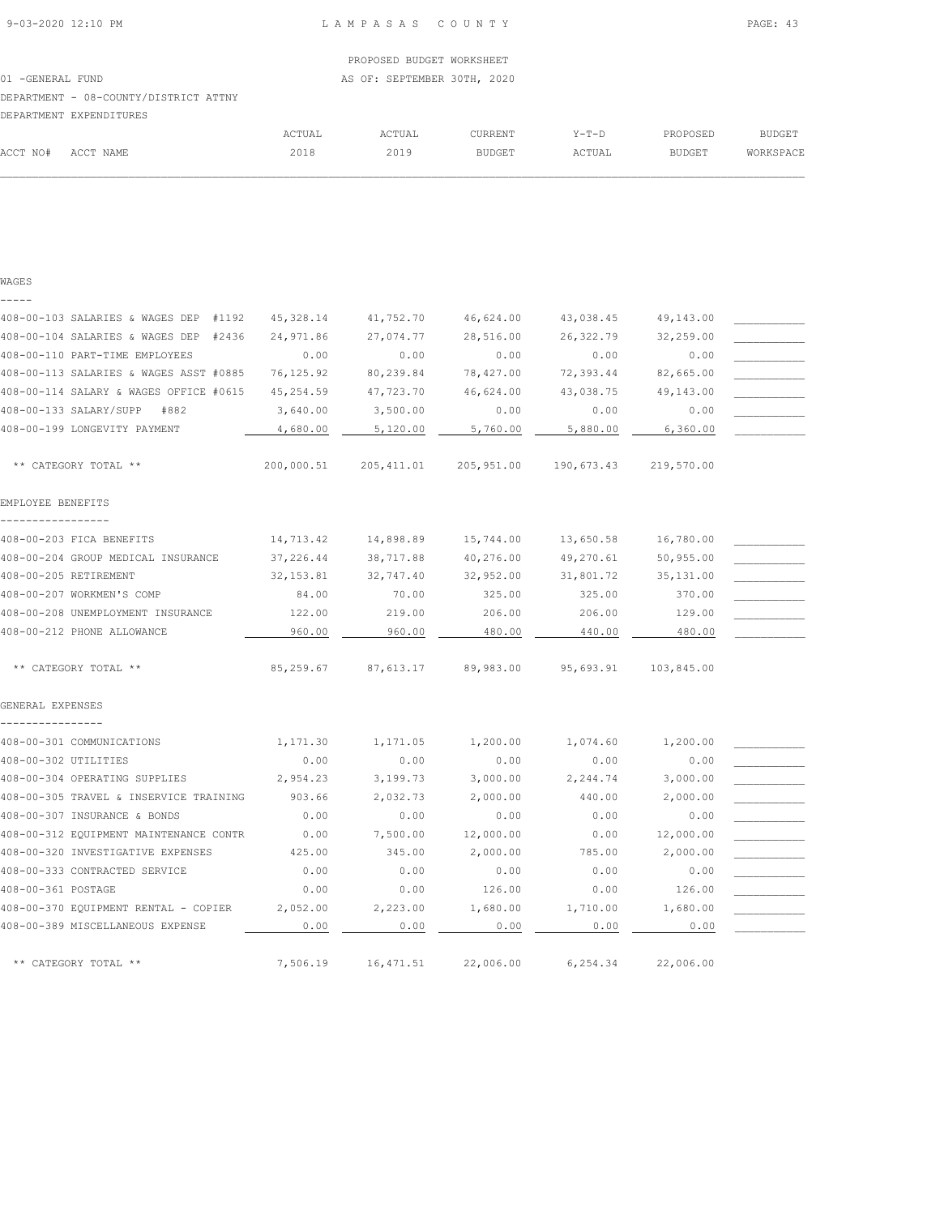PROPOSED BUDGET WORKSHEET

01 -GENERAL FUND AS OF: SEPTEMBER 30TH, 2020

DEPARTMENT - 08-COUNTY/DISTRICT ATTNY

DEPARTMENT EXPENDITURES

| ACCT NO# ACCT NAME | ACTUAL 2018 | ACTUAL 2019 | CURRENT BUDGET | Y-T-D ACTUAL | PROPOSED BUDGET | BUDGET WORKSPACE |
|---|---|---|---|---|---|---|
| **WAGES** | | | | | | |
| 408-00-103 SALARIES & WAGES DEP #1192 | 45,328.14 | 41,752.70 | 46,624.00 | 43,038.45 | 49,143.00 | |
| 408-00-104 SALARIES & WAGES DEP #2436 | 24,971.86 | 27,074.77 | 28,516.00 | 26,322.79 | 32,259.00 | |
| 408-00-110 PART-TIME EMPLOYEES | 0.00 | 0.00 | 0.00 | 0.00 | 0.00 | |
| 408-00-113 SALARIES & WAGES ASST #0885 | 76,125.92 | 80,239.84 | 78,427.00 | 72,393.44 | 82,665.00 | |
| 408-00-114 SALARY & WAGES OFFICE #0615 | 45,254.59 | 47,723.70 | 46,624.00 | 43,038.75 | 49,143.00 | |
| 408-00-133 SALARY/SUPP #882 | 3,640.00 | 3,500.00 | 0.00 | 0.00 | 0.00 | |
| 408-00-199 LONGEVITY PAYMENT | 4,680.00 | 5,120.00 | 5,760.00 | 5,880.00 | 6,360.00 | |
| ** CATEGORY TOTAL ** | 200,000.51 | 205,411.01 | 205,951.00 | 190,673.43 | 219,570.00 | |
| **EMPLOYEE BENEFITS** | | | | | | |
| 408-00-203 FICA BENEFITS | 14,713.42 | 14,898.89 | 15,744.00 | 13,650.58 | 16,780.00 | |
| 408-00-204 GROUP MEDICAL INSURANCE | 37,226.44 | 38,717.88 | 40,276.00 | 49,270.61 | 50,955.00 | |
| 408-00-205 RETIREMENT | 32,153.81 | 32,747.40 | 32,952.00 | 31,801.72 | 35,131.00 | |
| 408-00-207 WORKMEN'S COMP | 84.00 | 70.00 | 325.00 | 325.00 | 370.00 | |
| 408-00-208 UNEMPLOYMENT INSURANCE | 122.00 | 219.00 | 206.00 | 206.00 | 129.00 | |
| 408-00-212 PHONE ALLOWANCE | 960.00 | 960.00 | 480.00 | 440.00 | 480.00 | |
| ** CATEGORY TOTAL ** | 85,259.67 | 87,613.17 | 89,983.00 | 95,693.91 | 103,845.00 | |
| **GENERAL EXPENSES** | | | | | | |
| 408-00-301 COMMUNICATIONS | 1,171.30 | 1,171.05 | 1,200.00 | 1,074.60 | 1,200.00 | |
| 408-00-302 UTILITIES | 0.00 | 0.00 | 0.00 | 0.00 | 0.00 | |
| 408-00-304 OPERATING SUPPLIES | 2,954.23 | 3,199.73 | 3,000.00 | 2,244.74 | 3,000.00 | |
| 408-00-305 TRAVEL & INSERVICE TRAINING | 903.66 | 2,032.73 | 2,000.00 | 440.00 | 2,000.00 | |
| 408-00-307 INSURANCE & BONDS | 0.00 | 0.00 | 0.00 | 0.00 | 0.00 | |
| 408-00-312 EQUIPMENT MAINTENANCE CONTR | 0.00 | 7,500.00 | 12,000.00 | 0.00 | 12,000.00 | |
| 408-00-320 INVESTIGATIVE EXPENSES | 425.00 | 345.00 | 2,000.00 | 785.00 | 2,000.00 | |
| 408-00-333 CONTRACTED SERVICE | 0.00 | 0.00 | 0.00 | 0.00 | 0.00 | |
| 408-00-361 POSTAGE | 0.00 | 0.00 | 126.00 | 0.00 | 126.00 | |
| 408-00-370 EQUIPMENT RENTAL - COPIER | 2,052.00 | 2,223.00 | 1,680.00 | 1,710.00 | 1,680.00 | |
| 408-00-389 MISCELLANEOUS EXPENSE | 0.00 | 0.00 | 0.00 | 0.00 | 0.00 | |
| ** CATEGORY TOTAL ** | 7,506.19 | 16,471.51 | 22,006.00 | 6,254.34 | 22,006.00 | |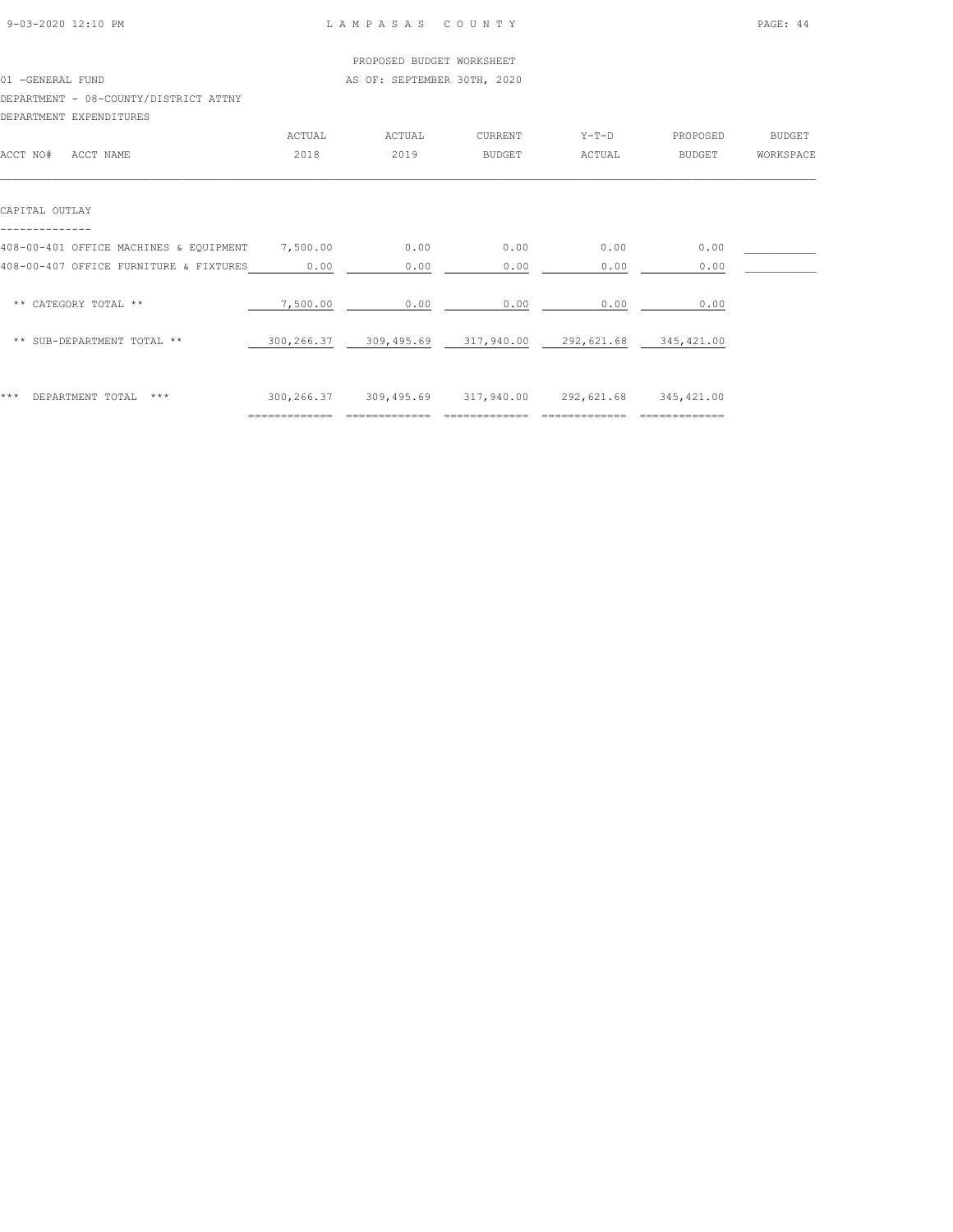LAMPASAS COUNTY

PROPOSED BUDGET WORKSHEET

01 -GENERAL FUND

AS OF: SEPTEMBER 30TH, 2020

DEPARTMENT - 08-COUNTY/DISTRICT ATTNY

DEPARTMENT EXPENDITURES

| ACCT NO# ACCT NAME | ACTUAL 2018 | ACTUAL 2019 | CURRENT BUDGET | Y-T-D ACTUAL | PROPOSED BUDGET | BUDGET WORKSPACE |
|---|---|---|---|---|---|---|
| **CAPITAL OUTLAY** | | | | | | |
| 408-00-401 OFFICE MACHINES & EQUIPMENT | 7,500.00 | 0.00 | 0.00 | 0.00 | 0.00 | |
| 408-00-407 OFFICE FURNITURE & FIXTURES | 0.00 | 0.00 | 0.00 | 0.00 | 0.00 | |
| ** CATEGORY TOTAL ** | 7,500.00 | 0.00 | 0.00 | 0.00 | 0.00 | |
| ** SUB-DEPARTMENT TOTAL ** | 300,266.37 | 309,495.69 | 317,940.00 | 292,621.68 | 345,421.00 | |
| *** DEPARTMENT TOTAL *** | 300,266.37 | 309,495.69 | 317,940.00 | 292,621.68 | 345,421.00 | |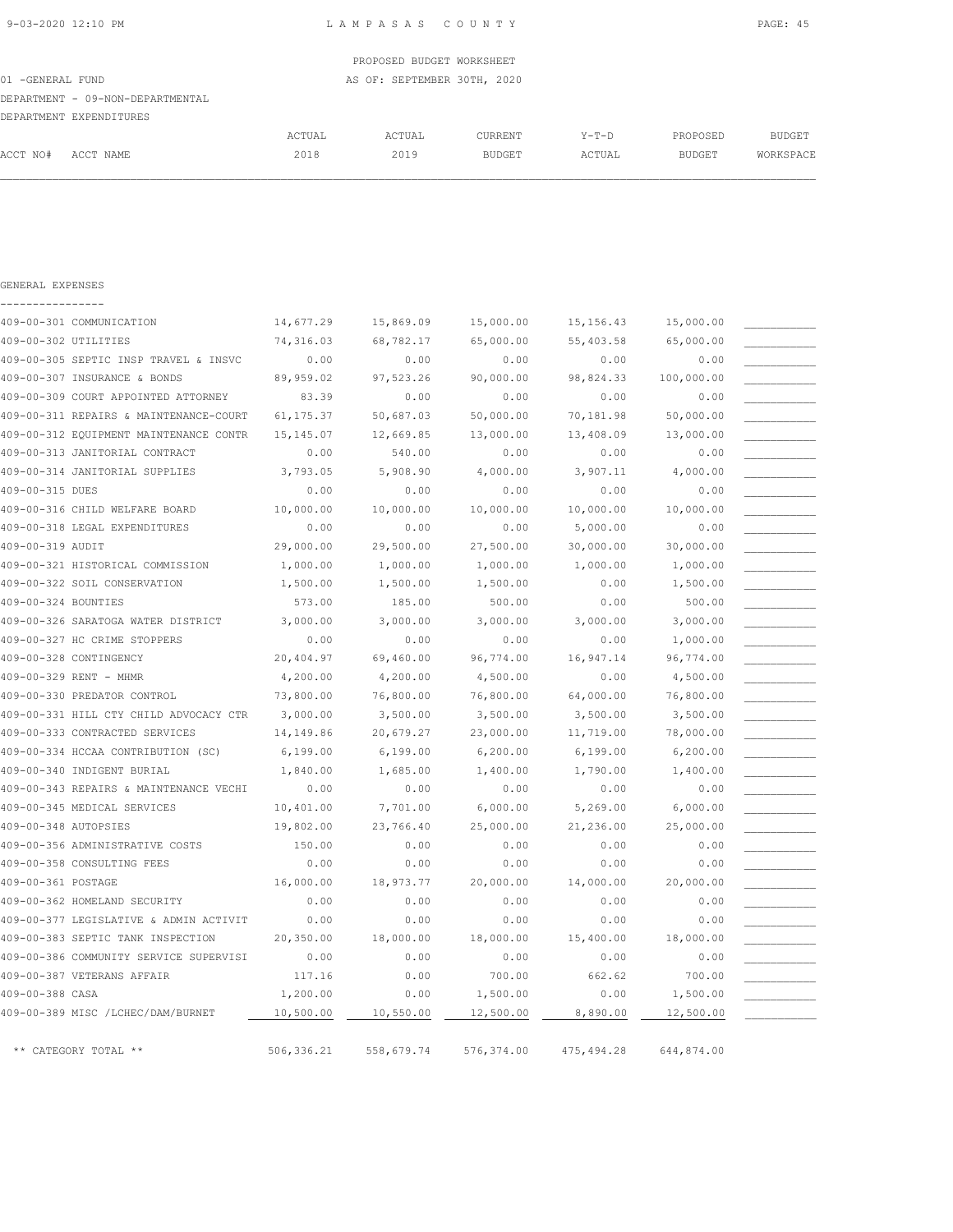PROPOSED BUDGET WORKSHEET

01 -GENERAL FUND — AS OF: SEPTEMBER 30TH, 2020

DEPARTMENT - 09-NON-DEPARTMENTAL

DEPARTMENT EXPENDITURES

GENERAL EXPENSES

| ACCT NO# | ACCT NAME | ACTUAL 2018 | ACTUAL 2019 | CURRENT BUDGET | Y-T-D ACTUAL | PROPOSED BUDGET | BUDGET WORKSPACE |
|---|---|---|---|---|---|---|---|
| 409-00-301 | COMMUNICATION | 14,677.29 | 15,869.09 | 15,000.00 | 15,156.43 | 15,000.00 | |
| 409-00-302 | UTILITIES | 74,316.03 | 68,782.17 | 65,000.00 | 55,403.58 | 65,000.00 | |
| 409-00-305 | SEPTIC INSP TRAVEL & INSVC | 0.00 | 0.00 | 0.00 | 0.00 | 0.00 | |
| 409-00-307 | INSURANCE & BONDS | 89,959.02 | 97,523.26 | 90,000.00 | 98,824.33 | 100,000.00 | |
| 409-00-309 | COURT APPOINTED ATTORNEY | 83.39 | 0.00 | 0.00 | 0.00 | 0.00 | |
| 409-00-311 | REPAIRS & MAINTENANCE-COURT | 61,175.37 | 50,687.03 | 50,000.00 | 70,181.98 | 50,000.00 | |
| 409-00-312 | EQUIPMENT MAINTENANCE CONTR | 15,145.07 | 12,669.85 | 13,000.00 | 13,408.09 | 13,000.00 | |
| 409-00-313 | JANITORIAL CONTRACT | 0.00 | 540.00 | 0.00 | 0.00 | 0.00 | |
| 409-00-314 | JANITORIAL SUPPLIES | 3,793.05 | 5,908.90 | 4,000.00 | 3,907.11 | 4,000.00 | |
| 409-00-315 | DUES | 0.00 | 0.00 | 0.00 | 0.00 | 0.00 | |
| 409-00-316 | CHILD WELFARE BOARD | 10,000.00 | 10,000.00 | 10,000.00 | 10,000.00 | 10,000.00 | |
| 409-00-318 | LEGAL EXPENDITURES | 0.00 | 0.00 | 0.00 | 5,000.00 | 0.00 | |
| 409-00-319 | AUDIT | 29,000.00 | 29,500.00 | 27,500.00 | 30,000.00 | 30,000.00 | |
| 409-00-321 | HISTORICAL COMMISSION | 1,000.00 | 1,000.00 | 1,000.00 | 1,000.00 | 1,000.00 | |
| 409-00-322 | SOIL CONSERVATION | 1,500.00 | 1,500.00 | 1,500.00 | 0.00 | 1,500.00 | |
| 409-00-324 | BOUNTIES | 573.00 | 185.00 | 500.00 | 0.00 | 500.00 | |
| 409-00-326 | SARATOGA WATER DISTRICT | 3,000.00 | 3,000.00 | 3,000.00 | 3,000.00 | 3,000.00 | |
| 409-00-327 | HC CRIME STOPPERS | 0.00 | 0.00 | 0.00 | 0.00 | 1,000.00 | |
| 409-00-328 | CONTINGENCY | 20,404.97 | 69,460.00 | 96,774.00 | 16,947.14 | 96,774.00 | |
| 409-00-329 | RENT - MHMR | 4,200.00 | 4,200.00 | 4,500.00 | 0.00 | 4,500.00 | |
| 409-00-330 | PREDATOR CONTROL | 73,800.00 | 76,800.00 | 76,800.00 | 64,000.00 | 76,800.00 | |
| 409-00-331 | HILL CTY CHILD ADVOCACY CTR | 3,000.00 | 3,500.00 | 3,500.00 | 3,500.00 | 3,500.00 | |
| 409-00-333 | CONTRACTED SERVICES | 14,149.86 | 20,679.27 | 23,000.00 | 11,719.00 | 78,000.00 | |
| 409-00-334 | HCCAA CONTRIBUTION (SC) | 6,199.00 | 6,199.00 | 6,200.00 | 6,199.00 | 6,200.00 | |
| 409-00-340 | INDIGENT BURIAL | 1,840.00 | 1,685.00 | 1,400.00 | 1,790.00 | 1,400.00 | |
| 409-00-343 | REPAIRS & MAINTENANCE VECHI | 0.00 | 0.00 | 0.00 | 0.00 | 0.00 | |
| 409-00-345 | MEDICAL SERVICES | 10,401.00 | 7,701.00 | 6,000.00 | 5,269.00 | 6,000.00 | |
| 409-00-348 | AUTOPSIES | 19,802.00 | 23,766.40 | 25,000.00 | 21,236.00 | 25,000.00 | |
| 409-00-356 | ADMINISTRATIVE COSTS | 150.00 | 0.00 | 0.00 | 0.00 | 0.00 | |
| 409-00-358 | CONSULTING FEES | 0.00 | 0.00 | 0.00 | 0.00 | 0.00 | |
| 409-00-361 | POSTAGE | 16,000.00 | 18,973.77 | 20,000.00 | 14,000.00 | 20,000.00 | |
| 409-00-362 | HOMELAND SECURITY | 0.00 | 0.00 | 0.00 | 0.00 | 0.00 | |
| 409-00-377 | LEGISLATIVE & ADMIN ACTIVIT | 0.00 | 0.00 | 0.00 | 0.00 | 0.00 | |
| 409-00-383 | SEPTIC TANK INSPECTION | 20,350.00 | 18,000.00 | 18,000.00 | 15,400.00 | 18,000.00 | |
| 409-00-386 | COMMUNITY SERVICE SUPERVISI | 0.00 | 0.00 | 0.00 | 0.00 | 0.00 | |
| 409-00-387 | VETERANS AFFAIR | 117.16 | 0.00 | 700.00 | 662.62 | 700.00 | |
| 409-00-388 | CASA | 1,200.00 | 0.00 | 1,500.00 | 0.00 | 1,500.00 | |
| 409-00-389 | MISC /LCHEC/DAM/BURNET | 10,500.00 | 10,550.00 | 12,500.00 | 8,890.00 | 12,500.00 | |
| | ** CATEGORY TOTAL ** | 506,336.21 | 558,679.74 | 576,374.00 | 475,494.28 | 644,874.00 | |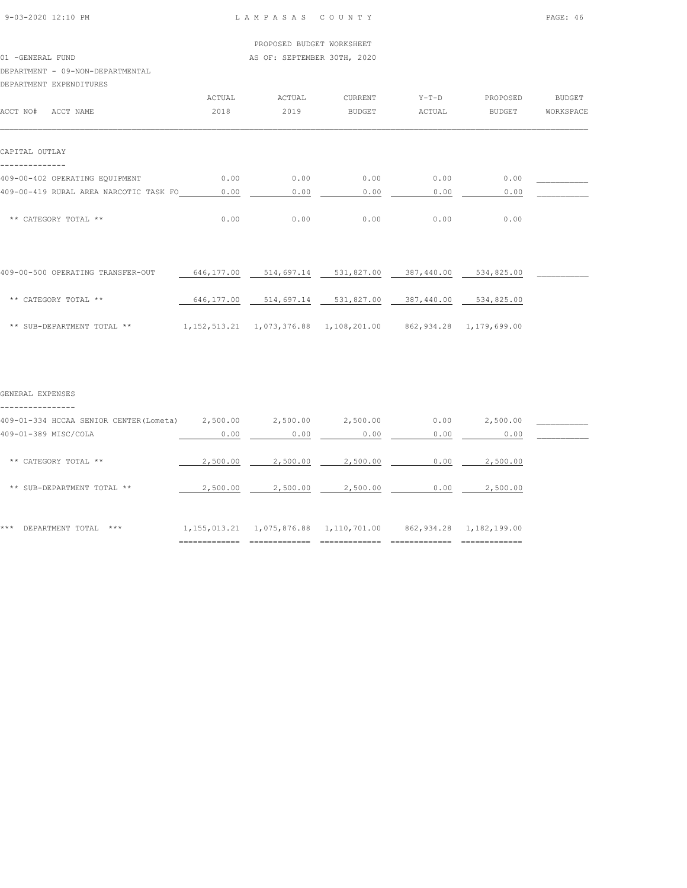PROPOSED BUDGET WORKSHEET

01 -GENERAL FUND — AS OF: SEPTEMBER 30TH, 2020

DEPARTMENT - 09-NON-DEPARTMENTAL

DEPARTMENT EXPENDITURES

| ACCT NO# ACCT NAME | ACTUAL 2018 | ACTUAL 2019 | CURRENT BUDGET | Y-T-D ACTUAL | PROPOSED BUDGET | BUDGET WORKSPACE |
|---|---|---|---|---|---|---|
| **CAPITAL OUTLAY** | | | | | | |
| 409-00-402 OPERATING EQUIPMENT | 0.00 | 0.00 | 0.00 | 0.00 | 0.00 | |
| 409-00-419 RURAL AREA NARCOTIC TASK FO | 0.00 | 0.00 | 0.00 | 0.00 | 0.00 | |
| ** CATEGORY TOTAL ** | 0.00 | 0.00 | 0.00 | 0.00 | 0.00 | |
| 409-00-500 OPERATING TRANSFER-OUT | 646,177.00 | 514,697.14 | 531,827.00 | 387,440.00 | 534,825.00 | |
| ** CATEGORY TOTAL ** | 646,177.00 | 514,697.14 | 531,827.00 | 387,440.00 | 534,825.00 | |
| ** SUB-DEPARTMENT TOTAL ** | 1,152,513.21 | 1,073,376.88 | 1,108,201.00 | 862,934.28 | 1,179,699.00 | |
| **GENERAL EXPENSES** | | | | | | |
| 409-01-334 HCCAA SENIOR CENTER(Lometa) | 2,500.00 | 2,500.00 | 2,500.00 | 0.00 | 2,500.00 | |
| 409-01-389 MISC/COLA | 0.00 | 0.00 | 0.00 | 0.00 | 0.00 | |
| ** CATEGORY TOTAL ** | 2,500.00 | 2,500.00 | 2,500.00 | 0.00 | 2,500.00 | |
| ** SUB-DEPARTMENT TOTAL ** | 2,500.00 | 2,500.00 | 2,500.00 | 0.00 | 2,500.00 | |
| *** DEPARTMENT TOTAL *** | 1,155,013.21 | 1,075,876.88 | 1,110,701.00 | 862,934.28 | 1,182,199.00 | |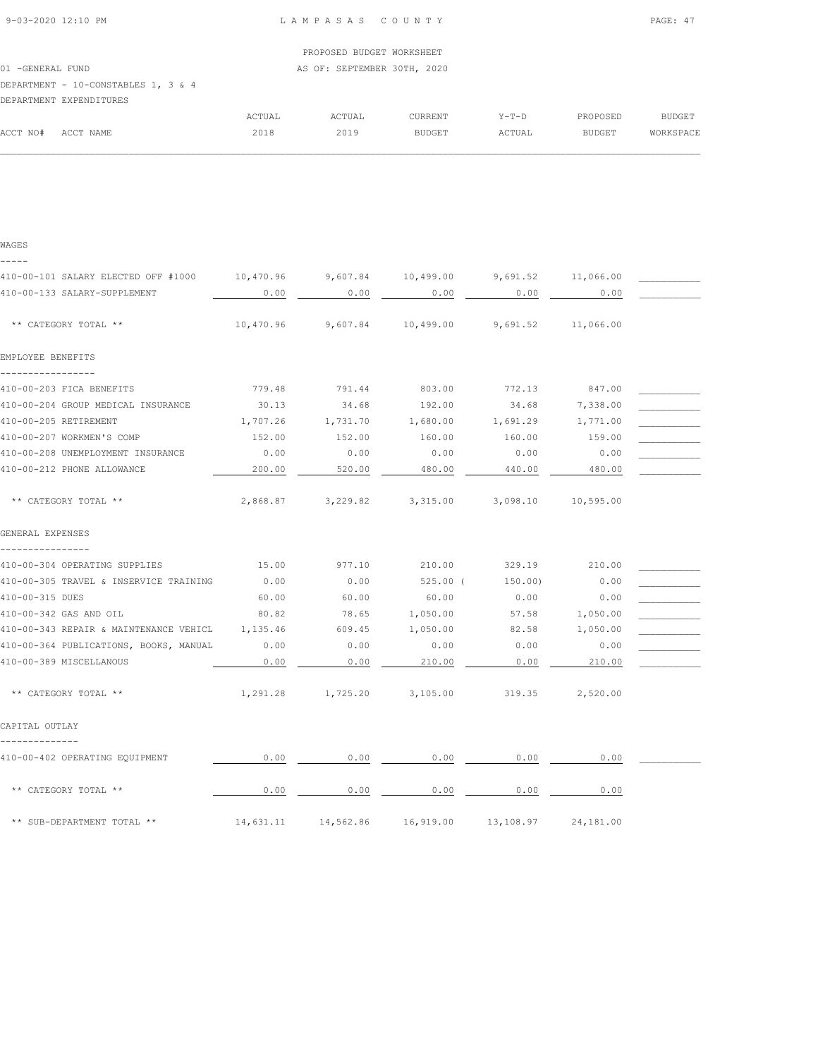PROPOSED BUDGET WORKSHEET

01 -GENERAL FUND

AS OF: SEPTEMBER 30TH, 2020

DEPARTMENT - 10-CONSTABLES 1, 3 & 4

DEPARTMENT EXPENDITURES

| ACCT NO# ACCT NAME | ACTUAL 2018 | ACTUAL 2019 | CURRENT BUDGET | Y-T-D ACTUAL | PROPOSED BUDGET | BUDGET WORKSPACE |
|---|---|---|---|---|---|---|
| **WAGES** | | | | | | |
| 410-00-101 SALARY ELECTED OFF #1000 | 10,470.96 | 9,607.84 | 10,499.00 | 9,691.52 | 11,066.00 | |
| 410-00-133 SALARY-SUPPLEMENT | 0.00 | 0.00 | 0.00 | 0.00 | 0.00 | |
| ** CATEGORY TOTAL ** | 10,470.96 | 9,607.84 | 10,499.00 | 9,691.52 | 11,066.00 | |
| **EMPLOYEE BENEFITS** | | | | | | |
| 410-00-203 FICA BENEFITS | 779.48 | 791.44 | 803.00 | 772.13 | 847.00 | |
| 410-00-204 GROUP MEDICAL INSURANCE | 30.13 | 34.68 | 192.00 | 34.68 | 7,338.00 | |
| 410-00-205 RETIREMENT | 1,707.26 | 1,731.70 | 1,680.00 | 1,691.29 | 1,771.00 | |
| 410-00-207 WORKMEN'S COMP | 152.00 | 152.00 | 160.00 | 160.00 | 159.00 | |
| 410-00-208 UNEMPLOYMENT INSURANCE | 0.00 | 0.00 | 0.00 | 0.00 | 0.00 | |
| 410-00-212 PHONE ALLOWANCE | 200.00 | 520.00 | 480.00 | 440.00 | 480.00 | |
| ** CATEGORY TOTAL ** | 2,868.87 | 3,229.82 | 3,315.00 | 3,098.10 | 10,595.00 | |
| **GENERAL EXPENSES** | | | | | | |
| 410-00-304 OPERATING SUPPLIES | 15.00 | 977.10 | 210.00 | 329.19 | 210.00 | |
| 410-00-305 TRAVEL & INSERVICE TRAINING | 0.00 | 0.00 | 525.00 | ( 150.00) | 0.00 | |
| 410-00-315 DUES | 60.00 | 60.00 | 60.00 | 0.00 | 0.00 | |
| 410-00-342 GAS AND OIL | 80.82 | 78.65 | 1,050.00 | 57.58 | 1,050.00 | |
| 410-00-343 REPAIR & MAINTENANCE VEHICL | 1,135.46 | 609.45 | 1,050.00 | 82.58 | 1,050.00 | |
| 410-00-364 PUBLICATIONS, BOOKS, MANUAL | 0.00 | 0.00 | 0.00 | 0.00 | 0.00 | |
| 410-00-389 MISCELLANOUS | 0.00 | 0.00 | 210.00 | 0.00 | 210.00 | |
| ** CATEGORY TOTAL ** | 1,291.28 | 1,725.20 | 3,105.00 | 319.35 | 2,520.00 | |
| **CAPITAL OUTLAY** | | | | | | |
| 410-00-402 OPERATING EQUIPMENT | 0.00 | 0.00 | 0.00 | 0.00 | 0.00 | |
| ** CATEGORY TOTAL ** | 0.00 | 0.00 | 0.00 | 0.00 | 0.00 | |
| ** SUB-DEPARTMENT TOTAL ** | 14,631.11 | 14,562.86 | 16,919.00 | 13,108.97 | 24,181.00 | |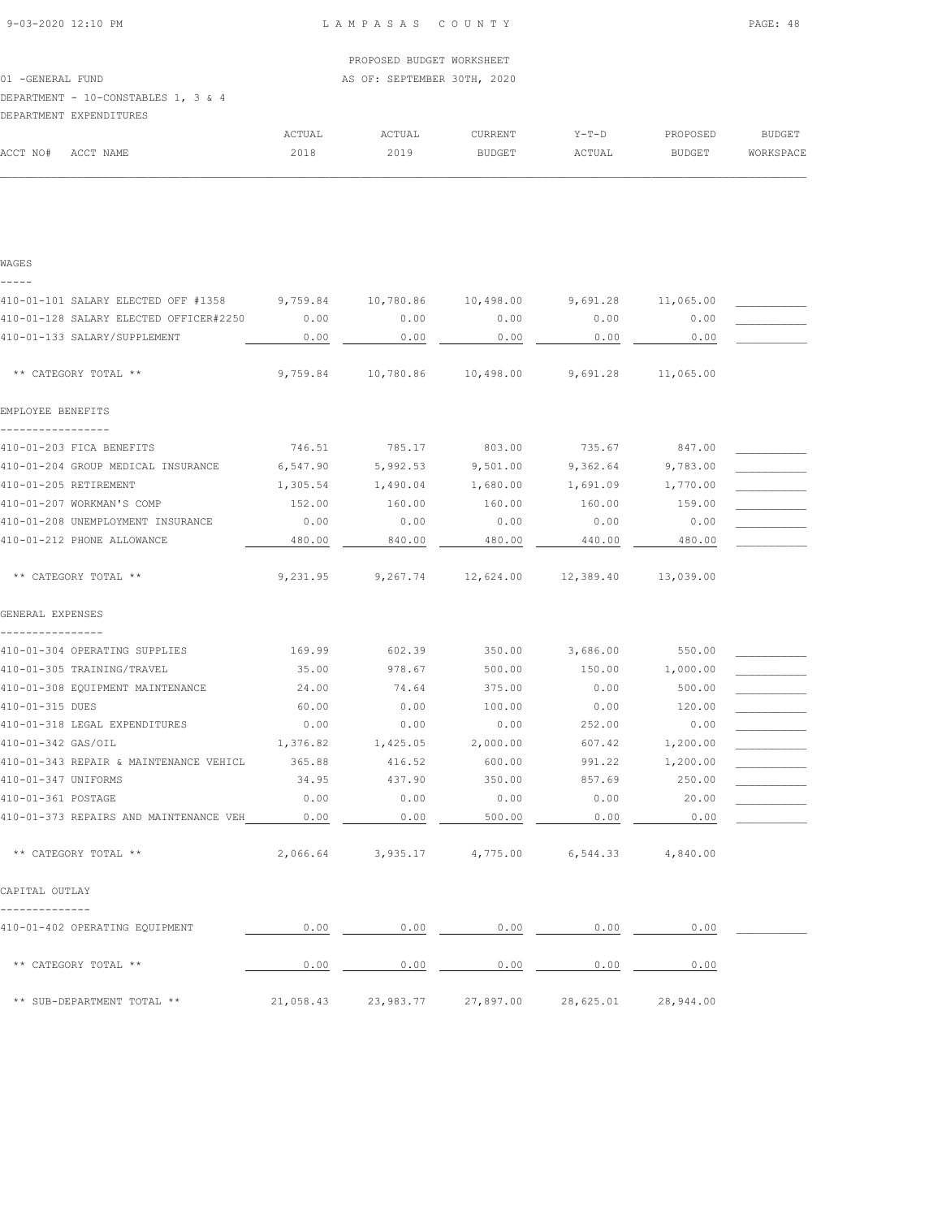PROPOSED BUDGET WORKSHEET

01 -GENERAL FUND — AS OF: SEPTEMBER 30TH, 2020

DEPARTMENT - 10-CONSTABLES 1, 3 & 4

DEPARTMENT EXPENDITURES

| ACCT NO# | ACCT NAME | ACTUAL 2018 | ACTUAL 2019 | CURRENT BUDGET | Y-T-D ACTUAL | PROPOSED BUDGET | BUDGET WORKSPACE |
|---|---|---|---|---|---|---|---|
| **WAGES** | | | | | | | |
| 410-01-101 | SALARY ELECTED OFF #1358 | 9,759.84 | 10,780.86 | 10,498.00 | 9,691.28 | 11,065.00 | |
| 410-01-128 | SALARY ELECTED OFFICER#2250 | 0.00 | 0.00 | 0.00 | 0.00 | 0.00 | |
| 410-01-133 | SALARY/SUPPLEMENT | 0.00 | 0.00 | 0.00 | 0.00 | 0.00 | |
| | ** CATEGORY TOTAL ** | 9,759.84 | 10,780.86 | 10,498.00 | 9,691.28 | 11,065.00 | |
| **EMPLOYEE BENEFITS** | | | | | | | |
| 410-01-203 | FICA BENEFITS | 746.51 | 785.17 | 803.00 | 735.67 | 847.00 | |
| 410-01-204 | GROUP MEDICAL INSURANCE | 6,547.90 | 5,992.53 | 9,501.00 | 9,362.64 | 9,783.00 | |
| 410-01-205 | RETIREMENT | 1,305.54 | 1,490.04 | 1,680.00 | 1,691.09 | 1,770.00 | |
| 410-01-207 | WORKMAN'S COMP | 152.00 | 160.00 | 160.00 | 160.00 | 159.00 | |
| 410-01-208 | UNEMPLOYMENT INSURANCE | 0.00 | 0.00 | 0.00 | 0.00 | 0.00 | |
| 410-01-212 | PHONE ALLOWANCE | 480.00 | 840.00 | 480.00 | 440.00 | 480.00 | |
| | ** CATEGORY TOTAL ** | 9,231.95 | 9,267.74 | 12,624.00 | 12,389.40 | 13,039.00 | |
| **GENERAL EXPENSES** | | | | | | | |
| 410-01-304 | OPERATING SUPPLIES | 169.99 | 602.39 | 350.00 | 3,686.00 | 550.00 | |
| 410-01-305 | TRAINING/TRAVEL | 35.00 | 978.67 | 500.00 | 150.00 | 1,000.00 | |
| 410-01-308 | EQUIPMENT MAINTENANCE | 24.00 | 74.64 | 375.00 | 0.00 | 500.00 | |
| 410-01-315 | DUES | 60.00 | 0.00 | 100.00 | 0.00 | 120.00 | |
| 410-01-318 | LEGAL EXPENDITURES | 0.00 | 0.00 | 0.00 | 252.00 | 0.00 | |
| 410-01-342 | GAS/OIL | 1,376.82 | 1,425.05 | 2,000.00 | 607.42 | 1,200.00 | |
| 410-01-343 | REPAIR & MAINTENANCE VEHICL | 365.88 | 416.52 | 600.00 | 991.22 | 1,200.00 | |
| 410-01-347 | UNIFORMS | 34.95 | 437.90 | 350.00 | 857.69 | 250.00 | |
| 410-01-361 | POSTAGE | 0.00 | 0.00 | 0.00 | 0.00 | 20.00 | |
| 410-01-373 | REPAIRS AND MAINTENANCE VEH | 0.00 | 0.00 | 500.00 | 0.00 | 0.00 | |
| | ** CATEGORY TOTAL ** | 2,066.64 | 3,935.17 | 4,775.00 | 6,544.33 | 4,840.00 | |
| **CAPITAL OUTLAY** | | | | | | | |
| 410-01-402 | OPERATING EQUIPMENT | 0.00 | 0.00 | 0.00 | 0.00 | 0.00 | |
| | ** CATEGORY TOTAL ** | 0.00 | 0.00 | 0.00 | 0.00 | 0.00 | |
| | ** SUB-DEPARTMENT TOTAL ** | 21,058.43 | 23,983.77 | 27,897.00 | 28,625.01 | 28,944.00 | |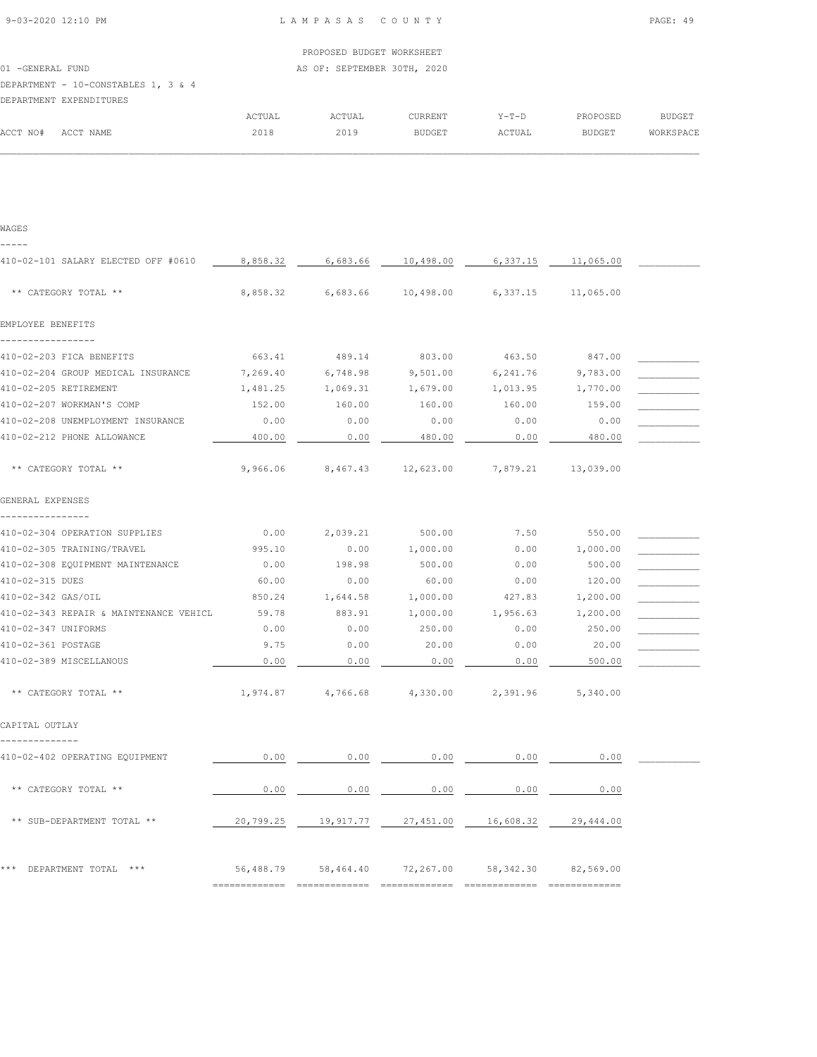LAMPASAS COUNTY

PROPOSED BUDGET WORKSHEET

01 -GENERAL FUND

AS OF: SEPTEMBER 30TH, 2020

DEPARTMENT - 10-CONSTABLES 1, 3 & 4

DEPARTMENT EXPENDITURES

| ACCT NO# ACCT NAME | ACTUAL 2018 | ACTUAL 2019 | CURRENT BUDGET | Y-T-D ACTUAL | PROPOSED BUDGET | BUDGET WORKSPACE |
|---|---|---|---|---|---|---|
| **WAGES** | | | | | | |
| 410-02-101 SALARY ELECTED OFF #0610 | 8,858.32 | 6,683.66 | 10,498.00 | 6,337.15 | 11,065.00 | |
| ** CATEGORY TOTAL ** | 8,858.32 | 6,683.66 | 10,498.00 | 6,337.15 | 11,065.00 | |
| **EMPLOYEE BENEFITS** | | | | | | |
| 410-02-203 FICA BENEFITS | 663.41 | 489.14 | 803.00 | 463.50 | 847.00 | |
| 410-02-204 GROUP MEDICAL INSURANCE | 7,269.40 | 6,748.98 | 9,501.00 | 6,241.76 | 9,783.00 | |
| 410-02-205 RETIREMENT | 1,481.25 | 1,069.31 | 1,679.00 | 1,013.95 | 1,770.00 | |
| 410-02-207 WORKMAN'S COMP | 152.00 | 160.00 | 160.00 | 160.00 | 159.00 | |
| 410-02-208 UNEMPLOYMENT INSURANCE | 0.00 | 0.00 | 0.00 | 0.00 | 0.00 | |
| 410-02-212 PHONE ALLOWANCE | 400.00 | 0.00 | 480.00 | 0.00 | 480.00 | |
| ** CATEGORY TOTAL ** | 9,966.06 | 8,467.43 | 12,623.00 | 7,879.21 | 13,039.00 | |
| **GENERAL EXPENSES** | | | | | | |
| 410-02-304 OPERATION SUPPLIES | 0.00 | 2,039.21 | 500.00 | 7.50 | 550.00 | |
| 410-02-305 TRAINING/TRAVEL | 995.10 | 0.00 | 1,000.00 | 0.00 | 1,000.00 | |
| 410-02-308 EQUIPMENT MAINTENANCE | 0.00 | 198.98 | 500.00 | 0.00 | 500.00 | |
| 410-02-315 DUES | 60.00 | 0.00 | 60.00 | 0.00 | 120.00 | |
| 410-02-342 GAS/OIL | 850.24 | 1,644.58 | 1,000.00 | 427.83 | 1,200.00 | |
| 410-02-343 REPAIR & MAINTENANCE VEHICL | 59.78 | 883.91 | 1,000.00 | 1,956.63 | 1,200.00 | |
| 410-02-347 UNIFORMS | 0.00 | 0.00 | 250.00 | 0.00 | 250.00 | |
| 410-02-361 POSTAGE | 9.75 | 0.00 | 20.00 | 0.00 | 20.00 | |
| 410-02-389 MISCELLANOUS | 0.00 | 0.00 | 0.00 | 0.00 | 500.00 | |
| ** CATEGORY TOTAL ** | 1,974.87 | 4,766.68 | 4,330.00 | 2,391.96 | 5,340.00 | |
| **CAPITAL OUTLAY** | | | | | | |
| 410-02-402 OPERATING EQUIPMENT | 0.00 | 0.00 | 0.00 | 0.00 | 0.00 | |
| ** CATEGORY TOTAL ** | 0.00 | 0.00 | 0.00 | 0.00 | 0.00 | |
| ** SUB-DEPARTMENT TOTAL ** | 20,799.25 | 19,917.77 | 27,451.00 | 16,608.32 | 29,444.00 | |
| *** DEPARTMENT TOTAL *** | 56,488.79 | 58,464.40 | 72,267.00 | 58,342.30 | 82,569.00 | |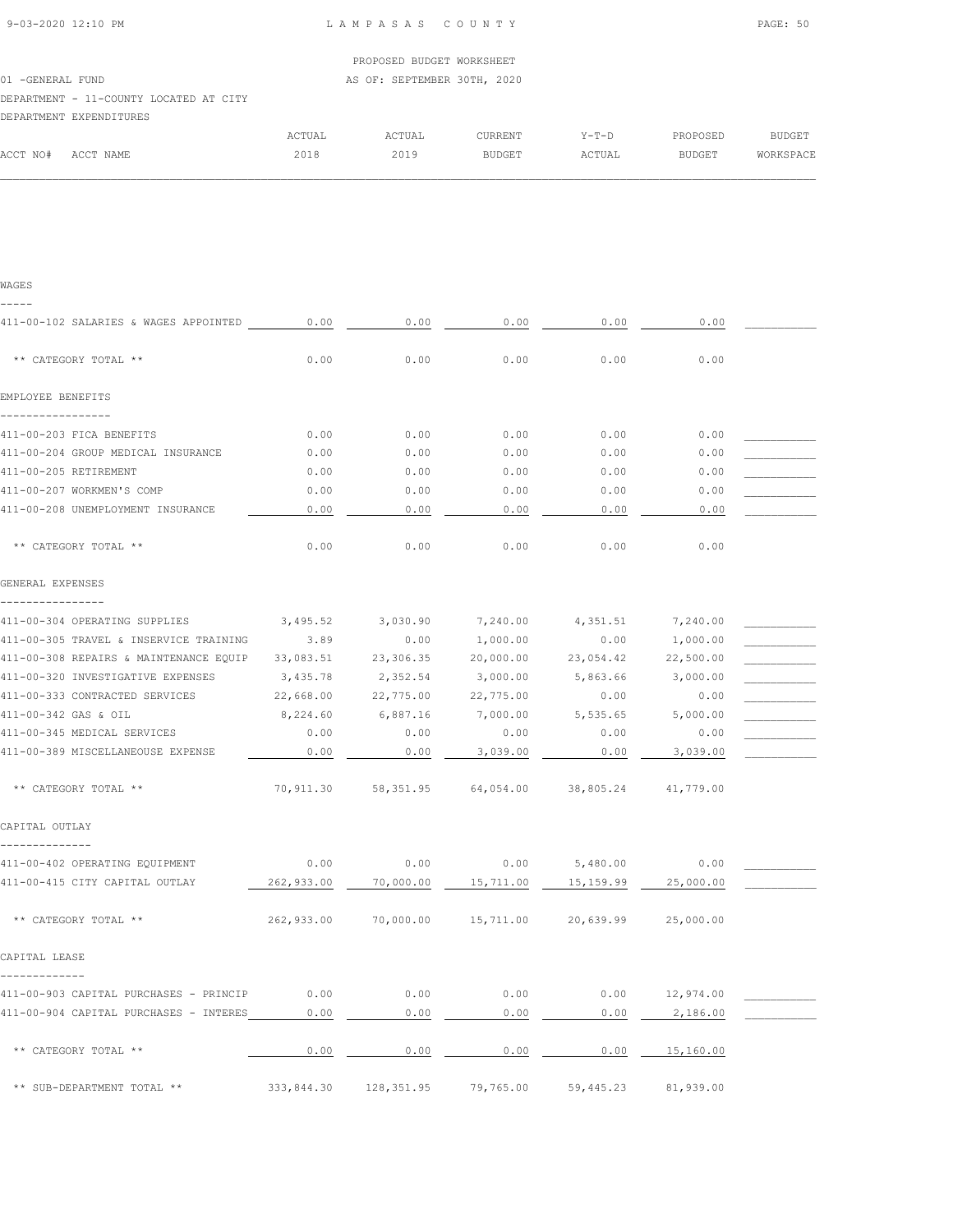PROPOSED BUDGET WORKSHEET

01 -GENERAL FUND — AS OF: SEPTEMBER 30TH, 2020

DEPARTMENT - 11-COUNTY LOCATED AT CITY

DEPARTMENT EXPENDITURES

| ACCT NO# ACCT NAME | ACTUAL 2018 | ACTUAL 2019 | CURRENT BUDGET | Y-T-D ACTUAL | PROPOSED BUDGET | BUDGET WORKSPACE |
|---|---|---|---|---|---|---|
| **WAGES** | | | | | | |
| 411-00-102 SALARIES & WAGES APPOINTED | 0.00 | 0.00 | 0.00 | 0.00 | 0.00 | |
| ** CATEGORY TOTAL ** | 0.00 | 0.00 | 0.00 | 0.00 | 0.00 | |
| **EMPLOYEE BENEFITS** | | | | | | |
| 411-00-203 FICA BENEFITS | 0.00 | 0.00 | 0.00 | 0.00 | 0.00 | |
| 411-00-204 GROUP MEDICAL INSURANCE | 0.00 | 0.00 | 0.00 | 0.00 | 0.00 | |
| 411-00-205 RETIREMENT | 0.00 | 0.00 | 0.00 | 0.00 | 0.00 | |
| 411-00-207 WORKMEN'S COMP | 0.00 | 0.00 | 0.00 | 0.00 | 0.00 | |
| 411-00-208 UNEMPLOYMENT INSURANCE | 0.00 | 0.00 | 0.00 | 0.00 | 0.00 | |
| ** CATEGORY TOTAL ** | 0.00 | 0.00 | 0.00 | 0.00 | 0.00 | |
| **GENERAL EXPENSES** | | | | | | |
| 411-00-304 OPERATING SUPPLIES | 3,495.52 | 3,030.90 | 7,240.00 | 4,351.51 | 7,240.00 | |
| 411-00-305 TRAVEL & INSERVICE TRAINING | 3.89 | 0.00 | 1,000.00 | 0.00 | 1,000.00 | |
| 411-00-308 REPAIRS & MAINTENANCE EQUIP | 33,083.51 | 23,306.35 | 20,000.00 | 23,054.42 | 22,500.00 | |
| 411-00-320 INVESTIGATIVE EXPENSES | 3,435.78 | 2,352.54 | 3,000.00 | 5,863.66 | 3,000.00 | |
| 411-00-333 CONTRACTED SERVICES | 22,668.00 | 22,775.00 | 22,775.00 | 0.00 | 0.00 | |
| 411-00-342 GAS & OIL | 8,224.60 | 6,887.16 | 7,000.00 | 5,535.65 | 5,000.00 | |
| 411-00-345 MEDICAL SERVICES | 0.00 | 0.00 | 0.00 | 0.00 | 0.00 | |
| 411-00-389 MISCELLANEOUSE EXPENSE | 0.00 | 0.00 | 3,039.00 | 0.00 | 3,039.00 | |
| ** CATEGORY TOTAL ** | 70,911.30 | 58,351.95 | 64,054.00 | 38,805.24 | 41,779.00 | |
| **CAPITAL OUTLAY** | | | | | | |
| 411-00-402 OPERATING EQUIPMENT | 0.00 | 0.00 | 0.00 | 5,480.00 | 0.00 | |
| 411-00-415 CITY CAPITAL OUTLAY | 262,933.00 | 70,000.00 | 15,711.00 | 15,159.99 | 25,000.00 | |
| ** CATEGORY TOTAL ** | 262,933.00 | 70,000.00 | 15,711.00 | 20,639.99 | 25,000.00 | |
| **CAPITAL LEASE** | | | | | | |
| 411-00-903 CAPITAL PURCHASES - PRINCIP | 0.00 | 0.00 | 0.00 | 0.00 | 12,974.00 | |
| 411-00-904 CAPITAL PURCHASES - INTERES | 0.00 | 0.00 | 0.00 | 0.00 | 2,186.00 | |
| ** CATEGORY TOTAL ** | 0.00 | 0.00 | 0.00 | 0.00 | 15,160.00 | |
| ** SUB-DEPARTMENT TOTAL ** | 333,844.30 | 128,351.95 | 79,765.00 | 59,445.23 | 81,939.00 | |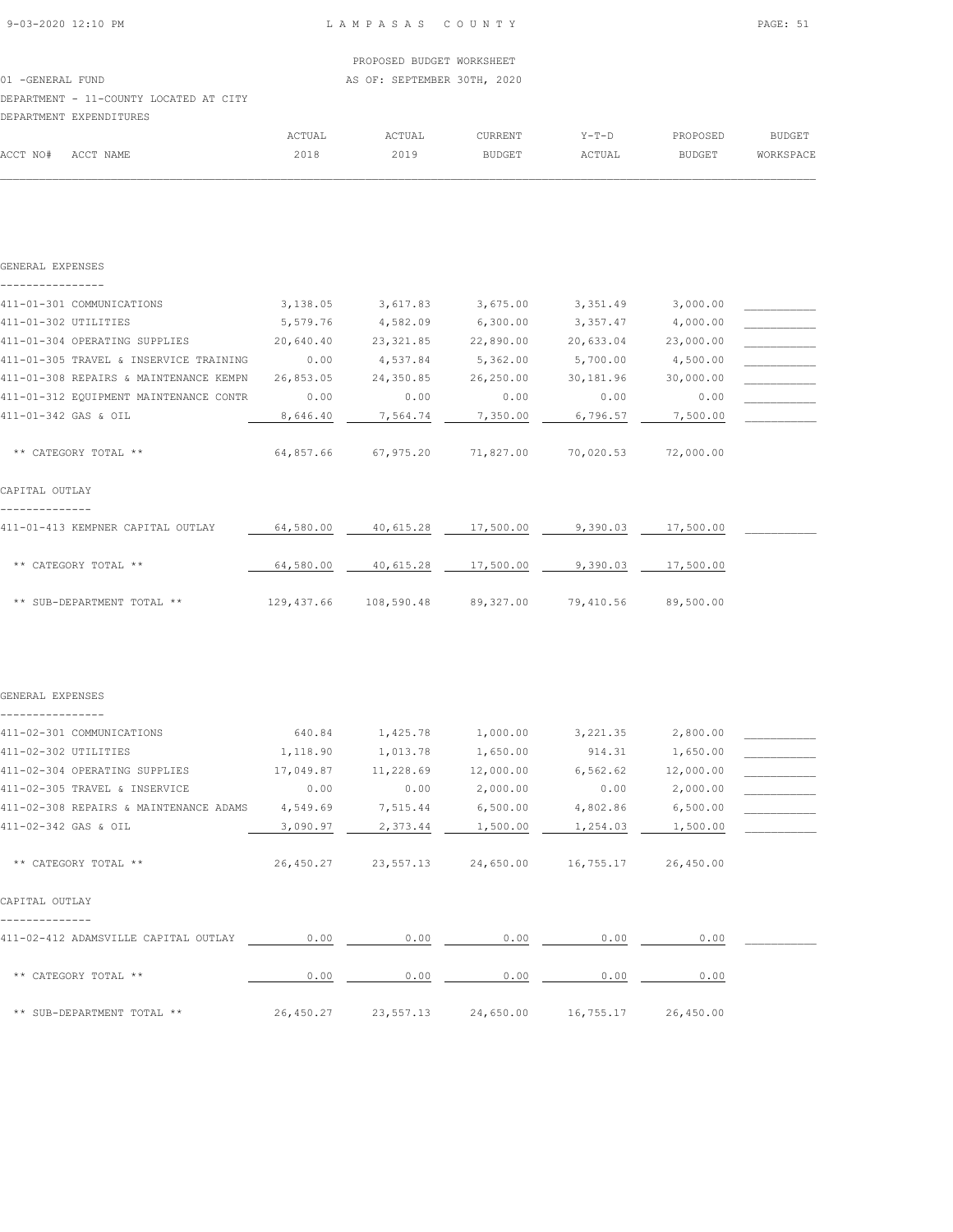PROPOSED BUDGET WORKSHEET

01 -GENERAL FUND — AS OF: SEPTEMBER 30TH, 2020

DEPARTMENT - 11-COUNTY LOCATED AT CITY

DEPARTMENT EXPENDITURES

| ACCT NO# ACCT NAME | ACTUAL 2018 | ACTUAL 2019 | CURRENT BUDGET | Y-T-D ACTUAL | PROPOSED BUDGET | BUDGET WORKSPACE |
|---|---|---|---|---|---|---|
| **GENERAL EXPENSES** | | | | | | |
| 411-01-301 COMMUNICATIONS | 3,138.05 | 3,617.83 | 3,675.00 | 3,351.49 | 3,000.00 | |
| 411-01-302 UTILITIES | 5,579.76 | 4,582.09 | 6,300.00 | 3,357.47 | 4,000.00 | |
| 411-01-304 OPERATING SUPPLIES | 20,640.40 | 23,321.85 | 22,890.00 | 20,633.04 | 23,000.00 | |
| 411-01-305 TRAVEL & INSERVICE TRAINING | 0.00 | 4,537.84 | 5,362.00 | 5,700.00 | 4,500.00 | |
| 411-01-308 REPAIRS & MAINTENANCE KEMPN | 26,853.05 | 24,350.85 | 26,250.00 | 30,181.96 | 30,000.00 | |
| 411-01-312 EQUIPMENT MAINTENANCE CONTR | 0.00 | 0.00 | 0.00 | 0.00 | 0.00 | |
| 411-01-342 GAS & OIL | 8,646.40 | 7,564.74 | 7,350.00 | 6,796.57 | 7,500.00 | |
| ** CATEGORY TOTAL ** | 64,857.66 | 67,975.20 | 71,827.00 | 70,020.53 | 72,000.00 | |
| **CAPITAL OUTLAY** | | | | | | |
| 411-01-413 KEMPNER CAPITAL OUTLAY | 64,580.00 | 40,615.28 | 17,500.00 | 9,390.03 | 17,500.00 | |
| ** CATEGORY TOTAL ** | 64,580.00 | 40,615.28 | 17,500.00 | 9,390.03 | 17,500.00 | |
| ** SUB-DEPARTMENT TOTAL ** | 129,437.66 | 108,590.48 | 89,327.00 | 79,410.56 | 89,500.00 | |

| ACCT NO# ACCT NAME | ACTUAL 2018 | ACTUAL 2019 | CURRENT BUDGET | Y-T-D ACTUAL | PROPOSED BUDGET | BUDGET WORKSPACE |
|---|---|---|---|---|---|---|
| **GENERAL EXPENSES** | | | | | | |
| 411-02-301 COMMUNICATIONS | 640.84 | 1,425.78 | 1,000.00 | 3,221.35 | 2,800.00 | |
| 411-02-302 UTILITIES | 1,118.90 | 1,013.78 | 1,650.00 | 914.31 | 1,650.00 | |
| 411-02-304 OPERATING SUPPLIES | 17,049.87 | 11,228.69 | 12,000.00 | 6,562.62 | 12,000.00 | |
| 411-02-305 TRAVEL & INSERVICE | 0.00 | 0.00 | 2,000.00 | 0.00 | 2,000.00 | |
| 411-02-308 REPAIRS & MAINTENANCE ADAMS | 4,549.69 | 7,515.44 | 6,500.00 | 4,802.86 | 6,500.00 | |
| 411-02-342 GAS & OIL | 3,090.97 | 2,373.44 | 1,500.00 | 1,254.03 | 1,500.00 | |
| ** CATEGORY TOTAL ** | 26,450.27 | 23,557.13 | 24,650.00 | 16,755.17 | 26,450.00 | |
| **CAPITAL OUTLAY** | | | | | | |
| 411-02-412 ADAMSVILLE CAPITAL OUTLAY | 0.00 | 0.00 | 0.00 | 0.00 | 0.00 | |
| ** CATEGORY TOTAL ** | 0.00 | 0.00 | 0.00 | 0.00 | 0.00 | |
| ** SUB-DEPARTMENT TOTAL ** | 26,450.27 | 23,557.13 | 24,650.00 | 16,755.17 | 26,450.00 | |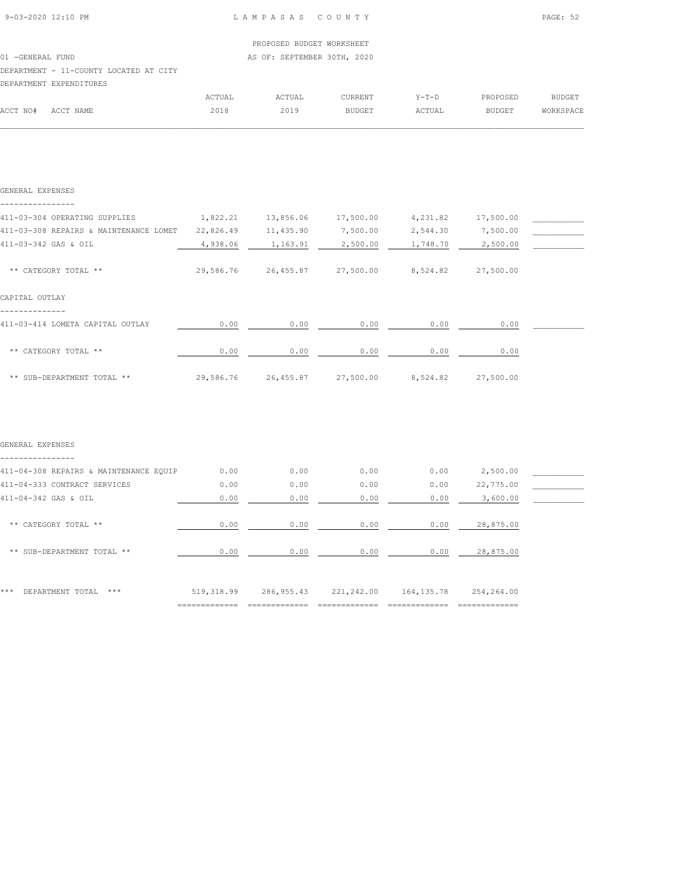PROPOSED BUDGET WORKSHEET

01 -GENERAL FUND AS OF: SEPTEMBER 30TH, 2020

DEPARTMENT - 11-COUNTY LOCATED AT CITY

DEPARTMENT EXPENDITURES

| ACCT NO# ACCT NAME | ACTUAL 2018 | ACTUAL 2019 | CURRENT BUDGET | Y-T-D ACTUAL | PROPOSED BUDGET | BUDGET WORKSPACE |
|---|---|---|---|---|---|---|
| **GENERAL EXPENSES** | | | | | | |
| 411-03-304 OPERATING SUPPLIES | 1,822.21 | 13,856.06 | 17,500.00 | 4,231.82 | 17,500.00 | |
| 411-03-308 REPAIRS & MAINTENANCE LOMET | 22,826.49 | 11,435.90 | 7,500.00 | 2,544.30 | 7,500.00 | |
| 411-03-342 GAS & OIL | 4,938.06 | 1,163.91 | 2,500.00 | 1,748.70 | 2,500.00 | |
| ** CATEGORY TOTAL ** | 29,586.76 | 26,455.87 | 27,500.00 | 8,524.82 | 27,500.00 | |
| **CAPITAL OUTLAY** | | | | | | |
| 411-03-414 LOMETA CAPITAL OUTLAY | 0.00 | 0.00 | 0.00 | 0.00 | 0.00 | |
| ** CATEGORY TOTAL ** | 0.00 | 0.00 | 0.00 | 0.00 | 0.00 | |
| ** SUB-DEPARTMENT TOTAL ** | 29,586.76 | 26,455.87 | 27,500.00 | 8,524.82 | 27,500.00 | |
| **GENERAL EXPENSES** | | | | | | |
| 411-04-308 REPAIRS & MAINTENANCE EQUIP | 0.00 | 0.00 | 0.00 | 0.00 | 2,500.00 | |
| 411-04-333 CONTRACT SERVICES | 0.00 | 0.00 | 0.00 | 0.00 | 22,775.00 | |
| 411-04-342 GAS & OIL | 0.00 | 0.00 | 0.00 | 0.00 | 3,600.00 | |
| ** CATEGORY TOTAL ** | 0.00 | 0.00 | 0.00 | 0.00 | 28,875.00 | |
| ** SUB-DEPARTMENT TOTAL ** | 0.00 | 0.00 | 0.00 | 0.00 | 28,875.00 | |
| *** DEPARTMENT TOTAL *** | 519,318.99 | 286,955.43 | 221,242.00 | 164,135.78 | 254,264.00 | |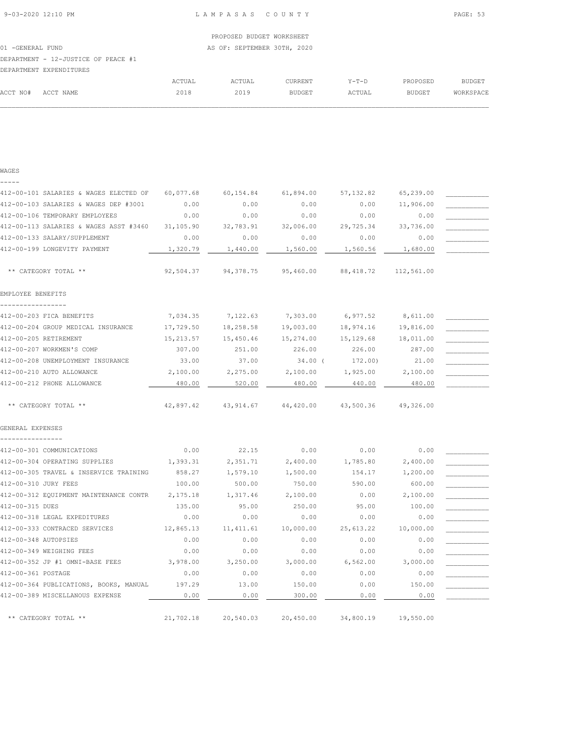PROPOSED BUDGET WORKSHEET

01 -GENERAL FUND — AS OF: SEPTEMBER 30TH, 2020

DEPARTMENT - 12-JUSTICE OF PEACE #1

DEPARTMENT EXPENDITURES

| ACCT NO# | ACCT NAME | ACTUAL 2018 | ACTUAL 2019 | CURRENT BUDGET | Y-T-D ACTUAL | PROPOSED BUDGET | BUDGET WORKSPACE |
|---|---|---|---|---|---|---|---|
| **WAGES** | | | | | | | |
| 412-00-101 | SALARIES & WAGES ELECTED OF | 60,077.68 | 60,154.84 | 61,894.00 | 57,132.82 | 65,239.00 | |
| 412-00-103 | SALARIES & WAGES DEP #3001 | 0.00 | 0.00 | 0.00 | 0.00 | 11,906.00 | |
| 412-00-106 | TEMPORARY EMPLOYEES | 0.00 | 0.00 | 0.00 | 0.00 | 0.00 | |
| 412-00-113 | SALARIES & WAGES ASST #3460 | 31,105.90 | 32,783.91 | 32,006.00 | 29,725.34 | 33,736.00 | |
| 412-00-133 | SALARY/SUPPLEMENT | 0.00 | 0.00 | 0.00 | 0.00 | 0.00 | |
| 412-00-199 | LONGEVITY PAYMENT | 1,320.79 | 1,440.00 | 1,560.00 | 1,560.56 | 1,680.00 | |
| | ** CATEGORY TOTAL ** | 92,504.37 | 94,378.75 | 95,460.00 | 88,418.72 | 112,561.00 | |
| **EMPLOYEE BENEFITS** | | | | | | | |
| 412-00-203 | FICA BENEFITS | 7,034.35 | 7,122.63 | 7,303.00 | 6,977.52 | 8,611.00 | |
| 412-00-204 | GROUP MEDICAL INSURANCE | 17,729.50 | 18,258.58 | 19,003.00 | 18,974.16 | 19,816.00 | |
| 412-00-205 | RETIREMENT | 15,213.57 | 15,450.46 | 15,274.00 | 15,129.68 | 18,011.00 | |
| 412-00-207 | WORKMEN'S COMP | 307.00 | 251.00 | 226.00 | 226.00 | 287.00 | |
| 412-00-208 | UNEMPLOYMENT INSURANCE | 33.00 | 37.00 | 34.00 | (172.00) | 21.00 | |
| 412-00-210 | AUTO ALLOWANCE | 2,100.00 | 2,275.00 | 2,100.00 | 1,925.00 | 2,100.00 | |
| 412-00-212 | PHONE ALLOWANCE | 480.00 | 520.00 | 480.00 | 440.00 | 480.00 | |
| | ** CATEGORY TOTAL ** | 42,897.42 | 43,914.67 | 44,420.00 | 43,500.36 | 49,326.00 | |
| **GENERAL EXPENSES** | | | | | | | |
| 412-00-301 | COMMUNICATIONS | 0.00 | 22.15 | 0.00 | 0.00 | 0.00 | |
| 412-00-304 | OPERATING SUPPLIES | 1,393.31 | 2,351.71 | 2,400.00 | 1,785.80 | 2,400.00 | |
| 412-00-305 | TRAVEL & INSERVICE TRAINING | 858.27 | 1,579.10 | 1,500.00 | 154.17 | 1,200.00 | |
| 412-00-310 | JURY FEES | 100.00 | 500.00 | 750.00 | 590.00 | 600.00 | |
| 412-00-312 | EQUIPMENT MAINTENANCE CONTR | 2,175.18 | 1,317.46 | 2,100.00 | 0.00 | 2,100.00 | |
| 412-00-315 | DUES | 135.00 | 95.00 | 250.00 | 95.00 | 100.00 | |
| 412-00-318 | LEGAL EXPEDITURES | 0.00 | 0.00 | 0.00 | 0.00 | 0.00 | |
| 412-00-333 | CONTRACED SERVICES | 12,865.13 | 11,411.61 | 10,000.00 | 25,613.22 | 10,000.00 | |
| 412-00-348 | AUTOPSIES | 0.00 | 0.00 | 0.00 | 0.00 | 0.00 | |
| 412-00-349 | WEIGHING FEES | 0.00 | 0.00 | 0.00 | 0.00 | 0.00 | |
| 412-00-352 | JP #1 OMNI-BASE FEES | 3,978.00 | 3,250.00 | 3,000.00 | 6,562.00 | 3,000.00 | |
| 412-00-361 | POSTAGE | 0.00 | 0.00 | 0.00 | 0.00 | 0.00 | |
| 412-00-364 | PUBLICATIONS, BOOKS, MANUAL | 197.29 | 13.00 | 150.00 | 0.00 | 150.00 | |
| 412-00-389 | MISCELLANOUS EXPENSE | 0.00 | 0.00 | 300.00 | 0.00 | 0.00 | |
| | ** CATEGORY TOTAL ** | 21,702.18 | 20,540.03 | 20,450.00 | 34,800.19 | 19,550.00 | |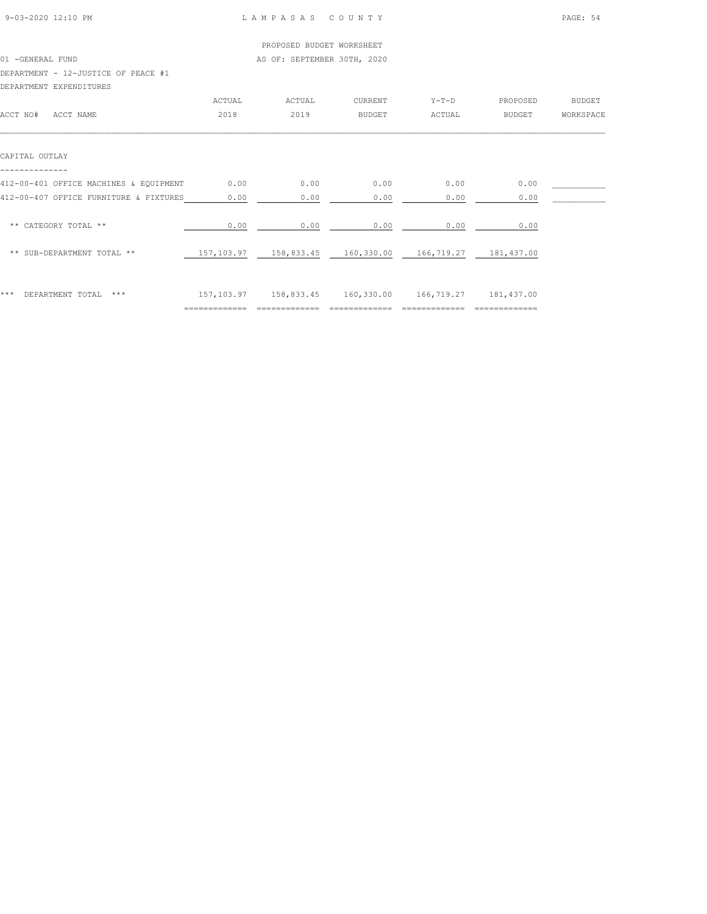LAMPASAS COUNTY

PROPOSED BUDGET WORKSHEET

01 -GENERAL FUND — AS OF: SEPTEMBER 30TH, 2020

DEPARTMENT - 12-JUSTICE OF PEACE #1

DEPARTMENT EXPENDITURES

| ACCT NO# ACCT NAME | ACTUAL 2018 | ACTUAL 2019 | CURRENT BUDGET | Y-T-D ACTUAL | PROPOSED BUDGET | BUDGET WORKSPACE |
|---|---|---|---|---|---|---|
| **CAPITAL OUTLAY** | | | | | | |
| 412-00-401 OFFICE MACHINES & EQUIPMENT | 0.00 | 0.00 | 0.00 | 0.00 | 0.00 | |
| 412-00-407 OFFICE FURNITURE & FIXTURES | 0.00 | 0.00 | 0.00 | 0.00 | 0.00 | |
| ** CATEGORY TOTAL ** | 0.00 | 0.00 | 0.00 | 0.00 | 0.00 | |
| ** SUB-DEPARTMENT TOTAL ** | 157,103.97 | 158,833.45 | 160,330.00 | 166,719.27 | 181,437.00 | |
| *** DEPARTMENT TOTAL *** | 157,103.97 | 158,833.45 | 160,330.00 | 166,719.27 | 181,437.00 | |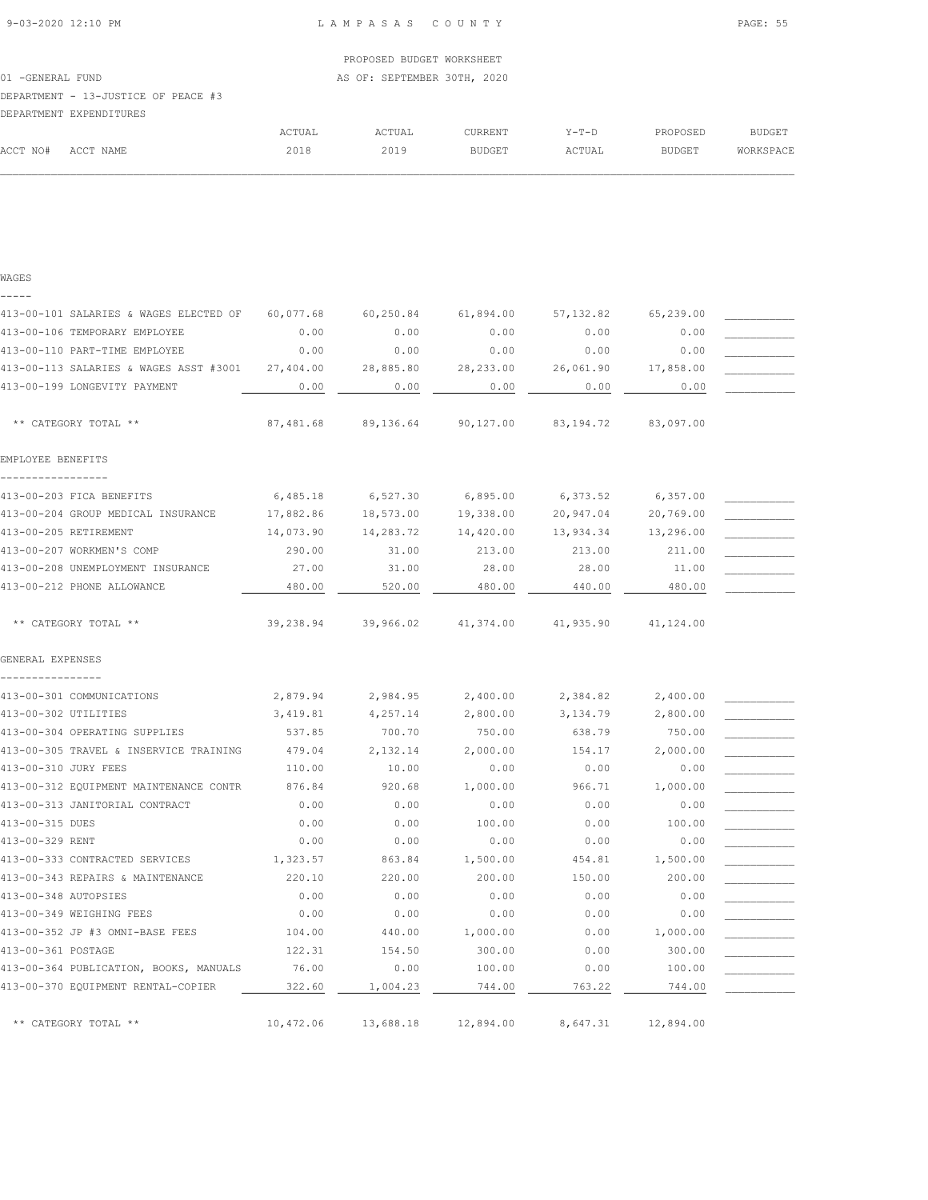PROPOSED BUDGET WORKSHEET

01 -GENERAL FUND AS OF: SEPTEMBER 30TH, 2020

DEPARTMENT - 13-JUSTICE OF PEACE #3

DEPARTMENT EXPENDITURES

| ACCT NO# | ACCT NAME | ACTUAL 2018 | ACTUAL 2019 | CURRENT BUDGET | Y-T-D ACTUAL | PROPOSED BUDGET | BUDGET WORKSPACE |
|---|---|---|---|---|---|---|---|
| **WAGES** | | | | | | | |
| 413-00-101 | SALARIES & WAGES ELECTED OF | 60,077.68 | 60,250.84 | 61,894.00 | 57,132.82 | 65,239.00 | |
| 413-00-106 | TEMPORARY EMPLOYEE | 0.00 | 0.00 | 0.00 | 0.00 | 0.00 | |
| 413-00-110 | PART-TIME EMPLOYEE | 0.00 | 0.00 | 0.00 | 0.00 | 0.00 | |
| 413-00-113 | SALARIES & WAGES ASST #3001 | 27,404.00 | 28,885.80 | 28,233.00 | 26,061.90 | 17,858.00 | |
| 413-00-199 | LONGEVITY PAYMENT | 0.00 | 0.00 | 0.00 | 0.00 | 0.00 | |
| | ** CATEGORY TOTAL ** | 87,481.68 | 89,136.64 | 90,127.00 | 83,194.72 | 83,097.00 | |
| **EMPLOYEE BENEFITS** | | | | | | | |
| 413-00-203 | FICA BENEFITS | 6,485.18 | 6,527.30 | 6,895.00 | 6,373.52 | 6,357.00 | |
| 413-00-204 | GROUP MEDICAL INSURANCE | 17,882.86 | 18,573.00 | 19,338.00 | 20,947.04 | 20,769.00 | |
| 413-00-205 | RETIREMENT | 14,073.90 | 14,283.72 | 14,420.00 | 13,934.34 | 13,296.00 | |
| 413-00-207 | WORKMEN'S COMP | 290.00 | 31.00 | 213.00 | 213.00 | 211.00 | |
| 413-00-208 | UNEMPLOYMENT INSURANCE | 27.00 | 31.00 | 28.00 | 28.00 | 11.00 | |
| 413-00-212 | PHONE ALLOWANCE | 480.00 | 520.00 | 480.00 | 440.00 | 480.00 | |
| | ** CATEGORY TOTAL ** | 39,238.94 | 39,966.02 | 41,374.00 | 41,935.90 | 41,124.00 | |
| **GENERAL EXPENSES** | | | | | | | |
| 413-00-301 | COMMUNICATIONS | 2,879.94 | 2,984.95 | 2,400.00 | 2,384.82 | 2,400.00 | |
| 413-00-302 | UTILITIES | 3,419.81 | 4,257.14 | 2,800.00 | 3,134.79 | 2,800.00 | |
| 413-00-304 | OPERATING SUPPLIES | 537.85 | 700.70 | 750.00 | 638.79 | 750.00 | |
| 413-00-305 | TRAVEL & INSERVICE TRAINING | 479.04 | 2,132.14 | 2,000.00 | 154.17 | 2,000.00 | |
| 413-00-310 | JURY FEES | 110.00 | 10.00 | 0.00 | 0.00 | 0.00 | |
| 413-00-312 | EQUIPMENT MAINTENANCE CONTR | 876.84 | 920.68 | 1,000.00 | 966.71 | 1,000.00 | |
| 413-00-313 | JANITORIAL CONTRACT | 0.00 | 0.00 | 0.00 | 0.00 | 0.00 | |
| 413-00-315 | DUES | 0.00 | 0.00 | 100.00 | 0.00 | 100.00 | |
| 413-00-329 | RENT | 0.00 | 0.00 | 0.00 | 0.00 | 0.00 | |
| 413-00-333 | CONTRACTED SERVICES | 1,323.57 | 863.84 | 1,500.00 | 454.81 | 1,500.00 | |
| 413-00-343 | REPAIRS & MAINTENANCE | 220.10 | 220.00 | 200.00 | 150.00 | 200.00 | |
| 413-00-348 | AUTOPSIES | 0.00 | 0.00 | 0.00 | 0.00 | 0.00 | |
| 413-00-349 | WEIGHING FEES | 0.00 | 0.00 | 0.00 | 0.00 | 0.00 | |
| 413-00-352 | JP #3 OMNI-BASE FEES | 104.00 | 440.00 | 1,000.00 | 0.00 | 1,000.00 | |
| 413-00-361 | POSTAGE | 122.31 | 154.50 | 300.00 | 0.00 | 300.00 | |
| 413-00-364 | PUBLICATION, BOOKS, MANUALS | 76.00 | 0.00 | 100.00 | 0.00 | 100.00 | |
| 413-00-370 | EQUIPMENT RENTAL-COPIER | 322.60 | 1,004.23 | 744.00 | 763.22 | 744.00 | |
| | ** CATEGORY TOTAL ** | 10,472.06 | 13,688.18 | 12,894.00 | 8,647.31 | 12,894.00 | |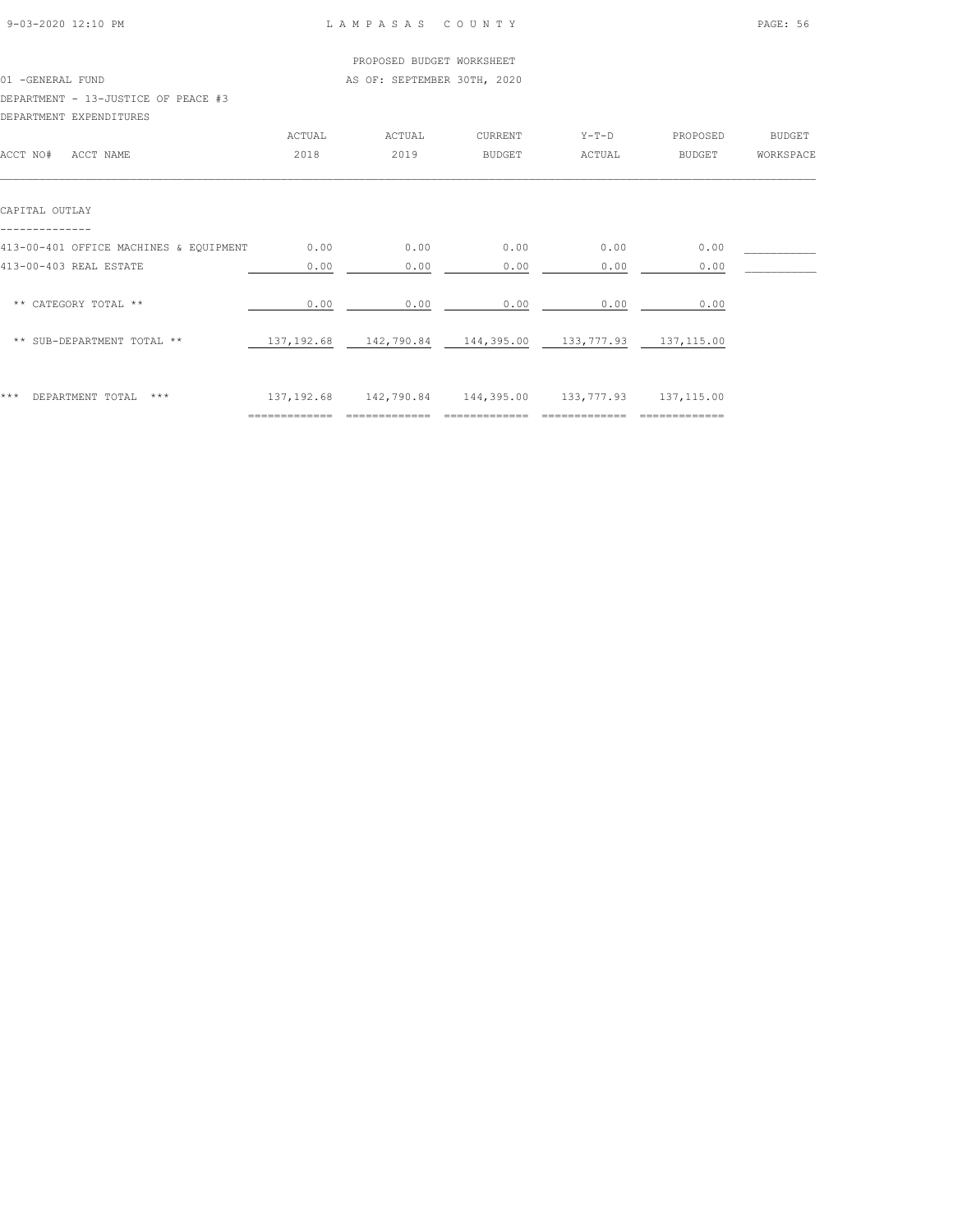LAMPASAS COUNTY

PROPOSED BUDGET WORKSHEET

01 -GENERAL FUND

AS OF: SEPTEMBER 30TH, 2020

DEPARTMENT - 13-JUSTICE OF PEACE #3

DEPARTMENT EXPENDITURES

| ACCT NO# ACCT NAME | ACTUAL 2018 | ACTUAL 2019 | CURRENT BUDGET | Y-T-D ACTUAL | PROPOSED BUDGET | BUDGET WORKSPACE |
|---|---|---|---|---|---|---|
| **CAPITAL OUTLAY** | | | | | | |
| 413-00-401 OFFICE MACHINES & EQUIPMENT | 0.00 | 0.00 | 0.00 | 0.00 | 0.00 | ___________ |
| 413-00-403 REAL ESTATE | 0.00 | 0.00 | 0.00 | 0.00 | 0.00 | ___________ |
| ** CATEGORY TOTAL ** | 0.00 | 0.00 | 0.00 | 0.00 | 0.00 | |
| ** SUB-DEPARTMENT TOTAL ** | 137,192.68 | 142,790.84 | 144,395.00 | 133,777.93 | 137,115.00 | |
| *** DEPARTMENT TOTAL *** | 137,192.68 | 142,790.84 | 144,395.00 | 133,777.93 | 137,115.00 | |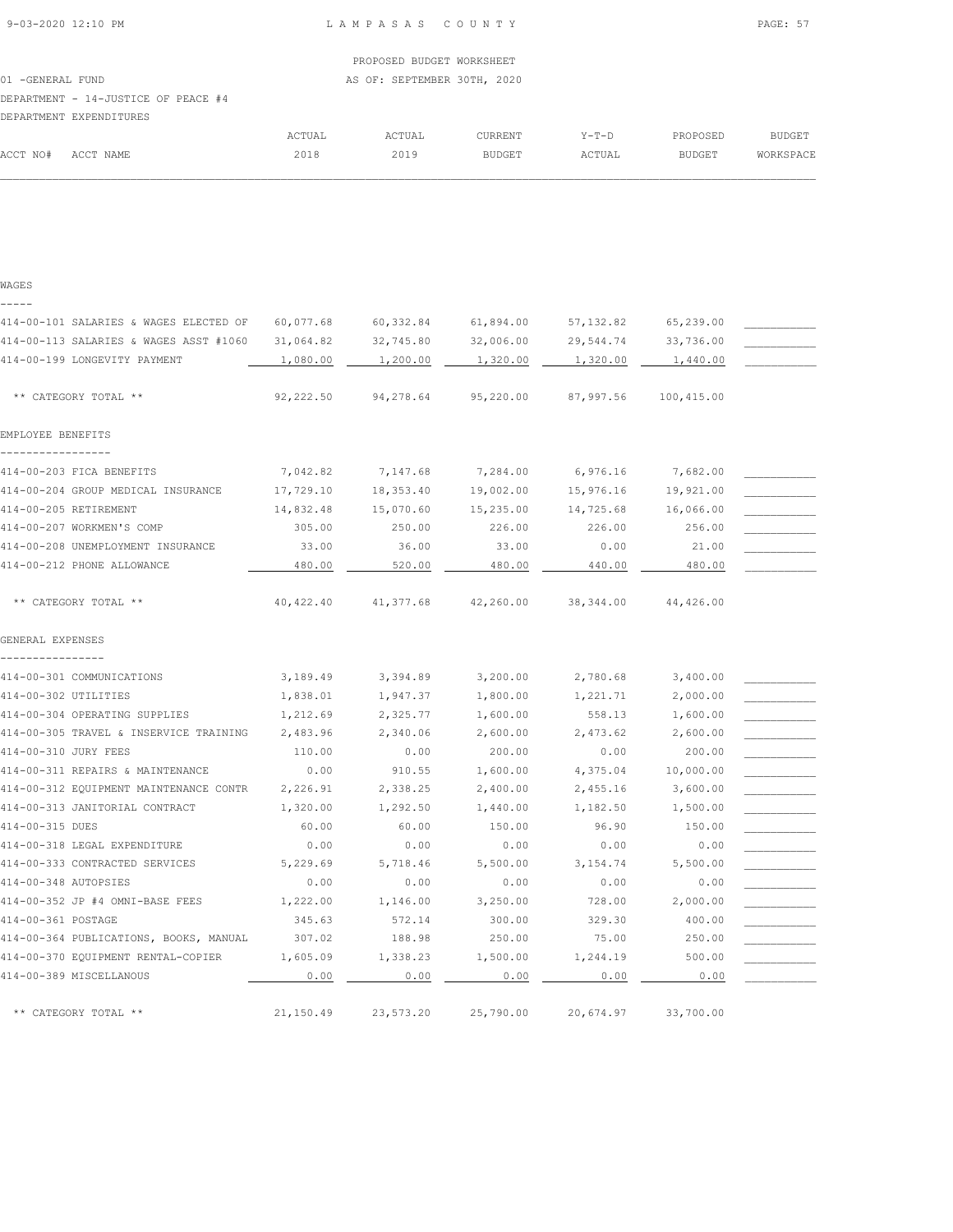LAMPASAS COUNTY

PROPOSED BUDGET WORKSHEET

AS OF: SEPTEMBER 30TH, 2020

01 -GENERAL FUND

DEPARTMENT - 14-JUSTICE OF PEACE #4

DEPARTMENT EXPENDITURES

| ACCT NO# | ACCT NAME | ACTUAL 2018 | ACTUAL 2019 | CURRENT BUDGET | Y-T-D ACTUAL | PROPOSED BUDGET | BUDGET WORKSPACE |
|---|---|---|---|---|---|---|---|
| **WAGES** | | | | | | | |
| 414-00-101 | SALARIES & WAGES ELECTED OF | 60,077.68 | 60,332.84 | 61,894.00 | 57,132.82 | 65,239.00 | |
| 414-00-113 | SALARIES & WAGES ASST #1060 | 31,064.82 | 32,745.80 | 32,006.00 | 29,544.74 | 33,736.00 | |
| 414-00-199 | LONGEVITY PAYMENT | 1,080.00 | 1,200.00 | 1,320.00 | 1,320.00 | 1,440.00 | |
| | ** CATEGORY TOTAL ** | 92,222.50 | 94,278.64 | 95,220.00 | 87,997.56 | 100,415.00 | |
| **EMPLOYEE BENEFITS** | | | | | | | |
| 414-00-203 | FICA BENEFITS | 7,042.82 | 7,147.68 | 7,284.00 | 6,976.16 | 7,682.00 | |
| 414-00-204 | GROUP MEDICAL INSURANCE | 17,729.10 | 18,353.40 | 19,002.00 | 15,976.16 | 19,921.00 | |
| 414-00-205 | RETIREMENT | 14,832.48 | 15,070.60 | 15,235.00 | 14,725.68 | 16,066.00 | |
| 414-00-207 | WORKMEN'S COMP | 305.00 | 250.00 | 226.00 | 226.00 | 256.00 | |
| 414-00-208 | UNEMPLOYMENT INSURANCE | 33.00 | 36.00 | 33.00 | 0.00 | 21.00 | |
| 414-00-212 | PHONE ALLOWANCE | 480.00 | 520.00 | 480.00 | 440.00 | 480.00 | |
| | ** CATEGORY TOTAL ** | 40,422.40 | 41,377.68 | 42,260.00 | 38,344.00 | 44,426.00 | |
| **GENERAL EXPENSES** | | | | | | | |
| 414-00-301 | COMMUNICATIONS | 3,189.49 | 3,394.89 | 3,200.00 | 2,780.68 | 3,400.00 | |
| 414-00-302 | UTILITIES | 1,838.01 | 1,947.37 | 1,800.00 | 1,221.71 | 2,000.00 | |
| 414-00-304 | OPERATING SUPPLIES | 1,212.69 | 2,325.77 | 1,600.00 | 558.13 | 1,600.00 | |
| 414-00-305 | TRAVEL & INSERVICE TRAINING | 2,483.96 | 2,340.06 | 2,600.00 | 2,473.62 | 2,600.00 | |
| 414-00-310 | JURY FEES | 110.00 | 0.00 | 200.00 | 0.00 | 200.00 | |
| 414-00-311 | REPAIRS & MAINTENANCE | 0.00 | 910.55 | 1,600.00 | 4,375.04 | 10,000.00 | |
| 414-00-312 | EQUIPMENT MAINTENANCE CONTR | 2,226.91 | 2,338.25 | 2,400.00 | 2,455.16 | 3,600.00 | |
| 414-00-313 | JANITORIAL CONTRACT | 1,320.00 | 1,292.50 | 1,440.00 | 1,182.50 | 1,500.00 | |
| 414-00-315 | DUES | 60.00 | 60.00 | 150.00 | 96.90 | 150.00 | |
| 414-00-318 | LEGAL EXPENDITURE | 0.00 | 0.00 | 0.00 | 0.00 | 0.00 | |
| 414-00-333 | CONTRACTED SERVICES | 5,229.69 | 5,718.46 | 5,500.00 | 3,154.74 | 5,500.00 | |
| 414-00-348 | AUTOPSIES | 0.00 | 0.00 | 0.00 | 0.00 | 0.00 | |
| 414-00-352 | JP #4 OMNI-BASE FEES | 1,222.00 | 1,146.00 | 3,250.00 | 728.00 | 2,000.00 | |
| 414-00-361 | POSTAGE | 345.63 | 572.14 | 300.00 | 329.30 | 400.00 | |
| 414-00-364 | PUBLICATIONS, BOOKS, MANUAL | 307.02 | 188.98 | 250.00 | 75.00 | 250.00 | |
| 414-00-370 | EQUIPMENT RENTAL-COPIER | 1,605.09 | 1,338.23 | 1,500.00 | 1,244.19 | 500.00 | |
| 414-00-389 | MISCELLANOUS | 0.00 | 0.00 | 0.00 | 0.00 | 0.00 | |
| | ** CATEGORY TOTAL ** | 21,150.49 | 23,573.20 | 25,790.00 | 20,674.97 | 33,700.00 | |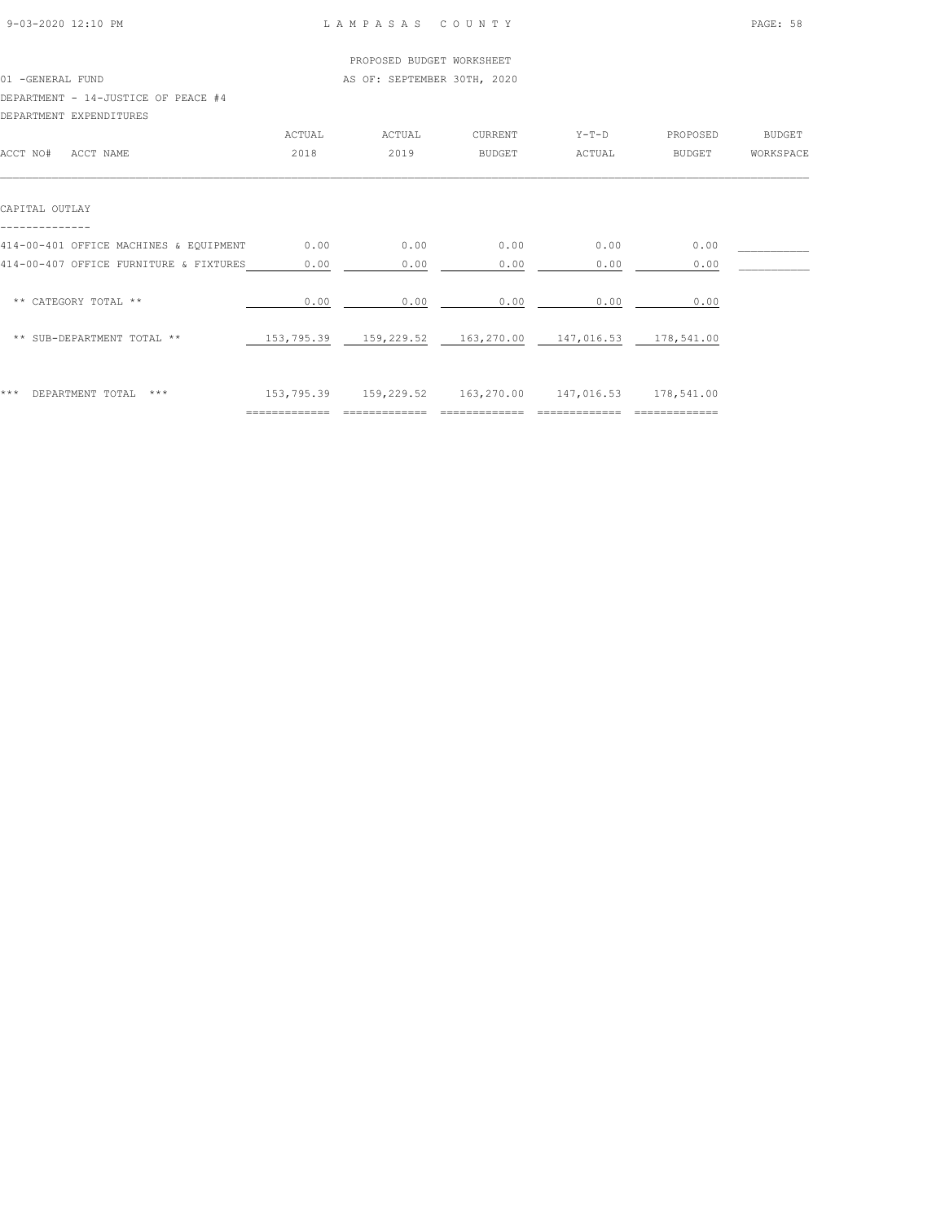PROPOSED BUDGET WORKSHEET

01 -GENERAL FUND — AS OF: SEPTEMBER 30TH, 2020

DEPARTMENT - 14-JUSTICE OF PEACE #4

DEPARTMENT EXPENDITURES

| ACCT NO# ACCT NAME | ACTUAL 2018 | ACTUAL 2019 | CURRENT BUDGET | Y-T-D ACTUAL | PROPOSED BUDGET | BUDGET WORKSPACE |
|---|---|---|---|---|---|---|
| **CAPITAL OUTLAY** | | | | | | |
| 414-00-401 OFFICE MACHINES & EQUIPMENT | 0.00 | 0.00 | 0.00 | 0.00 | 0.00 | |
| 414-00-407 OFFICE FURNITURE & FIXTURES | 0.00 | 0.00 | 0.00 | 0.00 | 0.00 | |
| ** CATEGORY TOTAL ** | 0.00 | 0.00 | 0.00 | 0.00 | 0.00 | |
| ** SUB-DEPARTMENT TOTAL ** | 153,795.39 | 159,229.52 | 163,270.00 | 147,016.53 | 178,541.00 | |
| *** DEPARTMENT TOTAL *** | 153,795.39 | 159,229.52 | 163,270.00 | 147,016.53 | 178,541.00 | |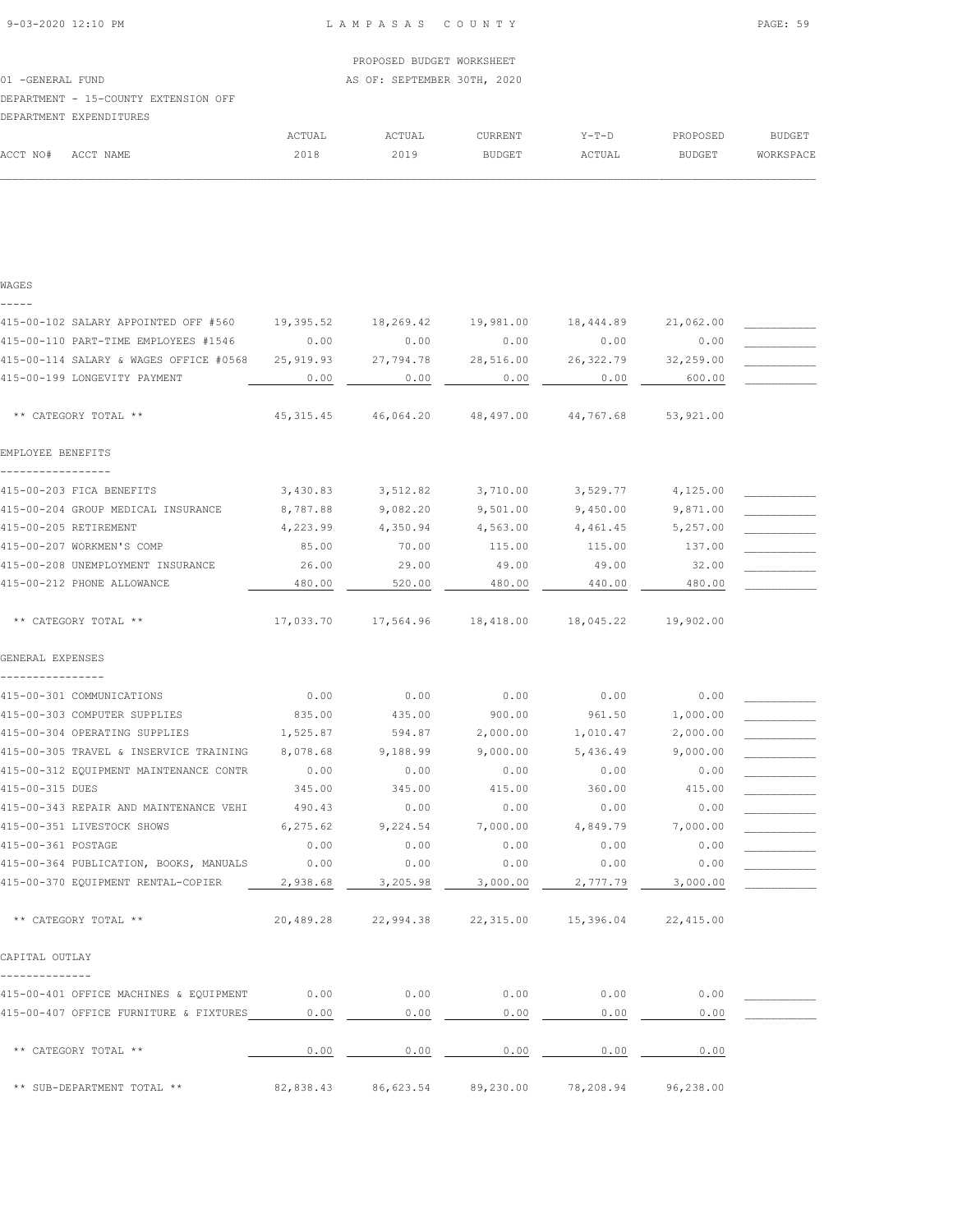PROPOSED BUDGET WORKSHEET

01 -GENERAL FUND — AS OF: SEPTEMBER 30TH, 2020

DEPARTMENT - 15-COUNTY EXTENSION OFF

DEPARTMENT EXPENDITURES

| ACCT NO# ACCT NAME | ACTUAL 2018 | ACTUAL 2019 | CURRENT BUDGET | Y-T-D ACTUAL | PROPOSED BUDGET | BUDGET WORKSPACE |
|---|---|---|---|---|---|---|
| **WAGES** | | | | | | |
| 415-00-102 SALARY APPOINTED OFF #560 | 19,395.52 | 18,269.42 | 19,981.00 | 18,444.89 | 21,062.00 | |
| 415-00-110 PART-TIME EMPLOYEES #1546 | 0.00 | 0.00 | 0.00 | 0.00 | 0.00 | |
| 415-00-114 SALARY & WAGES OFFICE #0568 | 25,919.93 | 27,794.78 | 28,516.00 | 26,322.79 | 32,259.00 | |
| 415-00-199 LONGEVITY PAYMENT | 0.00 | 0.00 | 0.00 | 0.00 | 600.00 | |
| ** CATEGORY TOTAL ** | 45,315.45 | 46,064.20 | 48,497.00 | 44,767.68 | 53,921.00 | |
| **EMPLOYEE BENEFITS** | | | | | | |
| 415-00-203 FICA BENEFITS | 3,430.83 | 3,512.82 | 3,710.00 | 3,529.77 | 4,125.00 | |
| 415-00-204 GROUP MEDICAL INSURANCE | 8,787.88 | 9,082.20 | 9,501.00 | 9,450.00 | 9,871.00 | |
| 415-00-205 RETIREMENT | 4,223.99 | 4,350.94 | 4,563.00 | 4,461.45 | 5,257.00 | |
| 415-00-207 WORKMEN'S COMP | 85.00 | 70.00 | 115.00 | 115.00 | 137.00 | |
| 415-00-208 UNEMPLOYMENT INSURANCE | 26.00 | 29.00 | 49.00 | 49.00 | 32.00 | |
| 415-00-212 PHONE ALLOWANCE | 480.00 | 520.00 | 480.00 | 440.00 | 480.00 | |
| ** CATEGORY TOTAL ** | 17,033.70 | 17,564.96 | 18,418.00 | 18,045.22 | 19,902.00 | |
| **GENERAL EXPENSES** | | | | | | |
| 415-00-301 COMMUNICATIONS | 0.00 | 0.00 | 0.00 | 0.00 | 0.00 | |
| 415-00-303 COMPUTER SUPPLIES | 835.00 | 435.00 | 900.00 | 961.50 | 1,000.00 | |
| 415-00-304 OPERATING SUPPLIES | 1,525.87 | 594.87 | 2,000.00 | 1,010.47 | 2,000.00 | |
| 415-00-305 TRAVEL & INSERVICE TRAINING | 8,078.68 | 9,188.99 | 9,000.00 | 5,436.49 | 9,000.00 | |
| 415-00-312 EQUIPMENT MAINTENANCE CONTR | 0.00 | 0.00 | 0.00 | 0.00 | 0.00 | |
| 415-00-315 DUES | 345.00 | 345.00 | 415.00 | 360.00 | 415.00 | |
| 415-00-343 REPAIR AND MAINTENANCE VEHI | 490.43 | 0.00 | 0.00 | 0.00 | 0.00 | |
| 415-00-351 LIVESTOCK SHOWS | 6,275.62 | 9,224.54 | 7,000.00 | 4,849.79 | 7,000.00 | |
| 415-00-361 POSTAGE | 0.00 | 0.00 | 0.00 | 0.00 | 0.00 | |
| 415-00-364 PUBLICATION, BOOKS, MANUALS | 0.00 | 0.00 | 0.00 | 0.00 | 0.00 | |
| 415-00-370 EQUIPMENT RENTAL-COPIER | 2,938.68 | 3,205.98 | 3,000.00 | 2,777.79 | 3,000.00 | |
| ** CATEGORY TOTAL ** | 20,489.28 | 22,994.38 | 22,315.00 | 15,396.04 | 22,415.00 | |
| **CAPITAL OUTLAY** | | | | | | |
| 415-00-401 OFFICE MACHINES & EQUIPMENT | 0.00 | 0.00 | 0.00 | 0.00 | 0.00 | |
| 415-00-407 OFFICE FURNITURE & FIXTURES | 0.00 | 0.00 | 0.00 | 0.00 | 0.00 | |
| ** CATEGORY TOTAL ** | 0.00 | 0.00 | 0.00 | 0.00 | 0.00 | |
| ** SUB-DEPARTMENT TOTAL ** | 82,838.43 | 86,623.54 | 89,230.00 | 78,208.94 | 96,238.00 | |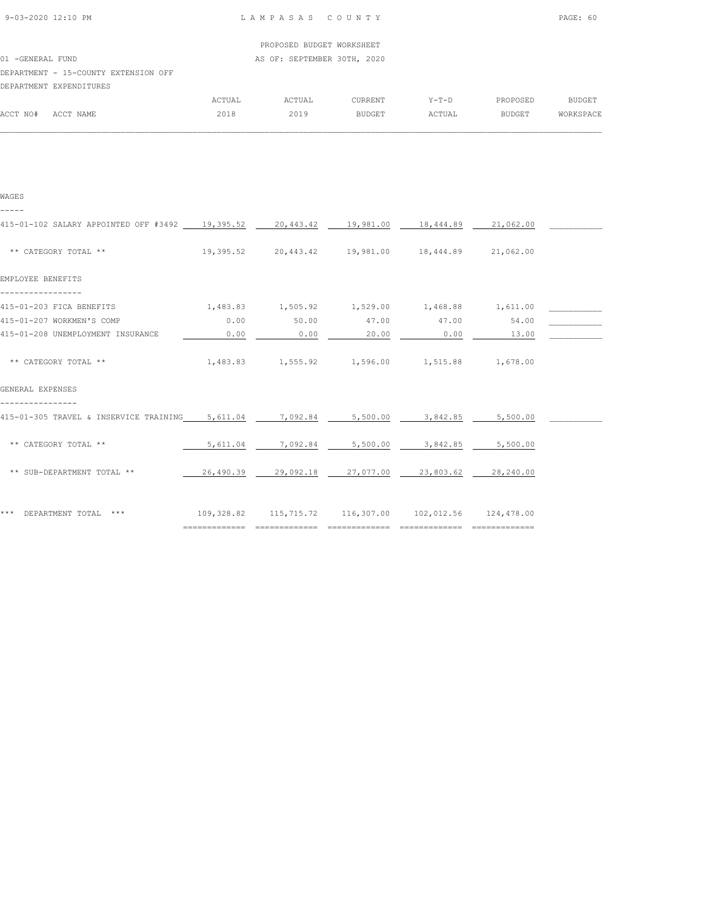PROPOSED BUDGET WORKSHEET

01 -GENERAL FUND AS OF: SEPTEMBER 30TH, 2020

DEPARTMENT - 15-COUNTY EXTENSION OFF

DEPARTMENT EXPENDITURES

| ACCT NO# ACCT NAME | ACTUAL 2018 | ACTUAL 2019 | CURRENT BUDGET | Y-T-D ACTUAL | PROPOSED BUDGET | BUDGET WORKSPACE |
|---|---|---|---|---|---|---|
| **WAGES** | | | | | | |
| 415-01-102 SALARY APPOINTED OFF #3492 | 19,395.52 | 20,443.42 | 19,981.00 | 18,444.89 | 21,062.00 | |
| ** CATEGORY TOTAL ** | 19,395.52 | 20,443.42 | 19,981.00 | 18,444.89 | 21,062.00 | |
| **EMPLOYEE BENEFITS** | | | | | | |
| 415-01-203 FICA BENEFITS | 1,483.83 | 1,505.92 | 1,529.00 | 1,468.88 | 1,611.00 | |
| 415-01-207 WORKMEN'S COMP | 0.00 | 50.00 | 47.00 | 47.00 | 54.00 | |
| 415-01-208 UNEMPLOYMENT INSURANCE | 0.00 | 0.00 | 20.00 | 0.00 | 13.00 | |
| ** CATEGORY TOTAL ** | 1,483.83 | 1,555.92 | 1,596.00 | 1,515.88 | 1,678.00 | |
| **GENERAL EXPENSES** | | | | | | |
| 415-01-305 TRAVEL & INSERVICE TRAINING | 5,611.04 | 7,092.84 | 5,500.00 | 3,842.85 | 5,500.00 | |
| ** CATEGORY TOTAL ** | 5,611.04 | 7,092.84 | 5,500.00 | 3,842.85 | 5,500.00 | |
| ** SUB-DEPARTMENT TOTAL ** | 26,490.39 | 29,092.18 | 27,077.00 | 23,803.62 | 28,240.00 | |
| *** DEPARTMENT TOTAL *** | 109,328.82 | 115,715.72 | 116,307.00 | 102,012.56 | 124,478.00 | |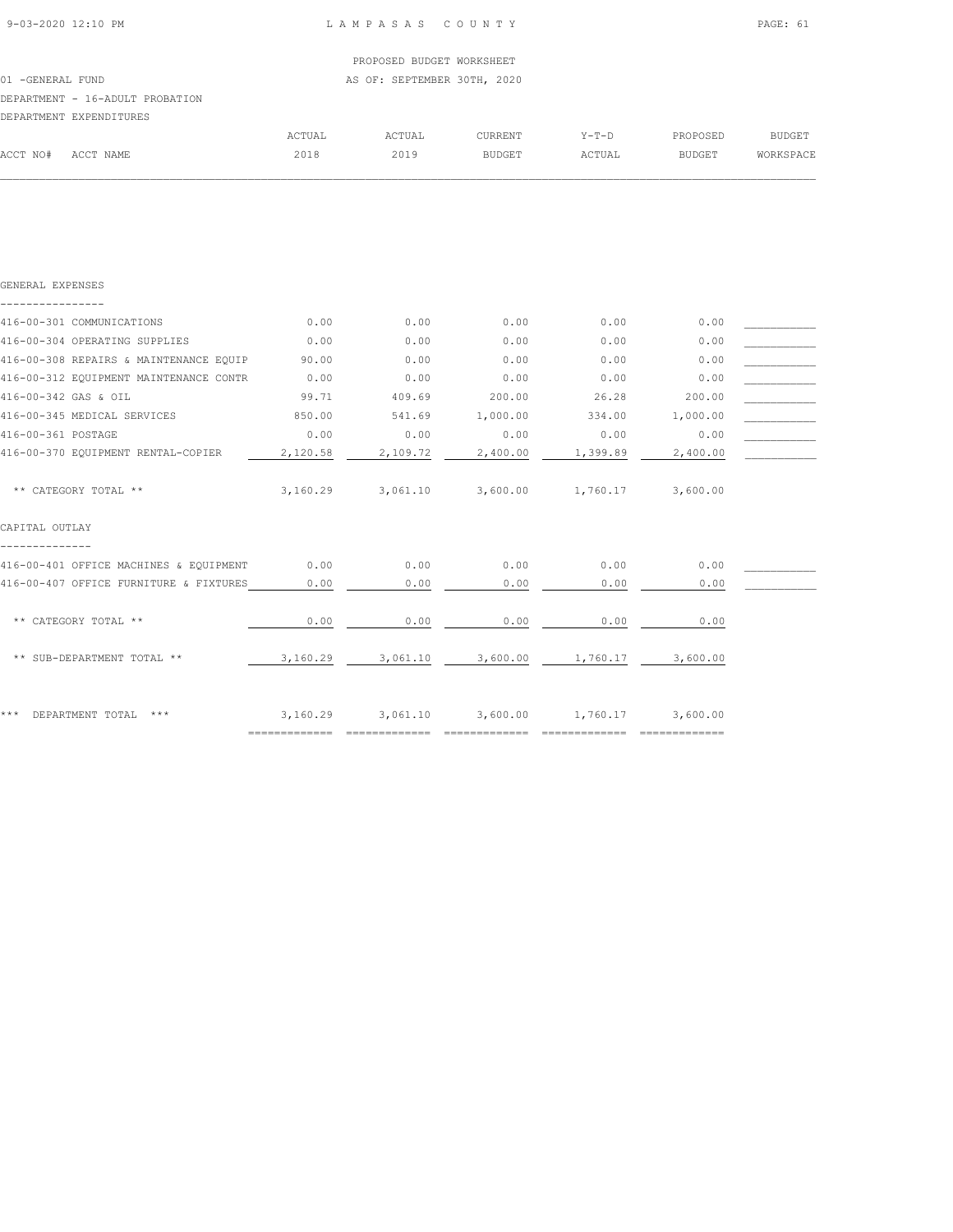PROPOSED BUDGET WORKSHEET

01 -GENERAL FUND — AS OF: SEPTEMBER 30TH, 2020

DEPARTMENT - 16-ADULT PROBATION

DEPARTMENT EXPENDITURES

| ACCT NO# ACCT NAME | ACTUAL 2018 | ACTUAL 2019 | CURRENT BUDGET | Y-T-D ACTUAL | PROPOSED BUDGET | BUDGET WORKSPACE |
|---|---|---|---|---|---|---|
| **GENERAL EXPENSES** | | | | | | |
| 416-00-301 COMMUNICATIONS | 0.00 | 0.00 | 0.00 | 0.00 | 0.00 | ___________ |
| 416-00-304 OPERATING SUPPLIES | 0.00 | 0.00 | 0.00 | 0.00 | 0.00 | ___________ |
| 416-00-308 REPAIRS & MAINTENANCE EQUIP | 90.00 | 0.00 | 0.00 | 0.00 | 0.00 | ___________ |
| 416-00-312 EQUIPMENT MAINTENANCE CONTR | 0.00 | 0.00 | 0.00 | 0.00 | 0.00 | ___________ |
| 416-00-342 GAS & OIL | 99.71 | 409.69 | 200.00 | 26.28 | 200.00 | ___________ |
| 416-00-345 MEDICAL SERVICES | 850.00 | 541.69 | 1,000.00 | 334.00 | 1,000.00 | ___________ |
| 416-00-361 POSTAGE | 0.00 | 0.00 | 0.00 | 0.00 | 0.00 | ___________ |
| 416-00-370 EQUIPMENT RENTAL-COPIER | 2,120.58 | 2,109.72 | 2,400.00 | 1,399.89 | 2,400.00 | ___________ |
| ** CATEGORY TOTAL ** | 3,160.29 | 3,061.10 | 3,600.00 | 1,760.17 | 3,600.00 | |
| **CAPITAL OUTLAY** | | | | | | |
| 416-00-401 OFFICE MACHINES & EQUIPMENT | 0.00 | 0.00 | 0.00 | 0.00 | 0.00 | ___________ |
| 416-00-407 OFFICE FURNITURE & FIXTURES | 0.00 | 0.00 | 0.00 | 0.00 | 0.00 | ___________ |
| ** CATEGORY TOTAL ** | 0.00 | 0.00 | 0.00 | 0.00 | 0.00 | |
| ** SUB-DEPARTMENT TOTAL ** | 3,160.29 | 3,061.10 | 3,600.00 | 1,760.17 | 3,600.00 | |
| *** DEPARTMENT TOTAL *** | 3,160.29 | 3,061.10 | 3,600.00 | 1,760.17 | 3,600.00 | |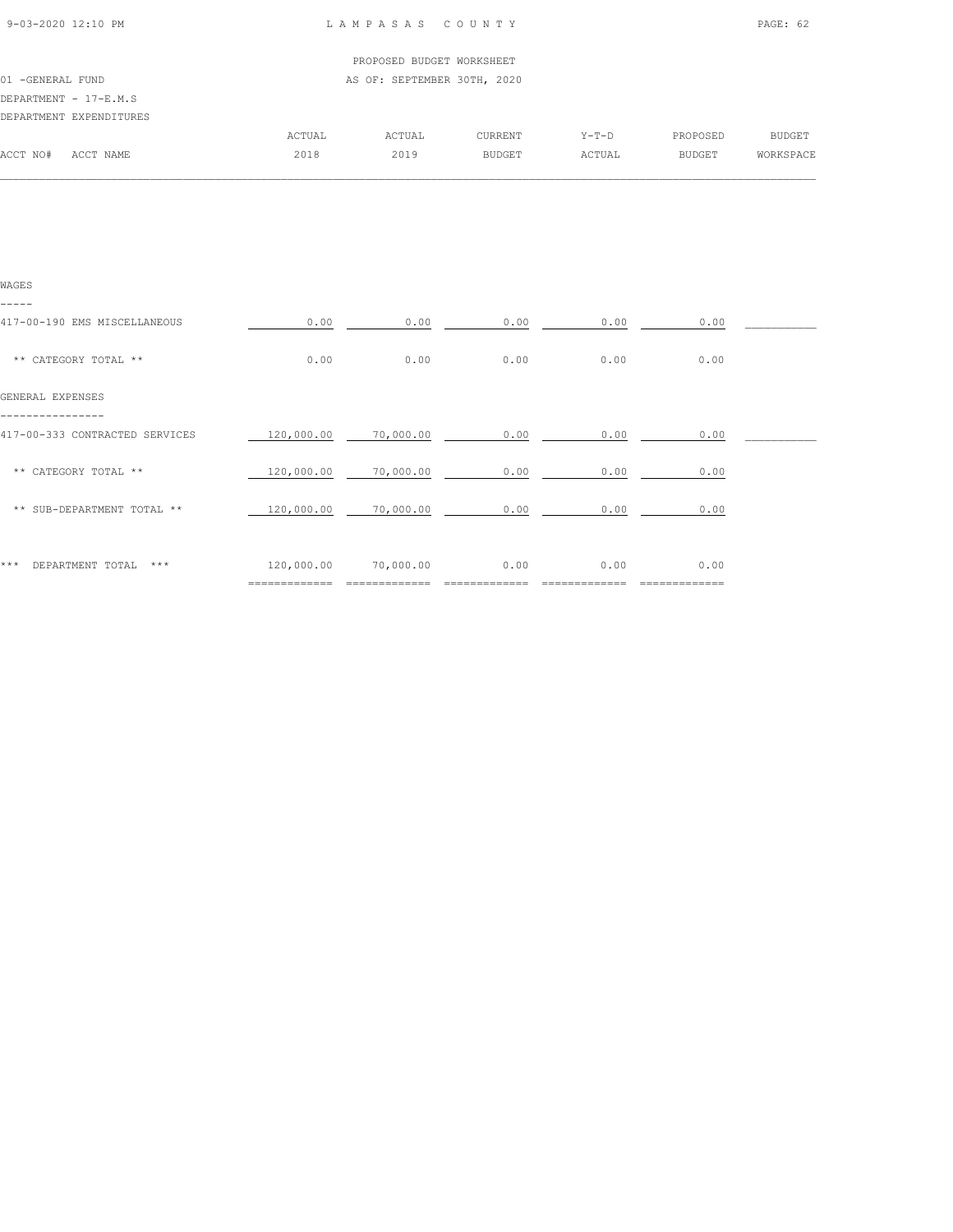PROPOSED BUDGET WORKSHEET

01 -GENERAL FUND — AS OF: SEPTEMBER 30TH, 2020

DEPARTMENT - 17-E.M.S

DEPARTMENT EXPENDITURES

| ACCT NO# ACCT NAME | ACTUAL 2018 | ACTUAL 2019 | CURRENT BUDGET | Y-T-D ACTUAL | PROPOSED BUDGET | BUDGET WORKSPACE |
|---|---|---|---|---|---|---|
| **WAGES** | | | | | | |
| 417-00-190 EMS MISCELLANEOUS | 0.00 | 0.00 | 0.00 | 0.00 | 0.00 | |
| ** CATEGORY TOTAL ** | 0.00 | 0.00 | 0.00 | 0.00 | 0.00 | |
| **GENERAL EXPENSES** | | | | | | |
| 417-00-333 CONTRACTED SERVICES | 120,000.00 | 70,000.00 | 0.00 | 0.00 | 0.00 | |
| ** CATEGORY TOTAL ** | 120,000.00 | 70,000.00 | 0.00 | 0.00 | 0.00 | |
| ** SUB-DEPARTMENT TOTAL ** | 120,000.00 | 70,000.00 | 0.00 | 0.00 | 0.00 | |
| *** DEPARTMENT TOTAL *** | 120,000.00 | 70,000.00 | 0.00 | 0.00 | 0.00 | |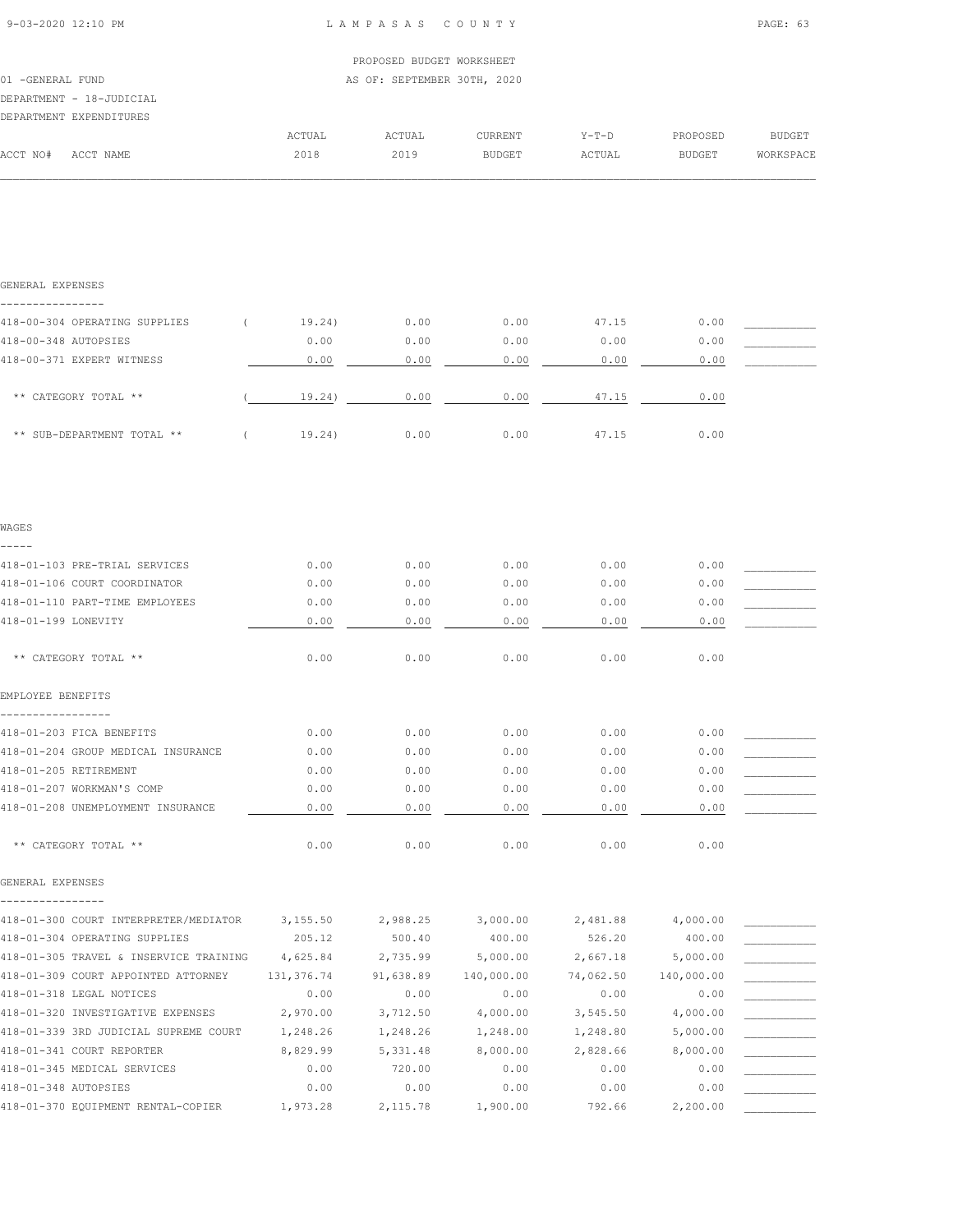PROPOSED BUDGET WORKSHEET

01 -GENERAL FUND — AS OF: SEPTEMBER 30TH, 2020

DEPARTMENT - 18-JUDICIAL

DEPARTMENT EXPENDITURES

| ACCT NO# ACCT NAME | ACTUAL 2018 | ACTUAL 2019 | CURRENT BUDGET | Y-T-D ACTUAL | PROPOSED BUDGET | BUDGET WORKSPACE |
|---|---|---|---|---|---|---|
| **GENERAL EXPENSES** | | | | | | |
| 418-00-304 OPERATING SUPPLIES | ( 19.24) | 0.00 | 0.00 | 47.15 | 0.00 | |
| 418-00-348 AUTOPSIES | 0.00 | 0.00 | 0.00 | 0.00 | 0.00 | |
| 418-00-371 EXPERT WITNESS | 0.00 | 0.00 | 0.00 | 0.00 | 0.00 | |
| ** CATEGORY TOTAL ** | ( 19.24) | 0.00 | 0.00 | 47.15 | 0.00 | |
| ** SUB-DEPARTMENT TOTAL ** | ( 19.24) | 0.00 | 0.00 | 47.15 | 0.00 | |
| **WAGES** | | | | | | |
| 418-01-103 PRE-TRIAL SERVICES | 0.00 | 0.00 | 0.00 | 0.00 | 0.00 | |
| 418-01-106 COURT COORDINATOR | 0.00 | 0.00 | 0.00 | 0.00 | 0.00 | |
| 418-01-110 PART-TIME EMPLOYEES | 0.00 | 0.00 | 0.00 | 0.00 | 0.00 | |
| 418-01-199 LONEVITY | 0.00 | 0.00 | 0.00 | 0.00 | 0.00 | |
| ** CATEGORY TOTAL ** | 0.00 | 0.00 | 0.00 | 0.00 | 0.00 | |
| **EMPLOYEE BENEFITS** | | | | | | |
| 418-01-203 FICA BENEFITS | 0.00 | 0.00 | 0.00 | 0.00 | 0.00 | |
| 418-01-204 GROUP MEDICAL INSURANCE | 0.00 | 0.00 | 0.00 | 0.00 | 0.00 | |
| 418-01-205 RETIREMENT | 0.00 | 0.00 | 0.00 | 0.00 | 0.00 | |
| 418-01-207 WORKMAN'S COMP | 0.00 | 0.00 | 0.00 | 0.00 | 0.00 | |
| 418-01-208 UNEMPLOYMENT INSURANCE | 0.00 | 0.00 | 0.00 | 0.00 | 0.00 | |
| ** CATEGORY TOTAL ** | 0.00 | 0.00 | 0.00 | 0.00 | 0.00 | |
| **GENERAL EXPENSES** | | | | | | |
| 418-01-300 COURT INTERPRETER/MEDIATOR | 3,155.50 | 2,988.25 | 3,000.00 | 2,481.88 | 4,000.00 | |
| 418-01-304 OPERATING SUPPLIES | 205.12 | 500.40 | 400.00 | 526.20 | 400.00 | |
| 418-01-305 TRAVEL & INSERVICE TRAINING | 4,625.84 | 2,735.99 | 5,000.00 | 2,667.18 | 5,000.00 | |
| 418-01-309 COURT APPOINTED ATTORNEY | 131,376.74 | 91,638.89 | 140,000.00 | 74,062.50 | 140,000.00 | |
| 418-01-318 LEGAL NOTICES | 0.00 | 0.00 | 0.00 | 0.00 | 0.00 | |
| 418-01-320 INVESTIGATIVE EXPENSES | 2,970.00 | 3,712.50 | 4,000.00 | 3,545.50 | 4,000.00 | |
| 418-01-339 3RD JUDICIAL SUPREME COURT | 1,248.26 | 1,248.26 | 1,248.00 | 1,248.80 | 5,000.00 | |
| 418-01-341 COURT REPORTER | 8,829.99 | 5,331.48 | 8,000.00 | 2,828.66 | 8,000.00 | |
| 418-01-345 MEDICAL SERVICES | 0.00 | 720.00 | 0.00 | 0.00 | 0.00 | |
| 418-01-348 AUTOPSIES | 0.00 | 0.00 | 0.00 | 0.00 | 0.00 | |
| 418-01-370 EQUIPMENT RENTAL-COPIER | 1,973.28 | 2,115.78 | 1,900.00 | 792.66 | 2,200.00 | |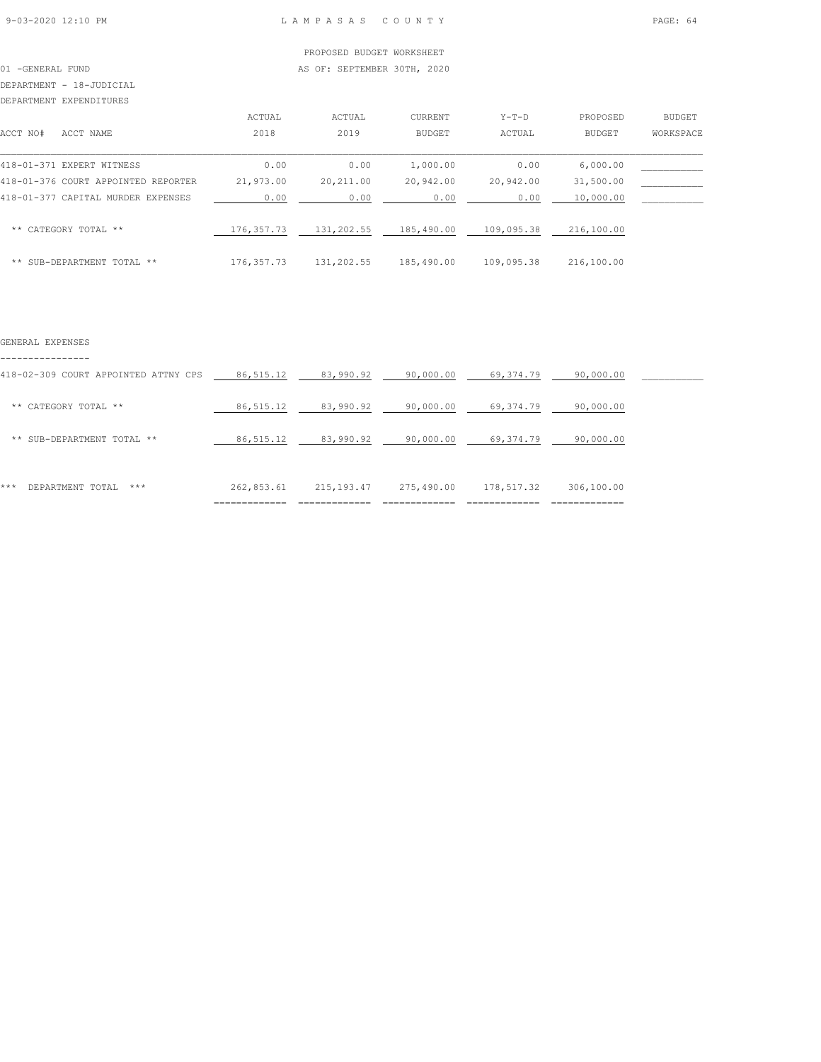PROPOSED BUDGET WORKSHEET

01 -GENERAL FUND AS OF: SEPTEMBER 30TH, 2020

DEPARTMENT - 18-JUDICIAL

DEPARTMENT EXPENDITURES

| ACCT NO# ACCT NAME | ACTUAL 2018 | ACTUAL 2019 | CURRENT BUDGET | Y-T-D ACTUAL | PROPOSED BUDGET | BUDGET WORKSPACE |
|---|---|---|---|---|---|---|
| 418-01-371 EXPERT WITNESS | 0.00 | 0.00 | 1,000.00 | 0.00 | 6,000.00 | |
| 418-01-376 COURT APPOINTED REPORTER | 21,973.00 | 20,211.00 | 20,942.00 | 20,942.00 | 31,500.00 | |
| 418-01-377 CAPITAL MURDER EXPENSES | 0.00 | 0.00 | 0.00 | 0.00 | 10,000.00 | |
| ** CATEGORY TOTAL ** | 176,357.73 | 131,202.55 | 185,490.00 | 109,095.38 | 216,100.00 | |
| ** SUB-DEPARTMENT TOTAL ** | 176,357.73 | 131,202.55 | 185,490.00 | 109,095.38 | 216,100.00 | |

GENERAL EXPENSES

| ACCT NO# ACCT NAME | ACTUAL 2018 | ACTUAL 2019 | CURRENT BUDGET | Y-T-D ACTUAL | PROPOSED BUDGET | BUDGET WORKSPACE |
|---|---|---|---|---|---|---|
| 418-02-309 COURT APPOINTED ATTNY CPS | 86,515.12 | 83,990.92 | 90,000.00 | 69,374.79 | 90,000.00 | |
| ** CATEGORY TOTAL ** | 86,515.12 | 83,990.92 | 90,000.00 | 69,374.79 | 90,000.00 | |
| ** SUB-DEPARTMENT TOTAL ** | 86,515.12 | 83,990.92 | 90,000.00 | 69,374.79 | 90,000.00 | |
| *** DEPARTMENT TOTAL *** | 262,853.61 | 215,193.47 | 275,490.00 | 178,517.32 | 306,100.00 | |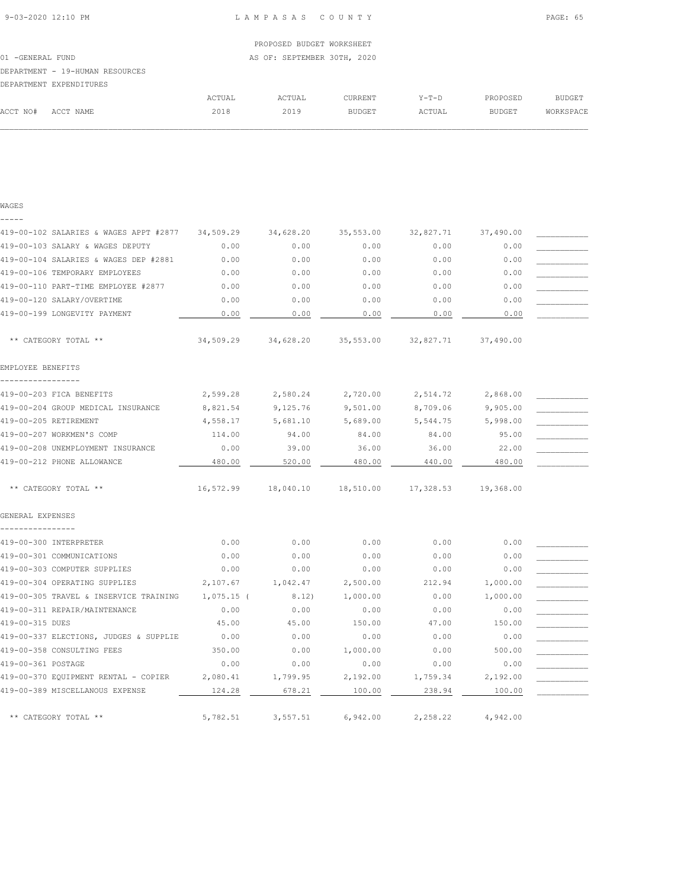PROPOSED BUDGET WORKSHEET

01 -GENERAL FUND — AS OF: SEPTEMBER 30TH, 2020

DEPARTMENT - 19-HUMAN RESOURCES

DEPARTMENT EXPENDITURES

| ACCT NO# ACCT NAME | ACTUAL 2018 | ACTUAL 2019 | CURRENT BUDGET | Y-T-D ACTUAL | PROPOSED BUDGET | BUDGET WORKSPACE |
|---|---|---|---|---|---|---|
| **WAGES** | | | | | | |
| 419-00-102 SALARIES & WAGES APPT #2877 | 34,509.29 | 34,628.20 | 35,553.00 | 32,827.71 | 37,490.00 | |
| 419-00-103 SALARY & WAGES DEPUTY | 0.00 | 0.00 | 0.00 | 0.00 | 0.00 | |
| 419-00-104 SALARIES & WAGES DEP #2881 | 0.00 | 0.00 | 0.00 | 0.00 | 0.00 | |
| 419-00-106 TEMPORARY EMPLOYEES | 0.00 | 0.00 | 0.00 | 0.00 | 0.00 | |
| 419-00-110 PART-TIME EMPLOYEE #2877 | 0.00 | 0.00 | 0.00 | 0.00 | 0.00 | |
| 419-00-120 SALARY/OVERTIME | 0.00 | 0.00 | 0.00 | 0.00 | 0.00 | |
| 419-00-199 LONGEVITY PAYMENT | 0.00 | 0.00 | 0.00 | 0.00 | 0.00 | |
| ** CATEGORY TOTAL ** | 34,509.29 | 34,628.20 | 35,553.00 | 32,827.71 | 37,490.00 | |
| **EMPLOYEE BENEFITS** | | | | | | |
| 419-00-203 FICA BENEFITS | 2,599.28 | 2,580.24 | 2,720.00 | 2,514.72 | 2,868.00 | |
| 419-00-204 GROUP MEDICAL INSURANCE | 8,821.54 | 9,125.76 | 9,501.00 | 8,709.06 | 9,905.00 | |
| 419-00-205 RETIREMENT | 4,558.17 | 5,681.10 | 5,689.00 | 5,544.75 | 5,998.00 | |
| 419-00-207 WORKMEN'S COMP | 114.00 | 94.00 | 84.00 | 84.00 | 95.00 | |
| 419-00-208 UNEMPLOYMENT INSURANCE | 0.00 | 39.00 | 36.00 | 36.00 | 22.00 | |
| 419-00-212 PHONE ALLOWANCE | 480.00 | 520.00 | 480.00 | 440.00 | 480.00 | |
| ** CATEGORY TOTAL ** | 16,572.99 | 18,040.10 | 18,510.00 | 17,328.53 | 19,368.00 | |
| **GENERAL EXPENSES** | | | | | | |
| 419-00-300 INTERPRETER | 0.00 | 0.00 | 0.00 | 0.00 | 0.00 | |
| 419-00-301 COMMUNICATIONS | 0.00 | 0.00 | 0.00 | 0.00 | 0.00 | |
| 419-00-303 COMPUTER SUPPLIES | 0.00 | 0.00 | 0.00 | 0.00 | 0.00 | |
| 419-00-304 OPERATING SUPPLIES | 2,107.67 | 1,042.47 | 2,500.00 | 212.94 | 1,000.00 | |
| 419-00-305 TRAVEL & INSERVICE TRAINING | 1,075.15 | ( 8.12) | 1,000.00 | 0.00 | 1,000.00 | |
| 419-00-311 REPAIR/MAINTENANCE | 0.00 | 0.00 | 0.00 | 0.00 | 0.00 | |
| 419-00-315 DUES | 45.00 | 45.00 | 150.00 | 47.00 | 150.00 | |
| 419-00-337 ELECTIONS, JUDGES & SUPPLIE | 0.00 | 0.00 | 0.00 | 0.00 | 0.00 | |
| 419-00-358 CONSULTING FEES | 350.00 | 0.00 | 1,000.00 | 0.00 | 500.00 | |
| 419-00-361 POSTAGE | 0.00 | 0.00 | 0.00 | 0.00 | 0.00 | |
| 419-00-370 EQUIPMENT RENTAL - COPIER | 2,080.41 | 1,799.95 | 2,192.00 | 1,759.34 | 2,192.00 | |
| 419-00-389 MISCELLANOUS EXPENSE | 124.28 | 678.21 | 100.00 | 238.94 | 100.00 | |
| ** CATEGORY TOTAL ** | 5,782.51 | 3,557.51 | 6,942.00 | 2,258.22 | 4,942.00 | |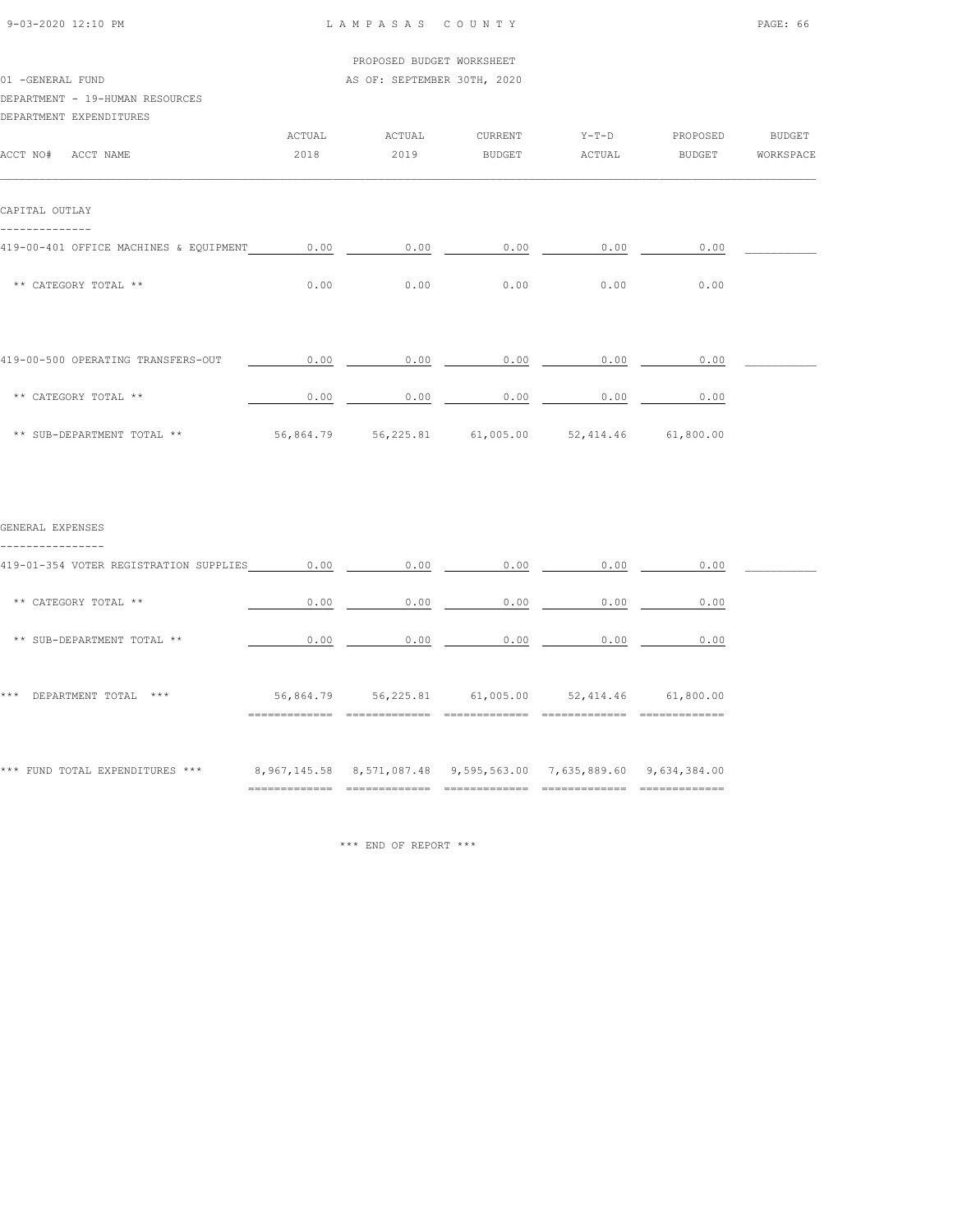PROPOSED BUDGET WORKSHEET

01 -GENERAL FUND — AS OF: SEPTEMBER 30TH, 2020

DEPARTMENT - 19-HUMAN RESOURCES

DEPARTMENT EXPENDITURES

| ACCT NO# ACCT NAME | ACTUAL 2018 | ACTUAL 2019 | CURRENT BUDGET | Y-T-D ACTUAL | PROPOSED BUDGET | BUDGET WORKSPACE |
|---|---|---|---|---|---|---|
| **CAPITAL OUTLAY** | | | | | | |
| 419-00-401 OFFICE MACHINES & EQUIPMENT | 0.00 | 0.00 | 0.00 | 0.00 | 0.00 | |
| ** CATEGORY TOTAL ** | 0.00 | 0.00 | 0.00 | 0.00 | 0.00 | |
| 419-00-500 OPERATING TRANSFERS-OUT | 0.00 | 0.00 | 0.00 | 0.00 | 0.00 | |
| ** CATEGORY TOTAL ** | 0.00 | 0.00 | 0.00 | 0.00 | 0.00 | |
| ** SUB-DEPARTMENT TOTAL ** | 56,864.79 | 56,225.81 | 61,005.00 | 52,414.46 | 61,800.00 | |
| **GENERAL EXPENSES** | | | | | | |
| 419-01-354 VOTER REGISTRATION SUPPLIES | 0.00 | 0.00 | 0.00 | 0.00 | 0.00 | |
| ** CATEGORY TOTAL ** | 0.00 | 0.00 | 0.00 | 0.00 | 0.00 | |
| ** SUB-DEPARTMENT TOTAL ** | 0.00 | 0.00 | 0.00 | 0.00 | 0.00 | |
| *** DEPARTMENT TOTAL *** | 56,864.79 | 56,225.81 | 61,005.00 | 52,414.46 | 61,800.00 | |
| *** FUND TOTAL EXPENDITURES *** | 8,967,145.58 | 8,571,087.48 | 9,595,563.00 | 7,635,889.60 | 9,634,384.00 | |

*** END OF REPORT ***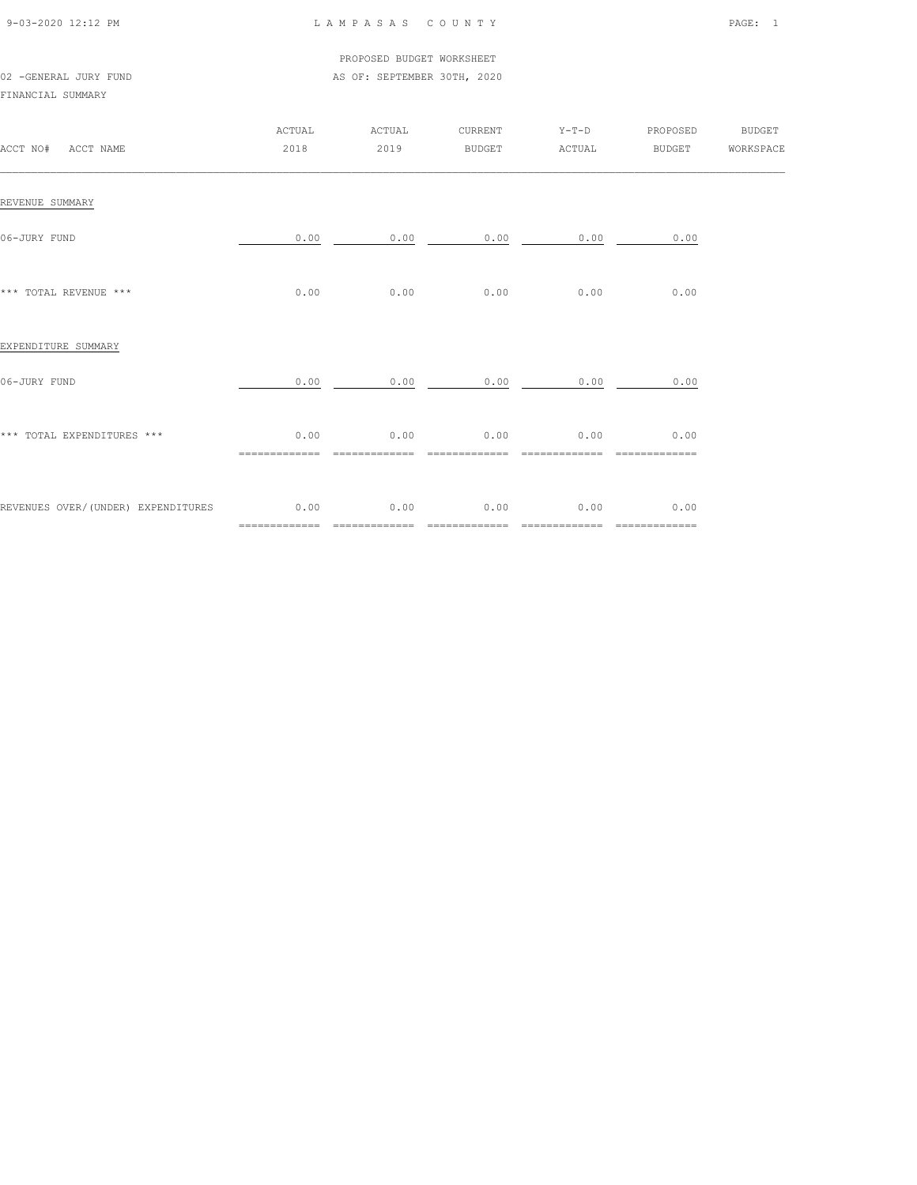PROPOSED BUDGET WORKSHEET

02 -GENERAL JURY FUND

AS OF: SEPTEMBER 30TH, 2020

FINANCIAL SUMMARY

| ACCT NO# ACCT NAME | ACTUAL 2018 | ACTUAL 2019 | CURRENT BUDGET | Y-T-D ACTUAL | PROPOSED BUDGET | BUDGET WORKSPACE |
|---|---|---|---|---|---|---|
| REVENUE SUMMARY | | | | | | |
| 06-JURY FUND | 0.00 | 0.00 | 0.00 | 0.00 | 0.00 | |
| *** TOTAL REVENUE *** | 0.00 | 0.00 | 0.00 | 0.00 | 0.00 | |
| EXPENDITURE SUMMARY | | | | | | |
| 06-JURY FUND | 0.00 | 0.00 | 0.00 | 0.00 | 0.00 | |
| *** TOTAL EXPENDITURES *** | 0.00 | 0.00 | 0.00 | 0.00 | 0.00 | |
| REVENUES OVER/(UNDER) EXPENDITURES | 0.00 | 0.00 | 0.00 | 0.00 | 0.00 | |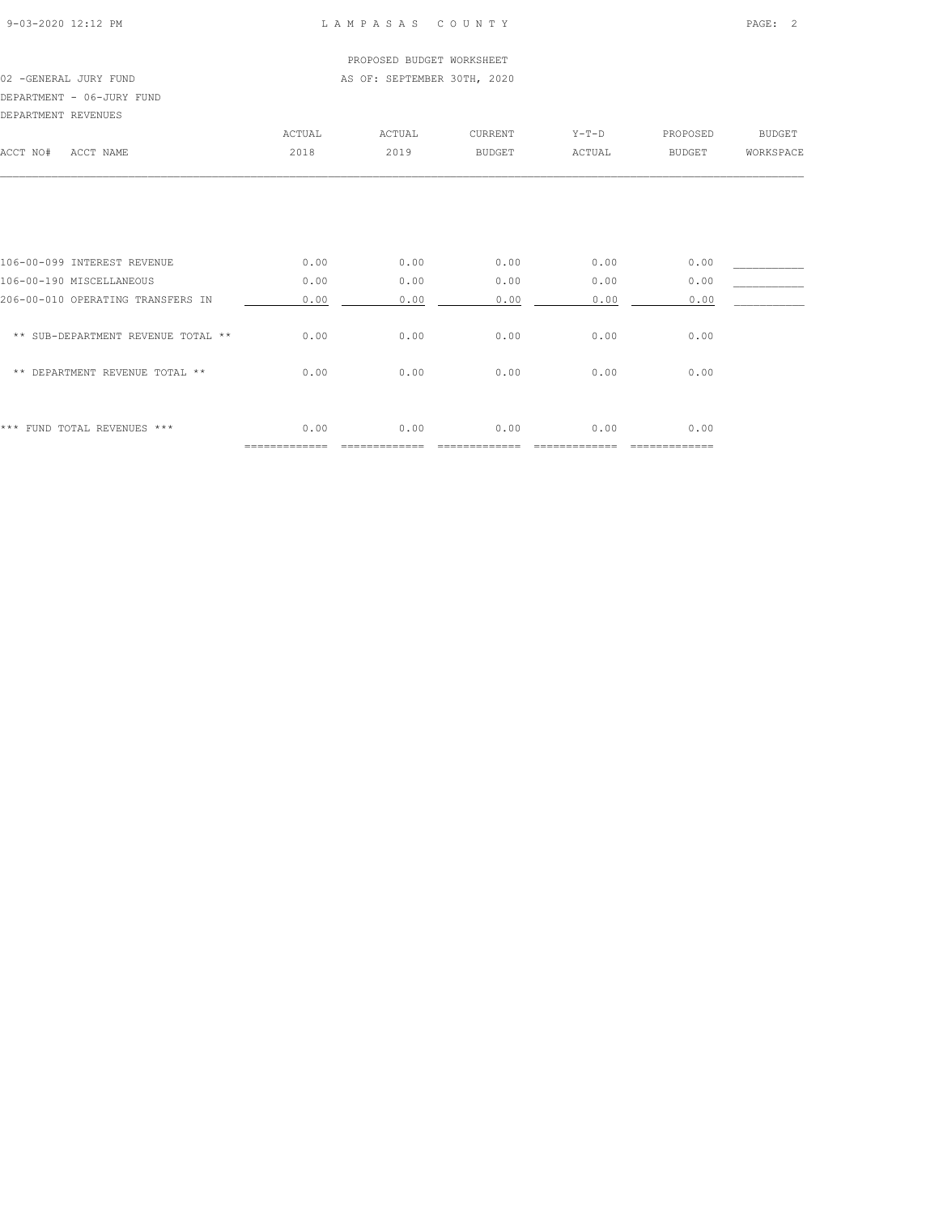LAMPASAS COUNTY

PROPOSED BUDGET WORKSHEET

02 -GENERAL JURY FUND

AS OF: SEPTEMBER 30TH, 2020

DEPARTMENT - 06-JURY FUND

DEPARTMENT REVENUES

| ACCT NO# ACCT NAME | ACTUAL 2018 | ACTUAL 2019 | CURRENT BUDGET | Y-T-D ACTUAL | PROPOSED BUDGET | BUDGET WORKSPACE |
|---|---|---|---|---|---|---|
| 106-00-099 INTEREST REVENUE | 0.00 | 0.00 | 0.00 | 0.00 | 0.00 | ___________ |
| 106-00-190 MISCELLANEOUS | 0.00 | 0.00 | 0.00 | 0.00 | 0.00 | ___________ |
| 206-00-010 OPERATING TRANSFERS IN | 0.00 | 0.00 | 0.00 | 0.00 | 0.00 | ___________ |
| ** SUB-DEPARTMENT REVENUE TOTAL ** | 0.00 | 0.00 | 0.00 | 0.00 | 0.00 | |
| ** DEPARTMENT REVENUE TOTAL ** | 0.00 | 0.00 | 0.00 | 0.00 | 0.00 | |
| *** FUND TOTAL REVENUES *** | 0.00 | 0.00 | 0.00 | 0.00 | 0.00 | |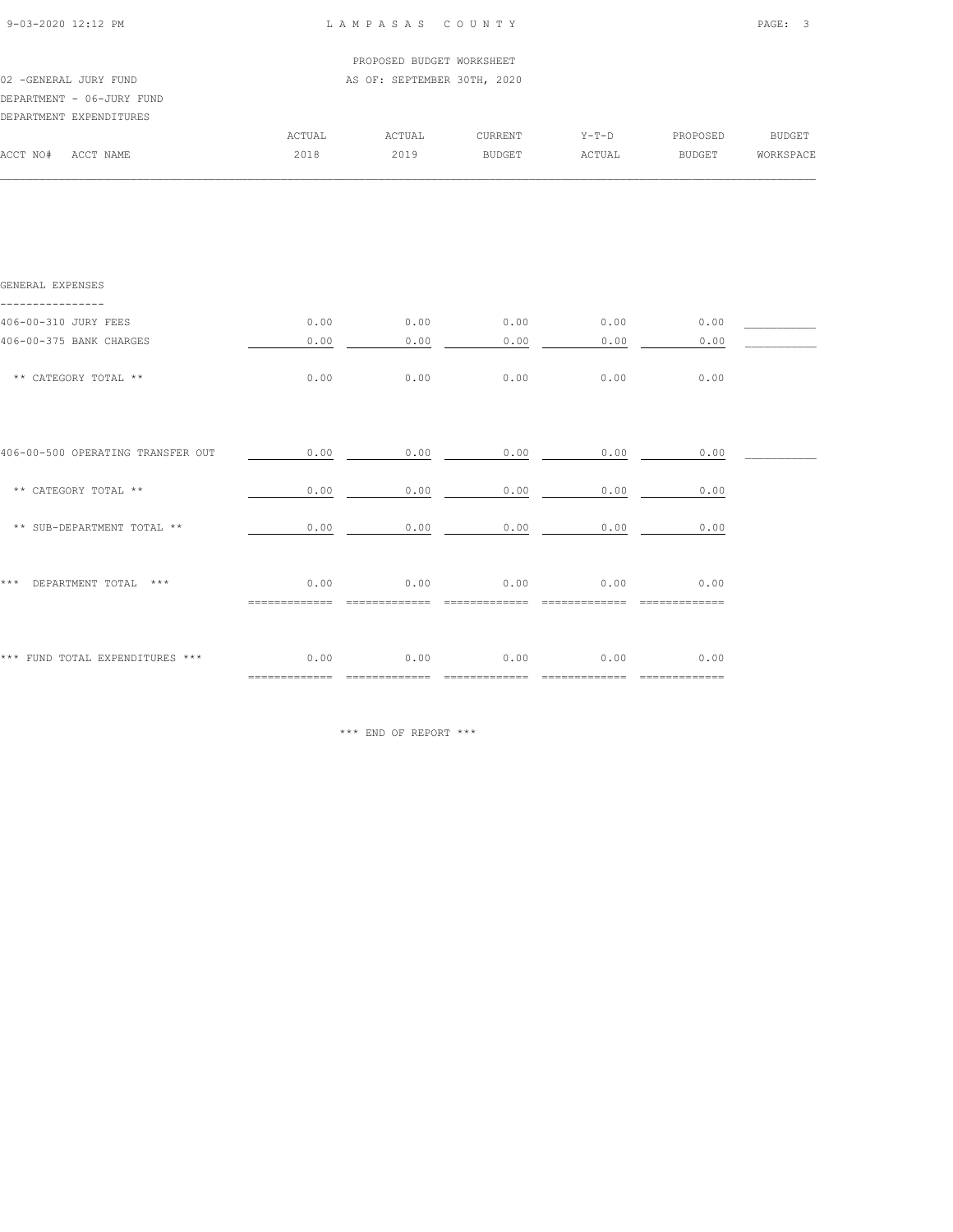PROPOSED BUDGET WORKSHEET

02 -GENERAL JURY FUND — AS OF: SEPTEMBER 30TH, 2020

DEPARTMENT - 06-JURY FUND

DEPARTMENT EXPENDITURES

| ACCT NO# ACCT NAME | ACTUAL 2018 | ACTUAL 2019 | CURRENT BUDGET | Y-T-D ACTUAL | PROPOSED BUDGET | BUDGET WORKSPACE |
|---|---|---|---|---|---|---|
| **GENERAL EXPENSES** | | | | | | |
| 406-00-310 JURY FEES | 0.00 | 0.00 | 0.00 | 0.00 | 0.00 | ___________ |
| 406-00-375 BANK CHARGES | 0.00 | 0.00 | 0.00 | 0.00 | 0.00 | ___________ |
| ** CATEGORY TOTAL ** | 0.00 | 0.00 | 0.00 | 0.00 | 0.00 | |
| 406-00-500 OPERATING TRANSFER OUT | 0.00 | 0.00 | 0.00 | 0.00 | 0.00 | ___________ |
| ** CATEGORY TOTAL ** | 0.00 | 0.00 | 0.00 | 0.00 | 0.00 | |
| ** SUB-DEPARTMENT TOTAL ** | 0.00 | 0.00 | 0.00 | 0.00 | 0.00 | |
| *** DEPARTMENT TOTAL *** | 0.00 | 0.00 | 0.00 | 0.00 | 0.00 | |
| *** FUND TOTAL EXPENDITURES *** | 0.00 | 0.00 | 0.00 | 0.00 | 0.00 | |

*** END OF REPORT ***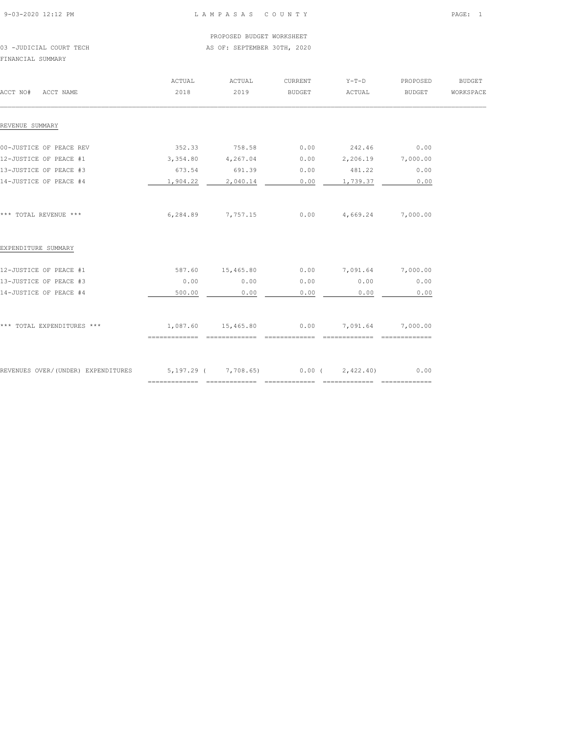LAMPASAS COUNTY

PROPOSED BUDGET WORKSHEET

03 -JUDICIAL COURT TECH

AS OF: SEPTEMBER 30TH, 2020

FINANCIAL SUMMARY

| ACCT NO# ACCT NAME | ACTUAL 2018 | ACTUAL 2019 | CURRENT BUDGET | Y-T-D ACTUAL | PROPOSED BUDGET | BUDGET WORKSPACE |
|---|---|---|---|---|---|---|
| REVENUE SUMMARY | | | | | | |
| 00-JUSTICE OF PEACE REV | 352.33 | 758.58 | 0.00 | 242.46 | 0.00 | |
| 12-JUSTICE OF PEACE #1 | 3,354.80 | 4,267.04 | 0.00 | 2,206.19 | 7,000.00 | |
| 13-JUSTICE OF PEACE #3 | 673.54 | 691.39 | 0.00 | 481.22 | 0.00 | |
| 14-JUSTICE OF PEACE #4 | 1,904.22 | 2,040.14 | 0.00 | 1,739.37 | 0.00 | |
| *** TOTAL REVENUE *** | 6,284.89 | 7,757.15 | 0.00 | 4,669.24 | 7,000.00 | |
| EXPENDITURE SUMMARY | | | | | | |
| 12-JUSTICE OF PEACE #1 | 587.60 | 15,465.80 | 0.00 | 7,091.64 | 7,000.00 | |
| 13-JUSTICE OF PEACE #3 | 0.00 | 0.00 | 0.00 | 0.00 | 0.00 | |
| 14-JUSTICE OF PEACE #4 | 500.00 | 0.00 | 0.00 | 0.00 | 0.00 | |
| *** TOTAL EXPENDITURES *** | 1,087.60 | 15,465.80 | 0.00 | 7,091.64 | 7,000.00 | |
| REVENUES OVER/(UNDER) EXPENDITURES | 5,197.29 | ( 7,708.65) | 0.00 | ( 2,422.40) | 0.00 | |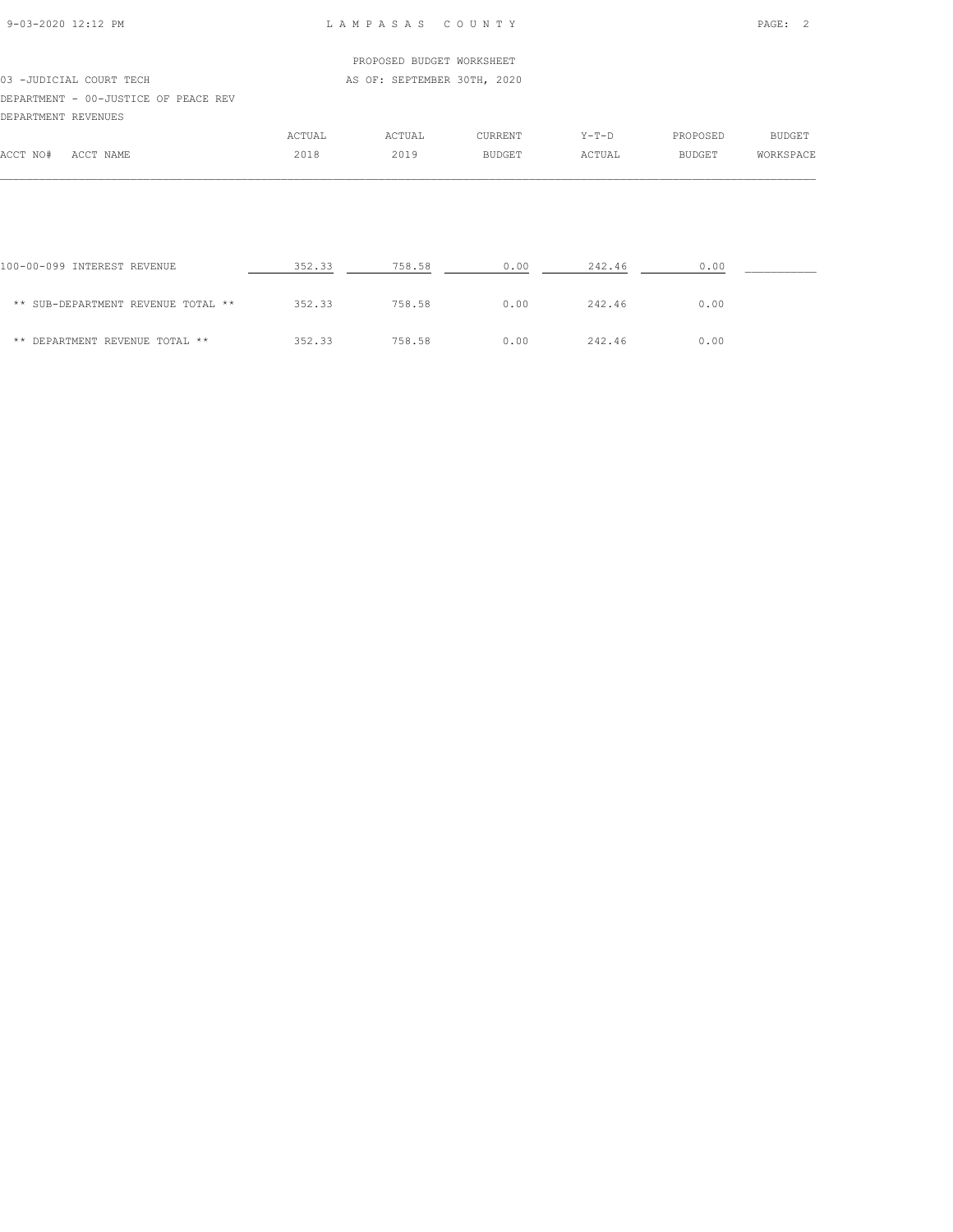LAMPASAS COUNTY

PROPOSED BUDGET WORKSHEET

AS OF: SEPTEMBER 30TH, 2020

03 -JUDICIAL COURT TECH

DEPARTMENT - 00-JUSTICE OF PEACE REV

DEPARTMENT REVENUES

| ACCT NO# | ACCT NAME | ACTUAL 2018 | ACTUAL 2019 | CURRENT BUDGET | Y-T-D ACTUAL | PROPOSED BUDGET | BUDGET WORKSPACE |
|---|---|---|---|---|---|---|---|
| 100-00-099 | INTEREST REVENUE | 352.33 | 758.58 | 0.00 | 242.46 | 0.00 | __________ |
| | ** SUB-DEPARTMENT REVENUE TOTAL ** | 352.33 | 758.58 | 0.00 | 242.46 | 0.00 | |
| | ** DEPARTMENT REVENUE TOTAL ** | 352.33 | 758.58 | 0.00 | 242.46 | 0.00 | |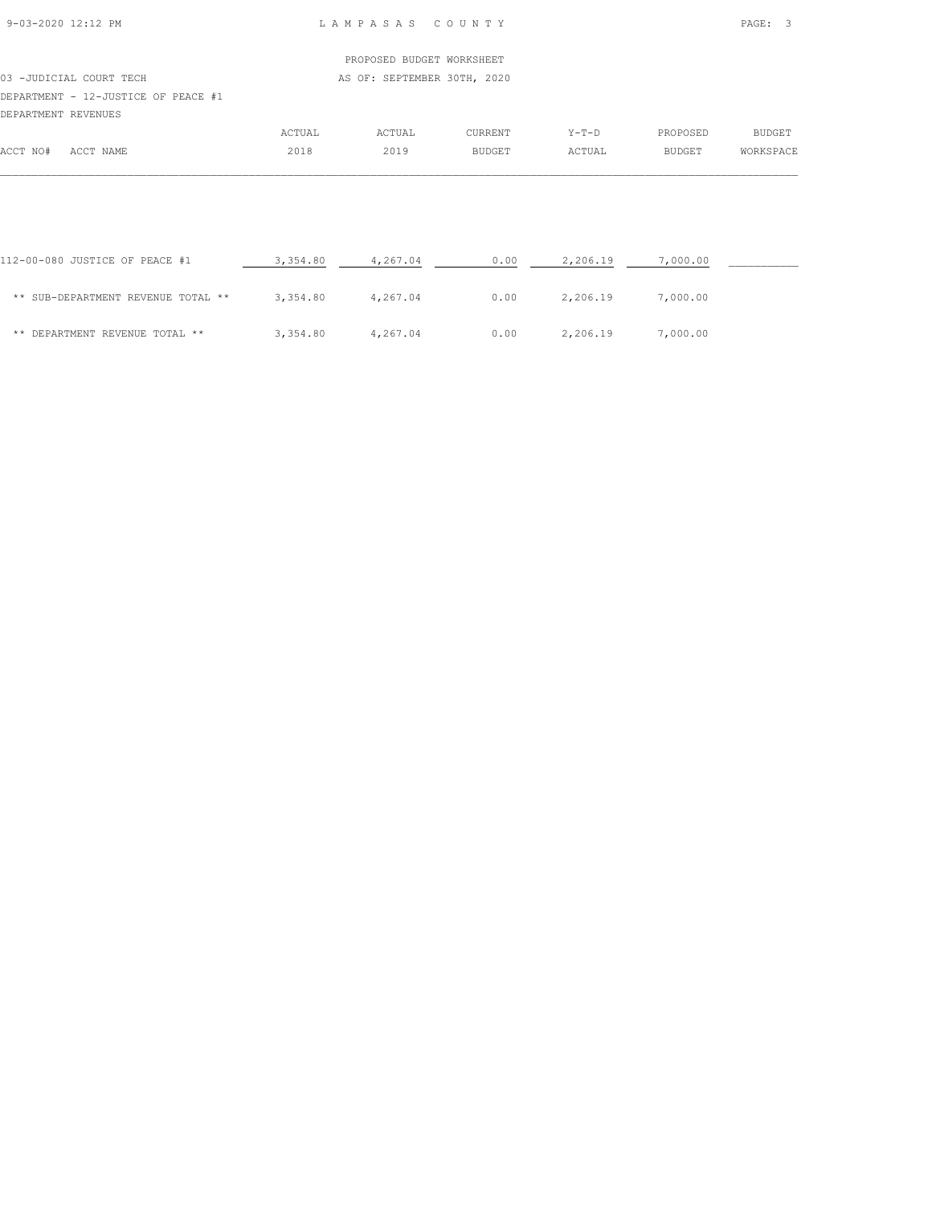LAMPASAS COUNTY

PROPOSED BUDGET WORKSHEET

03 -JUDICIAL COURT TECH AS OF: SEPTEMBER 30TH, 2020

DEPARTMENT - 12-JUSTICE OF PEACE #1

DEPARTMENT REVENUES

| ACCT NO# ACCT NAME | ACTUAL 2018 | ACTUAL 2019 | CURRENT BUDGET | Y-T-D ACTUAL | PROPOSED BUDGET | BUDGET WORKSPACE |
|---|---|---|---|---|---|---|
| 112-00-080 JUSTICE OF PEACE #1 | 3,354.80 | 4,267.04 | 0.00 | 2,206.19 | 7,000.00 | __________ |
| ** SUB-DEPARTMENT REVENUE TOTAL ** | 3,354.80 | 4,267.04 | 0.00 | 2,206.19 | 7,000.00 | |
| ** DEPARTMENT REVENUE TOTAL ** | 3,354.80 | 4,267.04 | 0.00 | 2,206.19 | 7,000.00 | |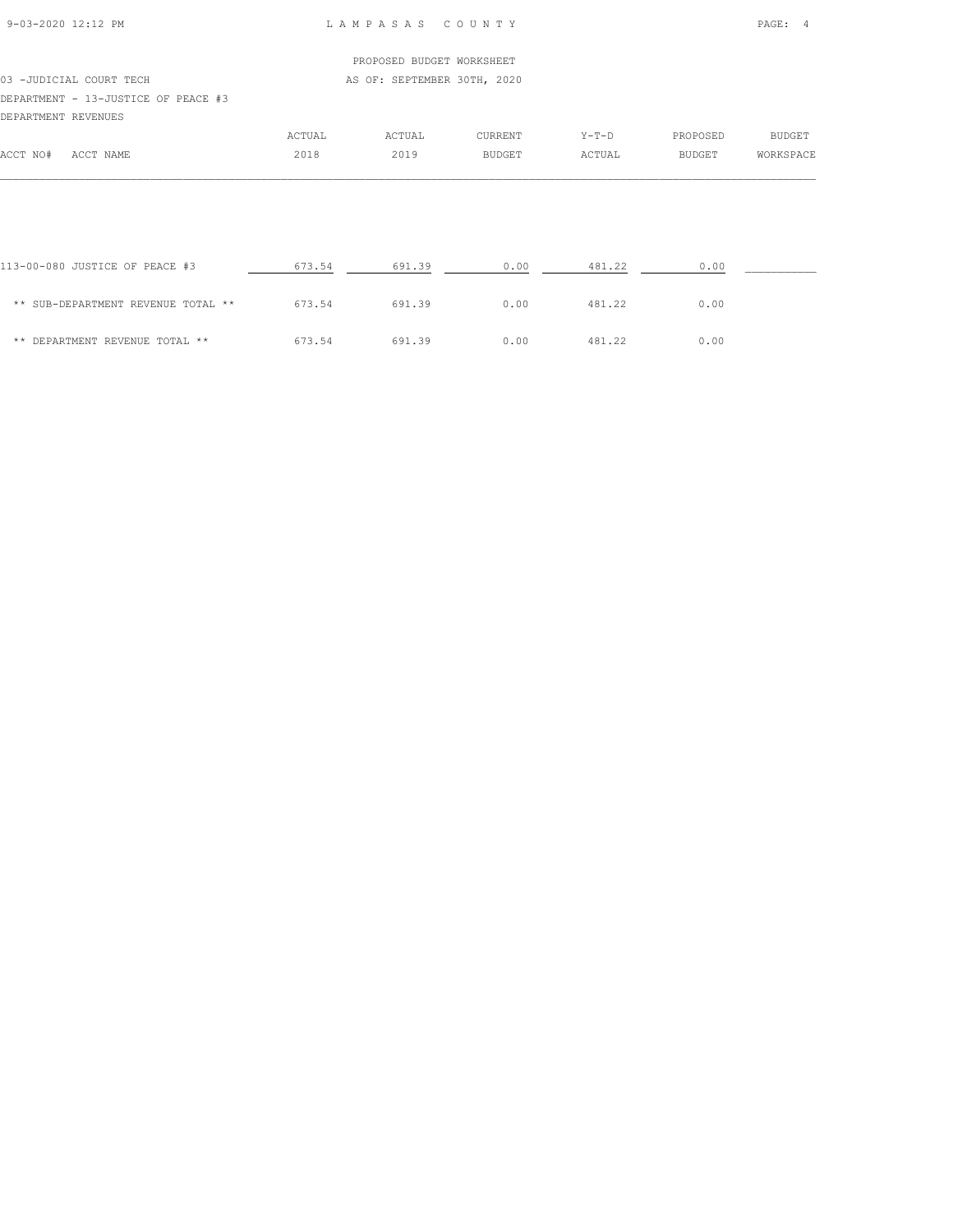LAMPASAS COUNTY

PROPOSED BUDGET WORKSHEET

03 -JUDICIAL COURT TECH

AS OF: SEPTEMBER 30TH, 2020

DEPARTMENT - 13-JUSTICE OF PEACE #3

DEPARTMENT REVENUES

| ACCT NO# ACCT NAME | ACTUAL 2018 | ACTUAL 2019 | CURRENT BUDGET | Y-T-D ACTUAL | PROPOSED BUDGET | BUDGET WORKSPACE |
|---|---|---|---|---|---|---|
| 113-00-080 JUSTICE OF PEACE #3 | 673.54 | 691.39 | 0.00 | 481.22 | 0.00 | __________ |
| ** SUB-DEPARTMENT REVENUE TOTAL ** | 673.54 | 691.39 | 0.00 | 481.22 | 0.00 | |
| ** DEPARTMENT REVENUE TOTAL ** | 673.54 | 691.39 | 0.00 | 481.22 | 0.00 | |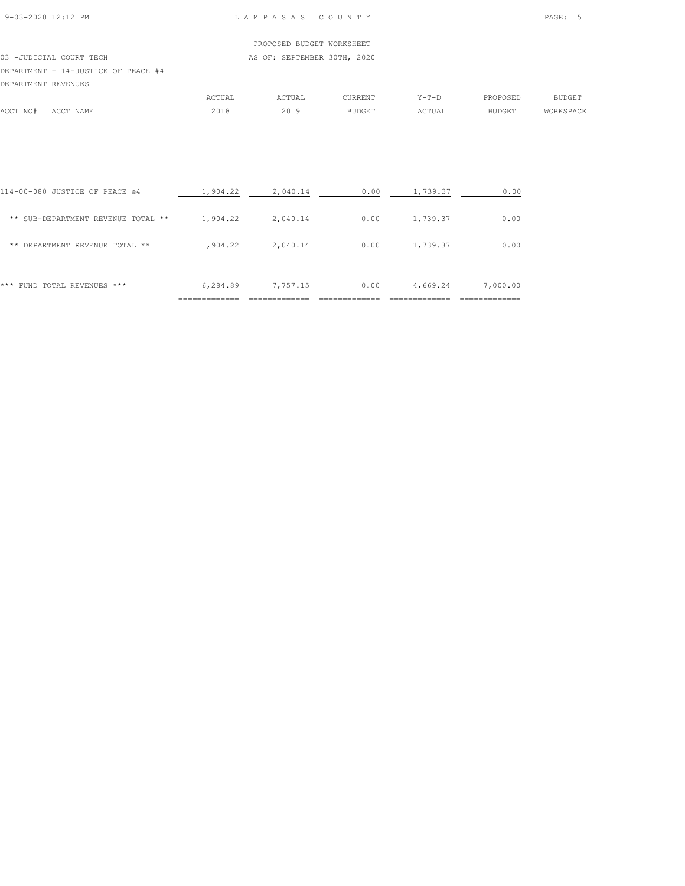PROPOSED BUDGET WORKSHEET

03 -JUDICIAL COURT TECH — AS OF: SEPTEMBER 30TH, 2020

DEPARTMENT - 14-JUSTICE OF PEACE #4

DEPARTMENT REVENUES

| ACCT NO# ACCT NAME | ACTUAL 2018 | ACTUAL 2019 | CURRENT BUDGET | Y-T-D ACTUAL | PROPOSED BUDGET | BUDGET WORKSPACE |
|---|---|---|---|---|---|---|
| 114-00-080 JUSTICE OF PEACE e4 | 1,904.22 | 2,040.14 | 0.00 | 1,739.37 | 0.00 | |
| ** SUB-DEPARTMENT REVENUE TOTAL ** | 1,904.22 | 2,040.14 | 0.00 | 1,739.37 | 0.00 | |
| ** DEPARTMENT REVENUE TOTAL ** | 1,904.22 | 2,040.14 | 0.00 | 1,739.37 | 0.00 | |
| *** FUND TOTAL REVENUES *** | 6,284.89 | 7,757.15 | 0.00 | 4,669.24 | 7,000.00 | |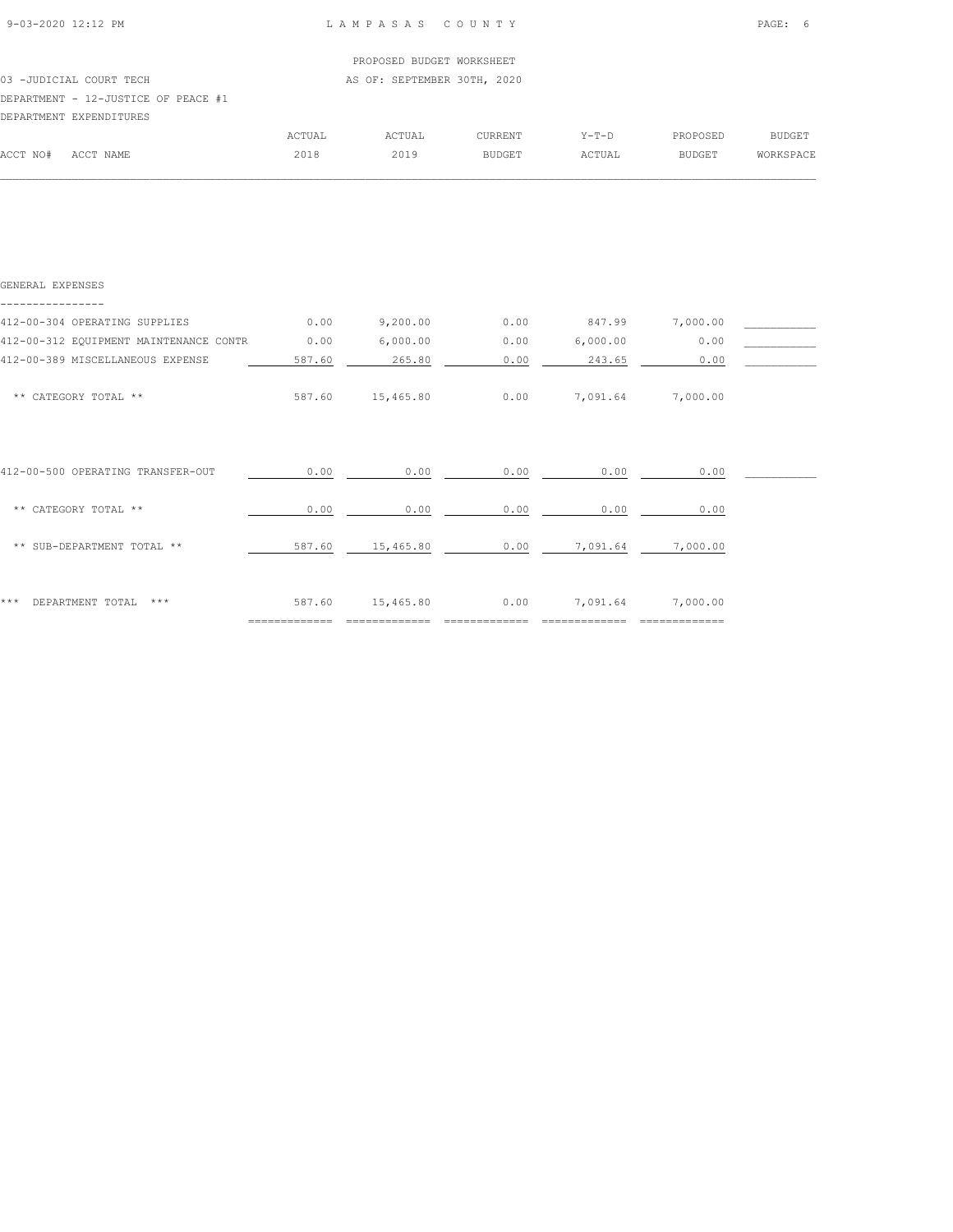PROPOSED BUDGET WORKSHEET

03 -JUDICIAL COURT TECH — AS OF: SEPTEMBER 30TH, 2020

DEPARTMENT - 12-JUSTICE OF PEACE #1

DEPARTMENT EXPENDITURES

| ACCT NO# ACCT NAME | ACTUAL 2018 | ACTUAL 2019 | CURRENT BUDGET | Y-T-D ACTUAL | PROPOSED BUDGET | BUDGET WORKSPACE |
|---|---|---|---|---|---|---|
| **GENERAL EXPENSES** | | | | | | |
| 412-00-304 OPERATING SUPPLIES | 0.00 | 9,200.00 | 0.00 | 847.99 | 7,000.00 | |
| 412-00-312 EQUIPMENT MAINTENANCE CONTR | 0.00 | 6,000.00 | 0.00 | 6,000.00 | 0.00 | |
| 412-00-389 MISCELLANEOUS EXPENSE | 587.60 | 265.80 | 0.00 | 243.65 | 0.00 | |
| ** CATEGORY TOTAL ** | 587.60 | 15,465.80 | 0.00 | 7,091.64 | 7,000.00 | |
| 412-00-500 OPERATING TRANSFER-OUT | 0.00 | 0.00 | 0.00 | 0.00 | 0.00 | |
| ** CATEGORY TOTAL ** | 0.00 | 0.00 | 0.00 | 0.00 | 0.00 | |
| ** SUB-DEPARTMENT TOTAL ** | 587.60 | 15,465.80 | 0.00 | 7,091.64 | 7,000.00 | |
| *** DEPARTMENT TOTAL *** | 587.60 | 15,465.80 | 0.00 | 7,091.64 | 7,000.00 | |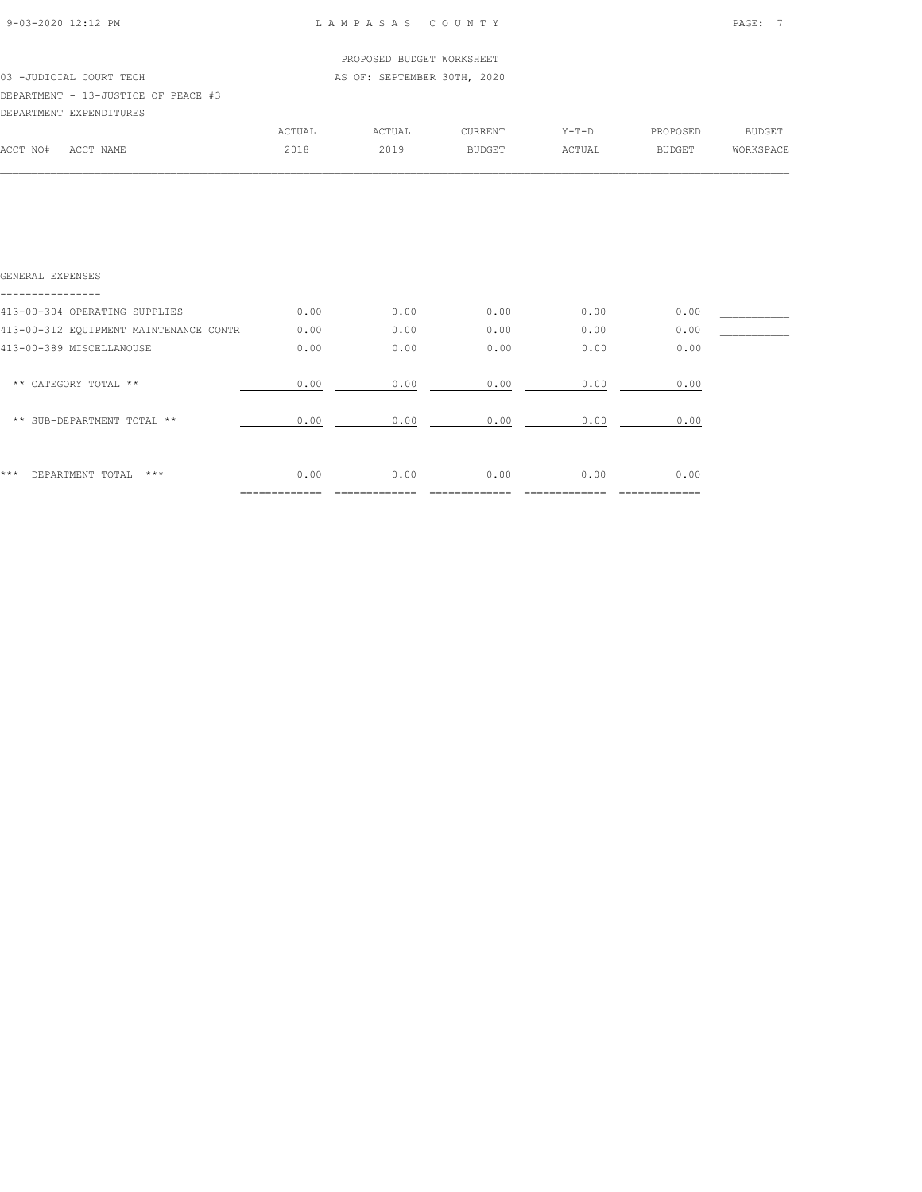PROPOSED BUDGET WORKSHEET

03 -JUDICIAL COURT TECH — AS OF: SEPTEMBER 30TH, 2020

DEPARTMENT - 13-JUSTICE OF PEACE #3

DEPARTMENT EXPENDITURES

| ACCT NO# ACCT NAME | ACTUAL 2018 | ACTUAL 2019 | CURRENT BUDGET | Y-T-D ACTUAL | PROPOSED BUDGET | BUDGET WORKSPACE |
|---|---|---|---|---|---|---|
| **GENERAL EXPENSES** | | | | | | |
| 413-00-304 OPERATING SUPPLIES | 0.00 | 0.00 | 0.00 | 0.00 | 0.00 | ___________ |
| 413-00-312 EQUIPMENT MAINTENANCE CONTR | 0.00 | 0.00 | 0.00 | 0.00 | 0.00 | ___________ |
| 413-00-389 MISCELLANOUSE | 0.00 | 0.00 | 0.00 | 0.00 | 0.00 | ___________ |
| ** CATEGORY TOTAL ** | 0.00 | 0.00 | 0.00 | 0.00 | 0.00 | |
| ** SUB-DEPARTMENT TOTAL ** | 0.00 | 0.00 | 0.00 | 0.00 | 0.00 | |
| *** DEPARTMENT TOTAL *** | 0.00 | 0.00 | 0.00 | 0.00 | 0.00 | |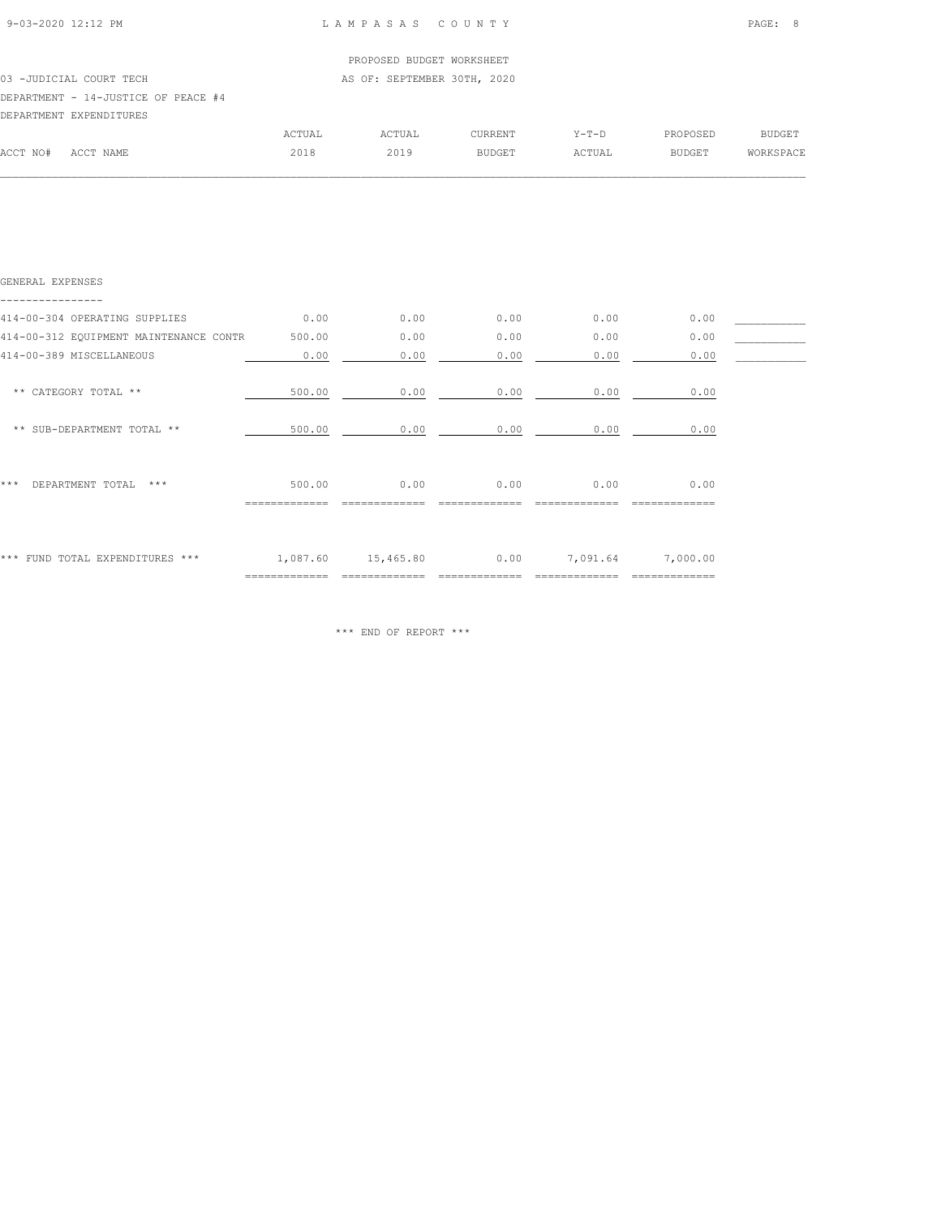PROPOSED BUDGET WORKSHEET

03 -JUDICIAL COURT TECH AS OF: SEPTEMBER 30TH, 2020

DEPARTMENT - 14-JUSTICE OF PEACE #4

DEPARTMENT EXPENDITURES

| ACCT NO# ACCT NAME | ACTUAL 2018 | ACTUAL 2019 | CURRENT BUDGET | Y-T-D ACTUAL | PROPOSED BUDGET | BUDGET WORKSPACE |
|---|---|---|---|---|---|---|
| **GENERAL EXPENSES** | | | | | | |
| 414-00-304 OPERATING SUPPLIES | 0.00 | 0.00 | 0.00 | 0.00 | 0.00 | ___________ |
| 414-00-312 EQUIPMENT MAINTENANCE CONTR | 500.00 | 0.00 | 0.00 | 0.00 | 0.00 | ___________ |
| 414-00-389 MISCELLANEOUS | 0.00 | 0.00 | 0.00 | 0.00 | 0.00 | ___________ |
| ** CATEGORY TOTAL ** | 500.00 | 0.00 | 0.00 | 0.00 | 0.00 | |
| ** SUB-DEPARTMENT TOTAL ** | 500.00 | 0.00 | 0.00 | 0.00 | 0.00 | |
| *** DEPARTMENT TOTAL *** | 500.00 | 0.00 | 0.00 | 0.00 | 0.00 | |
| *** FUND TOTAL EXPENDITURES *** | 1,087.60 | 15,465.80 | 0.00 | 7,091.64 | 7,000.00 | |

*** END OF REPORT ***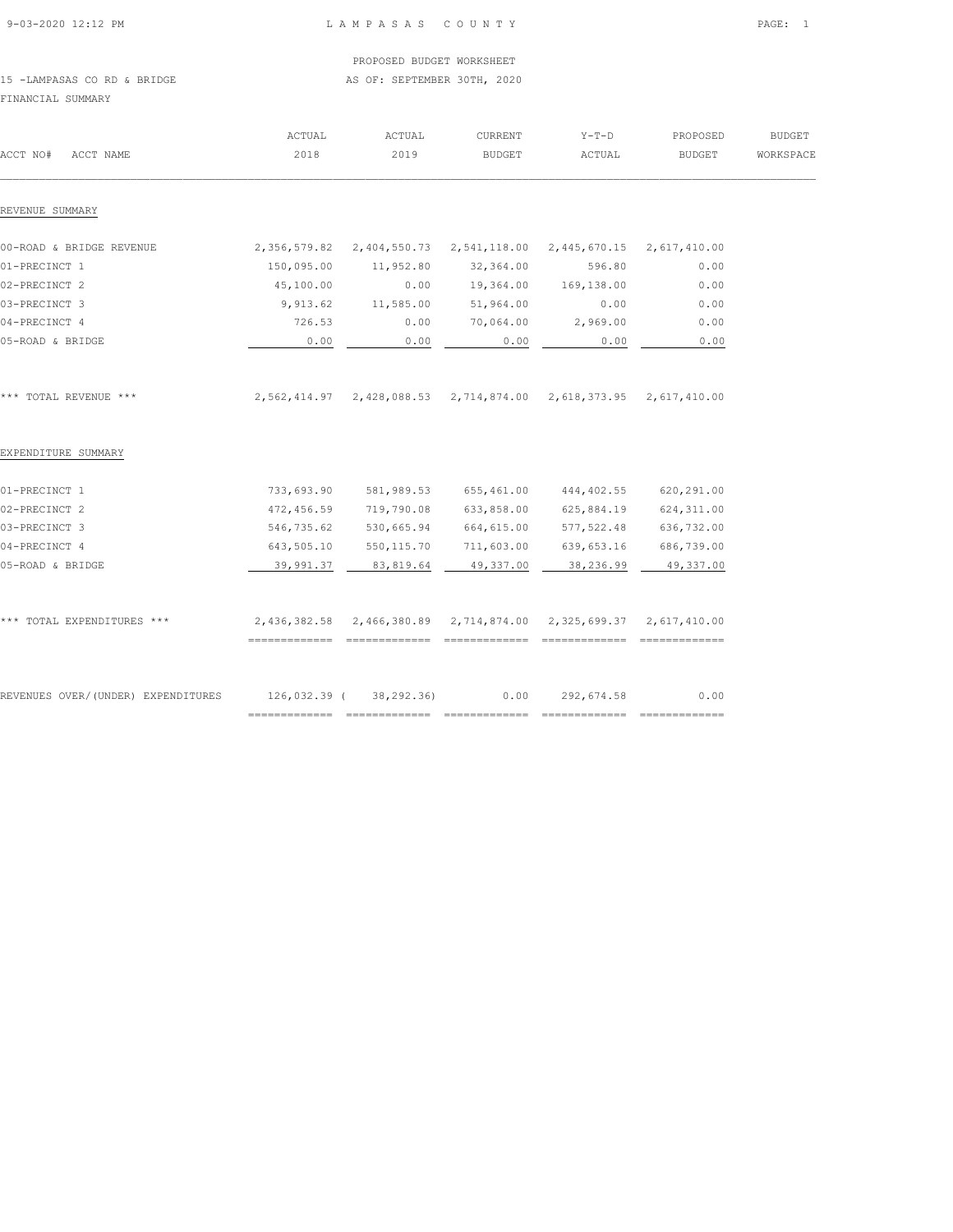PROPOSED BUDGET WORKSHEET

15 -LAMPASAS CO RD & BRIDGE — AS OF: SEPTEMBER 30TH, 2020

FINANCIAL SUMMARY

| ACCT NO# ACCT NAME | ACTUAL 2018 | ACTUAL 2019 | CURRENT BUDGET | Y-T-D ACTUAL | PROPOSED BUDGET | BUDGET WORKSPACE |
|---|---|---|---|---|---|---|
| REVENUE SUMMARY | | | | | | |
| 00-ROAD & BRIDGE REVENUE | 2,356,579.82 | 2,404,550.73 | 2,541,118.00 | 2,445,670.15 | 2,617,410.00 | |
| 01-PRECINCT 1 | 150,095.00 | 11,952.80 | 32,364.00 | 596.80 | 0.00 | |
| 02-PRECINCT 2 | 45,100.00 | 0.00 | 19,364.00 | 169,138.00 | 0.00 | |
| 03-PRECINCT 3 | 9,913.62 | 11,585.00 | 51,964.00 | 0.00 | 0.00 | |
| 04-PRECINCT 4 | 726.53 | 0.00 | 70,064.00 | 2,969.00 | 0.00 | |
| 05-ROAD & BRIDGE | 0.00 | 0.00 | 0.00 | 0.00 | 0.00 | |
| *** TOTAL REVENUE *** | 2,562,414.97 | 2,428,088.53 | 2,714,874.00 | 2,618,373.95 | 2,617,410.00 | |
| EXPENDITURE SUMMARY | | | | | | |
| 01-PRECINCT 1 | 733,693.90 | 581,989.53 | 655,461.00 | 444,402.55 | 620,291.00 | |
| 02-PRECINCT 2 | 472,456.59 | 719,790.08 | 633,858.00 | 625,884.19 | 624,311.00 | |
| 03-PRECINCT 3 | 546,735.62 | 530,665.94 | 664,615.00 | 577,522.48 | 636,732.00 | |
| 04-PRECINCT 4 | 643,505.10 | 550,115.70 | 711,603.00 | 639,653.16 | 686,739.00 | |
| 05-ROAD & BRIDGE | 39,991.37 | 83,819.64 | 49,337.00 | 38,236.99 | 49,337.00 | |
| *** TOTAL EXPENDITURES *** | 2,436,382.58 | 2,466,380.89 | 2,714,874.00 | 2,325,699.37 | 2,617,410.00 | |
| REVENUES OVER/(UNDER) EXPENDITURES | 126,032.39 | ( 38,292.36) | 0.00 | 292,674.58 | 0.00 | |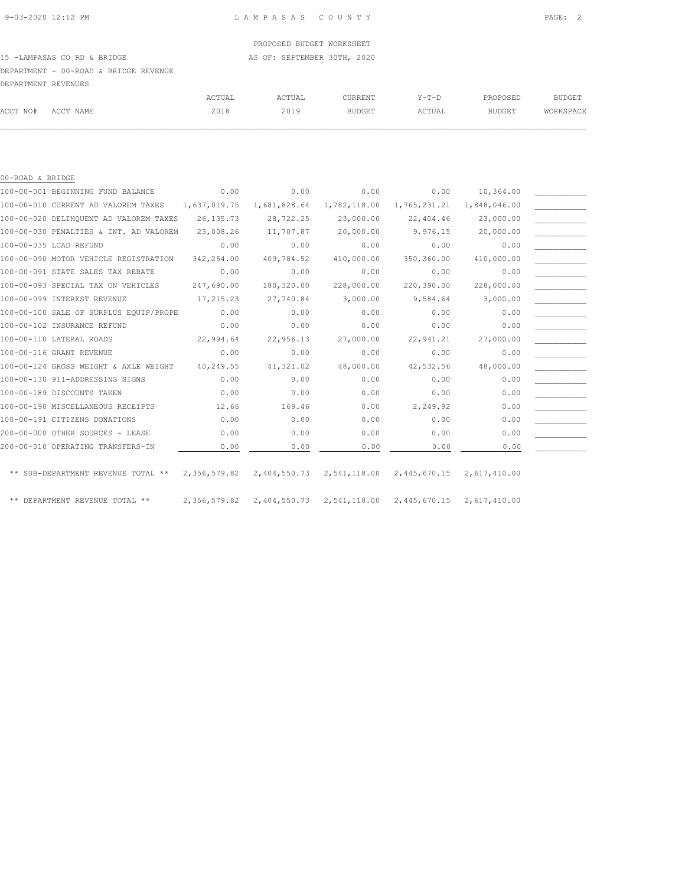PROPOSED BUDGET WORKSHEET

15 -LAMPASAS CO RD & BRIDGE — AS OF: SEPTEMBER 30TH, 2020

DEPARTMENT - 00-ROAD & BRIDGE REVENUE

DEPARTMENT REVENUES

| ACCT NO# | ACCT NAME | ACTUAL 2018 | ACTUAL 2019 | CURRENT BUDGET | Y-T-D ACTUAL | PROPOSED BUDGET | BUDGET WORKSPACE |
|---|---|---|---|---|---|---|---|
| **00-ROAD & BRIDGE** | | | | | | | |
| 100-00-001 | BEGINNING FUND BALANCE | 0.00 | 0.00 | 0.00 | 0.00 | 10,364.00 | ___________ |
| 100-00-010 | CURRENT AD VALOREM TAXES | 1,637,019.75 | 1,681,828.64 | 1,782,118.00 | 1,765,231.21 | 1,848,046.00 | ___________ |
| 100-00-020 | DELINQUENT AD VALOREM TAXES | 26,135.73 | 28,722.25 | 23,000.00 | 22,404.46 | 23,000.00 | ___________ |
| 100-00-030 | PENALTIES & INT. AD VALOREM | 23,008.26 | 11,707.87 | 20,000.00 | 9,976.15 | 20,000.00 | ___________ |
| 100-00-035 | LCAD REFUND | 0.00 | 0.00 | 0.00 | 0.00 | 0.00 | ___________ |
| 100-00-090 | MOTOR VEHICLE REGISTRATION | 342,254.00 | 409,784.52 | 410,000.00 | 350,360.00 | 410,000.00 | ___________ |
| 100-00-091 | STATE SALES TAX REBATE | 0.00 | 0.00 | 0.00 | 0.00 | 0.00 | ___________ |
| 100-00-093 | SPECIAL TAX ON VEHICLES | 247,690.00 | 180,320.00 | 228,000.00 | 220,390.00 | 228,000.00 | ___________ |
| 100-00-099 | INTEREST REVENUE | 17,215.23 | 27,740.84 | 3,000.00 | 9,584.64 | 3,000.00 | ___________ |
| 100-00-100 | SALE OF SURPLUS EQUIP/PROPE | 0.00 | 0.00 | 0.00 | 0.00 | 0.00 | ___________ |
| 100-00-102 | INSURANCE REFUND | 0.00 | 0.00 | 0.00 | 0.00 | 0.00 | ___________ |
| 100-00-110 | LATERAL ROADS | 22,994.64 | 22,956.13 | 27,000.00 | 22,941.21 | 27,000.00 | ___________ |
| 100-00-116 | GRANT REVENUE | 0.00 | 0.00 | 0.00 | 0.00 | 0.00 | ___________ |
| 100-00-124 | GROSS WEIGHT & AXLE WEIGHT | 40,249.55 | 41,321.02 | 48,000.00 | 42,532.56 | 48,000.00 | ___________ |
| 100-00-130 | 911-ADDRESSING SIGNS | 0.00 | 0.00 | 0.00 | 0.00 | 0.00 | ___________ |
| 100-00-189 | DISCOUNTS TAKEN | 0.00 | 0.00 | 0.00 | 0.00 | 0.00 | ___________ |
| 100-00-190 | MISCELLANEOUS RECEIPTS | 12.66 | 169.46 | 0.00 | 2,249.92 | 0.00 | ___________ |
| 100-00-191 | CITIZENS DONATIONS | 0.00 | 0.00 | 0.00 | 0.00 | 0.00 | ___________ |
| 200-00-000 | OTHER SOURCES - LEASE | 0.00 | 0.00 | 0.00 | 0.00 | 0.00 | ___________ |
| 200-00-010 | OPERATING TRANSFERS-IN | 0.00 | 0.00 | 0.00 | 0.00 | 0.00 | ___________ |
| | ** SUB-DEPARTMENT REVENUE TOTAL ** | 2,356,579.82 | 2,404,550.73 | 2,541,118.00 | 2,445,670.15 | 2,617,410.00 | |
| | ** DEPARTMENT REVENUE TOTAL ** | 2,356,579.82 | 2,404,550.73 | 2,541,118.00 | 2,445,670.15 | 2,617,410.00 | |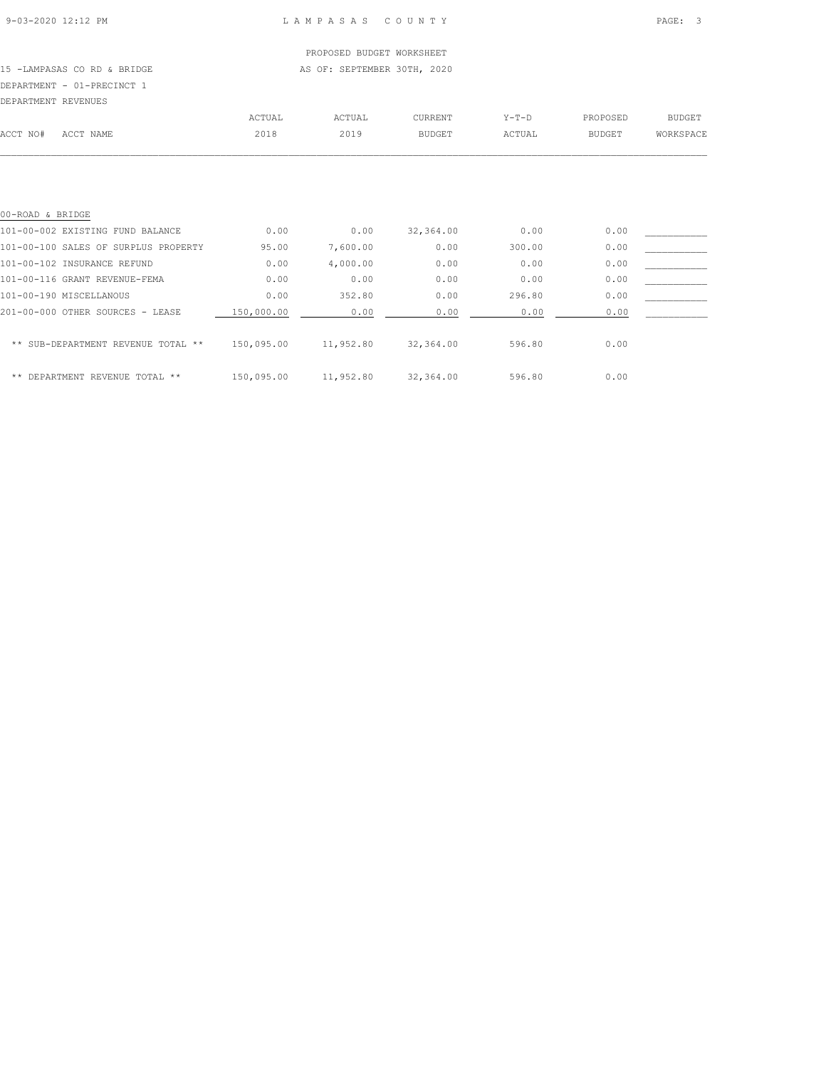LAMPASAS COUNTY

PROPOSED BUDGET WORKSHEET

15 -LAMPASAS CO RD & BRIDGE — AS OF: SEPTEMBER 30TH, 2020

DEPARTMENT - 01-PRECINCT 1

DEPARTMENT REVENUES

| ACCT NO# ACCT NAME | ACTUAL 2018 | ACTUAL 2019 | CURRENT BUDGET | Y-T-D ACTUAL | PROPOSED BUDGET | BUDGET WORKSPACE |
|---|---|---|---|---|---|---|
| 00-ROAD & BRIDGE | | | | | | |
| 101-00-002 EXISTING FUND BALANCE | 0.00 | 0.00 | 32,364.00 | 0.00 | 0.00 | ___________ |
| 101-00-100 SALES OF SURPLUS PROPERTY | 95.00 | 7,600.00 | 0.00 | 300.00 | 0.00 | ___________ |
| 101-00-102 INSURANCE REFUND | 0.00 | 4,000.00 | 0.00 | 0.00 | 0.00 | ___________ |
| 101-00-116 GRANT REVENUE-FEMA | 0.00 | 0.00 | 0.00 | 0.00 | 0.00 | ___________ |
| 101-00-190 MISCELLANOUS | 0.00 | 352.80 | 0.00 | 296.80 | 0.00 | ___________ |
| 201-00-000 OTHER SOURCES - LEASE | 150,000.00 | 0.00 | 0.00 | 0.00 | 0.00 | ___________ |
| ** SUB-DEPARTMENT REVENUE TOTAL ** | 150,095.00 | 11,952.80 | 32,364.00 | 596.80 | 0.00 | |
| ** DEPARTMENT REVENUE TOTAL ** | 150,095.00 | 11,952.80 | 32,364.00 | 596.80 | 0.00 | |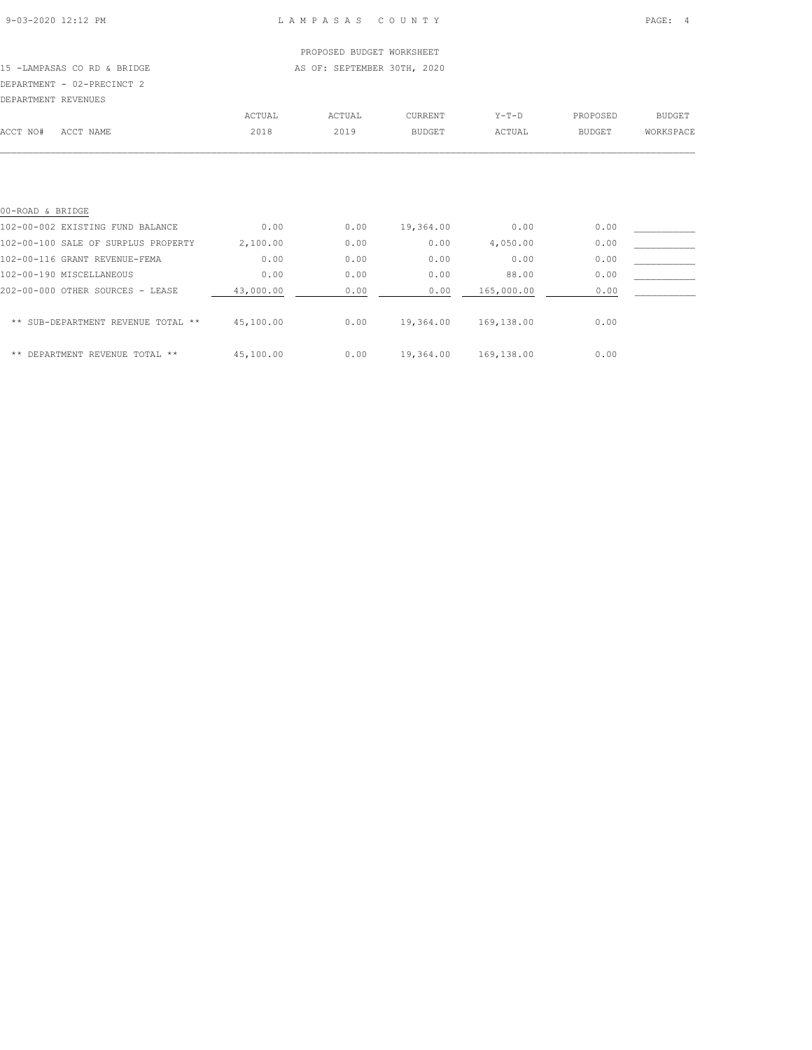PROPOSED BUDGET WORKSHEET

15 -LAMPASAS CO RD & BRIDGE — AS OF: SEPTEMBER 30TH, 2020

DEPARTMENT - 02-PRECINCT 2

DEPARTMENT REVENUES

| ACCT NO# ACCT NAME | ACTUAL 2018 | ACTUAL 2019 | CURRENT BUDGET | Y-T-D ACTUAL | PROPOSED BUDGET | BUDGET WORKSPACE |
|---|---|---|---|---|---|---|
| 00-ROAD & BRIDGE | | | | | | |
| 102-00-002 EXISTING FUND BALANCE | 0.00 | 0.00 | 19,364.00 | 0.00 | 0.00 | ___________ |
| 102-00-100 SALE OF SURPLUS PROPERTY | 2,100.00 | 0.00 | 0.00 | 4,050.00 | 0.00 | ___________ |
| 102-00-116 GRANT REVENUE-FEMA | 0.00 | 0.00 | 0.00 | 0.00 | 0.00 | ___________ |
| 102-00-190 MISCELLANEOUS | 0.00 | 0.00 | 0.00 | 88.00 | 0.00 | ___________ |
| 202-00-000 OTHER SOURCES - LEASE | 43,000.00 | 0.00 | 0.00 | 165,000.00 | 0.00 | ___________ |
| ** SUB-DEPARTMENT REVENUE TOTAL ** | 45,100.00 | 0.00 | 19,364.00 | 169,138.00 | 0.00 | |
| ** DEPARTMENT REVENUE TOTAL ** | 45,100.00 | 0.00 | 19,364.00 | 169,138.00 | 0.00 | |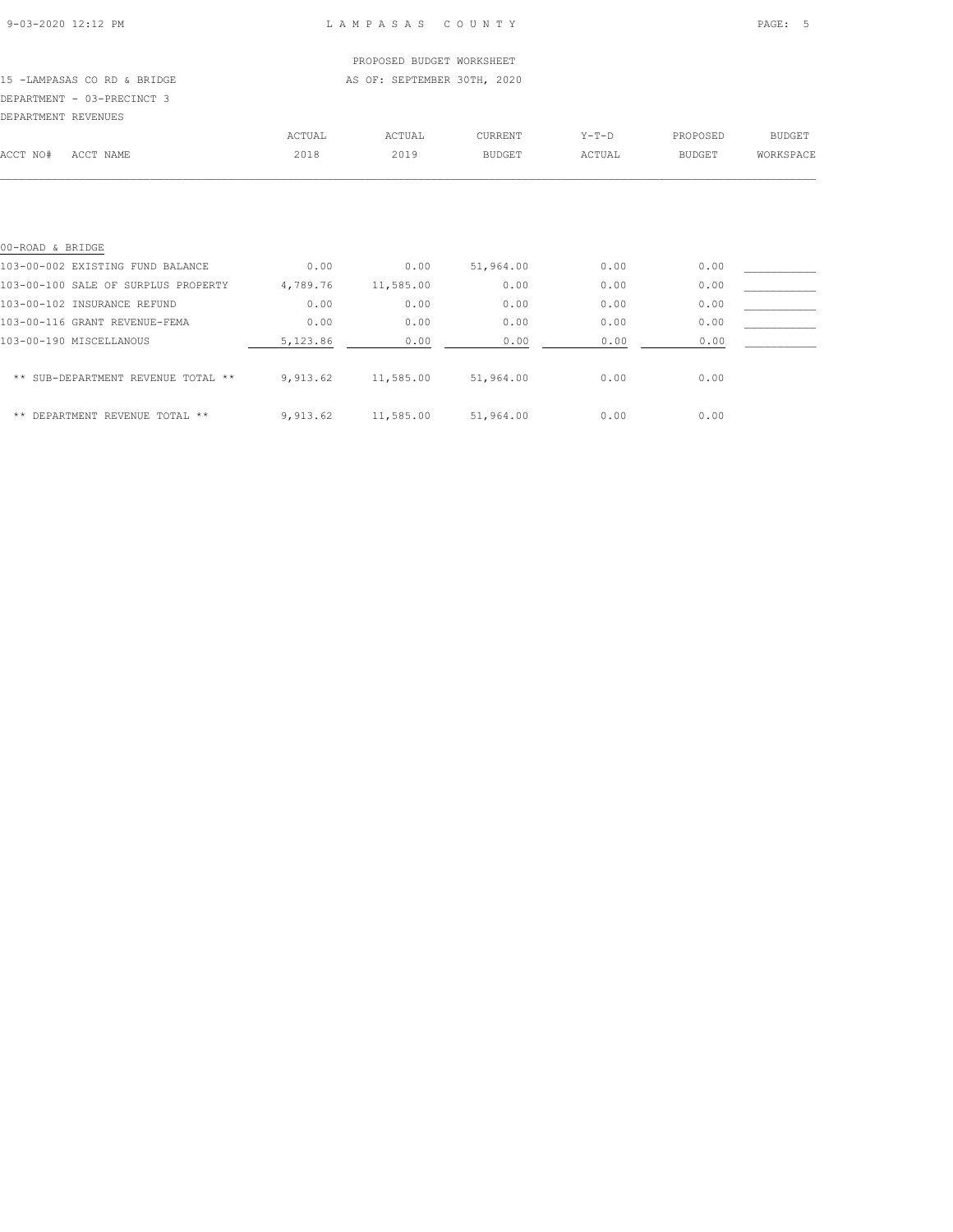PROPOSED BUDGET WORKSHEET

15 -LAMPASAS CO RD & BRIDGE — AS OF: SEPTEMBER 30TH, 2020

DEPARTMENT - 03-PRECINCT 3

DEPARTMENT REVENUES

| ACCT NO# | ACCT NAME | ACTUAL 2018 | ACTUAL 2019 | CURRENT BUDGET | Y-T-D ACTUAL | PROPOSED BUDGET | BUDGET WORKSPACE |
|---|---|---|---|---|---|---|---|
| 00-ROAD & BRIDGE | | | | | | | |
| 103-00-002 | EXISTING FUND BALANCE | 0.00 | 0.00 | 51,964.00 | 0.00 | 0.00 | ___________ |
| 103-00-100 | SALE OF SURPLUS PROPERTY | 4,789.76 | 11,585.00 | 0.00 | 0.00 | 0.00 | ___________ |
| 103-00-102 | INSURANCE REFUND | 0.00 | 0.00 | 0.00 | 0.00 | 0.00 | ___________ |
| 103-00-116 | GRANT REVENUE-FEMA | 0.00 | 0.00 | 0.00 | 0.00 | 0.00 | ___________ |
| 103-00-190 | MISCELLANOUS | 5,123.86 | 0.00 | 0.00 | 0.00 | 0.00 | ___________ |
| ** SUB-DEPARTMENT REVENUE TOTAL ** | | 9,913.62 | 11,585.00 | 51,964.00 | 0.00 | 0.00 | |
| ** DEPARTMENT REVENUE TOTAL ** | | 9,913.62 | 11,585.00 | 51,964.00 | 0.00 | 0.00 | |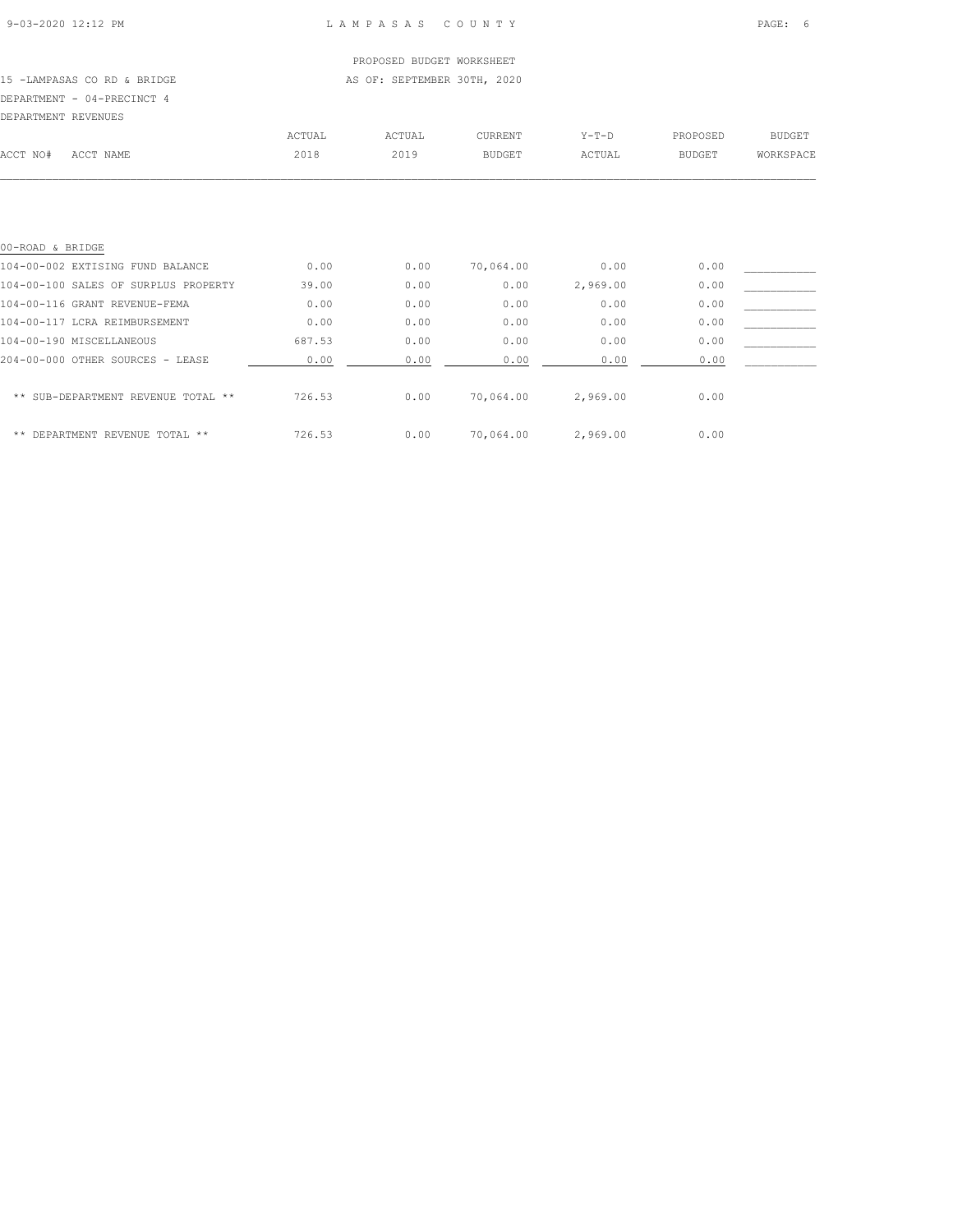PROPOSED BUDGET WORKSHEET

15 -LAMPASAS CO RD & BRIDGE AS OF: SEPTEMBER 30TH, 2020

DEPARTMENT - 04-PRECINCT 4

DEPARTMENT REVENUES

| ACCT NO# ACCT NAME | ACTUAL 2018 | ACTUAL 2019 | CURRENT BUDGET | Y-T-D ACTUAL | PROPOSED BUDGET | BUDGET WORKSPACE |
|---|---|---|---|---|---|---|
| 00-ROAD & BRIDGE | | | | | | |
| 104-00-002 EXTISING FUND BALANCE | 0.00 | 0.00 | 70,064.00 | 0.00 | 0.00 | ___________ |
| 104-00-100 SALES OF SURPLUS PROPERTY | 39.00 | 0.00 | 0.00 | 2,969.00 | 0.00 | ___________ |
| 104-00-116 GRANT REVENUE-FEMA | 0.00 | 0.00 | 0.00 | 0.00 | 0.00 | ___________ |
| 104-00-117 LCRA REIMBURSEMENT | 0.00 | 0.00 | 0.00 | 0.00 | 0.00 | ___________ |
| 104-00-190 MISCELLANEOUS | 687.53 | 0.00 | 0.00 | 0.00 | 0.00 | ___________ |
| 204-00-000 OTHER SOURCES - LEASE | 0.00 | 0.00 | 0.00 | 0.00 | 0.00 | ___________ |
| ** SUB-DEPARTMENT REVENUE TOTAL ** | 726.53 | 0.00 | 70,064.00 | 2,969.00 | 0.00 | |
| ** DEPARTMENT REVENUE TOTAL ** | 726.53 | 0.00 | 70,064.00 | 2,969.00 | 0.00 | |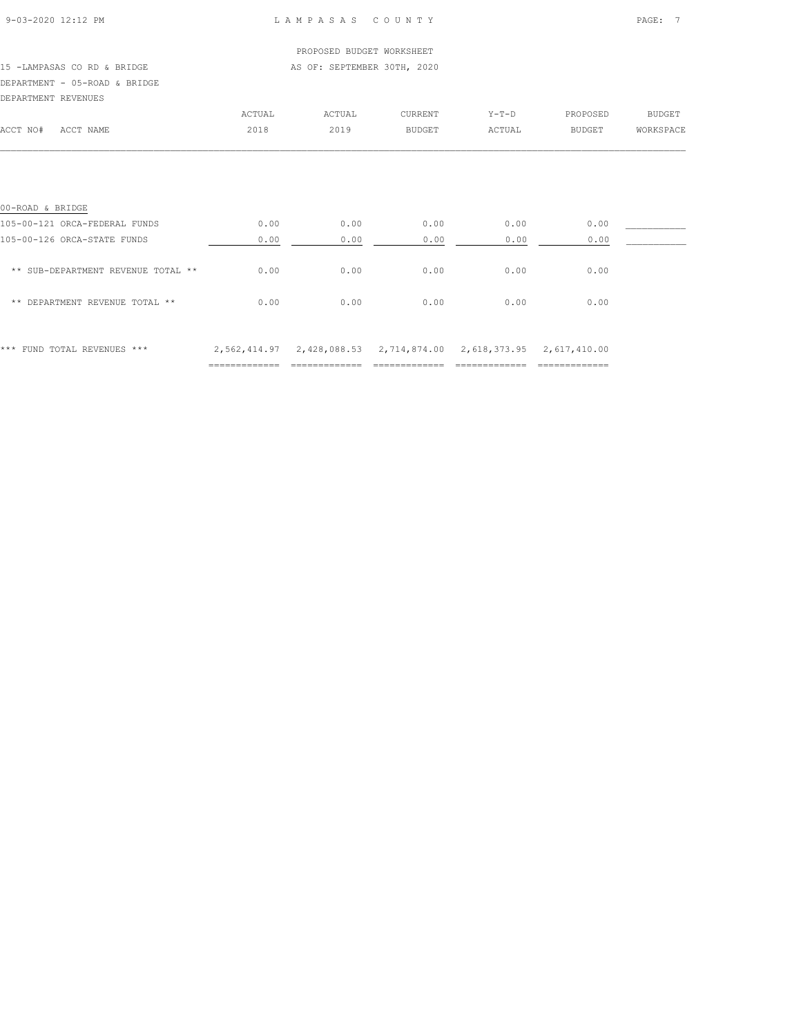PROPOSED BUDGET WORKSHEET

15 -LAMPASAS CO RD & BRIDGE — AS OF: SEPTEMBER 30TH, 2020

DEPARTMENT - 05-ROAD & BRIDGE

DEPARTMENT REVENUES

| ACCT NO# ACCT NAME | ACTUAL 2018 | ACTUAL 2019 | CURRENT BUDGET | Y-T-D ACTUAL | PROPOSED BUDGET | BUDGET WORKSPACE |
|---|---|---|---|---|---|---|
| 00-ROAD & BRIDGE | | | | | | |
| 105-00-121 ORCA-FEDERAL FUNDS | 0.00 | 0.00 | 0.00 | 0.00 | 0.00 | ___________ |
| 105-00-126 ORCA-STATE FUNDS | 0.00 | 0.00 | 0.00 | 0.00 | 0.00 | ___________ |
| ** SUB-DEPARTMENT REVENUE TOTAL ** | 0.00 | 0.00 | 0.00 | 0.00 | 0.00 | |
| ** DEPARTMENT REVENUE TOTAL ** | 0.00 | 0.00 | 0.00 | 0.00 | 0.00 | |
| *** FUND TOTAL REVENUES *** | 2,562,414.97 | 2,428,088.53 | 2,714,874.00 | 2,618,373.95 | 2,617,410.00 | |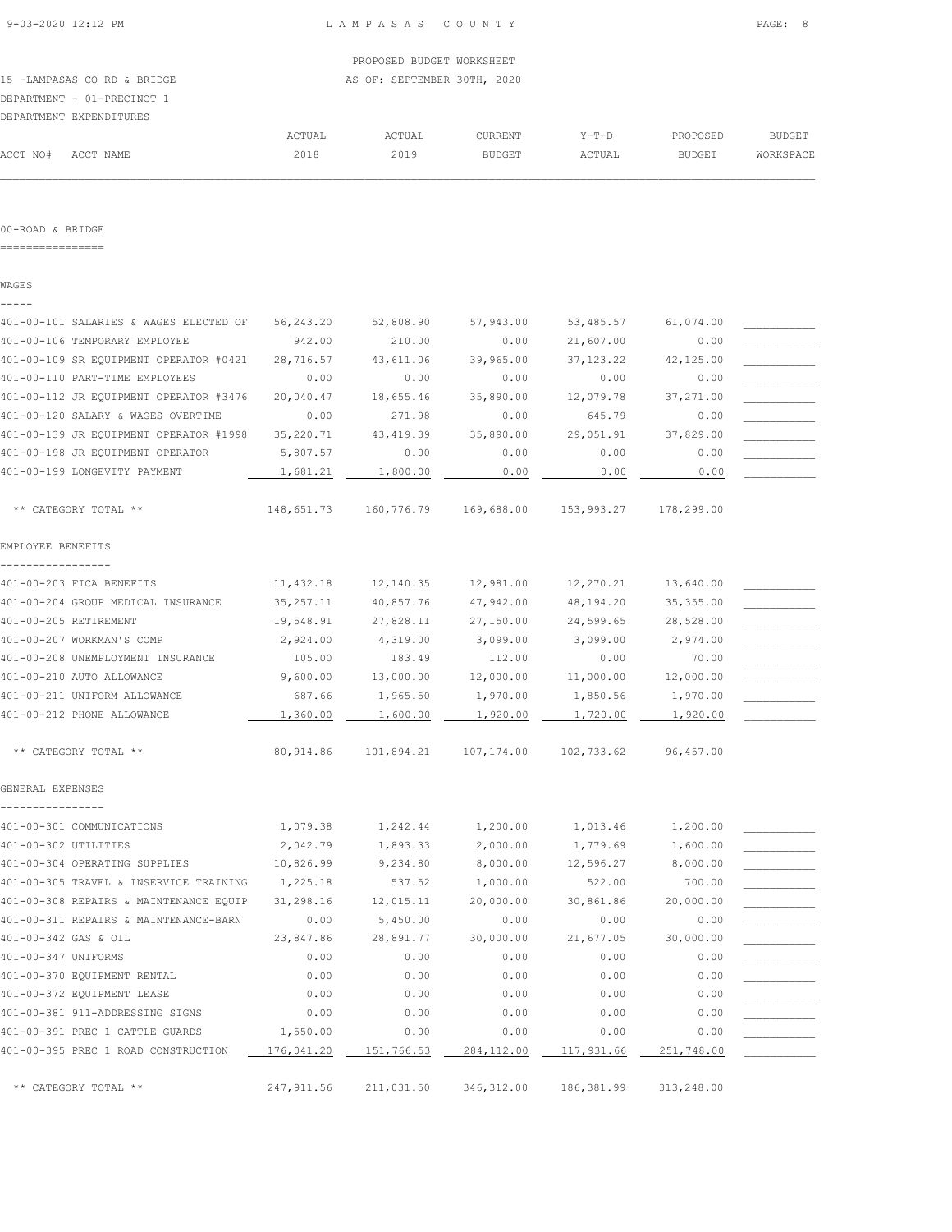PROPOSED BUDGET WORKSHEET

15 -LAMPASAS CO RD & BRIDGE — AS OF: SEPTEMBER 30TH, 2020

DEPARTMENT - 01-PRECINCT 1

DEPARTMENT EXPENDITURES

| ACCT NO# ACCT NAME | ACTUAL 2018 | ACTUAL 2019 | CURRENT BUDGET | Y-T-D ACTUAL | PROPOSED BUDGET | BUDGET WORKSPACE |
|---|---|---|---|---|---|---|
| **00-ROAD & BRIDGE** | | | | | | |
| **WAGES** | | | | | | |
| 401-00-101 SALARIES & WAGES ELECTED OF | 56,243.20 | 52,808.90 | 57,943.00 | 53,485.57 | 61,074.00 | |
| 401-00-106 TEMPORARY EMPLOYEE | 942.00 | 210.00 | 0.00 | 21,607.00 | 0.00 | |
| 401-00-109 SR EQUIPMENT OPERATOR #0421 | 28,716.57 | 43,611.06 | 39,965.00 | 37,123.22 | 42,125.00 | |
| 401-00-110 PART-TIME EMPLOYEES | 0.00 | 0.00 | 0.00 | 0.00 | 0.00 | |
| 401-00-112 JR EQUIPMENT OPERATOR #3476 | 20,040.47 | 18,655.46 | 35,890.00 | 12,079.78 | 37,271.00 | |
| 401-00-120 SALARY & WAGES OVERTIME | 0.00 | 271.98 | 0.00 | 645.79 | 0.00 | |
| 401-00-139 JR EQUIPMENT OPERATOR #1998 | 35,220.71 | 43,419.39 | 35,890.00 | 29,051.91 | 37,829.00 | |
| 401-00-198 JR EQUIPMENT OPERATOR | 5,807.57 | 0.00 | 0.00 | 0.00 | 0.00 | |
| 401-00-199 LONGEVITY PAYMENT | 1,681.21 | 1,800.00 | 0.00 | 0.00 | 0.00 | |
| ** CATEGORY TOTAL ** | 148,651.73 | 160,776.79 | 169,688.00 | 153,993.27 | 178,299.00 | |
| **EMPLOYEE BENEFITS** | | | | | | |
| 401-00-203 FICA BENEFITS | 11,432.18 | 12,140.35 | 12,981.00 | 12,270.21 | 13,640.00 | |
| 401-00-204 GROUP MEDICAL INSURANCE | 35,257.11 | 40,857.76 | 47,942.00 | 48,194.20 | 35,355.00 | |
| 401-00-205 RETIREMENT | 19,548.91 | 27,828.11 | 27,150.00 | 24,599.65 | 28,528.00 | |
| 401-00-207 WORKMAN'S COMP | 2,924.00 | 4,319.00 | 3,099.00 | 3,099.00 | 2,974.00 | |
| 401-00-208 UNEMPLOYMENT INSURANCE | 105.00 | 183.49 | 112.00 | 0.00 | 70.00 | |
| 401-00-210 AUTO ALLOWANCE | 9,600.00 | 13,000.00 | 12,000.00 | 11,000.00 | 12,000.00 | |
| 401-00-211 UNIFORM ALLOWANCE | 687.66 | 1,965.50 | 1,970.00 | 1,850.56 | 1,970.00 | |
| 401-00-212 PHONE ALLOWANCE | 1,360.00 | 1,600.00 | 1,920.00 | 1,720.00 | 1,920.00 | |
| ** CATEGORY TOTAL ** | 80,914.86 | 101,894.21 | 107,174.00 | 102,733.62 | 96,457.00 | |
| **GENERAL EXPENSES** | | | | | | |
| 401-00-301 COMMUNICATIONS | 1,079.38 | 1,242.44 | 1,200.00 | 1,013.46 | 1,200.00 | |
| 401-00-302 UTILITIES | 2,042.79 | 1,893.33 | 2,000.00 | 1,779.69 | 1,600.00 | |
| 401-00-304 OPERATING SUPPLIES | 10,826.99 | 9,234.80 | 8,000.00 | 12,596.27 | 8,000.00 | |
| 401-00-305 TRAVEL & INSERVICE TRAINING | 1,225.18 | 537.52 | 1,000.00 | 522.00 | 700.00 | |
| 401-00-308 REPAIRS & MAINTENANCE EQUIP | 31,298.16 | 12,015.11 | 20,000.00 | 30,861.86 | 20,000.00 | |
| 401-00-311 REPAIRS & MAINTENANCE-BARN | 0.00 | 5,450.00 | 0.00 | 0.00 | 0.00 | |
| 401-00-342 GAS & OIL | 23,847.86 | 28,891.77 | 30,000.00 | 21,677.05 | 30,000.00 | |
| 401-00-347 UNIFORMS | 0.00 | 0.00 | 0.00 | 0.00 | 0.00 | |
| 401-00-370 EQUIPMENT RENTAL | 0.00 | 0.00 | 0.00 | 0.00 | 0.00 | |
| 401-00-372 EQUIPMENT LEASE | 0.00 | 0.00 | 0.00 | 0.00 | 0.00 | |
| 401-00-381 911-ADDRESSING SIGNS | 0.00 | 0.00 | 0.00 | 0.00 | 0.00 | |
| 401-00-391 PREC 1 CATTLE GUARDS | 1,550.00 | 0.00 | 0.00 | 0.00 | 0.00 | |
| 401-00-395 PREC 1 ROAD CONSTRUCTION | 176,041.20 | 151,766.53 | 284,112.00 | 117,931.66 | 251,748.00 | |
| ** CATEGORY TOTAL ** | 247,911.56 | 211,031.50 | 346,312.00 | 186,381.99 | 313,248.00 | |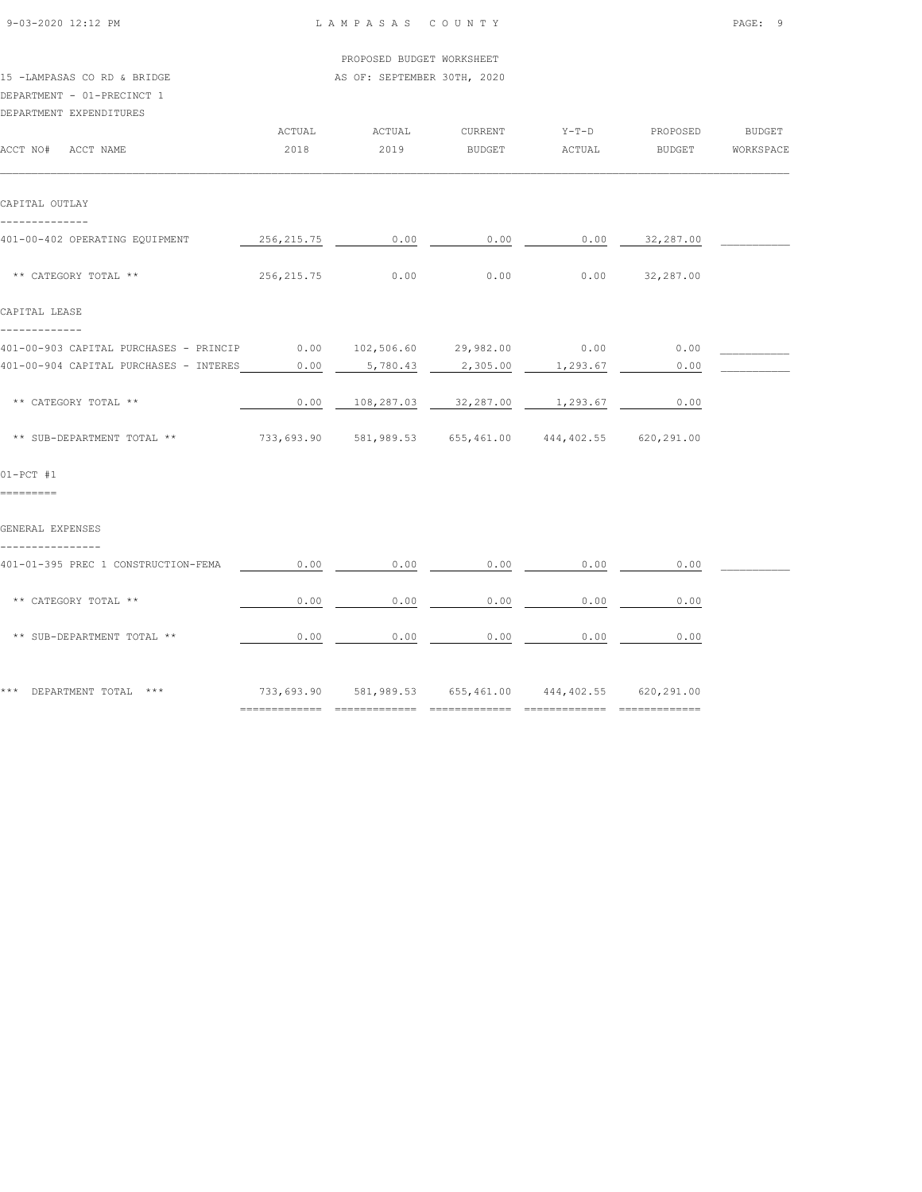PROPOSED BUDGET WORKSHEET

15 -LAMPASAS CO RD & BRIDGE — AS OF: SEPTEMBER 30TH, 2020

DEPARTMENT - 01-PRECINCT 1

DEPARTMENT EXPENDITURES

| ACCT NO# ACCT NAME | ACTUAL 2018 | ACTUAL 2019 | CURRENT BUDGET | Y-T-D ACTUAL | PROPOSED BUDGET | BUDGET WORKSPACE |
|---|---|---|---|---|---|---|
| **CAPITAL OUTLAY** | | | | | | |
| 401-00-402 OPERATING EQUIPMENT | 256,215.75 | 0.00 | 0.00 | 0.00 | 32,287.00 | |
| ** CATEGORY TOTAL ** | 256,215.75 | 0.00 | 0.00 | 0.00 | 32,287.00 | |
| **CAPITAL LEASE** | | | | | | |
| 401-00-903 CAPITAL PURCHASES - PRINCIP | 0.00 | 102,506.60 | 29,982.00 | 0.00 | 0.00 | |
| 401-00-904 CAPITAL PURCHASES - INTERES | 0.00 | 5,780.43 | 2,305.00 | 1,293.67 | 0.00 | |
| ** CATEGORY TOTAL ** | 0.00 | 108,287.03 | 32,287.00 | 1,293.67 | 0.00 | |
| ** SUB-DEPARTMENT TOTAL ** | 733,693.90 | 581,989.53 | 655,461.00 | 444,402.55 | 620,291.00 | |
| **01-PCT #1** | | | | | | |
| **GENERAL EXPENSES** | | | | | | |
| 401-01-395 PREC 1 CONSTRUCTION-FEMA | 0.00 | 0.00 | 0.00 | 0.00 | 0.00 | |
| ** CATEGORY TOTAL ** | 0.00 | 0.00 | 0.00 | 0.00 | 0.00 | |
| ** SUB-DEPARTMENT TOTAL ** | 0.00 | 0.00 | 0.00 | 0.00 | 0.00 | |
| *** DEPARTMENT TOTAL *** | 733,693.90 | 581,989.53 | 655,461.00 | 444,402.55 | 620,291.00 | |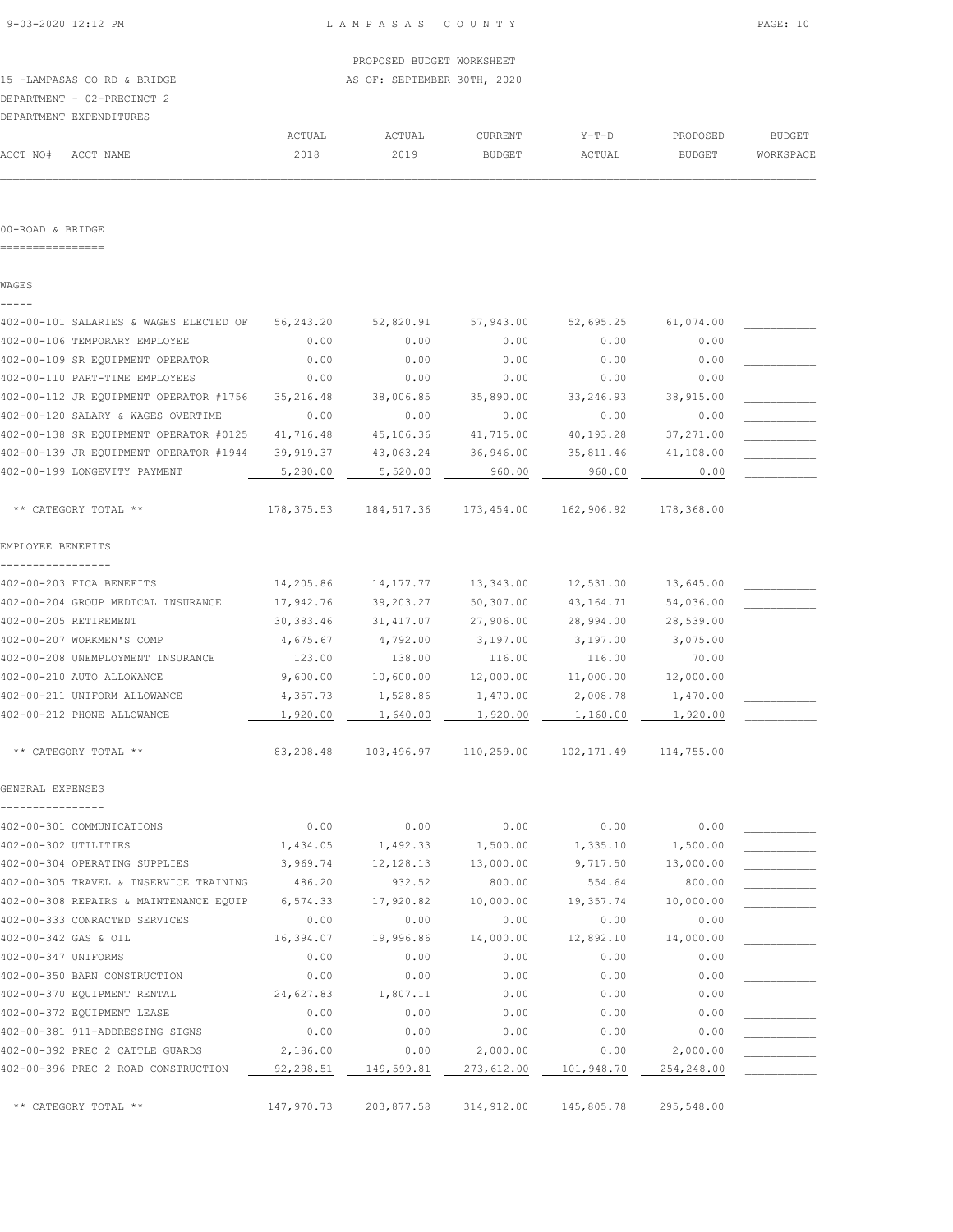LAMPASAS COUNTY

PROPOSED BUDGET WORKSHEET

15 -LAMPASAS CO RD & BRIDGE AS OF: SEPTEMBER 30TH, 2020

DEPARTMENT - 02-PRECINCT 2

DEPARTMENT EXPENDITURES

| ACCT NO# ACCT NAME | ACTUAL 2018 | ACTUAL 2019 | CURRENT BUDGET | Y-T-D ACTUAL | PROPOSED BUDGET | BUDGET WORKSPACE |
|---|---|---|---|---|---|---|

## 00-ROAD & BRIDGE

### WAGES

| ACCT NO# ACCT NAME | ACTUAL 2018 | ACTUAL 2019 | CURRENT BUDGET | Y-T-D ACTUAL | PROPOSED BUDGET | BUDGET WORKSPACE |
|---|---|---|---|---|---|---|
| 402-00-101 SALARIES & WAGES ELECTED OF | 56,243.20 | 52,820.91 | 57,943.00 | 52,695.25 | 61,074.00 | |
| 402-00-106 TEMPORARY EMPLOYEE | 0.00 | 0.00 | 0.00 | 0.00 | 0.00 | |
| 402-00-109 SR EQUIPMENT OPERATOR | 0.00 | 0.00 | 0.00 | 0.00 | 0.00 | |
| 402-00-110 PART-TIME EMPLOYEES | 0.00 | 0.00 | 0.00 | 0.00 | 0.00 | |
| 402-00-112 JR EQUIPMENT OPERATOR #1756 | 35,216.48 | 38,006.85 | 35,890.00 | 33,246.93 | 38,915.00 | |
| 402-00-120 SALARY & WAGES OVERTIME | 0.00 | 0.00 | 0.00 | 0.00 | 0.00 | |
| 402-00-138 SR EQUIPMENT OPERATOR #0125 | 41,716.48 | 45,106.36 | 41,715.00 | 40,193.28 | 37,271.00 | |
| 402-00-139 JR EQUIPMENT OPERATOR #1944 | 39,919.37 | 43,063.24 | 36,946.00 | 35,811.46 | 41,108.00 | |
| 402-00-199 LONGEVITY PAYMENT | 5,280.00 | 5,520.00 | 960.00 | 960.00 | 0.00 | |
| ** CATEGORY TOTAL ** | 178,375.53 | 184,517.36 | 173,454.00 | 162,906.92 | 178,368.00 | |

### EMPLOYEE BENEFITS

| ACCT NO# ACCT NAME | ACTUAL 2018 | ACTUAL 2019 | CURRENT BUDGET | Y-T-D ACTUAL | PROPOSED BUDGET | BUDGET WORKSPACE |
|---|---|---|---|---|---|---|
| 402-00-203 FICA BENEFITS | 14,205.86 | 14,177.77 | 13,343.00 | 12,531.00 | 13,645.00 | |
| 402-00-204 GROUP MEDICAL INSURANCE | 17,942.76 | 39,203.27 | 50,307.00 | 43,164.71 | 54,036.00 | |
| 402-00-205 RETIREMENT | 30,383.46 | 31,417.07 | 27,906.00 | 28,994.00 | 28,539.00 | |
| 402-00-207 WORKMEN'S COMP | 4,675.67 | 4,792.00 | 3,197.00 | 3,197.00 | 3,075.00 | |
| 402-00-208 UNEMPLOYMENT INSURANCE | 123.00 | 138.00 | 116.00 | 116.00 | 70.00 | |
| 402-00-210 AUTO ALLOWANCE | 9,600.00 | 10,600.00 | 12,000.00 | 11,000.00 | 12,000.00 | |
| 402-00-211 UNIFORM ALLOWANCE | 4,357.73 | 1,528.86 | 1,470.00 | 2,008.78 | 1,470.00 | |
| 402-00-212 PHONE ALLOWANCE | 1,920.00 | 1,640.00 | 1,920.00 | 1,160.00 | 1,920.00 | |
| ** CATEGORY TOTAL ** | 83,208.48 | 103,496.97 | 110,259.00 | 102,171.49 | 114,755.00 | |

### GENERAL EXPENSES

| ACCT NO# ACCT NAME | ACTUAL 2018 | ACTUAL 2019 | CURRENT BUDGET | Y-T-D ACTUAL | PROPOSED BUDGET | BUDGET WORKSPACE |
|---|---|---|---|---|---|---|
| 402-00-301 COMMUNICATIONS | 0.00 | 0.00 | 0.00 | 0.00 | 0.00 | |
| 402-00-302 UTILITIES | 1,434.05 | 1,492.33 | 1,500.00 | 1,335.10 | 1,500.00 | |
| 402-00-304 OPERATING SUPPLIES | 3,969.74 | 12,128.13 | 13,000.00 | 9,717.50 | 13,000.00 | |
| 402-00-305 TRAVEL & INSERVICE TRAINING | 486.20 | 932.52 | 800.00 | 554.64 | 800.00 | |
| 402-00-308 REPAIRS & MAINTENANCE EQUIP | 6,574.33 | 17,920.82 | 10,000.00 | 19,357.74 | 10,000.00 | |
| 402-00-333 CONRACTED SERVICES | 0.00 | 0.00 | 0.00 | 0.00 | 0.00 | |
| 402-00-342 GAS & OIL | 16,394.07 | 19,996.86 | 14,000.00 | 12,892.10 | 14,000.00 | |
| 402-00-347 UNIFORMS | 0.00 | 0.00 | 0.00 | 0.00 | 0.00 | |
| 402-00-350 BARN CONSTRUCTION | 0.00 | 0.00 | 0.00 | 0.00 | 0.00 | |
| 402-00-370 EQUIPMENT RENTAL | 24,627.83 | 1,807.11 | 0.00 | 0.00 | 0.00 | |
| 402-00-372 EQUIPMENT LEASE | 0.00 | 0.00 | 0.00 | 0.00 | 0.00 | |
| 402-00-381 911-ADDRESSING SIGNS | 0.00 | 0.00 | 0.00 | 0.00 | 0.00 | |
| 402-00-392 PREC 2 CATTLE GUARDS | 2,186.00 | 0.00 | 2,000.00 | 0.00 | 2,000.00 | |
| 402-00-396 PREC 2 ROAD CONSTRUCTION | 92,298.51 | 149,599.81 | 273,612.00 | 101,948.70 | 254,248.00 | |
| ** CATEGORY TOTAL ** | 147,970.73 | 203,877.58 | 314,912.00 | 145,805.78 | 295,548.00 | |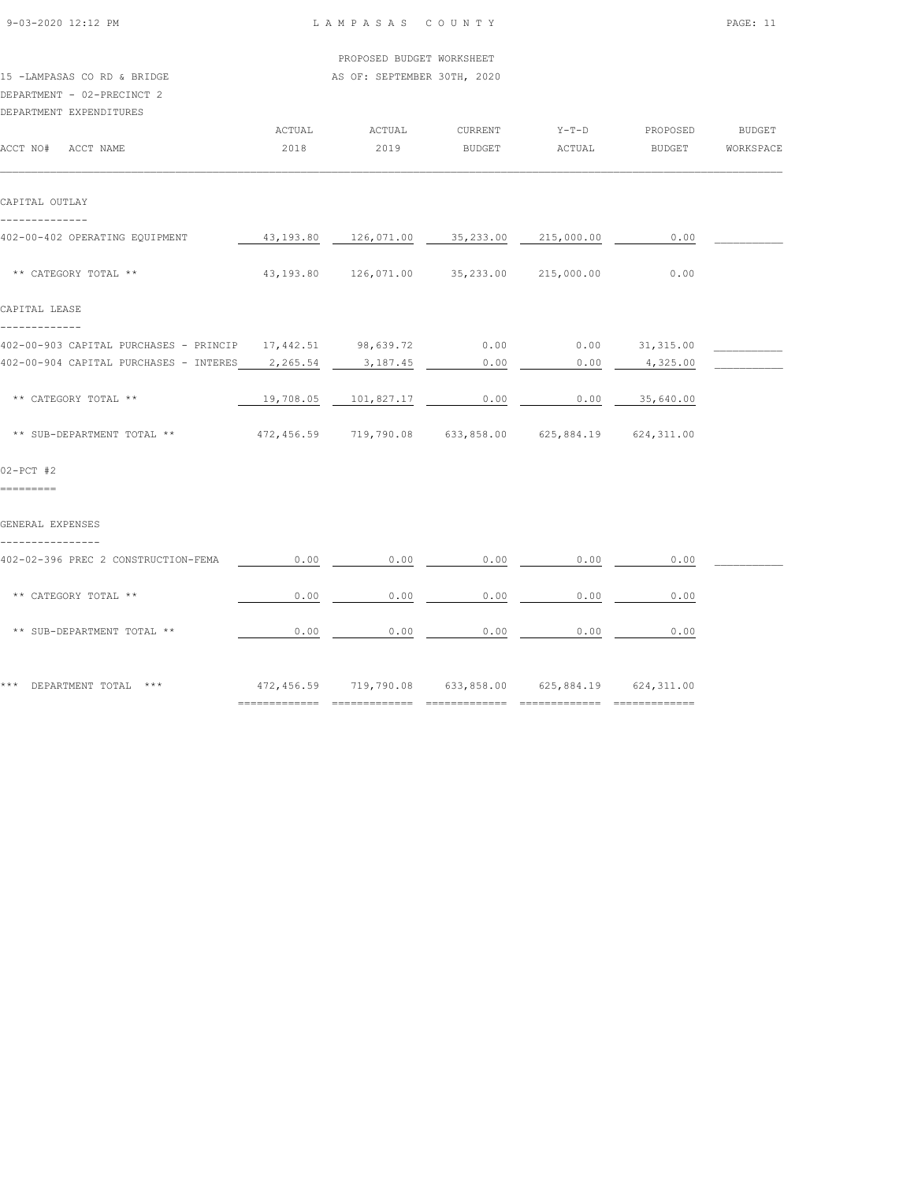PROPOSED BUDGET WORKSHEET

15 -LAMPASAS CO RD & BRIDGE — AS OF: SEPTEMBER 30TH, 2020

DEPARTMENT - 02-PRECINCT 2

DEPARTMENT EXPENDITURES

| ACCT NO# ACCT NAME | ACTUAL 2018 | ACTUAL 2019 | CURRENT BUDGET | Y-T-D ACTUAL | PROPOSED BUDGET | BUDGET WORKSPACE |
|---|---|---|---|---|---|---|
| **CAPITAL OUTLAY** | | | | | | |
| 402-00-402 OPERATING EQUIPMENT | 43,193.80 | 126,071.00 | 35,233.00 | 215,000.00 | 0.00 | |
| ** CATEGORY TOTAL ** | 43,193.80 | 126,071.00 | 35,233.00 | 215,000.00 | 0.00 | |
| **CAPITAL LEASE** | | | | | | |
| 402-00-903 CAPITAL PURCHASES - PRINCIP | 17,442.51 | 98,639.72 | 0.00 | 0.00 | 31,315.00 | |
| 402-00-904 CAPITAL PURCHASES - INTERES | 2,265.54 | 3,187.45 | 0.00 | 0.00 | 4,325.00 | |
| ** CATEGORY TOTAL ** | 19,708.05 | 101,827.17 | 0.00 | 0.00 | 35,640.00 | |
| ** SUB-DEPARTMENT TOTAL ** | 472,456.59 | 719,790.08 | 633,858.00 | 625,884.19 | 624,311.00 | |
| **02-PCT #2** | | | | | | |
| **GENERAL EXPENSES** | | | | | | |
| 402-02-396 PREC 2 CONSTRUCTION-FEMA | 0.00 | 0.00 | 0.00 | 0.00 | 0.00 | |
| ** CATEGORY TOTAL ** | 0.00 | 0.00 | 0.00 | 0.00 | 0.00 | |
| ** SUB-DEPARTMENT TOTAL ** | 0.00 | 0.00 | 0.00 | 0.00 | 0.00 | |
| *** DEPARTMENT TOTAL *** | 472,456.59 | 719,790.08 | 633,858.00 | 625,884.19 | 624,311.00 | |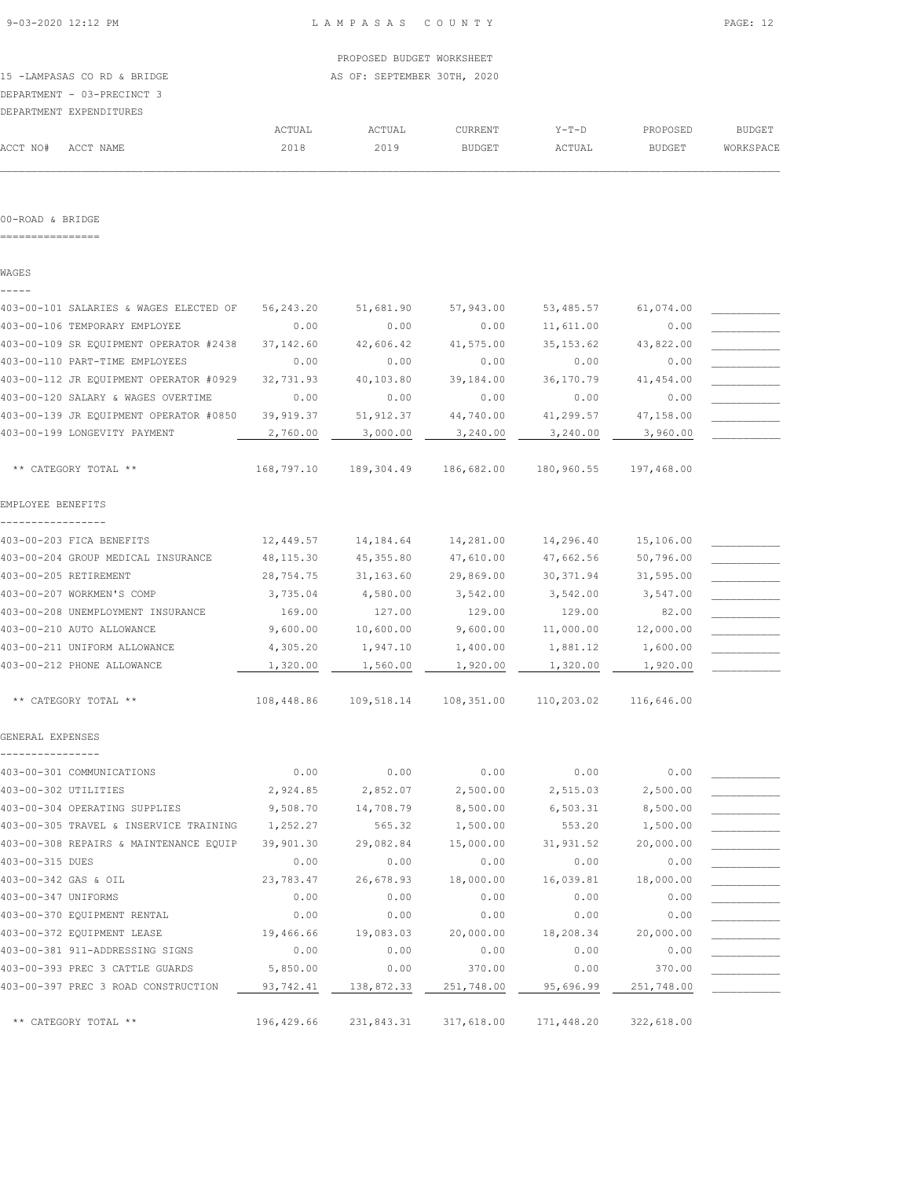LAMPASAS COUNTY

PROPOSED BUDGET WORKSHEET

15 -LAMPASAS CO RD & BRIDGE AS OF: SEPTEMBER 30TH, 2020

DEPARTMENT - 03-PRECINCT 3

DEPARTMENT EXPENDITURES

## 00-ROAD & BRIDGE

| ACCT NO# ACCT NAME | ACTUAL 2018 | ACTUAL 2019 | CURRENT BUDGET | Y-T-D ACTUAL | PROPOSED BUDGET | BUDGET WORKSPACE |
|---|---|---|---|---|---|---|
| **WAGES** | | | | | | |
| 403-00-101 SALARIES & WAGES ELECTED OF | 56,243.20 | 51,681.90 | 57,943.00 | 53,485.57 | 61,074.00 | ___________ |
| 403-00-106 TEMPORARY EMPLOYEE | 0.00 | 0.00 | 0.00 | 11,611.00 | 0.00 | ___________ |
| 403-00-109 SR EQUIPMENT OPERATOR #2438 | 37,142.60 | 42,606.42 | 41,575.00 | 35,153.62 | 43,822.00 | ___________ |
| 403-00-110 PART-TIME EMPLOYEES | 0.00 | 0.00 | 0.00 | 0.00 | 0.00 | ___________ |
| 403-00-112 JR EQUIPMENT OPERATOR #0929 | 32,731.93 | 40,103.80 | 39,184.00 | 36,170.79 | 41,454.00 | ___________ |
| 403-00-120 SALARY & WAGES OVERTIME | 0.00 | 0.00 | 0.00 | 0.00 | 0.00 | ___________ |
| 403-00-139 JR EQUIPMENT OPERATOR #0850 | 39,919.37 | 51,912.37 | 44,740.00 | 41,299.57 | 47,158.00 | ___________ |
| 403-00-199 LONGEVITY PAYMENT | 2,760.00 | 3,000.00 | 3,240.00 | 3,240.00 | 3,960.00 | ___________ |
| ** CATEGORY TOTAL ** | 168,797.10 | 189,304.49 | 186,682.00 | 180,960.55 | 197,468.00 | |
| **EMPLOYEE BENEFITS** | | | | | | |
| 403-00-203 FICA BENEFITS | 12,449.57 | 14,184.64 | 14,281.00 | 14,296.40 | 15,106.00 | ___________ |
| 403-00-204 GROUP MEDICAL INSURANCE | 48,115.30 | 45,355.80 | 47,610.00 | 47,662.56 | 50,796.00 | ___________ |
| 403-00-205 RETIREMENT | 28,754.75 | 31,163.60 | 29,869.00 | 30,371.94 | 31,595.00 | ___________ |
| 403-00-207 WORKMEN'S COMP | 3,735.04 | 4,580.00 | 3,542.00 | 3,542.00 | 3,547.00 | ___________ |
| 403-00-208 UNEMPLOYMENT INSURANCE | 169.00 | 127.00 | 129.00 | 129.00 | 82.00 | ___________ |
| 403-00-210 AUTO ALLOWANCE | 9,600.00 | 10,600.00 | 9,600.00 | 11,000.00 | 12,000.00 | ___________ |
| 403-00-211 UNIFORM ALLOWANCE | 4,305.20 | 1,947.10 | 1,400.00 | 1,881.12 | 1,600.00 | ___________ |
| 403-00-212 PHONE ALLOWANCE | 1,320.00 | 1,560.00 | 1,920.00 | 1,320.00 | 1,920.00 | ___________ |
| ** CATEGORY TOTAL ** | 108,448.86 | 109,518.14 | 108,351.00 | 110,203.02 | 116,646.00 | |
| **GENERAL EXPENSES** | | | | | | |
| 403-00-301 COMMUNICATIONS | 0.00 | 0.00 | 0.00 | 0.00 | 0.00 | ___________ |
| 403-00-302 UTILITIES | 2,924.85 | 2,852.07 | 2,500.00 | 2,515.03 | 2,500.00 | ___________ |
| 403-00-304 OPERATING SUPPLIES | 9,508.70 | 14,708.79 | 8,500.00 | 6,503.31 | 8,500.00 | ___________ |
| 403-00-305 TRAVEL & INSERVICE TRAINING | 1,252.27 | 565.32 | 1,500.00 | 553.20 | 1,500.00 | ___________ |
| 403-00-308 REPAIRS & MAINTENANCE EQUIP | 39,901.30 | 29,082.84 | 15,000.00 | 31,931.52 | 20,000.00 | ___________ |
| 403-00-315 DUES | 0.00 | 0.00 | 0.00 | 0.00 | 0.00 | ___________ |
| 403-00-342 GAS & OIL | 23,783.47 | 26,678.93 | 18,000.00 | 16,039.81 | 18,000.00 | ___________ |
| 403-00-347 UNIFORMS | 0.00 | 0.00 | 0.00 | 0.00 | 0.00 | ___________ |
| 403-00-370 EQUIPMENT RENTAL | 0.00 | 0.00 | 0.00 | 0.00 | 0.00 | ___________ |
| 403-00-372 EQUIPMENT LEASE | 19,466.66 | 19,083.03 | 20,000.00 | 18,208.34 | 20,000.00 | ___________ |
| 403-00-381 911-ADDRESSING SIGNS | 0.00 | 0.00 | 0.00 | 0.00 | 0.00 | ___________ |
| 403-00-393 PREC 3 CATTLE GUARDS | 5,850.00 | 0.00 | 370.00 | 0.00 | 370.00 | ___________ |
| 403-00-397 PREC 3 ROAD CONSTRUCTION | 93,742.41 | 138,872.33 | 251,748.00 | 95,696.99 | 251,748.00 | ___________ |
| ** CATEGORY TOTAL ** | 196,429.66 | 231,843.31 | 317,618.00 | 171,448.20 | 322,618.00 | |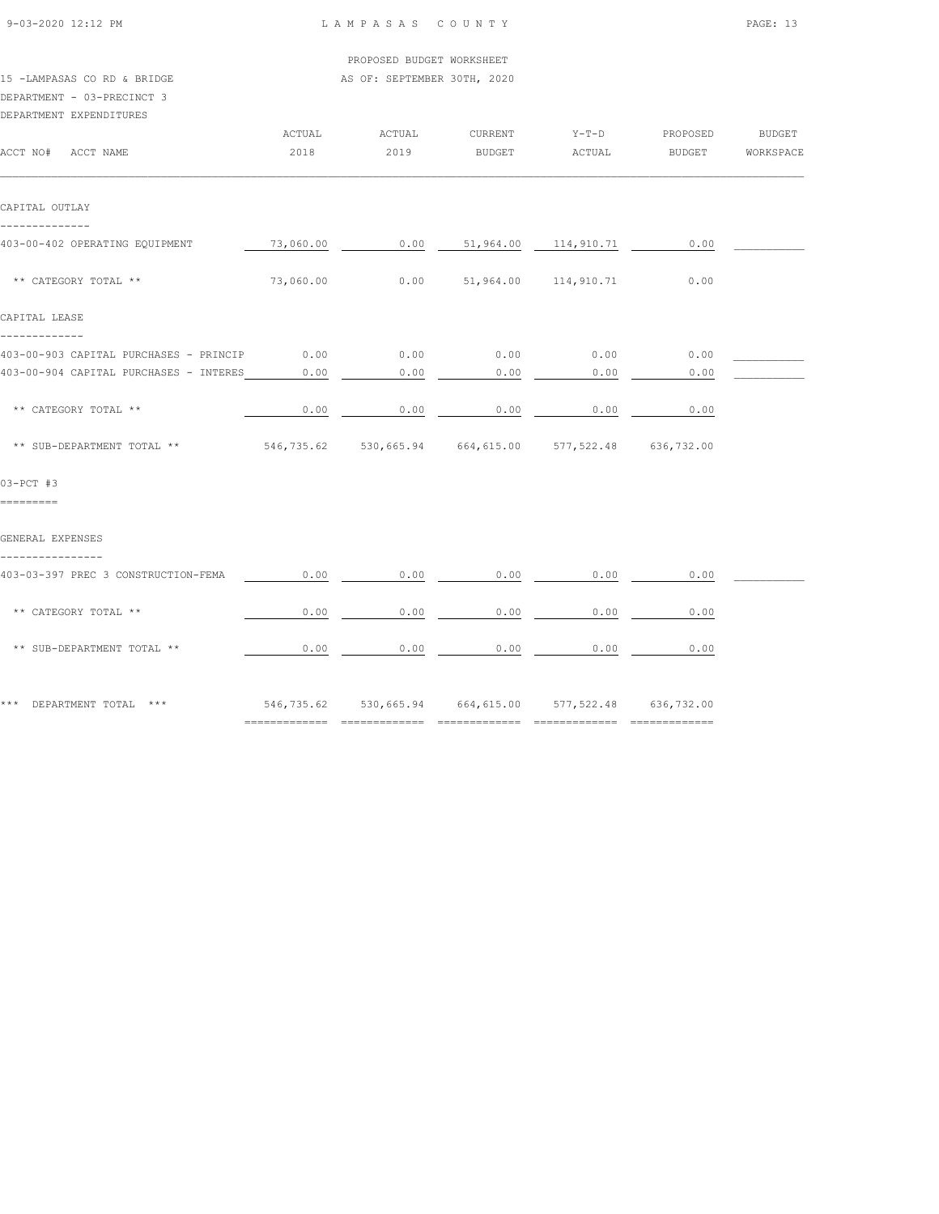LAMPASAS COUNTY

PROPOSED BUDGET WORKSHEET

15 -LAMPASAS CO RD & BRIDGE — AS OF: SEPTEMBER 30TH, 2020

DEPARTMENT - 03-PRECINCT 3

DEPARTMENT EXPENDITURES

| ACCT NO# ACCT NAME | ACTUAL 2018 | ACTUAL 2019 | CURRENT BUDGET | Y-T-D ACTUAL | PROPOSED BUDGET | BUDGET WORKSPACE |
|---|---|---|---|---|---|---|
| **CAPITAL OUTLAY** | | | | | | |
| 403-00-402 OPERATING EQUIPMENT | 73,060.00 | 0.00 | 51,964.00 | 114,910.71 | 0.00 | |
| ** CATEGORY TOTAL ** | 73,060.00 | 0.00 | 51,964.00 | 114,910.71 | 0.00 | |
| **CAPITAL LEASE** | | | | | | |
| 403-00-903 CAPITAL PURCHASES - PRINCIP | 0.00 | 0.00 | 0.00 | 0.00 | 0.00 | |
| 403-00-904 CAPITAL PURCHASES - INTERES | 0.00 | 0.00 | 0.00 | 0.00 | 0.00 | |
| ** CATEGORY TOTAL ** | 0.00 | 0.00 | 0.00 | 0.00 | 0.00 | |
| ** SUB-DEPARTMENT TOTAL ** | 546,735.62 | 530,665.94 | 664,615.00 | 577,522.48 | 636,732.00 | |
| **03-PCT #3** | | | | | | |
| **GENERAL EXPENSES** | | | | | | |
| 403-03-397 PREC 3 CONSTRUCTION-FEMA | 0.00 | 0.00 | 0.00 | 0.00 | 0.00 | |
| ** CATEGORY TOTAL ** | 0.00 | 0.00 | 0.00 | 0.00 | 0.00 | |
| ** SUB-DEPARTMENT TOTAL ** | 0.00 | 0.00 | 0.00 | 0.00 | 0.00 | |
| *** DEPARTMENT TOTAL *** | 546,735.62 | 530,665.94 | 664,615.00 | 577,522.48 | 636,732.00 | |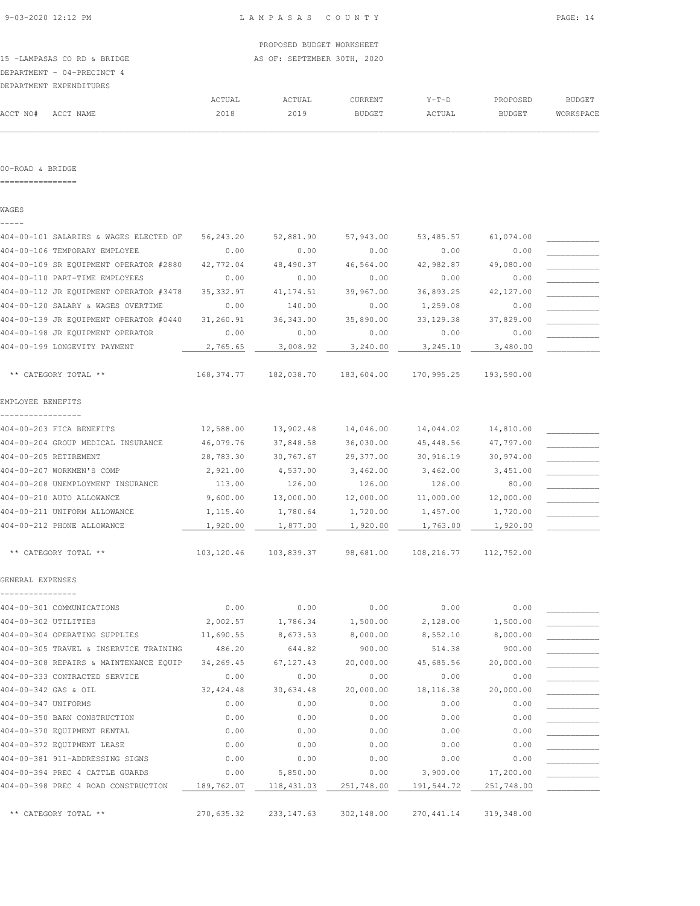LAMPASAS COUNTY

PROPOSED BUDGET WORKSHEET

15 -LAMPASAS CO RD & BRIDGE — AS OF: SEPTEMBER 30TH, 2020

DEPARTMENT - 04-PRECINCT 4

DEPARTMENT EXPENDITURES

| ACCT NO# ACCT NAME | ACTUAL 2018 | ACTUAL 2019 | CURRENT BUDGET | Y-T-D ACTUAL | PROPOSED BUDGET | BUDGET WORKSPACE |
|---|---|---|---|---|---|---|
| **00-ROAD & BRIDGE** | | | | | | |
| **WAGES** | | | | | | |
| 404-00-101 SALARIES & WAGES ELECTED OF | 56,243.20 | 52,881.90 | 57,943.00 | 53,485.57 | 61,074.00 | |
| 404-00-106 TEMPORARY EMPLOYEE | 0.00 | 0.00 | 0.00 | 0.00 | 0.00 | |
| 404-00-109 SR EQUIPMENT OPERATOR #2880 | 42,772.04 | 48,490.37 | 46,564.00 | 42,982.87 | 49,080.00 | |
| 404-00-110 PART-TIME EMPLOYEES | 0.00 | 0.00 | 0.00 | 0.00 | 0.00 | |
| 404-00-112 JR EQUIPMENT OPERATOR #3478 | 35,332.97 | 41,174.51 | 39,967.00 | 36,893.25 | 42,127.00 | |
| 404-00-120 SALARY & WAGES OVERTIME | 0.00 | 140.00 | 0.00 | 1,259.08 | 0.00 | |
| 404-00-139 JR EQUIPMENT OPERATOR #0440 | 31,260.91 | 36,343.00 | 35,890.00 | 33,129.38 | 37,829.00 | |
| 404-00-198 JR EQUIPMENT OPERATOR | 0.00 | 0.00 | 0.00 | 0.00 | 0.00 | |
| 404-00-199 LONGEVITY PAYMENT | 2,765.65 | 3,008.92 | 3,240.00 | 3,245.10 | 3,480.00 | |
| ** CATEGORY TOTAL ** | 168,374.77 | 182,038.70 | 183,604.00 | 170,995.25 | 193,590.00 | |
| **EMPLOYEE BENEFITS** | | | | | | |
| 404-00-203 FICA BENEFITS | 12,588.00 | 13,902.48 | 14,046.00 | 14,044.02 | 14,810.00 | |
| 404-00-204 GROUP MEDICAL INSURANCE | 46,079.76 | 37,848.58 | 36,030.00 | 45,448.56 | 47,797.00 | |
| 404-00-205 RETIREMENT | 28,783.30 | 30,767.67 | 29,377.00 | 30,916.19 | 30,974.00 | |
| 404-00-207 WORKMEN'S COMP | 2,921.00 | 4,537.00 | 3,462.00 | 3,462.00 | 3,451.00 | |
| 404-00-208 UNEMPLOYMENT INSURANCE | 113.00 | 126.00 | 126.00 | 126.00 | 80.00 | |
| 404-00-210 AUTO ALLOWANCE | 9,600.00 | 13,000.00 | 12,000.00 | 11,000.00 | 12,000.00 | |
| 404-00-211 UNIFORM ALLOWANCE | 1,115.40 | 1,780.64 | 1,720.00 | 1,457.00 | 1,720.00 | |
| 404-00-212 PHONE ALLOWANCE | 1,920.00 | 1,877.00 | 1,920.00 | 1,763.00 | 1,920.00 | |
| ** CATEGORY TOTAL ** | 103,120.46 | 103,839.37 | 98,681.00 | 108,216.77 | 112,752.00 | |
| **GENERAL EXPENSES** | | | | | | |
| 404-00-301 COMMUNICATIONS | 0.00 | 0.00 | 0.00 | 0.00 | 0.00 | |
| 404-00-302 UTILITIES | 2,002.57 | 1,786.34 | 1,500.00 | 2,128.00 | 1,500.00 | |
| 404-00-304 OPERATING SUPPLIES | 11,690.55 | 8,673.53 | 8,000.00 | 8,552.10 | 8,000.00 | |
| 404-00-305 TRAVEL & INSERVICE TRAINING | 486.20 | 644.82 | 900.00 | 514.38 | 900.00 | |
| 404-00-308 REPAIRS & MAINTENANCE EQUIP | 34,269.45 | 67,127.43 | 20,000.00 | 45,685.56 | 20,000.00 | |
| 404-00-333 CONTRACTED SERVICE | 0.00 | 0.00 | 0.00 | 0.00 | 0.00 | |
| 404-00-342 GAS & OIL | 32,424.48 | 30,634.48 | 20,000.00 | 18,116.38 | 20,000.00 | |
| 404-00-347 UNIFORMS | 0.00 | 0.00 | 0.00 | 0.00 | 0.00 | |
| 404-00-350 BARN CONSTRUCTION | 0.00 | 0.00 | 0.00 | 0.00 | 0.00 | |
| 404-00-370 EQUIPMENT RENTAL | 0.00 | 0.00 | 0.00 | 0.00 | 0.00 | |
| 404-00-372 EQUIPMENT LEASE | 0.00 | 0.00 | 0.00 | 0.00 | 0.00 | |
| 404-00-381 911-ADDRESSING SIGNS | 0.00 | 0.00 | 0.00 | 0.00 | 0.00 | |
| 404-00-394 PREC 4 CATTLE GUARDS | 0.00 | 5,850.00 | 0.00 | 3,900.00 | 17,200.00 | |
| 404-00-398 PREC 4 ROAD CONSTRUCTION | 189,762.07 | 118,431.03 | 251,748.00 | 191,544.72 | 251,748.00 | |
| ** CATEGORY TOTAL ** | 270,635.32 | 233,147.63 | 302,148.00 | 270,441.14 | 319,348.00 | |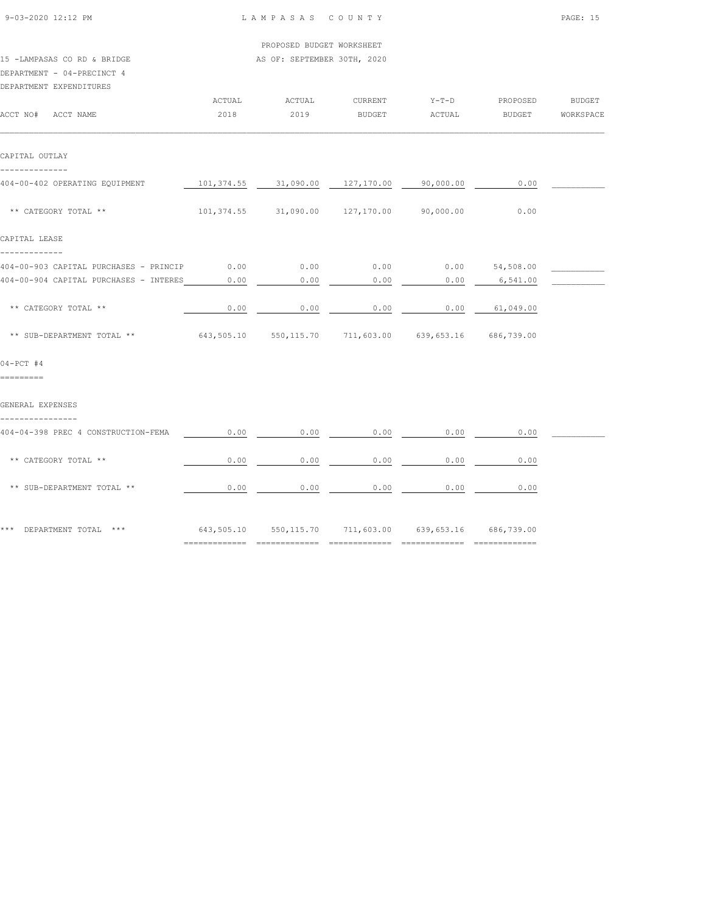PROPOSED BUDGET WORKSHEET

15 -LAMPASAS CO RD & BRIDGE — AS OF: SEPTEMBER 30TH, 2020

DEPARTMENT - 04-PRECINCT 4

DEPARTMENT EXPENDITURES

| ACCT NO# ACCT NAME | ACTUAL 2018 | ACTUAL 2019 | CURRENT BUDGET | Y-T-D ACTUAL | PROPOSED BUDGET | BUDGET WORKSPACE |
|---|---|---|---|---|---|---|
| **CAPITAL OUTLAY** | | | | | | |
| 404-00-402 OPERATING EQUIPMENT | 101,374.55 | 31,090.00 | 127,170.00 | 90,000.00 | 0.00 | |
| ** CATEGORY TOTAL ** | 101,374.55 | 31,090.00 | 127,170.00 | 90,000.00 | 0.00 | |
| **CAPITAL LEASE** | | | | | | |
| 404-00-903 CAPITAL PURCHASES - PRINCIP | 0.00 | 0.00 | 0.00 | 0.00 | 54,508.00 | |
| 404-00-904 CAPITAL PURCHASES - INTERES | 0.00 | 0.00 | 0.00 | 0.00 | 6,541.00 | |
| ** CATEGORY TOTAL ** | 0.00 | 0.00 | 0.00 | 0.00 | 61,049.00 | |
| ** SUB-DEPARTMENT TOTAL ** | 643,505.10 | 550,115.70 | 711,603.00 | 639,653.16 | 686,739.00 | |
| **04-PCT #4** | | | | | | |
| **GENERAL EXPENSES** | | | | | | |
| 404-04-398 PREC 4 CONSTRUCTION-FEMA | 0.00 | 0.00 | 0.00 | 0.00 | 0.00 | |
| ** CATEGORY TOTAL ** | 0.00 | 0.00 | 0.00 | 0.00 | 0.00 | |
| ** SUB-DEPARTMENT TOTAL ** | 0.00 | 0.00 | 0.00 | 0.00 | 0.00 | |
| *** DEPARTMENT TOTAL *** | 643,505.10 | 550,115.70 | 711,603.00 | 639,653.16 | 686,739.00 | |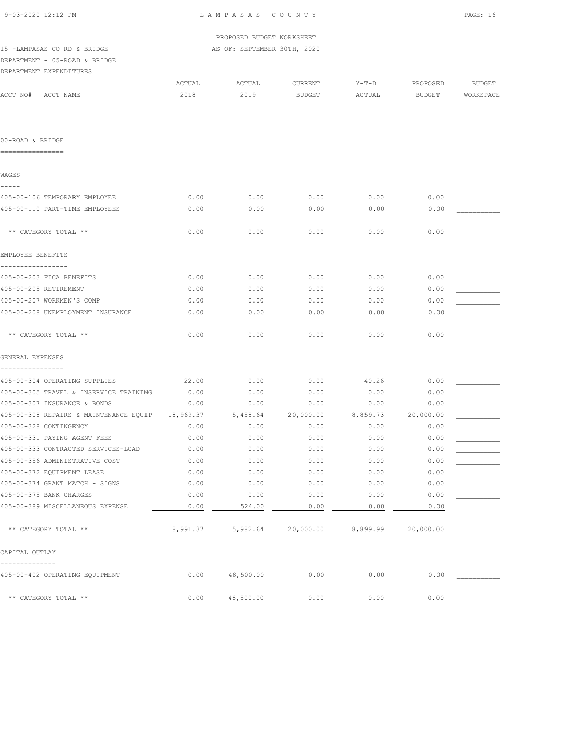PROPOSED BUDGET WORKSHEET

15 -LAMPASAS CO RD & BRIDGE — AS OF: SEPTEMBER 30TH, 2020

DEPARTMENT - 05-ROAD & BRIDGE

DEPARTMENT EXPENDITURES

| ACCT NO# | ACCT NAME | ACTUAL 2018 | ACTUAL 2019 | CURRENT BUDGET | Y-T-D ACTUAL | PROPOSED BUDGET | BUDGET WORKSPACE |
|---|---|---|---|---|---|---|---|
| **00-ROAD & BRIDGE** | | | | | | | |
| **WAGES** | | | | | | | |
| 405-00-106 | TEMPORARY EMPLOYEE | 0.00 | 0.00 | 0.00 | 0.00 | 0.00 | |
| 405-00-110 | PART-TIME EMPLOYEES | 0.00 | 0.00 | 0.00 | 0.00 | 0.00 | |
| | ** CATEGORY TOTAL ** | 0.00 | 0.00 | 0.00 | 0.00 | 0.00 | |
| **EMPLOYEE BENEFITS** | | | | | | | |
| 405-00-203 | FICA BENEFITS | 0.00 | 0.00 | 0.00 | 0.00 | 0.00 | |
| 405-00-205 | RETIREMENT | 0.00 | 0.00 | 0.00 | 0.00 | 0.00 | |
| 405-00-207 | WORKMEN'S COMP | 0.00 | 0.00 | 0.00 | 0.00 | 0.00 | |
| 405-00-208 | UNEMPLOYMENT INSURANCE | 0.00 | 0.00 | 0.00 | 0.00 | 0.00 | |
| | ** CATEGORY TOTAL ** | 0.00 | 0.00 | 0.00 | 0.00 | 0.00 | |
| **GENERAL EXPENSES** | | | | | | | |
| 405-00-304 | OPERATING SUPPLIES | 22.00 | 0.00 | 0.00 | 40.26 | 0.00 | |
| 405-00-305 | TRAVEL & INSERVICE TRAINING | 0.00 | 0.00 | 0.00 | 0.00 | 0.00 | |
| 405-00-307 | INSURANCE & BONDS | 0.00 | 0.00 | 0.00 | 0.00 | 0.00 | |
| 405-00-308 | REPAIRS & MAINTENANCE EQUIP | 18,969.37 | 5,458.64 | 20,000.00 | 8,859.73 | 20,000.00 | |
| 405-00-328 | CONTINGENCY | 0.00 | 0.00 | 0.00 | 0.00 | 0.00 | |
| 405-00-331 | PAYING AGENT FEES | 0.00 | 0.00 | 0.00 | 0.00 | 0.00 | |
| 405-00-333 | CONTRACTED SERVICES-LCAD | 0.00 | 0.00 | 0.00 | 0.00 | 0.00 | |
| 405-00-356 | ADMINISTRATIVE COST | 0.00 | 0.00 | 0.00 | 0.00 | 0.00 | |
| 405-00-372 | EQUIPMENT LEASE | 0.00 | 0.00 | 0.00 | 0.00 | 0.00 | |
| 405-00-374 | GRANT MATCH - SIGNS | 0.00 | 0.00 | 0.00 | 0.00 | 0.00 | |
| 405-00-375 | BANK CHARGES | 0.00 | 0.00 | 0.00 | 0.00 | 0.00 | |
| 405-00-389 | MISCELLANEOUS EXPENSE | 0.00 | 524.00 | 0.00 | 0.00 | 0.00 | |
| | ** CATEGORY TOTAL ** | 18,991.37 | 5,982.64 | 20,000.00 | 8,899.99 | 20,000.00 | |
| **CAPITAL OUTLAY** | | | | | | | |
| 405-00-402 | OPERATING EQUIPMENT | 0.00 | 48,500.00 | 0.00 | 0.00 | 0.00 | |
| | ** CATEGORY TOTAL ** | 0.00 | 48,500.00 | 0.00 | 0.00 | 0.00 | |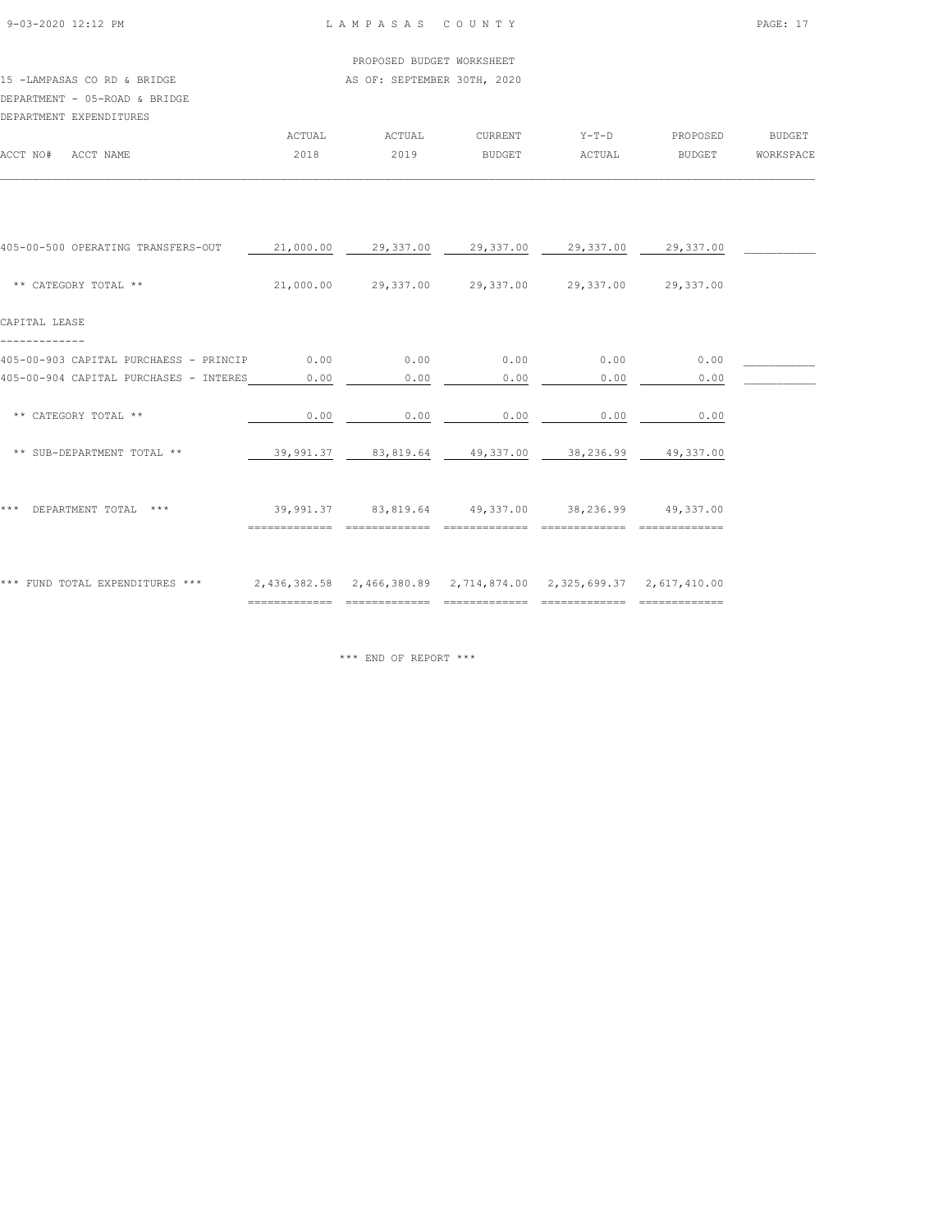PROPOSED BUDGET WORKSHEET

15 -LAMPASAS CO RD & BRIDGE — AS OF: SEPTEMBER 30TH, 2020

DEPARTMENT - 05-ROAD & BRIDGE

DEPARTMENT EXPENDITURES

| ACCT NO# ACCT NAME | ACTUAL 2018 | ACTUAL 2019 | CURRENT BUDGET | Y-T-D ACTUAL | PROPOSED BUDGET | BUDGET WORKSPACE |
|---|---|---|---|---|---|---|
| 405-00-500 OPERATING TRANSFERS-OUT | 21,000.00 | 29,337.00 | 29,337.00 | 29,337.00 | 29,337.00 | ___________ |
| ** CATEGORY TOTAL ** | 21,000.00 | 29,337.00 | 29,337.00 | 29,337.00 | 29,337.00 | |
| **CAPITAL LEASE** | | | | | | |
| 405-00-903 CAPITAL PURCHAESS - PRINCIP | 0.00 | 0.00 | 0.00 | 0.00 | 0.00 | ___________ |
| 405-00-904 CAPITAL PURCHASES - INTERES | 0.00 | 0.00 | 0.00 | 0.00 | 0.00 | ___________ |
| ** CATEGORY TOTAL ** | 0.00 | 0.00 | 0.00 | 0.00 | 0.00 | |
| ** SUB-DEPARTMENT TOTAL ** | 39,991.37 | 83,819.64 | 49,337.00 | 38,236.99 | 49,337.00 | |
| *** DEPARTMENT TOTAL *** | 39,991.37 | 83,819.64 | 49,337.00 | 38,236.99 | 49,337.00 | |
| *** FUND TOTAL EXPENDITURES *** | 2,436,382.58 | 2,466,380.89 | 2,714,874.00 | 2,325,699.37 | 2,617,410.00 | |

*** END OF REPORT ***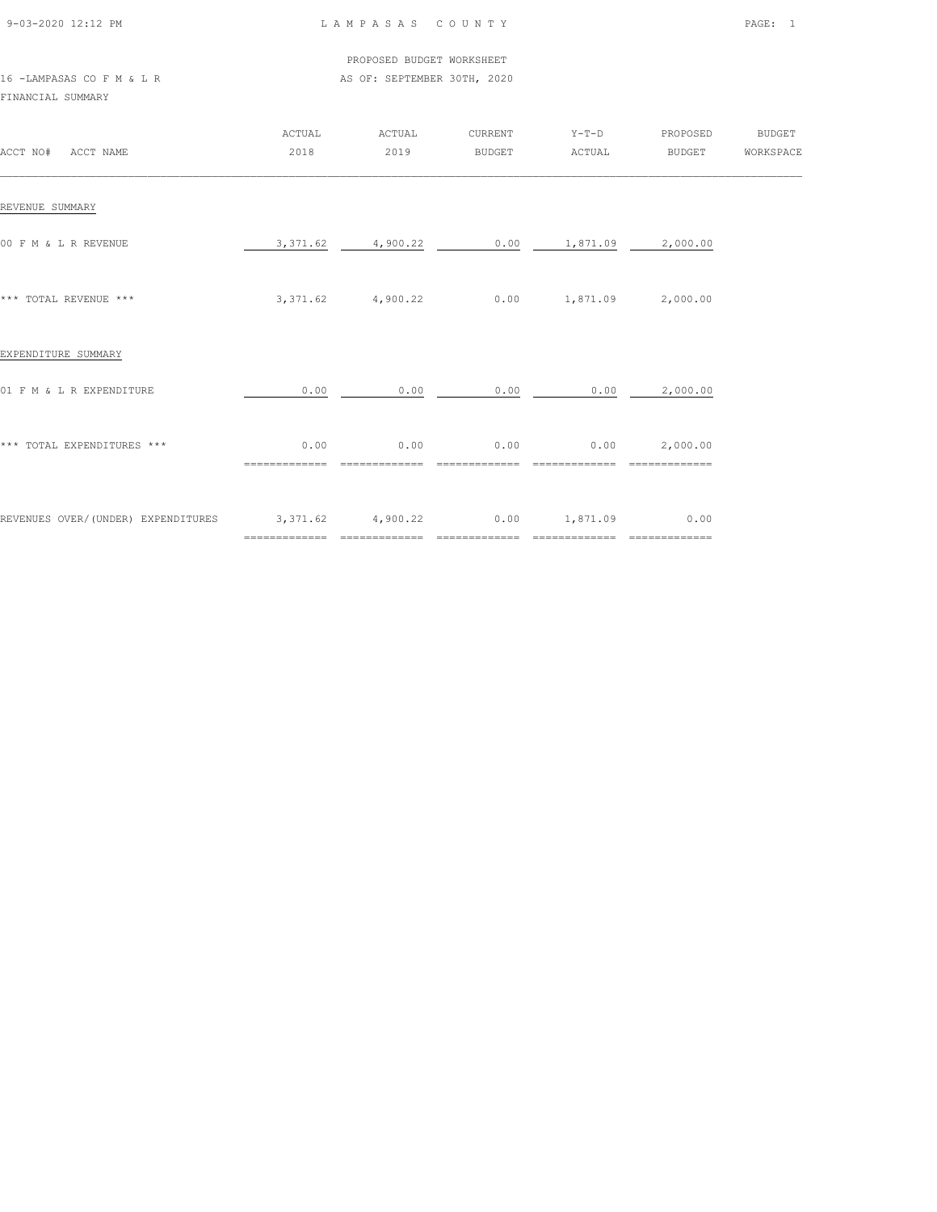PROPOSED BUDGET WORKSHEET

16 -LAMPASAS CO F M & L R

AS OF: SEPTEMBER 30TH, 2020

FINANCIAL SUMMARY

| ACCT NO# ACCT NAME | ACTUAL 2018 | ACTUAL 2019 | CURRENT BUDGET | Y-T-D ACTUAL | PROPOSED BUDGET | BUDGET WORKSPACE |
|---|---|---|---|---|---|---|
| REVENUE SUMMARY | | | | | | |
| 00 F M & L R REVENUE | 3,371.62 | 4,900.22 | 0.00 | 1,871.09 | 2,000.00 | |
| *** TOTAL REVENUE *** | 3,371.62 | 4,900.22 | 0.00 | 1,871.09 | 2,000.00 | |
| EXPENDITURE SUMMARY | | | | | | |
| 01 F M & L R EXPENDITURE | 0.00 | 0.00 | 0.00 | 0.00 | 2,000.00 | |
| *** TOTAL EXPENDITURES *** | 0.00 | 0.00 | 0.00 | 0.00 | 2,000.00 | |
| REVENUES OVER/(UNDER) EXPENDITURES | 3,371.62 | 4,900.22 | 0.00 | 1,871.09 | 0.00 | |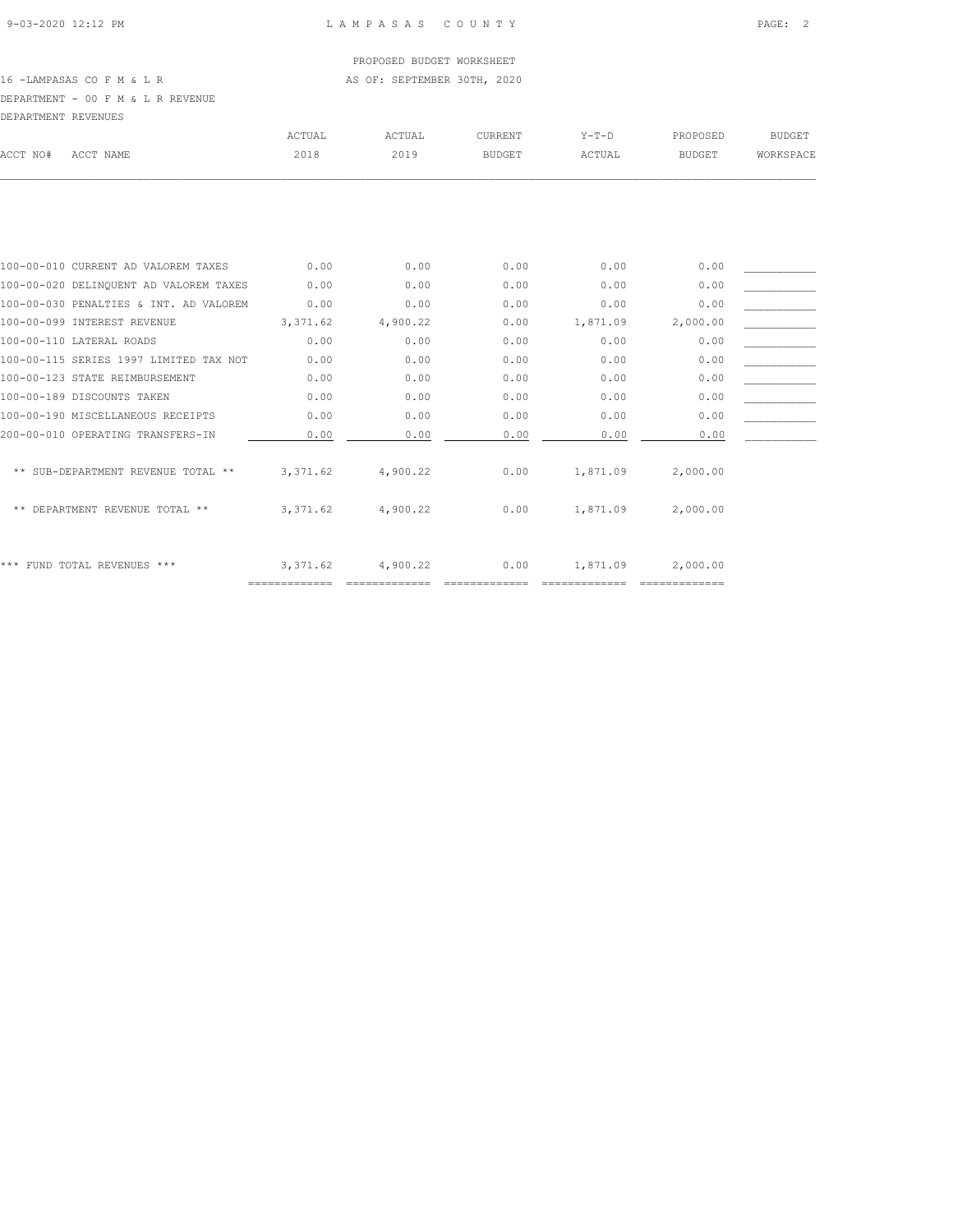PROPOSED BUDGET WORKSHEET

16 -LAMPASAS CO F M & L R — AS OF: SEPTEMBER 30TH, 2020

DEPARTMENT - 00 F M & L R REVENUE

DEPARTMENT REVENUES

| ACCT NO# | ACCT NAME | ACTUAL 2018 | ACTUAL 2019 | CURRENT BUDGET | Y-T-D ACTUAL | PROPOSED BUDGET | BUDGET WORKSPACE |
|---|---|---|---|---|---|---|---|
| 100-00-010 | CURRENT AD VALOREM TAXES | 0.00 | 0.00 | 0.00 | 0.00 | 0.00 | ___________ |
| 100-00-020 | DELINQUENT AD VALOREM TAXES | 0.00 | 0.00 | 0.00 | 0.00 | 0.00 | ___________ |
| 100-00-030 | PENALTIES & INT. AD VALOREM | 0.00 | 0.00 | 0.00 | 0.00 | 0.00 | ___________ |
| 100-00-099 | INTEREST REVENUE | 3,371.62 | 4,900.22 | 0.00 | 1,871.09 | 2,000.00 | ___________ |
| 100-00-110 | LATERAL ROADS | 0.00 | 0.00 | 0.00 | 0.00 | 0.00 | ___________ |
| 100-00-115 | SERIES 1997 LIMITED TAX NOT | 0.00 | 0.00 | 0.00 | 0.00 | 0.00 | ___________ |
| 100-00-123 | STATE REIMBURSEMENT | 0.00 | 0.00 | 0.00 | 0.00 | 0.00 | ___________ |
| 100-00-189 | DISCOUNTS TAKEN | 0.00 | 0.00 | 0.00 | 0.00 | 0.00 | ___________ |
| 100-00-190 | MISCELLANEOUS RECEIPTS | 0.00 | 0.00 | 0.00 | 0.00 | 0.00 | ___________ |
| 200-00-010 | OPERATING TRANSFERS-IN | 0.00 | 0.00 | 0.00 | 0.00 | 0.00 | ___________ |
| | ** SUB-DEPARTMENT REVENUE TOTAL ** | 3,371.62 | 4,900.22 | 0.00 | 1,871.09 | 2,000.00 | |
| | ** DEPARTMENT REVENUE TOTAL ** | 3,371.62 | 4,900.22 | 0.00 | 1,871.09 | 2,000.00 | |
| | *** FUND TOTAL REVENUES *** | 3,371.62 | 4,900.22 | 0.00 | 1,871.09 | 2,000.00 | |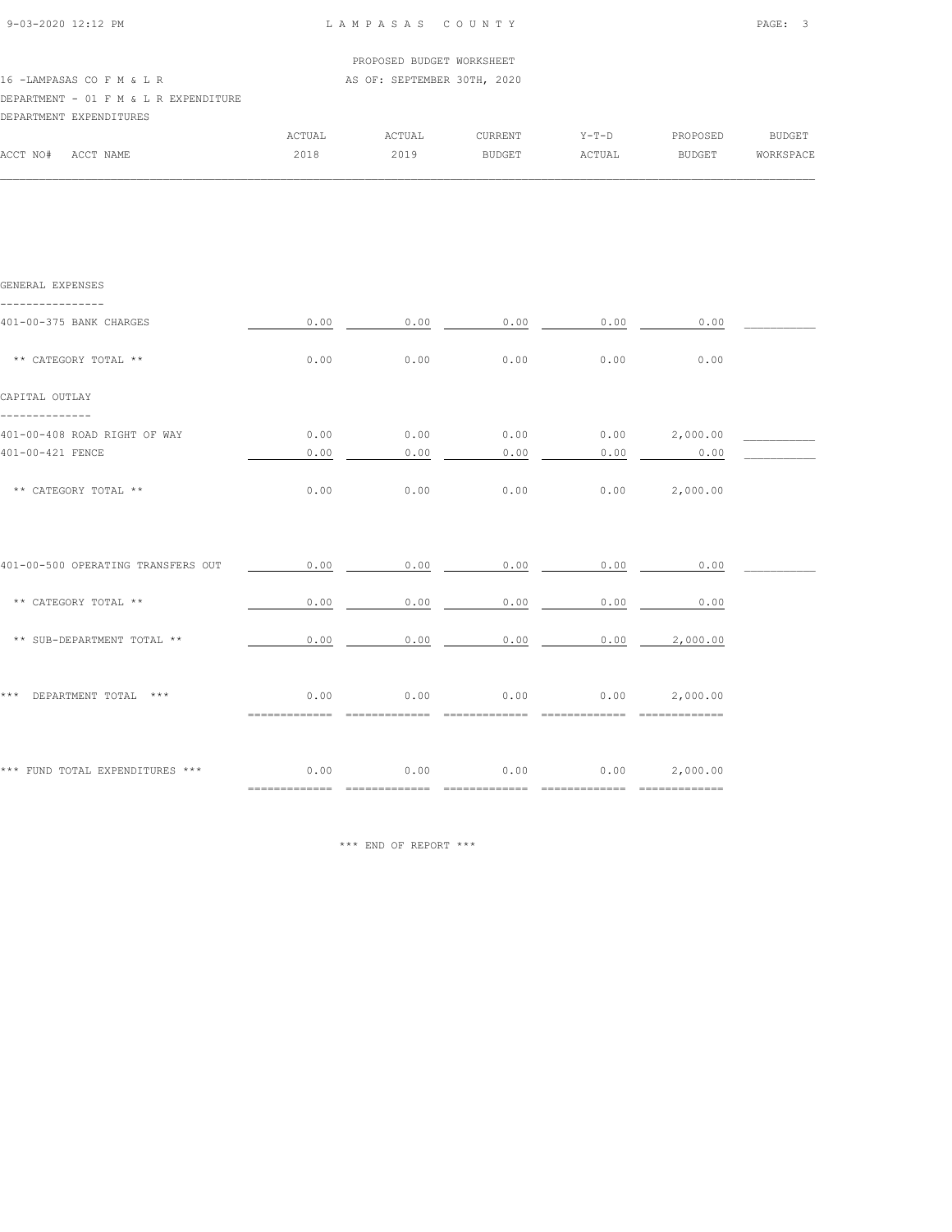PROPOSED BUDGET WORKSHEET

16 -LAMPASAS CO F M & L R — AS OF: SEPTEMBER 30TH, 2020

DEPARTMENT - 01 F M & L R EXPENDITURE

DEPARTMENT EXPENDITURES

| ACCT NO# ACCT NAME | ACTUAL 2018 | ACTUAL 2019 | CURRENT BUDGET | Y-T-D ACTUAL | PROPOSED BUDGET | BUDGET WORKSPACE |
|---|---|---|---|---|---|---|
| **GENERAL EXPENSES** | | | | | | |
| 401-00-375 BANK CHARGES | 0.00 | 0.00 | 0.00 | 0.00 | 0.00 | ________ |
| ** CATEGORY TOTAL ** | 0.00 | 0.00 | 0.00 | 0.00 | 0.00 | |
| **CAPITAL OUTLAY** | | | | | | |
| 401-00-408 ROAD RIGHT OF WAY | 0.00 | 0.00 | 0.00 | 0.00 | 2,000.00 | ________ |
| 401-00-421 FENCE | 0.00 | 0.00 | 0.00 | 0.00 | 0.00 | ________ |
| ** CATEGORY TOTAL ** | 0.00 | 0.00 | 0.00 | 0.00 | 2,000.00 | |
| 401-00-500 OPERATING TRANSFERS OUT | 0.00 | 0.00 | 0.00 | 0.00 | 0.00 | ________ |
| ** CATEGORY TOTAL ** | 0.00 | 0.00 | 0.00 | 0.00 | 0.00 | |
| ** SUB-DEPARTMENT TOTAL ** | 0.00 | 0.00 | 0.00 | 0.00 | 2,000.00 | |
| *** DEPARTMENT TOTAL *** | 0.00 | 0.00 | 0.00 | 0.00 | 2,000.00 | |
| *** FUND TOTAL EXPENDITURES *** | 0.00 | 0.00 | 0.00 | 0.00 | 2,000.00 | |

*** END OF REPORT ***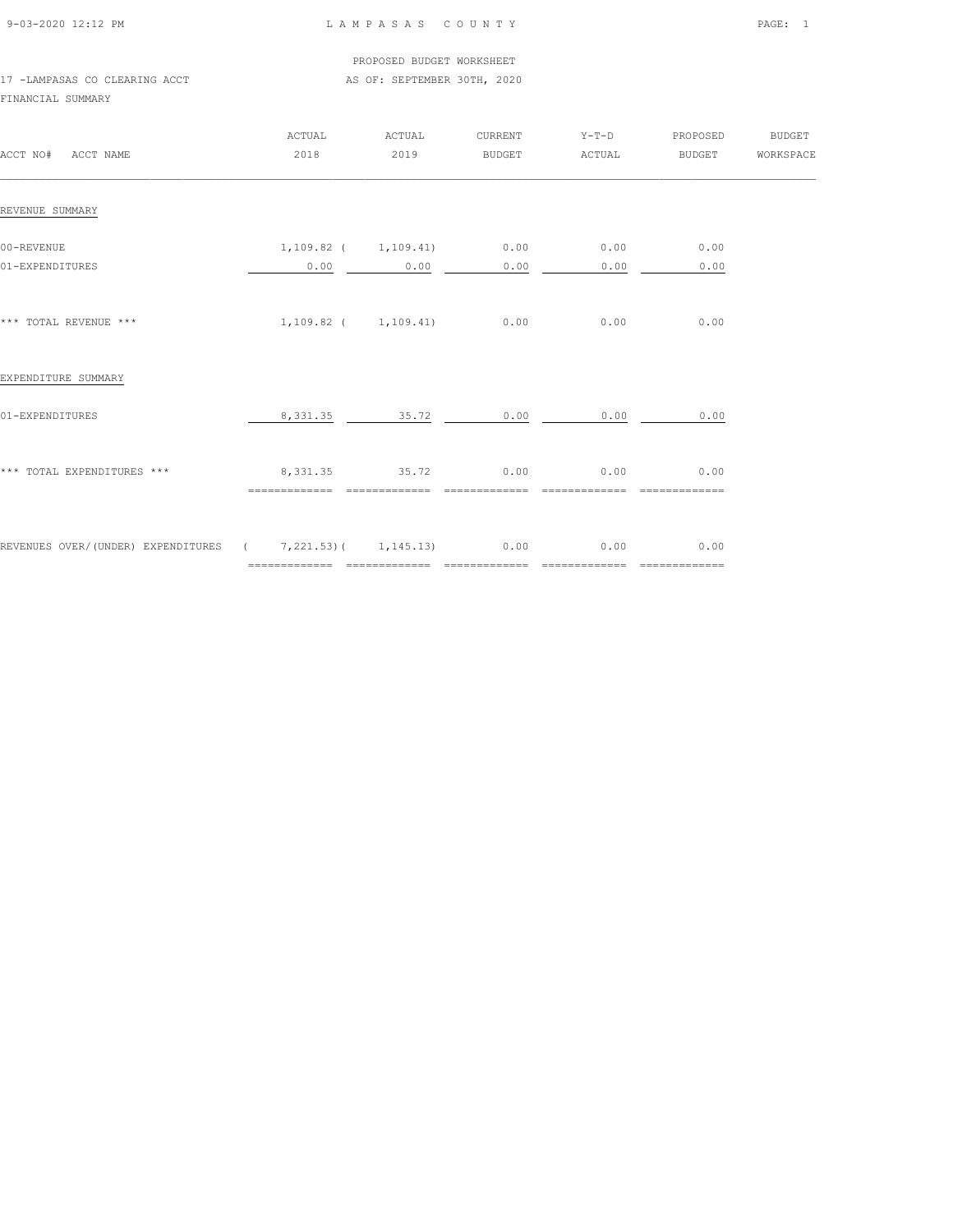PROPOSED BUDGET WORKSHEET

17 -LAMPASAS CO CLEARING ACCT AS OF: SEPTEMBER 30TH, 2020

FINANCIAL SUMMARY

| ACCT NO# ACCT NAME | ACTUAL 2018 | ACTUAL 2019 | CURRENT BUDGET | Y-T-D ACTUAL | PROPOSED BUDGET | BUDGET WORKSPACE |
|---|---|---|---|---|---|---|
| REVENUE SUMMARY | | | | | | |
| 00-REVENUE | 1,109.82 | ( 1,109.41) | 0.00 | 0.00 | 0.00 | |
| 01-EXPENDITURES | 0.00 | 0.00 | 0.00 | 0.00 | 0.00 | |
| *** TOTAL REVENUE *** | 1,109.82 | ( 1,109.41) | 0.00 | 0.00 | 0.00 | |
| EXPENDITURE SUMMARY | | | | | | |
| 01-EXPENDITURES | 8,331.35 | 35.72 | 0.00 | 0.00 | 0.00 | |
| *** TOTAL EXPENDITURES *** | 8,331.35 | 35.72 | 0.00 | 0.00 | 0.00 | |
| REVENUES OVER/(UNDER) EXPENDITURES | ( 7,221.53) | ( 1,145.13) | 0.00 | 0.00 | 0.00 | |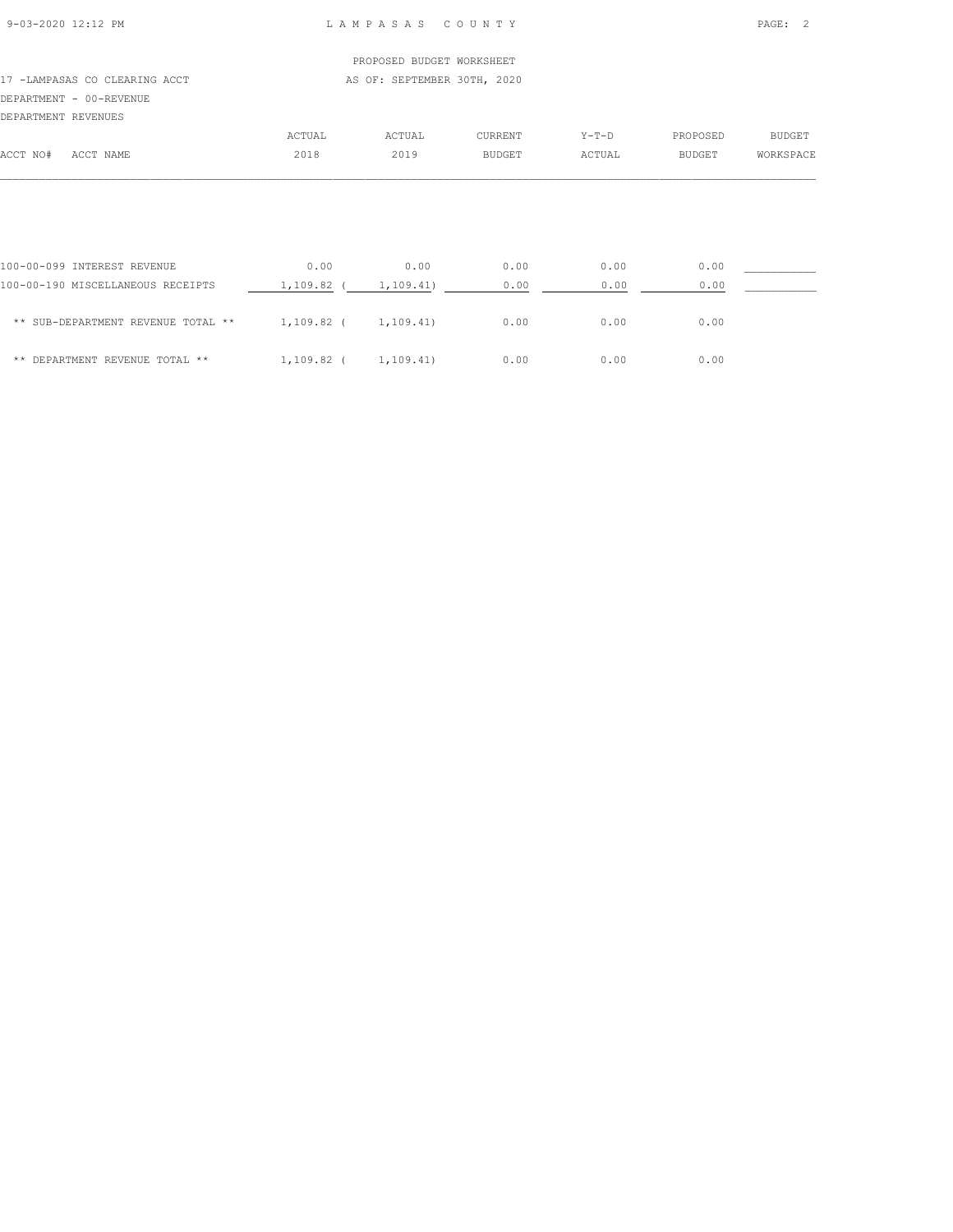PROPOSED BUDGET WORKSHEET

17 -LAMPASAS CO CLEARING ACCT

AS OF: SEPTEMBER 30TH, 2020

DEPARTMENT - 00-REVENUE

DEPARTMENT REVENUES

| ACCT NO# ACCT NAME | ACTUAL 2018 | ACTUAL 2019 | CURRENT BUDGET | Y-T-D ACTUAL | PROPOSED BUDGET | BUDGET WORKSPACE |
|---|---|---|---|---|---|---|
| 100-00-099 INTEREST REVENUE | 0.00 | 0.00 | 0.00 | 0.00 | 0.00 | ___________ |
| 100-00-190 MISCELLANEOUS RECEIPTS | 1,109.82 | ( 1,109.41) | 0.00 | 0.00 | 0.00 | ___________ |
| ** SUB-DEPARTMENT REVENUE TOTAL ** | 1,109.82 | ( 1,109.41) | 0.00 | 0.00 | 0.00 | |
| ** DEPARTMENT REVENUE TOTAL ** | 1,109.82 | ( 1,109.41) | 0.00 | 0.00 | 0.00 | |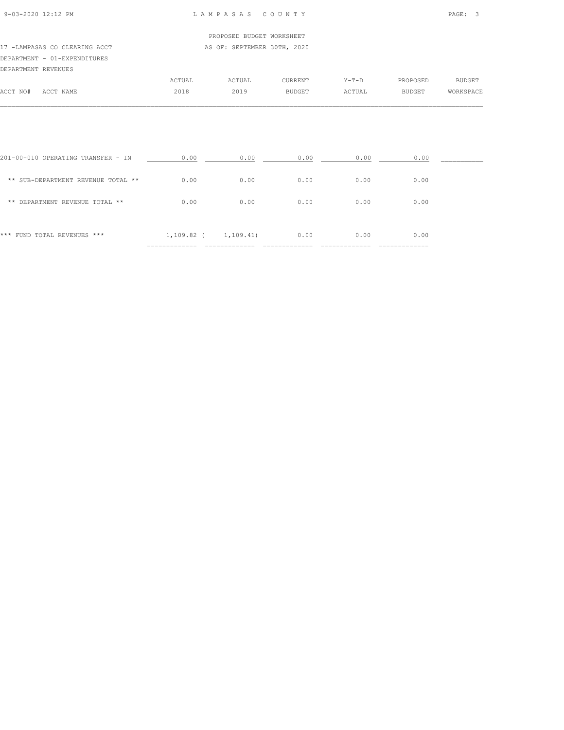LAMPASAS COUNTY

PROPOSED BUDGET WORKSHEET

17 -LAMPASAS CO CLEARING ACCT

AS OF: SEPTEMBER 30TH, 2020

DEPARTMENT - 01-EXPENDITURES

DEPARTMENT REVENUES

| ACCT NO# ACCT NAME | ACTUAL 2018 | ACTUAL 2019 | CURRENT BUDGET | Y-T-D ACTUAL | PROPOSED BUDGET | BUDGET WORKSPACE |
|---|---|---|---|---|---|---|
| 201-00-010 OPERATING TRANSFER - IN | 0.00 | 0.00 | 0.00 | 0.00 | 0.00 | ___________ |
| ** SUB-DEPARTMENT REVENUE TOTAL ** | 0.00 | 0.00 | 0.00 | 0.00 | 0.00 | |
| ** DEPARTMENT REVENUE TOTAL ** | 0.00 | 0.00 | 0.00 | 0.00 | 0.00 | |
| *** FUND TOTAL REVENUES *** | 1,109.82 | ( 1,109.41) | 0.00 | 0.00 | 0.00 | |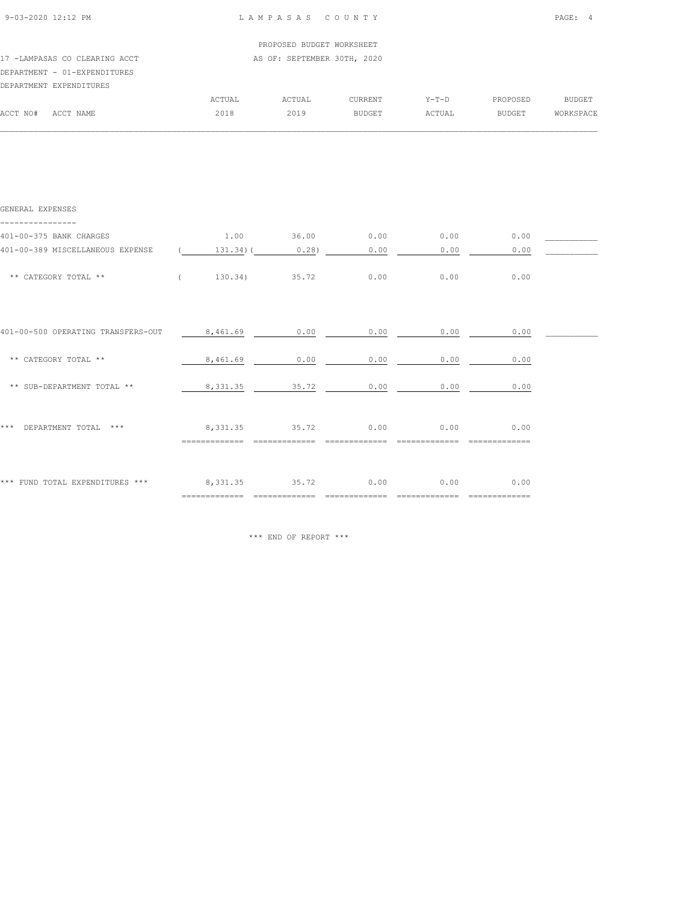PROPOSED BUDGET WORKSHEET

17 -LAMPASAS CO CLEARING ACCT — AS OF: SEPTEMBER 30TH, 2020

DEPARTMENT - 01-EXPENDITURES

DEPARTMENT EXPENDITURES

| ACCT NO# ACCT NAME | ACTUAL 2018 | ACTUAL 2019 | CURRENT BUDGET | Y-T-D ACTUAL | PROPOSED BUDGET | BUDGET WORKSPACE |
|---|---|---|---|---|---|---|
| **GENERAL EXPENSES** | | | | | | |
| 401-00-375 BANK CHARGES | 1.00 | 36.00 | 0.00 | 0.00 | 0.00 | |
| 401-00-389 MISCELLANEOUS EXPENSE | ( 131.34) | ( 0.28) | 0.00 | 0.00 | 0.00 | |
| ** CATEGORY TOTAL ** | ( 130.34) | 35.72 | 0.00 | 0.00 | 0.00 | |
| 401-00-500 OPERATING TRANSFERS-OUT | 8,461.69 | 0.00 | 0.00 | 0.00 | 0.00 | |
| ** CATEGORY TOTAL ** | 8,461.69 | 0.00 | 0.00 | 0.00 | 0.00 | |
| ** SUB-DEPARTMENT TOTAL ** | 8,331.35 | 35.72 | 0.00 | 0.00 | 0.00 | |
| *** DEPARTMENT TOTAL *** | 8,331.35 | 35.72 | 0.00 | 0.00 | 0.00 | |
| *** FUND TOTAL EXPENDITURES *** | 8,331.35 | 35.72 | 0.00 | 0.00 | 0.00 | |

*** END OF REPORT ***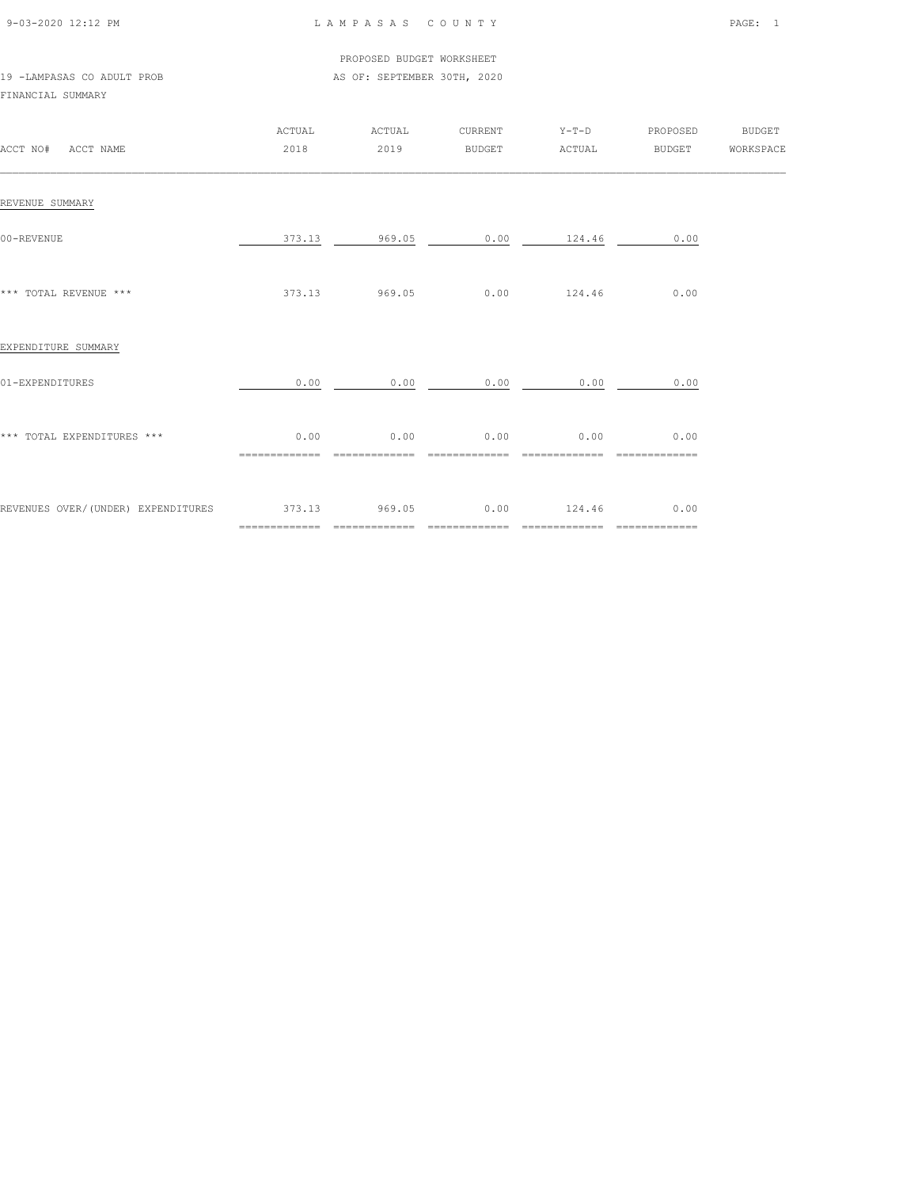LAMPASAS COUNTY

PROPOSED BUDGET WORKSHEET

19 -LAMPASAS CO ADULT PROB — AS OF: SEPTEMBER 30TH, 2020

FINANCIAL SUMMARY

| ACCT NO# ACCT NAME | ACTUAL 2018 | ACTUAL 2019 | CURRENT BUDGET | Y-T-D ACTUAL | PROPOSED BUDGET | BUDGET WORKSPACE |
|---|---|---|---|---|---|---|
| REVENUE SUMMARY | | | | | | |
| 00-REVENUE | 373.13 | 969.05 | 0.00 | 124.46 | 0.00 | |
| *** TOTAL REVENUE *** | 373.13 | 969.05 | 0.00 | 124.46 | 0.00 | |
| EXPENDITURE SUMMARY | | | | | | |
| 01-EXPENDITURES | 0.00 | 0.00 | 0.00 | 0.00 | 0.00 | |
| *** TOTAL EXPENDITURES *** | 0.00 | 0.00 | 0.00 | 0.00 | 0.00 | |
| REVENUES OVER/(UNDER) EXPENDITURES | 373.13 | 969.05 | 0.00 | 124.46 | 0.00 | |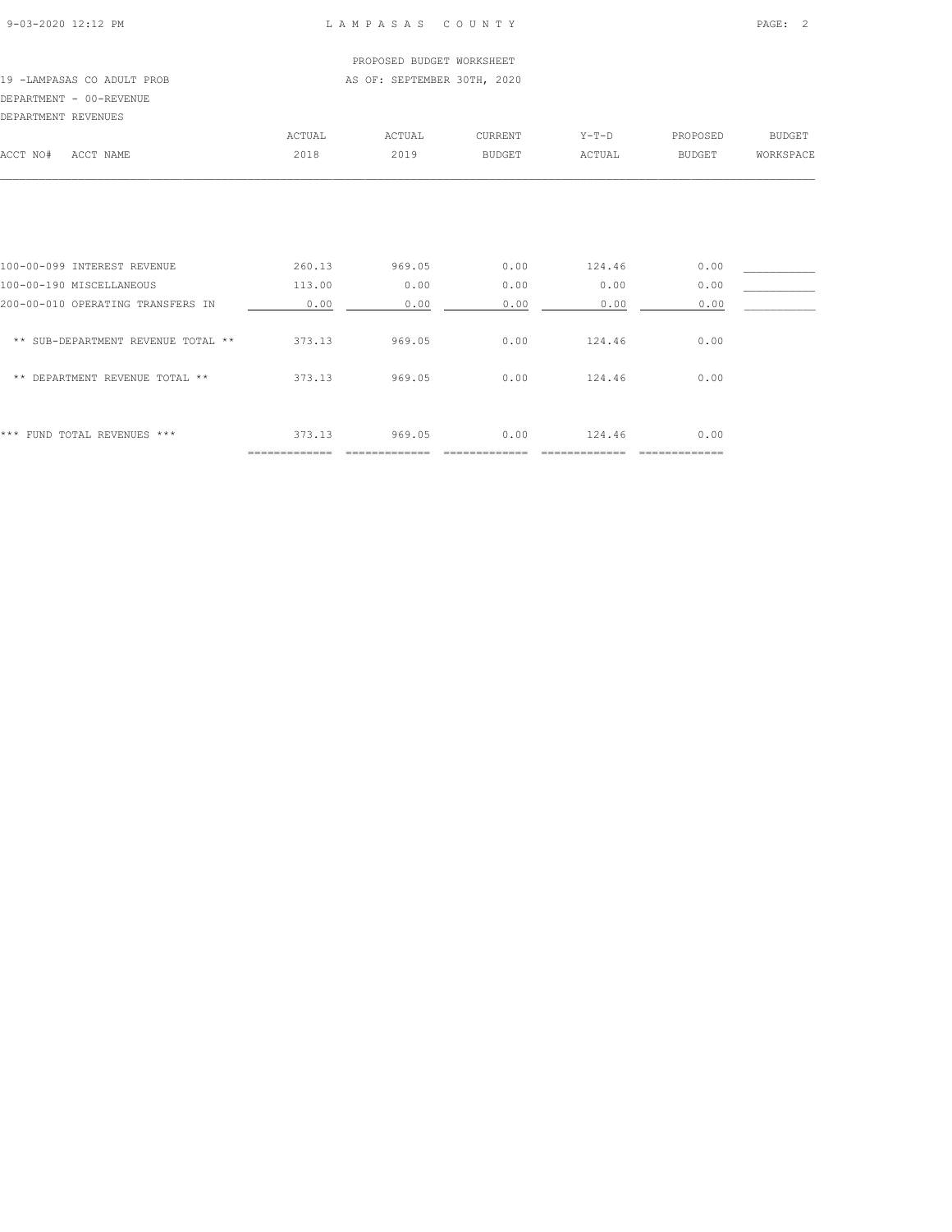LAMPASAS COUNTY

PROPOSED BUDGET WORKSHEET

19 -LAMPASAS CO ADULT PROB

AS OF: SEPTEMBER 30TH, 2020

DEPARTMENT - 00-REVENUE

DEPARTMENT REVENUES

| ACCT NO# ACCT NAME | ACTUAL 2018 | ACTUAL 2019 | CURRENT BUDGET | Y-T-D ACTUAL | PROPOSED BUDGET | BUDGET WORKSPACE |
|---|---|---|---|---|---|---|
| 100-00-099 INTEREST REVENUE | 260.13 | 969.05 | 0.00 | 124.46 | 0.00 | ___________ |
| 100-00-190 MISCELLANEOUS | 113.00 | 0.00 | 0.00 | 0.00 | 0.00 | ___________ |
| 200-00-010 OPERATING TRANSFERS IN | 0.00 | 0.00 | 0.00 | 0.00 | 0.00 | ___________ |
| ** SUB-DEPARTMENT REVENUE TOTAL ** | 373.13 | 969.05 | 0.00 | 124.46 | 0.00 | |
| ** DEPARTMENT REVENUE TOTAL ** | 373.13 | 969.05 | 0.00 | 124.46 | 0.00 | |
| *** FUND TOTAL REVENUES *** | 373.13 | 969.05 | 0.00 | 124.46 | 0.00 | |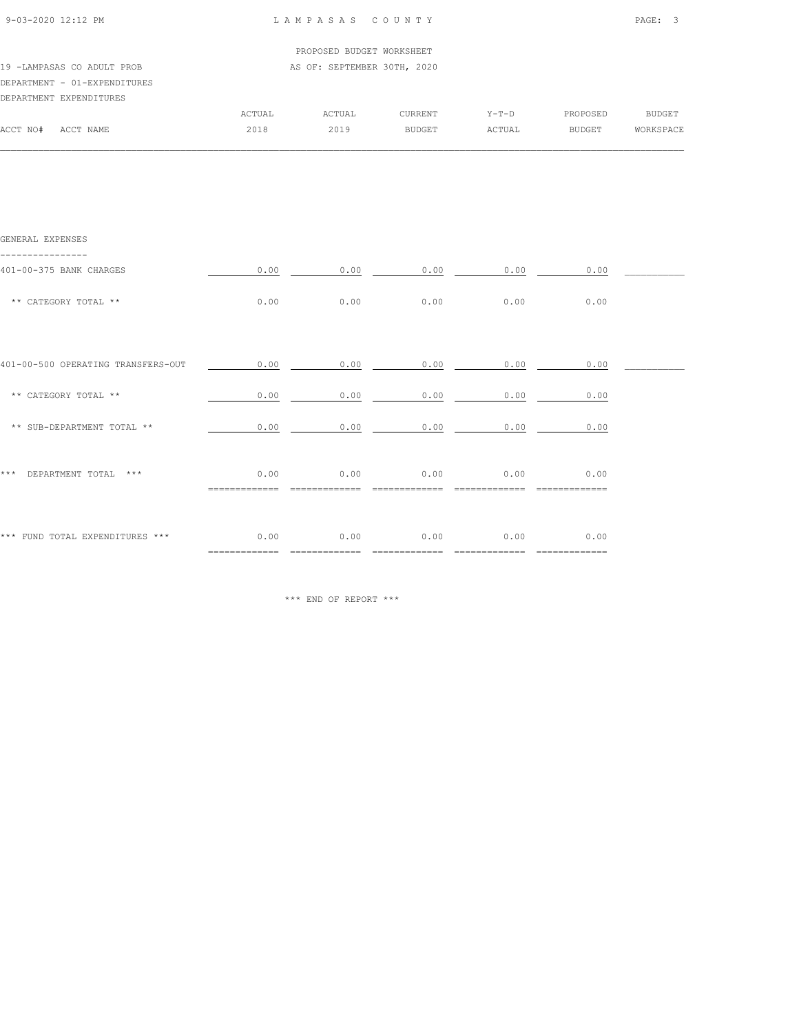PROPOSED BUDGET WORKSHEET

19 -LAMPASAS CO ADULT PROB AS OF: SEPTEMBER 30TH, 2020

DEPARTMENT - 01-EXPENDITURES

DEPARTMENT EXPENDITURES

| ACCT NO# ACCT NAME | ACTUAL 2018 | ACTUAL 2019 | CURRENT BUDGET | Y-T-D ACTUAL | PROPOSED BUDGET | BUDGET WORKSPACE |
|---|---|---|---|---|---|---|
| **GENERAL EXPENSES** | | | | | | |
| 401-00-375 BANK CHARGES | 0.00 | 0.00 | 0.00 | 0.00 | 0.00 | |
| ** CATEGORY TOTAL ** | 0.00 | 0.00 | 0.00 | 0.00 | 0.00 | |
| 401-00-500 OPERATING TRANSFERS-OUT | 0.00 | 0.00 | 0.00 | 0.00 | 0.00 | |
| ** CATEGORY TOTAL ** | 0.00 | 0.00 | 0.00 | 0.00 | 0.00 | |
| ** SUB-DEPARTMENT TOTAL ** | 0.00 | 0.00 | 0.00 | 0.00 | 0.00 | |
| *** DEPARTMENT TOTAL *** | 0.00 | 0.00 | 0.00 | 0.00 | 0.00 | |
| *** FUND TOTAL EXPENDITURES *** | 0.00 | 0.00 | 0.00 | 0.00 | 0.00 | |

*** END OF REPORT ***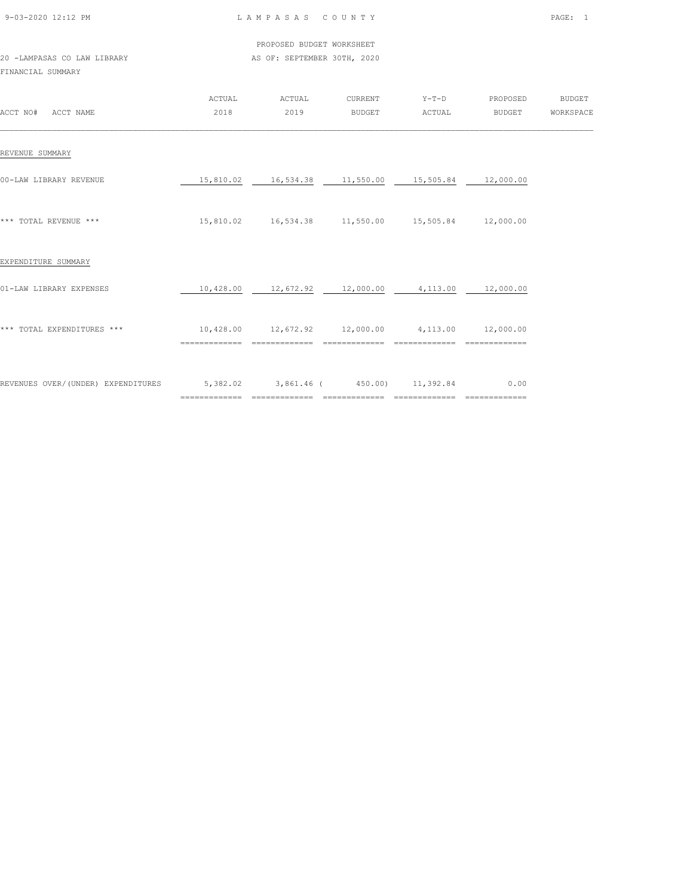PROPOSED BUDGET WORKSHEET

20 -LAMPASAS CO LAW LIBRARY AS OF: SEPTEMBER 30TH, 2020

FINANCIAL SUMMARY

| ACCT NO# ACCT NAME | ACTUAL 2018 | ACTUAL 2019 | CURRENT BUDGET | Y-T-D ACTUAL | PROPOSED BUDGET | BUDGET WORKSPACE |
|---|---|---|---|---|---|---|
| REVENUE SUMMARY | | | | | | |
| 00-LAW LIBRARY REVENUE | 15,810.02 | 16,534.38 | 11,550.00 | 15,505.84 | 12,000.00 | |
| *** TOTAL REVENUE *** | 15,810.02 | 16,534.38 | 11,550.00 | 15,505.84 | 12,000.00 | |
| EXPENDITURE SUMMARY | | | | | | |
| 01-LAW LIBRARY EXPENSES | 10,428.00 | 12,672.92 | 12,000.00 | 4,113.00 | 12,000.00 | |
| *** TOTAL EXPENDITURES *** | 10,428.00 | 12,672.92 | 12,000.00 | 4,113.00 | 12,000.00 | |
| REVENUES OVER/(UNDER) EXPENDITURES | 5,382.02 | 3,861.46 | ( 450.00) | 11,392.84 | 0.00 | |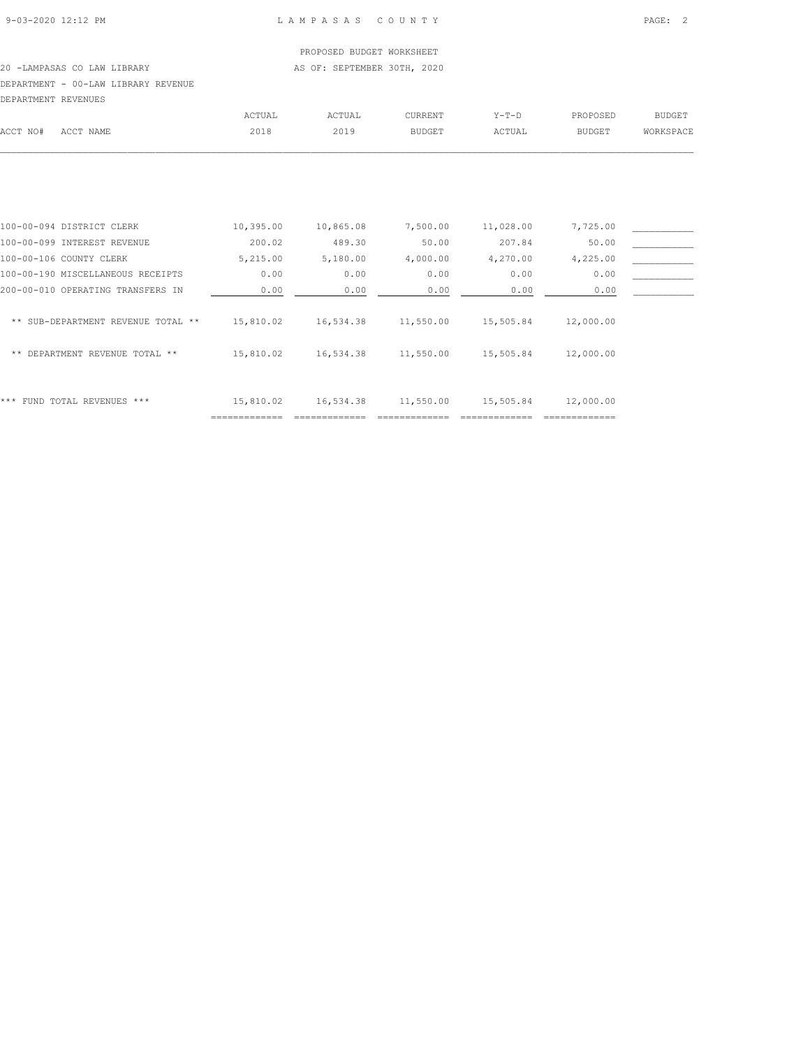PROPOSED BUDGET WORKSHEET

20 -LAMPASAS CO LAW LIBRARY — AS OF: SEPTEMBER 30TH, 2020

DEPARTMENT - 00-LAW LIBRARY REVENUE

DEPARTMENT REVENUES

| ACCT NO# | ACCT NAME | ACTUAL 2018 | ACTUAL 2019 | CURRENT BUDGET | Y-T-D ACTUAL | PROPOSED BUDGET | BUDGET WORKSPACE |
|---|---|---|---|---|---|---|---|
| 100-00-094 | DISTRICT CLERK | 10,395.00 | 10,865.08 | 7,500.00 | 11,028.00 | 7,725.00 | ___________ |
| 100-00-099 | INTEREST REVENUE | 200.02 | 489.30 | 50.00 | 207.84 | 50.00 | ___________ |
| 100-00-106 | COUNTY CLERK | 5,215.00 | 5,180.00 | 4,000.00 | 4,270.00 | 4,225.00 | ___________ |
| 100-00-190 | MISCELLANEOUS RECEIPTS | 0.00 | 0.00 | 0.00 | 0.00 | 0.00 | ___________ |
| 200-00-010 | OPERATING TRANSFERS IN | 0.00 | 0.00 | 0.00 | 0.00 | 0.00 | ___________ |
| | ** SUB-DEPARTMENT REVENUE TOTAL ** | 15,810.02 | 16,534.38 | 11,550.00 | 15,505.84 | 12,000.00 | |
| | ** DEPARTMENT REVENUE TOTAL ** | 15,810.02 | 16,534.38 | 11,550.00 | 15,505.84 | 12,000.00 | |
| | *** FUND TOTAL REVENUES *** | 15,810.02 | 16,534.38 | 11,550.00 | 15,505.84 | 12,000.00 | |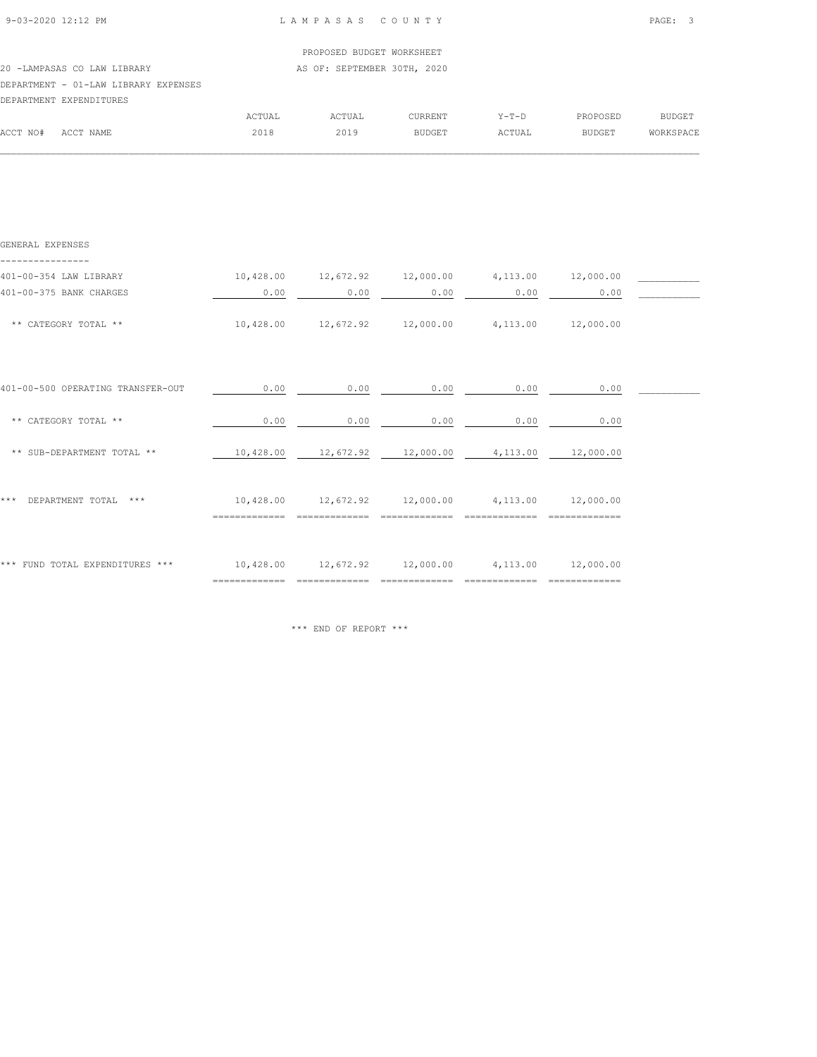PROPOSED BUDGET WORKSHEET

20 -LAMPASAS CO LAW LIBRARY AS OF: SEPTEMBER 30TH, 2020

DEPARTMENT - 01-LAW LIBRARY EXPENSES

DEPARTMENT EXPENDITURES

| ACCT NO# ACCT NAME | ACTUAL 2018 | ACTUAL 2019 | CURRENT BUDGET | Y-T-D ACTUAL | PROPOSED BUDGET | BUDGET WORKSPACE |
|---|---|---|---|---|---|---|
| **GENERAL EXPENSES** | | | | | | |
| 401-00-354 LAW LIBRARY | 10,428.00 | 12,672.92 | 12,000.00 | 4,113.00 | 12,000.00 | |
| 401-00-375 BANK CHARGES | 0.00 | 0.00 | 0.00 | 0.00 | 0.00 | |
| ** CATEGORY TOTAL ** | 10,428.00 | 12,672.92 | 12,000.00 | 4,113.00 | 12,000.00 | |
| 401-00-500 OPERATING TRANSFER-OUT | 0.00 | 0.00 | 0.00 | 0.00 | 0.00 | |
| ** CATEGORY TOTAL ** | 0.00 | 0.00 | 0.00 | 0.00 | 0.00 | |
| ** SUB-DEPARTMENT TOTAL ** | 10,428.00 | 12,672.92 | 12,000.00 | 4,113.00 | 12,000.00 | |
| *** DEPARTMENT TOTAL *** | 10,428.00 | 12,672.92 | 12,000.00 | 4,113.00 | 12,000.00 | |
| *** FUND TOTAL EXPENDITURES *** | 10,428.00 | 12,672.92 | 12,000.00 | 4,113.00 | 12,000.00 | |

*** END OF REPORT ***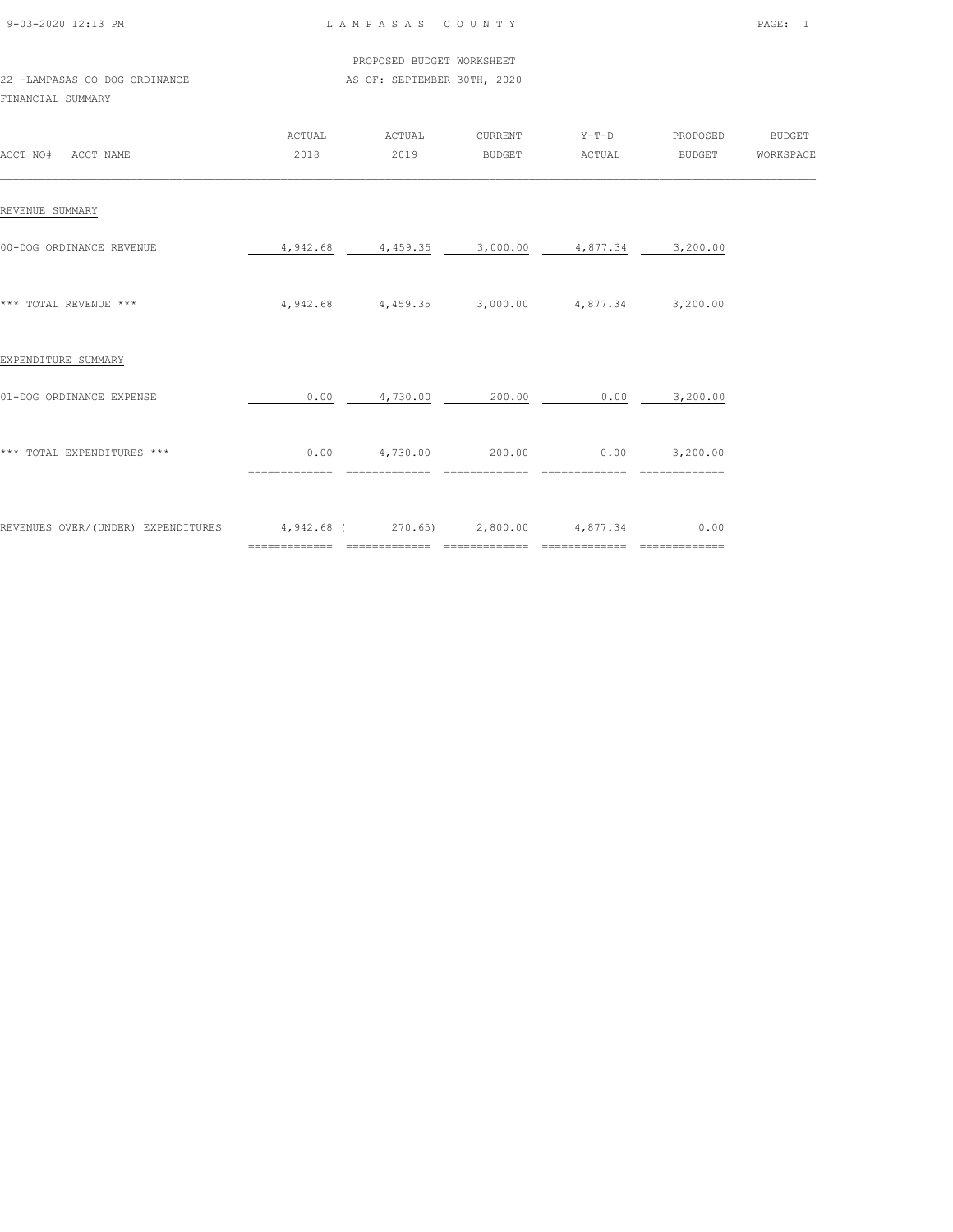PROPOSED BUDGET WORKSHEET

22 -LAMPASAS CO DOG ORDINANCE — AS OF: SEPTEMBER 30TH, 2020

FINANCIAL SUMMARY

| ACCT NO# ACCT NAME | ACTUAL 2018 | ACTUAL 2019 | CURRENT BUDGET | Y-T-D ACTUAL | PROPOSED BUDGET | BUDGET WORKSPACE |
|---|---|---|---|---|---|---|
| REVENUE SUMMARY | | | | | | |
| 00-DOG ORDINANCE REVENUE | 4,942.68 | 4,459.35 | 3,000.00 | 4,877.34 | 3,200.00 | |
| *** TOTAL REVENUE *** | 4,942.68 | 4,459.35 | 3,000.00 | 4,877.34 | 3,200.00 | |
| EXPENDITURE SUMMARY | | | | | | |
| 01-DOG ORDINANCE EXPENSE | 0.00 | 4,730.00 | 200.00 | 0.00 | 3,200.00 | |
| *** TOTAL EXPENDITURES *** | 0.00 | 4,730.00 | 200.00 | 0.00 | 3,200.00 | |
| REVENUES OVER/(UNDER) EXPENDITURES | 4,942.68 | ( 270.65) | 2,800.00 | 4,877.34 | 0.00 | |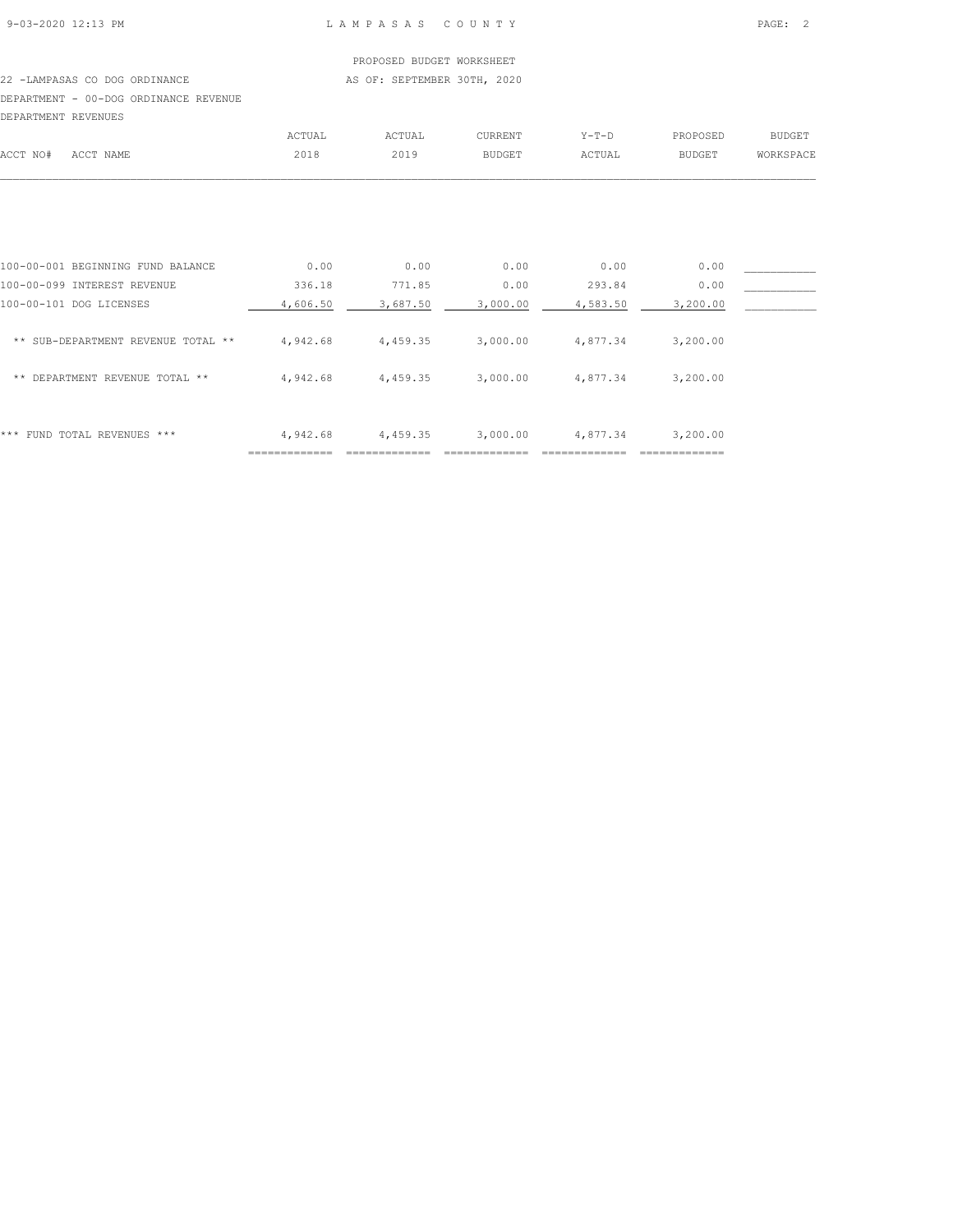LAMPASAS COUNTY

PROPOSED BUDGET WORKSHEET

22 -LAMPASAS CO DOG ORDINANCE AS OF: SEPTEMBER 30TH, 2020

DEPARTMENT - 00-DOG ORDINANCE REVENUE

DEPARTMENT REVENUES

| ACCT NO# ACCT NAME | ACTUAL 2018 | ACTUAL 2019 | CURRENT BUDGET | Y-T-D ACTUAL | PROPOSED BUDGET | BUDGET WORKSPACE |
|---|---|---|---|---|---|---|
| 100-00-001 BEGINNING FUND BALANCE | 0.00 | 0.00 | 0.00 | 0.00 | 0.00 | ___________ |
| 100-00-099 INTEREST REVENUE | 336.18 | 771.85 | 0.00 | 293.84 | 0.00 | ___________ |
| 100-00-101 DOG LICENSES | 4,606.50 | 3,687.50 | 3,000.00 | 4,583.50 | 3,200.00 | ___________ |
| ** SUB-DEPARTMENT REVENUE TOTAL ** | 4,942.68 | 4,459.35 | 3,000.00 | 4,877.34 | 3,200.00 | |
| ** DEPARTMENT REVENUE TOTAL ** | 4,942.68 | 4,459.35 | 3,000.00 | 4,877.34 | 3,200.00 | |
| *** FUND TOTAL REVENUES *** | 4,942.68 | 4,459.35 | 3,000.00 | 4,877.34 | 3,200.00 | |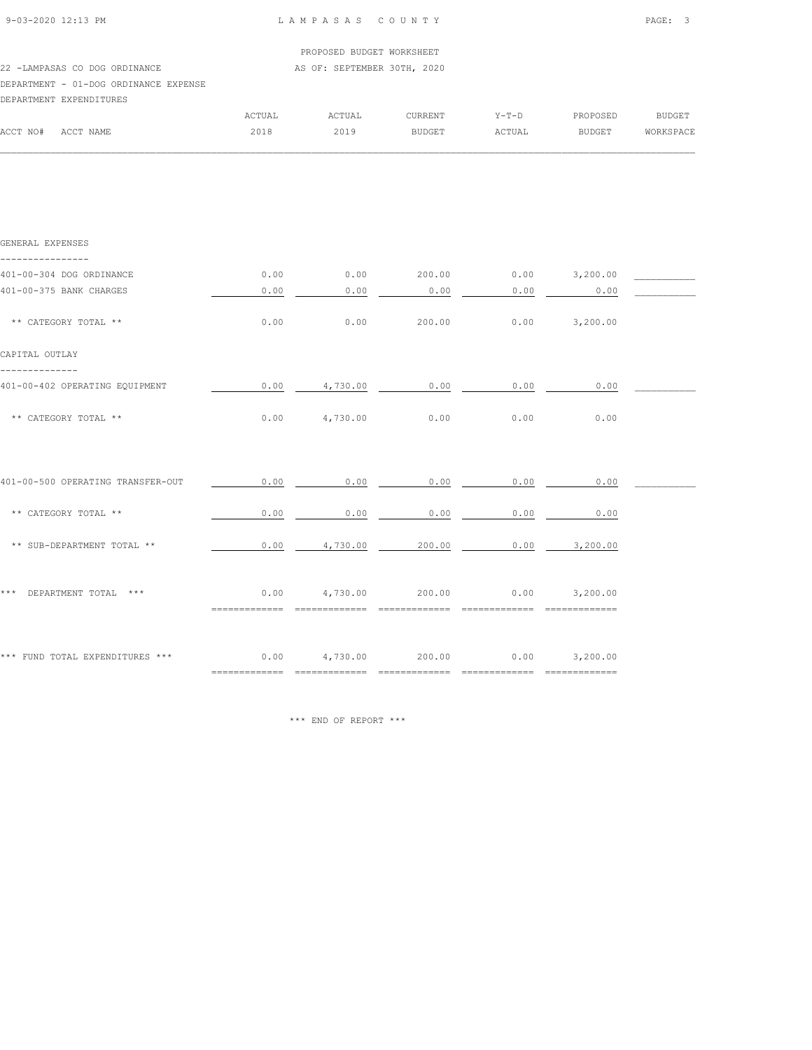LAMPASAS COUNTY

PROPOSED BUDGET WORKSHEET

22 -LAMPASAS CO DOG ORDINANCE AS OF: SEPTEMBER 30TH, 2020

DEPARTMENT - 01-DOG ORDINANCE EXPENSE

DEPARTMENT EXPENDITURES

| ACCT NO# ACCT NAME | ACTUAL 2018 | ACTUAL 2019 | CURRENT BUDGET | Y-T-D ACTUAL | PROPOSED BUDGET | BUDGET WORKSPACE |
|---|---|---|---|---|---|---|
| **GENERAL EXPENSES** | | | | | | |
| 401-00-304 DOG ORDINANCE | 0.00 | 0.00 | 200.00 | 0.00 | 3,200.00 | |
| 401-00-375 BANK CHARGES | 0.00 | 0.00 | 0.00 | 0.00 | 0.00 | |
| ** CATEGORY TOTAL ** | 0.00 | 0.00 | 200.00 | 0.00 | 3,200.00 | |
| **CAPITAL OUTLAY** | | | | | | |
| 401-00-402 OPERATING EQUIPMENT | 0.00 | 4,730.00 | 0.00 | 0.00 | 0.00 | |
| ** CATEGORY TOTAL ** | 0.00 | 4,730.00 | 0.00 | 0.00 | 0.00 | |
| 401-00-500 OPERATING TRANSFER-OUT | 0.00 | 0.00 | 0.00 | 0.00 | 0.00 | |
| ** CATEGORY TOTAL ** | 0.00 | 0.00 | 0.00 | 0.00 | 0.00 | |
| ** SUB-DEPARTMENT TOTAL ** | 0.00 | 4,730.00 | 200.00 | 0.00 | 3,200.00 | |
| *** DEPARTMENT TOTAL *** | 0.00 | 4,730.00 | 200.00 | 0.00 | 3,200.00 | |
| *** FUND TOTAL EXPENDITURES *** | 0.00 | 4,730.00 | 200.00 | 0.00 | 3,200.00 | |

*** END OF REPORT ***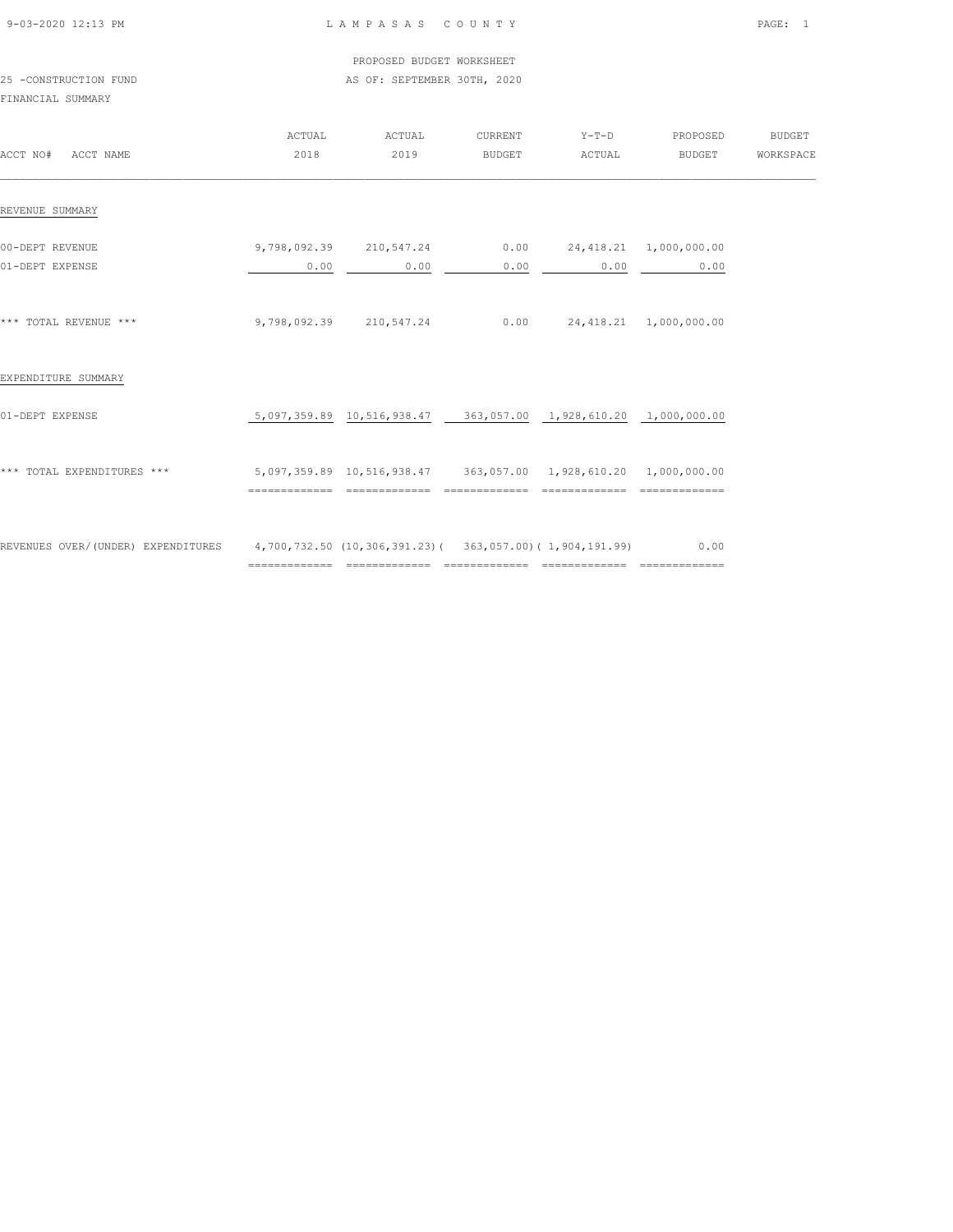LAMPASAS COUNTY

PROPOSED BUDGET WORKSHEET

25 -CONSTRUCTION FUND

AS OF: SEPTEMBER 30TH, 2020

FINANCIAL SUMMARY

| ACCT NO# ACCT NAME | ACTUAL 2018 | ACTUAL 2019 | CURRENT BUDGET | Y-T-D ACTUAL | PROPOSED BUDGET | BUDGET WORKSPACE |
|---|---|---|---|---|---|---|
| REVENUE SUMMARY | | | | | | |
| 00-DEPT REVENUE | 9,798,092.39 | 210,547.24 | 0.00 | 24,418.21 | 1,000,000.00 | |
| 01-DEPT EXPENSE | 0.00 | 0.00 | 0.00 | 0.00 | 0.00 | |
| *** TOTAL REVENUE *** | 9,798,092.39 | 210,547.24 | 0.00 | 24,418.21 | 1,000,000.00 | |
| EXPENDITURE SUMMARY | | | | | | |
| 01-DEPT EXPENSE | 5,097,359.89 | 10,516,938.47 | 363,057.00 | 1,928,610.20 | 1,000,000.00 | |
| *** TOTAL EXPENDITURES *** | 5,097,359.89 | 10,516,938.47 | 363,057.00 | 1,928,610.20 | 1,000,000.00 | |
| REVENUES OVER/(UNDER) EXPENDITURES | 4,700,732.50 | (10,306,391.23) | ( 363,057.00) | ( 1,904,191.99) | 0.00 | |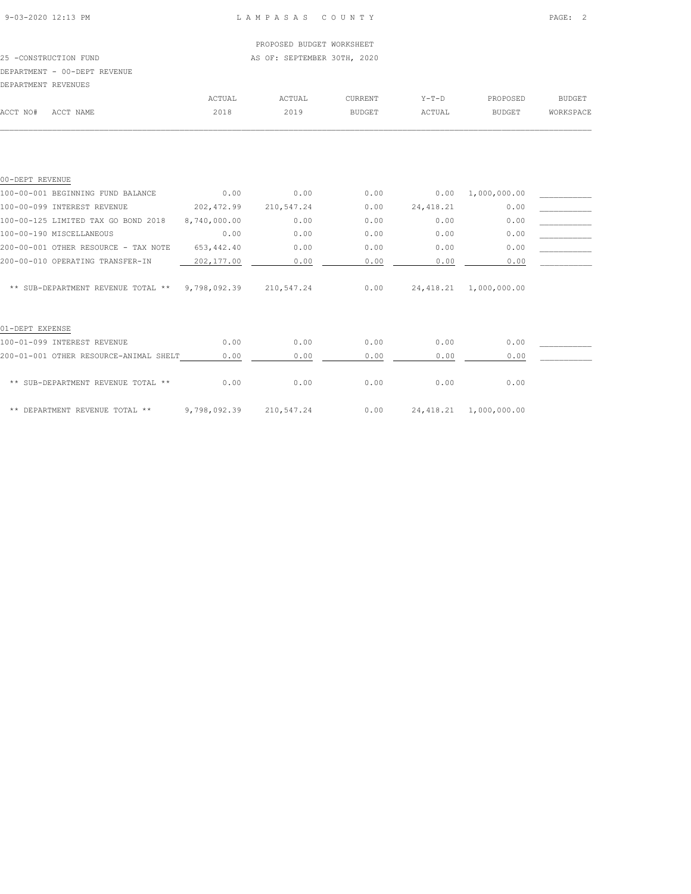LAMPASAS COUNTY

PROPOSED BUDGET WORKSHEET

25 -CONSTRUCTION FUND

AS OF: SEPTEMBER 30TH, 2020

DEPARTMENT - 00-DEPT REVENUE

DEPARTMENT REVENUES

| ACCT NO# | ACCT NAME | ACTUAL 2018 | ACTUAL 2019 | CURRENT BUDGET | Y-T-D ACTUAL | PROPOSED BUDGET | BUDGET WORKSPACE |
|---|---|---|---|---|---|---|---|
| **00-DEPT REVENUE** | | | | | | | |
| 100-00-001 | BEGINNING FUND BALANCE | 0.00 | 0.00 | 0.00 | 0.00 | 1,000,000.00 | ___________ |
| 100-00-099 | INTEREST REVENUE | 202,472.99 | 210,547.24 | 0.00 | 24,418.21 | 0.00 | ___________ |
| 100-00-125 | LIMITED TAX GO BOND 2018 | 8,740,000.00 | 0.00 | 0.00 | 0.00 | 0.00 | ___________ |
| 100-00-190 | MISCELLANEOUS | 0.00 | 0.00 | 0.00 | 0.00 | 0.00 | ___________ |
| 200-00-001 | OTHER RESOURCE - TAX NOTE | 653,442.40 | 0.00 | 0.00 | 0.00 | 0.00 | ___________ |
| 200-00-010 | OPERATING TRANSFER-IN | 202,177.00 | 0.00 | 0.00 | 0.00 | 0.00 | ___________ |
| | ** SUB-DEPARTMENT REVENUE TOTAL ** | 9,798,092.39 | 210,547.24 | 0.00 | 24,418.21 | 1,000,000.00 | |
| **01-DEPT EXPENSE** | | | | | | | |
| 100-01-099 | INTEREST REVENUE | 0.00 | 0.00 | 0.00 | 0.00 | 0.00 | ___________ |
| 200-01-001 | OTHER RESOURCE-ANIMAL SHELT | 0.00 | 0.00 | 0.00 | 0.00 | 0.00 | ___________ |
| | ** SUB-DEPARTMENT REVENUE TOTAL ** | 0.00 | 0.00 | 0.00 | 0.00 | 0.00 | |
| | ** DEPARTMENT REVENUE TOTAL ** | 9,798,092.39 | 210,547.24 | 0.00 | 24,418.21 | 1,000,000.00 | |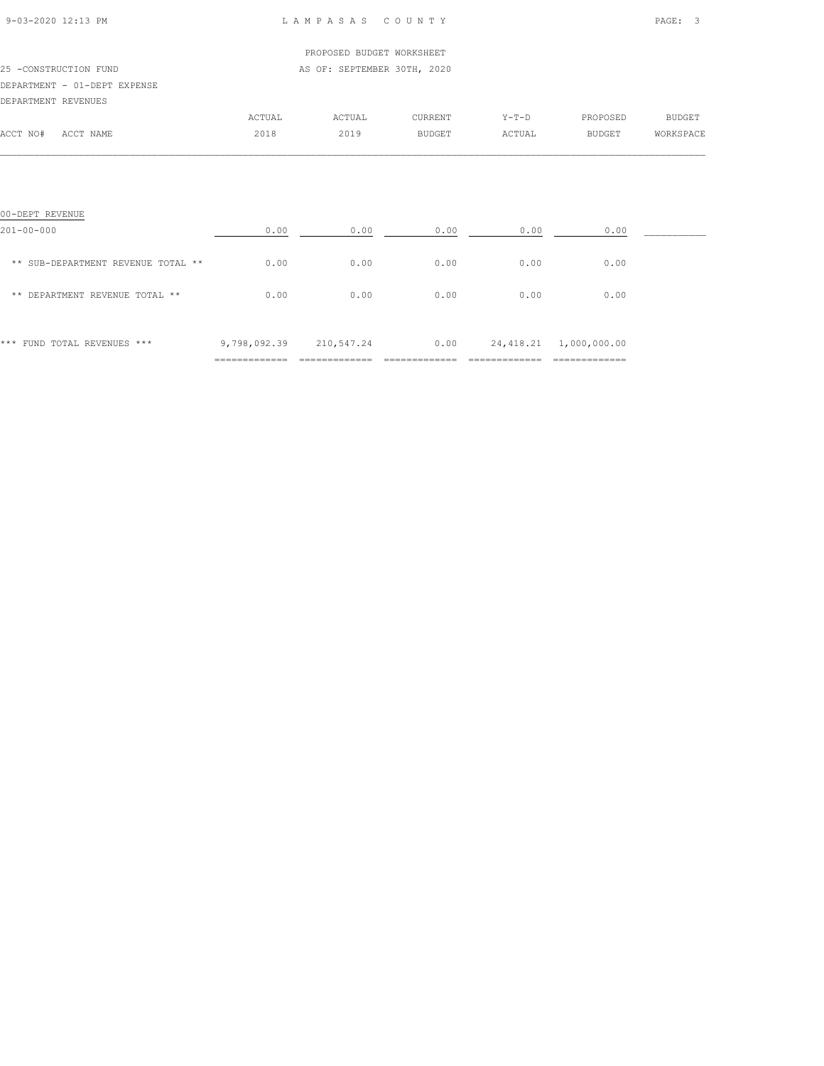LAMPASAS COUNTY

PROPOSED BUDGET WORKSHEET

25 -CONSTRUCTION FUND AS OF: SEPTEMBER 30TH, 2020

DEPARTMENT - 01-DEPT EXPENSE

DEPARTMENT REVENUES

| ACCT NO# ACCT NAME | ACTUAL 2018 | ACTUAL 2019 | CURRENT BUDGET | Y-T-D ACTUAL | PROPOSED BUDGET | BUDGET WORKSPACE |
|---|---|---|---|---|---|---|
| 00-DEPT REVENUE | | | | | | |
| 201-00-000 | 0.00 | 0.00 | 0.00 | 0.00 | 0.00 | ___________ |
| ** SUB-DEPARTMENT REVENUE TOTAL ** | 0.00 | 0.00 | 0.00 | 0.00 | 0.00 | |
| ** DEPARTMENT REVENUE TOTAL ** | 0.00 | 0.00 | 0.00 | 0.00 | 0.00 | |
| *** FUND TOTAL REVENUES *** | 9,798,092.39 | 210,547.24 | 0.00 | 24,418.21 | 1,000,000.00 | |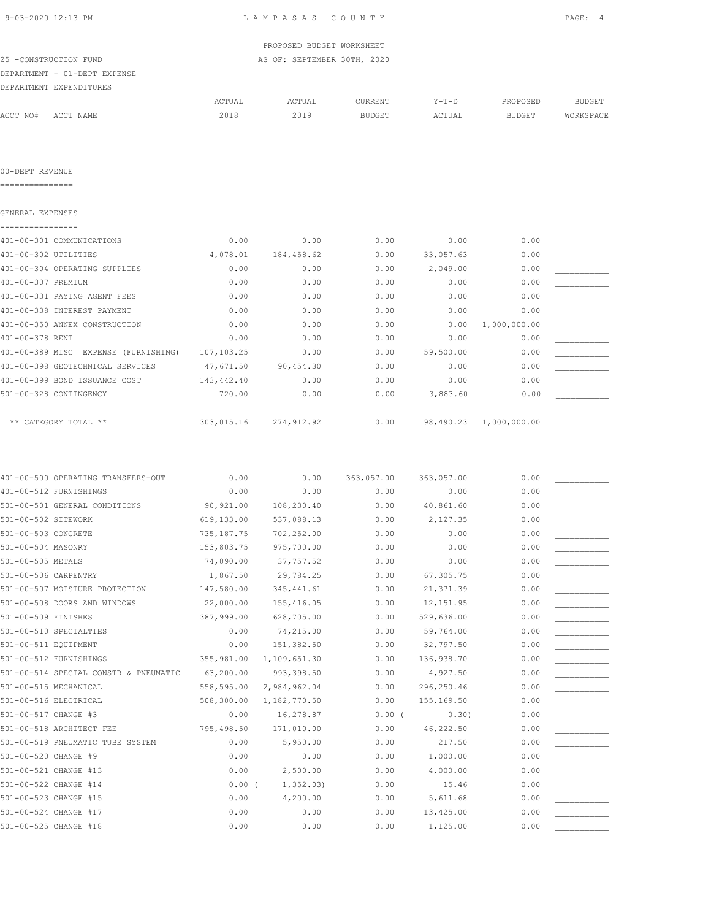LAMPASAS COUNTY

PROPOSED BUDGET WORKSHEET

AS OF: SEPTEMBER 30TH, 2020

25 -CONSTRUCTION FUND

DEPARTMENT - 01-DEPT EXPENSE

DEPARTMENT EXPENDITURES

| ACCT NO# | ACCT NAME | ACTUAL 2018 | ACTUAL 2019 | CURRENT BUDGET | Y-T-D ACTUAL | PROPOSED BUDGET | BUDGET WORKSPACE |
|---|---|---|---|---|---|---|---|

00-DEPT REVENUE
===============

GENERAL EXPENSES
----------------

| ACCT NO# | ACCT NAME | ACTUAL 2018 | ACTUAL 2019 | CURRENT BUDGET | Y-T-D ACTUAL | PROPOSED BUDGET | BUDGET WORKSPACE |
|---|---|---|---|---|---|---|---|
| 401-00-301 | COMMUNICATIONS | 0.00 | 0.00 | 0.00 | 0.00 | 0.00 | ___________ |
| 401-00-302 | UTILITIES | 4,078.01 | 184,458.62 | 0.00 | 33,057.63 | 0.00 | ___________ |
| 401-00-304 | OPERATING SUPPLIES | 0.00 | 0.00 | 0.00 | 2,049.00 | 0.00 | ___________ |
| 401-00-307 | PREMIUM | 0.00 | 0.00 | 0.00 | 0.00 | 0.00 | ___________ |
| 401-00-331 | PAYING AGENT FEES | 0.00 | 0.00 | 0.00 | 0.00 | 0.00 | ___________ |
| 401-00-338 | INTEREST PAYMENT | 0.00 | 0.00 | 0.00 | 0.00 | 0.00 | ___________ |
| 401-00-350 | ANNEX CONSTRUCTION | 0.00 | 0.00 | 0.00 | 0.00 | 1,000,000.00 | ___________ |
| 401-00-378 | RENT | 0.00 | 0.00 | 0.00 | 0.00 | 0.00 | ___________ |
| 401-00-389 | MISC EXPENSE (FURNISHING) | 107,103.25 | 0.00 | 0.00 | 59,500.00 | 0.00 | ___________ |
| 401-00-398 | GEOTECHNICAL SERVICES | 47,671.50 | 90,454.30 | 0.00 | 0.00 | 0.00 | ___________ |
| 401-00-399 | BOND ISSUANCE COST | 143,442.40 | 0.00 | 0.00 | 0.00 | 0.00 | ___________ |
| 501-00-328 | CONTINGENCY | 720.00 | 0.00 | 0.00 | 3,883.60 | 0.00 | ___________ |
| | ** CATEGORY TOTAL ** | 303,015.16 | 274,912.92 | 0.00 | 98,490.23 | 1,000,000.00 | |

| ACCT NO# | ACCT NAME | ACTUAL 2018 | ACTUAL 2019 | CURRENT BUDGET | Y-T-D ACTUAL | PROPOSED BUDGET | BUDGET WORKSPACE |
|---|---|---|---|---|---|---|---|
| 401-00-500 | OPERATING TRANSFERS-OUT | 0.00 | 0.00 | 363,057.00 | 363,057.00 | 0.00 | ___________ |
| 401-00-512 | FURNISHINGS | 0.00 | 0.00 | 0.00 | 0.00 | 0.00 | ___________ |
| 501-00-501 | GENERAL CONDITIONS | 90,921.00 | 108,230.40 | 0.00 | 40,861.60 | 0.00 | ___________ |
| 501-00-502 | SITEWORK | 619,133.00 | 537,088.13 | 0.00 | 2,127.35 | 0.00 | ___________ |
| 501-00-503 | CONCRETE | 735,187.75 | 702,252.00 | 0.00 | 0.00 | 0.00 | ___________ |
| 501-00-504 | MASONRY | 153,803.75 | 975,700.00 | 0.00 | 0.00 | 0.00 | ___________ |
| 501-00-505 | METALS | 74,090.00 | 37,757.52 | 0.00 | 0.00 | 0.00 | ___________ |
| 501-00-506 | CARPENTRY | 1,867.50 | 29,784.25 | 0.00 | 67,305.75 | 0.00 | ___________ |
| 501-00-507 | MOISTURE PROTECTION | 147,580.00 | 345,441.61 | 0.00 | 21,371.39 | 0.00 | ___________ |
| 501-00-508 | DOORS AND WINDOWS | 22,000.00 | 155,416.05 | 0.00 | 12,151.95 | 0.00 | ___________ |
| 501-00-509 | FINISHES | 387,999.00 | 628,705.00 | 0.00 | 529,636.00 | 0.00 | ___________ |
| 501-00-510 | SPECIALTIES | 0.00 | 74,215.00 | 0.00 | 59,764.00 | 0.00 | ___________ |
| 501-00-511 | EQUIPMENT | 0.00 | 151,382.50 | 0.00 | 32,797.50 | 0.00 | ___________ |
| 501-00-512 | FURNISHINGS | 355,981.00 | 1,109,651.30 | 0.00 | 136,938.70 | 0.00 | ___________ |
| 501-00-514 | SPECIAL CONSTR & PNEUMATIC | 63,200.00 | 993,398.50 | 0.00 | 4,927.50 | 0.00 | ___________ |
| 501-00-515 | MECHANICAL | 558,595.00 | 2,984,962.04 | 0.00 | 296,250.46 | 0.00 | ___________ |
| 501-00-516 | ELECTRICAL | 508,300.00 | 1,182,770.50 | 0.00 | 155,169.50 | 0.00 | ___________ |
| 501-00-517 | CHANGE #3 | 0.00 | 16,278.87 | 0.00 | ( 0.30) | 0.00 | ___________ |
| 501-00-518 | ARCHITECT FEE | 795,498.50 | 171,010.00 | 0.00 | 46,222.50 | 0.00 | ___________ |
| 501-00-519 | PNEUMATIC TUBE SYSTEM | 0.00 | 5,950.00 | 0.00 | 217.50 | 0.00 | ___________ |
| 501-00-520 | CHANGE #9 | 0.00 | 0.00 | 0.00 | 1,000.00 | 0.00 | ___________ |
| 501-00-521 | CHANGE #13 | 0.00 | 2,500.00 | 0.00 | 4,000.00 | 0.00 | ___________ |
| 501-00-522 | CHANGE #14 | 0.00 | ( 1,352.03) | 0.00 | 15.46 | 0.00 | ___________ |
| 501-00-523 | CHANGE #15 | 0.00 | 4,200.00 | 0.00 | 5,611.68 | 0.00 | ___________ |
| 501-00-524 | CHANGE #17 | 0.00 | 0.00 | 0.00 | 13,425.00 | 0.00 | ___________ |
| 501-00-525 | CHANGE #18 | 0.00 | 0.00 | 0.00 | 1,125.00 | 0.00 | ___________ |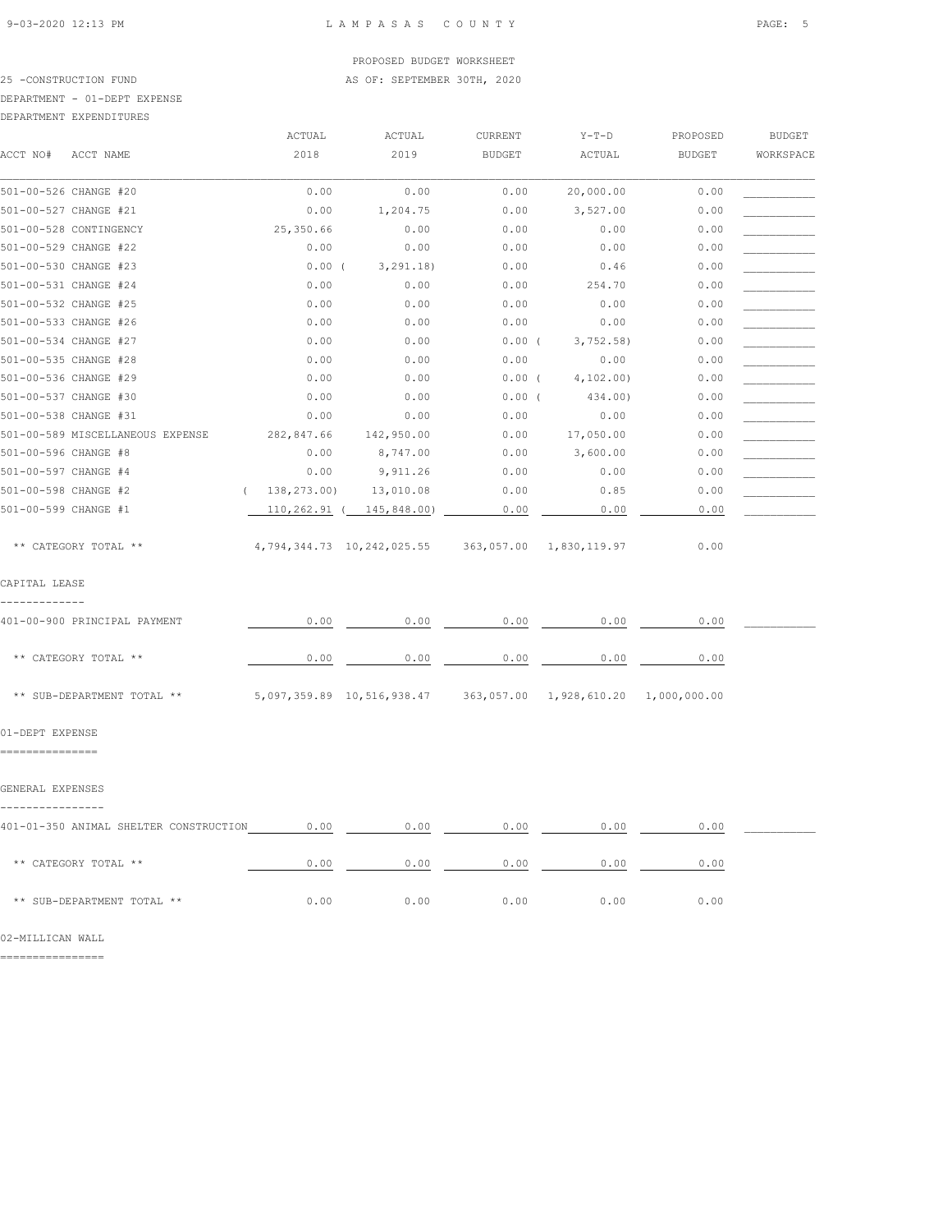PROPOSED BUDGET WORKSHEET

25 -CONSTRUCTION FUND — AS OF: SEPTEMBER 30TH, 2020

DEPARTMENT - 01-DEPT EXPENSE

DEPARTMENT EXPENDITURES

| ACCT NO# ACCT NAME | ACTUAL 2018 | ACTUAL 2019 | CURRENT BUDGET | Y-T-D ACTUAL | PROPOSED BUDGET | BUDGET WORKSPACE |
|---|---|---|---|---|---|---|
| 501-00-526 CHANGE #20 | 0.00 | 0.00 | 0.00 | 20,000.00 | 0.00 | |
| 501-00-527 CHANGE #21 | 0.00 | 1,204.75 | 0.00 | 3,527.00 | 0.00 | |
| 501-00-528 CONTINGENCY | 25,350.66 | 0.00 | 0.00 | 0.00 | 0.00 | |
| 501-00-529 CHANGE #22 | 0.00 | 0.00 | 0.00 | 0.00 | 0.00 | |
| 501-00-530 CHANGE #23 | 0.00 | ( 3,291.18) | 0.00 | 0.46 | 0.00 | |
| 501-00-531 CHANGE #24 | 0.00 | 0.00 | 0.00 | 254.70 | 0.00 | |
| 501-00-532 CHANGE #25 | 0.00 | 0.00 | 0.00 | 0.00 | 0.00 | |
| 501-00-533 CHANGE #26 | 0.00 | 0.00 | 0.00 | 0.00 | 0.00 | |
| 501-00-534 CHANGE #27 | 0.00 | 0.00 | 0.00 | ( 3,752.58) | 0.00 | |
| 501-00-535 CHANGE #28 | 0.00 | 0.00 | 0.00 | 0.00 | 0.00 | |
| 501-00-536 CHANGE #29 | 0.00 | 0.00 | 0.00 | ( 4,102.00) | 0.00 | |
| 501-00-537 CHANGE #30 | 0.00 | 0.00 | 0.00 | ( 434.00) | 0.00 | |
| 501-00-538 CHANGE #31 | 0.00 | 0.00 | 0.00 | 0.00 | 0.00 | |
| 501-00-589 MISCELLANEOUS EXPENSE | 282,847.66 | 142,950.00 | 0.00 | 17,050.00 | 0.00 | |
| 501-00-596 CHANGE #8 | 0.00 | 8,747.00 | 0.00 | 3,600.00 | 0.00 | |
| 501-00-597 CHANGE #4 | 0.00 | 9,911.26 | 0.00 | 0.00 | 0.00 | |
| 501-00-598 CHANGE #2 | ( 138,273.00) | 13,010.08 | 0.00 | 0.85 | 0.00 | |
| 501-00-599 CHANGE #1 | 110,262.91 | ( 145,848.00) | 0.00 | 0.00 | 0.00 | |
| ** CATEGORY TOTAL ** | 4,794,344.73 | 10,242,025.55 | 363,057.00 | 1,830,119.97 | 0.00 | |

CAPITAL LEASE

| ACCT NO# ACCT NAME | ACTUAL 2018 | ACTUAL 2019 | CURRENT BUDGET | Y-T-D ACTUAL | PROPOSED BUDGET | BUDGET WORKSPACE |
|---|---|---|---|---|---|---|
| 401-00-900 PRINCIPAL PAYMENT | 0.00 | 0.00 | 0.00 | 0.00 | 0.00 | |
| ** CATEGORY TOTAL ** | 0.00 | 0.00 | 0.00 | 0.00 | 0.00 | |
| ** SUB-DEPARTMENT TOTAL ** | 5,097,359.89 | 10,516,938.47 | 363,057.00 | 1,928,610.20 | 1,000,000.00 | |

01-DEPT EXPENSE

GENERAL EXPENSES

| ACCT NO# ACCT NAME | ACTUAL 2018 | ACTUAL 2019 | CURRENT BUDGET | Y-T-D ACTUAL | PROPOSED BUDGET | BUDGET WORKSPACE |
|---|---|---|---|---|---|---|
| 401-01-350 ANIMAL SHELTER CONSTRUCTION | 0.00 | 0.00 | 0.00 | 0.00 | 0.00 | |
| ** CATEGORY TOTAL ** | 0.00 | 0.00 | 0.00 | 0.00 | 0.00 | |
| ** SUB-DEPARTMENT TOTAL ** | 0.00 | 0.00 | 0.00 | 0.00 | 0.00 | |

02-MILLICAN WALL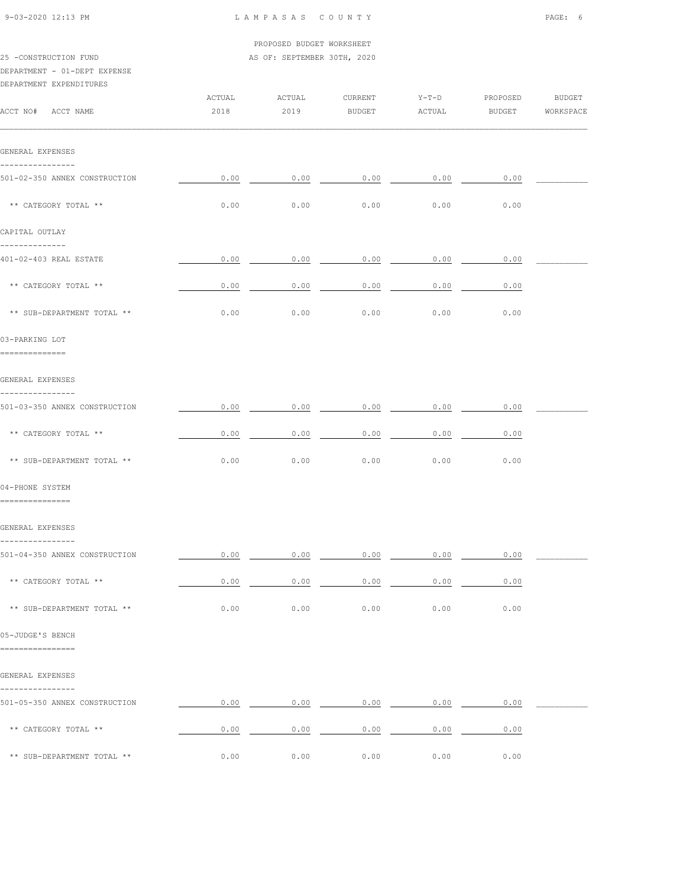PROPOSED BUDGET WORKSHEET

25 -CONSTRUCTION FUND — AS OF: SEPTEMBER 30TH, 2020

DEPARTMENT - 01-DEPT EXPENSE

DEPARTMENT EXPENDITURES

| ACCT NO# ACCT NAME | ACTUAL 2018 | ACTUAL 2019 | CURRENT BUDGET | Y-T-D ACTUAL | PROPOSED BUDGET | BUDGET WORKSPACE |
|---|---|---|---|---|---|---|
| **GENERAL EXPENSES** | | | | | | |
| 501-02-350 ANNEX CONSTRUCTION | 0.00 | 0.00 | 0.00 | 0.00 | 0.00 | |
| ** CATEGORY TOTAL ** | 0.00 | 0.00 | 0.00 | 0.00 | 0.00 | |
| **CAPITAL OUTLAY** | | | | | | |
| 401-02-403 REAL ESTATE | 0.00 | 0.00 | 0.00 | 0.00 | 0.00 | |
| ** CATEGORY TOTAL ** | 0.00 | 0.00 | 0.00 | 0.00 | 0.00 | |
| ** SUB-DEPARTMENT TOTAL ** | 0.00 | 0.00 | 0.00 | 0.00 | 0.00 | |
| **03-PARKING LOT** | | | | | | |
| **GENERAL EXPENSES** | | | | | | |
| 501-03-350 ANNEX CONSTRUCTION | 0.00 | 0.00 | 0.00 | 0.00 | 0.00 | |
| ** CATEGORY TOTAL ** | 0.00 | 0.00 | 0.00 | 0.00 | 0.00 | |
| ** SUB-DEPARTMENT TOTAL ** | 0.00 | 0.00 | 0.00 | 0.00 | 0.00 | |
| **04-PHONE SYSTEM** | | | | | | |
| **GENERAL EXPENSES** | | | | | | |
| 501-04-350 ANNEX CONSTRUCTION | 0.00 | 0.00 | 0.00 | 0.00 | 0.00 | |
| ** CATEGORY TOTAL ** | 0.00 | 0.00 | 0.00 | 0.00 | 0.00 | |
| ** SUB-DEPARTMENT TOTAL ** | 0.00 | 0.00 | 0.00 | 0.00 | 0.00 | |
| **05-JUDGE'S BENCH** | | | | | | |
| **GENERAL EXPENSES** | | | | | | |
| 501-05-350 ANNEX CONSTRUCTION | 0.00 | 0.00 | 0.00 | 0.00 | 0.00 | |
| ** CATEGORY TOTAL ** | 0.00 | 0.00 | 0.00 | 0.00 | 0.00 | |
| ** SUB-DEPARTMENT TOTAL ** | 0.00 | 0.00 | 0.00 | 0.00 | 0.00 | |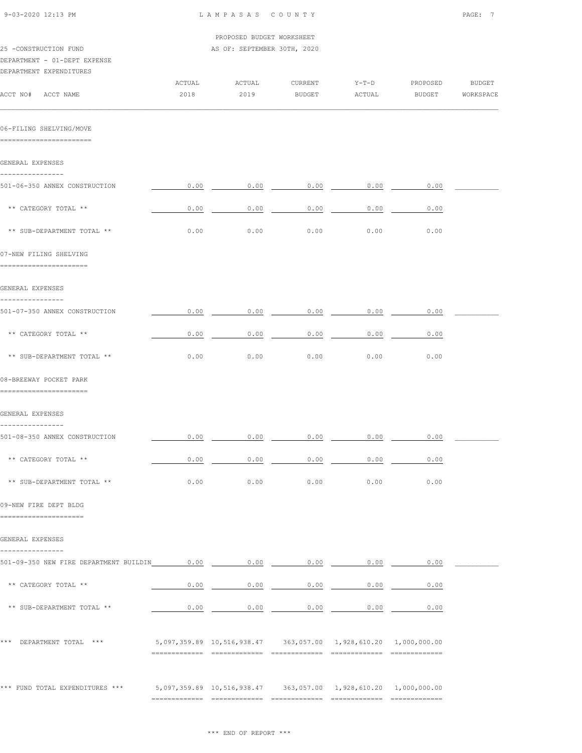PROPOSED BUDGET WORKSHEET

25 -CONSTRUCTION FUND — AS OF: SEPTEMBER 30TH, 2020

DEPARTMENT - 01-DEPT EXPENSE

DEPARTMENT EXPENDITURES

| ACCT NO# ACCT NAME | ACTUAL 2018 | ACTUAL 2019 | CURRENT BUDGET | Y-T-D ACTUAL | PROPOSED BUDGET | BUDGET WORKSPACE |
|---|---|---|---|---|---|---|
| **06-FILING SHELVING/MOVE** | | | | | | |
| GENERAL EXPENSES | | | | | | |
| 501-06-350 ANNEX CONSTRUCTION | 0.00 | 0.00 | 0.00 | 0.00 | 0.00 | |
| ** CATEGORY TOTAL ** | 0.00 | 0.00 | 0.00 | 0.00 | 0.00 | |
| ** SUB-DEPARTMENT TOTAL ** | 0.00 | 0.00 | 0.00 | 0.00 | 0.00 | |
| **07-NEW FILING SHELVING** | | | | | | |
| GENERAL EXPENSES | | | | | | |
| 501-07-350 ANNEX CONSTRUCTION | 0.00 | 0.00 | 0.00 | 0.00 | 0.00 | |
| ** CATEGORY TOTAL ** | 0.00 | 0.00 | 0.00 | 0.00 | 0.00 | |
| ** SUB-DEPARTMENT TOTAL ** | 0.00 | 0.00 | 0.00 | 0.00 | 0.00 | |
| **08-BREEWAY POCKET PARK** | | | | | | |
| GENERAL EXPENSES | | | | | | |
| 501-08-350 ANNEX CONSTRUCTION | 0.00 | 0.00 | 0.00 | 0.00 | 0.00 | |
| ** CATEGORY TOTAL ** | 0.00 | 0.00 | 0.00 | 0.00 | 0.00 | |
| ** SUB-DEPARTMENT TOTAL ** | 0.00 | 0.00 | 0.00 | 0.00 | 0.00 | |
| **09-NEW FIRE DEPT BLDG** | | | | | | |
| GENERAL EXPENSES | | | | | | |
| 501-09-350 NEW FIRE DEPARTMENT BUILDIN | 0.00 | 0.00 | 0.00 | 0.00 | 0.00 | |
| ** CATEGORY TOTAL ** | 0.00 | 0.00 | 0.00 | 0.00 | 0.00 | |
| ** SUB-DEPARTMENT TOTAL ** | 0.00 | 0.00 | 0.00 | 0.00 | 0.00 | |
| *** DEPARTMENT TOTAL *** | 5,097,359.89 | 10,516,938.47 | 363,057.00 | 1,928,610.20 | 1,000,000.00 | |
| *** FUND TOTAL EXPENDITURES *** | 5,097,359.89 | 10,516,938.47 | 363,057.00 | 1,928,610.20 | 1,000,000.00 | |

*** END OF REPORT ***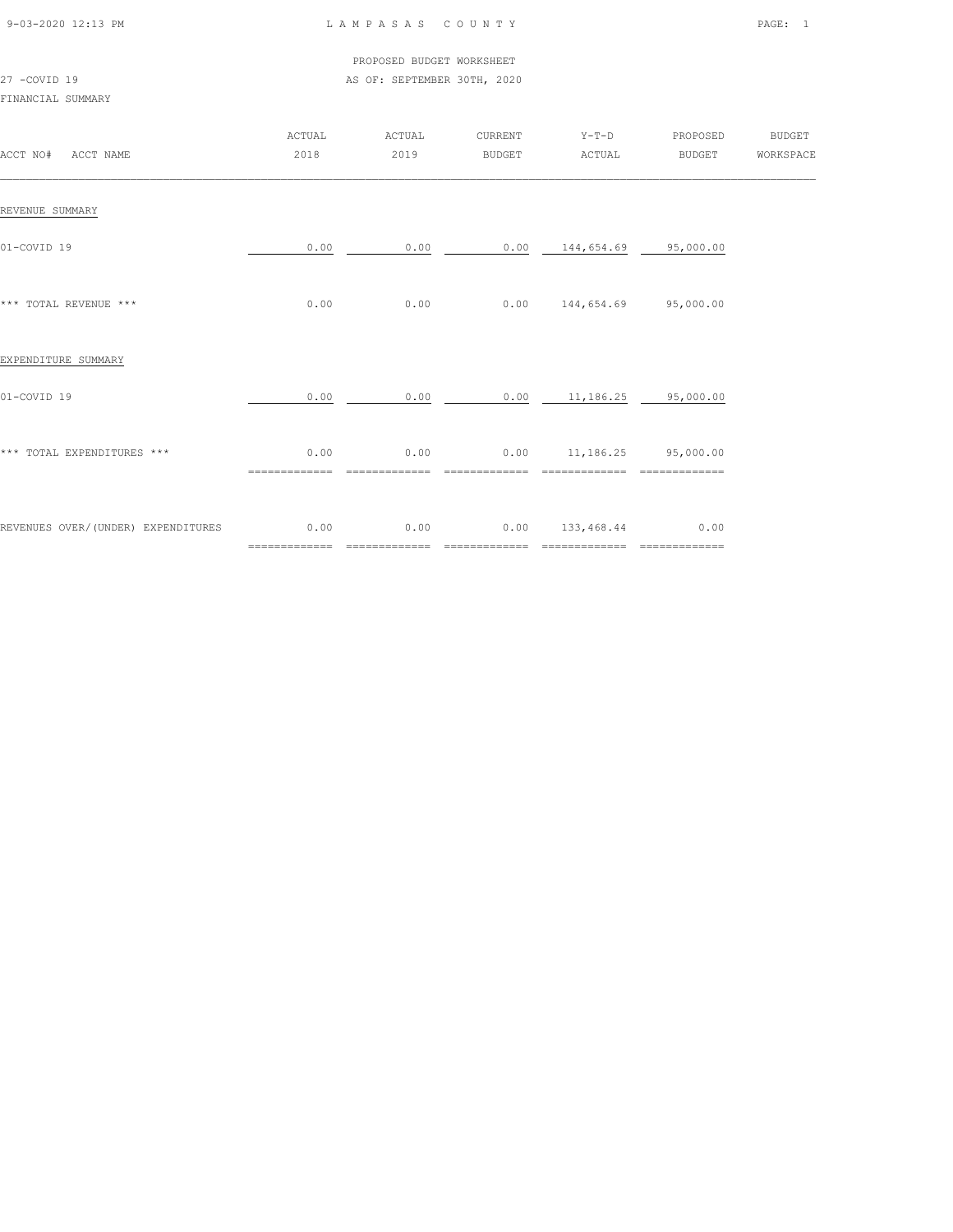# LAMPASAS COUNTY

PROPOSED BUDGET WORKSHEET

27 -COVID 19 AS OF: SEPTEMBER 30TH, 2020

FINANCIAL SUMMARY

| ACCT NO# ACCT NAME | ACTUAL 2018 | ACTUAL 2019 | CURRENT BUDGET | Y-T-D ACTUAL | PROPOSED BUDGET | BUDGET WORKSPACE |
|---|---|---|---|---|---|---|
| REVENUE SUMMARY | | | | | | |
| 01-COVID 19 | 0.00 | 0.00 | 0.00 | 144,654.69 | 95,000.00 | |
| *** TOTAL REVENUE *** | 0.00 | 0.00 | 0.00 | 144,654.69 | 95,000.00 | |
| EXPENDITURE SUMMARY | | | | | | |
| 01-COVID 19 | 0.00 | 0.00 | 0.00 | 11,186.25 | 95,000.00 | |
| *** TOTAL EXPENDITURES *** | 0.00 | 0.00 | 0.00 | 11,186.25 | 95,000.00 | |
| REVENUES OVER/(UNDER) EXPENDITURES | 0.00 | 0.00 | 0.00 | 133,468.44 | 0.00 | |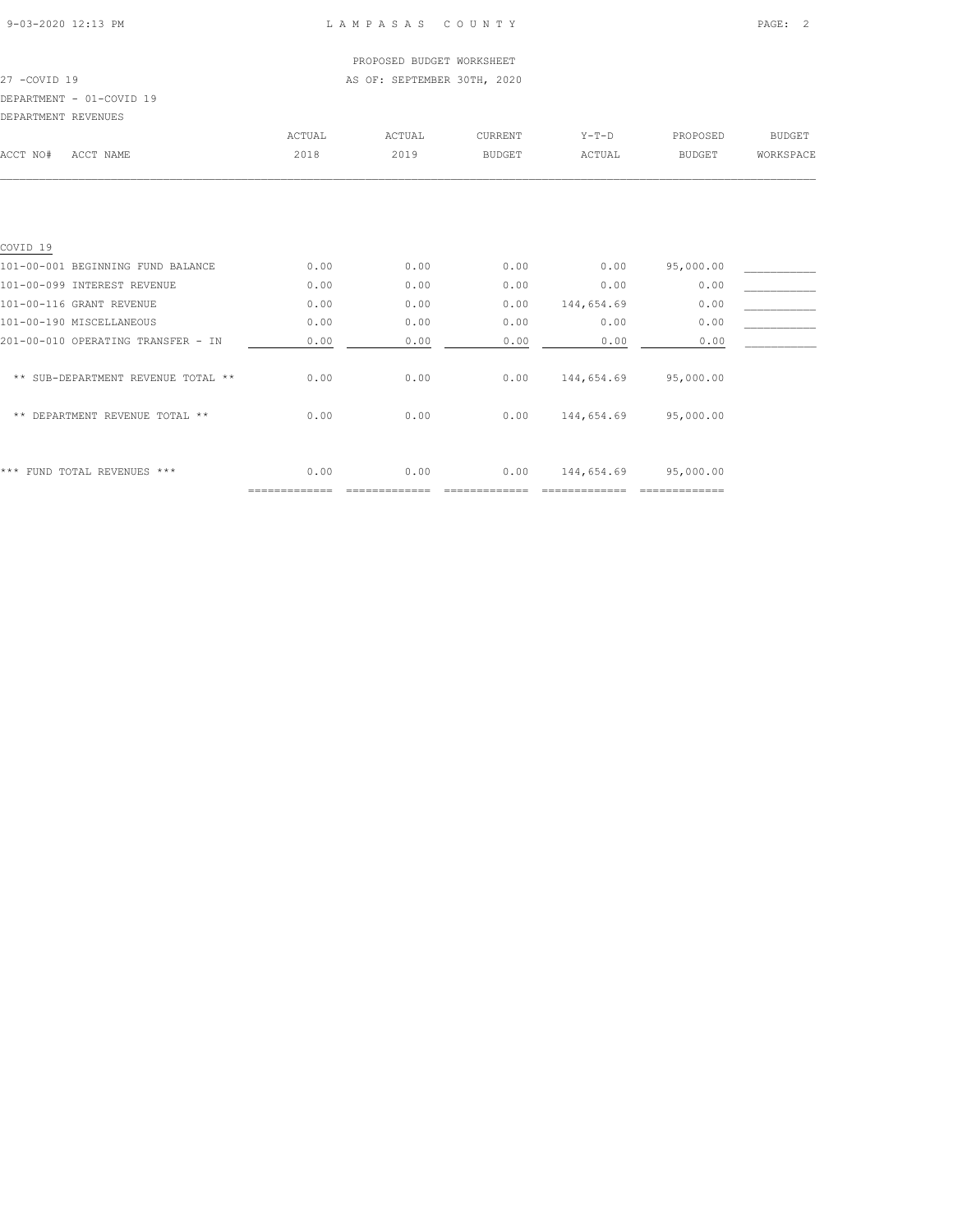PROPOSED BUDGET WORKSHEET

27 -COVID 19 AS OF: SEPTEMBER 30TH, 2020

DEPARTMENT - 01-COVID 19

DEPARTMENT REVENUES

| ACCT NO# | ACCT NAME | ACTUAL 2018 | ACTUAL 2019 | CURRENT BUDGET | Y-T-D ACTUAL | PROPOSED BUDGET | BUDGET WORKSPACE |
|---|---|---|---|---|---|---|---|
| COVID 19 | | | | | | | |
| 101-00-001 | BEGINNING FUND BALANCE | 0.00 | 0.00 | 0.00 | 0.00 | 95,000.00 | |
| 101-00-099 | INTEREST REVENUE | 0.00 | 0.00 | 0.00 | 0.00 | 0.00 | |
| 101-00-116 | GRANT REVENUE | 0.00 | 0.00 | 0.00 | 144,654.69 | 0.00 | |
| 101-00-190 | MISCELLANEOUS | 0.00 | 0.00 | 0.00 | 0.00 | 0.00 | |
| 201-00-010 | OPERATING TRANSFER - IN | 0.00 | 0.00 | 0.00 | 0.00 | 0.00 | |
| | ** SUB-DEPARTMENT REVENUE TOTAL ** | 0.00 | 0.00 | 0.00 | 144,654.69 | 95,000.00 | |
| | ** DEPARTMENT REVENUE TOTAL ** | 0.00 | 0.00 | 0.00 | 144,654.69 | 95,000.00 | |
| | *** FUND TOTAL REVENUES *** | 0.00 | 0.00 | 0.00 | 144,654.69 | 95,000.00 | |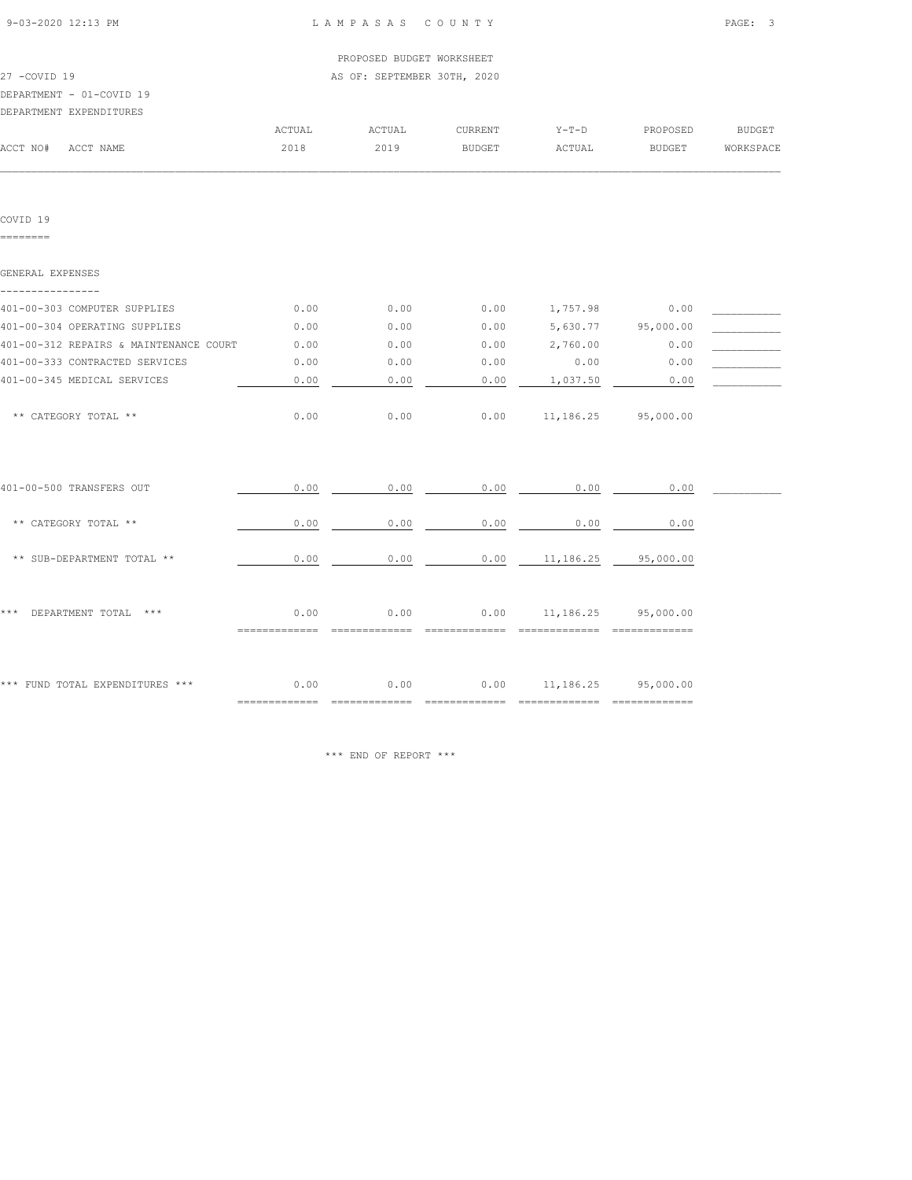LAMPASAS COUNTY

PROPOSED BUDGET WORKSHEET

27 -COVID 19 AS OF: SEPTEMBER 30TH, 2020

DEPARTMENT - 01-COVID 19

DEPARTMENT EXPENDITURES

| ACCT NO# ACCT NAME | ACTUAL 2018 | ACTUAL 2019 | CURRENT BUDGET | Y-T-D ACTUAL | PROPOSED BUDGET | BUDGET WORKSPACE |
|---|---|---|---|---|---|---|
| **COVID 19** | | | | | | |
| **GENERAL EXPENSES** | | | | | | |
| 401-00-303 COMPUTER SUPPLIES | 0.00 | 0.00 | 0.00 | 1,757.98 | 0.00 | |
| 401-00-304 OPERATING SUPPLIES | 0.00 | 0.00 | 0.00 | 5,630.77 | 95,000.00 | |
| 401-00-312 REPAIRS & MAINTENANCE COURT | 0.00 | 0.00 | 0.00 | 2,760.00 | 0.00 | |
| 401-00-333 CONTRACTED SERVICES | 0.00 | 0.00 | 0.00 | 0.00 | 0.00 | |
| 401-00-345 MEDICAL SERVICES | 0.00 | 0.00 | 0.00 | 1,037.50 | 0.00 | |
| ** CATEGORY TOTAL ** | 0.00 | 0.00 | 0.00 | 11,186.25 | 95,000.00 | |
| 401-00-500 TRANSFERS OUT | 0.00 | 0.00 | 0.00 | 0.00 | 0.00 | |
| ** CATEGORY TOTAL ** | 0.00 | 0.00 | 0.00 | 0.00 | 0.00 | |
| ** SUB-DEPARTMENT TOTAL ** | 0.00 | 0.00 | 0.00 | 11,186.25 | 95,000.00 | |
| *** DEPARTMENT TOTAL *** | 0.00 | 0.00 | 0.00 | 11,186.25 | 95,000.00 | |
| *** FUND TOTAL EXPENDITURES *** | 0.00 | 0.00 | 0.00 | 11,186.25 | 95,000.00 | |

*** END OF REPORT ***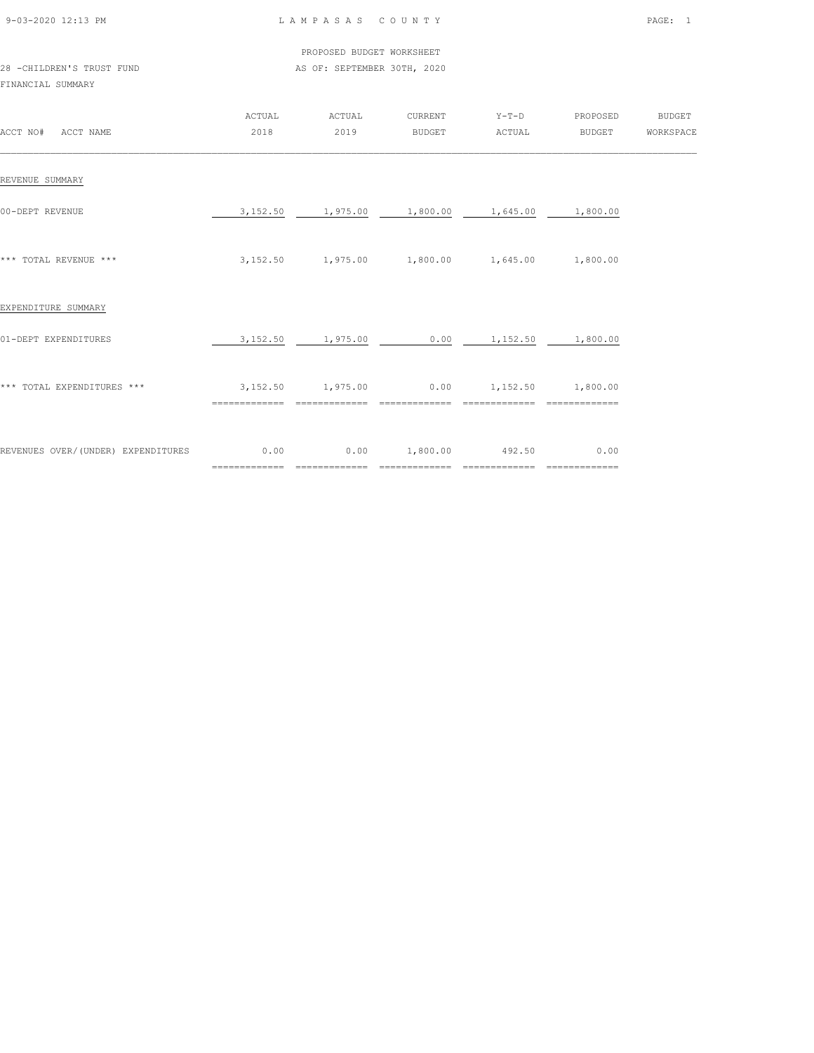LAMPASAS COUNTY

PROPOSED BUDGET WORKSHEET

28 -CHILDREN'S TRUST FUND

AS OF: SEPTEMBER 30TH, 2020

FINANCIAL SUMMARY

| ACCT NO# ACCT NAME | ACTUAL 2018 | ACTUAL 2019 | CURRENT BUDGET | Y-T-D ACTUAL | PROPOSED BUDGET | BUDGET WORKSPACE |
|---|---|---|---|---|---|---|
| REVENUE SUMMARY | | | | | | |
| 00-DEPT REVENUE | 3,152.50 | 1,975.00 | 1,800.00 | 1,645.00 | 1,800.00 | |
| *** TOTAL REVENUE *** | 3,152.50 | 1,975.00 | 1,800.00 | 1,645.00 | 1,800.00 | |
| EXPENDITURE SUMMARY | | | | | | |
| 01-DEPT EXPENDITURES | 3,152.50 | 1,975.00 | 0.00 | 1,152.50 | 1,800.00 | |
| *** TOTAL EXPENDITURES *** | 3,152.50 | 1,975.00 | 0.00 | 1,152.50 | 1,800.00 | |
| REVENUES OVER/(UNDER) EXPENDITURES | 0.00 | 0.00 | 1,800.00 | 492.50 | 0.00 | |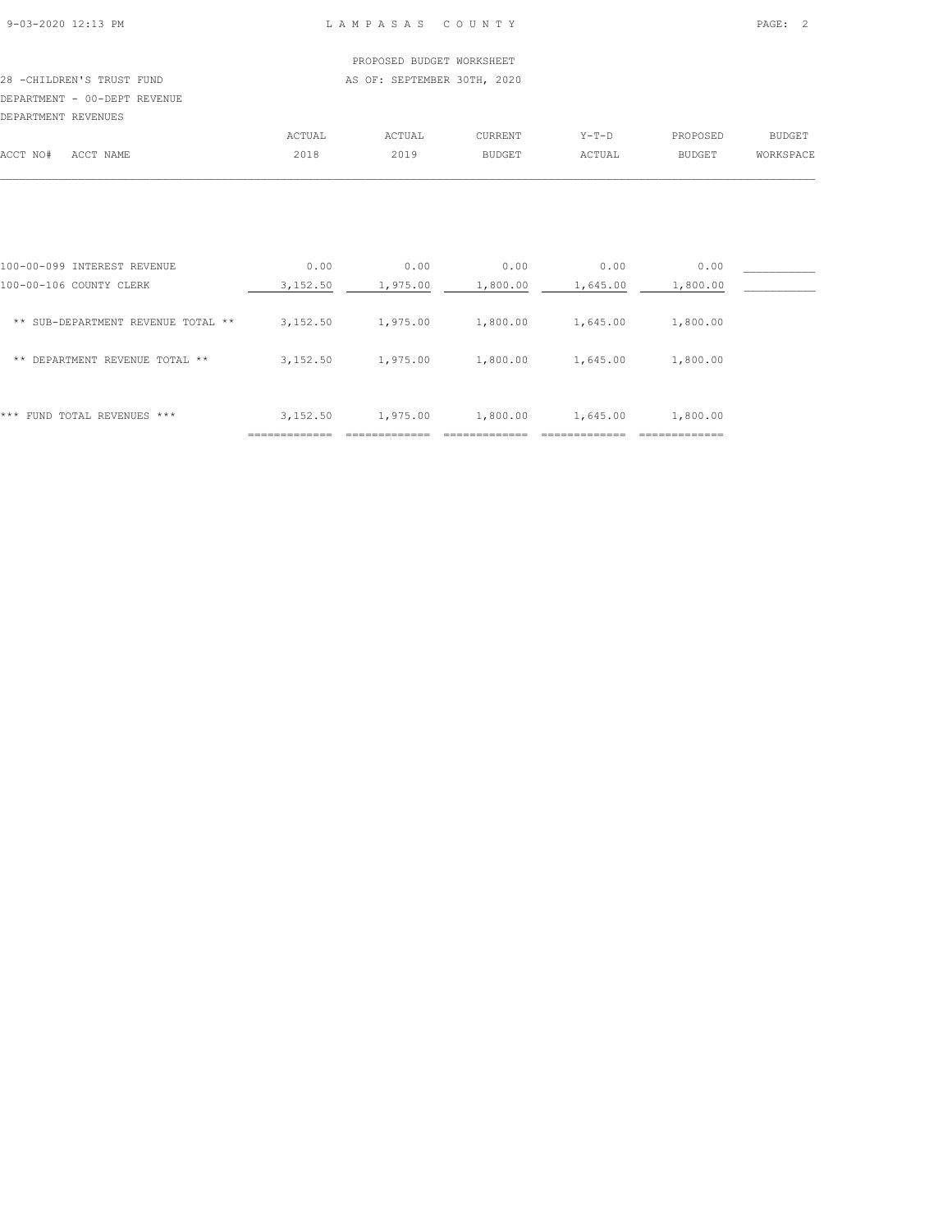LAMPASAS COUNTY

PROPOSED BUDGET WORKSHEET

28 -CHILDREN'S TRUST FUND

AS OF: SEPTEMBER 30TH, 2020

DEPARTMENT - 00-DEPT REVENUE

DEPARTMENT REVENUES

| ACCT NO# ACCT NAME | ACTUAL 2018 | ACTUAL 2019 | CURRENT BUDGET | Y-T-D ACTUAL | PROPOSED BUDGET | BUDGET WORKSPACE |
|---|---|---|---|---|---|---|
| 100-00-099 INTEREST REVENUE | 0.00 | 0.00 | 0.00 | 0.00 | 0.00 | ___________ |
| 100-00-106 COUNTY CLERK | 3,152.50 | 1,975.00 | 1,800.00 | 1,645.00 | 1,800.00 | ___________ |
| ** SUB-DEPARTMENT REVENUE TOTAL ** | 3,152.50 | 1,975.00 | 1,800.00 | 1,645.00 | 1,800.00 | |
| ** DEPARTMENT REVENUE TOTAL ** | 3,152.50 | 1,975.00 | 1,800.00 | 1,645.00 | 1,800.00 | |
| *** FUND TOTAL REVENUES *** | 3,152.50 | 1,975.00 | 1,800.00 | 1,645.00 | 1,800.00 | |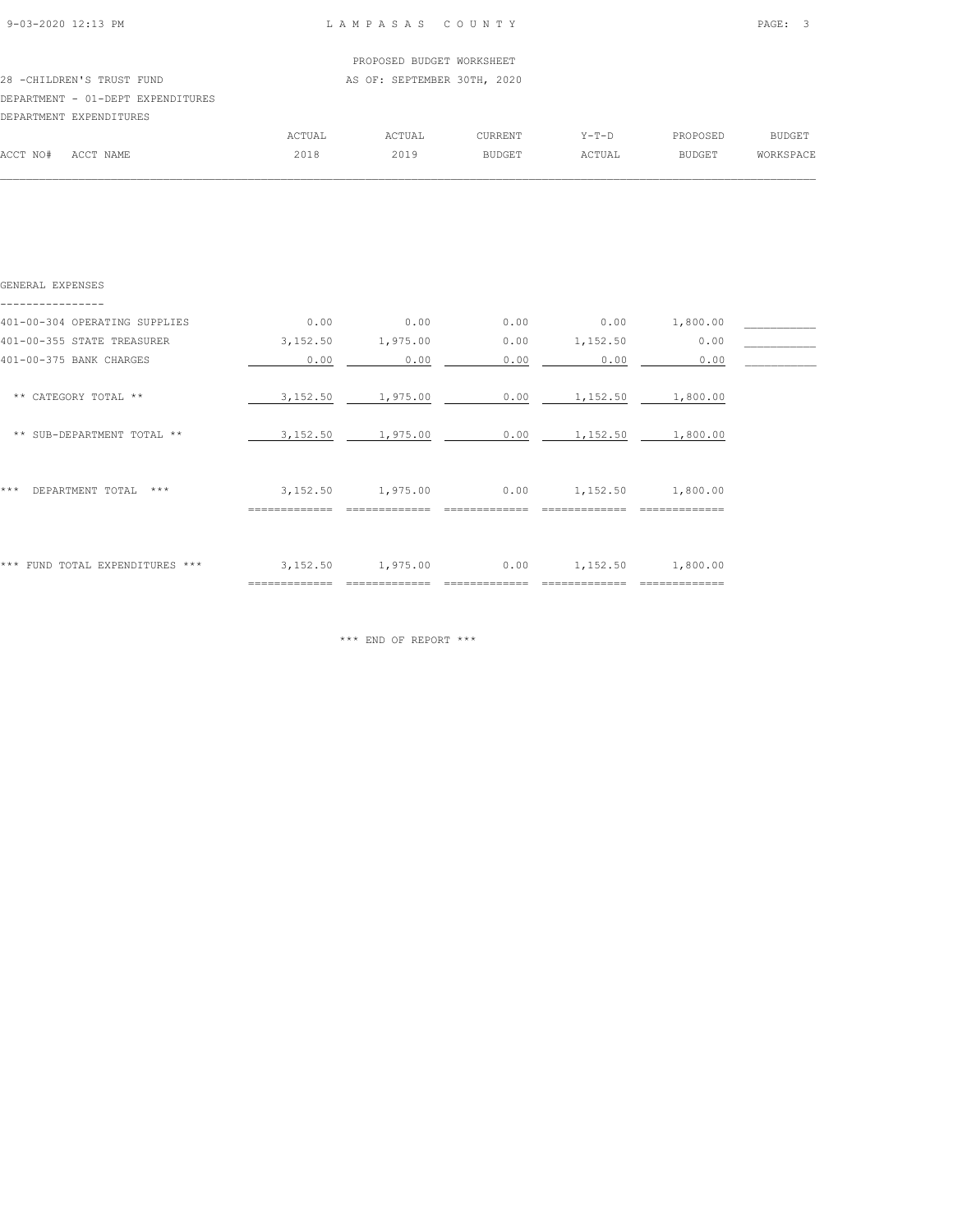PROPOSED BUDGET WORKSHEET

28 -CHILDREN'S TRUST FUND

AS OF: SEPTEMBER 30TH, 2020

DEPARTMENT - 01-DEPT EXPENDITURES

DEPARTMENT EXPENDITURES

| ACCT NO# ACCT NAME | ACTUAL 2018 | ACTUAL 2019 | CURRENT BUDGET | Y-T-D ACTUAL | PROPOSED BUDGET | BUDGET WORKSPACE |
|---|---|---|---|---|---|---|
| **GENERAL EXPENSES** | | | | | | |
| 401-00-304 OPERATING SUPPLIES | 0.00 | 0.00 | 0.00 | 0.00 | 1,800.00 | ___________ |
| 401-00-355 STATE TREASURER | 3,152.50 | 1,975.00 | 0.00 | 1,152.50 | 0.00 | ___________ |
| 401-00-375 BANK CHARGES | 0.00 | 0.00 | 0.00 | 0.00 | 0.00 | ___________ |
| ** CATEGORY TOTAL ** | 3,152.50 | 1,975.00 | 0.00 | 1,152.50 | 1,800.00 | |
| ** SUB-DEPARTMENT TOTAL ** | 3,152.50 | 1,975.00 | 0.00 | 1,152.50 | 1,800.00 | |
| *** DEPARTMENT TOTAL *** | 3,152.50 | 1,975.00 | 0.00 | 1,152.50 | 1,800.00 | |
| *** FUND TOTAL EXPENDITURES *** | 3,152.50 | 1,975.00 | 0.00 | 1,152.50 | 1,800.00 | |

*** END OF REPORT ***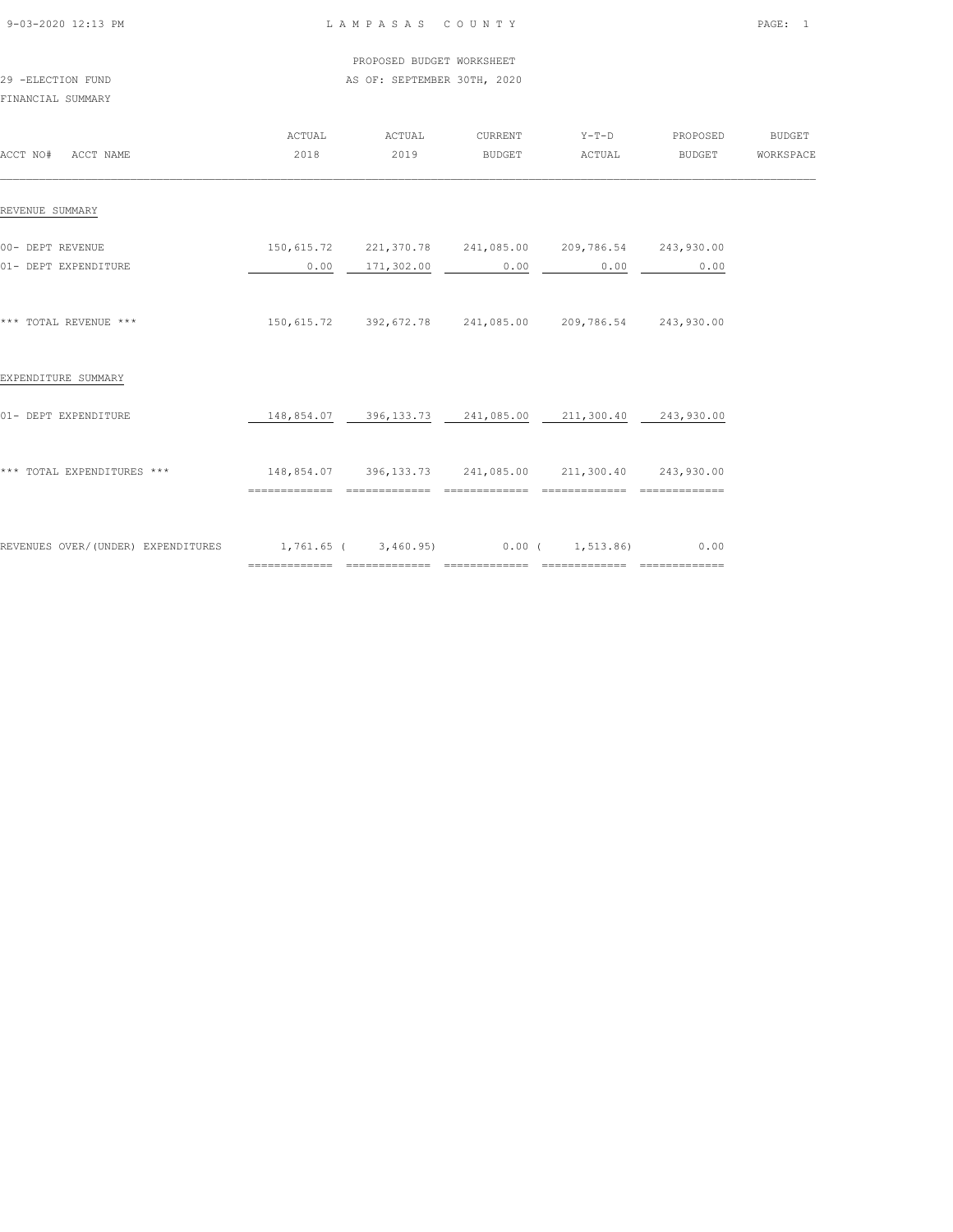LAMPASAS COUNTY

PROPOSED BUDGET WORKSHEET

29 -ELECTION FUND

AS OF: SEPTEMBER 30TH, 2020

FINANCIAL SUMMARY

| ACCT NO# ACCT NAME | ACTUAL 2018 | ACTUAL 2019 | CURRENT BUDGET | Y-T-D ACTUAL | PROPOSED BUDGET | BUDGET WORKSPACE |
|---|---|---|---|---|---|---|
| REVENUE SUMMARY | | | | | | |
| 00- DEPT REVENUE | 150,615.72 | 221,370.78 | 241,085.00 | 209,786.54 | 243,930.00 | |
| 01- DEPT EXPENDITURE | 0.00 | 171,302.00 | 0.00 | 0.00 | 0.00 | |
| *** TOTAL REVENUE *** | 150,615.72 | 392,672.78 | 241,085.00 | 209,786.54 | 243,930.00 | |
| EXPENDITURE SUMMARY | | | | | | |
| 01- DEPT EXPENDITURE | 148,854.07 | 396,133.73 | 241,085.00 | 211,300.40 | 243,930.00 | |
| *** TOTAL EXPENDITURES *** | 148,854.07 | 396,133.73 | 241,085.00 | 211,300.40 | 243,930.00 | |
| REVENUES OVER/(UNDER) EXPENDITURES | 1,761.65 | ( 3,460.95) | 0.00 | ( 1,513.86) | 0.00 | |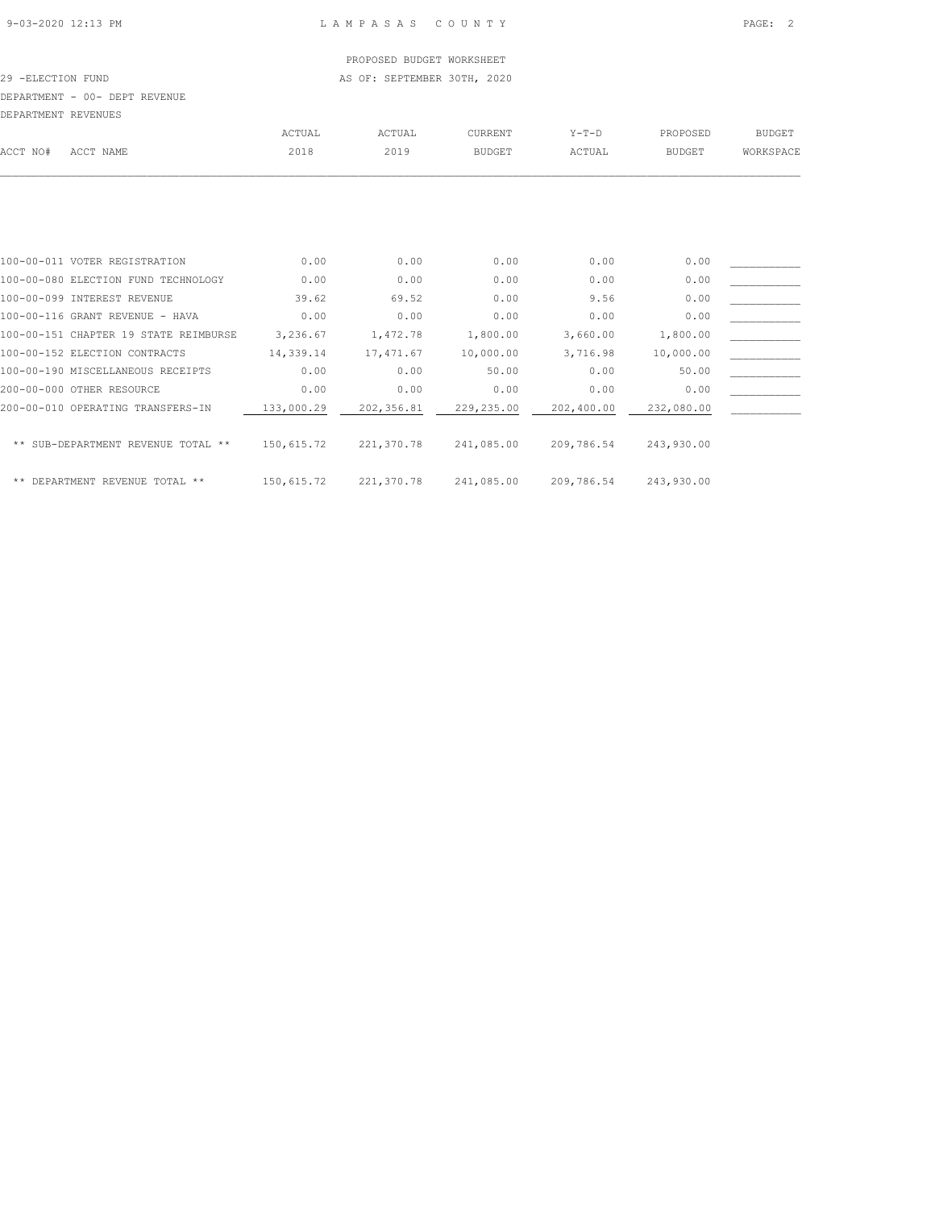PROPOSED BUDGET WORKSHEET

29 -ELECTION FUND — AS OF: SEPTEMBER 30TH, 2020

DEPARTMENT - 00- DEPT REVENUE

DEPARTMENT REVENUES

| ACCT NO# | ACCT NAME | ACTUAL 2018 | ACTUAL 2019 | CURRENT BUDGET | Y-T-D ACTUAL | PROPOSED BUDGET | BUDGET WORKSPACE |
|---|---|---|---|---|---|---|---|
| 100-00-011 | VOTER REGISTRATION | 0.00 | 0.00 | 0.00 | 0.00 | 0.00 | ___________ |
| 100-00-080 | ELECTION FUND TECHNOLOGY | 0.00 | 0.00 | 0.00 | 0.00 | 0.00 | ___________ |
| 100-00-099 | INTEREST REVENUE | 39.62 | 69.52 | 0.00 | 9.56 | 0.00 | ___________ |
| 100-00-116 | GRANT REVENUE - HAVA | 0.00 | 0.00 | 0.00 | 0.00 | 0.00 | ___________ |
| 100-00-151 | CHAPTER 19 STATE REIMBURSE | 3,236.67 | 1,472.78 | 1,800.00 | 3,660.00 | 1,800.00 | ___________ |
| 100-00-152 | ELECTION CONTRACTS | 14,339.14 | 17,471.67 | 10,000.00 | 3,716.98 | 10,000.00 | ___________ |
| 100-00-190 | MISCELLANEOUS RECEIPTS | 0.00 | 0.00 | 50.00 | 0.00 | 50.00 | ___________ |
| 200-00-000 | OTHER RESOURCE | 0.00 | 0.00 | 0.00 | 0.00 | 0.00 | ___________ |
| 200-00-010 | OPERATING TRANSFERS-IN | 133,000.29 | 202,356.81 | 229,235.00 | 202,400.00 | 232,080.00 | ___________ |
| | ** SUB-DEPARTMENT REVENUE TOTAL ** | 150,615.72 | 221,370.78 | 241,085.00 | 209,786.54 | 243,930.00 | |
| | ** DEPARTMENT REVENUE TOTAL ** | 150,615.72 | 221,370.78 | 241,085.00 | 209,786.54 | 243,930.00 | |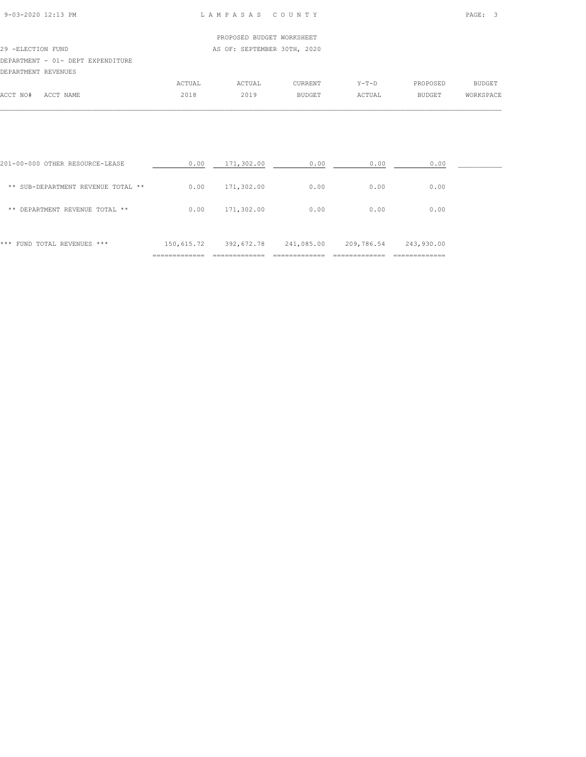PROPOSED BUDGET WORKSHEET

29 -ELECTION FUND

AS OF: SEPTEMBER 30TH, 2020

DEPARTMENT - 01- DEPT EXPENDITURE

DEPARTMENT REVENUES

| ACCT NO# ACCT NAME | ACTUAL 2018 | ACTUAL 2019 | CURRENT BUDGET | Y-T-D ACTUAL | PROPOSED BUDGET | BUDGET WORKSPACE |
|---|---|---|---|---|---|---|
| 201-00-000 OTHER RESOURCE-LEASE | 0.00 | 171,302.00 | 0.00 | 0.00 | 0.00 | ___________ |
| ** SUB-DEPARTMENT REVENUE TOTAL ** | 0.00 | 171,302.00 | 0.00 | 0.00 | 0.00 | |
| ** DEPARTMENT REVENUE TOTAL ** | 0.00 | 171,302.00 | 0.00 | 0.00 | 0.00 | |
| *** FUND TOTAL REVENUES *** | 150,615.72 | 392,672.78 | 241,085.00 | 209,786.54 | 243,930.00 | |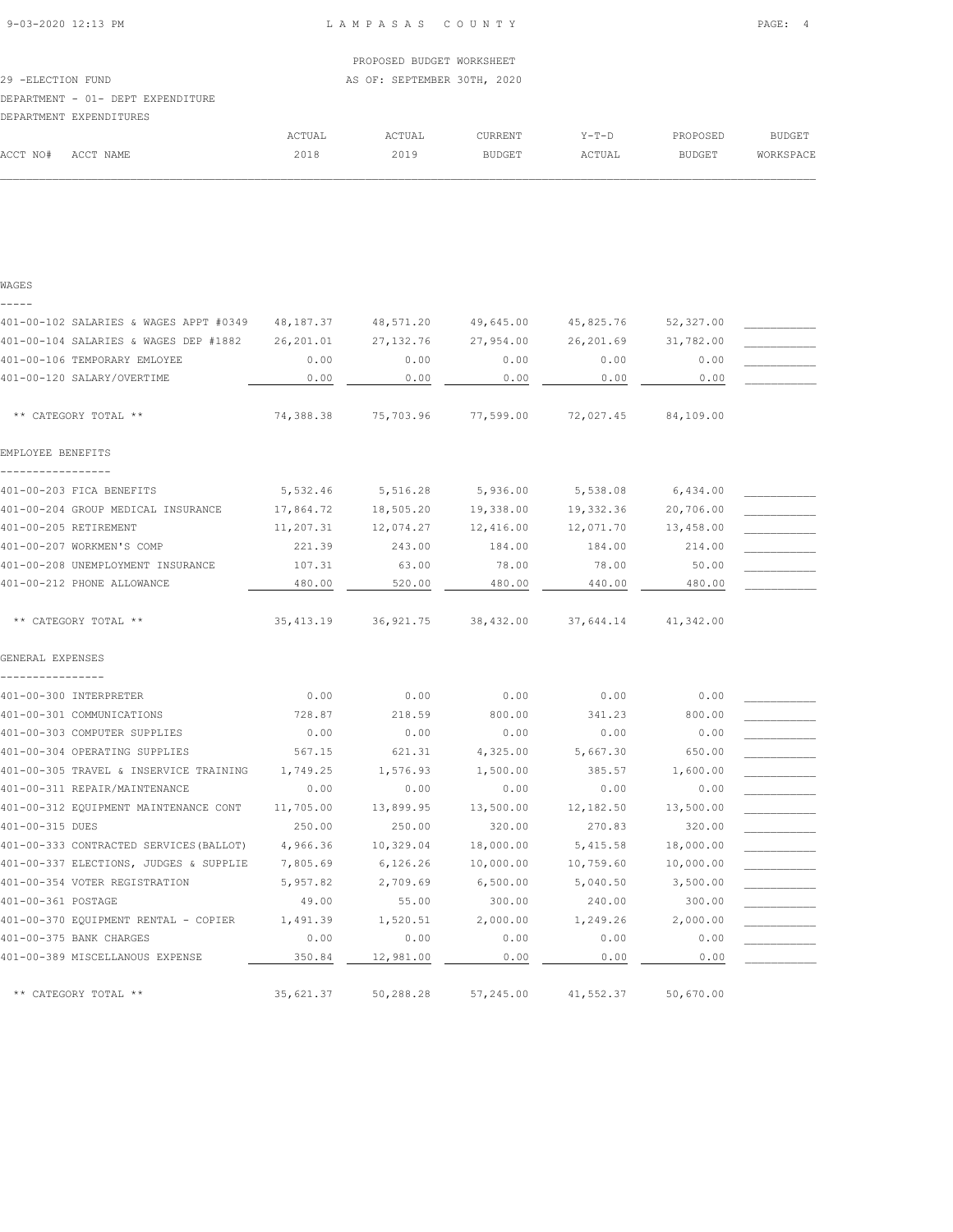PROPOSED BUDGET WORKSHEET

29 -ELECTION FUND — AS OF: SEPTEMBER 30TH, 2020

DEPARTMENT - 01- DEPT EXPENDITURE

DEPARTMENT EXPENDITURES

| ACCT NO# | ACCT NAME | ACTUAL 2018 | ACTUAL 2019 | CURRENT BUDGET | Y-T-D ACTUAL | PROPOSED BUDGET | BUDGET WORKSPACE |
|---|---|---|---|---|---|---|---|
| **WAGES** | | | | | | | |
| 401-00-102 | SALARIES & WAGES APPT #0349 | 48,187.37 | 48,571.20 | 49,645.00 | 45,825.76 | 52,327.00 | |
| 401-00-104 | SALARIES & WAGES DEP #1882 | 26,201.01 | 27,132.76 | 27,954.00 | 26,201.69 | 31,782.00 | |
| 401-00-106 | TEMPORARY EMLOYEE | 0.00 | 0.00 | 0.00 | 0.00 | 0.00 | |
| 401-00-120 | SALARY/OVERTIME | 0.00 | 0.00 | 0.00 | 0.00 | 0.00 | |
| | ** CATEGORY TOTAL ** | 74,388.38 | 75,703.96 | 77,599.00 | 72,027.45 | 84,109.00 | |
| **EMPLOYEE BENEFITS** | | | | | | | |
| 401-00-203 | FICA BENEFITS | 5,532.46 | 5,516.28 | 5,936.00 | 5,538.08 | 6,434.00 | |
| 401-00-204 | GROUP MEDICAL INSURANCE | 17,864.72 | 18,505.20 | 19,338.00 | 19,332.36 | 20,706.00 | |
| 401-00-205 | RETIREMENT | 11,207.31 | 12,074.27 | 12,416.00 | 12,071.70 | 13,458.00 | |
| 401-00-207 | WORKMEN'S COMP | 221.39 | 243.00 | 184.00 | 184.00 | 214.00 | |
| 401-00-208 | UNEMPLOYMENT INSURANCE | 107.31 | 63.00 | 78.00 | 78.00 | 50.00 | |
| 401-00-212 | PHONE ALLOWANCE | 480.00 | 520.00 | 480.00 | 440.00 | 480.00 | |
| | ** CATEGORY TOTAL ** | 35,413.19 | 36,921.75 | 38,432.00 | 37,644.14 | 41,342.00 | |
| **GENERAL EXPENSES** | | | | | | | |
| 401-00-300 | INTERPRETER | 0.00 | 0.00 | 0.00 | 0.00 | 0.00 | |
| 401-00-301 | COMMUNICATIONS | 728.87 | 218.59 | 800.00 | 341.23 | 800.00 | |
| 401-00-303 | COMPUTER SUPPLIES | 0.00 | 0.00 | 0.00 | 0.00 | 0.00 | |
| 401-00-304 | OPERATING SUPPLIES | 567.15 | 621.31 | 4,325.00 | 5,667.30 | 650.00 | |
| 401-00-305 | TRAVEL & INSERVICE TRAINING | 1,749.25 | 1,576.93 | 1,500.00 | 385.57 | 1,600.00 | |
| 401-00-311 | REPAIR/MAINTENANCE | 0.00 | 0.00 | 0.00 | 0.00 | 0.00 | |
| 401-00-312 | EQUIPMENT MAINTENANCE CONT | 11,705.00 | 13,899.95 | 13,500.00 | 12,182.50 | 13,500.00 | |
| 401-00-315 | DUES | 250.00 | 250.00 | 320.00 | 270.83 | 320.00 | |
| 401-00-333 | CONTRACTED SERVICES(BALLOT) | 4,966.36 | 10,329.04 | 18,000.00 | 5,415.58 | 18,000.00 | |
| 401-00-337 | ELECTIONS, JUDGES & SUPPLIE | 7,805.69 | 6,126.26 | 10,000.00 | 10,759.60 | 10,000.00 | |
| 401-00-354 | VOTER REGISTRATION | 5,957.82 | 2,709.69 | 6,500.00 | 5,040.50 | 3,500.00 | |
| 401-00-361 | POSTAGE | 49.00 | 55.00 | 300.00 | 240.00 | 300.00 | |
| 401-00-370 | EQUIPMENT RENTAL - COPIER | 1,491.39 | 1,520.51 | 2,000.00 | 1,249.26 | 2,000.00 | |
| 401-00-375 | BANK CHARGES | 0.00 | 0.00 | 0.00 | 0.00 | 0.00 | |
| 401-00-389 | MISCELLANOUS EXPENSE | 350.84 | 12,981.00 | 0.00 | 0.00 | 0.00 | |
| | ** CATEGORY TOTAL ** | 35,621.37 | 50,288.28 | 57,245.00 | 41,552.37 | 50,670.00 | |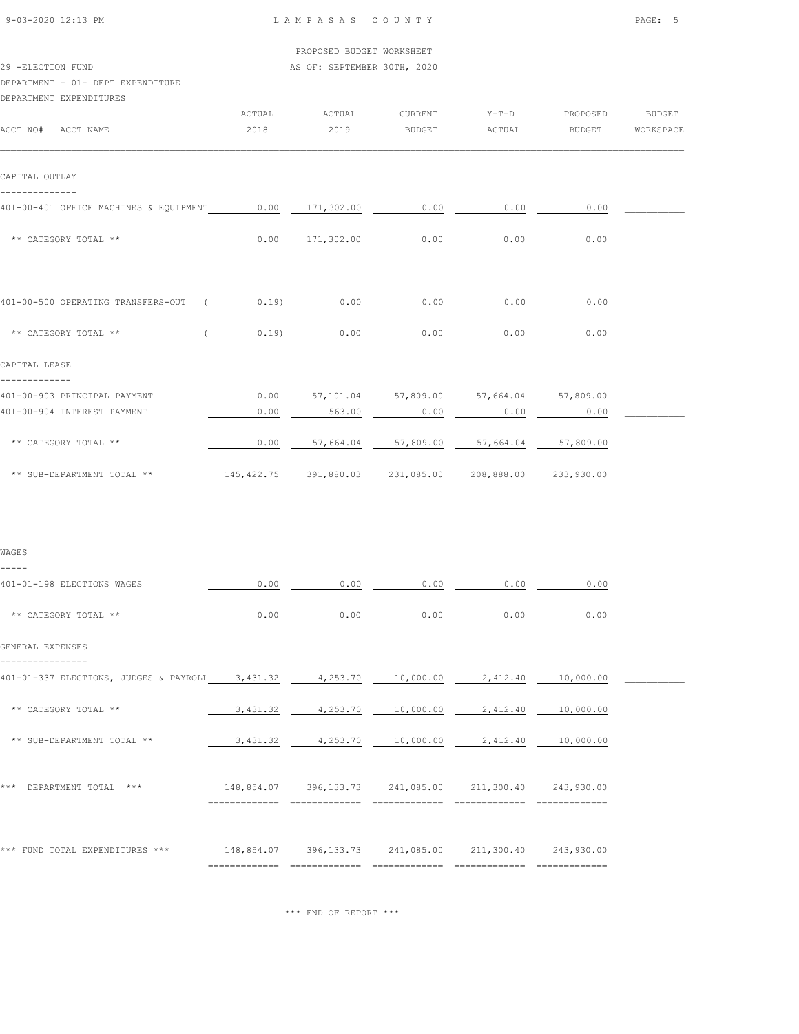PROPOSED BUDGET WORKSHEET

29 -ELECTION FUND AS OF: SEPTEMBER 30TH, 2020

DEPARTMENT - 01- DEPT EXPENDITURE

DEPARTMENT EXPENDITURES

| ACCT NO# ACCT NAME | ACTUAL 2018 | ACTUAL 2019 | CURRENT BUDGET | Y-T-D ACTUAL | PROPOSED BUDGET | BUDGET WORKSPACE |
|---|---|---|---|---|---|---|
| **CAPITAL OUTLAY** | | | | | | |
| 401-00-401 OFFICE MACHINES & EQUIPMENT | 0.00 | 171,302.00 | 0.00 | 0.00 | 0.00 | |
| ** CATEGORY TOTAL ** | 0.00 | 171,302.00 | 0.00 | 0.00 | 0.00 | |
| 401-00-500 OPERATING TRANSFERS-OUT | ( 0.19) | 0.00 | 0.00 | 0.00 | 0.00 | |
| ** CATEGORY TOTAL ** | ( 0.19) | 0.00 | 0.00 | 0.00 | 0.00 | |
| **CAPITAL LEASE** | | | | | | |
| 401-00-903 PRINCIPAL PAYMENT | 0.00 | 57,101.04 | 57,809.00 | 57,664.04 | 57,809.00 | |
| 401-00-904 INTEREST PAYMENT | 0.00 | 563.00 | 0.00 | 0.00 | 0.00 | |
| ** CATEGORY TOTAL ** | 0.00 | 57,664.04 | 57,809.00 | 57,664.04 | 57,809.00 | |
| ** SUB-DEPARTMENT TOTAL ** | 145,422.75 | 391,880.03 | 231,085.00 | 208,888.00 | 233,930.00 | |
| **WAGES** | | | | | | |
| 401-01-198 ELECTIONS WAGES | 0.00 | 0.00 | 0.00 | 0.00 | 0.00 | |
| ** CATEGORY TOTAL ** | 0.00 | 0.00 | 0.00 | 0.00 | 0.00 | |
| **GENERAL EXPENSES** | | | | | | |
| 401-01-337 ELECTIONS, JUDGES & PAYROLL | 3,431.32 | 4,253.70 | 10,000.00 | 2,412.40 | 10,000.00 | |
| ** CATEGORY TOTAL ** | 3,431.32 | 4,253.70 | 10,000.00 | 2,412.40 | 10,000.00 | |
| ** SUB-DEPARTMENT TOTAL ** | 3,431.32 | 4,253.70 | 10,000.00 | 2,412.40 | 10,000.00 | |
| *** DEPARTMENT TOTAL *** | 148,854.07 | 396,133.73 | 241,085.00 | 211,300.40 | 243,930.00 | |
| *** FUND TOTAL EXPENDITURES *** | 148,854.07 | 396,133.73 | 241,085.00 | 211,300.40 | 243,930.00 | |

*** END OF REPORT ***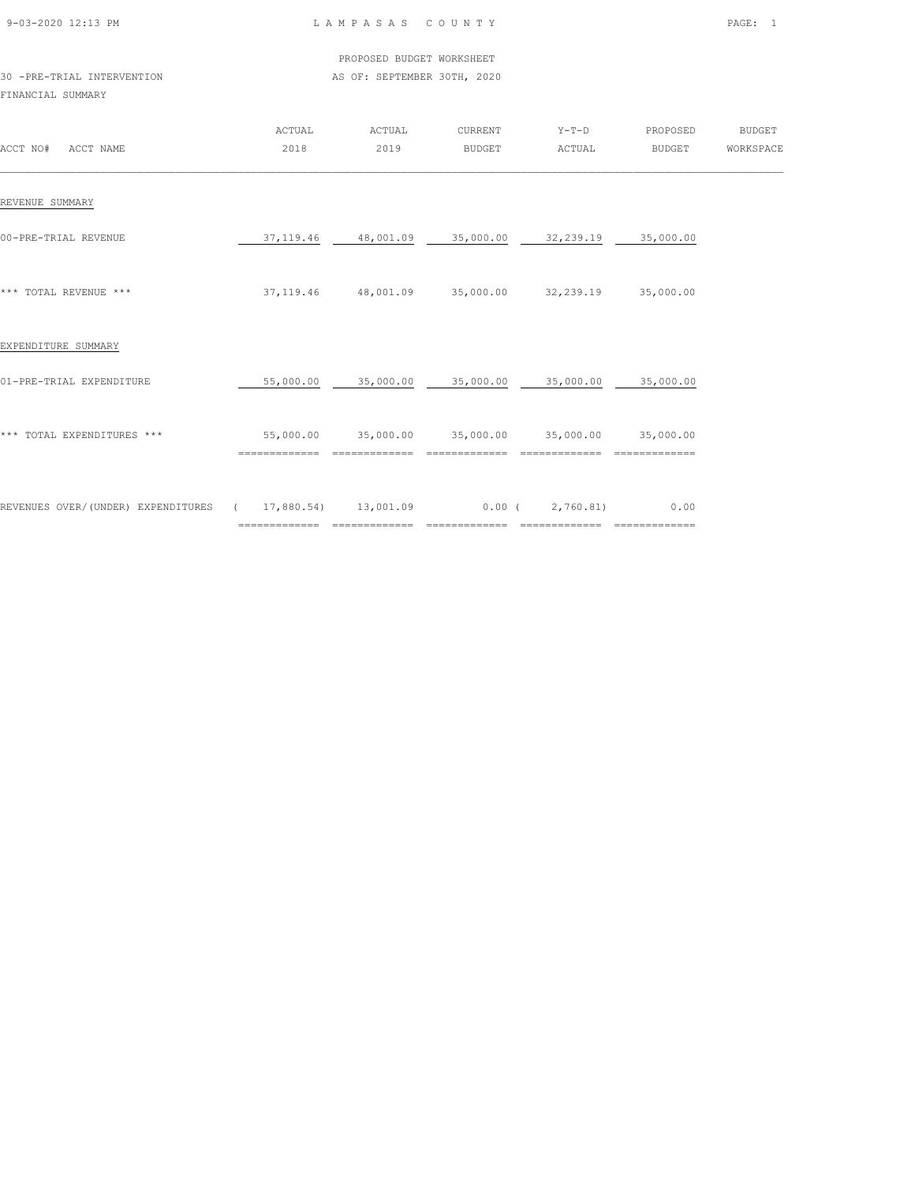LAMPASAS COUNTY

PROPOSED BUDGET WORKSHEET

30 -PRE-TRIAL INTERVENTION — AS OF: SEPTEMBER 30TH, 2020

FINANCIAL SUMMARY

| ACCT NO# ACCT NAME | ACTUAL 2018 | ACTUAL 2019 | CURRENT BUDGET | Y-T-D ACTUAL | PROPOSED BUDGET | BUDGET WORKSPACE |
|---|---|---|---|---|---|---|
| **REVENUE SUMMARY** | | | | | | |
| 00-PRE-TRIAL REVENUE | 37,119.46 | 48,001.09 | 35,000.00 | 32,239.19 | 35,000.00 | |
| *** TOTAL REVENUE *** | 37,119.46 | 48,001.09 | 35,000.00 | 32,239.19 | 35,000.00 | |
| **EXPENDITURE SUMMARY** | | | | | | |
| 01-PRE-TRIAL EXPENDITURE | 55,000.00 | 35,000.00 | 35,000.00 | 35,000.00 | 35,000.00 | |
| *** TOTAL EXPENDITURES *** | 55,000.00 | 35,000.00 | 35,000.00 | 35,000.00 | 35,000.00 | |
| REVENUES OVER/(UNDER) EXPENDITURES | ( 17,880.54) | 13,001.09 | 0.00 | ( 2,760.81) | 0.00 | |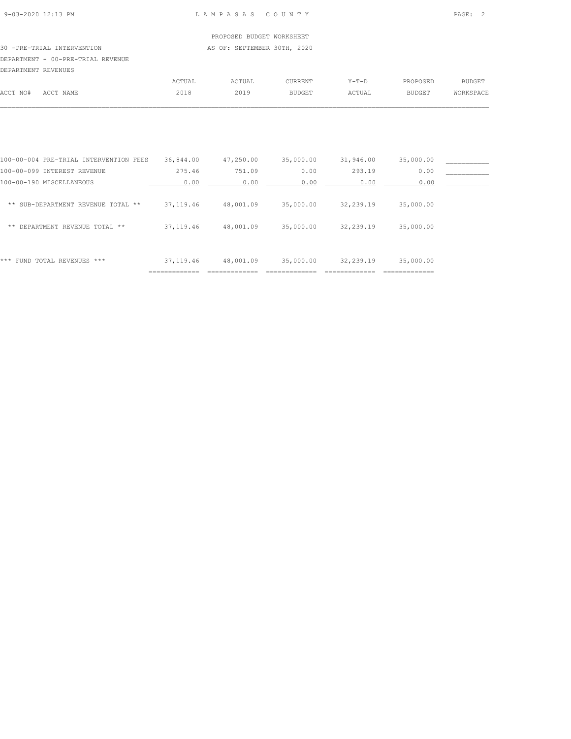PROPOSED BUDGET WORKSHEET

30 -PRE-TRIAL INTERVENTION — AS OF: SEPTEMBER 30TH, 2020

DEPARTMENT - 00-PRE-TRIAL REVENUE

DEPARTMENT REVENUES

| ACCT NO# | ACCT NAME | ACTUAL 2018 | ACTUAL 2019 | CURRENT BUDGET | Y-T-D ACTUAL | PROPOSED BUDGET | BUDGET WORKSPACE |
|---|---|---|---|---|---|---|---|
| 100-00-004 | PRE-TRIAL INTERVENTION FEES | 36,844.00 | 47,250.00 | 35,000.00 | 31,946.00 | 35,000.00 | ___________ |
| 100-00-099 | INTEREST REVENUE | 275.46 | 751.09 | 0.00 | 293.19 | 0.00 | ___________ |
| 100-00-190 | MISCELLANEOUS | 0.00 | 0.00 | 0.00 | 0.00 | 0.00 | ___________ |
| | ** SUB-DEPARTMENT REVENUE TOTAL ** | 37,119.46 | 48,001.09 | 35,000.00 | 32,239.19 | 35,000.00 | |
| | ** DEPARTMENT REVENUE TOTAL ** | 37,119.46 | 48,001.09 | 35,000.00 | 32,239.19 | 35,000.00 | |
| | *** FUND TOTAL REVENUES *** | 37,119.46 | 48,001.09 | 35,000.00 | 32,239.19 | 35,000.00 | |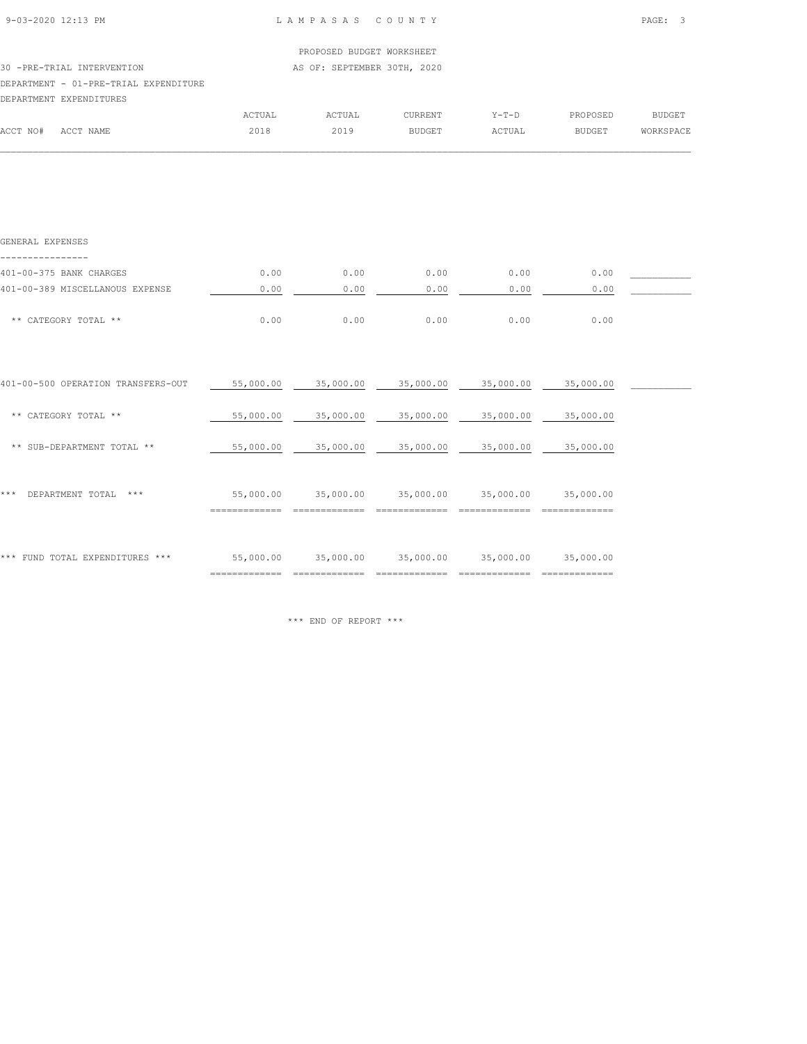PROPOSED BUDGET WORKSHEET

30 -PRE-TRIAL INTERVENTION AS OF: SEPTEMBER 30TH, 2020

DEPARTMENT - 01-PRE-TRIAL EXPENDITURE

DEPARTMENT EXPENDITURES

| ACCT NO# ACCT NAME | ACTUAL 2018 | ACTUAL 2019 | CURRENT BUDGET | Y-T-D ACTUAL | PROPOSED BUDGET | BUDGET WORKSPACE |
|---|---|---|---|---|---|---|
| **GENERAL EXPENSES** | | | | | | |
| 401-00-375 BANK CHARGES | 0.00 | 0.00 | 0.00 | 0.00 | 0.00 | ___________ |
| 401-00-389 MISCELLANOUS EXPENSE | 0.00 | 0.00 | 0.00 | 0.00 | 0.00 | ___________ |
| ** CATEGORY TOTAL ** | 0.00 | 0.00 | 0.00 | 0.00 | 0.00 | |
| 401-00-500 OPERATION TRANSFERS-OUT | 55,000.00 | 35,000.00 | 35,000.00 | 35,000.00 | 35,000.00 | ___________ |
| ** CATEGORY TOTAL ** | 55,000.00 | 35,000.00 | 35,000.00 | 35,000.00 | 35,000.00 | |
| ** SUB-DEPARTMENT TOTAL ** | 55,000.00 | 35,000.00 | 35,000.00 | 35,000.00 | 35,000.00 | |
| *** DEPARTMENT TOTAL *** | 55,000.00 | 35,000.00 | 35,000.00 | 35,000.00 | 35,000.00 | |
| *** FUND TOTAL EXPENDITURES *** | 55,000.00 | 35,000.00 | 35,000.00 | 35,000.00 | 35,000.00 | |

*** END OF REPORT ***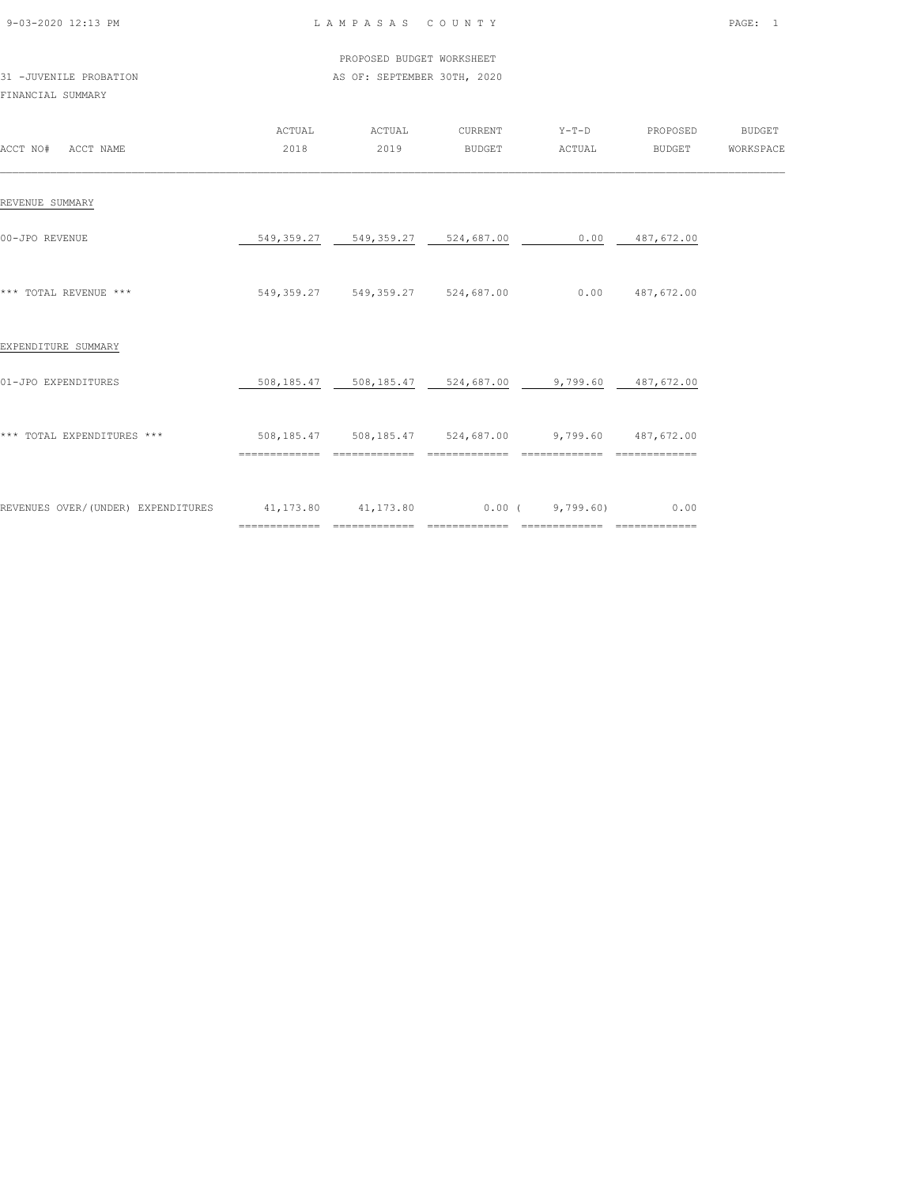LAMPASAS COUNTY

PROPOSED BUDGET WORKSHEET

31 -JUVENILE PROBATION

AS OF: SEPTEMBER 30TH, 2020

FINANCIAL SUMMARY

| ACCT NO# ACCT NAME | ACTUAL 2018 | ACTUAL 2019 | CURRENT BUDGET | Y-T-D ACTUAL | PROPOSED BUDGET | BUDGET WORKSPACE |
|---|---|---|---|---|---|---|
| REVENUE SUMMARY | | | | | | |
| 00-JPO REVENUE | 549,359.27 | 549,359.27 | 524,687.00 | 0.00 | 487,672.00 | |
| *** TOTAL REVENUE *** | 549,359.27 | 549,359.27 | 524,687.00 | 0.00 | 487,672.00 | |
| EXPENDITURE SUMMARY | | | | | | |
| 01-JPO EXPENDITURES | 508,185.47 | 508,185.47 | 524,687.00 | 9,799.60 | 487,672.00 | |
| *** TOTAL EXPENDITURES *** | 508,185.47 | 508,185.47 | 524,687.00 | 9,799.60 | 487,672.00 | |
| REVENUES OVER/(UNDER) EXPENDITURES | 41,173.80 | 41,173.80 | 0.00 | ( 9,799.60) | 0.00 | |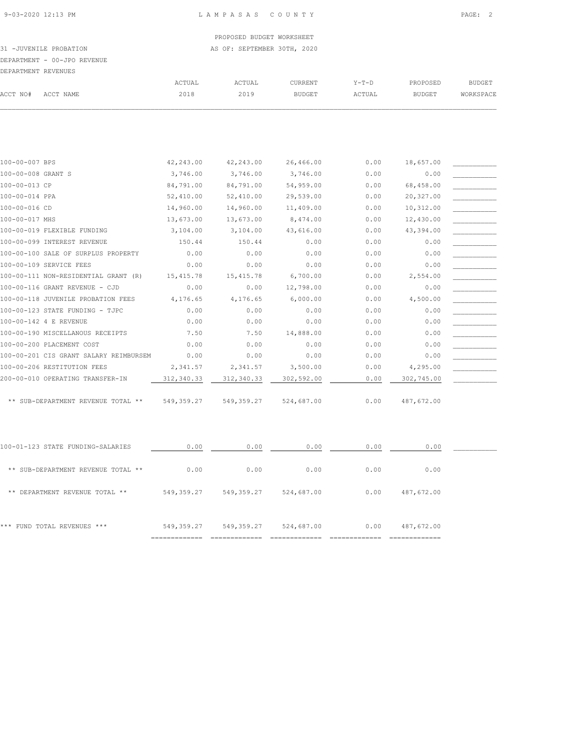PROPOSED BUDGET WORKSHEET

31 -JUVENILE PROBATION AS OF: SEPTEMBER 30TH, 2020

DEPARTMENT - 00-JPO REVENUE

DEPARTMENT REVENUES

| ACCT NO# | ACCT NAME | ACTUAL 2018 | ACTUAL 2019 | CURRENT BUDGET | Y-T-D ACTUAL | PROPOSED BUDGET | BUDGET WORKSPACE |
|---|---|---|---|---|---|---|---|
| 100-00-007 | BPS | 42,243.00 | 42,243.00 | 26,466.00 | 0.00 | 18,657.00 | ___________ |
| 100-00-008 | GRANT S | 3,746.00 | 3,746.00 | 3,746.00 | 0.00 | 0.00 | ___________ |
| 100-00-013 | CP | 84,791.00 | 84,791.00 | 54,959.00 | 0.00 | 68,458.00 | ___________ |
| 100-00-014 | PPA | 52,410.00 | 52,410.00 | 29,539.00 | 0.00 | 20,327.00 | ___________ |
| 100-00-016 | CD | 14,960.00 | 14,960.00 | 11,409.00 | 0.00 | 10,312.00 | ___________ |
| 100-00-017 | MHS | 13,673.00 | 13,673.00 | 8,474.00 | 0.00 | 12,430.00 | ___________ |
| 100-00-019 | FLEXIBLE FUNDING | 3,104.00 | 3,104.00 | 43,616.00 | 0.00 | 43,394.00 | ___________ |
| 100-00-099 | INTEREST REVENUE | 150.44 | 150.44 | 0.00 | 0.00 | 0.00 | ___________ |
| 100-00-100 | SALE OF SURPLUS PROPERTY | 0.00 | 0.00 | 0.00 | 0.00 | 0.00 | ___________ |
| 100-00-109 | SERVICE FEES | 0.00 | 0.00 | 0.00 | 0.00 | 0.00 | ___________ |
| 100-00-111 | NON-RESIDENTIAL GRANT (R) | 15,415.78 | 15,415.78 | 6,700.00 | 0.00 | 2,554.00 | ___________ |
| 100-00-116 | GRANT REVENUE - CJD | 0.00 | 0.00 | 12,798.00 | 0.00 | 0.00 | ___________ |
| 100-00-118 | JUVENILE PROBATION FEES | 4,176.65 | 4,176.65 | 6,000.00 | 0.00 | 4,500.00 | ___________ |
| 100-00-123 | STATE FUNDING - TJPC | 0.00 | 0.00 | 0.00 | 0.00 | 0.00 | ___________ |
| 100-00-142 | 4 E REVENUE | 0.00 | 0.00 | 0.00 | 0.00 | 0.00 | ___________ |
| 100-00-190 | MISCELLANOUS RECEIPTS | 7.50 | 7.50 | 14,888.00 | 0.00 | 0.00 | ___________ |
| 100-00-200 | PLACEMENT COST | 0.00 | 0.00 | 0.00 | 0.00 | 0.00 | ___________ |
| 100-00-201 | CIS GRANT SALARY REIMBURSEM | 0.00 | 0.00 | 0.00 | 0.00 | 0.00 | ___________ |
| 100-00-206 | RESTITUTION FEES | 2,341.57 | 2,341.57 | 3,500.00 | 0.00 | 4,295.00 | ___________ |
| 200-00-010 | OPERATING TRANSFER-IN | 312,340.33 | 312,340.33 | 302,592.00 | 0.00 | 302,745.00 | ___________ |
| | ** SUB-DEPARTMENT REVENUE TOTAL ** | 549,359.27 | 549,359.27 | 524,687.00 | 0.00 | 487,672.00 | |
| 100-01-123 | STATE FUNDING-SALARIES | 0.00 | 0.00 | 0.00 | 0.00 | 0.00 | ___________ |
| | ** SUB-DEPARTMENT REVENUE TOTAL ** | 0.00 | 0.00 | 0.00 | 0.00 | 0.00 | |
| | ** DEPARTMENT REVENUE TOTAL ** | 549,359.27 | 549,359.27 | 524,687.00 | 0.00 | 487,672.00 | |
| | *** FUND TOTAL REVENUES *** | 549,359.27 | 549,359.27 | 524,687.00 | 0.00 | 487,672.00 | |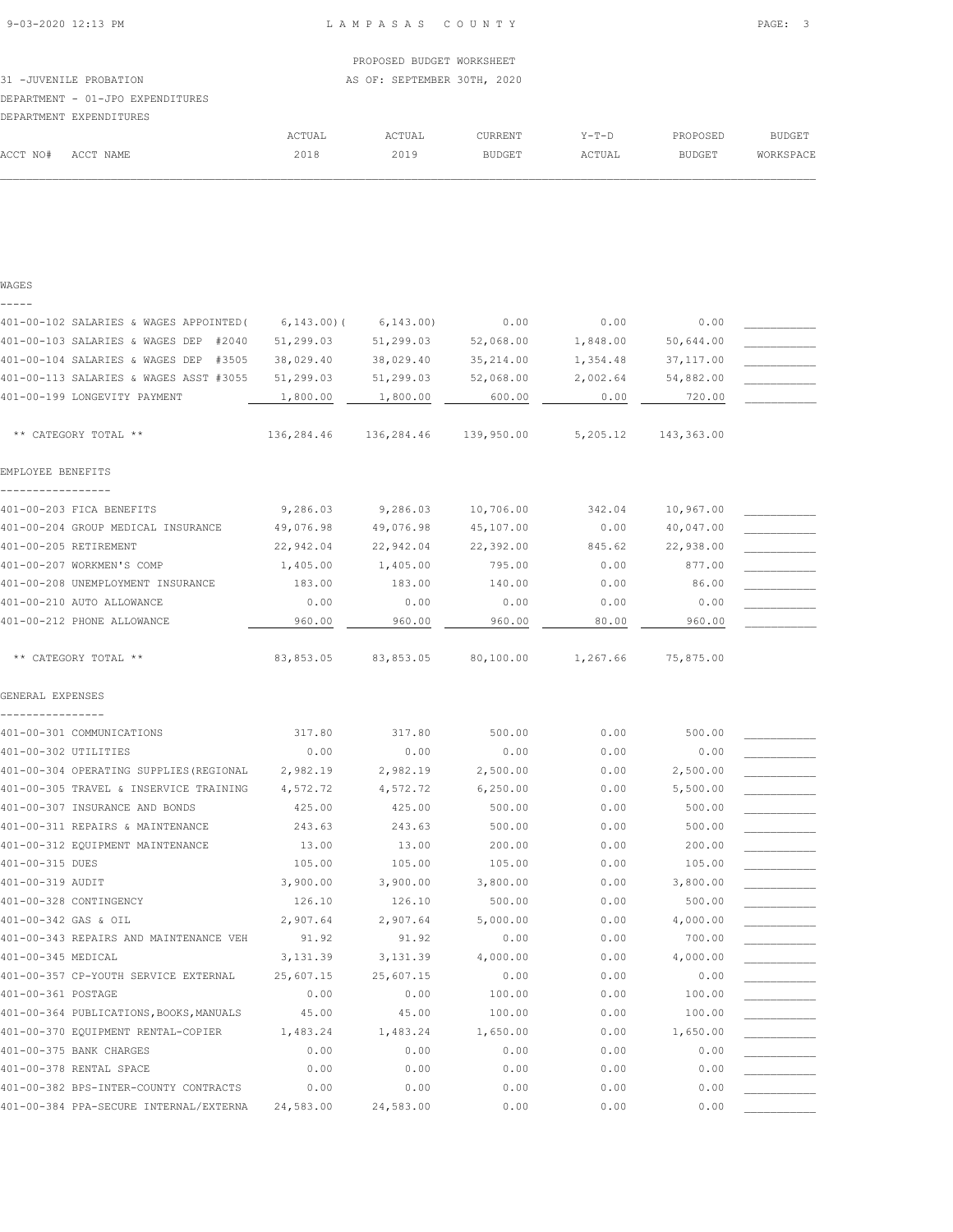PROPOSED BUDGET WORKSHEET

31 -JUVENILE PROBATION — AS OF: SEPTEMBER 30TH, 2020

DEPARTMENT - 01-JPO EXPENDITURES

DEPARTMENT EXPENDITURES

| ACCT NO# | ACCT NAME | ACTUAL 2018 | ACTUAL 2019 | CURRENT BUDGET | Y-T-D ACTUAL | PROPOSED BUDGET | BUDGET WORKSPACE |
|---|---|---|---|---|---|---|---|
| **WAGES** | | | | | | | |
| 401-00-102 | SALARIES & WAGES APPOINTED( | 6,143.00)( | 6,143.00) | 0.00 | 0.00 | 0.00 | |
| 401-00-103 | SALARIES & WAGES DEP #2040 | 51,299.03 | 51,299.03 | 52,068.00 | 1,848.00 | 50,644.00 | |
| 401-00-104 | SALARIES & WAGES DEP #3505 | 38,029.40 | 38,029.40 | 35,214.00 | 1,354.48 | 37,117.00 | |
| 401-00-113 | SALARIES & WAGES ASST #3055 | 51,299.03 | 51,299.03 | 52,068.00 | 2,002.64 | 54,882.00 | |
| 401-00-199 | LONGEVITY PAYMENT | 1,800.00 | 1,800.00 | 600.00 | 0.00 | 720.00 | |
| | ** CATEGORY TOTAL ** | 136,284.46 | 136,284.46 | 139,950.00 | 5,205.12 | 143,363.00 | |
| **EMPLOYEE BENEFITS** | | | | | | | |
| 401-00-203 | FICA BENEFITS | 9,286.03 | 9,286.03 | 10,706.00 | 342.04 | 10,967.00 | |
| 401-00-204 | GROUP MEDICAL INSURANCE | 49,076.98 | 49,076.98 | 45,107.00 | 0.00 | 40,047.00 | |
| 401-00-205 | RETIREMENT | 22,942.04 | 22,942.04 | 22,392.00 | 845.62 | 22,938.00 | |
| 401-00-207 | WORKMEN'S COMP | 1,405.00 | 1,405.00 | 795.00 | 0.00 | 877.00 | |
| 401-00-208 | UNEMPLOYMENT INSURANCE | 183.00 | 183.00 | 140.00 | 0.00 | 86.00 | |
| 401-00-210 | AUTO ALLOWANCE | 0.00 | 0.00 | 0.00 | 0.00 | 0.00 | |
| 401-00-212 | PHONE ALLOWANCE | 960.00 | 960.00 | 960.00 | 80.00 | 960.00 | |
| | ** CATEGORY TOTAL ** | 83,853.05 | 83,853.05 | 80,100.00 | 1,267.66 | 75,875.00 | |
| **GENERAL EXPENSES** | | | | | | | |
| 401-00-301 | COMMUNICATIONS | 317.80 | 317.80 | 500.00 | 0.00 | 500.00 | |
| 401-00-302 | UTILITIES | 0.00 | 0.00 | 0.00 | 0.00 | 0.00 | |
| 401-00-304 | OPERATING SUPPLIES(REGIONAL | 2,982.19 | 2,982.19 | 2,500.00 | 0.00 | 2,500.00 | |
| 401-00-305 | TRAVEL & INSERVICE TRAINING | 4,572.72 | 4,572.72 | 6,250.00 | 0.00 | 5,500.00 | |
| 401-00-307 | INSURANCE AND BONDS | 425.00 | 425.00 | 500.00 | 0.00 | 500.00 | |
| 401-00-311 | REPAIRS & MAINTENANCE | 243.63 | 243.63 | 500.00 | 0.00 | 500.00 | |
| 401-00-312 | EQUIPMENT MAINTENANCE | 13.00 | 13.00 | 200.00 | 0.00 | 200.00 | |
| 401-00-315 | DUES | 105.00 | 105.00 | 105.00 | 0.00 | 105.00 | |
| 401-00-319 | AUDIT | 3,900.00 | 3,900.00 | 3,800.00 | 0.00 | 3,800.00 | |
| 401-00-328 | CONTINGENCY | 126.10 | 126.10 | 500.00 | 0.00 | 500.00 | |
| 401-00-342 | GAS & OIL | 2,907.64 | 2,907.64 | 5,000.00 | 0.00 | 4,000.00 | |
| 401-00-343 | REPAIRS AND MAINTENANCE VEH | 91.92 | 91.92 | 0.00 | 0.00 | 700.00 | |
| 401-00-345 | MEDICAL | 3,131.39 | 3,131.39 | 4,000.00 | 0.00 | 4,000.00 | |
| 401-00-357 | CP-YOUTH SERVICE EXTERNAL | 25,607.15 | 25,607.15 | 0.00 | 0.00 | 0.00 | |
| 401-00-361 | POSTAGE | 0.00 | 0.00 | 100.00 | 0.00 | 100.00 | |
| 401-00-364 | PUBLICATIONS,BOOKS,MANUALS | 45.00 | 45.00 | 100.00 | 0.00 | 100.00 | |
| 401-00-370 | EQUIPMENT RENTAL-COPIER | 1,483.24 | 1,483.24 | 1,650.00 | 0.00 | 1,650.00 | |
| 401-00-375 | BANK CHARGES | 0.00 | 0.00 | 0.00 | 0.00 | 0.00 | |
| 401-00-378 | RENTAL SPACE | 0.00 | 0.00 | 0.00 | 0.00 | 0.00 | |
| 401-00-382 | BPS-INTER-COUNTY CONTRACTS | 0.00 | 0.00 | 0.00 | 0.00 | 0.00 | |
| 401-00-384 | PPA-SECURE INTERNAL/EXTERNA | 24,583.00 | 24,583.00 | 0.00 | 0.00 | 0.00 | |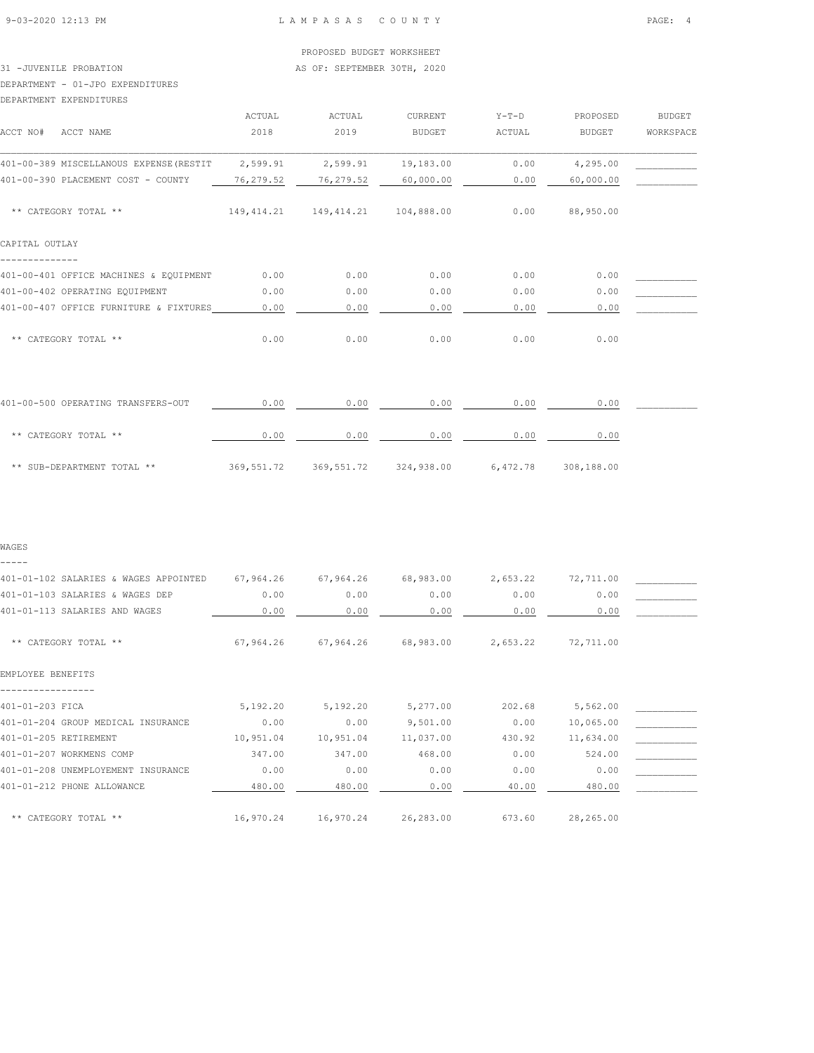PROPOSED BUDGET WORKSHEET

31 -JUVENILE PROBATION AS OF: SEPTEMBER 30TH, 2020

DEPARTMENT - 01-JPO EXPENDITURES

DEPARTMENT EXPENDITURES

| ACCT NO# ACCT NAME | ACTUAL 2018 | ACTUAL 2019 | CURRENT BUDGET | Y-T-D ACTUAL | PROPOSED BUDGET | BUDGET WORKSPACE |
|---|---|---|---|---|---|---|
| 401-00-389 MISCELLANOUS EXPENSE(RESTIT | 2,599.91 | 2,599.91 | 19,183.00 | 0.00 | 4,295.00 | |
| 401-00-390 PLACEMENT COST - COUNTY | 76,279.52 | 76,279.52 | 60,000.00 | 0.00 | 60,000.00 | |
| ** CATEGORY TOTAL ** | 149,414.21 | 149,414.21 | 104,888.00 | 0.00 | 88,950.00 | |
| **CAPITAL OUTLAY** | | | | | | |
| 401-00-401 OFFICE MACHINES & EQUIPMENT | 0.00 | 0.00 | 0.00 | 0.00 | 0.00 | |
| 401-00-402 OPERATING EQUIPMENT | 0.00 | 0.00 | 0.00 | 0.00 | 0.00 | |
| 401-00-407 OFFICE FURNITURE & FIXTURES | 0.00 | 0.00 | 0.00 | 0.00 | 0.00 | |
| ** CATEGORY TOTAL ** | 0.00 | 0.00 | 0.00 | 0.00 | 0.00 | |
| 401-00-500 OPERATING TRANSFERS-OUT | 0.00 | 0.00 | 0.00 | 0.00 | 0.00 | |
| ** CATEGORY TOTAL ** | 0.00 | 0.00 | 0.00 | 0.00 | 0.00 | |
| ** SUB-DEPARTMENT TOTAL ** | 369,551.72 | 369,551.72 | 324,938.00 | 6,472.78 | 308,188.00 | |
| **WAGES** | | | | | | |
| 401-01-102 SALARIES & WAGES APPOINTED | 67,964.26 | 67,964.26 | 68,983.00 | 2,653.22 | 72,711.00 | |
| 401-01-103 SALARIES & WAGES DEP | 0.00 | 0.00 | 0.00 | 0.00 | 0.00 | |
| 401-01-113 SALARIES AND WAGES | 0.00 | 0.00 | 0.00 | 0.00 | 0.00 | |
| ** CATEGORY TOTAL ** | 67,964.26 | 67,964.26 | 68,983.00 | 2,653.22 | 72,711.00 | |
| **EMPLOYEE BENEFITS** | | | | | | |
| 401-01-203 FICA | 5,192.20 | 5,192.20 | 5,277.00 | 202.68 | 5,562.00 | |
| 401-01-204 GROUP MEDICAL INSURANCE | 0.00 | 0.00 | 9,501.00 | 0.00 | 10,065.00 | |
| 401-01-205 RETIREMENT | 10,951.04 | 10,951.04 | 11,037.00 | 430.92 | 11,634.00 | |
| 401-01-207 WORKMENS COMP | 347.00 | 347.00 | 468.00 | 0.00 | 524.00 | |
| 401-01-208 UNEMPLOYEMENT INSURANCE | 0.00 | 0.00 | 0.00 | 0.00 | 0.00 | |
| 401-01-212 PHONE ALLOWANCE | 480.00 | 480.00 | 0.00 | 40.00 | 480.00 | |
| ** CATEGORY TOTAL ** | 16,970.24 | 16,970.24 | 26,283.00 | 673.60 | 28,265.00 | |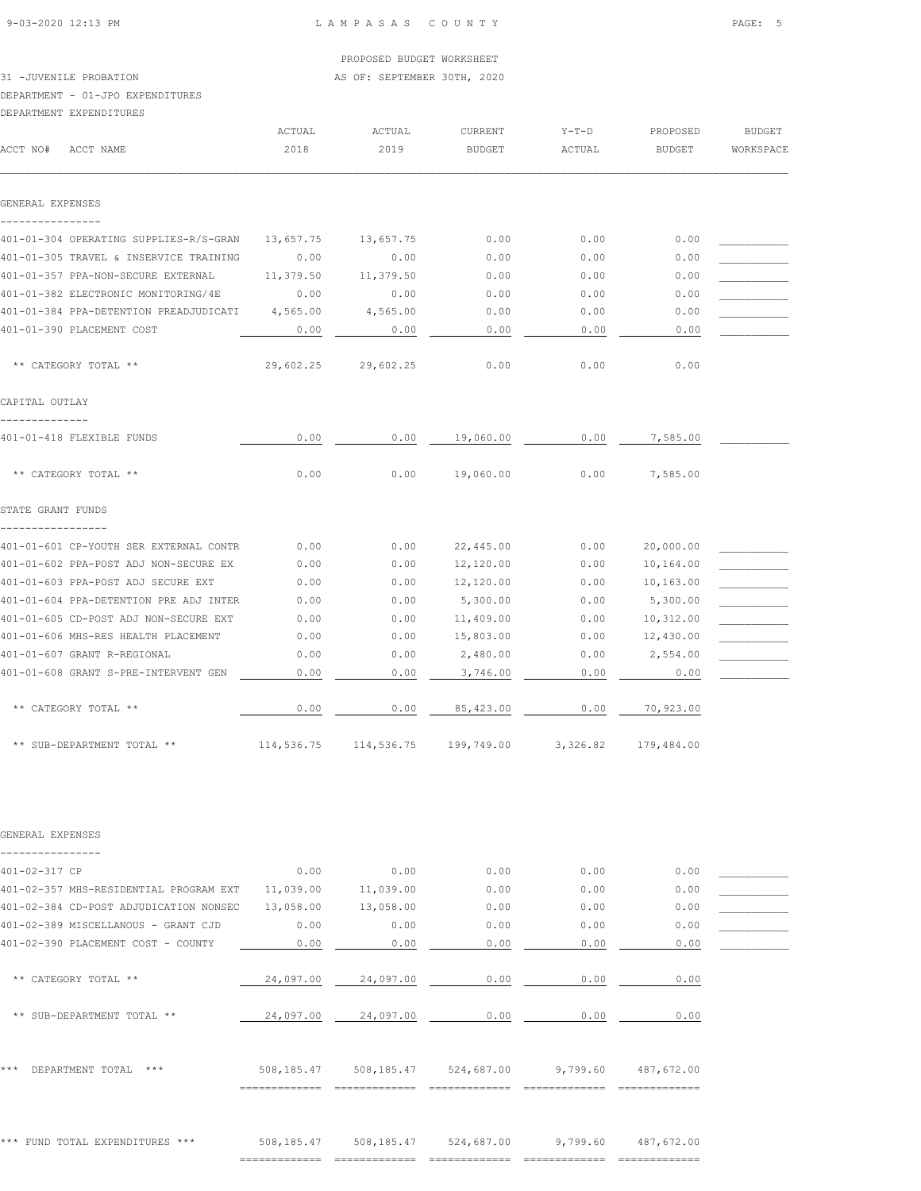PROPOSED BUDGET WORKSHEET

31 -JUVENILE PROBATION AS OF: SEPTEMBER 30TH, 2020

DEPARTMENT - 01-JPO EXPENDITURES

DEPARTMENT EXPENDITURES

| ACCT NO# ACCT NAME | ACTUAL 2018 | ACTUAL 2019 | CURRENT BUDGET | Y-T-D ACTUAL | PROPOSED BUDGET | BUDGET WORKSPACE |
|---|---|---|---|---|---|---|
| **GENERAL EXPENSES** | | | | | | |
| 401-01-304 OPERATING SUPPLIES-R/S-GRAN | 13,657.75 | 13,657.75 | 0.00 | 0.00 | 0.00 | |
| 401-01-305 TRAVEL & INSERVICE TRAINING | 0.00 | 0.00 | 0.00 | 0.00 | 0.00 | |
| 401-01-357 PPA-NON-SECURE EXTERNAL | 11,379.50 | 11,379.50 | 0.00 | 0.00 | 0.00 | |
| 401-01-382 ELECTRONIC MONITORING/4E | 0.00 | 0.00 | 0.00 | 0.00 | 0.00 | |
| 401-01-384 PPA-DETENTION PREADJUDICATI | 4,565.00 | 4,565.00 | 0.00 | 0.00 | 0.00 | |
| 401-01-390 PLACEMENT COST | 0.00 | 0.00 | 0.00 | 0.00 | 0.00 | |
| ** CATEGORY TOTAL ** | 29,602.25 | 29,602.25 | 0.00 | 0.00 | 0.00 | |
| **CAPITAL OUTLAY** | | | | | | |
| 401-01-418 FLEXIBLE FUNDS | 0.00 | 0.00 | 19,060.00 | 0.00 | 7,585.00 | |
| ** CATEGORY TOTAL ** | 0.00 | 0.00 | 19,060.00 | 0.00 | 7,585.00 | |
| **STATE GRANT FUNDS** | | | | | | |
| 401-01-601 CP-YOUTH SER EXTERNAL CONTR | 0.00 | 0.00 | 22,445.00 | 0.00 | 20,000.00 | |
| 401-01-602 PPA-POST ADJ NON-SECURE EX | 0.00 | 0.00 | 12,120.00 | 0.00 | 10,164.00 | |
| 401-01-603 PPA-POST ADJ SECURE EXT | 0.00 | 0.00 | 12,120.00 | 0.00 | 10,163.00 | |
| 401-01-604 PPA-DETENTION PRE ADJ INTER | 0.00 | 0.00 | 5,300.00 | 0.00 | 5,300.00 | |
| 401-01-605 CD-POST ADJ NON-SECURE EXT | 0.00 | 0.00 | 11,409.00 | 0.00 | 10,312.00 | |
| 401-01-606 MHS-RES HEALTH PLACEMENT | 0.00 | 0.00 | 15,803.00 | 0.00 | 12,430.00 | |
| 401-01-607 GRANT R-REGIONAL | 0.00 | 0.00 | 2,480.00 | 0.00 | 2,554.00 | |
| 401-01-608 GRANT S-PRE-INTERVENT GEN | 0.00 | 0.00 | 3,746.00 | 0.00 | 0.00 | |
| ** CATEGORY TOTAL ** | 0.00 | 0.00 | 85,423.00 | 0.00 | 70,923.00 | |
| ** SUB-DEPARTMENT TOTAL ** | 114,536.75 | 114,536.75 | 199,749.00 | 3,326.82 | 179,484.00 | |
| **GENERAL EXPENSES** | | | | | | |
| 401-02-317 CP | 0.00 | 0.00 | 0.00 | 0.00 | 0.00 | |
| 401-02-357 MHS-RESIDENTIAL PROGRAM EXT | 11,039.00 | 11,039.00 | 0.00 | 0.00 | 0.00 | |
| 401-02-384 CD-POST ADJUDICATION NONSEC | 13,058.00 | 13,058.00 | 0.00 | 0.00 | 0.00 | |
| 401-02-389 MISCELLANOUS - GRANT CJD | 0.00 | 0.00 | 0.00 | 0.00 | 0.00 | |
| 401-02-390 PLACEMENT COST - COUNTY | 0.00 | 0.00 | 0.00 | 0.00 | 0.00 | |
| ** CATEGORY TOTAL ** | 24,097.00 | 24,097.00 | 0.00 | 0.00 | 0.00 | |
| ** SUB-DEPARTMENT TOTAL ** | 24,097.00 | 24,097.00 | 0.00 | 0.00 | 0.00 | |
| *** DEPARTMENT TOTAL *** | 508,185.47 | 508,185.47 | 524,687.00 | 9,799.60 | 487,672.00 | |
| *** FUND TOTAL EXPENDITURES *** | 508,185.47 | 508,185.47 | 524,687.00 | 9,799.60 | 487,672.00 | |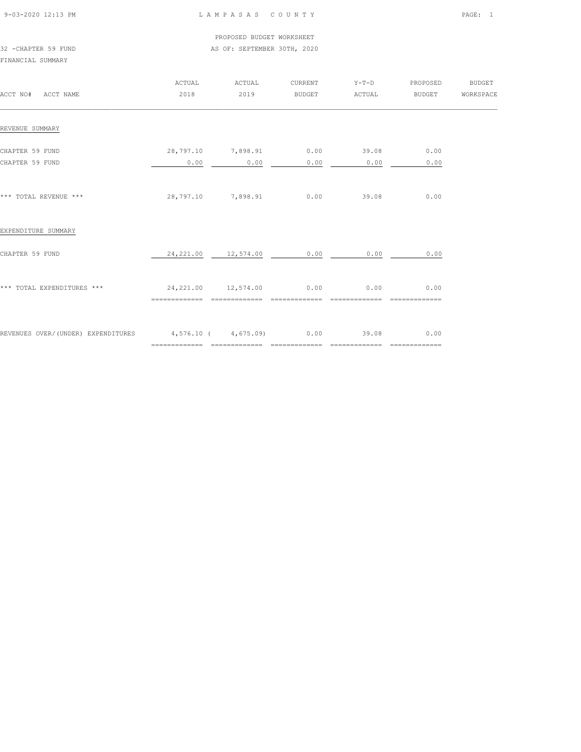LAMPASAS COUNTY

PROPOSED BUDGET WORKSHEET

32 -CHAPTER 59 FUND

AS OF: SEPTEMBER 30TH, 2020

FINANCIAL SUMMARY

| ACCT NO# ACCT NAME | ACTUAL 2018 | ACTUAL 2019 | CURRENT BUDGET | Y-T-D ACTUAL | PROPOSED BUDGET | BUDGET WORKSPACE |
|---|---|---|---|---|---|---|
| REVENUE SUMMARY | | | | | | |
| CHAPTER 59 FUND | 28,797.10 | 7,898.91 | 0.00 | 39.08 | 0.00 | |
| CHAPTER 59 FUND | 0.00 | 0.00 | 0.00 | 0.00 | 0.00 | |
| *** TOTAL REVENUE *** | 28,797.10 | 7,898.91 | 0.00 | 39.08 | 0.00 | |
| EXPENDITURE SUMMARY | | | | | | |
| CHAPTER 59 FUND | 24,221.00 | 12,574.00 | 0.00 | 0.00 | 0.00 | |
| *** TOTAL EXPENDITURES *** | 24,221.00 | 12,574.00 | 0.00 | 0.00 | 0.00 | |
| REVENUES OVER/(UNDER) EXPENDITURES | 4,576.10 | ( 4,675.09) | 0.00 | 39.08 | 0.00 | |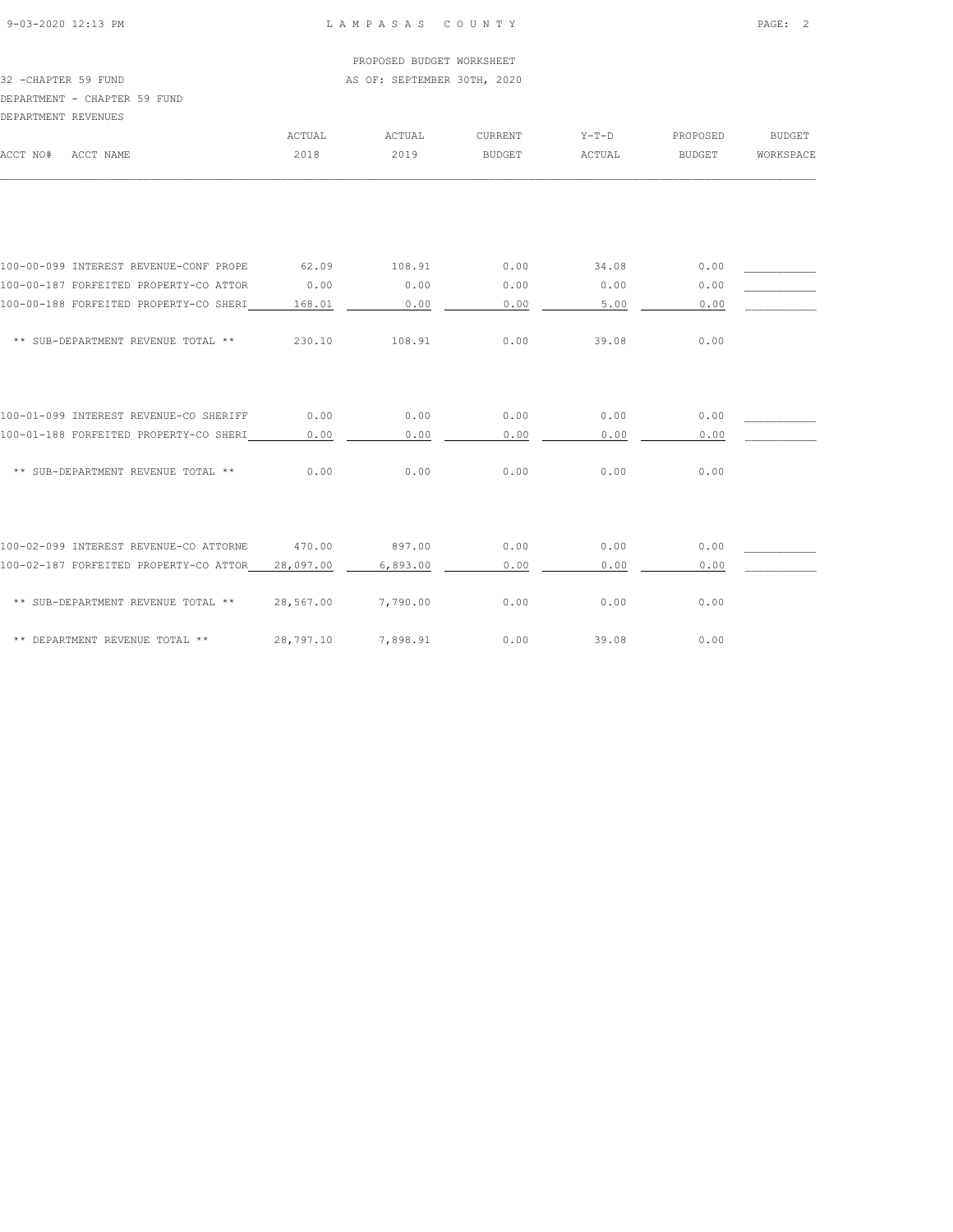PROPOSED BUDGET WORKSHEET

32 -CHAPTER 59 FUND — AS OF: SEPTEMBER 30TH, 2020

DEPARTMENT - CHAPTER 59 FUND

DEPARTMENT REVENUES

| ACCT NO# | ACCT NAME | ACTUAL 2018 | ACTUAL 2019 | CURRENT BUDGET | Y-T-D ACTUAL | PROPOSED BUDGET | BUDGET WORKSPACE |
|---|---|---|---|---|---|---|---|
| 100-00-099 | INTEREST REVENUE-CONF PROPE | 62.09 | 108.91 | 0.00 | 34.08 | 0.00 | ___________ |
| 100-00-187 | FORFEITED PROPERTY-CO ATTOR | 0.00 | 0.00 | 0.00 | 0.00 | 0.00 | ___________ |
| 100-00-188 | FORFEITED PROPERTY-CO SHERI | 168.01 | 0.00 | 0.00 | 5.00 | 0.00 | ___________ |
| | ** SUB-DEPARTMENT REVENUE TOTAL ** | 230.10 | 108.91 | 0.00 | 39.08 | 0.00 | |
| 100-01-099 | INTEREST REVENUE-CO SHERIFF | 0.00 | 0.00 | 0.00 | 0.00 | 0.00 | ___________ |
| 100-01-188 | FORFEITED PROPERTY-CO SHERI | 0.00 | 0.00 | 0.00 | 0.00 | 0.00 | ___________ |
| | ** SUB-DEPARTMENT REVENUE TOTAL ** | 0.00 | 0.00 | 0.00 | 0.00 | 0.00 | |
| 100-02-099 | INTEREST REVENUE-CO ATTORNE | 470.00 | 897.00 | 0.00 | 0.00 | 0.00 | ___________ |
| 100-02-187 | FORFEITED PROPERTY-CO ATTOR | 28,097.00 | 6,893.00 | 0.00 | 0.00 | 0.00 | ___________ |
| | ** SUB-DEPARTMENT REVENUE TOTAL ** | 28,567.00 | 7,790.00 | 0.00 | 0.00 | 0.00 | |
| | ** DEPARTMENT REVENUE TOTAL ** | 28,797.10 | 7,898.91 | 0.00 | 39.08 | 0.00 | |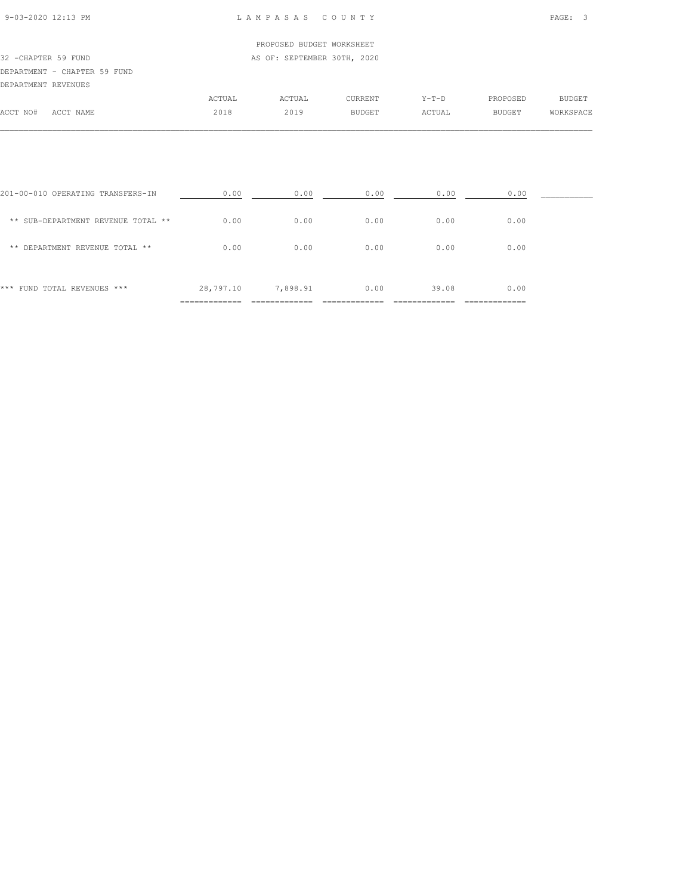LAMPASAS COUNTY

PROPOSED BUDGET WORKSHEET

AS OF: SEPTEMBER 30TH, 2020

32 -CHAPTER 59 FUND

DEPARTMENT - CHAPTER 59 FUND

DEPARTMENT REVENUES

| ACCT NO# ACCT NAME | ACTUAL 2018 | ACTUAL 2019 | CURRENT BUDGET | Y-T-D ACTUAL | PROPOSED BUDGET | BUDGET WORKSPACE |
|---|---|---|---|---|---|---|
| 201-00-010 OPERATING TRANSFERS-IN | 0.00 | 0.00 | 0.00 | 0.00 | 0.00 | __________ |
| ** SUB-DEPARTMENT REVENUE TOTAL ** | 0.00 | 0.00 | 0.00 | 0.00 | 0.00 | |
| ** DEPARTMENT REVENUE TOTAL ** | 0.00 | 0.00 | 0.00 | 0.00 | 0.00 | |
| *** FUND TOTAL REVENUES *** | 28,797.10 | 7,898.91 | 0.00 | 39.08 | 0.00 | |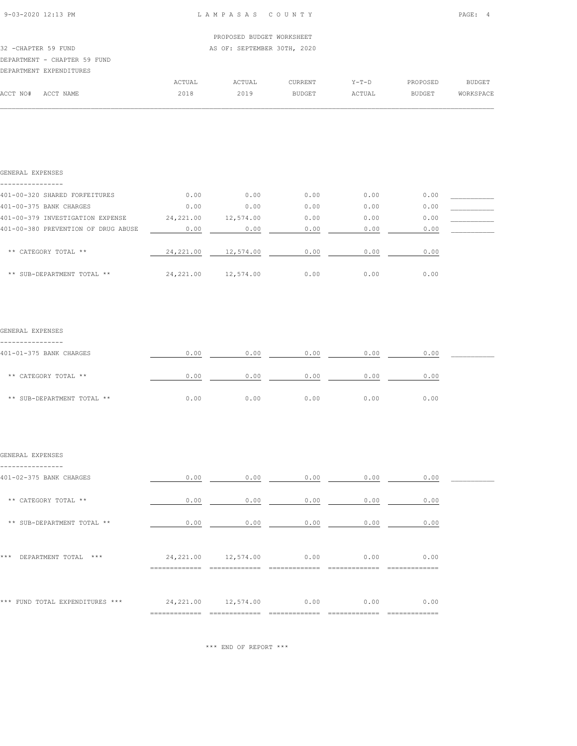PROPOSED BUDGET WORKSHEET

32 -CHAPTER 59 FUND — AS OF: SEPTEMBER 30TH, 2020

DEPARTMENT - CHAPTER 59 FUND

DEPARTMENT EXPENDITURES

| ACCT NO# ACCT NAME | ACTUAL 2018 | ACTUAL 2019 | CURRENT BUDGET | Y-T-D ACTUAL | PROPOSED BUDGET | BUDGET WORKSPACE |
|---|---|---|---|---|---|---|
| **GENERAL EXPENSES** | | | | | | |
| 401-00-320 SHARED FORFEITURES | 0.00 | 0.00 | 0.00 | 0.00 | 0.00 | ___________ |
| 401-00-375 BANK CHARGES | 0.00 | 0.00 | 0.00 | 0.00 | 0.00 | ___________ |
| 401-00-379 INVESTIGATION EXPENSE | 24,221.00 | 12,574.00 | 0.00 | 0.00 | 0.00 | ___________ |
| 401-00-380 PREVENTION OF DRUG ABUSE | 0.00 | 0.00 | 0.00 | 0.00 | 0.00 | ___________ |
| ** CATEGORY TOTAL ** | 24,221.00 | 12,574.00 | 0.00 | 0.00 | 0.00 | |
| ** SUB-DEPARTMENT TOTAL ** | 24,221.00 | 12,574.00 | 0.00 | 0.00 | 0.00 | |
| **GENERAL EXPENSES** | | | | | | |
| 401-01-375 BANK CHARGES | 0.00 | 0.00 | 0.00 | 0.00 | 0.00 | ___________ |
| ** CATEGORY TOTAL ** | 0.00 | 0.00 | 0.00 | 0.00 | 0.00 | |
| ** SUB-DEPARTMENT TOTAL ** | 0.00 | 0.00 | 0.00 | 0.00 | 0.00 | |
| **GENERAL EXPENSES** | | | | | | |
| 401-02-375 BANK CHARGES | 0.00 | 0.00 | 0.00 | 0.00 | 0.00 | ___________ |
| ** CATEGORY TOTAL ** | 0.00 | 0.00 | 0.00 | 0.00 | 0.00 | |
| ** SUB-DEPARTMENT TOTAL ** | 0.00 | 0.00 | 0.00 | 0.00 | 0.00 | |
| *** DEPARTMENT TOTAL *** | 24,221.00 | 12,574.00 | 0.00 | 0.00 | 0.00 | |
| *** FUND TOTAL EXPENDITURES *** | 24,221.00 | 12,574.00 | 0.00 | 0.00 | 0.00 | |

*** END OF REPORT ***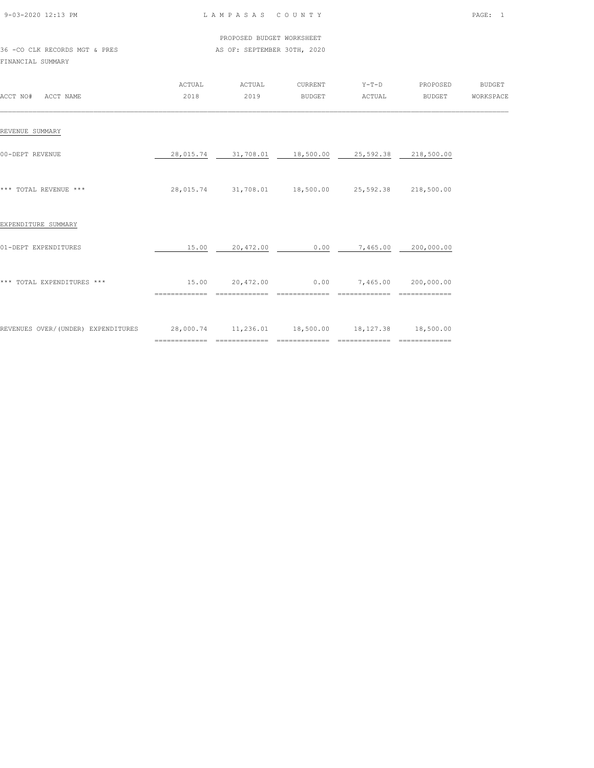LAMPASAS COUNTY

PROPOSED BUDGET WORKSHEET

36 -CO CLK RECORDS MGT & PRES

AS OF: SEPTEMBER 30TH, 2020

FINANCIAL SUMMARY

| ACCT NO# ACCT NAME | ACTUAL 2018 | ACTUAL 2019 | CURRENT BUDGET | Y-T-D ACTUAL | PROPOSED BUDGET | BUDGET WORKSPACE |
|---|---|---|---|---|---|---|
| REVENUE SUMMARY | | | | | | |
| 00-DEPT REVENUE | 28,015.74 | 31,708.01 | 18,500.00 | 25,592.38 | 218,500.00 | |
| *** TOTAL REVENUE *** | 28,015.74 | 31,708.01 | 18,500.00 | 25,592.38 | 218,500.00 | |
| EXPENDITURE SUMMARY | | | | | | |
| 01-DEPT EXPENDITURES | 15.00 | 20,472.00 | 0.00 | 7,465.00 | 200,000.00 | |
| *** TOTAL EXPENDITURES *** | 15.00 | 20,472.00 | 0.00 | 7,465.00 | 200,000.00 | |
| REVENUES OVER/(UNDER) EXPENDITURES | 28,000.74 | 11,236.01 | 18,500.00 | 18,127.38 | 18,500.00 | |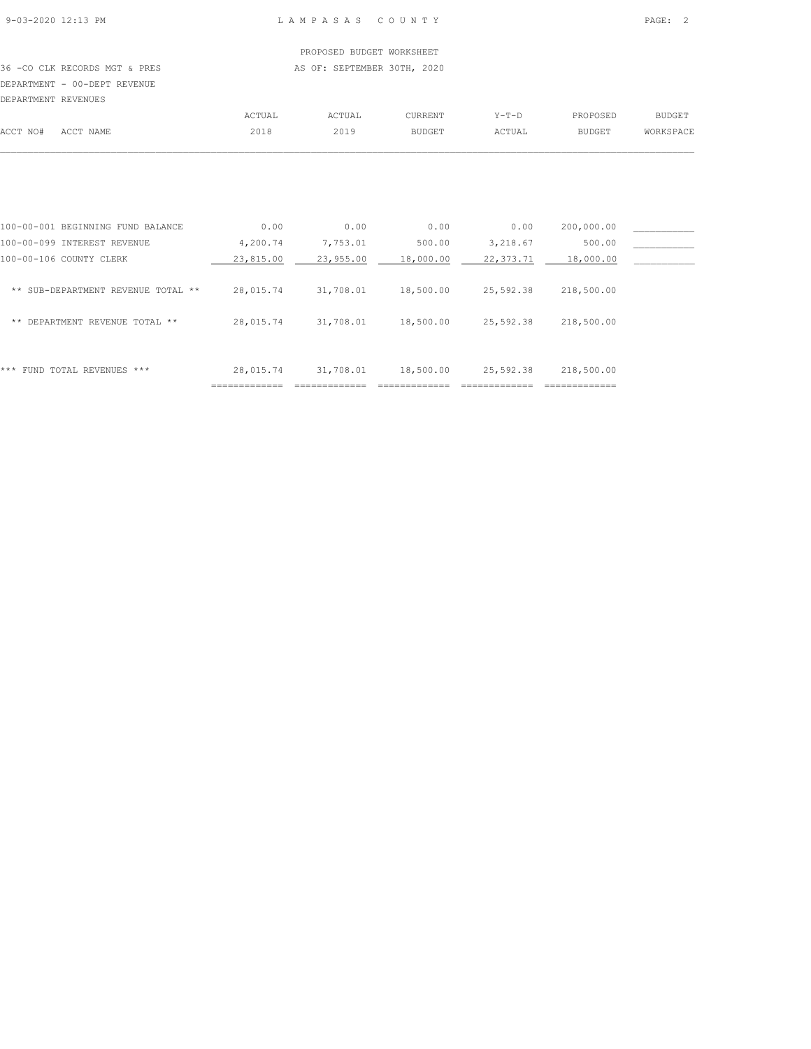LAMPASAS COUNTY

PROPOSED BUDGET WORKSHEET

36 -CO CLK RECORDS MGT & PRES — AS OF: SEPTEMBER 30TH, 2020

DEPARTMENT - 00-DEPT REVENUE

DEPARTMENT REVENUES

| ACCT NO# ACCT NAME | ACTUAL 2018 | ACTUAL 2019 | CURRENT BUDGET | Y-T-D ACTUAL | PROPOSED BUDGET | BUDGET WORKSPACE |
|---|---|---|---|---|---|---|
| 100-00-001 BEGINNING FUND BALANCE | 0.00 | 0.00 | 0.00 | 0.00 | 200,000.00 | ___________ |
| 100-00-099 INTEREST REVENUE | 4,200.74 | 7,753.01 | 500.00 | 3,218.67 | 500.00 | ___________ |
| 100-00-106 COUNTY CLERK | 23,815.00 | 23,955.00 | 18,000.00 | 22,373.71 | 18,000.00 | ___________ |
| ** SUB-DEPARTMENT REVENUE TOTAL ** | 28,015.74 | 31,708.01 | 18,500.00 | 25,592.38 | 218,500.00 | |
| ** DEPARTMENT REVENUE TOTAL ** | 28,015.74 | 31,708.01 | 18,500.00 | 25,592.38 | 218,500.00 | |
| *** FUND TOTAL REVENUES *** | 28,015.74 | 31,708.01 | 18,500.00 | 25,592.38 | 218,500.00 | |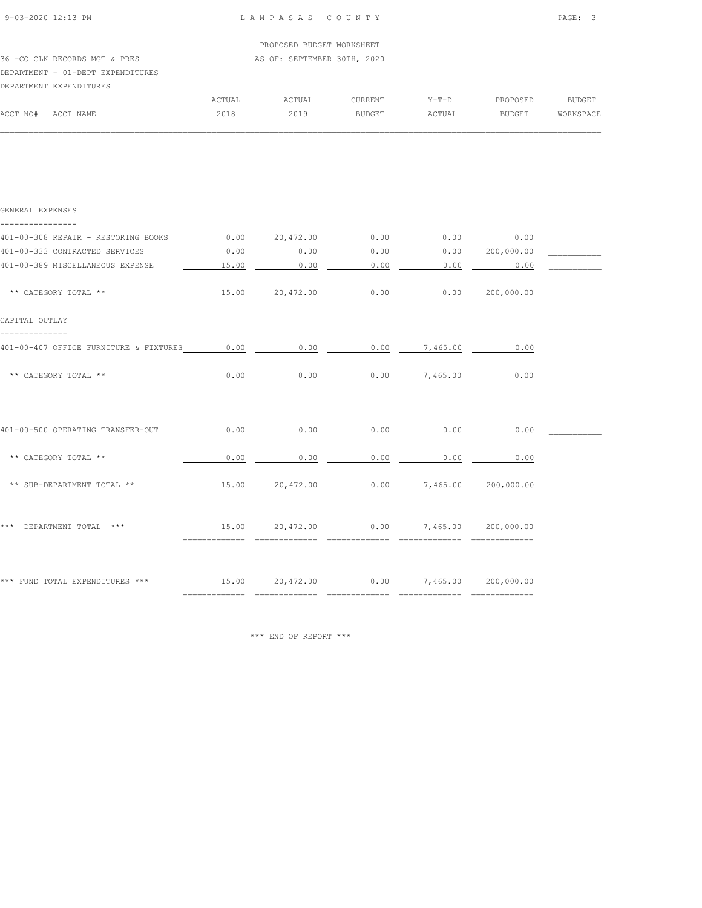PROPOSED BUDGET WORKSHEET

36 -CO CLK RECORDS MGT & PRES — AS OF: SEPTEMBER 30TH, 2020

DEPARTMENT - 01-DEPT EXPENDITURES

DEPARTMENT EXPENDITURES

| ACCT NO# ACCT NAME | ACTUAL 2018 | ACTUAL 2019 | CURRENT BUDGET | Y-T-D ACTUAL | PROPOSED BUDGET | BUDGET WORKSPACE |
|---|---|---|---|---|---|---|
| **GENERAL EXPENSES** | | | | | | |
| 401-00-308 REPAIR - RESTORING BOOKS | 0.00 | 20,472.00 | 0.00 | 0.00 | 0.00 | |
| 401-00-333 CONTRACTED SERVICES | 0.00 | 0.00 | 0.00 | 0.00 | 200,000.00 | |
| 401-00-389 MISCELLANEOUS EXPENSE | 15.00 | 0.00 | 0.00 | 0.00 | 0.00 | |
| ** CATEGORY TOTAL ** | 15.00 | 20,472.00 | 0.00 | 0.00 | 200,000.00 | |
| **CAPITAL OUTLAY** | | | | | | |
| 401-00-407 OFFICE FURNITURE & FIXTURES | 0.00 | 0.00 | 0.00 | 7,465.00 | 0.00 | |
| ** CATEGORY TOTAL ** | 0.00 | 0.00 | 0.00 | 7,465.00 | 0.00 | |
| 401-00-500 OPERATING TRANSFER-OUT | 0.00 | 0.00 | 0.00 | 0.00 | 0.00 | |
| ** CATEGORY TOTAL ** | 0.00 | 0.00 | 0.00 | 0.00 | 0.00 | |
| ** SUB-DEPARTMENT TOTAL ** | 15.00 | 20,472.00 | 0.00 | 7,465.00 | 200,000.00 | |
| *** DEPARTMENT TOTAL *** | 15.00 | 20,472.00 | 0.00 | 7,465.00 | 200,000.00 | |
| *** FUND TOTAL EXPENDITURES *** | 15.00 | 20,472.00 | 0.00 | 7,465.00 | 200,000.00 | |

*** END OF REPORT ***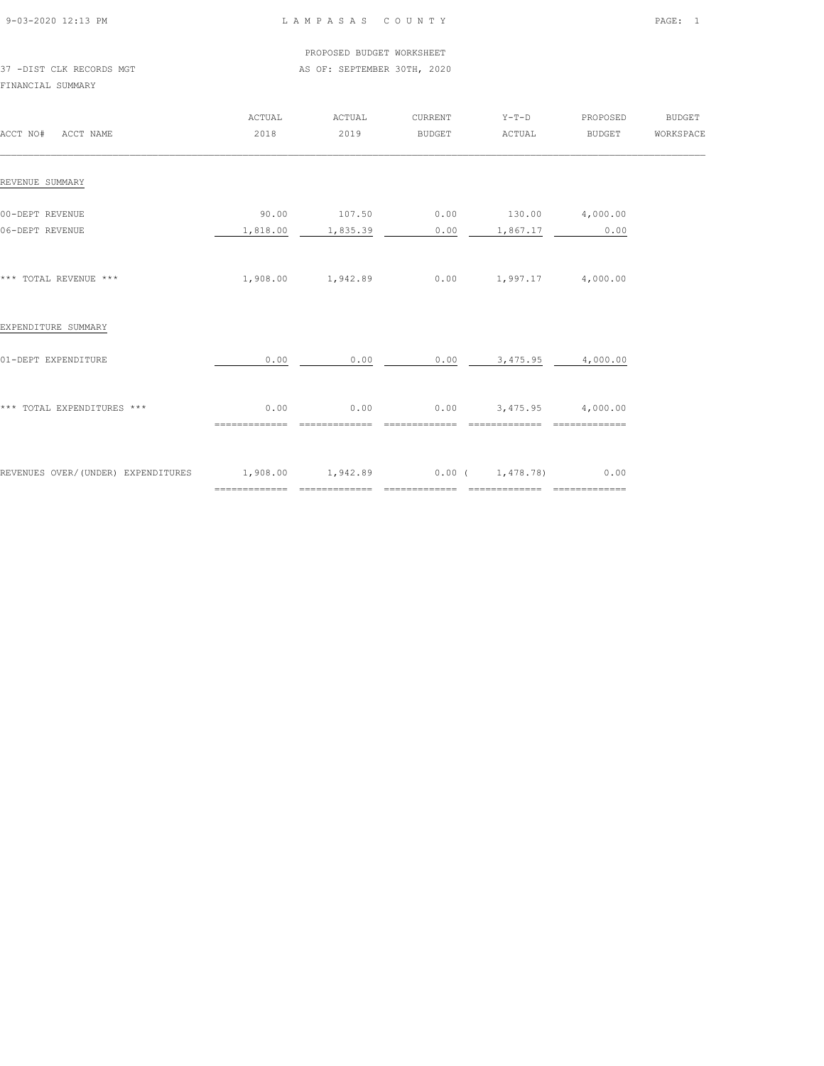LAMPASAS COUNTY

PROPOSED BUDGET WORKSHEET

37 -DIST CLK RECORDS MGT

AS OF: SEPTEMBER 30TH, 2020

FINANCIAL SUMMARY

| ACCT NO# ACCT NAME | ACTUAL 2018 | ACTUAL 2019 | CURRENT BUDGET | Y-T-D ACTUAL | PROPOSED BUDGET | BUDGET WORKSPACE |
|---|---|---|---|---|---|---|
| REVENUE SUMMARY | | | | | | |
| 00-DEPT REVENUE | 90.00 | 107.50 | 0.00 | 130.00 | 4,000.00 | |
| 06-DEPT REVENUE | 1,818.00 | 1,835.39 | 0.00 | 1,867.17 | 0.00 | |
| *** TOTAL REVENUE *** | 1,908.00 | 1,942.89 | 0.00 | 1,997.17 | 4,000.00 | |
| EXPENDITURE SUMMARY | | | | | | |
| 01-DEPT EXPENDITURE | 0.00 | 0.00 | 0.00 | 3,475.95 | 4,000.00 | |
| *** TOTAL EXPENDITURES *** | 0.00 | 0.00 | 0.00 | 3,475.95 | 4,000.00 | |
| REVENUES OVER/(UNDER) EXPENDITURES | 1,908.00 | 1,942.89 | 0.00 | ( 1,478.78) | 0.00 | |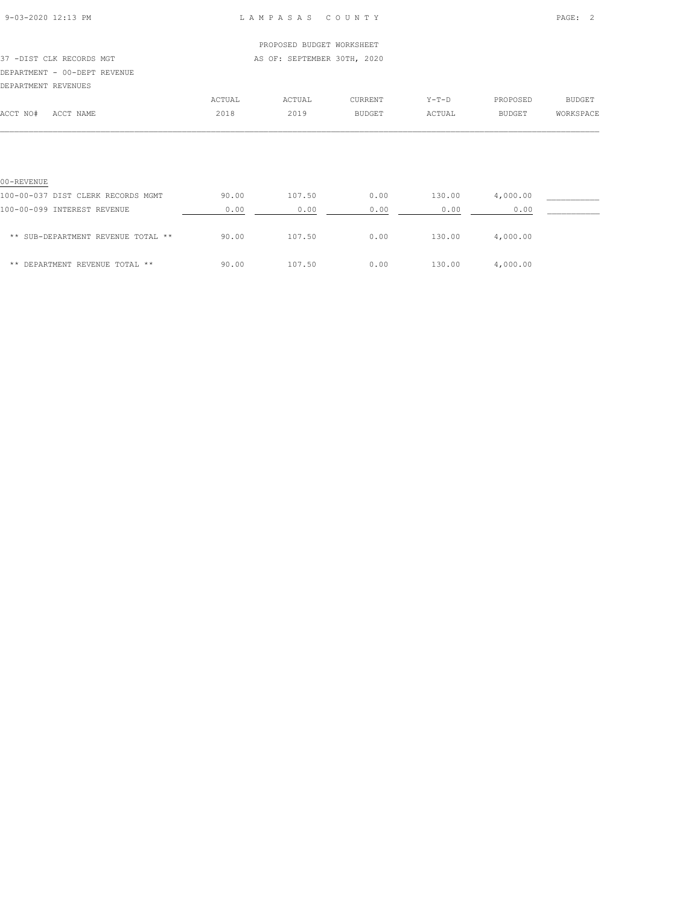PROPOSED BUDGET WORKSHEET

37 -DIST CLK RECORDS MGT

AS OF: SEPTEMBER 30TH, 2020

DEPARTMENT - 00-DEPT REVENUE

DEPARTMENT REVENUES

| ACCT NO# ACCT NAME | ACTUAL 2018 | ACTUAL 2019 | CURRENT BUDGET | Y-T-D ACTUAL | PROPOSED BUDGET | BUDGET WORKSPACE |
|---|---|---|---|---|---|---|
| 00-REVENUE | | | | | | |
| 100-00-037 DIST CLERK RECORDS MGMT | 90.00 | 107.50 | 0.00 | 130.00 | 4,000.00 | ___________ |
| 100-00-099 INTEREST REVENUE | 0.00 | 0.00 | 0.00 | 0.00 | 0.00 | ___________ |
| ** SUB-DEPARTMENT REVENUE TOTAL ** | 90.00 | 107.50 | 0.00 | 130.00 | 4,000.00 | |
| ** DEPARTMENT REVENUE TOTAL ** | 90.00 | 107.50 | 0.00 | 130.00 | 4,000.00 | |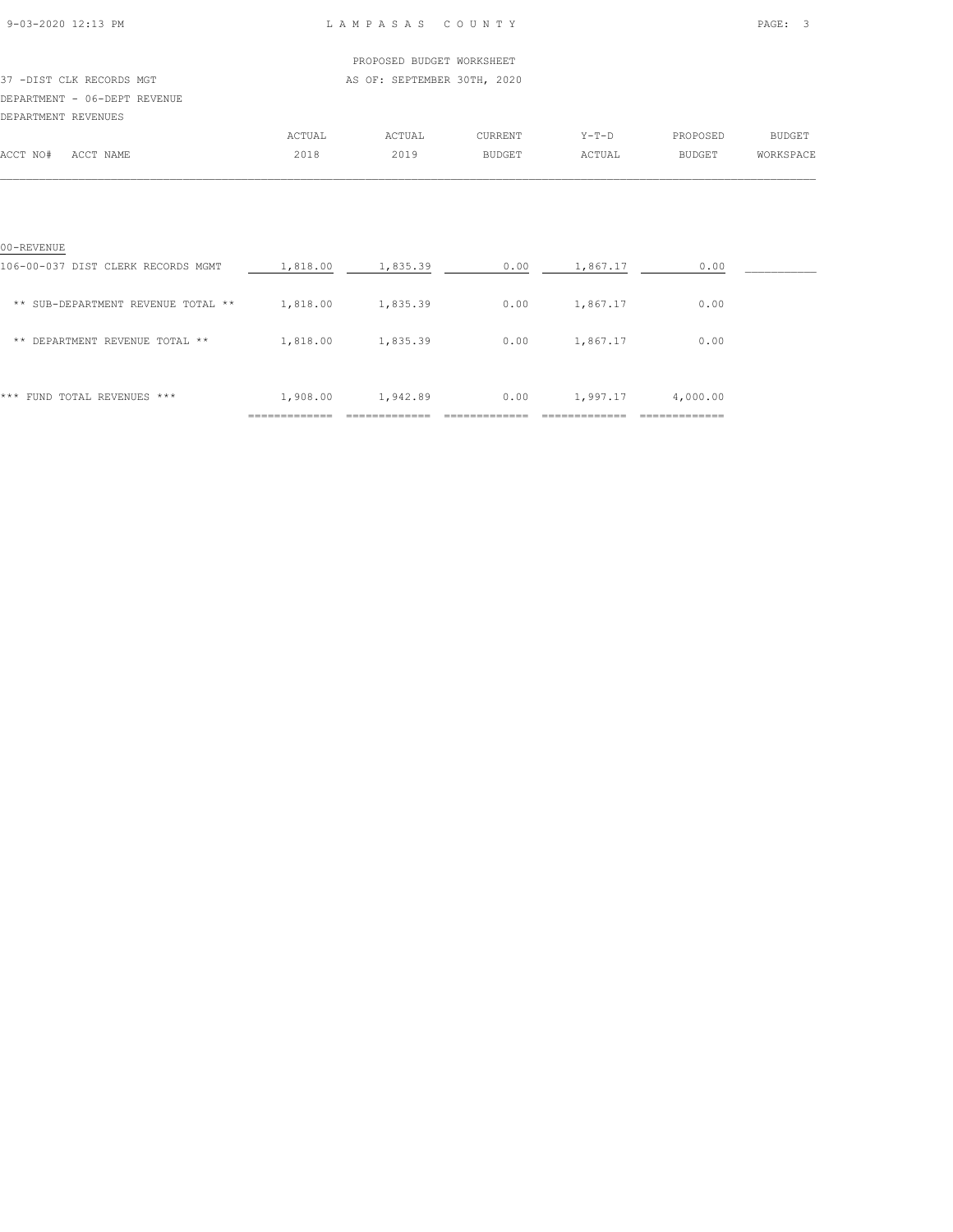PROPOSED BUDGET WORKSHEET

37 -DIST CLK RECORDS MGT — AS OF: SEPTEMBER 30TH, 2020

DEPARTMENT - 06-DEPT REVENUE

DEPARTMENT REVENUES

| ACCT NO# ACCT NAME | ACTUAL 2018 | ACTUAL 2019 | CURRENT BUDGET | Y-T-D ACTUAL | PROPOSED BUDGET | BUDGET WORKSPACE |
|---|---|---|---|---|---|---|
| 00-REVENUE | | | | | | |
| 106-00-037 DIST CLERK RECORDS MGMT | 1,818.00 | 1,835.39 | 0.00 | 1,867.17 | 0.00 | |
| ** SUB-DEPARTMENT REVENUE TOTAL ** | 1,818.00 | 1,835.39 | 0.00 | 1,867.17 | 0.00 | |
| ** DEPARTMENT REVENUE TOTAL ** | 1,818.00 | 1,835.39 | 0.00 | 1,867.17 | 0.00 | |
| *** FUND TOTAL REVENUES *** | 1,908.00 | 1,942.89 | 0.00 | 1,997.17 | 4,000.00 | |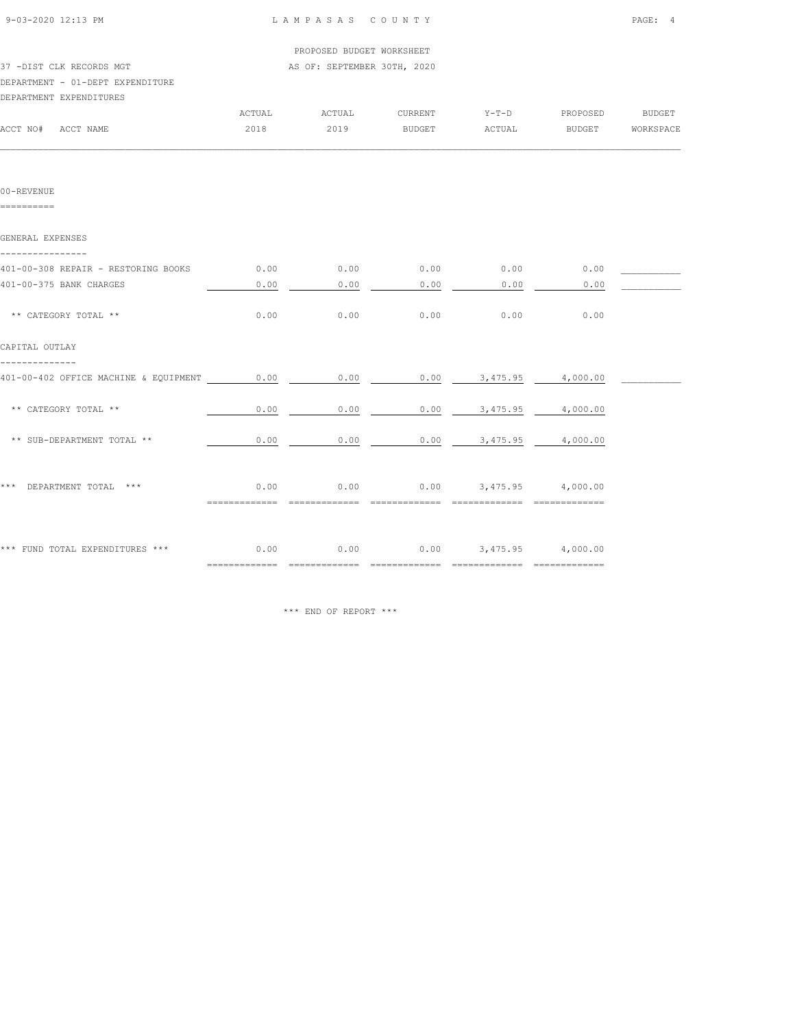PROPOSED BUDGET WORKSHEET

37 -DIST CLK RECORDS MGT — AS OF: SEPTEMBER 30TH, 2020

DEPARTMENT - 01-DEPT EXPENDITURE

DEPARTMENT EXPENDITURES

| ACCT NO# ACCT NAME | ACTUAL 2018 | ACTUAL 2019 | CURRENT BUDGET | Y-T-D ACTUAL | PROPOSED BUDGET | BUDGET WORKSPACE |
|---|---|---|---|---|---|---|
| **00-REVENUE** | | | | | | |
| **GENERAL EXPENSES** | | | | | | |
| 401-00-308 REPAIR - RESTORING BOOKS | 0.00 | 0.00 | 0.00 | 0.00 | 0.00 | |
| 401-00-375 BANK CHARGES | 0.00 | 0.00 | 0.00 | 0.00 | 0.00 | |
| ** CATEGORY TOTAL ** | 0.00 | 0.00 | 0.00 | 0.00 | 0.00 | |
| **CAPITAL OUTLAY** | | | | | | |
| 401-00-402 OFFICE MACHINE & EQUIPMENT | 0.00 | 0.00 | 0.00 | 3,475.95 | 4,000.00 | |
| ** CATEGORY TOTAL ** | 0.00 | 0.00 | 0.00 | 3,475.95 | 4,000.00 | |
| ** SUB-DEPARTMENT TOTAL ** | 0.00 | 0.00 | 0.00 | 3,475.95 | 4,000.00 | |
| *** DEPARTMENT TOTAL *** | 0.00 | 0.00 | 0.00 | 3,475.95 | 4,000.00 | |
| *** FUND TOTAL EXPENDITURES *** | 0.00 | 0.00 | 0.00 | 3,475.95 | 4,000.00 | |

*** END OF REPORT ***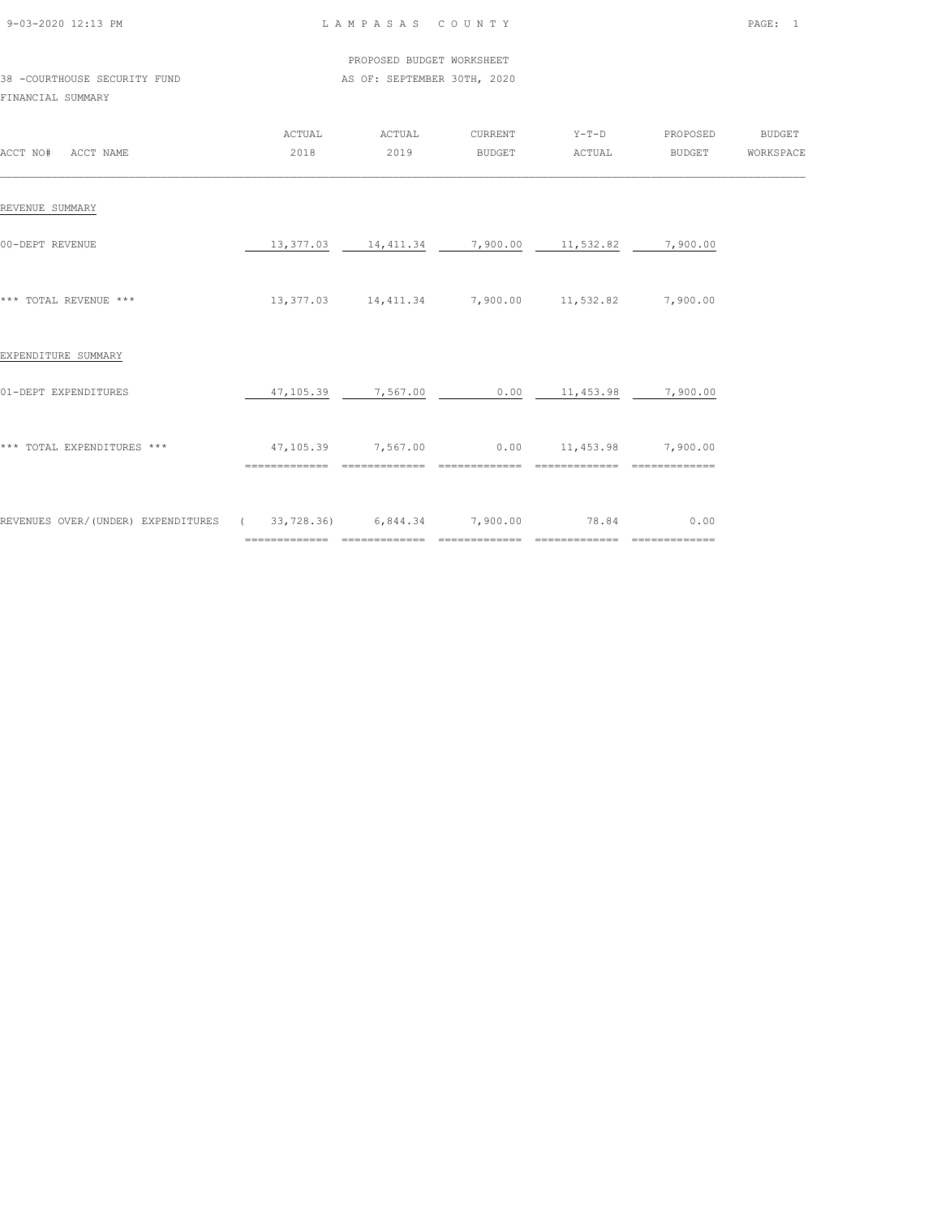LAMPASAS COUNTY

PROPOSED BUDGET WORKSHEET

38 -COURTHOUSE SECURITY FUND

AS OF: SEPTEMBER 30TH, 2020

FINANCIAL SUMMARY

| ACCT NO# ACCT NAME | ACTUAL 2018 | ACTUAL 2019 | CURRENT BUDGET | Y-T-D ACTUAL | PROPOSED BUDGET | BUDGET WORKSPACE |
|---|---|---|---|---|---|---|
| REVENUE SUMMARY | | | | | | |
| 00-DEPT REVENUE | 13,377.03 | 14,411.34 | 7,900.00 | 11,532.82 | 7,900.00 | |
| *** TOTAL REVENUE *** | 13,377.03 | 14,411.34 | 7,900.00 | 11,532.82 | 7,900.00 | |
| EXPENDITURE SUMMARY | | | | | | |
| 01-DEPT EXPENDITURES | 47,105.39 | 7,567.00 | 0.00 | 11,453.98 | 7,900.00 | |
| *** TOTAL EXPENDITURES *** | 47,105.39 | 7,567.00 | 0.00 | 11,453.98 | 7,900.00 | |
| REVENUES OVER/(UNDER) EXPENDITURES | ( 33,728.36) | 6,844.34 | 7,900.00 | 78.84 | 0.00 | |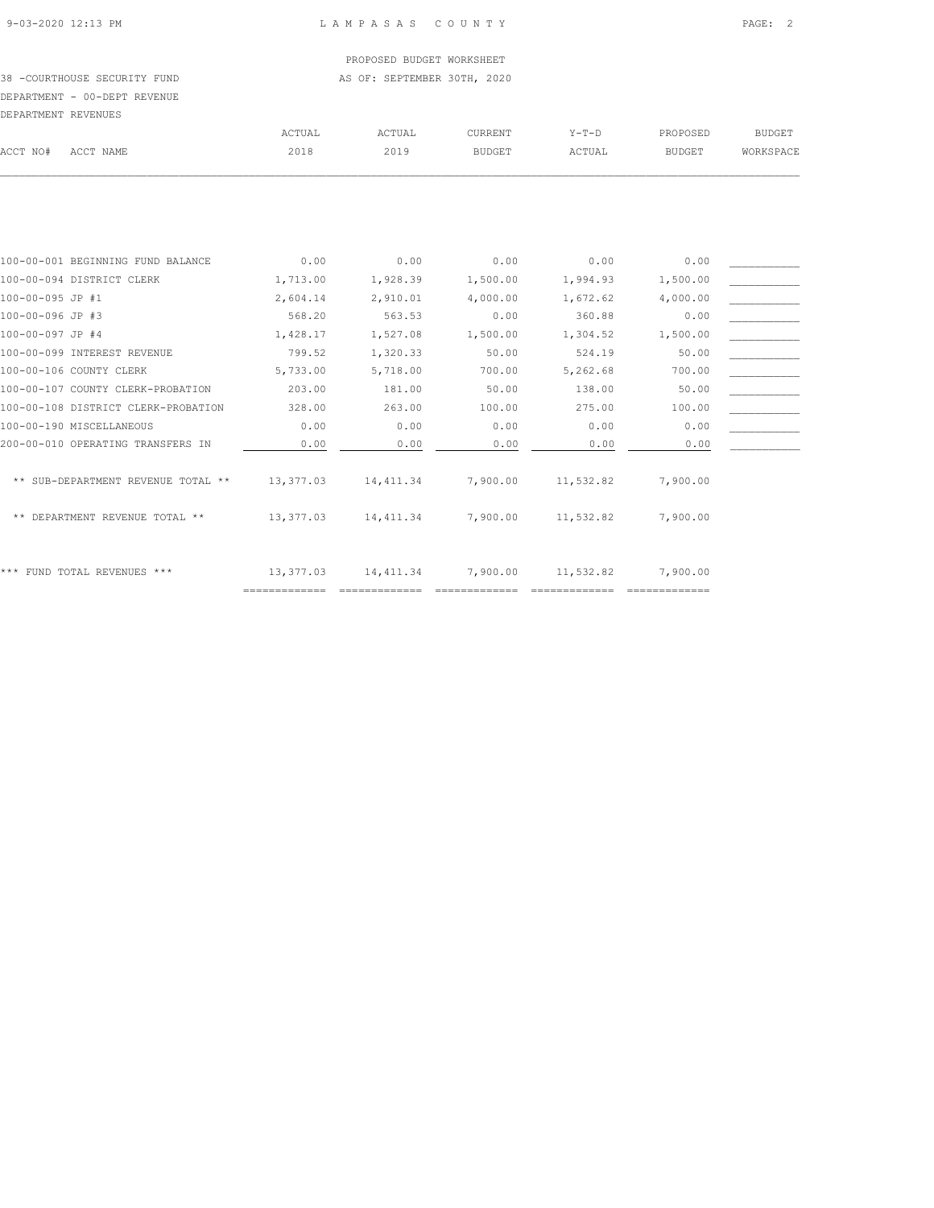LAMPASAS COUNTY

PROPOSED BUDGET WORKSHEET

38 -COURTHOUSE SECURITY FUND

AS OF: SEPTEMBER 30TH, 2020

DEPARTMENT - 00-DEPT REVENUE

DEPARTMENT REVENUES

| ACCT NO# | ACCT NAME | ACTUAL 2018 | ACTUAL 2019 | CURRENT BUDGET | Y-T-D ACTUAL | PROPOSED BUDGET | BUDGET WORKSPACE |
|---|---|---|---|---|---|---|---|
| 100-00-001 | BEGINNING FUND BALANCE | 0.00 | 0.00 | 0.00 | 0.00 | 0.00 | ___________ |
| 100-00-094 | DISTRICT CLERK | 1,713.00 | 1,928.39 | 1,500.00 | 1,994.93 | 1,500.00 | ___________ |
| 100-00-095 | JP #1 | 2,604.14 | 2,910.01 | 4,000.00 | 1,672.62 | 4,000.00 | ___________ |
| 100-00-096 | JP #3 | 568.20 | 563.53 | 0.00 | 360.88 | 0.00 | ___________ |
| 100-00-097 | JP #4 | 1,428.17 | 1,527.08 | 1,500.00 | 1,304.52 | 1,500.00 | ___________ |
| 100-00-099 | INTEREST REVENUE | 799.52 | 1,320.33 | 50.00 | 524.19 | 50.00 | ___________ |
| 100-00-106 | COUNTY CLERK | 5,733.00 | 5,718.00 | 700.00 | 5,262.68 | 700.00 | ___________ |
| 100-00-107 | COUNTY CLERK-PROBATION | 203.00 | 181.00 | 50.00 | 138.00 | 50.00 | ___________ |
| 100-00-108 | DISTRICT CLERK-PROBATION | 328.00 | 263.00 | 100.00 | 275.00 | 100.00 | ___________ |
| 100-00-190 | MISCELLANEOUS | 0.00 | 0.00 | 0.00 | 0.00 | 0.00 | ___________ |
| 200-00-010 | OPERATING TRANSFERS IN | 0.00 | 0.00 | 0.00 | 0.00 | 0.00 | ___________ |
| | ** SUB-DEPARTMENT REVENUE TOTAL ** | 13,377.03 | 14,411.34 | 7,900.00 | 11,532.82 | 7,900.00 | |
| | ** DEPARTMENT REVENUE TOTAL ** | 13,377.03 | 14,411.34 | 7,900.00 | 11,532.82 | 7,900.00 | |
| | *** FUND TOTAL REVENUES *** | 13,377.03 | 14,411.34 | 7,900.00 | 11,532.82 | 7,900.00 | |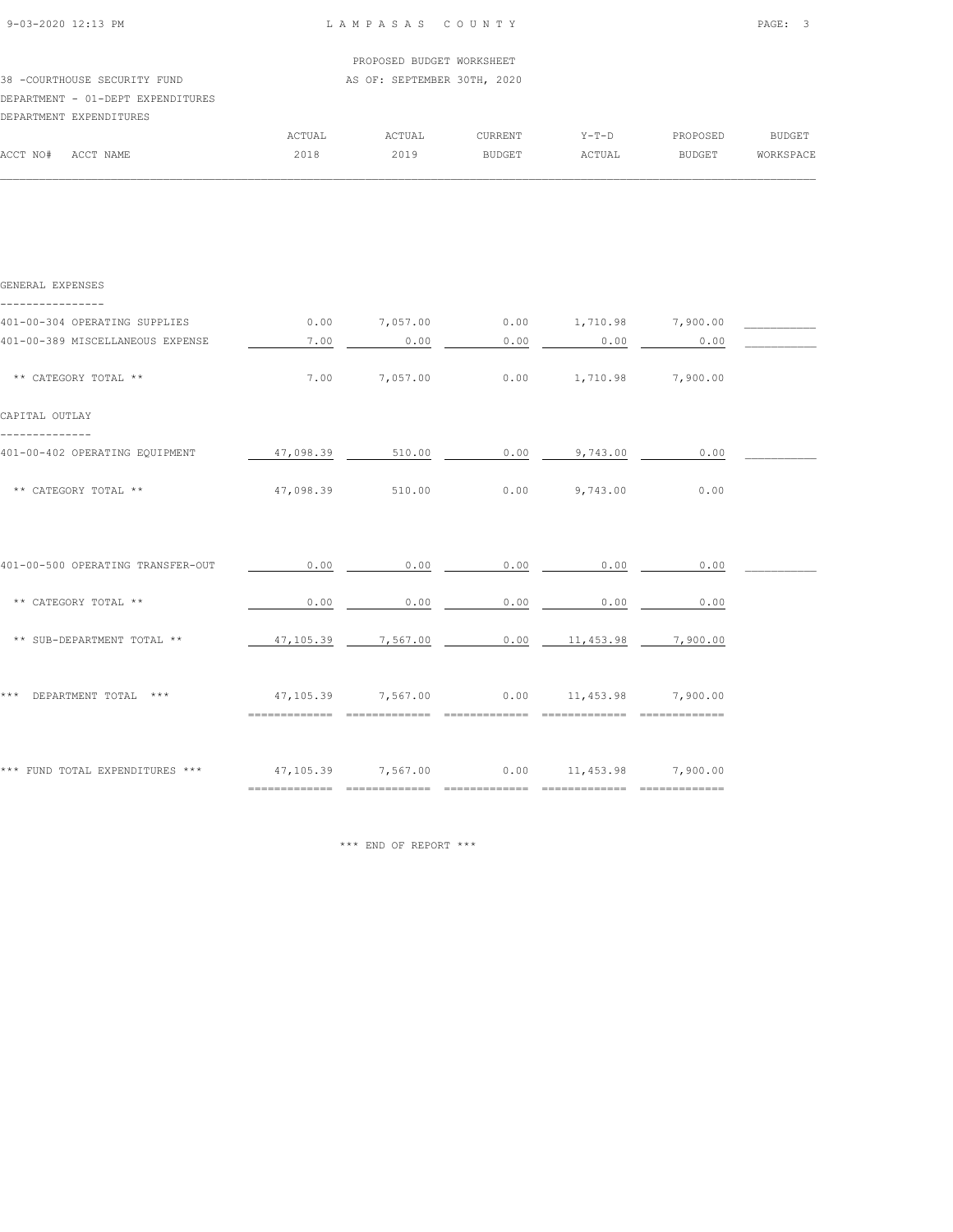LAMPASAS COUNTY

PROPOSED BUDGET WORKSHEET

38 -COURTHOUSE SECURITY FUND AS OF: SEPTEMBER 30TH, 2020

DEPARTMENT - 01-DEPT EXPENDITURES

DEPARTMENT EXPENDITURES

| ACCT NO# ACCT NAME | ACTUAL 2018 | ACTUAL 2019 | CURRENT BUDGET | Y-T-D ACTUAL | PROPOSED BUDGET | BUDGET WORKSPACE |
|---|---|---|---|---|---|---|
| **GENERAL EXPENSES** | | | | | | |
| 401-00-304 OPERATING SUPPLIES | 0.00 | 7,057.00 | 0.00 | 1,710.98 | 7,900.00 | |
| 401-00-389 MISCELLANEOUS EXPENSE | 7.00 | 0.00 | 0.00 | 0.00 | 0.00 | |
| ** CATEGORY TOTAL ** | 7.00 | 7,057.00 | 0.00 | 1,710.98 | 7,900.00 | |
| **CAPITAL OUTLAY** | | | | | | |
| 401-00-402 OPERATING EQUIPMENT | 47,098.39 | 510.00 | 0.00 | 9,743.00 | 0.00 | |
| ** CATEGORY TOTAL ** | 47,098.39 | 510.00 | 0.00 | 9,743.00 | 0.00 | |
| 401-00-500 OPERATING TRANSFER-OUT | 0.00 | 0.00 | 0.00 | 0.00 | 0.00 | |
| ** CATEGORY TOTAL ** | 0.00 | 0.00 | 0.00 | 0.00 | 0.00 | |
| ** SUB-DEPARTMENT TOTAL ** | 47,105.39 | 7,567.00 | 0.00 | 11,453.98 | 7,900.00 | |
| *** DEPARTMENT TOTAL *** | 47,105.39 | 7,567.00 | 0.00 | 11,453.98 | 7,900.00 | |
| *** FUND TOTAL EXPENDITURES *** | 47,105.39 | 7,567.00 | 0.00 | 11,453.98 | 7,900.00 | |

*** END OF REPORT ***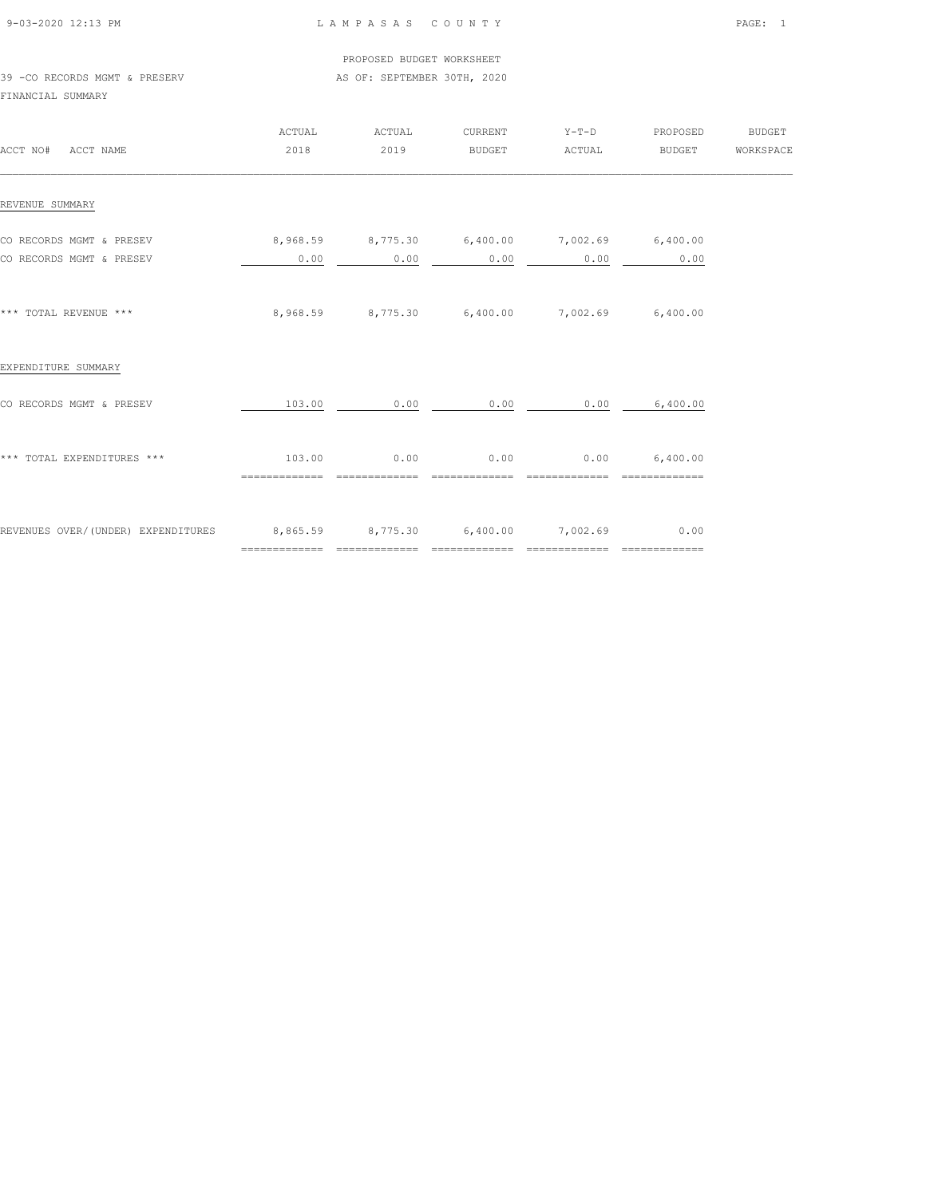PROPOSED BUDGET WORKSHEET

39 -CO RECORDS MGMT & PRESERV — AS OF: SEPTEMBER 30TH, 2020

FINANCIAL SUMMARY

| ACCT NO# ACCT NAME | ACTUAL 2018 | ACTUAL 2019 | CURRENT BUDGET | Y-T-D ACTUAL | PROPOSED BUDGET | BUDGET WORKSPACE |
|---|---|---|---|---|---|---|
| REVENUE SUMMARY | | | | | | |
| CO RECORDS MGMT & PRESEV | 8,968.59 | 8,775.30 | 6,400.00 | 7,002.69 | 6,400.00 | |
| CO RECORDS MGMT & PRESEV | 0.00 | 0.00 | 0.00 | 0.00 | 0.00 | |
| *** TOTAL REVENUE *** | 8,968.59 | 8,775.30 | 6,400.00 | 7,002.69 | 6,400.00 | |
| EXPENDITURE SUMMARY | | | | | | |
| CO RECORDS MGMT & PRESEV | 103.00 | 0.00 | 0.00 | 0.00 | 6,400.00 | |
| *** TOTAL EXPENDITURES *** | 103.00 | 0.00 | 0.00 | 0.00 | 6,400.00 | |
| REVENUES OVER/(UNDER) EXPENDITURES | 8,865.59 | 8,775.30 | 6,400.00 | 7,002.69 | 0.00 | |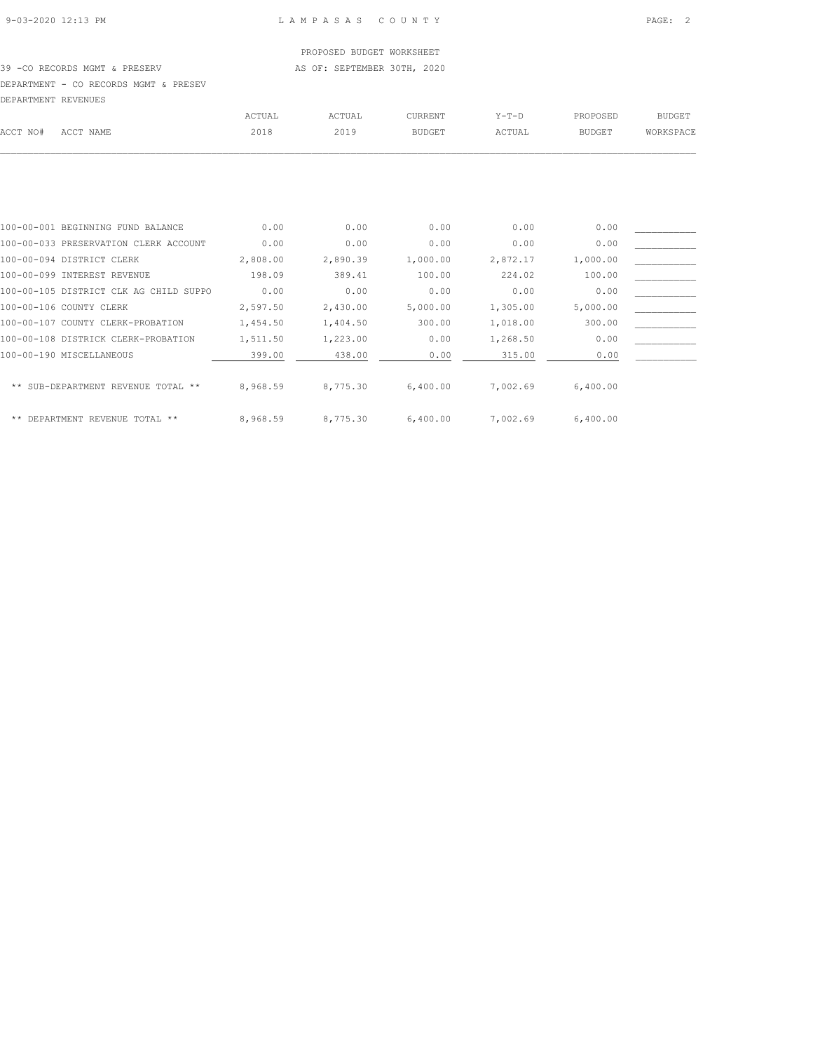PROPOSED BUDGET WORKSHEET

39 -CO RECORDS MGMT & PRESERV — AS OF: SEPTEMBER 30TH, 2020

DEPARTMENT - CO RECORDS MGMT & PRESEV

DEPARTMENT REVENUES

| ACCT NO# | ACCT NAME | ACTUAL 2018 | ACTUAL 2019 | CURRENT BUDGET | Y-T-D ACTUAL | PROPOSED BUDGET | BUDGET WORKSPACE |
|---|---|---|---|---|---|---|---|
| 100-00-001 | BEGINNING FUND BALANCE | 0.00 | 0.00 | 0.00 | 0.00 | 0.00 | ___________ |
| 100-00-033 | PRESERVATION CLERK ACCOUNT | 0.00 | 0.00 | 0.00 | 0.00 | 0.00 | ___________ |
| 100-00-094 | DISTRICT CLERK | 2,808.00 | 2,890.39 | 1,000.00 | 2,872.17 | 1,000.00 | ___________ |
| 100-00-099 | INTEREST REVENUE | 198.09 | 389.41 | 100.00 | 224.02 | 100.00 | ___________ |
| 100-00-105 | DISTRICT CLK AG CHILD SUPPO | 0.00 | 0.00 | 0.00 | 0.00 | 0.00 | ___________ |
| 100-00-106 | COUNTY CLERK | 2,597.50 | 2,430.00 | 5,000.00 | 1,305.00 | 5,000.00 | ___________ |
| 100-00-107 | COUNTY CLERK-PROBATION | 1,454.50 | 1,404.50 | 300.00 | 1,018.00 | 300.00 | ___________ |
| 100-00-108 | DISTRICK CLERK-PROBATION | 1,511.50 | 1,223.00 | 0.00 | 1,268.50 | 0.00 | ___________ |
| 100-00-190 | MISCELLANEOUS | 399.00 | 438.00 | 0.00 | 315.00 | 0.00 | ___________ |
| | ** SUB-DEPARTMENT REVENUE TOTAL ** | 8,968.59 | 8,775.30 | 6,400.00 | 7,002.69 | 6,400.00 | |
| | ** DEPARTMENT REVENUE TOTAL ** | 8,968.59 | 8,775.30 | 6,400.00 | 7,002.69 | 6,400.00 | |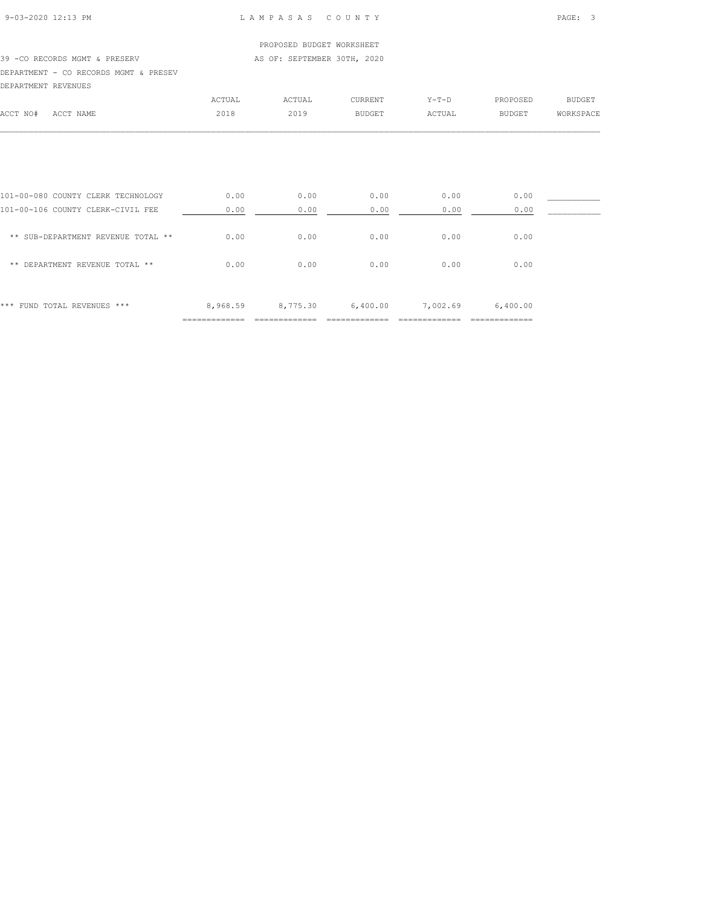PROPOSED BUDGET WORKSHEET

39 -CO RECORDS MGMT & PRESERV — AS OF: SEPTEMBER 30TH, 2020

DEPARTMENT - CO RECORDS MGMT & PRESEV

DEPARTMENT REVENUES

| ACCT NO# | ACCT NAME | ACTUAL 2018 | ACTUAL 2019 | CURRENT BUDGET | Y-T-D ACTUAL | PROPOSED BUDGET | BUDGET WORKSPACE |
|---|---|---|---|---|---|---|---|
| 101-00-080 | COUNTY CLERK TECHNOLOGY | 0.00 | 0.00 | 0.00 | 0.00 | 0.00 | ___________ |
| 101-00-106 | COUNTY CLERK-CIVIL FEE | 0.00 | 0.00 | 0.00 | 0.00 | 0.00 | ___________ |
| | ** SUB-DEPARTMENT REVENUE TOTAL ** | 0.00 | 0.00 | 0.00 | 0.00 | 0.00 | |
| | ** DEPARTMENT REVENUE TOTAL ** | 0.00 | 0.00 | 0.00 | 0.00 | 0.00 | |
| | *** FUND TOTAL REVENUES *** | 8,968.59 | 8,775.30 | 6,400.00 | 7,002.69 | 6,400.00 | |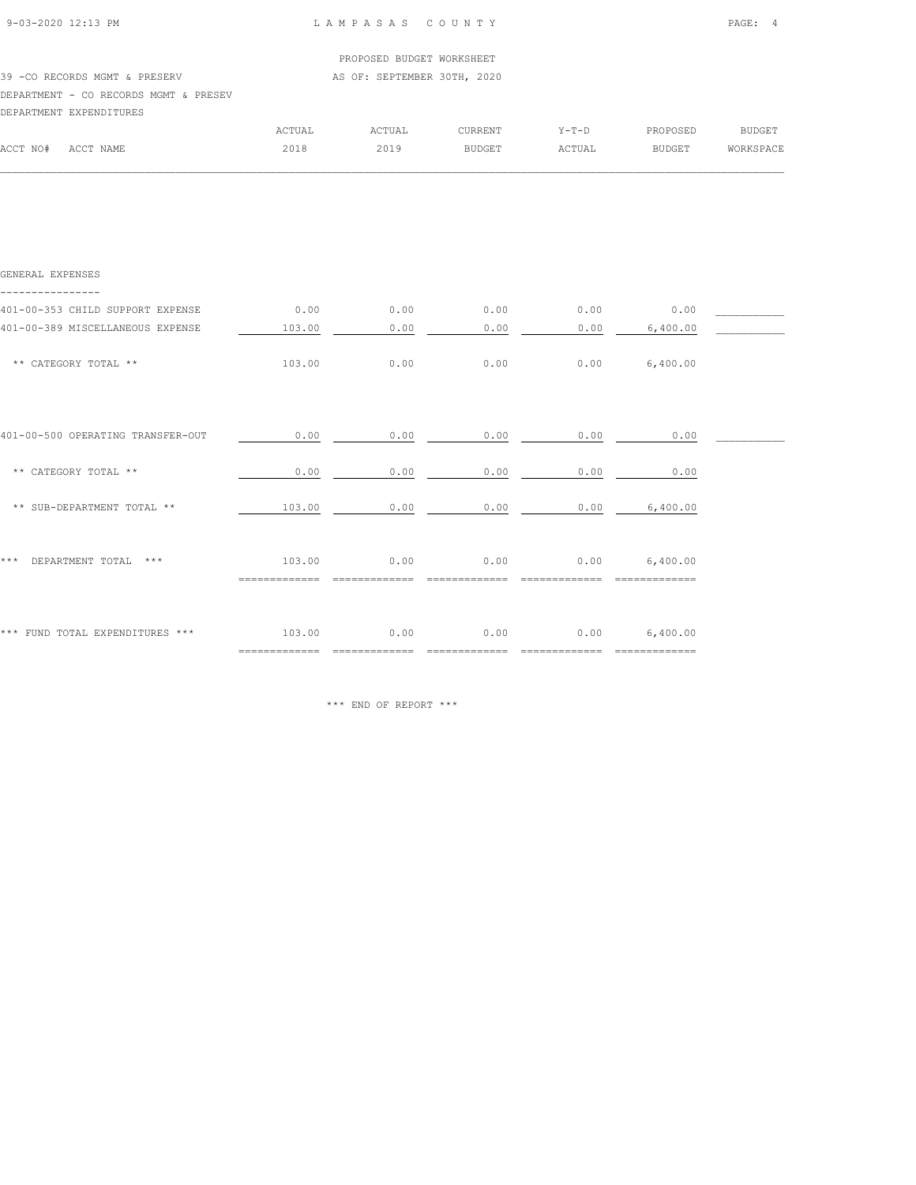PROPOSED BUDGET WORKSHEET

39 -CO RECORDS MGMT & PRESERV — AS OF: SEPTEMBER 30TH, 2020

DEPARTMENT - CO RECORDS MGMT & PRESEV

DEPARTMENT EXPENDITURES

| ACCT NO# ACCT NAME | ACTUAL 2018 | ACTUAL 2019 | CURRENT BUDGET | Y-T-D ACTUAL | PROPOSED BUDGET | BUDGET WORKSPACE |
|---|---|---|---|---|---|---|
| **GENERAL EXPENSES** | | | | | | |
| 401-00-353 CHILD SUPPORT EXPENSE | 0.00 | 0.00 | 0.00 | 0.00 | 0.00 | |
| 401-00-389 MISCELLANEOUS EXPENSE | 103.00 | 0.00 | 0.00 | 0.00 | 6,400.00 | |
| ** CATEGORY TOTAL ** | 103.00 | 0.00 | 0.00 | 0.00 | 6,400.00 | |
| 401-00-500 OPERATING TRANSFER-OUT | 0.00 | 0.00 | 0.00 | 0.00 | 0.00 | |
| ** CATEGORY TOTAL ** | 0.00 | 0.00 | 0.00 | 0.00 | 0.00 | |
| ** SUB-DEPARTMENT TOTAL ** | 103.00 | 0.00 | 0.00 | 0.00 | 6,400.00 | |
| *** DEPARTMENT TOTAL *** | 103.00 | 0.00 | 0.00 | 0.00 | 6,400.00 | |
| *** FUND TOTAL EXPENDITURES *** | 103.00 | 0.00 | 0.00 | 0.00 | 6,400.00 | |

*** END OF REPORT ***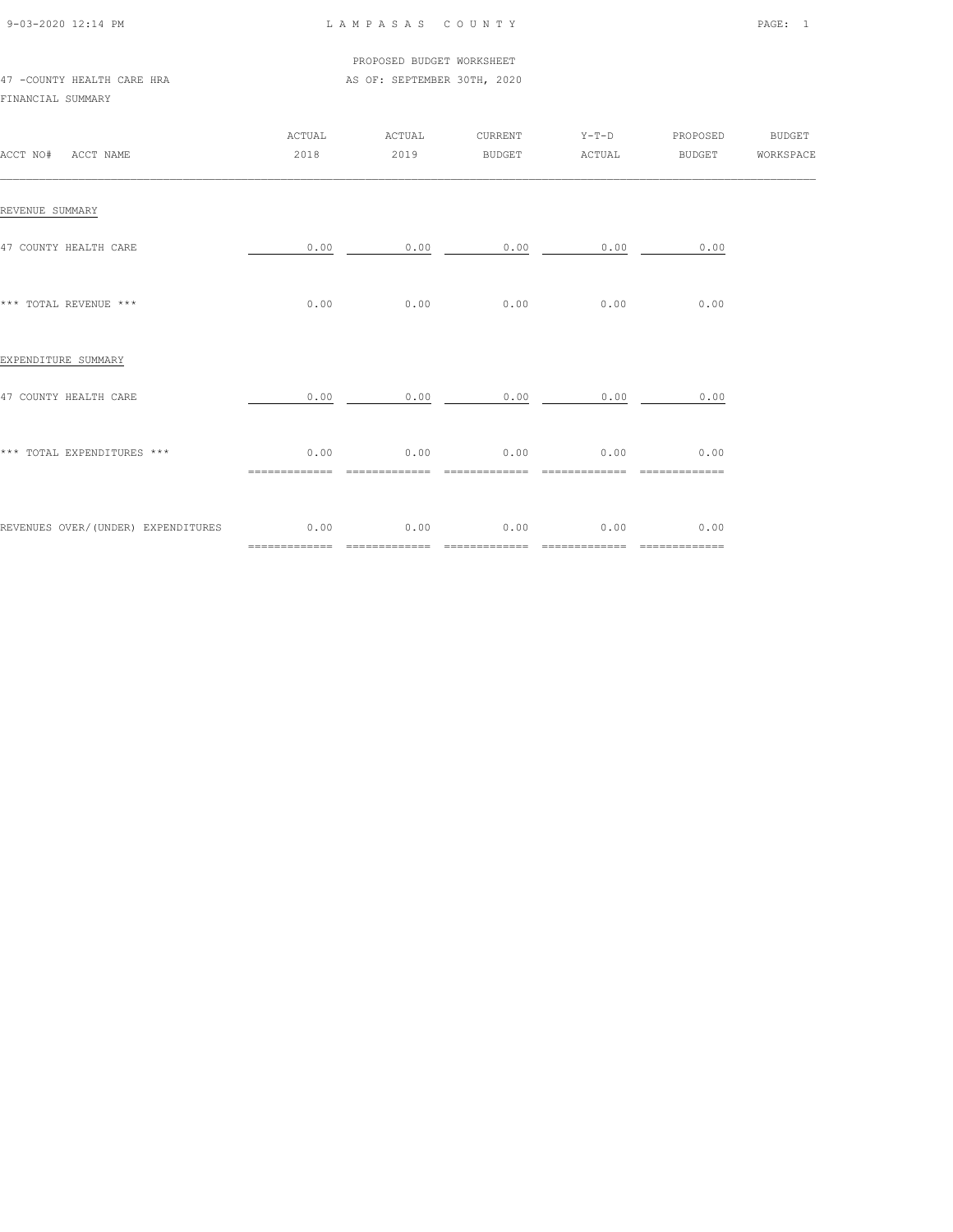PROPOSED BUDGET WORKSHEET

47 -COUNTY HEALTH CARE HRA — AS OF: SEPTEMBER 30TH, 2020

FINANCIAL SUMMARY

| ACCT NO# ACCT NAME | ACTUAL 2018 | ACTUAL 2019 | CURRENT BUDGET | Y-T-D ACTUAL | PROPOSED BUDGET | BUDGET WORKSPACE |
|---|---|---|---|---|---|---|
| REVENUE SUMMARY | | | | | | |
| 47 COUNTY HEALTH CARE | 0.00 | 0.00 | 0.00 | 0.00 | 0.00 | |
| *** TOTAL REVENUE *** | 0.00 | 0.00 | 0.00 | 0.00 | 0.00 | |
| EXPENDITURE SUMMARY | | | | | | |
| 47 COUNTY HEALTH CARE | 0.00 | 0.00 | 0.00 | 0.00 | 0.00 | |
| *** TOTAL EXPENDITURES *** | 0.00 | 0.00 | 0.00 | 0.00 | 0.00 | |
| REVENUES OVER/(UNDER) EXPENDITURES | 0.00 | 0.00 | 0.00 | 0.00 | 0.00 | |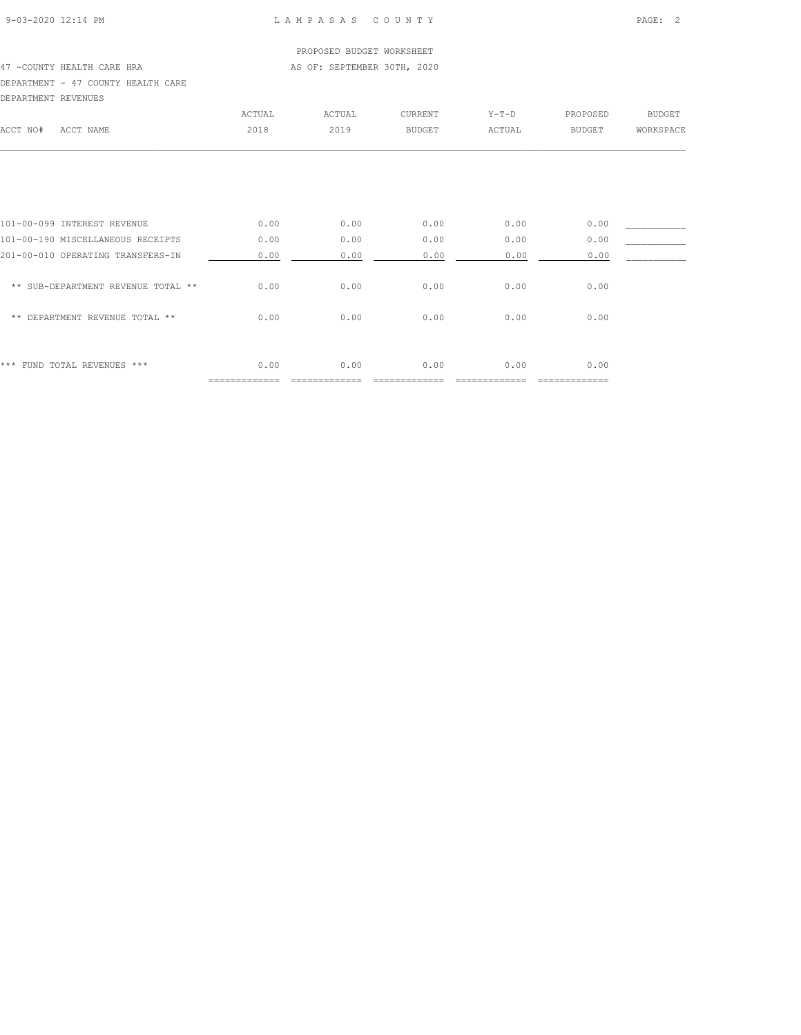PROPOSED BUDGET WORKSHEET

47 -COUNTY HEALTH CARE HRA

AS OF: SEPTEMBER 30TH, 2020

DEPARTMENT - 47 COUNTY HEALTH CARE

DEPARTMENT REVENUES

| ACCT NO# ACCT NAME | ACTUAL 2018 | ACTUAL 2019 | CURRENT BUDGET | Y-T-D ACTUAL | PROPOSED BUDGET | BUDGET WORKSPACE |
|---|---|---|---|---|---|---|
| 101-00-099 INTEREST REVENUE | 0.00 | 0.00 | 0.00 | 0.00 | 0.00 | ___________ |
| 101-00-190 MISCELLANEOUS RECEIPTS | 0.00 | 0.00 | 0.00 | 0.00 | 0.00 | ___________ |
| 201-00-010 OPERATING TRANSFERS-IN | 0.00 | 0.00 | 0.00 | 0.00 | 0.00 | ___________ |
| ** SUB-DEPARTMENT REVENUE TOTAL ** | 0.00 | 0.00 | 0.00 | 0.00 | 0.00 | |
| ** DEPARTMENT REVENUE TOTAL ** | 0.00 | 0.00 | 0.00 | 0.00 | 0.00 | |
| *** FUND TOTAL REVENUES *** | 0.00 | 0.00 | 0.00 | 0.00 | 0.00 | |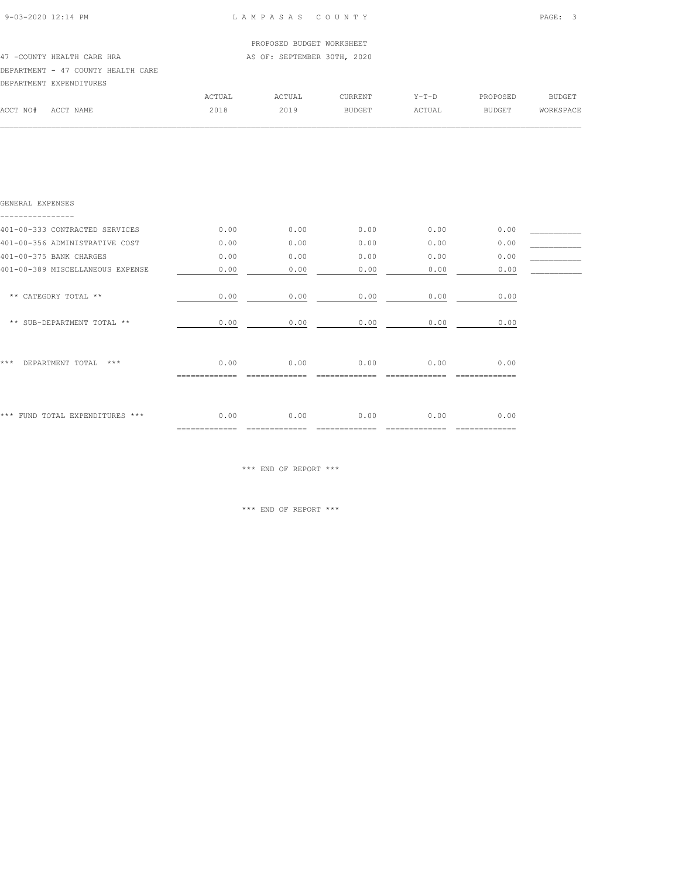PROPOSED BUDGET WORKSHEET

47 -COUNTY HEALTH CARE HRA — AS OF: SEPTEMBER 30TH, 2020

DEPARTMENT - 47 COUNTY HEALTH CARE

DEPARTMENT EXPENDITURES

| ACCT NO# ACCT NAME | ACTUAL 2018 | ACTUAL 2019 | CURRENT BUDGET | Y-T-D ACTUAL | PROPOSED BUDGET | BUDGET WORKSPACE |
|---|---|---|---|---|---|---|
| **GENERAL EXPENSES** | | | | | | |
| 401-00-333 CONTRACTED SERVICES | 0.00 | 0.00 | 0.00 | 0.00 | 0.00 | ___________ |
| 401-00-356 ADMINISTRATIVE COST | 0.00 | 0.00 | 0.00 | 0.00 | 0.00 | ___________ |
| 401-00-375 BANK CHARGES | 0.00 | 0.00 | 0.00 | 0.00 | 0.00 | ___________ |
| 401-00-389 MISCELLANEOUS EXPENSE | 0.00 | 0.00 | 0.00 | 0.00 | 0.00 | ___________ |
| ** CATEGORY TOTAL ** | 0.00 | 0.00 | 0.00 | 0.00 | 0.00 | |
| ** SUB-DEPARTMENT TOTAL ** | 0.00 | 0.00 | 0.00 | 0.00 | 0.00 | |
| *** DEPARTMENT TOTAL *** | 0.00 | 0.00 | 0.00 | 0.00 | 0.00 | |
| *** FUND TOTAL EXPENDITURES *** | 0.00 | 0.00 | 0.00 | 0.00 | 0.00 | |

*** END OF REPORT ***

*** END OF REPORT ***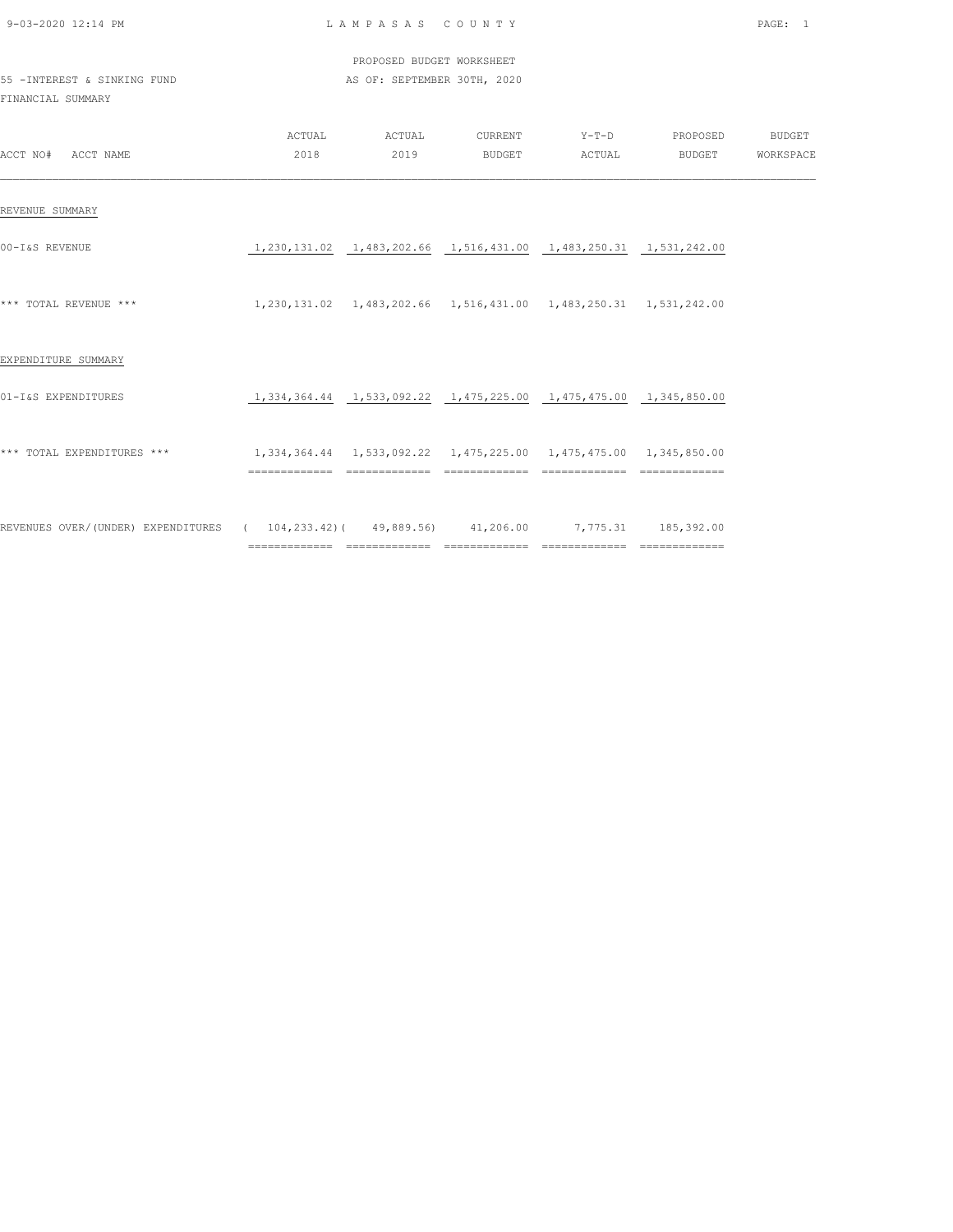LAMPASAS COUNTY

PROPOSED BUDGET WORKSHEET

55 -INTEREST & SINKING FUND — AS OF: SEPTEMBER 30TH, 2020

FINANCIAL SUMMARY

| ACCT NO# ACCT NAME | ACTUAL 2018 | ACTUAL 2019 | CURRENT BUDGET | Y-T-D ACTUAL | PROPOSED BUDGET | BUDGET WORKSPACE |
|---|---|---|---|---|---|---|
| REVENUE SUMMARY | | | | | | |
| 00-I&S REVENUE | 1,230,131.02 | 1,483,202.66 | 1,516,431.00 | 1,483,250.31 | 1,531,242.00 | |
| *** TOTAL REVENUE *** | 1,230,131.02 | 1,483,202.66 | 1,516,431.00 | 1,483,250.31 | 1,531,242.00 | |
| EXPENDITURE SUMMARY | | | | | | |
| 01-I&S EXPENDITURES | 1,334,364.44 | 1,533,092.22 | 1,475,225.00 | 1,475,475.00 | 1,345,850.00 | |
| *** TOTAL EXPENDITURES *** | 1,334,364.44 | 1,533,092.22 | 1,475,225.00 | 1,475,475.00 | 1,345,850.00 | |
| REVENUES OVER/(UNDER) EXPENDITURES | ( 104,233.42) | ( 49,889.56) | 41,206.00 | 7,775.31 | 185,392.00 | |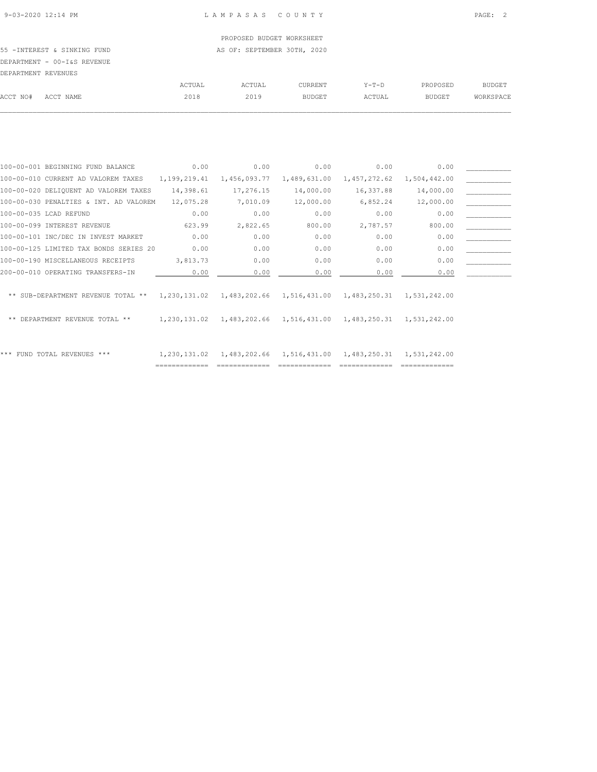LAMPASAS COUNTY

PROPOSED BUDGET WORKSHEET

55 -INTEREST & SINKING FUND — AS OF: SEPTEMBER 30TH, 2020

DEPARTMENT - 00-I&S REVENUE

DEPARTMENT REVENUES

| ACCT NO# | ACCT NAME | ACTUAL 2018 | ACTUAL 2019 | CURRENT BUDGET | Y-T-D ACTUAL | PROPOSED BUDGET | BUDGET WORKSPACE |
|---|---|---|---|---|---|---|---|
| 100-00-001 | BEGINNING FUND BALANCE | 0.00 | 0.00 | 0.00 | 0.00 | 0.00 | ___________ |
| 100-00-010 | CURRENT AD VALOREM TAXES | 1,199,219.41 | 1,456,093.77 | 1,489,631.00 | 1,457,272.62 | 1,504,442.00 | ___________ |
| 100-00-020 | DELIQUENT AD VALOREM TAXES | 14,398.61 | 17,276.15 | 14,000.00 | 16,337.88 | 14,000.00 | ___________ |
| 100-00-030 | PENALTIES & INT. AD VALOREM | 12,075.28 | 7,010.09 | 12,000.00 | 6,852.24 | 12,000.00 | ___________ |
| 100-00-035 | LCAD REFUND | 0.00 | 0.00 | 0.00 | 0.00 | 0.00 | ___________ |
| 100-00-099 | INTEREST REVENUE | 623.99 | 2,822.65 | 800.00 | 2,787.57 | 800.00 | ___________ |
| 100-00-101 | INC/DEC IN INVEST MARKET | 0.00 | 0.00 | 0.00 | 0.00 | 0.00 | ___________ |
| 100-00-125 | LIMITED TAX BONDS SERIES 20 | 0.00 | 0.00 | 0.00 | 0.00 | 0.00 | ___________ |
| 100-00-190 | MISCELLANEOUS RECEIPTS | 3,813.73 | 0.00 | 0.00 | 0.00 | 0.00 | ___________ |
| 200-00-010 | OPERATING TRANSFERS-IN | 0.00 | 0.00 | 0.00 | 0.00 | 0.00 | ___________ |
| | ** SUB-DEPARTMENT REVENUE TOTAL ** | 1,230,131.02 | 1,483,202.66 | 1,516,431.00 | 1,483,250.31 | 1,531,242.00 | |
| | ** DEPARTMENT REVENUE TOTAL ** | 1,230,131.02 | 1,483,202.66 | 1,516,431.00 | 1,483,250.31 | 1,531,242.00 | |
| | *** FUND TOTAL REVENUES *** | 1,230,131.02 | 1,483,202.66 | 1,516,431.00 | 1,483,250.31 | 1,531,242.00 | |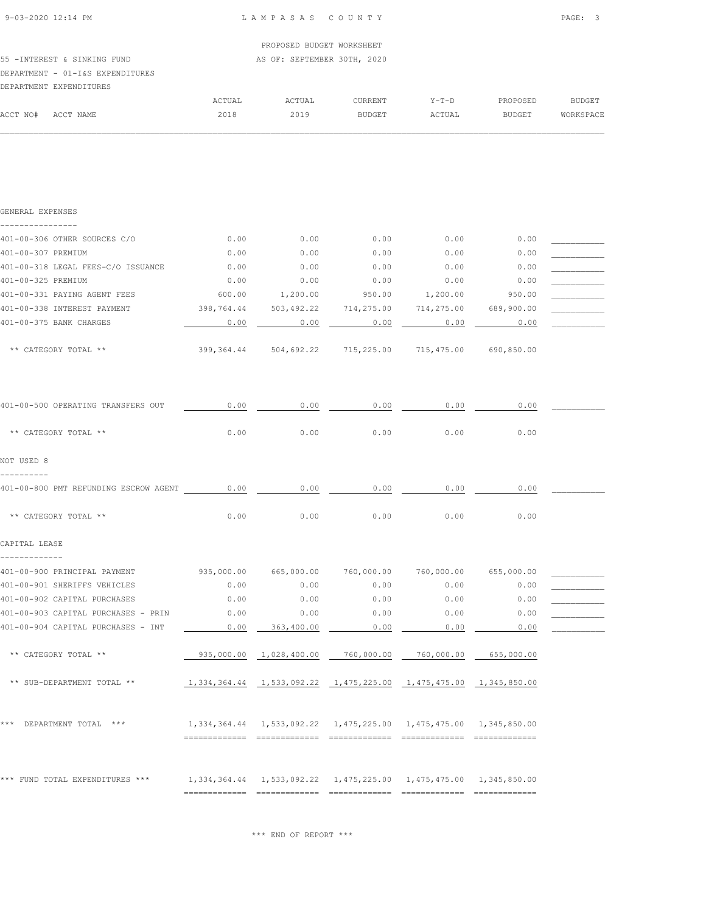LAMPASAS COUNTY

PROPOSED BUDGET WORKSHEET
AS OF: SEPTEMBER 30TH, 2020

55 -INTEREST & SINKING FUND
DEPARTMENT - 01-I&S EXPENDITURES
DEPARTMENT EXPENDITURES

| ACCT NO# ACCT NAME | ACTUAL 2018 | ACTUAL 2019 | CURRENT BUDGET | Y-T-D ACTUAL | PROPOSED BUDGET | BUDGET WORKSPACE |
|---|---|---|---|---|---|---|
| **GENERAL EXPENSES** | | | | | | |
| 401-00-306 OTHER SOURCES C/O | 0.00 | 0.00 | 0.00 | 0.00 | 0.00 | |
| 401-00-307 PREMIUM | 0.00 | 0.00 | 0.00 | 0.00 | 0.00 | |
| 401-00-318 LEGAL FEES-C/O ISSUANCE | 0.00 | 0.00 | 0.00 | 0.00 | 0.00 | |
| 401-00-325 PREMIUM | 0.00 | 0.00 | 0.00 | 0.00 | 0.00 | |
| 401-00-331 PAYING AGENT FEES | 600.00 | 1,200.00 | 950.00 | 1,200.00 | 950.00 | |
| 401-00-338 INTEREST PAYMENT | 398,764.44 | 503,492.22 | 714,275.00 | 714,275.00 | 689,900.00 | |
| 401-00-375 BANK CHARGES | 0.00 | 0.00 | 0.00 | 0.00 | 0.00 | |
| ** CATEGORY TOTAL ** | 399,364.44 | 504,692.22 | 715,225.00 | 715,475.00 | 690,850.00 | |
| 401-00-500 OPERATING TRANSFERS OUT | 0.00 | 0.00 | 0.00 | 0.00 | 0.00 | |
| ** CATEGORY TOTAL ** | 0.00 | 0.00 | 0.00 | 0.00 | 0.00 | |
| **NOT USED 8** | | | | | | |
| 401-00-800 PMT REFUNDING ESCROW AGENT | 0.00 | 0.00 | 0.00 | 0.00 | 0.00 | |
| ** CATEGORY TOTAL ** | 0.00 | 0.00 | 0.00 | 0.00 | 0.00 | |
| **CAPITAL LEASE** | | | | | | |
| 401-00-900 PRINCIPAL PAYMENT | 935,000.00 | 665,000.00 | 760,000.00 | 760,000.00 | 655,000.00 | |
| 401-00-901 SHERIFFS VEHICLES | 0.00 | 0.00 | 0.00 | 0.00 | 0.00 | |
| 401-00-902 CAPITAL PURCHASES | 0.00 | 0.00 | 0.00 | 0.00 | 0.00 | |
| 401-00-903 CAPITAL PURCHASES - PRIN | 0.00 | 0.00 | 0.00 | 0.00 | 0.00 | |
| 401-00-904 CAPITAL PURCHASES - INT | 0.00 | 363,400.00 | 0.00 | 0.00 | 0.00 | |
| ** CATEGORY TOTAL ** | 935,000.00 | 1,028,400.00 | 760,000.00 | 760,000.00 | 655,000.00 | |
| ** SUB-DEPARTMENT TOTAL ** | 1,334,364.44 | 1,533,092.22 | 1,475,225.00 | 1,475,475.00 | 1,345,850.00 | |
| *** DEPARTMENT TOTAL *** | 1,334,364.44 | 1,533,092.22 | 1,475,225.00 | 1,475,475.00 | 1,345,850.00 | |
| *** FUND TOTAL EXPENDITURES *** | 1,334,364.44 | 1,533,092.22 | 1,475,225.00 | 1,475,475.00 | 1,345,850.00 | |

*** END OF REPORT ***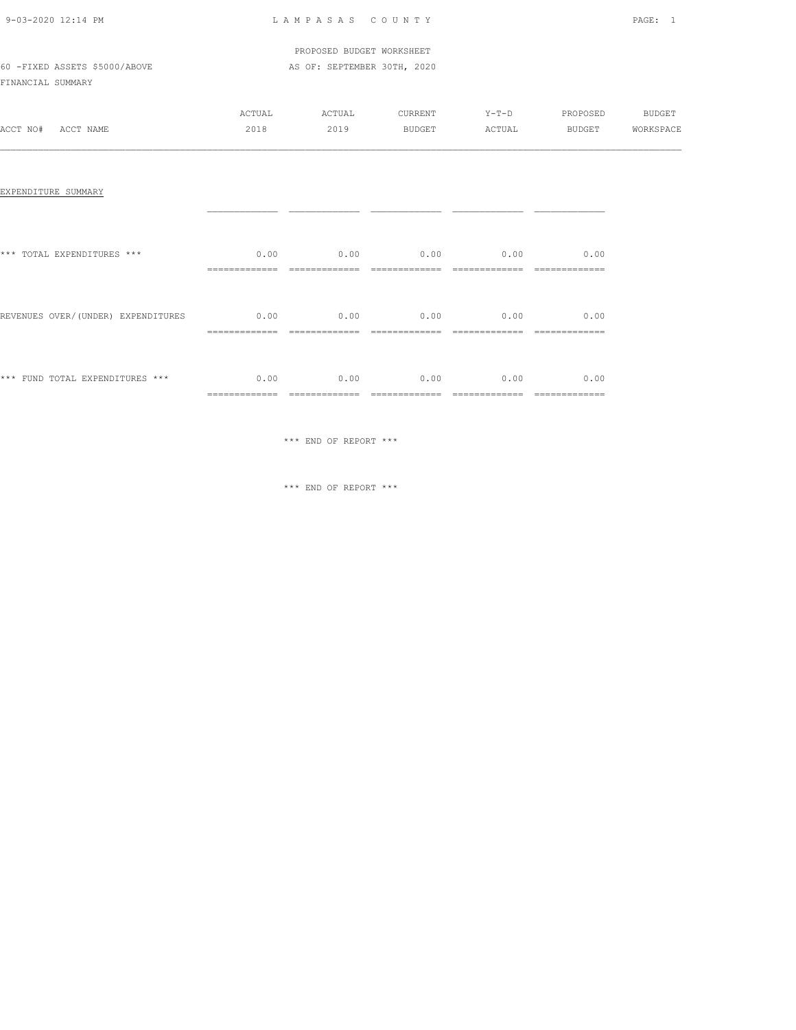LAMPASAS COUNTY

PROPOSED BUDGET WORKSHEET

60 -FIXED ASSETS $5000/ABOVE

AS OF: SEPTEMBER 30TH, 2020

FINANCIAL SUMMARY

| ACCT NO# ACCT NAME | ACTUAL 2018 | ACTUAL 2019 | CURRENT BUDGET | Y-T-D ACTUAL | PROPOSED BUDGET | BUDGET WORKSPACE |
|---|---|---|---|---|---|---|
| EXPENDITURE SUMMARY | | | | | | |
| *** TOTAL EXPENDITURES *** | 0.00 | 0.00 | 0.00 | 0.00 | 0.00 | |
| REVENUES OVER/(UNDER) EXPENDITURES | 0.00 | 0.00 | 0.00 | 0.00 | 0.00 | |
| *** FUND TOTAL EXPENDITURES *** | 0.00 | 0.00 | 0.00 | 0.00 | 0.00 | |

*** END OF REPORT ***

*** END OF REPORT ***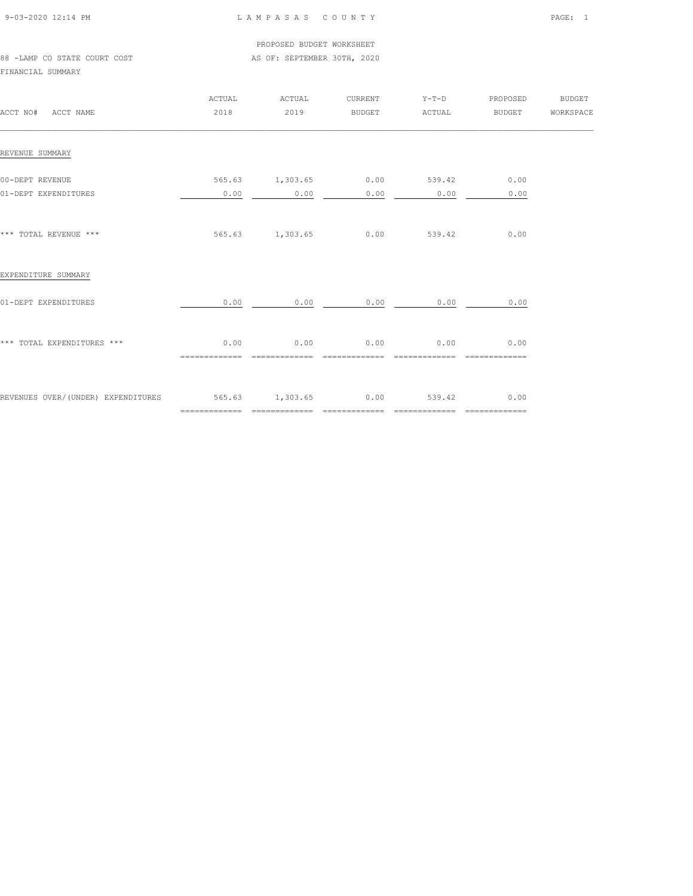LAMPASAS COUNTY

PROPOSED BUDGET WORKSHEET

88 -LAMP CO STATE COURT COST

AS OF: SEPTEMBER 30TH, 2020

FINANCIAL SUMMARY

| ACCT NO# ACCT NAME | ACTUAL 2018 | ACTUAL 2019 | CURRENT BUDGET | Y-T-D ACTUAL | PROPOSED BUDGET | BUDGET WORKSPACE |
|---|---|---|---|---|---|---|
| REVENUE SUMMARY | | | | | | |
| 00-DEPT REVENUE | 565.63 | 1,303.65 | 0.00 | 539.42 | 0.00 | |
| 01-DEPT EXPENDITURES | 0.00 | 0.00 | 0.00 | 0.00 | 0.00 | |
| *** TOTAL REVENUE *** | 565.63 | 1,303.65 | 0.00 | 539.42 | 0.00 | |
| EXPENDITURE SUMMARY | | | | | | |
| 01-DEPT EXPENDITURES | 0.00 | 0.00 | 0.00 | 0.00 | 0.00 | |
| *** TOTAL EXPENDITURES *** | 0.00 | 0.00 | 0.00 | 0.00 | 0.00 | |
| REVENUES OVER/(UNDER) EXPENDITURES | 565.63 | 1,303.65 | 0.00 | 539.42 | 0.00 | |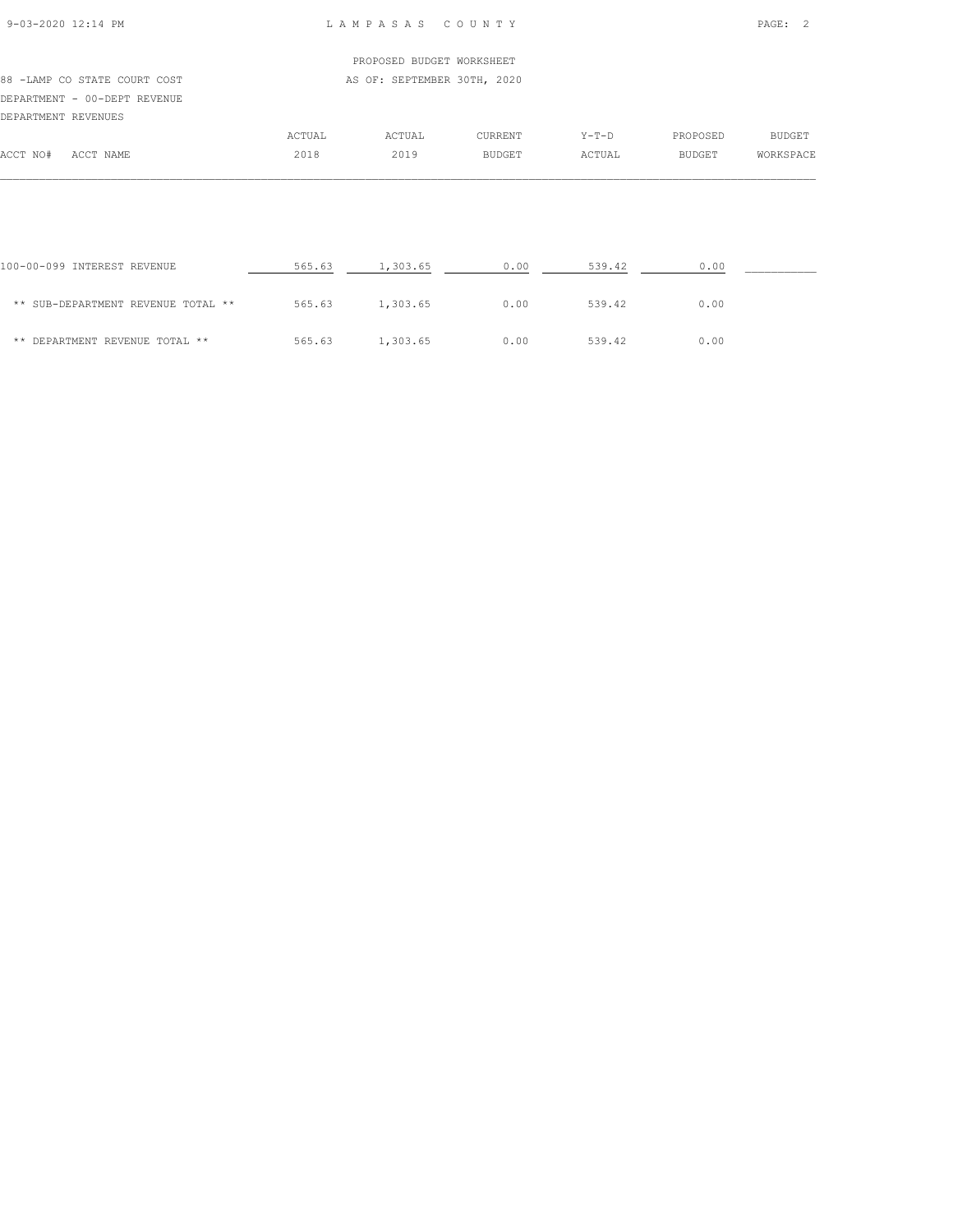PROPOSED BUDGET WORKSHEET

88 -LAMP CO STATE COURT COST — AS OF: SEPTEMBER 30TH, 2020

DEPARTMENT - 00-DEPT REVENUE

DEPARTMENT REVENUES

| ACCT NO# ACCT NAME | ACTUAL 2018 | ACTUAL 2019 | CURRENT BUDGET | Y-T-D ACTUAL | PROPOSED BUDGET | BUDGET WORKSPACE |
|---|---|---|---|---|---|---|
| 100-00-099 INTEREST REVENUE | 565.63 | 1,303.65 | 0.00 | 539.42 | 0.00 | |
| ** SUB-DEPARTMENT REVENUE TOTAL ** | 565.63 | 1,303.65 | 0.00 | 539.42 | 0.00 | |
| ** DEPARTMENT REVENUE TOTAL ** | 565.63 | 1,303.65 | 0.00 | 539.42 | 0.00 | |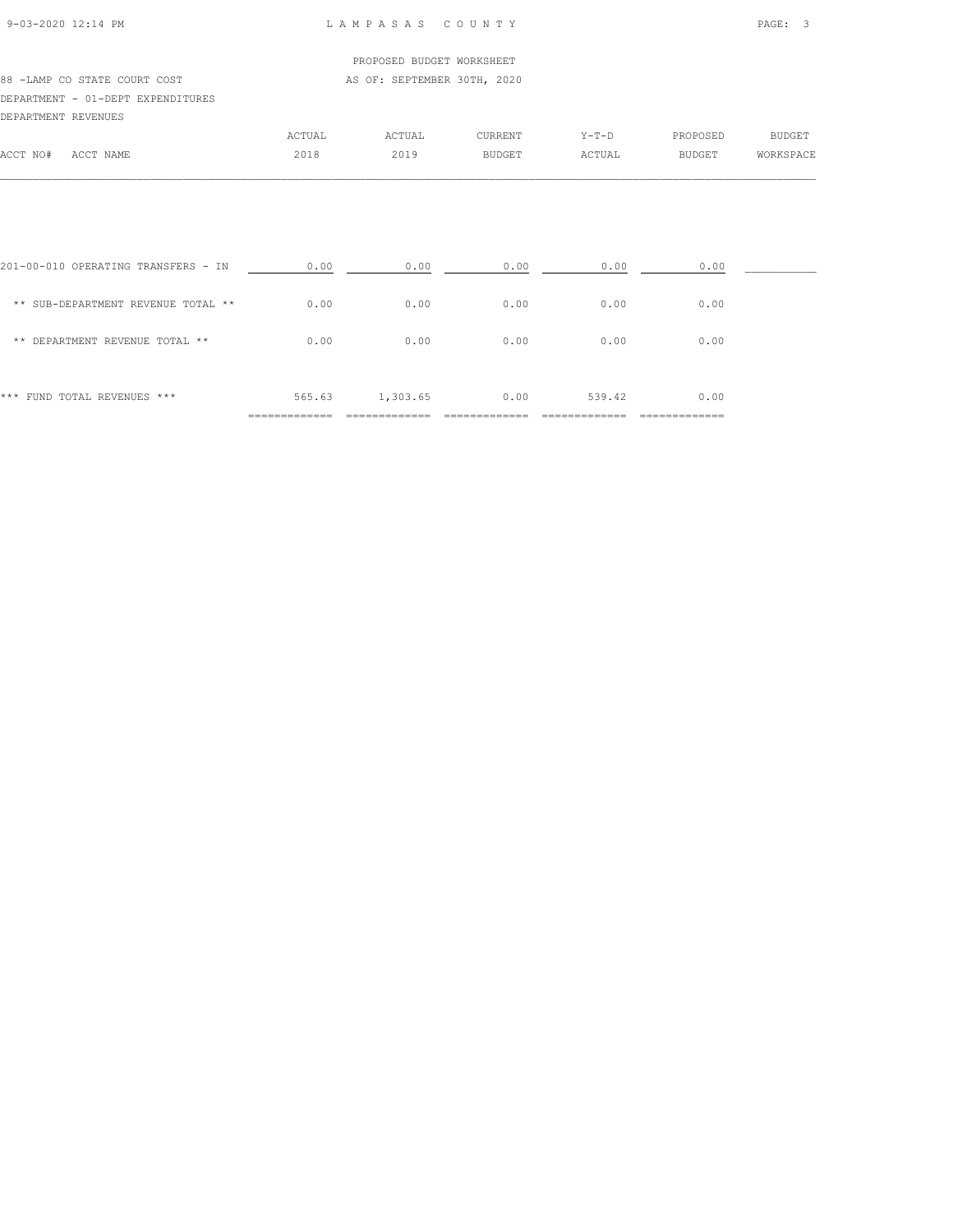PROPOSED BUDGET WORKSHEET

88 -LAMP CO STATE COURT COST — AS OF: SEPTEMBER 30TH, 2020

DEPARTMENT - 01-DEPT EXPENDITURES

DEPARTMENT REVENUES

| ACCT NO# ACCT NAME | ACTUAL 2018 | ACTUAL 2019 | CURRENT BUDGET | Y-T-D ACTUAL | PROPOSED BUDGET | BUDGET WORKSPACE |
|---|---|---|---|---|---|---|
| 201-00-010 OPERATING TRANSFERS - IN | 0.00 | 0.00 | 0.00 | 0.00 | 0.00 | ___________ |
| ** SUB-DEPARTMENT REVENUE TOTAL ** | 0.00 | 0.00 | 0.00 | 0.00 | 0.00 | |
| ** DEPARTMENT REVENUE TOTAL ** | 0.00 | 0.00 | 0.00 | 0.00 | 0.00 | |
| *** FUND TOTAL REVENUES *** | 565.63 | 1,303.65 | 0.00 | 539.42 | 0.00 | |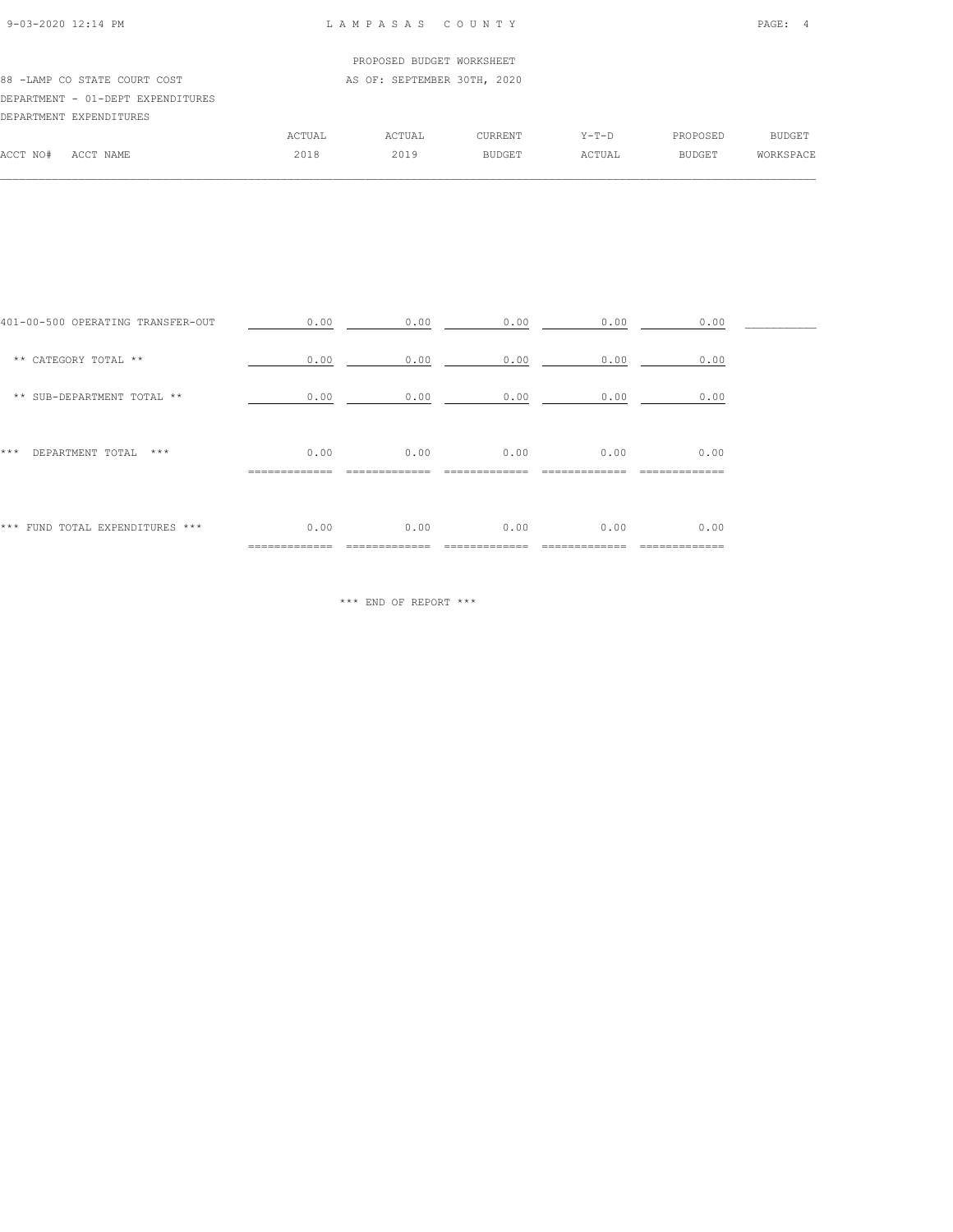PROPOSED BUDGET WORKSHEET

88 -LAMP CO STATE COURT COST — AS OF: SEPTEMBER 30TH, 2020

DEPARTMENT - 01-DEPT EXPENDITURES

DEPARTMENT EXPENDITURES

| ACCT NO# ACCT NAME | ACTUAL 2018 | ACTUAL 2019 | CURRENT BUDGET | Y-T-D ACTUAL | PROPOSED BUDGET | BUDGET WORKSPACE |
|---|---|---|---|---|---|---|
| 401-00-500 OPERATING TRANSFER-OUT | 0.00 | 0.00 | 0.00 | 0.00 | 0.00 | __________ |
| ** CATEGORY TOTAL ** | 0.00 | 0.00 | 0.00 | 0.00 | 0.00 | |
| ** SUB-DEPARTMENT TOTAL ** | 0.00 | 0.00 | 0.00 | 0.00 | 0.00 | |
| *** DEPARTMENT TOTAL *** | 0.00 | 0.00 | 0.00 | 0.00 | 0.00 | |
| *** FUND TOTAL EXPENDITURES *** | 0.00 | 0.00 | 0.00 | 0.00 | 0.00 | |

*** END OF REPORT ***